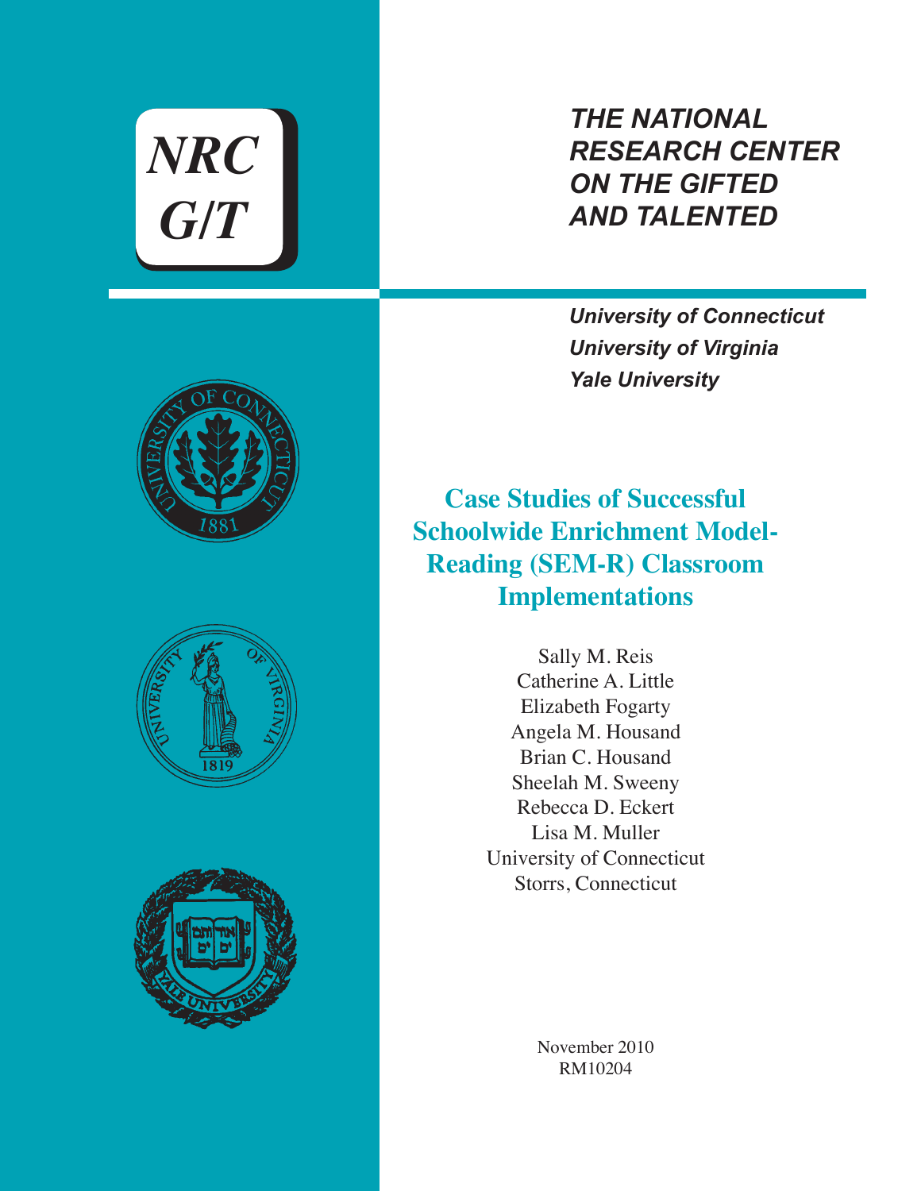NRC G/T

*THE NATIONAL RESEARCH CENTER ON THE GIFTED AND TALENTED*

*University of Connecticut*
*University of Virginia*
*Yale University*

# Case Studies of Successful Schoolwide Enrichment Model-Reading (SEM-R) Classroom Implementations

Sally M. Reis
Catherine A. Little
Elizabeth Fogarty
Angela M. Housand
Brian C. Housand
Sheelah M. Sweeny
Rebecca D. Eckert
Lisa M. Muller
University of Connecticut
Storrs, Connecticut

November 2010
RM10204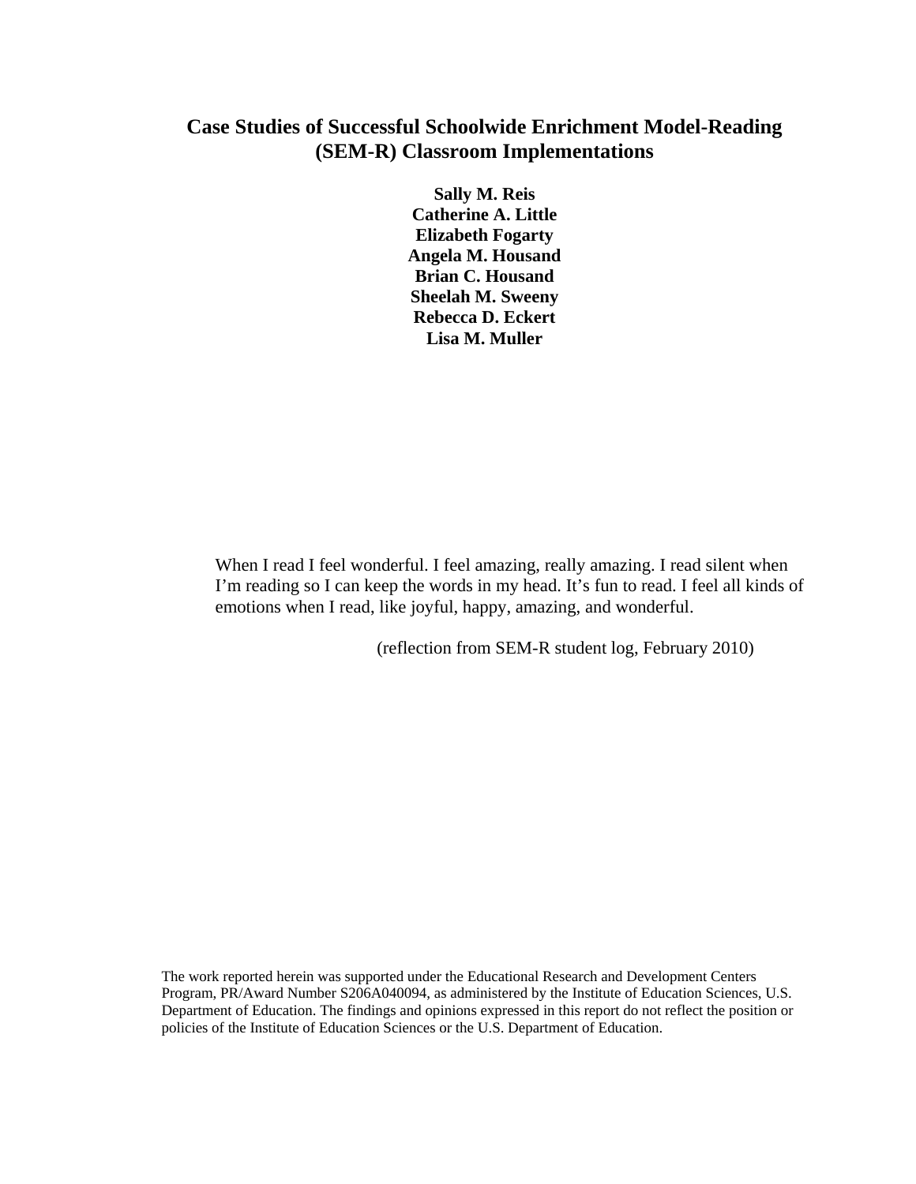# Case Studies of Successful Schoolwide Enrichment Model-Reading (SEM-R) Classroom Implementations

**Sally M. Reis**
**Catherine A. Little**
**Elizabeth Fogarty**
**Angela M. Housand**
**Brian C. Housand**
**Sheelah M. Sweeny**
**Rebecca D. Eckert**
**Lisa M. Muller**

> When I read I feel wonderful. I feel amazing, really amazing. I read silent when I'm reading so I can keep the words in my head. It's fun to read. I feel all kinds of emotions when I read, like joyful, happy, amazing, and wonderful.
>
> (reflection from SEM-R student log, February 2010)

The work reported herein was supported under the Educational Research and Development Centers Program, PR/Award Number S206A040094, as administered by the Institute of Education Sciences, U.S. Department of Education. The findings and opinions expressed in this report do not reflect the position or policies of the Institute of Education Sciences or the U.S. Department of Education.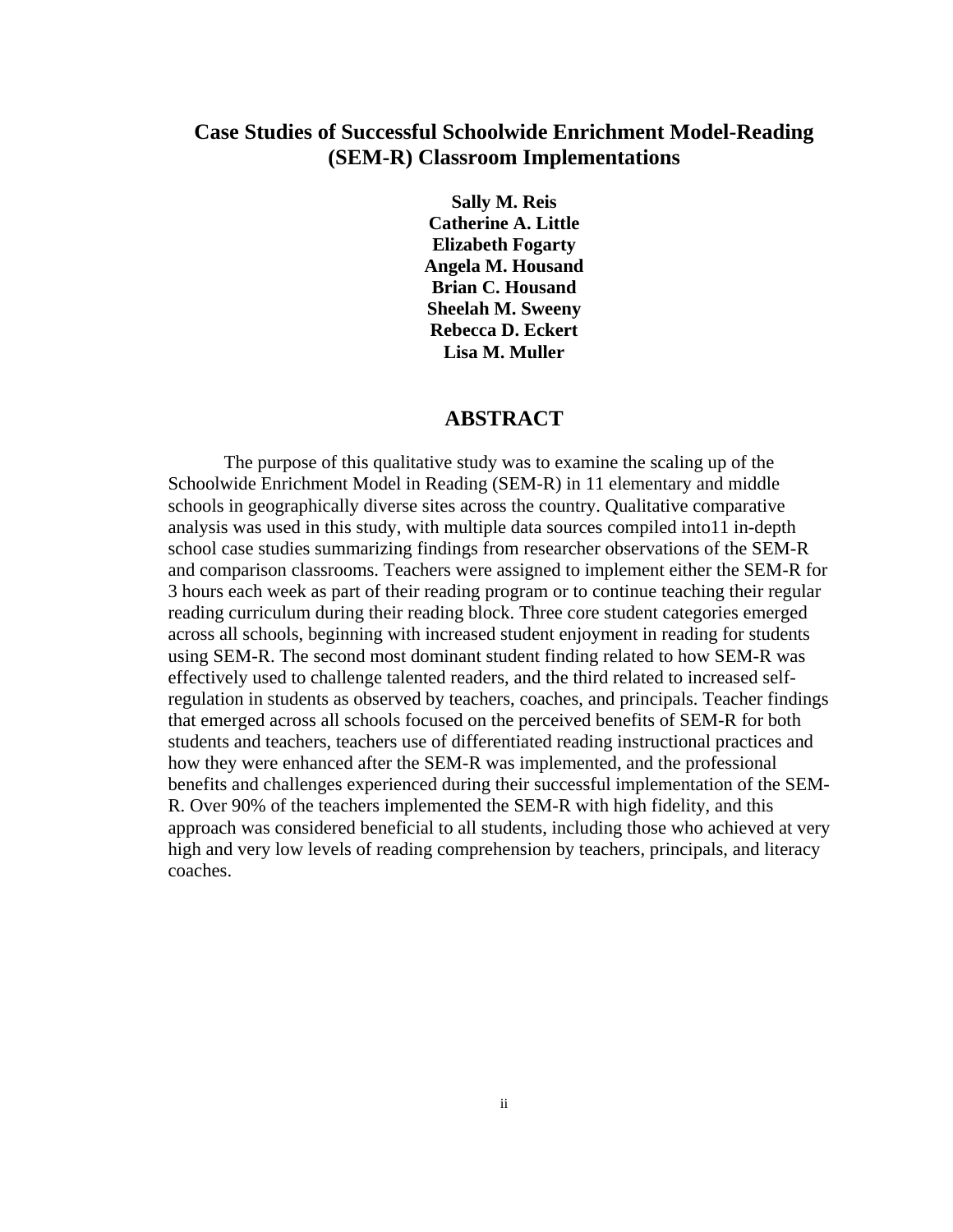# Case Studies of Successful Schoolwide Enrichment Model-Reading (SEM-R) Classroom Implementations

**Sally M. Reis**
**Catherine A. Little**
**Elizabeth Fogarty**
**Angela M. Housand**
**Brian C. Housand**
**Sheelah M. Sweeny**
**Rebecca D. Eckert**
**Lisa M. Muller**

## ABSTRACT

The purpose of this qualitative study was to examine the scaling up of the Schoolwide Enrichment Model in Reading (SEM-R) in 11 elementary and middle schools in geographically diverse sites across the country. Qualitative comparative analysis was used in this study, with multiple data sources compiled into11 in-depth school case studies summarizing findings from researcher observations of the SEM-R and comparison classrooms. Teachers were assigned to implement either the SEM-R for 3 hours each week as part of their reading program or to continue teaching their regular reading curriculum during their reading block. Three core student categories emerged across all schools, beginning with increased student enjoyment in reading for students using SEM-R. The second most dominant student finding related to how SEM-R was effectively used to challenge talented readers, and the third related to increased self-regulation in students as observed by teachers, coaches, and principals. Teacher findings that emerged across all schools focused on the perceived benefits of SEM-R for both students and teachers, teachers use of differentiated reading instructional practices and how they were enhanced after the SEM-R was implemented, and the professional benefits and challenges experienced during their successful implementation of the SEM-R. Over 90% of the teachers implemented the SEM-R with high fidelity, and this approach was considered beneficial to all students, including those who achieved at very high and very low levels of reading comprehension by teachers, principals, and literacy coaches.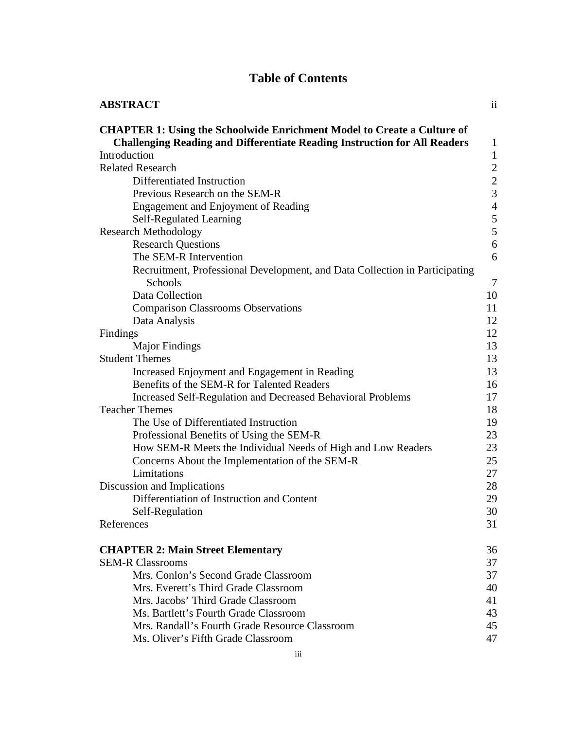# Table of Contents

| | |
|---|---|
| **ABSTRACT** | ii |
| **CHAPTER 1: Using the Schoolwide Enrichment Model to Create a Culture of Challenging Reading and Differentiate Reading Instruction for All Readers** | 1 |
| Introduction | 1 |
| Related Research | 2 |
| Differentiated Instruction | 2 |
| Previous Research on the SEM-R | 3 |
| Engagement and Enjoyment of Reading | 4 |
| Self-Regulated Learning | 5 |
| Research Methodology | 5 |
| Research Questions | 6 |
| The SEM-R Intervention | 6 |
| Recruitment, Professional Development, and Data Collection in Participating Schools | 7 |
| Data Collection | 10 |
| Comparison Classrooms Observations | 11 |
| Data Analysis | 12 |
| Findings | 12 |
| Major Findings | 13 |
| Student Themes | 13 |
| Increased Enjoyment and Engagement in Reading | 13 |
| Benefits of the SEM-R for Talented Readers | 16 |
| Increased Self-Regulation and Decreased Behavioral Problems | 17 |
| Teacher Themes | 18 |
| The Use of Differentiated Instruction | 19 |
| Professional Benefits of Using the SEM-R | 23 |
| How SEM-R Meets the Individual Needs of High and Low Readers | 23 |
| Concerns About the Implementation of the SEM-R | 25 |
| Limitations | 27 |
| Discussion and Implications | 28 |
| Differentiation of Instruction and Content | 29 |
| Self-Regulation | 30 |
| References | 31 |
| **CHAPTER 2: Main Street Elementary** | 36 |
| SEM-R Classrooms | 37 |
| Mrs. Conlon's Second Grade Classroom | 37 |
| Mrs. Everett's Third Grade Classroom | 40 |
| Mrs. Jacobs' Third Grade Classroom | 41 |
| Ms. Bartlett's Fourth Grade Classroom | 43 |
| Mrs. Randall's Fourth Grade Resource Classroom | 45 |
| Ms. Oliver's Fifth Grade Classroom | 47 |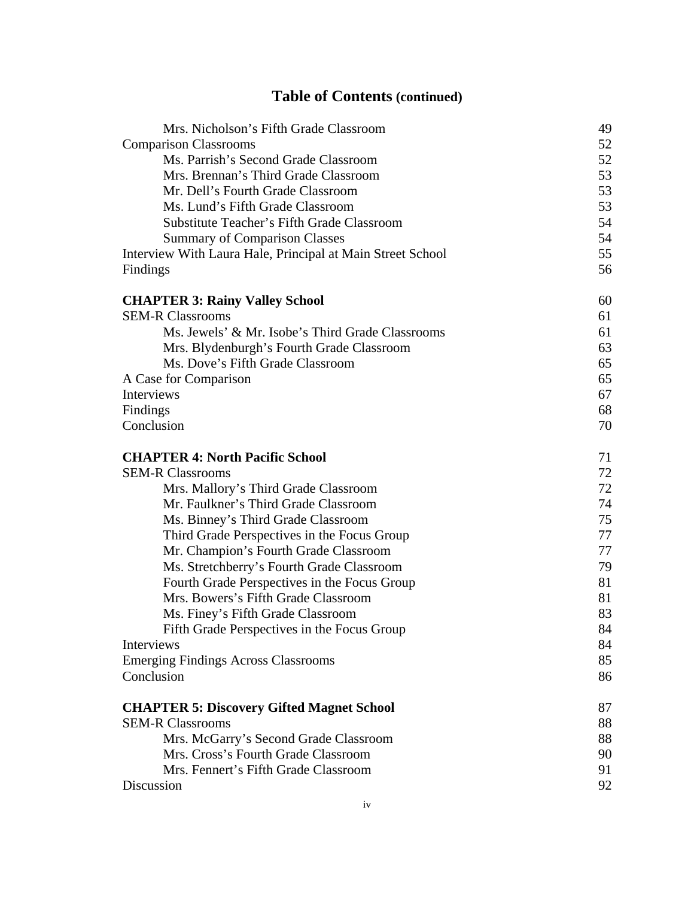# Table of Contents (continued)

| | |
|---|---|
| &nbsp;&nbsp;&nbsp;&nbsp;Mrs. Nicholson's Fifth Grade Classroom | 49 |
| Comparison Classrooms | 52 |
| &nbsp;&nbsp;&nbsp;&nbsp;Ms. Parrish's Second Grade Classroom | 52 |
| &nbsp;&nbsp;&nbsp;&nbsp;Mrs. Brennan's Third Grade Classroom | 53 |
| &nbsp;&nbsp;&nbsp;&nbsp;Mr. Dell's Fourth Grade Classroom | 53 |
| &nbsp;&nbsp;&nbsp;&nbsp;Ms. Lund's Fifth Grade Classroom | 53 |
| &nbsp;&nbsp;&nbsp;&nbsp;Substitute Teacher's Fifth Grade Classroom | 54 |
| &nbsp;&nbsp;&nbsp;&nbsp;Summary of Comparison Classes | 54 |
| Interview With Laura Hale, Principal at Main Street School | 55 |
| Findings | 56 |
| | |
| **CHAPTER 3: Rainy Valley School** | 60 |
| SEM-R Classrooms | 61 |
| &nbsp;&nbsp;&nbsp;&nbsp;Ms. Jewels' & Mr. Isobe's Third Grade Classrooms | 61 |
| &nbsp;&nbsp;&nbsp;&nbsp;Mrs. Blydenburgh's Fourth Grade Classroom | 63 |
| &nbsp;&nbsp;&nbsp;&nbsp;Ms. Dove's Fifth Grade Classroom | 65 |
| A Case for Comparison | 65 |
| Interviews | 67 |
| Findings | 68 |
| Conclusion | 70 |
| | |
| **CHAPTER 4: North Pacific School** | 71 |
| SEM-R Classrooms | 72 |
| &nbsp;&nbsp;&nbsp;&nbsp;Mrs. Mallory's Third Grade Classroom | 72 |
| &nbsp;&nbsp;&nbsp;&nbsp;Mr. Faulkner's Third Grade Classroom | 74 |
| &nbsp;&nbsp;&nbsp;&nbsp;Ms. Binney's Third Grade Classroom | 75 |
| &nbsp;&nbsp;&nbsp;&nbsp;Third Grade Perspectives in the Focus Group | 77 |
| &nbsp;&nbsp;&nbsp;&nbsp;Mr. Champion's Fourth Grade Classroom | 77 |
| &nbsp;&nbsp;&nbsp;&nbsp;Ms. Stretchberry's Fourth Grade Classroom | 79 |
| &nbsp;&nbsp;&nbsp;&nbsp;Fourth Grade Perspectives in the Focus Group | 81 |
| &nbsp;&nbsp;&nbsp;&nbsp;Mrs. Bowers's Fifth Grade Classroom | 81 |
| &nbsp;&nbsp;&nbsp;&nbsp;Ms. Finey's Fifth Grade Classroom | 83 |
| &nbsp;&nbsp;&nbsp;&nbsp;Fifth Grade Perspectives in the Focus Group | 84 |
| Interviews | 84 |
| Emerging Findings Across Classrooms | 85 |
| Conclusion | 86 |
| | |
| **CHAPTER 5: Discovery Gifted Magnet School** | 87 |
| SEM-R Classrooms | 88 |
| &nbsp;&nbsp;&nbsp;&nbsp;Mrs. McGarry's Second Grade Classroom | 88 |
| &nbsp;&nbsp;&nbsp;&nbsp;Mrs. Cross's Fourth Grade Classroom | 90 |
| &nbsp;&nbsp;&nbsp;&nbsp;Mrs. Fennert's Fifth Grade Classroom | 91 |
| Discussion | 92 |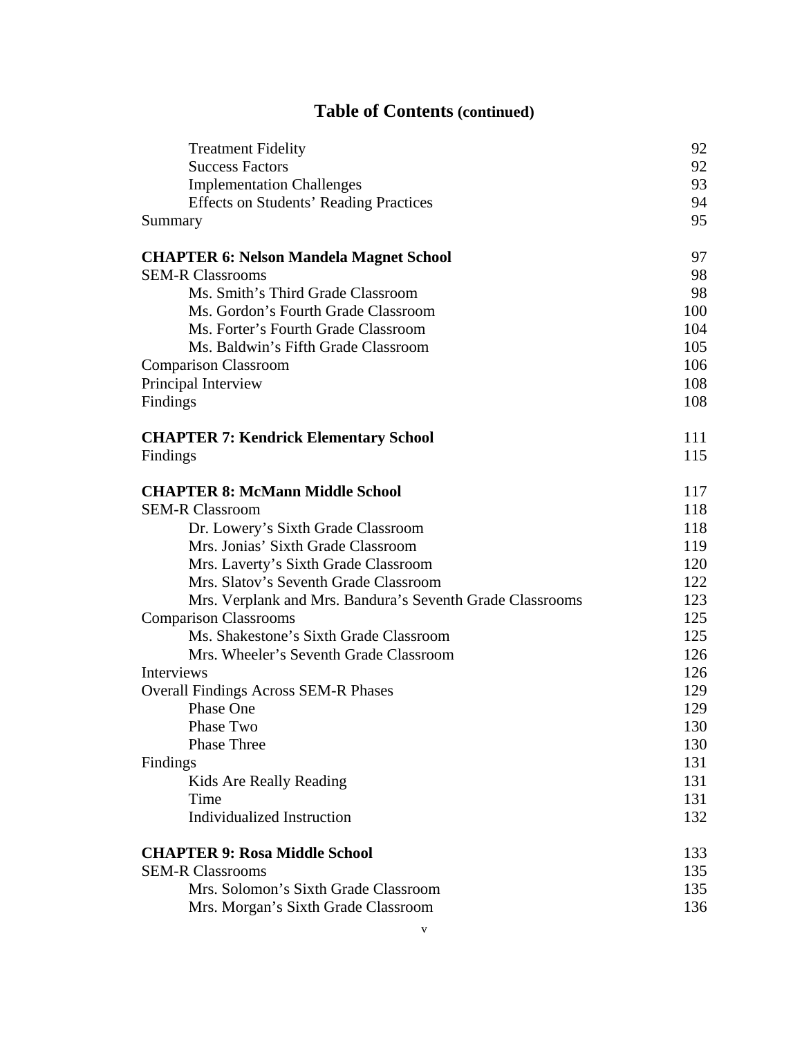# Table of Contents (continued)

| | |
|---|---|
| &nbsp;&nbsp;&nbsp;&nbsp;Treatment Fidelity | 92 |
| &nbsp;&nbsp;&nbsp;&nbsp;Success Factors | 92 |
| &nbsp;&nbsp;&nbsp;&nbsp;Implementation Challenges | 93 |
| &nbsp;&nbsp;&nbsp;&nbsp;Effects on Students' Reading Practices | 94 |
| Summary | 95 |
| | |
| **CHAPTER 6: Nelson Mandela Magnet School** | 97 |
| SEM-R Classrooms | 98 |
| &nbsp;&nbsp;&nbsp;&nbsp;Ms. Smith's Third Grade Classroom | 98 |
| &nbsp;&nbsp;&nbsp;&nbsp;Ms. Gordon's Fourth Grade Classroom | 100 |
| &nbsp;&nbsp;&nbsp;&nbsp;Ms. Forter's Fourth Grade Classroom | 104 |
| &nbsp;&nbsp;&nbsp;&nbsp;Ms. Baldwin's Fifth Grade Classroom | 105 |
| Comparison Classroom | 106 |
| Principal Interview | 108 |
| Findings | 108 |
| | |
| **CHAPTER 7: Kendrick Elementary School** | 111 |
| Findings | 115 |
| | |
| **CHAPTER 8: McMann Middle School** | 117 |
| SEM-R Classroom | 118 |
| &nbsp;&nbsp;&nbsp;&nbsp;Dr. Lowery's Sixth Grade Classroom | 118 |
| &nbsp;&nbsp;&nbsp;&nbsp;Mrs. Jonias' Sixth Grade Classroom | 119 |
| &nbsp;&nbsp;&nbsp;&nbsp;Mrs. Laverty's Sixth Grade Classroom | 120 |
| &nbsp;&nbsp;&nbsp;&nbsp;Mrs. Slatov's Seventh Grade Classroom | 122 |
| &nbsp;&nbsp;&nbsp;&nbsp;Mrs. Verplank and Mrs. Bandura's Seventh Grade Classrooms | 123 |
| Comparison Classrooms | 125 |
| &nbsp;&nbsp;&nbsp;&nbsp;Ms. Shakestone's Sixth Grade Classroom | 125 |
| &nbsp;&nbsp;&nbsp;&nbsp;Mrs. Wheeler's Seventh Grade Classroom | 126 |
| Interviews | 126 |
| Overall Findings Across SEM-R Phases | 129 |
| &nbsp;&nbsp;&nbsp;&nbsp;Phase One | 129 |
| &nbsp;&nbsp;&nbsp;&nbsp;Phase Two | 130 |
| &nbsp;&nbsp;&nbsp;&nbsp;Phase Three | 130 |
| Findings | 131 |
| &nbsp;&nbsp;&nbsp;&nbsp;Kids Are Really Reading | 131 |
| &nbsp;&nbsp;&nbsp;&nbsp;Time | 131 |
| &nbsp;&nbsp;&nbsp;&nbsp;Individualized Instruction | 132 |
| | |
| **CHAPTER 9: Rosa Middle School** | 133 |
| SEM-R Classrooms | 135 |
| &nbsp;&nbsp;&nbsp;&nbsp;Mrs. Solomon's Sixth Grade Classroom | 135 |
| &nbsp;&nbsp;&nbsp;&nbsp;Mrs. Morgan's Sixth Grade Classroom | 136 |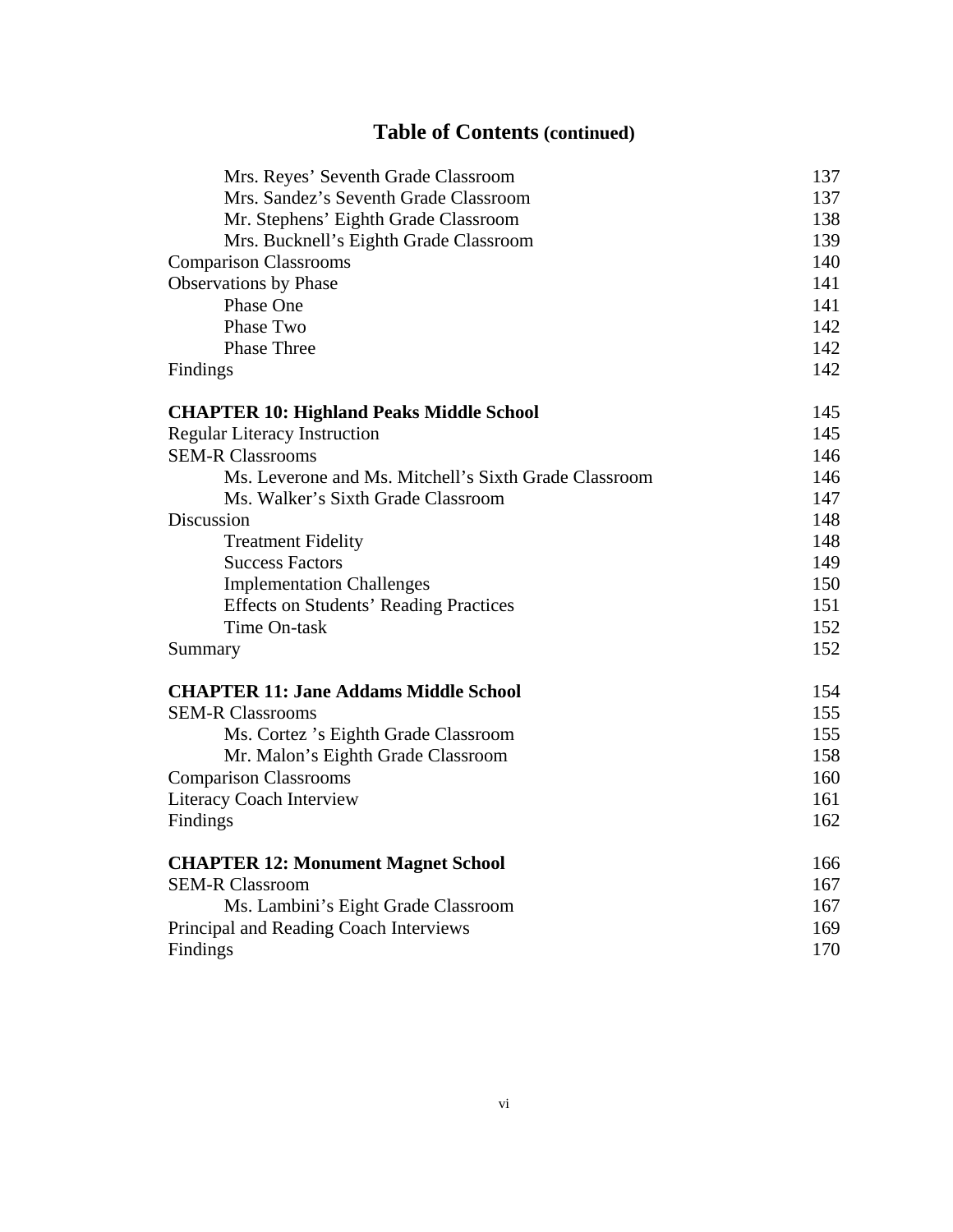# Table of Contents (continued)

| | |
|---|---|
| Mrs. Reyes' Seventh Grade Classroom | 137 |
| Mrs. Sandez's Seventh Grade Classroom | 137 |
| Mr. Stephens' Eighth Grade Classroom | 138 |
| Mrs. Bucknell's Eighth Grade Classroom | 139 |
| Comparison Classrooms | 140 |
| Observations by Phase | 141 |
| Phase One | 141 |
| Phase Two | 142 |
| Phase Three | 142 |
| Findings | 142 |
| **CHAPTER 10: Highland Peaks Middle School** | 145 |
| Regular Literacy Instruction | 145 |
| SEM-R Classrooms | 146 |
| Ms. Leverone and Ms. Mitchell's Sixth Grade Classroom | 146 |
| Ms. Walker's Sixth Grade Classroom | 147 |
| Discussion | 148 |
| Treatment Fidelity | 148 |
| Success Factors | 149 |
| Implementation Challenges | 150 |
| Effects on Students' Reading Practices | 151 |
| Time On-task | 152 |
| Summary | 152 |
| **CHAPTER 11: Jane Addams Middle School** | 154 |
| SEM-R Classrooms | 155 |
| Ms. Cortez 's Eighth Grade Classroom | 155 |
| Mr. Malon's Eighth Grade Classroom | 158 |
| Comparison Classrooms | 160 |
| Literacy Coach Interview | 161 |
| Findings | 162 |
| **CHAPTER 12: Monument Magnet School** | 166 |
| SEM-R Classroom | 167 |
| Ms. Lambini's Eight Grade Classroom | 167 |
| Principal and Reading Coach Interviews | 169 |
| Findings | 170 |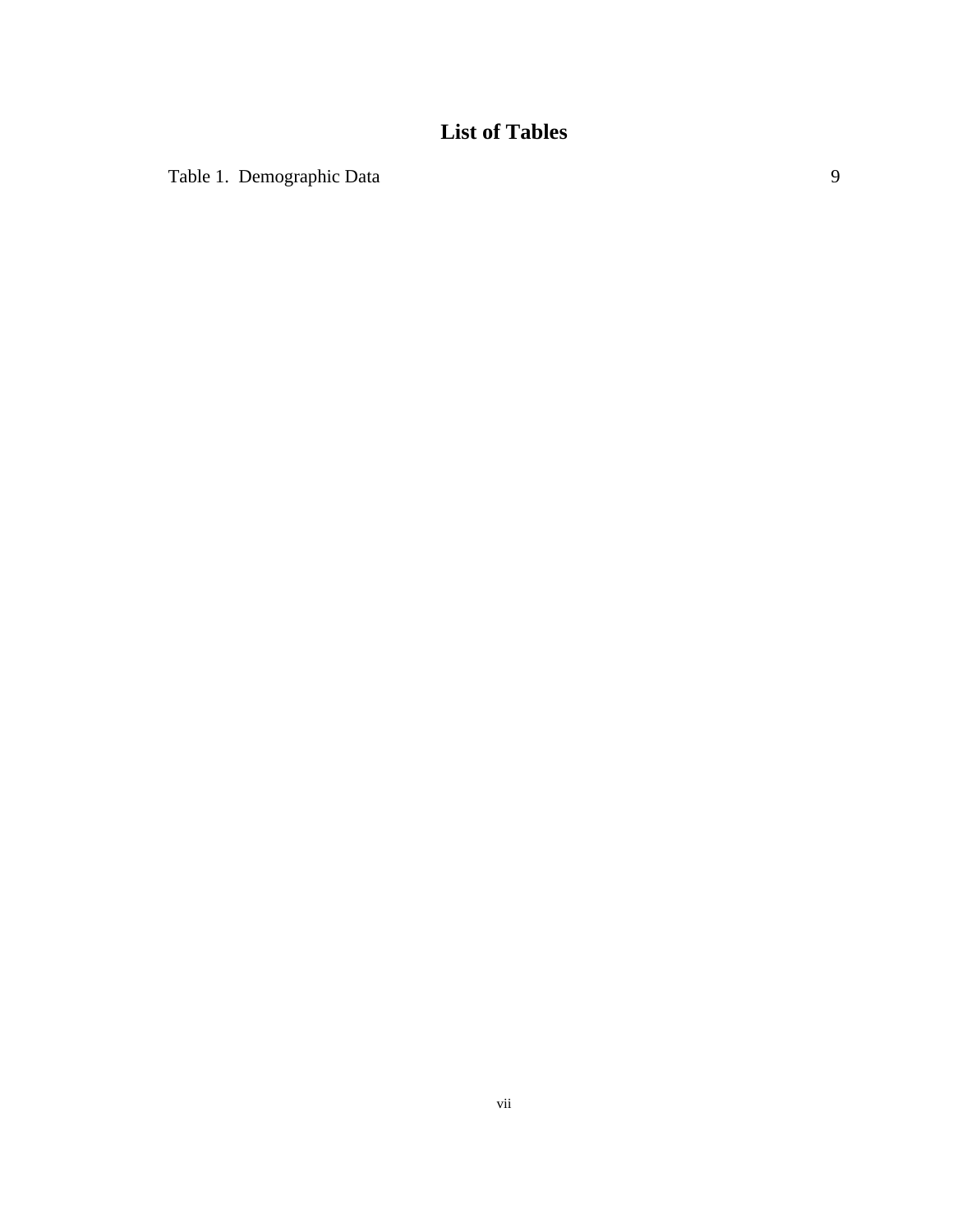# List of Tables

Table 1. Demographic Data 9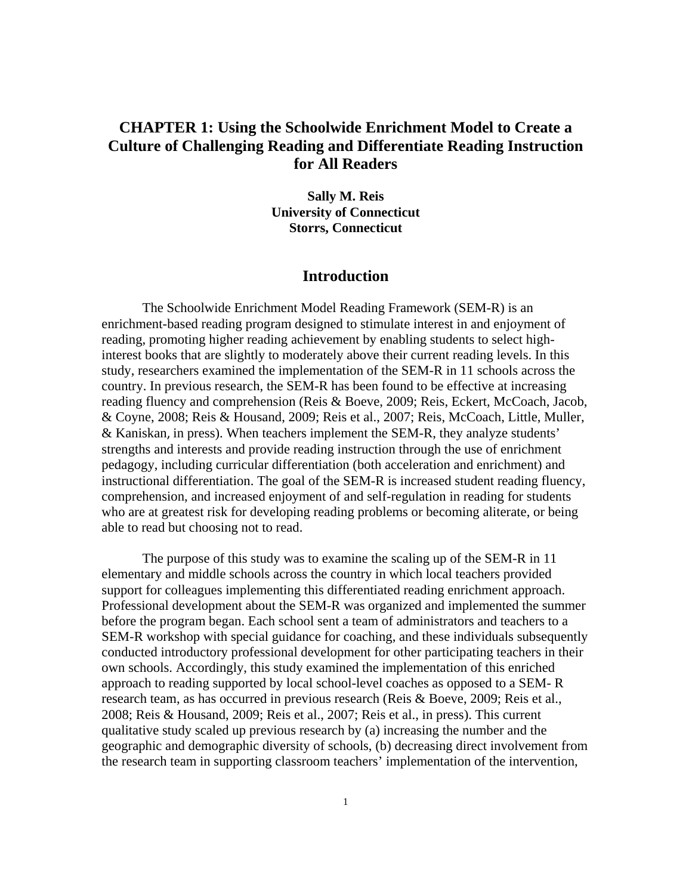# CHAPTER 1: Using the Schoolwide Enrichment Model to Create a Culture of Challenging Reading and Differentiate Reading Instruction for All Readers

**Sally M. Reis**
**University of Connecticut**
**Storrs, Connecticut**

## Introduction

The Schoolwide Enrichment Model Reading Framework (SEM-R) is an enrichment-based reading program designed to stimulate interest in and enjoyment of reading, promoting higher reading achievement by enabling students to select high-interest books that are slightly to moderately above their current reading levels. In this study, researchers examined the implementation of the SEM-R in 11 schools across the country. In previous research, the SEM-R has been found to be effective at increasing reading fluency and comprehension (Reis & Boeve, 2009; Reis, Eckert, McCoach, Jacob, & Coyne, 2008; Reis & Housand, 2009; Reis et al., 2007; Reis, McCoach, Little, Muller, & Kaniskan, in press). When teachers implement the SEM-R, they analyze students' strengths and interests and provide reading instruction through the use of enrichment pedagogy, including curricular differentiation (both acceleration and enrichment) and instructional differentiation. The goal of the SEM-R is increased student reading fluency, comprehension, and increased enjoyment of and self-regulation in reading for students who are at greatest risk for developing reading problems or becoming aliterate, or being able to read but choosing not to read.

The purpose of this study was to examine the scaling up of the SEM-R in 11 elementary and middle schools across the country in which local teachers provided support for colleagues implementing this differentiated reading enrichment approach. Professional development about the SEM-R was organized and implemented the summer before the program began. Each school sent a team of administrators and teachers to a SEM-R workshop with special guidance for coaching, and these individuals subsequently conducted introductory professional development for other participating teachers in their own schools. Accordingly, this study examined the implementation of this enriched approach to reading supported by local school-level coaches as opposed to a SEM- R research team, as has occurred in previous research (Reis & Boeve, 2009; Reis et al., 2008; Reis & Housand, 2009; Reis et al., 2007; Reis et al., in press). This current qualitative study scaled up previous research by (a) increasing the number and the geographic and demographic diversity of schools, (b) decreasing direct involvement from the research team in supporting classroom teachers' implementation of the intervention,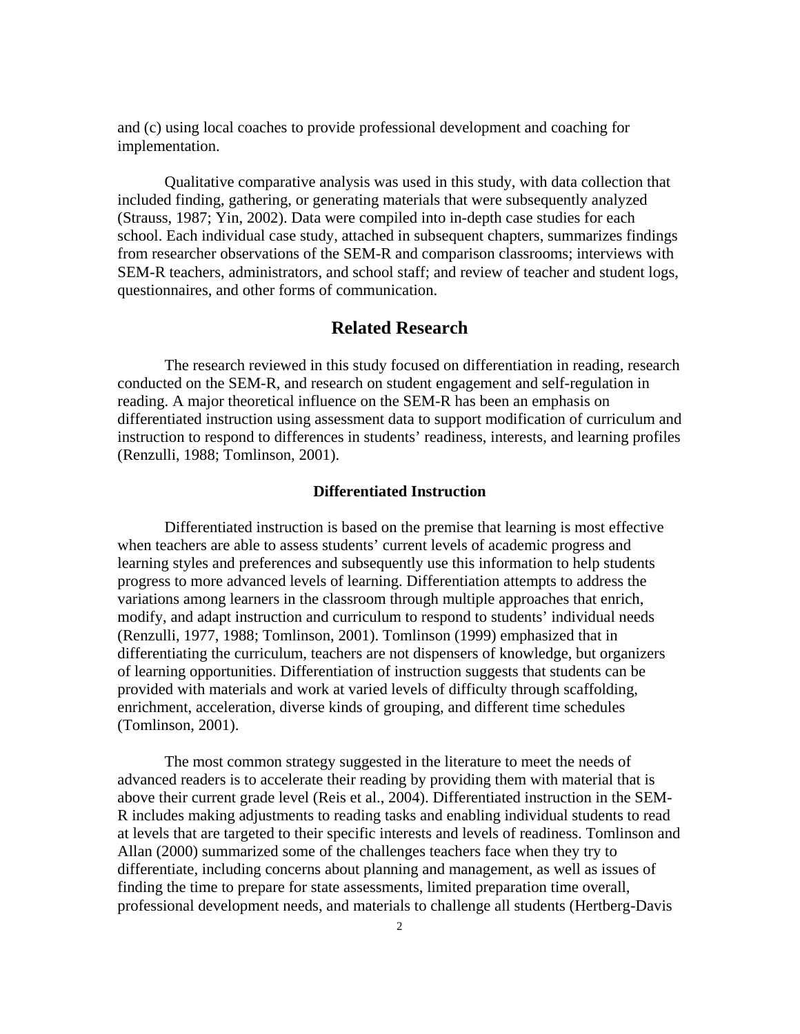and (c) using local coaches to provide professional development and coaching for implementation.

Qualitative comparative analysis was used in this study, with data collection that included finding, gathering, or generating materials that were subsequently analyzed (Strauss, 1987; Yin, 2002). Data were compiled into in-depth case studies for each school. Each individual case study, attached in subsequent chapters, summarizes findings from researcher observations of the SEM-R and comparison classrooms; interviews with SEM-R teachers, administrators, and school staff; and review of teacher and student logs, questionnaires, and other forms of communication.

## Related Research

The research reviewed in this study focused on differentiation in reading, research conducted on the SEM-R, and research on student engagement and self-regulation in reading. A major theoretical influence on the SEM-R has been an emphasis on differentiated instruction using assessment data to support modification of curriculum and instruction to respond to differences in students' readiness, interests, and learning profiles (Renzulli, 1988; Tomlinson, 2001).

### Differentiated Instruction

Differentiated instruction is based on the premise that learning is most effective when teachers are able to assess students' current levels of academic progress and learning styles and preferences and subsequently use this information to help students progress to more advanced levels of learning. Differentiation attempts to address the variations among learners in the classroom through multiple approaches that enrich, modify, and adapt instruction and curriculum to respond to students' individual needs (Renzulli, 1977, 1988; Tomlinson, 2001). Tomlinson (1999) emphasized that in differentiating the curriculum, teachers are not dispensers of knowledge, but organizers of learning opportunities. Differentiation of instruction suggests that students can be provided with materials and work at varied levels of difficulty through scaffolding, enrichment, acceleration, diverse kinds of grouping, and different time schedules (Tomlinson, 2001).

The most common strategy suggested in the literature to meet the needs of advanced readers is to accelerate their reading by providing them with material that is above their current grade level (Reis et al., 2004). Differentiated instruction in the SEM-R includes making adjustments to reading tasks and enabling individual students to read at levels that are targeted to their specific interests and levels of readiness. Tomlinson and Allan (2000) summarized some of the challenges teachers face when they try to differentiate, including concerns about planning and management, as well as issues of finding the time to prepare for state assessments, limited preparation time overall, professional development needs, and materials to challenge all students (Hertberg-Davis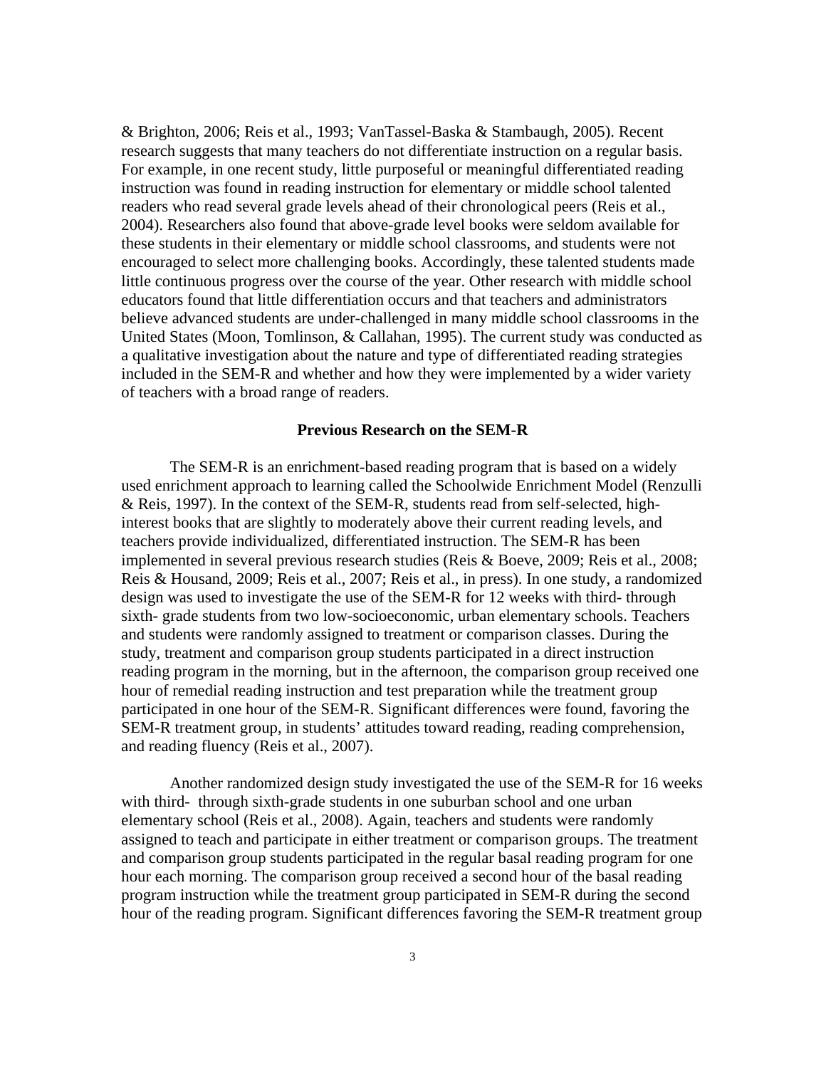& Brighton, 2006; Reis et al., 1993; VanTassel-Baska & Stambaugh, 2005). Recent research suggests that many teachers do not differentiate instruction on a regular basis. For example, in one recent study, little purposeful or meaningful differentiated reading instruction was found in reading instruction for elementary or middle school talented readers who read several grade levels ahead of their chronological peers (Reis et al., 2004). Researchers also found that above-grade level books were seldom available for these students in their elementary or middle school classrooms, and students were not encouraged to select more challenging books. Accordingly, these talented students made little continuous progress over the course of the year. Other research with middle school educators found that little differentiation occurs and that teachers and administrators believe advanced students are under-challenged in many middle school classrooms in the United States (Moon, Tomlinson, & Callahan, 1995). The current study was conducted as a qualitative investigation about the nature and type of differentiated reading strategies included in the SEM-R and whether and how they were implemented by a wider variety of teachers with a broad range of readers.

## Previous Research on the SEM-R

The SEM-R is an enrichment-based reading program that is based on a widely used enrichment approach to learning called the Schoolwide Enrichment Model (Renzulli & Reis, 1997). In the context of the SEM-R, students read from self-selected, high-interest books that are slightly to moderately above their current reading levels, and teachers provide individualized, differentiated instruction. The SEM-R has been implemented in several previous research studies (Reis & Boeve, 2009; Reis et al., 2008; Reis & Housand, 2009; Reis et al., 2007; Reis et al., in press). In one study, a randomized design was used to investigate the use of the SEM-R for 12 weeks with third- through sixth- grade students from two low-socioeconomic, urban elementary schools. Teachers and students were randomly assigned to treatment or comparison classes. During the study, treatment and comparison group students participated in a direct instruction reading program in the morning, but in the afternoon, the comparison group received one hour of remedial reading instruction and test preparation while the treatment group participated in one hour of the SEM-R. Significant differences were found, favoring the SEM-R treatment group, in students' attitudes toward reading, reading comprehension, and reading fluency (Reis et al., 2007).

Another randomized design study investigated the use of the SEM-R for 16 weeks with third- through sixth-grade students in one suburban school and one urban elementary school (Reis et al., 2008). Again, teachers and students were randomly assigned to teach and participate in either treatment or comparison groups. The treatment and comparison group students participated in the regular basal reading program for one hour each morning. The comparison group received a second hour of the basal reading program instruction while the treatment group participated in SEM-R during the second hour of the reading program. Significant differences favoring the SEM-R treatment group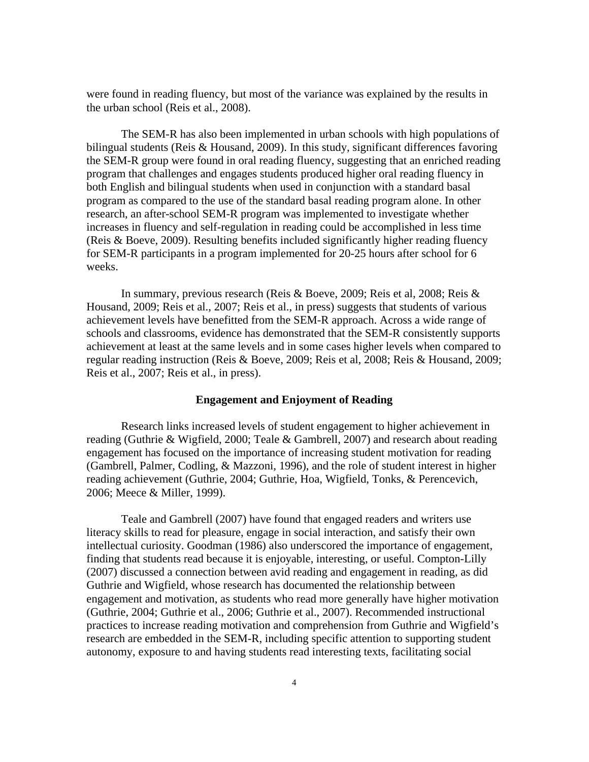were found in reading fluency, but most of the variance was explained by the results in the urban school (Reis et al., 2008).

The SEM-R has also been implemented in urban schools with high populations of bilingual students (Reis & Housand, 2009). In this study, significant differences favoring the SEM-R group were found in oral reading fluency, suggesting that an enriched reading program that challenges and engages students produced higher oral reading fluency in both English and bilingual students when used in conjunction with a standard basal program as compared to the use of the standard basal reading program alone. In other research, an after-school SEM-R program was implemented to investigate whether increases in fluency and self-regulation in reading could be accomplished in less time (Reis & Boeve, 2009). Resulting benefits included significantly higher reading fluency for SEM-R participants in a program implemented for 20-25 hours after school for 6 weeks.

In summary, previous research (Reis & Boeve, 2009; Reis et al, 2008; Reis & Housand, 2009; Reis et al., 2007; Reis et al., in press) suggests that students of various achievement levels have benefitted from the SEM-R approach. Across a wide range of schools and classrooms, evidence has demonstrated that the SEM-R consistently supports achievement at least at the same levels and in some cases higher levels when compared to regular reading instruction (Reis & Boeve, 2009; Reis et al, 2008; Reis & Housand, 2009; Reis et al., 2007; Reis et al., in press).

## Engagement and Enjoyment of Reading

Research links increased levels of student engagement to higher achievement in reading (Guthrie & Wigfield, 2000; Teale & Gambrell, 2007) and research about reading engagement has focused on the importance of increasing student motivation for reading (Gambrell, Palmer, Codling, & Mazzoni, 1996), and the role of student interest in higher reading achievement (Guthrie, 2004; Guthrie, Hoa, Wigfield, Tonks, & Perencevich, 2006; Meece & Miller, 1999).

Teale and Gambrell (2007) have found that engaged readers and writers use literacy skills to read for pleasure, engage in social interaction, and satisfy their own intellectual curiosity. Goodman (1986) also underscored the importance of engagement, finding that students read because it is enjoyable, interesting, or useful. Compton-Lilly (2007) discussed a connection between avid reading and engagement in reading, as did Guthrie and Wigfield, whose research has documented the relationship between engagement and motivation, as students who read more generally have higher motivation (Guthrie, 2004; Guthrie et al., 2006; Guthrie et al., 2007). Recommended instructional practices to increase reading motivation and comprehension from Guthrie and Wigfield's research are embedded in the SEM-R, including specific attention to supporting student autonomy, exposure to and having students read interesting texts, facilitating social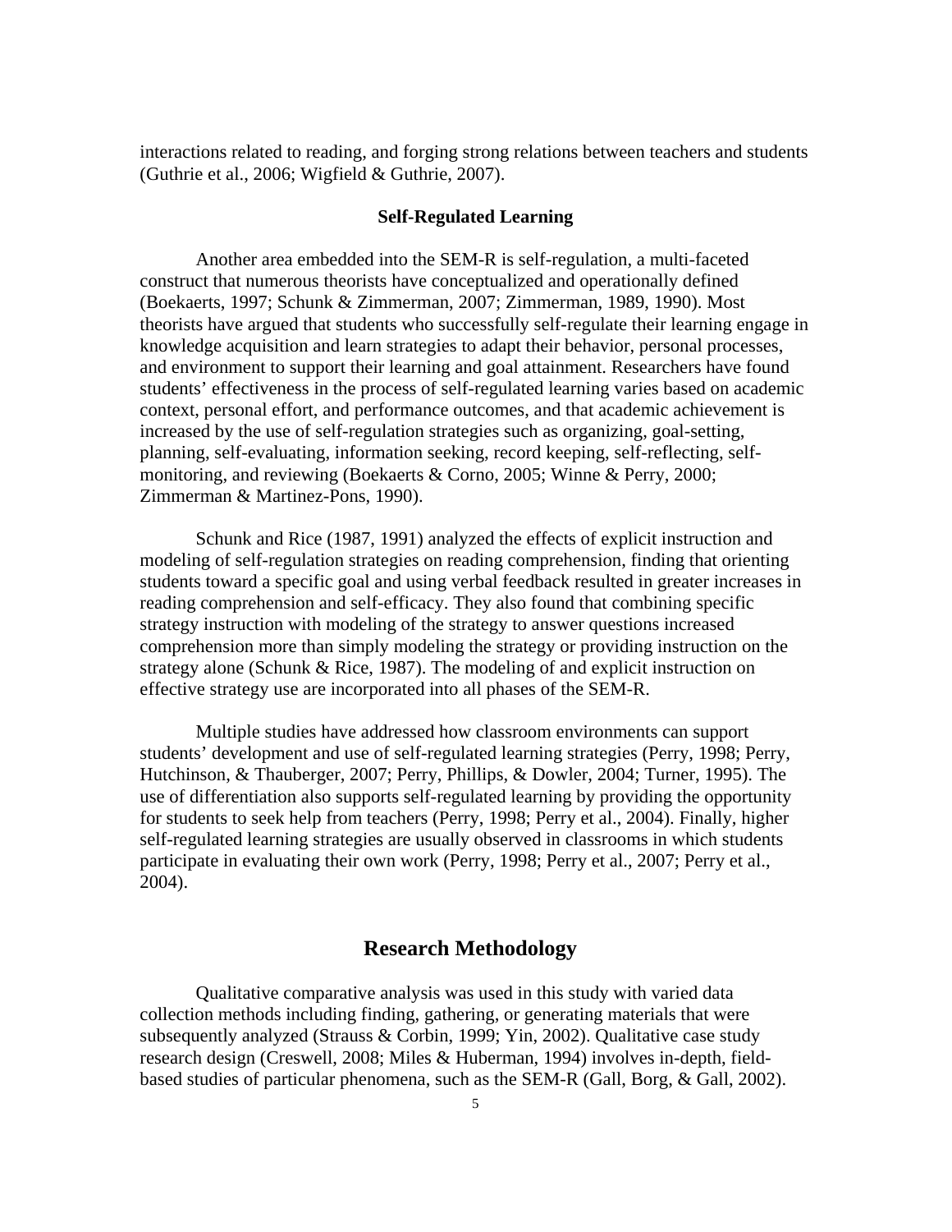interactions related to reading, and forging strong relations between teachers and students (Guthrie et al., 2006; Wigfield & Guthrie, 2007).

### Self-Regulated Learning

Another area embedded into the SEM-R is self-regulation, a multi-faceted construct that numerous theorists have conceptualized and operationally defined (Boekaerts, 1997; Schunk & Zimmerman, 2007; Zimmerman, 1989, 1990). Most theorists have argued that students who successfully self-regulate their learning engage in knowledge acquisition and learn strategies to adapt their behavior, personal processes, and environment to support their learning and goal attainment. Researchers have found students' effectiveness in the process of self-regulated learning varies based on academic context, personal effort, and performance outcomes, and that academic achievement is increased by the use of self-regulation strategies such as organizing, goal-setting, planning, self-evaluating, information seeking, record keeping, self-reflecting, self-monitoring, and reviewing (Boekaerts & Corno, 2005; Winne & Perry, 2000; Zimmerman & Martinez-Pons, 1990).

Schunk and Rice (1987, 1991) analyzed the effects of explicit instruction and modeling of self-regulation strategies on reading comprehension, finding that orienting students toward a specific goal and using verbal feedback resulted in greater increases in reading comprehension and self-efficacy. They also found that combining specific strategy instruction with modeling of the strategy to answer questions increased comprehension more than simply modeling the strategy or providing instruction on the strategy alone (Schunk & Rice, 1987). The modeling of and explicit instruction on effective strategy use are incorporated into all phases of the SEM-R.

Multiple studies have addressed how classroom environments can support students' development and use of self-regulated learning strategies (Perry, 1998; Perry, Hutchinson, & Thauberger, 2007; Perry, Phillips, & Dowler, 2004; Turner, 1995). The use of differentiation also supports self-regulated learning by providing the opportunity for students to seek help from teachers (Perry, 1998; Perry et al., 2004). Finally, higher self-regulated learning strategies are usually observed in classrooms in which students participate in evaluating their own work (Perry, 1998; Perry et al., 2007; Perry et al., 2004).

## Research Methodology

Qualitative comparative analysis was used in this study with varied data collection methods including finding, gathering, or generating materials that were subsequently analyzed (Strauss & Corbin, 1999; Yin, 2002). Qualitative case study research design (Creswell, 2008; Miles & Huberman, 1994) involves in-depth, field-based studies of particular phenomena, such as the SEM-R (Gall, Borg, & Gall, 2002).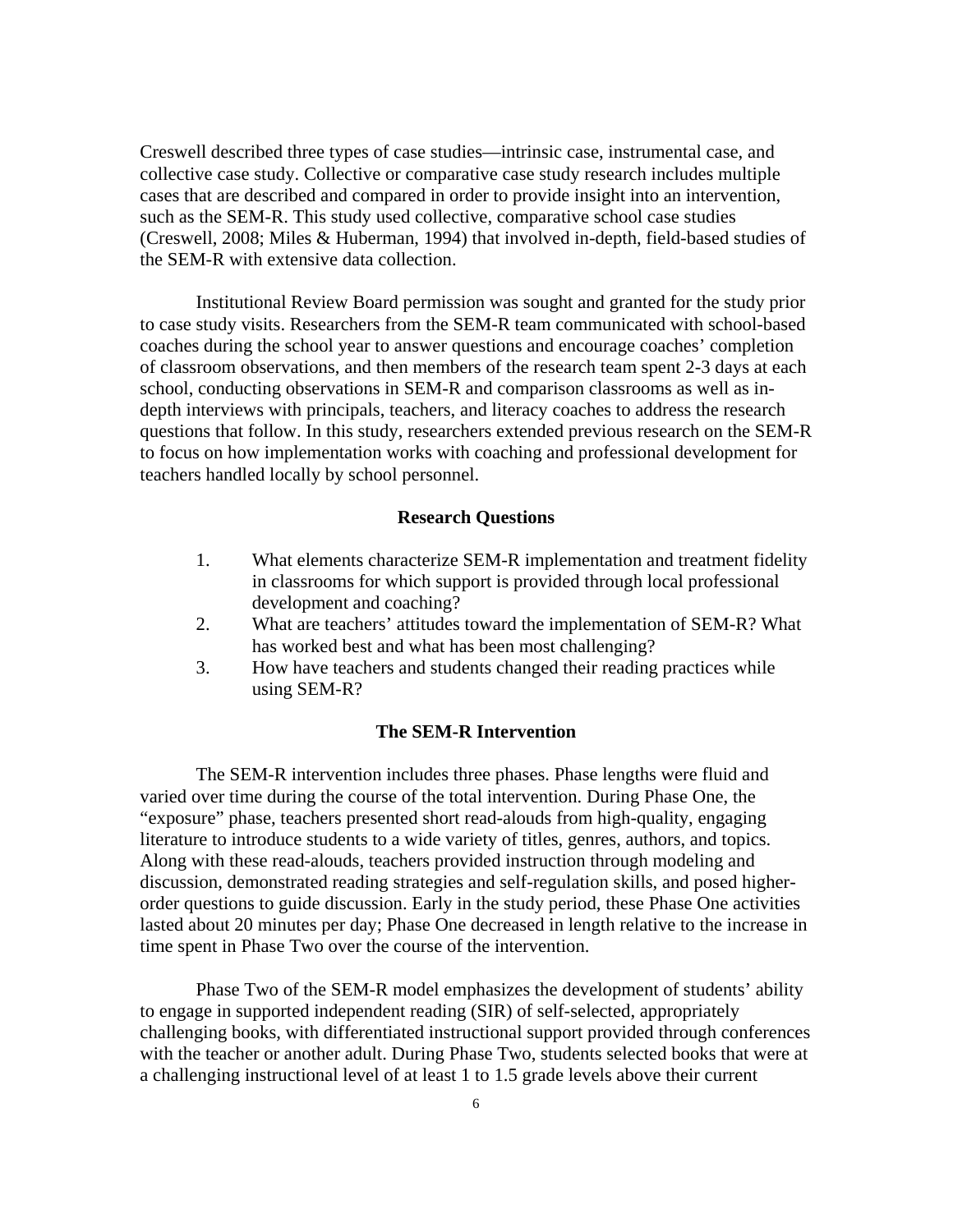Creswell described three types of case studies—intrinsic case, instrumental case, and collective case study. Collective or comparative case study research includes multiple cases that are described and compared in order to provide insight into an intervention, such as the SEM-R. This study used collective, comparative school case studies (Creswell, 2008; Miles & Huberman, 1994) that involved in-depth, field-based studies of the SEM-R with extensive data collection.

Institutional Review Board permission was sought and granted for the study prior to case study visits. Researchers from the SEM-R team communicated with school-based coaches during the school year to answer questions and encourage coaches' completion of classroom observations, and then members of the research team spent 2-3 days at each school, conducting observations in SEM-R and comparison classrooms as well as in-depth interviews with principals, teachers, and literacy coaches to address the research questions that follow. In this study, researchers extended previous research on the SEM-R to focus on how implementation works with coaching and professional development for teachers handled locally by school personnel.

## Research Questions

1. What elements characterize SEM-R implementation and treatment fidelity in classrooms for which support is provided through local professional development and coaching?
2. What are teachers' attitudes toward the implementation of SEM-R? What has worked best and what has been most challenging?
3. How have teachers and students changed their reading practices while using SEM-R?

## The SEM-R Intervention

The SEM-R intervention includes three phases. Phase lengths were fluid and varied over time during the course of the total intervention. During Phase One, the "exposure" phase, teachers presented short read-alouds from high-quality, engaging literature to introduce students to a wide variety of titles, genres, authors, and topics. Along with these read-alouds, teachers provided instruction through modeling and discussion, demonstrated reading strategies and self-regulation skills, and posed higher-order questions to guide discussion. Early in the study period, these Phase One activities lasted about 20 minutes per day; Phase One decreased in length relative to the increase in time spent in Phase Two over the course of the intervention.

Phase Two of the SEM-R model emphasizes the development of students' ability to engage in supported independent reading (SIR) of self-selected, appropriately challenging books, with differentiated instructional support provided through conferences with the teacher or another adult. During Phase Two, students selected books that were at a challenging instructional level of at least 1 to 1.5 grade levels above their current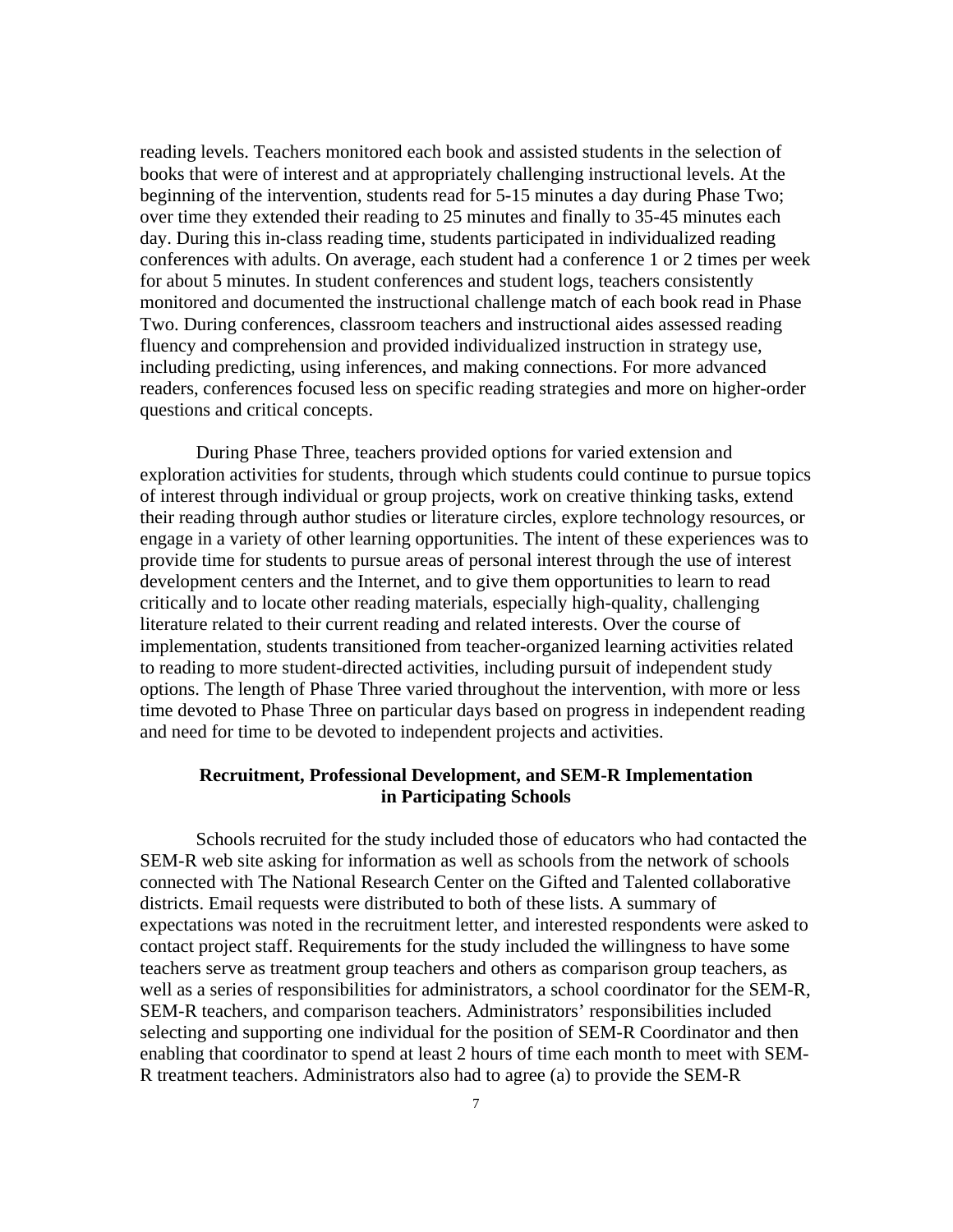reading levels. Teachers monitored each book and assisted students in the selection of books that were of interest and at appropriately challenging instructional levels. At the beginning of the intervention, students read for 5-15 minutes a day during Phase Two; over time they extended their reading to 25 minutes and finally to 35-45 minutes each day. During this in-class reading time, students participated in individualized reading conferences with adults. On average, each student had a conference 1 or 2 times per week for about 5 minutes. In student conferences and student logs, teachers consistently monitored and documented the instructional challenge match of each book read in Phase Two. During conferences, classroom teachers and instructional aides assessed reading fluency and comprehension and provided individualized instruction in strategy use, including predicting, using inferences, and making connections. For more advanced readers, conferences focused less on specific reading strategies and more on higher-order questions and critical concepts.

During Phase Three, teachers provided options for varied extension and exploration activities for students, through which students could continue to pursue topics of interest through individual or group projects, work on creative thinking tasks, extend their reading through author studies or literature circles, explore technology resources, or engage in a variety of other learning opportunities. The intent of these experiences was to provide time for students to pursue areas of personal interest through the use of interest development centers and the Internet, and to give them opportunities to learn to read critically and to locate other reading materials, especially high-quality, challenging literature related to their current reading and related interests. Over the course of implementation, students transitioned from teacher-organized learning activities related to reading to more student-directed activities, including pursuit of independent study options. The length of Phase Three varied throughout the intervention, with more or less time devoted to Phase Three on particular days based on progress in independent reading and need for time to be devoted to independent projects and activities.

## Recruitment, Professional Development, and SEM-R Implementation in Participating Schools

Schools recruited for the study included those of educators who had contacted the SEM-R web site asking for information as well as schools from the network of schools connected with The National Research Center on the Gifted and Talented collaborative districts. Email requests were distributed to both of these lists. A summary of expectations was noted in the recruitment letter, and interested respondents were asked to contact project staff. Requirements for the study included the willingness to have some teachers serve as treatment group teachers and others as comparison group teachers, as well as a series of responsibilities for administrators, a school coordinator for the SEM-R, SEM-R teachers, and comparison teachers. Administrators' responsibilities included selecting and supporting one individual for the position of SEM-R Coordinator and then enabling that coordinator to spend at least 2 hours of time each month to meet with SEM-R treatment teachers. Administrators also had to agree (a) to provide the SEM-R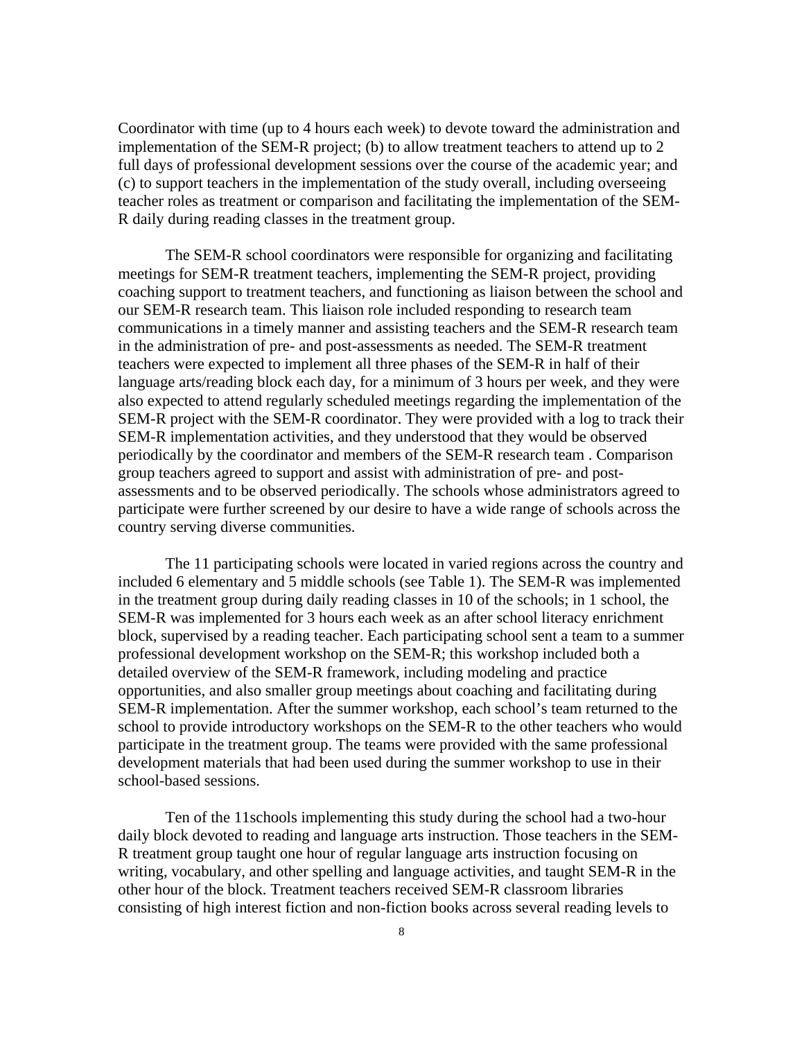Coordinator with time (up to 4 hours each week) to devote toward the administration and implementation of the SEM-R project; (b) to allow treatment teachers to attend up to 2 full days of professional development sessions over the course of the academic year; and (c) to support teachers in the implementation of the study overall, including overseeing teacher roles as treatment or comparison and facilitating the implementation of the SEM-R daily during reading classes in the treatment group.

The SEM-R school coordinators were responsible for organizing and facilitating meetings for SEM-R treatment teachers, implementing the SEM-R project, providing coaching support to treatment teachers, and functioning as liaison between the school and our SEM-R research team. This liaison role included responding to research team communications in a timely manner and assisting teachers and the SEM-R research team in the administration of pre- and post-assessments as needed. The SEM-R treatment teachers were expected to implement all three phases of the SEM-R in half of their language arts/reading block each day, for a minimum of 3 hours per week, and they were also expected to attend regularly scheduled meetings regarding the implementation of the SEM-R project with the SEM-R coordinator. They were provided with a log to track their SEM-R implementation activities, and they understood that they would be observed periodically by the coordinator and members of the SEM-R research team . Comparison group teachers agreed to support and assist with administration of pre- and post-assessments and to be observed periodically. The schools whose administrators agreed to participate were further screened by our desire to have a wide range of schools across the country serving diverse communities.

The 11 participating schools were located in varied regions across the country and included 6 elementary and 5 middle schools (see Table 1). The SEM-R was implemented in the treatment group during daily reading classes in 10 of the schools; in 1 school, the SEM-R was implemented for 3 hours each week as an after school literacy enrichment block, supervised by a reading teacher. Each participating school sent a team to a summer professional development workshop on the SEM-R; this workshop included both a detailed overview of the SEM-R framework, including modeling and practice opportunities, and also smaller group meetings about coaching and facilitating during SEM-R implementation. After the summer workshop, each school's team returned to the school to provide introductory workshops on the SEM-R to the other teachers who would participate in the treatment group. The teams were provided with the same professional development materials that had been used during the summer workshop to use in their school-based sessions.

Ten of the 11schools implementing this study during the school had a two-hour daily block devoted to reading and language arts instruction. Those teachers in the SEM-R treatment group taught one hour of regular language arts instruction focusing on writing, vocabulary, and other spelling and language activities, and taught SEM-R in the other hour of the block. Treatment teachers received SEM-R classroom libraries consisting of high interest fiction and non-fiction books across several reading levels to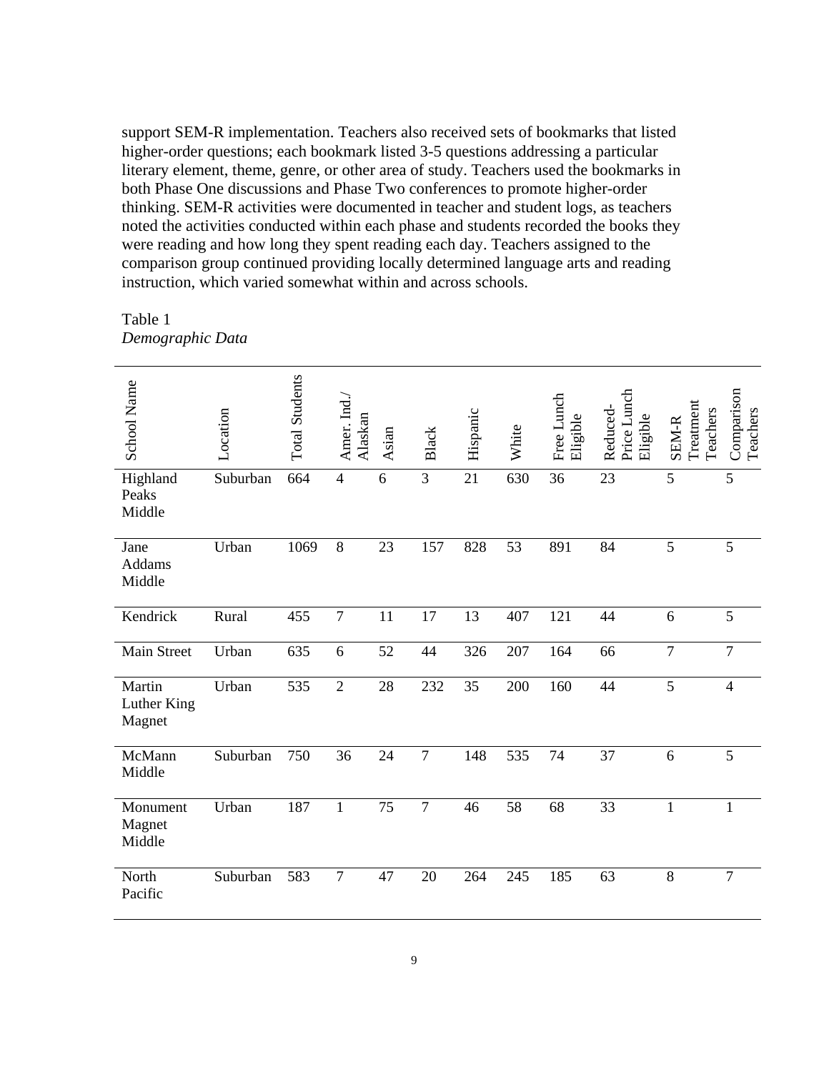support SEM-R implementation. Teachers also received sets of bookmarks that listed higher-order questions; each bookmark listed 3-5 questions addressing a particular literary element, theme, genre, or other area of study. Teachers used the bookmarks in both Phase One discussions and Phase Two conferences to promote higher-order thinking. SEM-R activities were documented in teacher and student logs, as teachers noted the activities conducted within each phase and students recorded the books they were reading and how long they spent reading each day. Teachers assigned to the comparison group continued providing locally determined language arts and reading instruction, which varied somewhat within and across schools.

Table 1
*Demographic Data*

| School Name | Location | Total Students | Amer. Ind./ Alaskan | Asian | Black | Hispanic | White | Free Lunch Eligible | Reduced-Price Lunch Eligible | SEM-R Treatment Teachers | Comparison Teachers |
|---|---|---|---|---|---|---|---|---|---|---|---|
| Highland Peaks Middle | Suburban | 664 | 4 | 6 | 3 | 21 | 630 | 36 | 23 | 5 | 5 |
| Jane Addams Middle | Urban | 1069 | 8 | 23 | 157 | 828 | 53 | 891 | 84 | 5 | 5 |
| Kendrick | Rural | 455 | 7 | 11 | 17 | 13 | 407 | 121 | 44 | 6 | 5 |
| Main Street | Urban | 635 | 6 | 52 | 44 | 326 | 207 | 164 | 66 | 7 | 7 |
| Martin Luther King Magnet | Urban | 535 | 2 | 28 | 232 | 35 | 200 | 160 | 44 | 5 | 4 |
| McMann Middle | Suburban | 750 | 36 | 24 | 7 | 148 | 535 | 74 | 37 | 6 | 5 |
| Monument Magnet Middle | Urban | 187 | 1 | 75 | 7 | 46 | 58 | 68 | 33 | 1 | 1 |
| North Pacific | Suburban | 583 | 7 | 47 | 20 | 264 | 245 | 185 | 63 | 8 | 7 |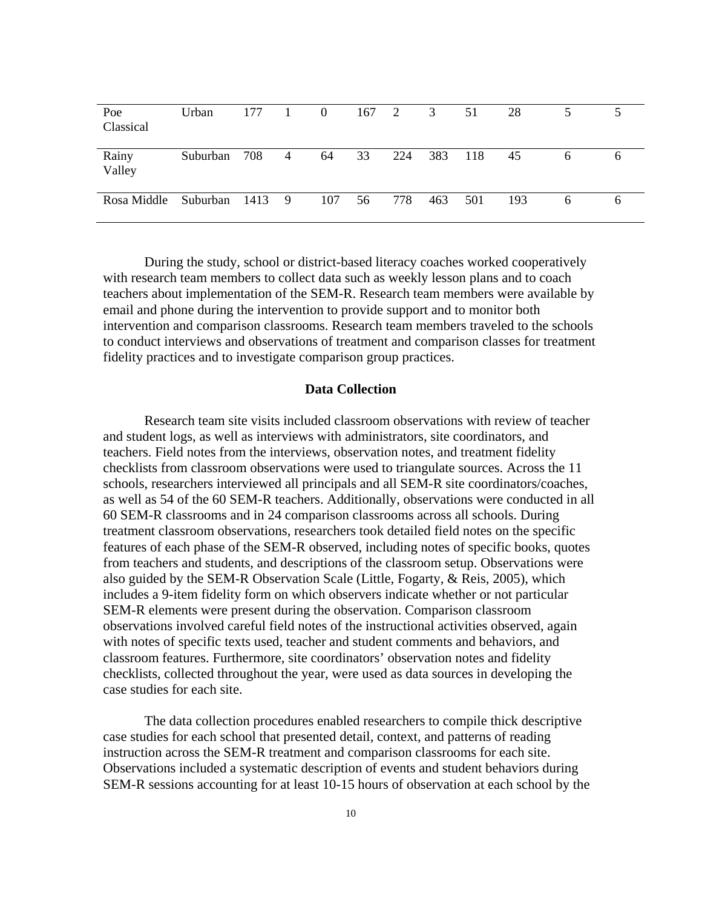| | | | | | | | | | | | |
|---|---|---|---|---|---|---|---|---|---|---|---|
| Poe Classical | Urban | 177 | 1 | 0 | 167 | 2 | 3 | 51 | 28 | 5 | 5 |
| Rainy Valley | Suburban | 708 | 4 | 64 | 33 | 224 | 383 | 118 | 45 | 6 | 6 |
| Rosa Middle | Suburban | 1413 | 9 | 107 | 56 | 778 | 463 | 501 | 193 | 6 | 6 |

During the study, school or district-based literacy coaches worked cooperatively with research team members to collect data such as weekly lesson plans and to coach teachers about implementation of the SEM-R. Research team members were available by email and phone during the intervention to provide support and to monitor both intervention and comparison classrooms. Research team members traveled to the schools to conduct interviews and observations of treatment and comparison classes for treatment fidelity practices and to investigate comparison group practices.

### Data Collection

Research team site visits included classroom observations with review of teacher and student logs, as well as interviews with administrators, site coordinators, and teachers. Field notes from the interviews, observation notes, and treatment fidelity checklists from classroom observations were used to triangulate sources. Across the 11 schools, researchers interviewed all principals and all SEM-R site coordinators/coaches, as well as 54 of the 60 SEM-R teachers. Additionally, observations were conducted in all 60 SEM-R classrooms and in 24 comparison classrooms across all schools. During treatment classroom observations, researchers took detailed field notes on the specific features of each phase of the SEM-R observed, including notes of specific books, quotes from teachers and students, and descriptions of the classroom setup. Observations were also guided by the SEM-R Observation Scale (Little, Fogarty, & Reis, 2005), which includes a 9-item fidelity form on which observers indicate whether or not particular SEM-R elements were present during the observation. Comparison classroom observations involved careful field notes of the instructional activities observed, again with notes of specific texts used, teacher and student comments and behaviors, and classroom features. Furthermore, site coordinators' observation notes and fidelity checklists, collected throughout the year, were used as data sources in developing the case studies for each site.

The data collection procedures enabled researchers to compile thick descriptive case studies for each school that presented detail, context, and patterns of reading instruction across the SEM-R treatment and comparison classrooms for each site. Observations included a systematic description of events and student behaviors during SEM-R sessions accounting for at least 10-15 hours of observation at each school by the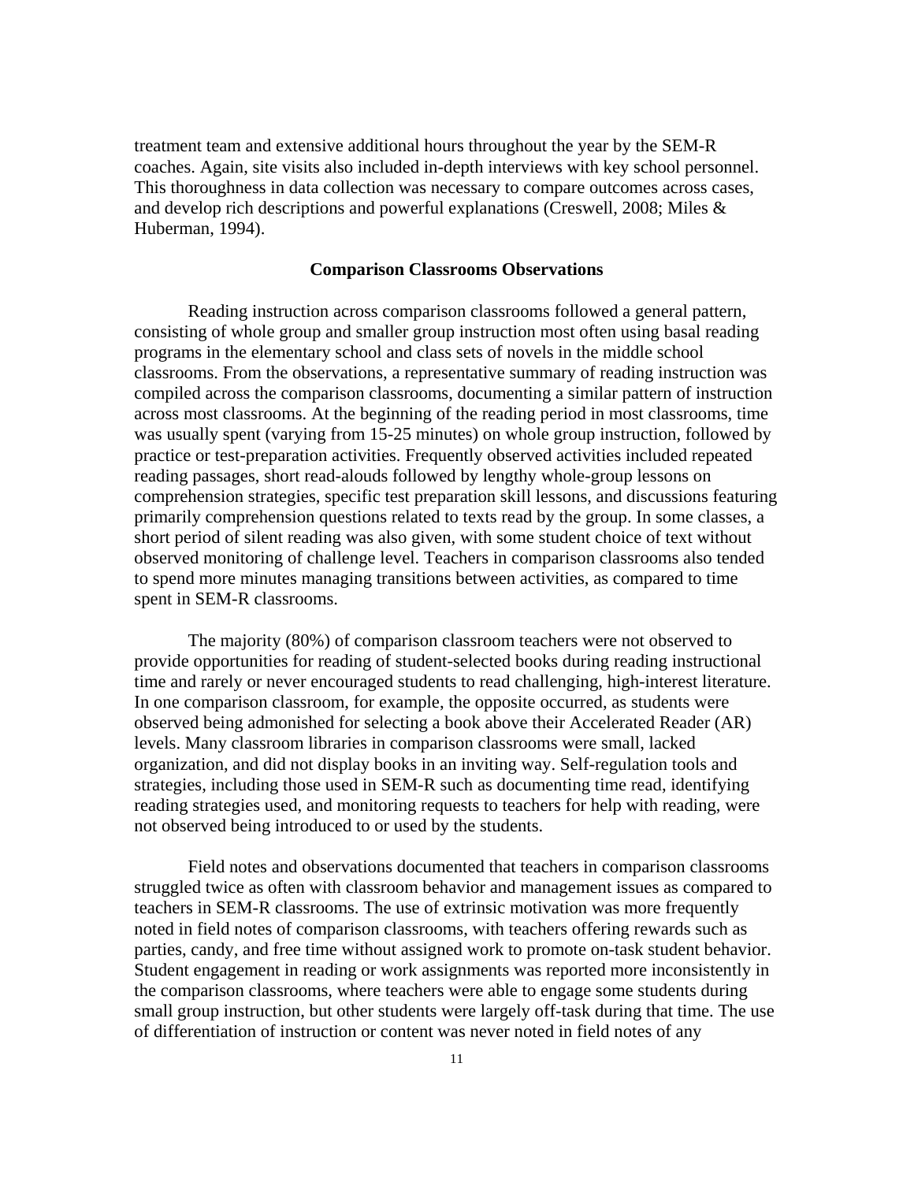treatment team and extensive additional hours throughout the year by the SEM-R coaches. Again, site visits also included in-depth interviews with key school personnel. This thoroughness in data collection was necessary to compare outcomes across cases, and develop rich descriptions and powerful explanations (Creswell, 2008; Miles & Huberman, 1994).

### Comparison Classrooms Observations

Reading instruction across comparison classrooms followed a general pattern, consisting of whole group and smaller group instruction most often using basal reading programs in the elementary school and class sets of novels in the middle school classrooms. From the observations, a representative summary of reading instruction was compiled across the comparison classrooms, documenting a similar pattern of instruction across most classrooms. At the beginning of the reading period in most classrooms, time was usually spent (varying from 15-25 minutes) on whole group instruction, followed by practice or test-preparation activities. Frequently observed activities included repeated reading passages, short read-alouds followed by lengthy whole-group lessons on comprehension strategies, specific test preparation skill lessons, and discussions featuring primarily comprehension questions related to texts read by the group. In some classes, a short period of silent reading was also given, with some student choice of text without observed monitoring of challenge level. Teachers in comparison classrooms also tended to spend more minutes managing transitions between activities, as compared to time spent in SEM-R classrooms.

The majority (80%) of comparison classroom teachers were not observed to provide opportunities for reading of student-selected books during reading instructional time and rarely or never encouraged students to read challenging, high-interest literature. In one comparison classroom, for example, the opposite occurred, as students were observed being admonished for selecting a book above their Accelerated Reader (AR) levels. Many classroom libraries in comparison classrooms were small, lacked organization, and did not display books in an inviting way. Self-regulation tools and strategies, including those used in SEM-R such as documenting time read, identifying reading strategies used, and monitoring requests to teachers for help with reading, were not observed being introduced to or used by the students.

Field notes and observations documented that teachers in comparison classrooms struggled twice as often with classroom behavior and management issues as compared to teachers in SEM-R classrooms. The use of extrinsic motivation was more frequently noted in field notes of comparison classrooms, with teachers offering rewards such as parties, candy, and free time without assigned work to promote on-task student behavior. Student engagement in reading or work assignments was reported more inconsistently in the comparison classrooms, where teachers were able to engage some students during small group instruction, but other students were largely off-task during that time. The use of differentiation of instruction or content was never noted in field notes of any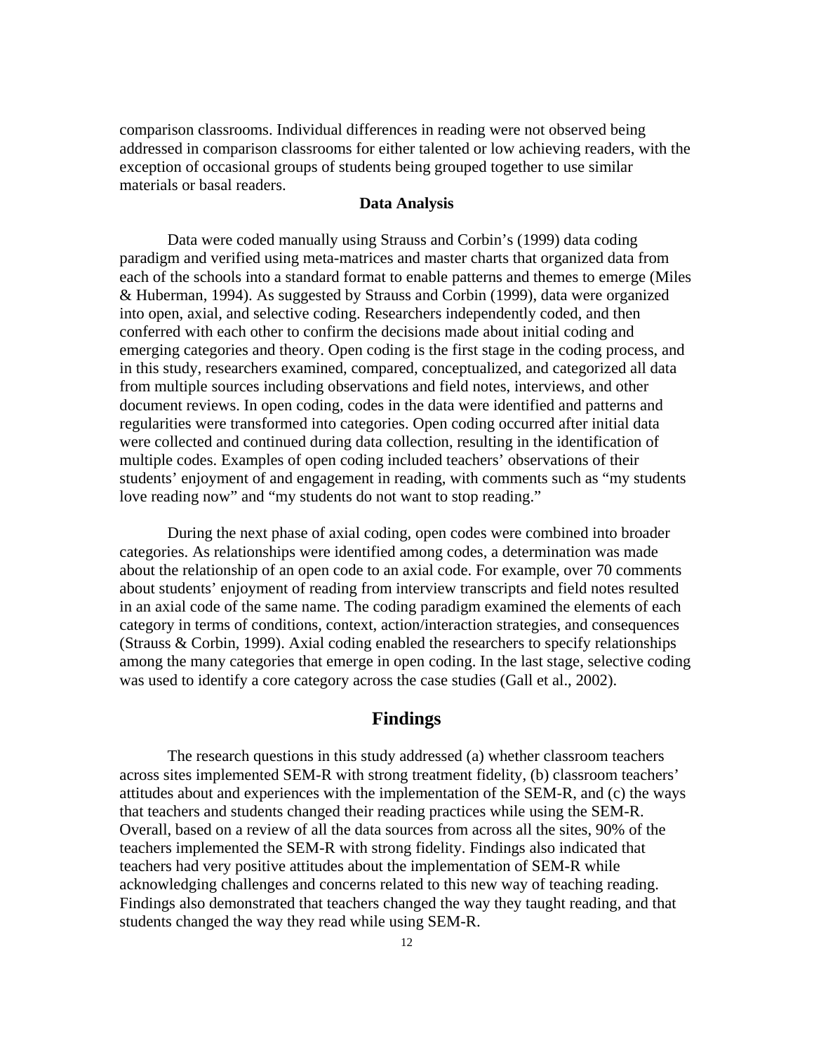comparison classrooms. Individual differences in reading were not observed being addressed in comparison classrooms for either talented or low achieving readers, with the exception of occasional groups of students being grouped together to use similar materials or basal readers.

### Data Analysis

Data were coded manually using Strauss and Corbin's (1999) data coding paradigm and verified using meta-matrices and master charts that organized data from each of the schools into a standard format to enable patterns and themes to emerge (Miles & Huberman, 1994). As suggested by Strauss and Corbin (1999), data were organized into open, axial, and selective coding. Researchers independently coded, and then conferred with each other to confirm the decisions made about initial coding and emerging categories and theory. Open coding is the first stage in the coding process, and in this study, researchers examined, compared, conceptualized, and categorized all data from multiple sources including observations and field notes, interviews, and other document reviews. In open coding, codes in the data were identified and patterns and regularities were transformed into categories. Open coding occurred after initial data were collected and continued during data collection, resulting in the identification of multiple codes. Examples of open coding included teachers' observations of their students' enjoyment of and engagement in reading, with comments such as "my students love reading now" and "my students do not want to stop reading."

During the next phase of axial coding, open codes were combined into broader categories. As relationships were identified among codes, a determination was made about the relationship of an open code to an axial code. For example, over 70 comments about students' enjoyment of reading from interview transcripts and field notes resulted in an axial code of the same name. The coding paradigm examined the elements of each category in terms of conditions, context, action/interaction strategies, and consequences (Strauss & Corbin, 1999). Axial coding enabled the researchers to specify relationships among the many categories that emerge in open coding. In the last stage, selective coding was used to identify a core category across the case studies (Gall et al., 2002).

## Findings

The research questions in this study addressed (a) whether classroom teachers across sites implemented SEM-R with strong treatment fidelity, (b) classroom teachers' attitudes about and experiences with the implementation of the SEM-R, and (c) the ways that teachers and students changed their reading practices while using the SEM-R. Overall, based on a review of all the data sources from across all the sites, 90% of the teachers implemented the SEM-R with strong fidelity. Findings also indicated that teachers had very positive attitudes about the implementation of SEM-R while acknowledging challenges and concerns related to this new way of teaching reading. Findings also demonstrated that teachers changed the way they taught reading, and that students changed the way they read while using SEM-R.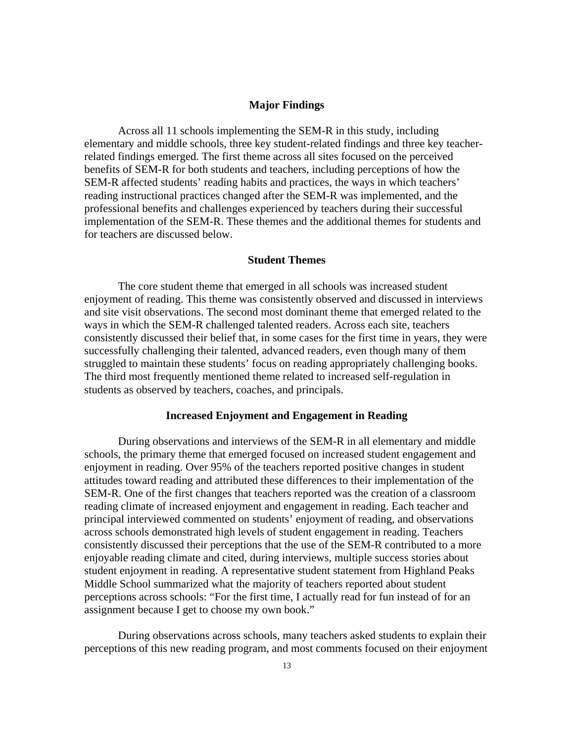## Major Findings

Across all 11 schools implementing the SEM-R in this study, including elementary and middle schools, three key student-related findings and three key teacher-related findings emerged. The first theme across all sites focused on the perceived benefits of SEM-R for both students and teachers, including perceptions of how the SEM-R affected students' reading habits and practices, the ways in which teachers' reading instructional practices changed after the SEM-R was implemented, and the professional benefits and challenges experienced by teachers during their successful implementation of the SEM-R. These themes and the additional themes for students and for teachers are discussed below.

## Student Themes

The core student theme that emerged in all schools was increased student enjoyment of reading. This theme was consistently observed and discussed in interviews and site visit observations. The second most dominant theme that emerged related to the ways in which the SEM-R challenged talented readers. Across each site, teachers consistently discussed their belief that, in some cases for the first time in years, they were successfully challenging their talented, advanced readers, even though many of them struggled to maintain these students' focus on reading appropriately challenging books. The third most frequently mentioned theme related to increased self-regulation in students as observed by teachers, coaches, and principals.

### Increased Enjoyment and Engagement in Reading

During observations and interviews of the SEM-R in all elementary and middle schools, the primary theme that emerged focused on increased student engagement and enjoyment in reading. Over 95% of the teachers reported positive changes in student attitudes toward reading and attributed these differences to their implementation of the SEM-R. One of the first changes that teachers reported was the creation of a classroom reading climate of increased enjoyment and engagement in reading. Each teacher and principal interviewed commented on students' enjoyment of reading, and observations across schools demonstrated high levels of student engagement in reading. Teachers consistently discussed their perceptions that the use of the SEM-R contributed to a more enjoyable reading climate and cited, during interviews, multiple success stories about student enjoyment in reading. A representative student statement from Highland Peaks Middle School summarized what the majority of teachers reported about student perceptions across schools: "For the first time, I actually read for fun instead of for an assignment because I get to choose my own book."

During observations across schools, many teachers asked students to explain their perceptions of this new reading program, and most comments focused on their enjoyment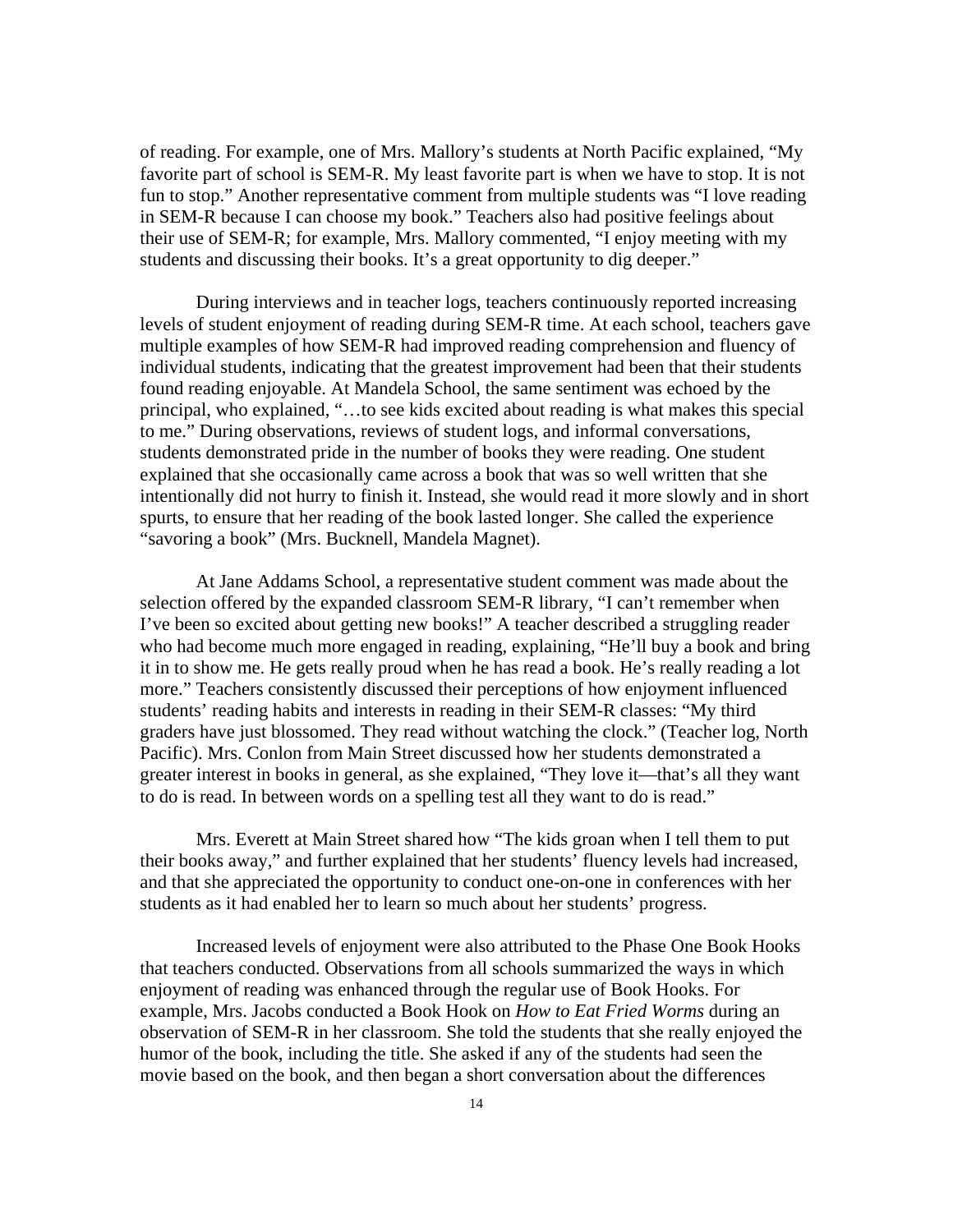of reading. For example, one of Mrs. Mallory's students at North Pacific explained, "My favorite part of school is SEM-R. My least favorite part is when we have to stop. It is not fun to stop." Another representative comment from multiple students was "I love reading in SEM-R because I can choose my book." Teachers also had positive feelings about their use of SEM-R; for example, Mrs. Mallory commented, "I enjoy meeting with my students and discussing their books. It's a great opportunity to dig deeper."

During interviews and in teacher logs, teachers continuously reported increasing levels of student enjoyment of reading during SEM-R time. At each school, teachers gave multiple examples of how SEM-R had improved reading comprehension and fluency of individual students, indicating that the greatest improvement had been that their students found reading enjoyable. At Mandela School, the same sentiment was echoed by the principal, who explained, "…to see kids excited about reading is what makes this special to me." During observations, reviews of student logs, and informal conversations, students demonstrated pride in the number of books they were reading. One student explained that she occasionally came across a book that was so well written that she intentionally did not hurry to finish it. Instead, she would read it more slowly and in short spurts, to ensure that her reading of the book lasted longer. She called the experience "savoring a book" (Mrs. Bucknell, Mandela Magnet).

At Jane Addams School, a representative student comment was made about the selection offered by the expanded classroom SEM-R library, "I can't remember when I've been so excited about getting new books!" A teacher described a struggling reader who had become much more engaged in reading, explaining, "He'll buy a book and bring it in to show me. He gets really proud when he has read a book. He's really reading a lot more." Teachers consistently discussed their perceptions of how enjoyment influenced students' reading habits and interests in reading in their SEM-R classes: "My third graders have just blossomed. They read without watching the clock." (Teacher log, North Pacific). Mrs. Conlon from Main Street discussed how her students demonstrated a greater interest in books in general, as she explained, "They love it—that's all they want to do is read. In between words on a spelling test all they want to do is read."

Mrs. Everett at Main Street shared how "The kids groan when I tell them to put their books away," and further explained that her students' fluency levels had increased, and that she appreciated the opportunity to conduct one-on-one in conferences with her students as it had enabled her to learn so much about her students' progress.

Increased levels of enjoyment were also attributed to the Phase One Book Hooks that teachers conducted. Observations from all schools summarized the ways in which enjoyment of reading was enhanced through the regular use of Book Hooks. For example, Mrs. Jacobs conducted a Book Hook on *How to Eat Fried Worms* during an observation of SEM-R in her classroom. She told the students that she really enjoyed the humor of the book, including the title. She asked if any of the students had seen the movie based on the book, and then began a short conversation about the differences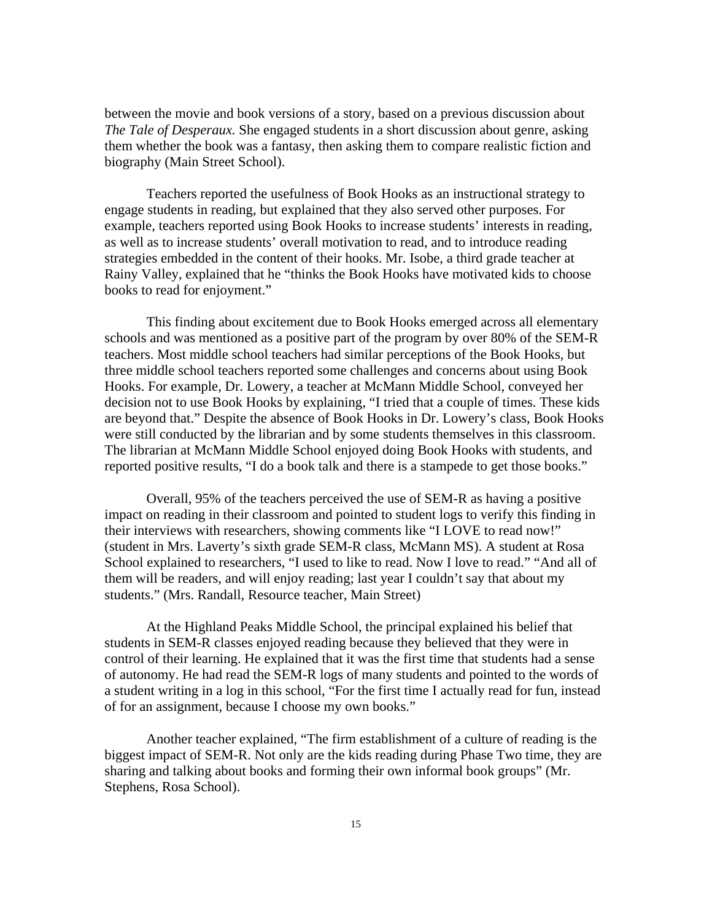between the movie and book versions of a story, based on a previous discussion about *The Tale of Desperaux.* She engaged students in a short discussion about genre, asking them whether the book was a fantasy, then asking them to compare realistic fiction and biography (Main Street School).

Teachers reported the usefulness of Book Hooks as an instructional strategy to engage students in reading, but explained that they also served other purposes. For example, teachers reported using Book Hooks to increase students' interests in reading, as well as to increase students' overall motivation to read, and to introduce reading strategies embedded in the content of their hooks. Mr. Isobe, a third grade teacher at Rainy Valley, explained that he "thinks the Book Hooks have motivated kids to choose books to read for enjoyment."

This finding about excitement due to Book Hooks emerged across all elementary schools and was mentioned as a positive part of the program by over 80% of the SEM-R teachers. Most middle school teachers had similar perceptions of the Book Hooks, but three middle school teachers reported some challenges and concerns about using Book Hooks. For example, Dr. Lowery, a teacher at McMann Middle School, conveyed her decision not to use Book Hooks by explaining, "I tried that a couple of times. These kids are beyond that." Despite the absence of Book Hooks in Dr. Lowery's class, Book Hooks were still conducted by the librarian and by some students themselves in this classroom. The librarian at McMann Middle School enjoyed doing Book Hooks with students, and reported positive results, "I do a book talk and there is a stampede to get those books."

Overall, 95% of the teachers perceived the use of SEM-R as having a positive impact on reading in their classroom and pointed to student logs to verify this finding in their interviews with researchers, showing comments like "I LOVE to read now!" (student in Mrs. Laverty's sixth grade SEM-R class, McMann MS). A student at Rosa School explained to researchers, "I used to like to read. Now I love to read." "And all of them will be readers, and will enjoy reading; last year I couldn't say that about my students." (Mrs. Randall, Resource teacher, Main Street)

At the Highland Peaks Middle School, the principal explained his belief that students in SEM-R classes enjoyed reading because they believed that they were in control of their learning. He explained that it was the first time that students had a sense of autonomy. He had read the SEM-R logs of many students and pointed to the words of a student writing in a log in this school, "For the first time I actually read for fun, instead of for an assignment, because I choose my own books."

Another teacher explained, "The firm establishment of a culture of reading is the biggest impact of SEM-R. Not only are the kids reading during Phase Two time, they are sharing and talking about books and forming their own informal book groups" (Mr. Stephens, Rosa School).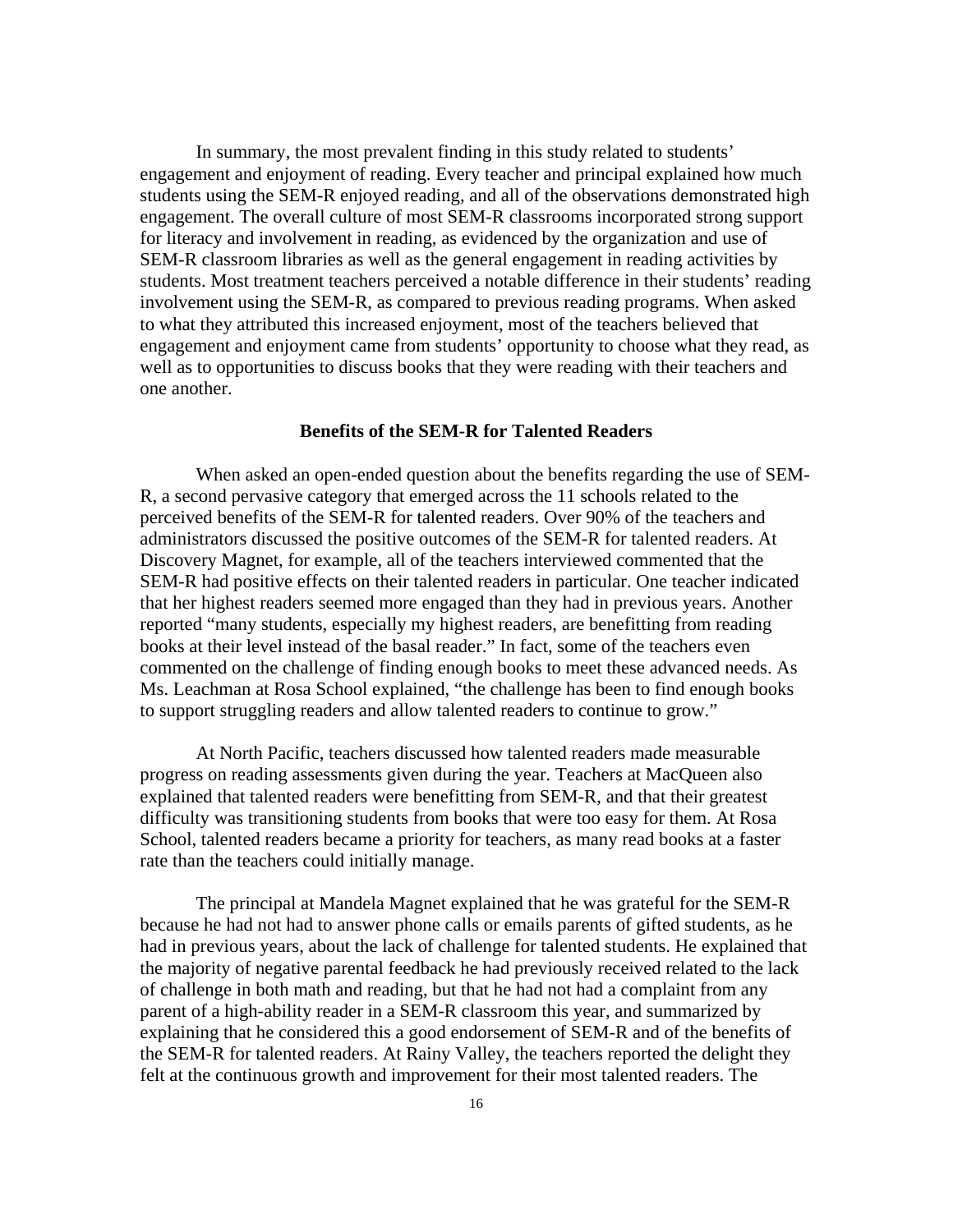In summary, the most prevalent finding in this study related to students' engagement and enjoyment of reading. Every teacher and principal explained how much students using the SEM-R enjoyed reading, and all of the observations demonstrated high engagement. The overall culture of most SEM-R classrooms incorporated strong support for literacy and involvement in reading, as evidenced by the organization and use of SEM-R classroom libraries as well as the general engagement in reading activities by students. Most treatment teachers perceived a notable difference in their students' reading involvement using the SEM-R, as compared to previous reading programs. When asked to what they attributed this increased enjoyment, most of the teachers believed that engagement and enjoyment came from students' opportunity to choose what they read, as well as to opportunities to discuss books that they were reading with their teachers and one another.

### Benefits of the SEM-R for Talented Readers

When asked an open-ended question about the benefits regarding the use of SEM-R, a second pervasive category that emerged across the 11 schools related to the perceived benefits of the SEM-R for talented readers. Over 90% of the teachers and administrators discussed the positive outcomes of the SEM-R for talented readers. At Discovery Magnet, for example, all of the teachers interviewed commented that the SEM-R had positive effects on their talented readers in particular. One teacher indicated that her highest readers seemed more engaged than they had in previous years. Another reported "many students, especially my highest readers, are benefitting from reading books at their level instead of the basal reader." In fact, some of the teachers even commented on the challenge of finding enough books to meet these advanced needs. As Ms. Leachman at Rosa School explained, "the challenge has been to find enough books to support struggling readers and allow talented readers to continue to grow."

At North Pacific, teachers discussed how talented readers made measurable progress on reading assessments given during the year. Teachers at MacQueen also explained that talented readers were benefitting from SEM-R, and that their greatest difficulty was transitioning students from books that were too easy for them. At Rosa School, talented readers became a priority for teachers, as many read books at a faster rate than the teachers could initially manage.

The principal at Mandela Magnet explained that he was grateful for the SEM-R because he had not had to answer phone calls or emails parents of gifted students, as he had in previous years, about the lack of challenge for talented students. He explained that the majority of negative parental feedback he had previously received related to the lack of challenge in both math and reading, but that he had not had a complaint from any parent of a high-ability reader in a SEM-R classroom this year, and summarized by explaining that he considered this a good endorsement of SEM-R and of the benefits of the SEM-R for talented readers. At Rainy Valley, the teachers reported the delight they felt at the continuous growth and improvement for their most talented readers. The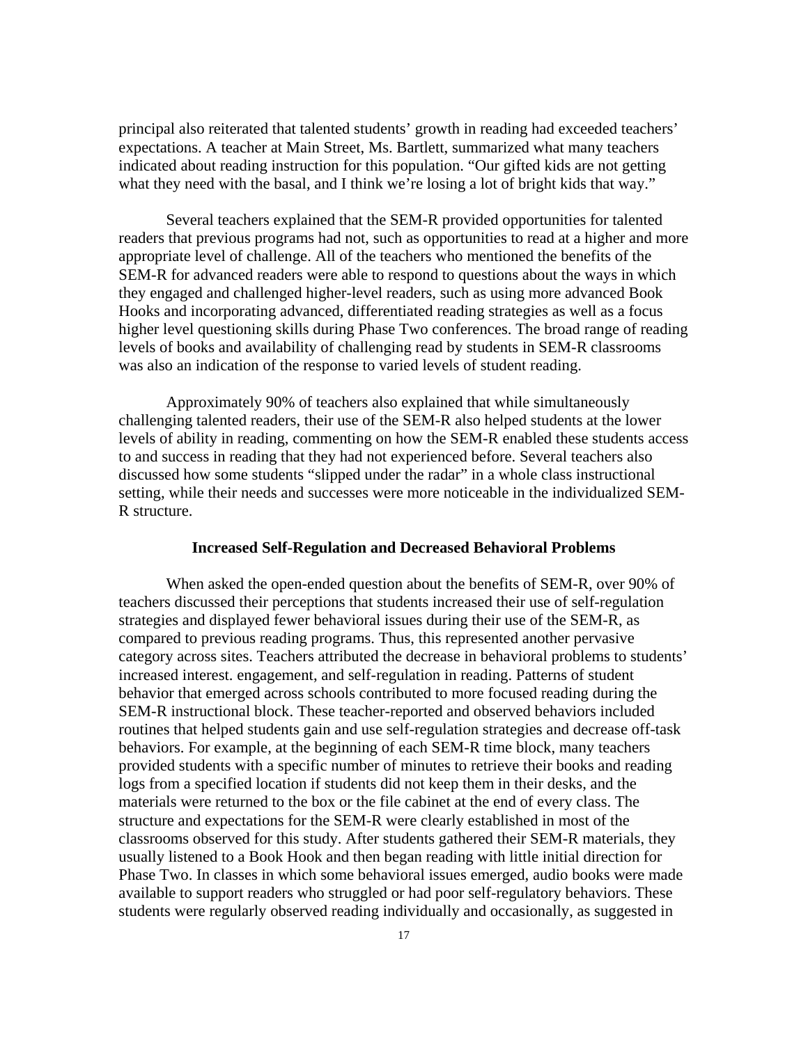principal also reiterated that talented students' growth in reading had exceeded teachers' expectations. A teacher at Main Street, Ms. Bartlett, summarized what many teachers indicated about reading instruction for this population. "Our gifted kids are not getting what they need with the basal, and I think we're losing a lot of bright kids that way."

Several teachers explained that the SEM-R provided opportunities for talented readers that previous programs had not, such as opportunities to read at a higher and more appropriate level of challenge. All of the teachers who mentioned the benefits of the SEM-R for advanced readers were able to respond to questions about the ways in which they engaged and challenged higher-level readers, such as using more advanced Book Hooks and incorporating advanced, differentiated reading strategies as well as a focus higher level questioning skills during Phase Two conferences. The broad range of reading levels of books and availability of challenging read by students in SEM-R classrooms was also an indication of the response to varied levels of student reading.

Approximately 90% of teachers also explained that while simultaneously challenging talented readers, their use of the SEM-R also helped students at the lower levels of ability in reading, commenting on how the SEM-R enabled these students access to and success in reading that they had not experienced before. Several teachers also discussed how some students "slipped under the radar" in a whole class instructional setting, while their needs and successes were more noticeable in the individualized SEM-R structure.

### Increased Self-Regulation and Decreased Behavioral Problems

When asked the open-ended question about the benefits of SEM-R, over 90% of teachers discussed their perceptions that students increased their use of self-regulation strategies and displayed fewer behavioral issues during their use of the SEM-R, as compared to previous reading programs. Thus, this represented another pervasive category across sites. Teachers attributed the decrease in behavioral problems to students' increased interest. engagement, and self-regulation in reading. Patterns of student behavior that emerged across schools contributed to more focused reading during the SEM-R instructional block. These teacher-reported and observed behaviors included routines that helped students gain and use self-regulation strategies and decrease off-task behaviors. For example, at the beginning of each SEM-R time block, many teachers provided students with a specific number of minutes to retrieve their books and reading logs from a specified location if students did not keep them in their desks, and the materials were returned to the box or the file cabinet at the end of every class. The structure and expectations for the SEM-R were clearly established in most of the classrooms observed for this study. After students gathered their SEM-R materials, they usually listened to a Book Hook and then began reading with little initial direction for Phase Two. In classes in which some behavioral issues emerged, audio books were made available to support readers who struggled or had poor self-regulatory behaviors. These students were regularly observed reading individually and occasionally, as suggested in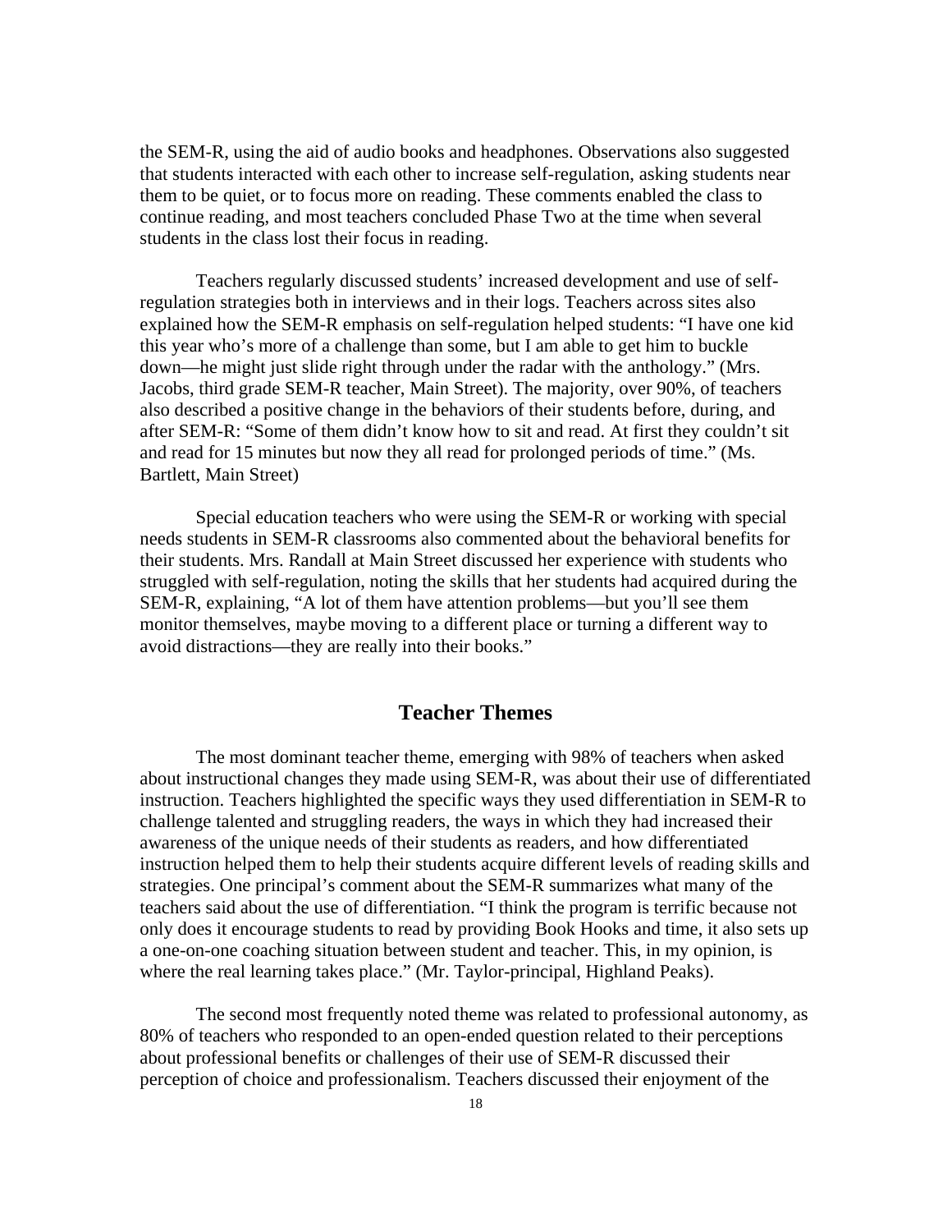the SEM-R, using the aid of audio books and headphones. Observations also suggested that students interacted with each other to increase self-regulation, asking students near them to be quiet, or to focus more on reading. These comments enabled the class to continue reading, and most teachers concluded Phase Two at the time when several students in the class lost their focus in reading.

Teachers regularly discussed students' increased development and use of self-regulation strategies both in interviews and in their logs. Teachers across sites also explained how the SEM-R emphasis on self-regulation helped students: "I have one kid this year who's more of a challenge than some, but I am able to get him to buckle down—he might just slide right through under the radar with the anthology." (Mrs. Jacobs, third grade SEM-R teacher, Main Street). The majority, over 90%, of teachers also described a positive change in the behaviors of their students before, during, and after SEM-R: "Some of them didn't know how to sit and read. At first they couldn't sit and read for 15 minutes but now they all read for prolonged periods of time." (Ms. Bartlett, Main Street)

Special education teachers who were using the SEM-R or working with special needs students in SEM-R classrooms also commented about the behavioral benefits for their students. Mrs. Randall at Main Street discussed her experience with students who struggled with self-regulation, noting the skills that her students had acquired during the SEM-R, explaining, "A lot of them have attention problems—but you'll see them monitor themselves, maybe moving to a different place or turning a different way to avoid distractions—they are really into their books."

## Teacher Themes

The most dominant teacher theme, emerging with 98% of teachers when asked about instructional changes they made using SEM-R, was about their use of differentiated instruction. Teachers highlighted the specific ways they used differentiation in SEM-R to challenge talented and struggling readers, the ways in which they had increased their awareness of the unique needs of their students as readers, and how differentiated instruction helped them to help their students acquire different levels of reading skills and strategies. One principal's comment about the SEM-R summarizes what many of the teachers said about the use of differentiation. "I think the program is terrific because not only does it encourage students to read by providing Book Hooks and time, it also sets up a one-on-one coaching situation between student and teacher. This, in my opinion, is where the real learning takes place." (Mr. Taylor-principal, Highland Peaks).

The second most frequently noted theme was related to professional autonomy, as 80% of teachers who responded to an open-ended question related to their perceptions about professional benefits or challenges of their use of SEM-R discussed their perception of choice and professionalism. Teachers discussed their enjoyment of the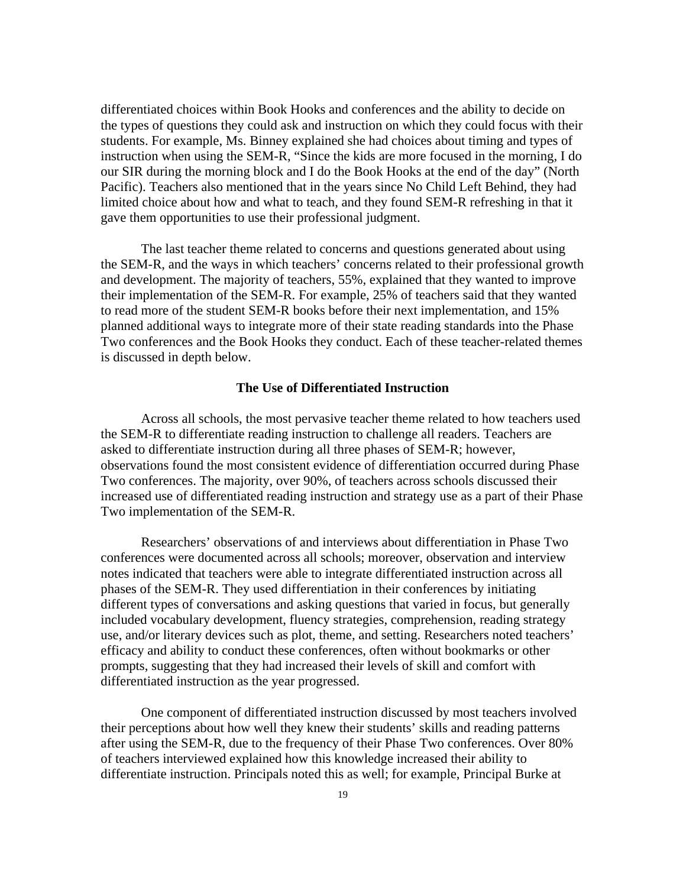differentiated choices within Book Hooks and conferences and the ability to decide on the types of questions they could ask and instruction on which they could focus with their students. For example, Ms. Binney explained she had choices about timing and types of instruction when using the SEM-R, "Since the kids are more focused in the morning, I do our SIR during the morning block and I do the Book Hooks at the end of the day" (North Pacific). Teachers also mentioned that in the years since No Child Left Behind, they had limited choice about how and what to teach, and they found SEM-R refreshing in that it gave them opportunities to use their professional judgment.

The last teacher theme related to concerns and questions generated about using the SEM-R, and the ways in which teachers' concerns related to their professional growth and development. The majority of teachers, 55%, explained that they wanted to improve their implementation of the SEM-R. For example, 25% of teachers said that they wanted to read more of the student SEM-R books before their next implementation, and 15% planned additional ways to integrate more of their state reading standards into the Phase Two conferences and the Book Hooks they conduct. Each of these teacher-related themes is discussed in depth below.

### The Use of Differentiated Instruction

Across all schools, the most pervasive teacher theme related to how teachers used the SEM-R to differentiate reading instruction to challenge all readers. Teachers are asked to differentiate instruction during all three phases of SEM-R; however, observations found the most consistent evidence of differentiation occurred during Phase Two conferences. The majority, over 90%, of teachers across schools discussed their increased use of differentiated reading instruction and strategy use as a part of their Phase Two implementation of the SEM-R.

Researchers' observations of and interviews about differentiation in Phase Two conferences were documented across all schools; moreover, observation and interview notes indicated that teachers were able to integrate differentiated instruction across all phases of the SEM-R. They used differentiation in their conferences by initiating different types of conversations and asking questions that varied in focus, but generally included vocabulary development, fluency strategies, comprehension, reading strategy use, and/or literary devices such as plot, theme, and setting. Researchers noted teachers' efficacy and ability to conduct these conferences, often without bookmarks or other prompts, suggesting that they had increased their levels of skill and comfort with differentiated instruction as the year progressed.

One component of differentiated instruction discussed by most teachers involved their perceptions about how well they knew their students' skills and reading patterns after using the SEM-R, due to the frequency of their Phase Two conferences. Over 80% of teachers interviewed explained how this knowledge increased their ability to differentiate instruction. Principals noted this as well; for example, Principal Burke at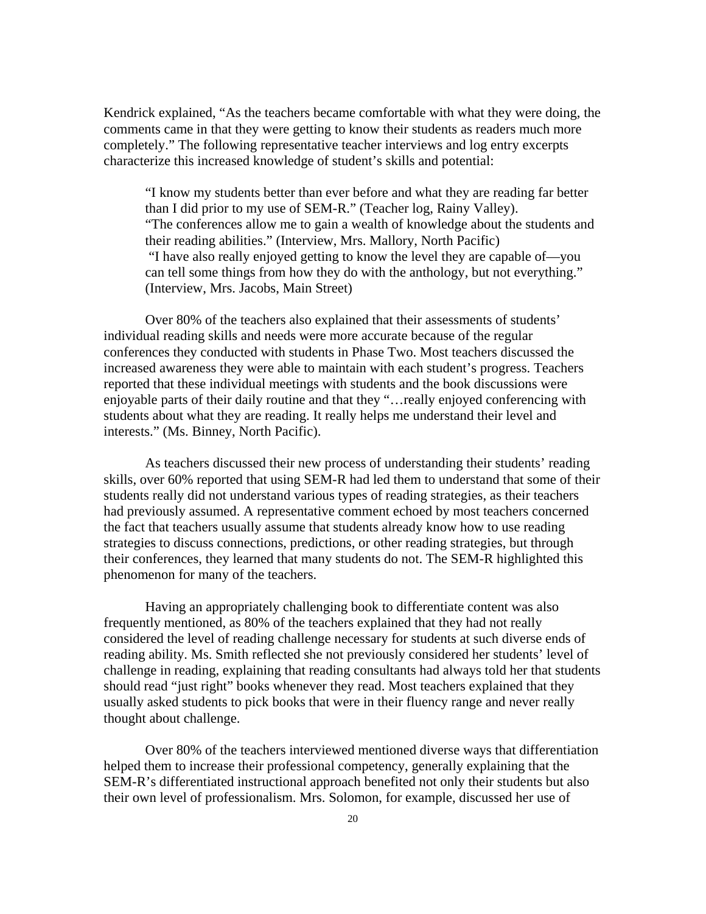Kendrick explained, "As the teachers became comfortable with what they were doing, the comments came in that they were getting to know their students as readers much more completely." The following representative teacher interviews and log entry excerpts characterize this increased knowledge of student's skills and potential:

> "I know my students better than ever before and what they are reading far better than I did prior to my use of SEM-R." (Teacher log, Rainy Valley).
> "The conferences allow me to gain a wealth of knowledge about the students and their reading abilities." (Interview, Mrs. Mallory, North Pacific)
> "I have also really enjoyed getting to know the level they are capable of—you can tell some things from how they do with the anthology, but not everything." (Interview, Mrs. Jacobs, Main Street)

Over 80% of the teachers also explained that their assessments of students' individual reading skills and needs were more accurate because of the regular conferences they conducted with students in Phase Two. Most teachers discussed the increased awareness they were able to maintain with each student's progress. Teachers reported that these individual meetings with students and the book discussions were enjoyable parts of their daily routine and that they "…really enjoyed conferencing with students about what they are reading. It really helps me understand their level and interests." (Ms. Binney, North Pacific).

As teachers discussed their new process of understanding their students' reading skills, over 60% reported that using SEM-R had led them to understand that some of their students really did not understand various types of reading strategies, as their teachers had previously assumed. A representative comment echoed by most teachers concerned the fact that teachers usually assume that students already know how to use reading strategies to discuss connections, predictions, or other reading strategies, but through their conferences, they learned that many students do not. The SEM-R highlighted this phenomenon for many of the teachers.

Having an appropriately challenging book to differentiate content was also frequently mentioned, as 80% of the teachers explained that they had not really considered the level of reading challenge necessary for students at such diverse ends of reading ability. Ms. Smith reflected she not previously considered her students' level of challenge in reading, explaining that reading consultants had always told her that students should read "just right" books whenever they read. Most teachers explained that they usually asked students to pick books that were in their fluency range and never really thought about challenge.

Over 80% of the teachers interviewed mentioned diverse ways that differentiation helped them to increase their professional competency, generally explaining that the SEM-R's differentiated instructional approach benefited not only their students but also their own level of professionalism. Mrs. Solomon, for example, discussed her use of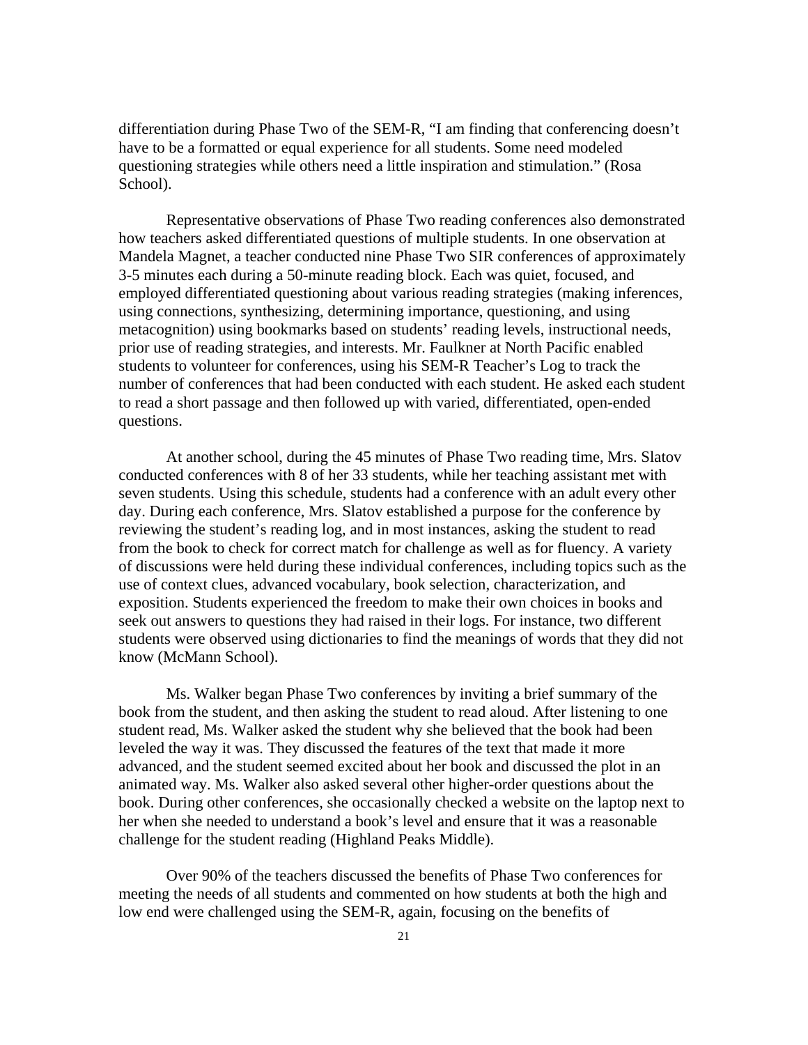differentiation during Phase Two of the SEM-R, "I am finding that conferencing doesn't have to be a formatted or equal experience for all students. Some need modeled questioning strategies while others need a little inspiration and stimulation." (Rosa School).

Representative observations of Phase Two reading conferences also demonstrated how teachers asked differentiated questions of multiple students. In one observation at Mandela Magnet, a teacher conducted nine Phase Two SIR conferences of approximately 3-5 minutes each during a 50-minute reading block. Each was quiet, focused, and employed differentiated questioning about various reading strategies (making inferences, using connections, synthesizing, determining importance, questioning, and using metacognition) using bookmarks based on students' reading levels, instructional needs, prior use of reading strategies, and interests. Mr. Faulkner at North Pacific enabled students to volunteer for conferences, using his SEM-R Teacher's Log to track the number of conferences that had been conducted with each student. He asked each student to read a short passage and then followed up with varied, differentiated, open-ended questions.

At another school, during the 45 minutes of Phase Two reading time, Mrs. Slatov conducted conferences with 8 of her 33 students, while her teaching assistant met with seven students. Using this schedule, students had a conference with an adult every other day. During each conference, Mrs. Slatov established a purpose for the conference by reviewing the student's reading log, and in most instances, asking the student to read from the book to check for correct match for challenge as well as for fluency. A variety of discussions were held during these individual conferences, including topics such as the use of context clues, advanced vocabulary, book selection, characterization, and exposition. Students experienced the freedom to make their own choices in books and seek out answers to questions they had raised in their logs. For instance, two different students were observed using dictionaries to find the meanings of words that they did not know (McMann School).

Ms. Walker began Phase Two conferences by inviting a brief summary of the book from the student, and then asking the student to read aloud. After listening to one student read, Ms. Walker asked the student why she believed that the book had been leveled the way it was. They discussed the features of the text that made it more advanced, and the student seemed excited about her book and discussed the plot in an animated way. Ms. Walker also asked several other higher-order questions about the book. During other conferences, she occasionally checked a website on the laptop next to her when she needed to understand a book's level and ensure that it was a reasonable challenge for the student reading (Highland Peaks Middle).

Over 90% of the teachers discussed the benefits of Phase Two conferences for meeting the needs of all students and commented on how students at both the high and low end were challenged using the SEM-R, again, focusing on the benefits of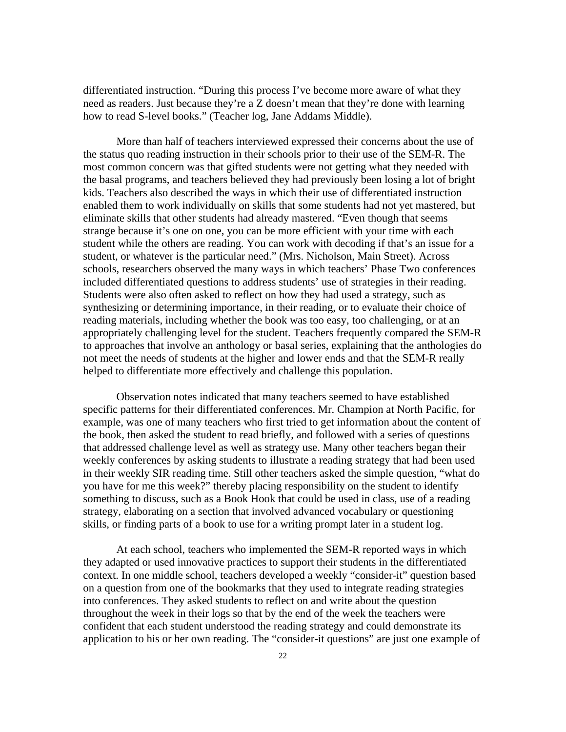differentiated instruction. “During this process I’ve become more aware of what they need as readers. Just because they’re a Z doesn’t mean that they’re done with learning how to read S-level books.” (Teacher log, Jane Addams Middle).

More than half of teachers interviewed expressed their concerns about the use of the status quo reading instruction in their schools prior to their use of the SEM-R. The most common concern was that gifted students were not getting what they needed with the basal programs, and teachers believed they had previously been losing a lot of bright kids. Teachers also described the ways in which their use of differentiated instruction enabled them to work individually on skills that some students had not yet mastered, but eliminate skills that other students had already mastered. “Even though that seems strange because it’s one on one, you can be more efficient with your time with each student while the others are reading. You can work with decoding if that’s an issue for a student, or whatever is the particular need.” (Mrs. Nicholson, Main Street). Across schools, researchers observed the many ways in which teachers’ Phase Two conferences included differentiated questions to address students’ use of strategies in their reading. Students were also often asked to reflect on how they had used a strategy, such as synthesizing or determining importance, in their reading, or to evaluate their choice of reading materials, including whether the book was too easy, too challenging, or at an appropriately challenging level for the student. Teachers frequently compared the SEM-R to approaches that involve an anthology or basal series, explaining that the anthologies do not meet the needs of students at the higher and lower ends and that the SEM-R really helped to differentiate more effectively and challenge this population.

Observation notes indicated that many teachers seemed to have established specific patterns for their differentiated conferences. Mr. Champion at North Pacific, for example, was one of many teachers who first tried to get information about the content of the book, then asked the student to read briefly, and followed with a series of questions that addressed challenge level as well as strategy use. Many other teachers began their weekly conferences by asking students to illustrate a reading strategy that had been used in their weekly SIR reading time. Still other teachers asked the simple question, “what do you have for me this week?” thereby placing responsibility on the student to identify something to discuss, such as a Book Hook that could be used in class, use of a reading strategy, elaborating on a section that involved advanced vocabulary or questioning skills, or finding parts of a book to use for a writing prompt later in a student log.

At each school, teachers who implemented the SEM-R reported ways in which they adapted or used innovative practices to support their students in the differentiated context. In one middle school, teachers developed a weekly “consider-it” question based on a question from one of the bookmarks that they used to integrate reading strategies into conferences. They asked students to reflect on and write about the question throughout the week in their logs so that by the end of the week the teachers were confident that each student understood the reading strategy and could demonstrate its application to his or her own reading. The “consider-it questions” are just one example of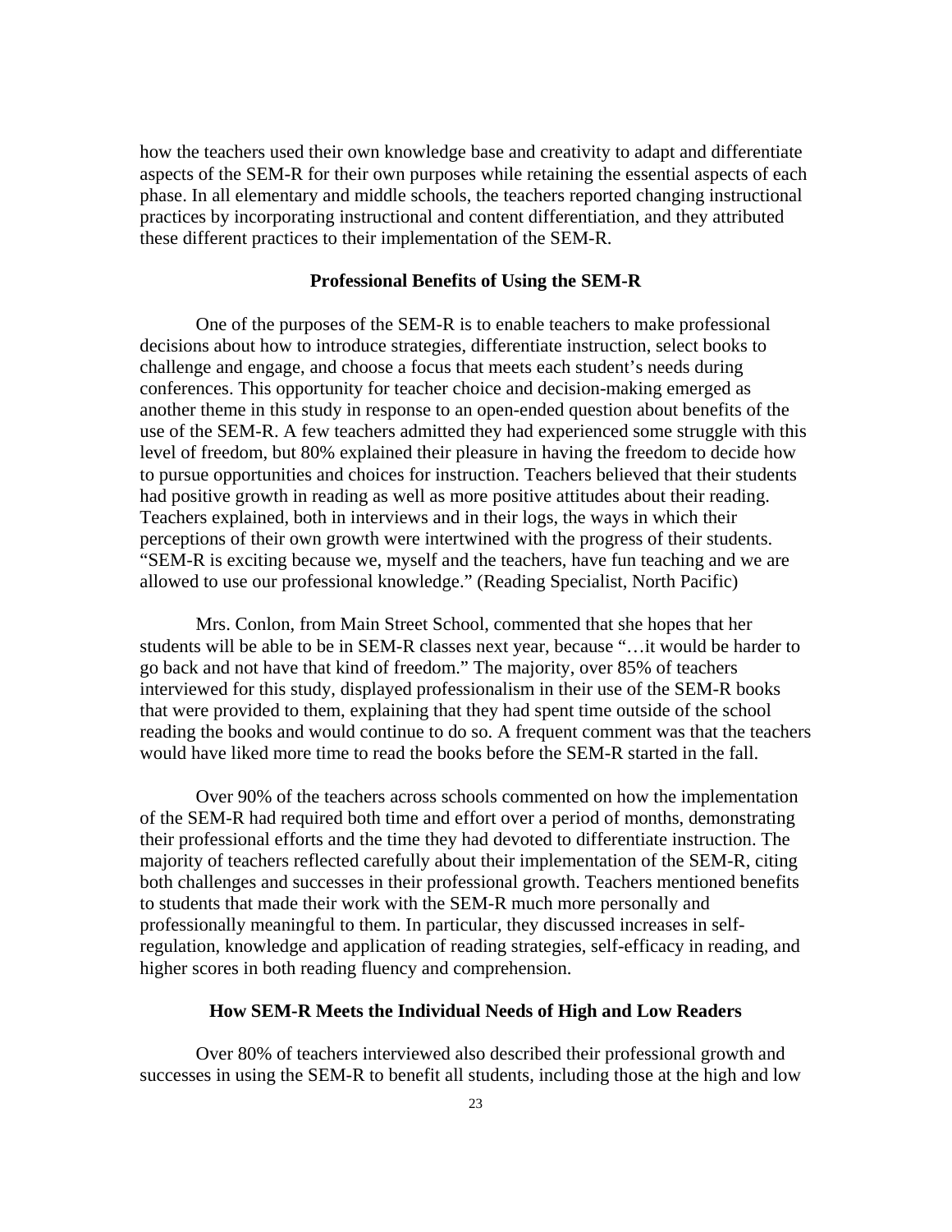how the teachers used their own knowledge base and creativity to adapt and differentiate aspects of the SEM-R for their own purposes while retaining the essential aspects of each phase. In all elementary and middle schools, the teachers reported changing instructional practices by incorporating instructional and content differentiation, and they attributed these different practices to their implementation of the SEM-R.

## Professional Benefits of Using the SEM-R

One of the purposes of the SEM-R is to enable teachers to make professional decisions about how to introduce strategies, differentiate instruction, select books to challenge and engage, and choose a focus that meets each student's needs during conferences. This opportunity for teacher choice and decision-making emerged as another theme in this study in response to an open-ended question about benefits of the use of the SEM-R. A few teachers admitted they had experienced some struggle with this level of freedom, but 80% explained their pleasure in having the freedom to decide how to pursue opportunities and choices for instruction. Teachers believed that their students had positive growth in reading as well as more positive attitudes about their reading. Teachers explained, both in interviews and in their logs, the ways in which their perceptions of their own growth were intertwined with the progress of their students. "SEM-R is exciting because we, myself and the teachers, have fun teaching and we are allowed to use our professional knowledge." (Reading Specialist, North Pacific)

Mrs. Conlon, from Main Street School, commented that she hopes that her students will be able to be in SEM-R classes next year, because "…it would be harder to go back and not have that kind of freedom." The majority, over 85% of teachers interviewed for this study, displayed professionalism in their use of the SEM-R books that were provided to them, explaining that they had spent time outside of the school reading the books and would continue to do so. A frequent comment was that the teachers would have liked more time to read the books before the SEM-R started in the fall.

Over 90% of the teachers across schools commented on how the implementation of the SEM-R had required both time and effort over a period of months, demonstrating their professional efforts and the time they had devoted to differentiate instruction. The majority of teachers reflected carefully about their implementation of the SEM-R, citing both challenges and successes in their professional growth. Teachers mentioned benefits to students that made their work with the SEM-R much more personally and professionally meaningful to them. In particular, they discussed increases in self-regulation, knowledge and application of reading strategies, self-efficacy in reading, and higher scores in both reading fluency and comprehension.

## How SEM-R Meets the Individual Needs of High and Low Readers

Over 80% of teachers interviewed also described their professional growth and successes in using the SEM-R to benefit all students, including those at the high and low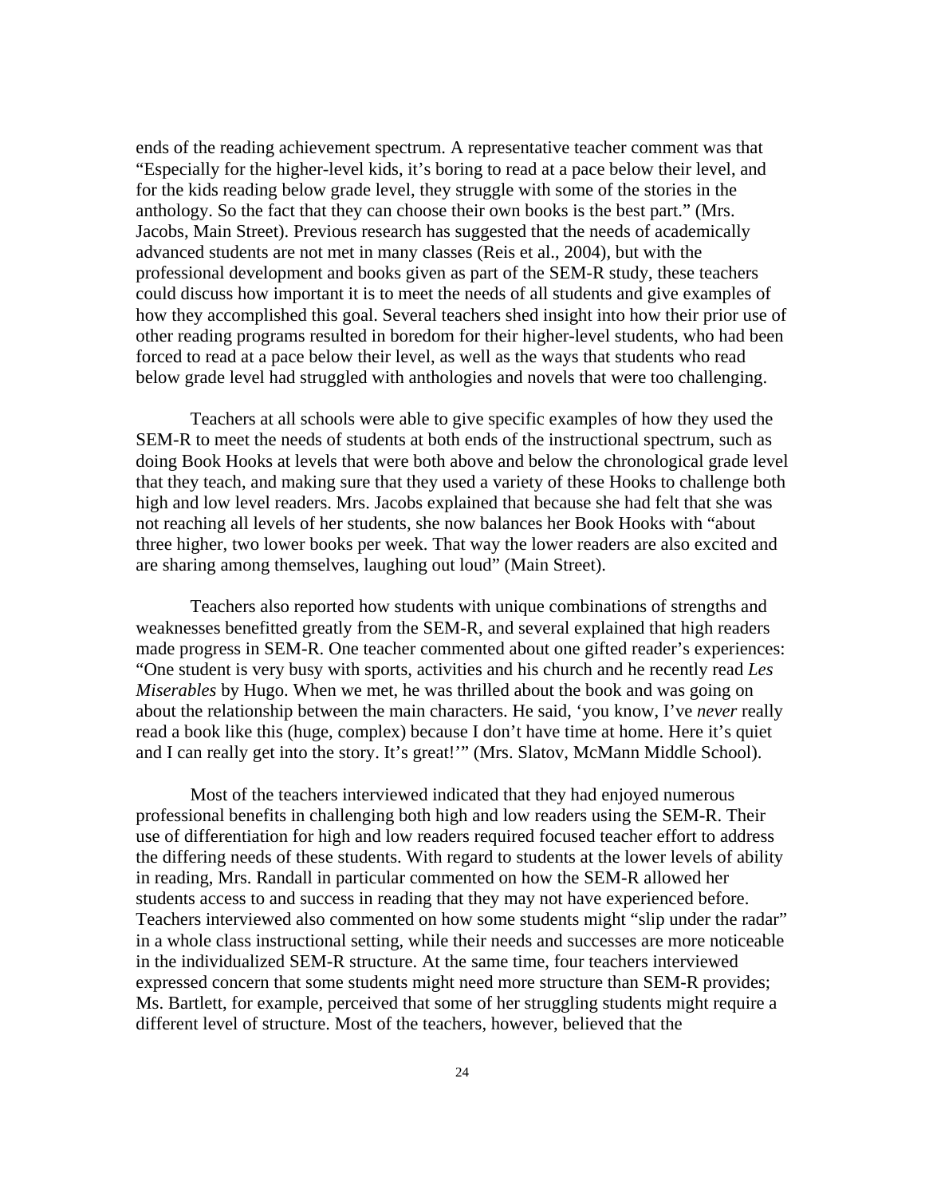ends of the reading achievement spectrum. A representative teacher comment was that "Especially for the higher-level kids, it's boring to read at a pace below their level, and for the kids reading below grade level, they struggle with some of the stories in the anthology. So the fact that they can choose their own books is the best part." (Mrs. Jacobs, Main Street). Previous research has suggested that the needs of academically advanced students are not met in many classes (Reis et al., 2004), but with the professional development and books given as part of the SEM-R study, these teachers could discuss how important it is to meet the needs of all students and give examples of how they accomplished this goal. Several teachers shed insight into how their prior use of other reading programs resulted in boredom for their higher-level students, who had been forced to read at a pace below their level, as well as the ways that students who read below grade level had struggled with anthologies and novels that were too challenging.

Teachers at all schools were able to give specific examples of how they used the SEM-R to meet the needs of students at both ends of the instructional spectrum, such as doing Book Hooks at levels that were both above and below the chronological grade level that they teach, and making sure that they used a variety of these Hooks to challenge both high and low level readers. Mrs. Jacobs explained that because she had felt that she was not reaching all levels of her students, she now balances her Book Hooks with "about three higher, two lower books per week. That way the lower readers are also excited and are sharing among themselves, laughing out loud" (Main Street).

Teachers also reported how students with unique combinations of strengths and weaknesses benefitted greatly from the SEM-R, and several explained that high readers made progress in SEM-R. One teacher commented about one gifted reader's experiences: "One student is very busy with sports, activities and his church and he recently read *Les Miserables* by Hugo. When we met, he was thrilled about the book and was going on about the relationship between the main characters. He said, 'you know, I've *never* really read a book like this (huge, complex) because I don't have time at home. Here it's quiet and I can really get into the story. It's great!'" (Mrs. Slatov, McMann Middle School).

Most of the teachers interviewed indicated that they had enjoyed numerous professional benefits in challenging both high and low readers using the SEM-R. Their use of differentiation for high and low readers required focused teacher effort to address the differing needs of these students. With regard to students at the lower levels of ability in reading, Mrs. Randall in particular commented on how the SEM-R allowed her students access to and success in reading that they may not have experienced before. Teachers interviewed also commented on how some students might "slip under the radar" in a whole class instructional setting, while their needs and successes are more noticeable in the individualized SEM-R structure. At the same time, four teachers interviewed expressed concern that some students might need more structure than SEM-R provides; Ms. Bartlett, for example, perceived that some of her struggling students might require a different level of structure. Most of the teachers, however, believed that the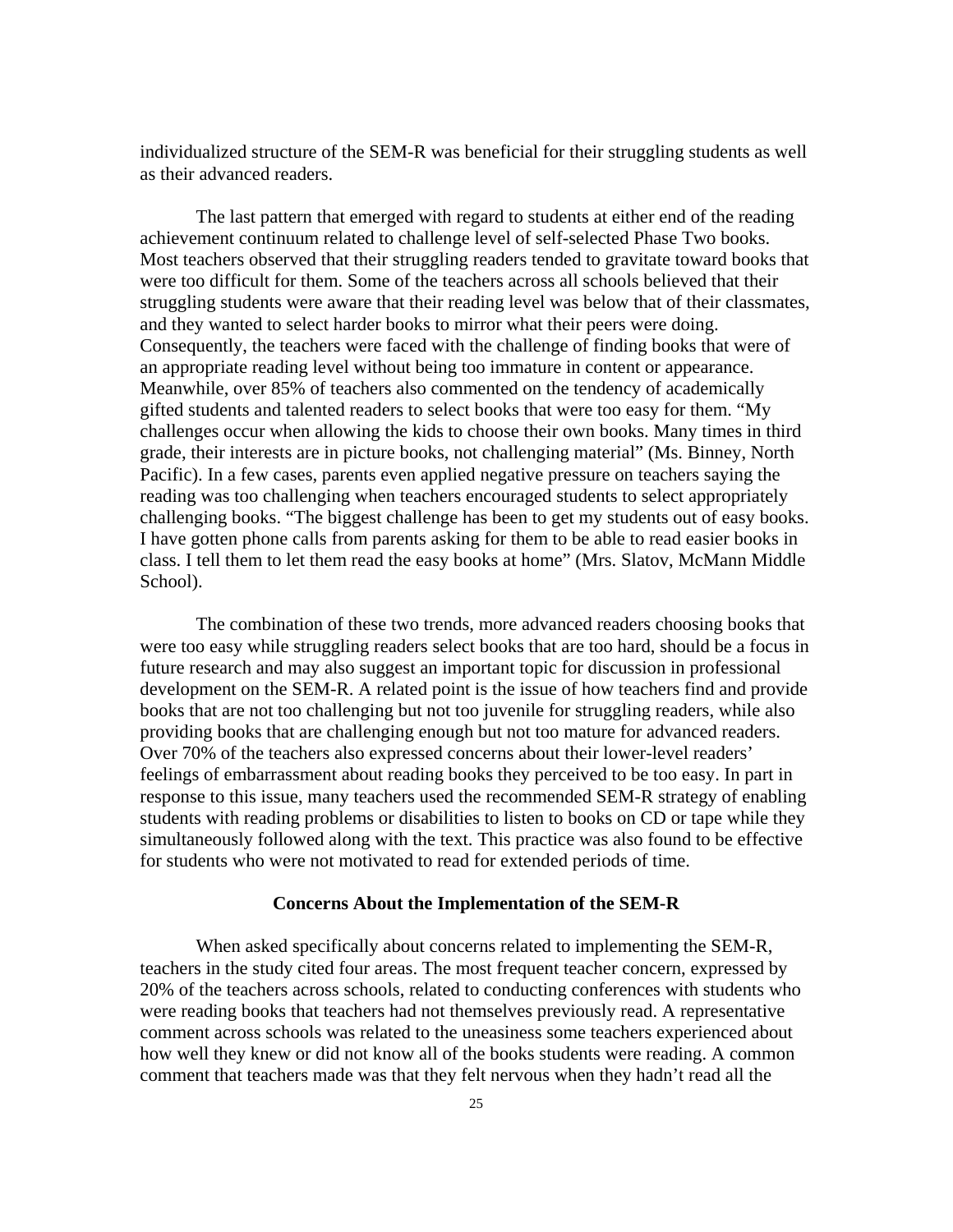individualized structure of the SEM-R was beneficial for their struggling students as well as their advanced readers.

The last pattern that emerged with regard to students at either end of the reading achievement continuum related to challenge level of self-selected Phase Two books. Most teachers observed that their struggling readers tended to gravitate toward books that were too difficult for them. Some of the teachers across all schools believed that their struggling students were aware that their reading level was below that of their classmates, and they wanted to select harder books to mirror what their peers were doing. Consequently, the teachers were faced with the challenge of finding books that were of an appropriate reading level without being too immature in content or appearance. Meanwhile, over 85% of teachers also commented on the tendency of academically gifted students and talented readers to select books that were too easy for them. “My challenges occur when allowing the kids to choose their own books. Many times in third grade, their interests are in picture books, not challenging material” (Ms. Binney, North Pacific). In a few cases, parents even applied negative pressure on teachers saying the reading was too challenging when teachers encouraged students to select appropriately challenging books. “The biggest challenge has been to get my students out of easy books. I have gotten phone calls from parents asking for them to be able to read easier books in class. I tell them to let them read the easy books at home” (Mrs. Slatov, McMann Middle School).

The combination of these two trends, more advanced readers choosing books that were too easy while struggling readers select books that are too hard, should be a focus in future research and may also suggest an important topic for discussion in professional development on the SEM-R. A related point is the issue of how teachers find and provide books that are not too challenging but not too juvenile for struggling readers, while also providing books that are challenging enough but not too mature for advanced readers. Over 70% of the teachers also expressed concerns about their lower-level readers’ feelings of embarrassment about reading books they perceived to be too easy. In part in response to this issue, many teachers used the recommended SEM-R strategy of enabling students with reading problems or disabilities to listen to books on CD or tape while they simultaneously followed along with the text. This practice was also found to be effective for students who were not motivated to read for extended periods of time.

### Concerns About the Implementation of the SEM-R

When asked specifically about concerns related to implementing the SEM-R, teachers in the study cited four areas. The most frequent teacher concern, expressed by 20% of the teachers across schools, related to conducting conferences with students who were reading books that teachers had not themselves previously read. A representative comment across schools was related to the uneasiness some teachers experienced about how well they knew or did not know all of the books students were reading. A common comment that teachers made was that they felt nervous when they hadn’t read all the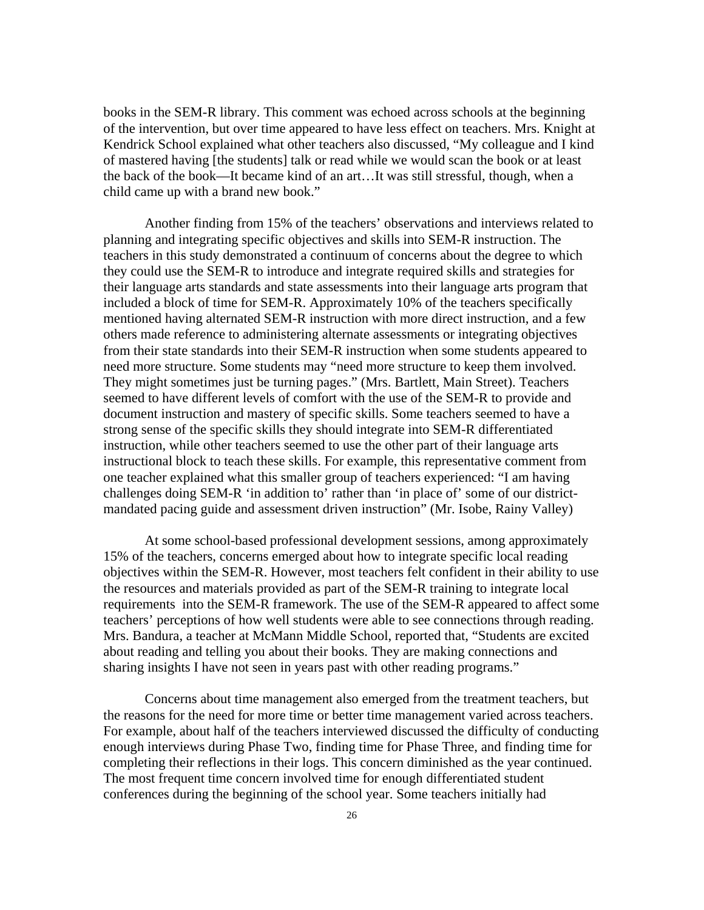books in the SEM-R library. This comment was echoed across schools at the beginning of the intervention, but over time appeared to have less effect on teachers. Mrs. Knight at Kendrick School explained what other teachers also discussed, "My colleague and I kind of mastered having [the students] talk or read while we would scan the book or at least the back of the book—It became kind of an art…It was still stressful, though, when a child came up with a brand new book."

Another finding from 15% of the teachers' observations and interviews related to planning and integrating specific objectives and skills into SEM-R instruction. The teachers in this study demonstrated a continuum of concerns about the degree to which they could use the SEM-R to introduce and integrate required skills and strategies for their language arts standards and state assessments into their language arts program that included a block of time for SEM-R. Approximately 10% of the teachers specifically mentioned having alternated SEM-R instruction with more direct instruction, and a few others made reference to administering alternate assessments or integrating objectives from their state standards into their SEM-R instruction when some students appeared to need more structure. Some students may "need more structure to keep them involved. They might sometimes just be turning pages." (Mrs. Bartlett, Main Street). Teachers seemed to have different levels of comfort with the use of the SEM-R to provide and document instruction and mastery of specific skills. Some teachers seemed to have a strong sense of the specific skills they should integrate into SEM-R differentiated instruction, while other teachers seemed to use the other part of their language arts instructional block to teach these skills. For example, this representative comment from one teacher explained what this smaller group of teachers experienced: "I am having challenges doing SEM-R 'in addition to' rather than 'in place of' some of our district-mandated pacing guide and assessment driven instruction" (Mr. Isobe, Rainy Valley)

At some school-based professional development sessions, among approximately 15% of the teachers, concerns emerged about how to integrate specific local reading objectives within the SEM-R. However, most teachers felt confident in their ability to use the resources and materials provided as part of the SEM-R training to integrate local requirements into the SEM-R framework. The use of the SEM-R appeared to affect some teachers' perceptions of how well students were able to see connections through reading. Mrs. Bandura, a teacher at McMann Middle School, reported that, "Students are excited about reading and telling you about their books. They are making connections and sharing insights I have not seen in years past with other reading programs."

Concerns about time management also emerged from the treatment teachers, but the reasons for the need for more time or better time management varied across teachers. For example, about half of the teachers interviewed discussed the difficulty of conducting enough interviews during Phase Two, finding time for Phase Three, and finding time for completing their reflections in their logs. This concern diminished as the year continued. The most frequent time concern involved time for enough differentiated student conferences during the beginning of the school year. Some teachers initially had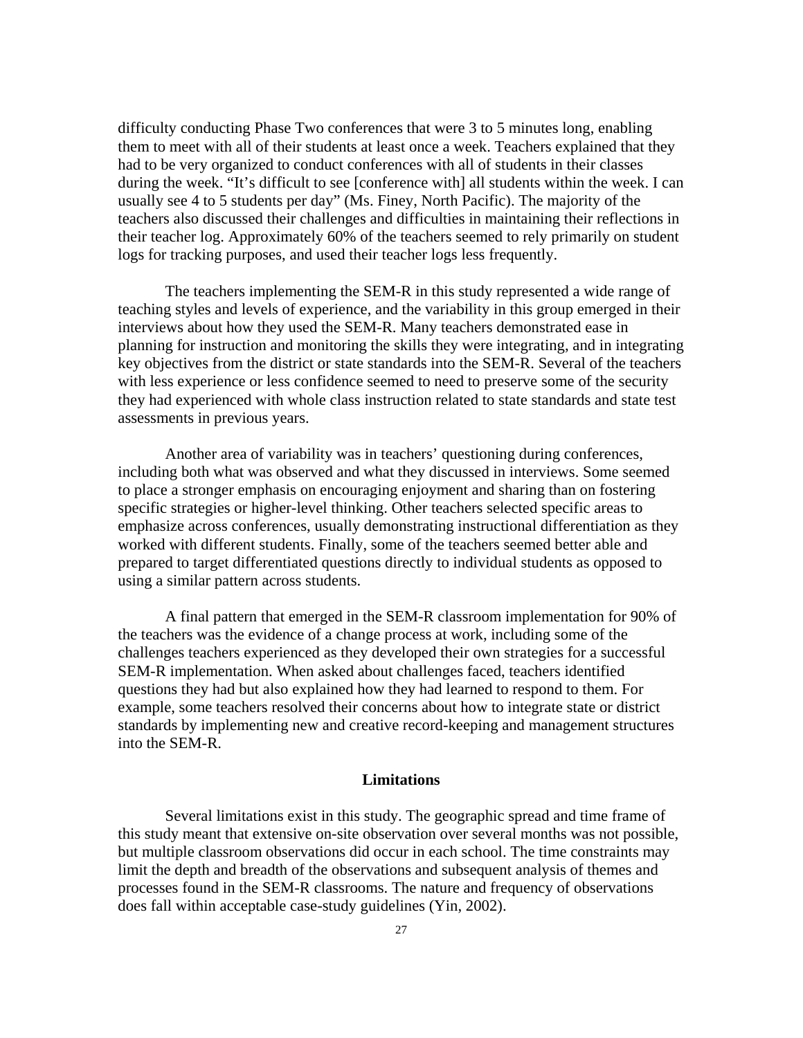difficulty conducting Phase Two conferences that were 3 to 5 minutes long, enabling them to meet with all of their students at least once a week. Teachers explained that they had to be very organized to conduct conferences with all of students in their classes during the week. "It's difficult to see [conference with] all students within the week. I can usually see 4 to 5 students per day" (Ms. Finey, North Pacific). The majority of the teachers also discussed their challenges and difficulties in maintaining their reflections in their teacher log. Approximately 60% of the teachers seemed to rely primarily on student logs for tracking purposes, and used their teacher logs less frequently.

The teachers implementing the SEM-R in this study represented a wide range of teaching styles and levels of experience, and the variability in this group emerged in their interviews about how they used the SEM-R. Many teachers demonstrated ease in planning for instruction and monitoring the skills they were integrating, and in integrating key objectives from the district or state standards into the SEM-R. Several of the teachers with less experience or less confidence seemed to need to preserve some of the security they had experienced with whole class instruction related to state standards and state test assessments in previous years.

Another area of variability was in teachers' questioning during conferences, including both what was observed and what they discussed in interviews. Some seemed to place a stronger emphasis on encouraging enjoyment and sharing than on fostering specific strategies or higher-level thinking. Other teachers selected specific areas to emphasize across conferences, usually demonstrating instructional differentiation as they worked with different students. Finally, some of the teachers seemed better able and prepared to target differentiated questions directly to individual students as opposed to using a similar pattern across students.

A final pattern that emerged in the SEM-R classroom implementation for 90% of the teachers was the evidence of a change process at work, including some of the challenges teachers experienced as they developed their own strategies for a successful SEM-R implementation. When asked about challenges faced, teachers identified questions they had but also explained how they had learned to respond to them. For example, some teachers resolved their concerns about how to integrate state or district standards by implementing new and creative record-keeping and management structures into the SEM-R.

## Limitations

Several limitations exist in this study. The geographic spread and time frame of this study meant that extensive on-site observation over several months was not possible, but multiple classroom observations did occur in each school. The time constraints may limit the depth and breadth of the observations and subsequent analysis of themes and processes found in the SEM-R classrooms. The nature and frequency of observations does fall within acceptable case-study guidelines (Yin, 2002).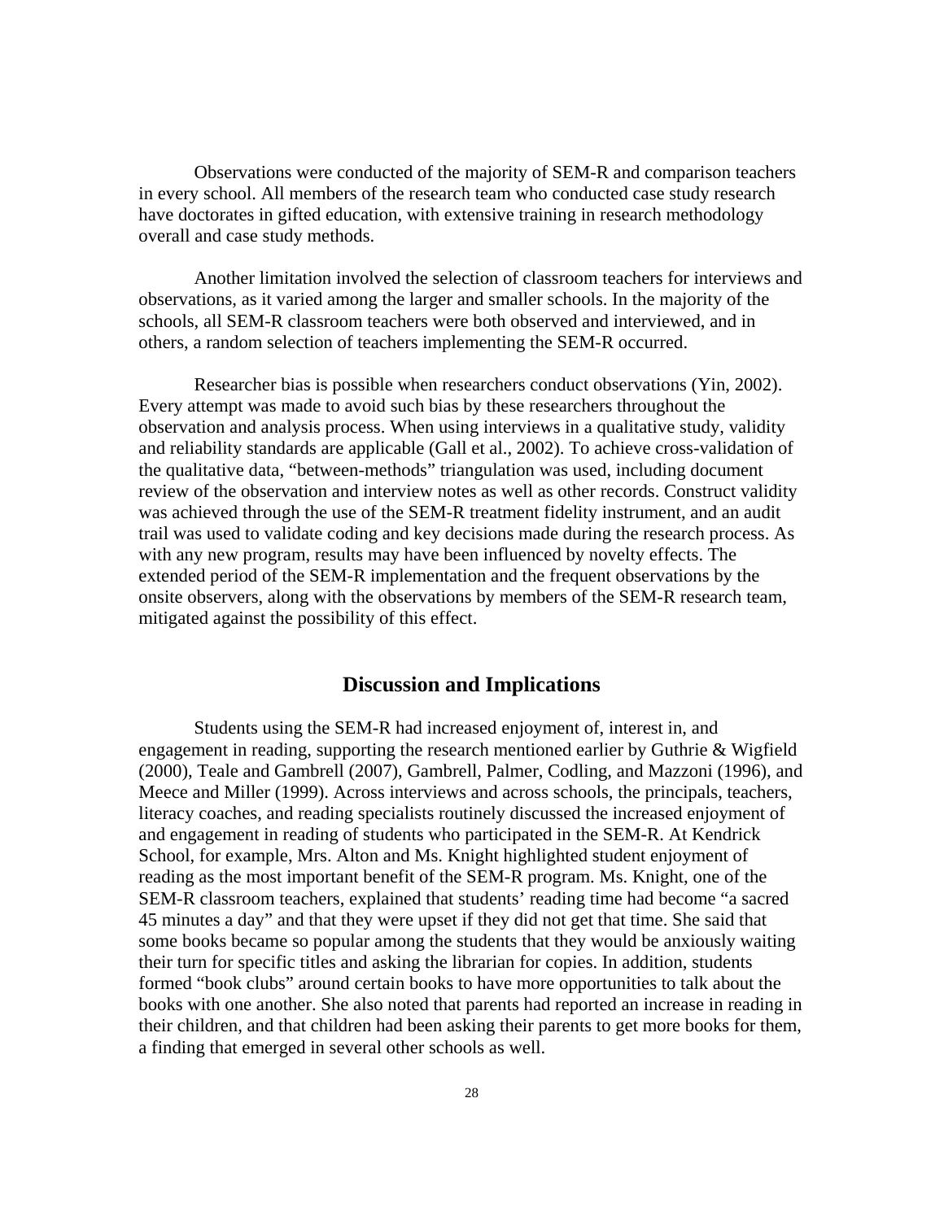Observations were conducted of the majority of SEM-R and comparison teachers in every school. All members of the research team who conducted case study research have doctorates in gifted education, with extensive training in research methodology overall and case study methods.

Another limitation involved the selection of classroom teachers for interviews and observations, as it varied among the larger and smaller schools. In the majority of the schools, all SEM-R classroom teachers were both observed and interviewed, and in others, a random selection of teachers implementing the SEM-R occurred.

Researcher bias is possible when researchers conduct observations (Yin, 2002). Every attempt was made to avoid such bias by these researchers throughout the observation and analysis process. When using interviews in a qualitative study, validity and reliability standards are applicable (Gall et al., 2002). To achieve cross-validation of the qualitative data, "between-methods" triangulation was used, including document review of the observation and interview notes as well as other records. Construct validity was achieved through the use of the SEM-R treatment fidelity instrument, and an audit trail was used to validate coding and key decisions made during the research process. As with any new program, results may have been influenced by novelty effects. The extended period of the SEM-R implementation and the frequent observations by the onsite observers, along with the observations by members of the SEM-R research team, mitigated against the possibility of this effect.

## Discussion and Implications

Students using the SEM-R had increased enjoyment of, interest in, and engagement in reading, supporting the research mentioned earlier by Guthrie & Wigfield (2000), Teale and Gambrell (2007), Gambrell, Palmer, Codling, and Mazzoni (1996), and Meece and Miller (1999). Across interviews and across schools, the principals, teachers, literacy coaches, and reading specialists routinely discussed the increased enjoyment of and engagement in reading of students who participated in the SEM-R. At Kendrick School, for example, Mrs. Alton and Ms. Knight highlighted student enjoyment of reading as the most important benefit of the SEM-R program. Ms. Knight, one of the SEM-R classroom teachers, explained that students' reading time had become "a sacred 45 minutes a day" and that they were upset if they did not get that time. She said that some books became so popular among the students that they would be anxiously waiting their turn for specific titles and asking the librarian for copies. In addition, students formed "book clubs" around certain books to have more opportunities to talk about the books with one another. She also noted that parents had reported an increase in reading in their children, and that children had been asking their parents to get more books for them, a finding that emerged in several other schools as well.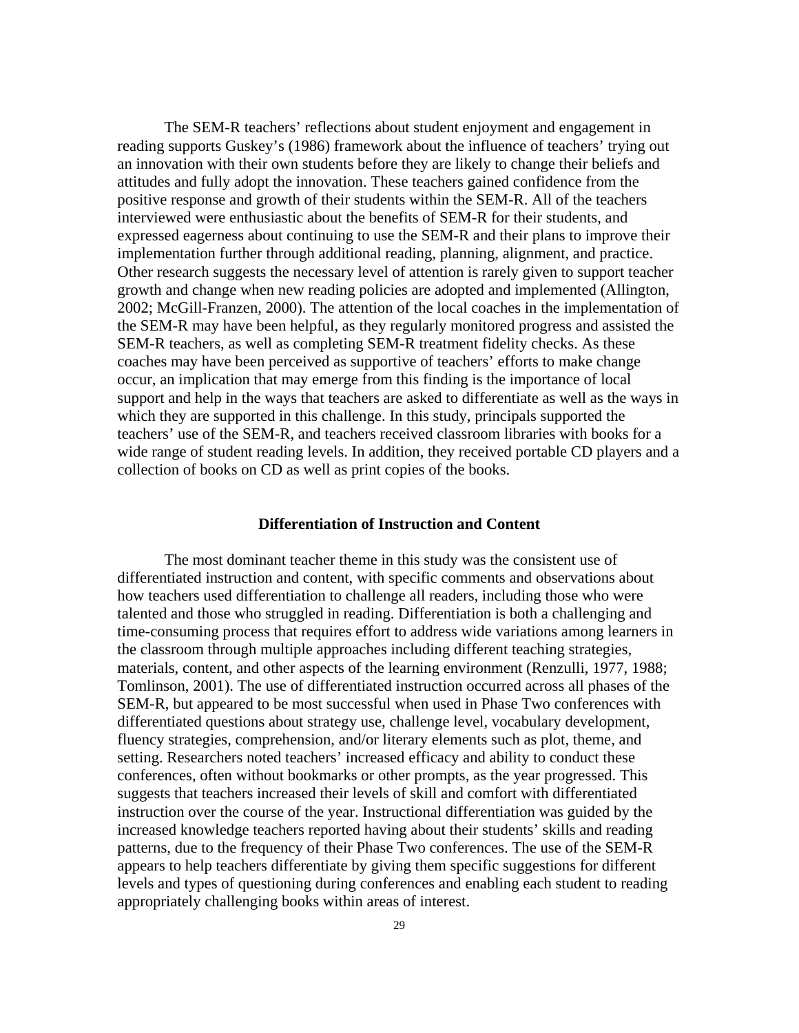The SEM-R teachers' reflections about student enjoyment and engagement in reading supports Guskey's (1986) framework about the influence of teachers' trying out an innovation with their own students before they are likely to change their beliefs and attitudes and fully adopt the innovation. These teachers gained confidence from the positive response and growth of their students within the SEM-R. All of the teachers interviewed were enthusiastic about the benefits of SEM-R for their students, and expressed eagerness about continuing to use the SEM-R and their plans to improve their implementation further through additional reading, planning, alignment, and practice. Other research suggests the necessary level of attention is rarely given to support teacher growth and change when new reading policies are adopted and implemented (Allington, 2002; McGill-Franzen, 2000). The attention of the local coaches in the implementation of the SEM-R may have been helpful, as they regularly monitored progress and assisted the SEM-R teachers, as well as completing SEM-R treatment fidelity checks. As these coaches may have been perceived as supportive of teachers' efforts to make change occur, an implication that may emerge from this finding is the importance of local support and help in the ways that teachers are asked to differentiate as well as the ways in which they are supported in this challenge. In this study, principals supported the teachers' use of the SEM-R, and teachers received classroom libraries with books for a wide range of student reading levels. In addition, they received portable CD players and a collection of books on CD as well as print copies of the books.

## Differentiation of Instruction and Content

The most dominant teacher theme in this study was the consistent use of differentiated instruction and content, with specific comments and observations about how teachers used differentiation to challenge all readers, including those who were talented and those who struggled in reading. Differentiation is both a challenging and time-consuming process that requires effort to address wide variations among learners in the classroom through multiple approaches including different teaching strategies, materials, content, and other aspects of the learning environment (Renzulli, 1977, 1988; Tomlinson, 2001). The use of differentiated instruction occurred across all phases of the SEM-R, but appeared to be most successful when used in Phase Two conferences with differentiated questions about strategy use, challenge level, vocabulary development, fluency strategies, comprehension, and/or literary elements such as plot, theme, and setting. Researchers noted teachers' increased efficacy and ability to conduct these conferences, often without bookmarks or other prompts, as the year progressed. This suggests that teachers increased their levels of skill and comfort with differentiated instruction over the course of the year. Instructional differentiation was guided by the increased knowledge teachers reported having about their students' skills and reading patterns, due to the frequency of their Phase Two conferences. The use of the SEM-R appears to help teachers differentiate by giving them specific suggestions for different levels and types of questioning during conferences and enabling each student to reading appropriately challenging books within areas of interest.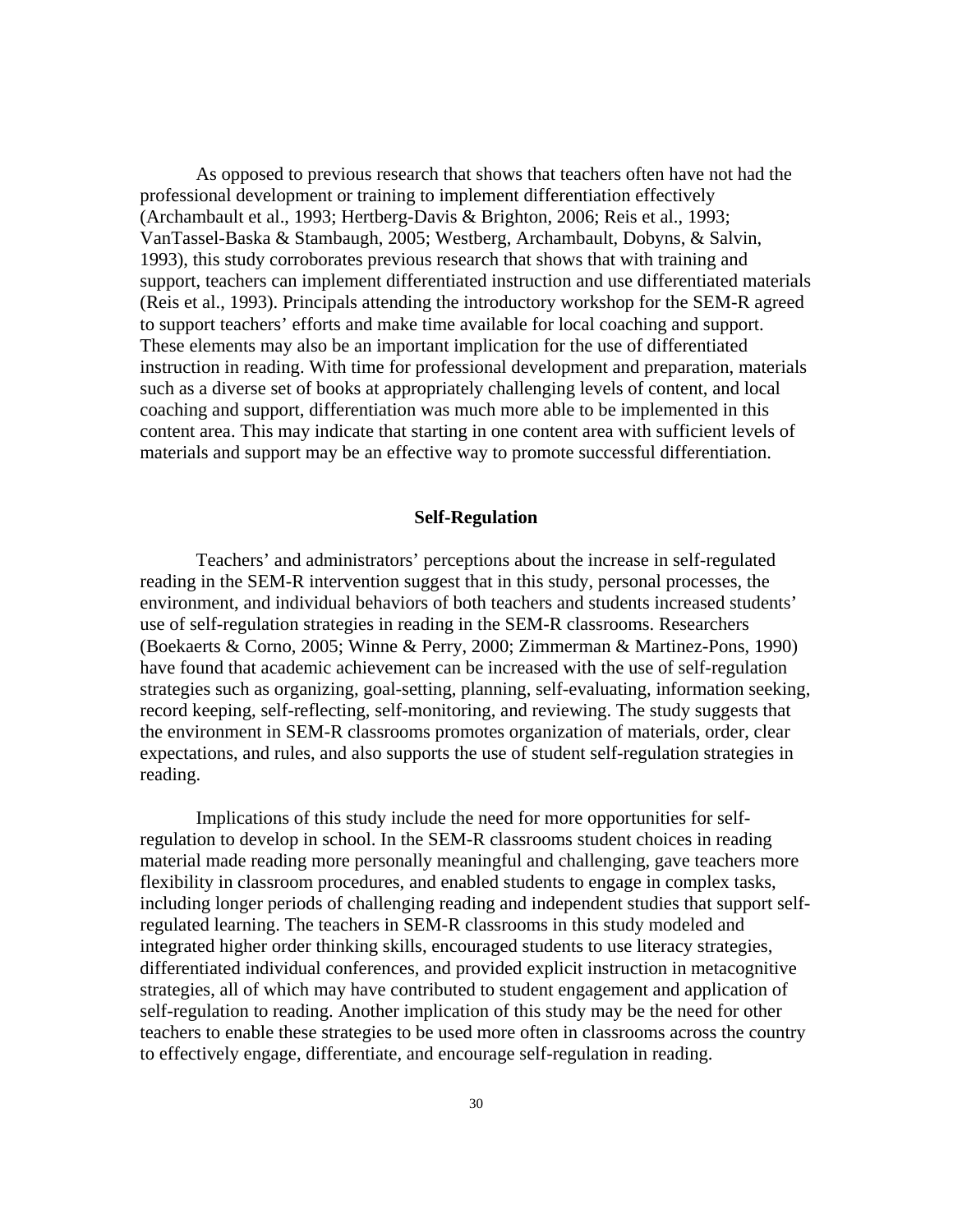As opposed to previous research that shows that teachers often have not had the professional development or training to implement differentiation effectively (Archambault et al., 1993; Hertberg-Davis & Brighton, 2006; Reis et al., 1993; VanTassel-Baska & Stambaugh, 2005; Westberg, Archambault, Dobyns, & Salvin, 1993), this study corroborates previous research that shows that with training and support, teachers can implement differentiated instruction and use differentiated materials (Reis et al., 1993). Principals attending the introductory workshop for the SEM-R agreed to support teachers' efforts and make time available for local coaching and support. These elements may also be an important implication for the use of differentiated instruction in reading. With time for professional development and preparation, materials such as a diverse set of books at appropriately challenging levels of content, and local coaching and support, differentiation was much more able to be implemented in this content area. This may indicate that starting in one content area with sufficient levels of materials and support may be an effective way to promote successful differentiation.

## Self-Regulation

Teachers' and administrators' perceptions about the increase in self-regulated reading in the SEM-R intervention suggest that in this study, personal processes, the environment, and individual behaviors of both teachers and students increased students' use of self-regulation strategies in reading in the SEM-R classrooms. Researchers (Boekaerts & Corno, 2005; Winne & Perry, 2000; Zimmerman & Martinez-Pons, 1990) have found that academic achievement can be increased with the use of self-regulation strategies such as organizing, goal-setting, planning, self-evaluating, information seeking, record keeping, self-reflecting, self-monitoring, and reviewing. The study suggests that the environment in SEM-R classrooms promotes organization of materials, order, clear expectations, and rules, and also supports the use of student self-regulation strategies in reading.

Implications of this study include the need for more opportunities for self-regulation to develop in school. In the SEM-R classrooms student choices in reading material made reading more personally meaningful and challenging, gave teachers more flexibility in classroom procedures, and enabled students to engage in complex tasks, including longer periods of challenging reading and independent studies that support self-regulated learning. The teachers in SEM-R classrooms in this study modeled and integrated higher order thinking skills, encouraged students to use literacy strategies, differentiated individual conferences, and provided explicit instruction in metacognitive strategies, all of which may have contributed to student engagement and application of self-regulation to reading. Another implication of this study may be the need for other teachers to enable these strategies to be used more often in classrooms across the country to effectively engage, differentiate, and encourage self-regulation in reading.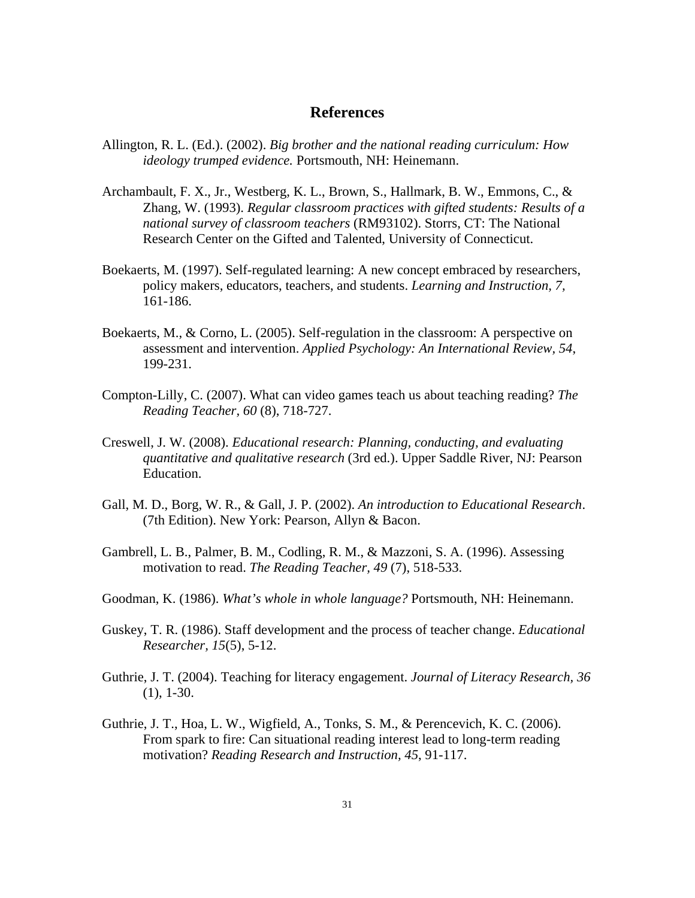# References

Allington, R. L. (Ed.). (2002). *Big brother and the national reading curriculum: How ideology trumped evidence.* Portsmouth, NH: Heinemann.

Archambault, F. X., Jr., Westberg, K. L., Brown, S., Hallmark, B. W., Emmons, C., & Zhang, W. (1993). *Regular classroom practices with gifted students: Results of a national survey of classroom teachers* (RM93102). Storrs, CT: The National Research Center on the Gifted and Talented, University of Connecticut.

Boekaerts, M. (1997). Self-regulated learning: A new concept embraced by researchers, policy makers, educators, teachers, and students. *Learning and Instruction, 7,* 161-186.

Boekaerts, M., & Corno, L. (2005). Self-regulation in the classroom: A perspective on assessment and intervention. *Applied Psychology: An International Review, 54*, 199-231.

Compton-Lilly, C. (2007). What can video games teach us about teaching reading? *The Reading Teacher, 60* (8), 718-727.

Creswell, J. W. (2008). *Educational research: Planning, conducting, and evaluating quantitative and qualitative research* (3rd ed.). Upper Saddle River, NJ: Pearson Education.

Gall, M. D., Borg, W. R., & Gall, J. P. (2002). *An introduction to Educational Research*. (7th Edition). New York: Pearson, Allyn & Bacon.

Gambrell, L. B., Palmer, B. M., Codling, R. M., & Mazzoni, S. A. (1996). Assessing motivation to read. *The Reading Teacher, 49* (7), 518-533.

Goodman, K. (1986). *What's whole in whole language?* Portsmouth, NH: Heinemann.

Guskey, T. R. (1986). Staff development and the process of teacher change. *Educational Researcher, 15*(5), 5-12.

Guthrie, J. T. (2004). Teaching for literacy engagement. *Journal of Literacy Research, 36* (1), 1-30.

Guthrie, J. T., Hoa, L. W., Wigfield, A., Tonks, S. M., & Perencevich, K. C. (2006). From spark to fire: Can situational reading interest lead to long-term reading motivation? *Reading Research and Instruction, 45,* 91-117.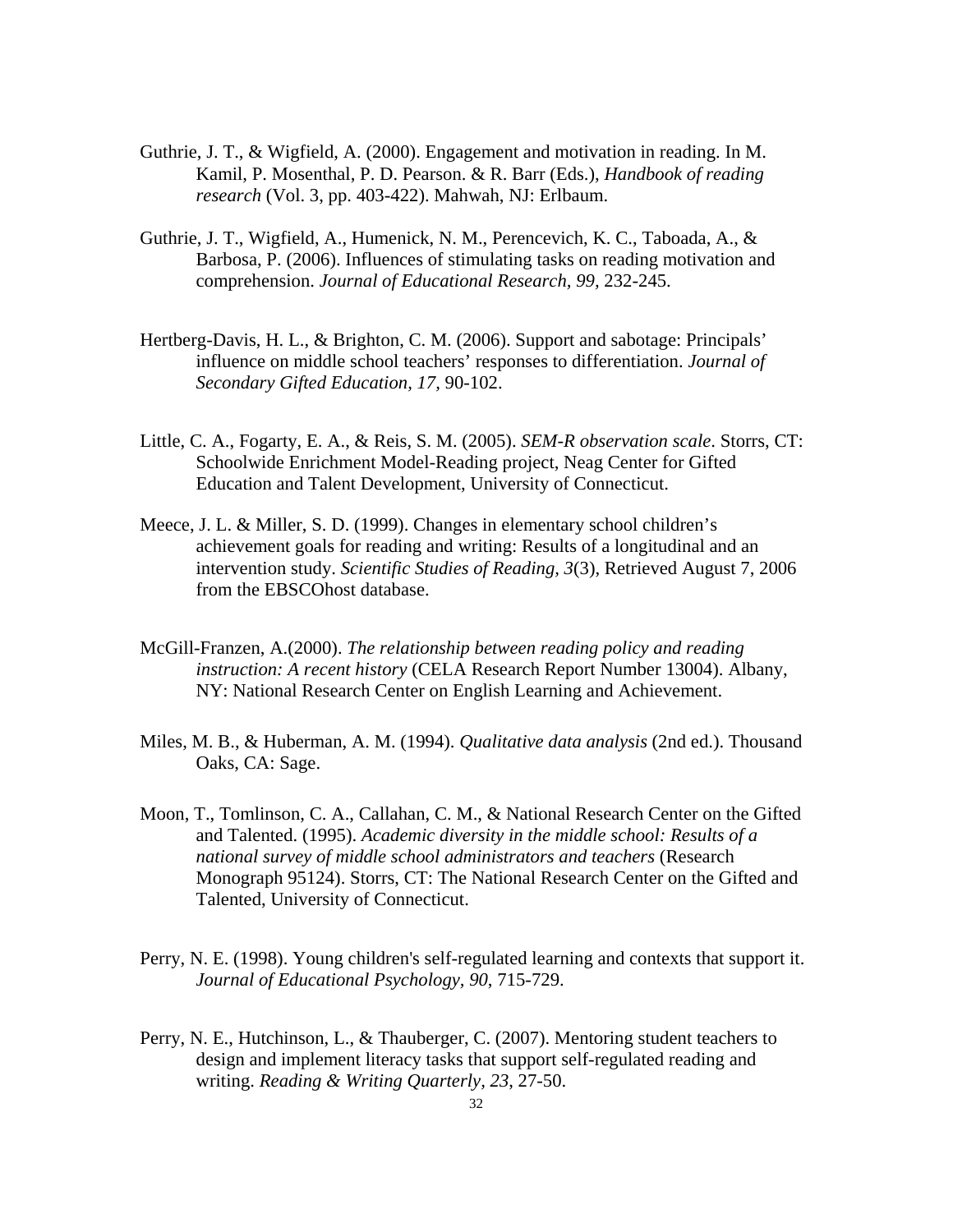Guthrie, J. T., & Wigfield, A. (2000). Engagement and motivation in reading. In M. Kamil, P. Mosenthal, P. D. Pearson. & R. Barr (Eds.), *Handbook of reading research* (Vol. 3, pp. 403-422). Mahwah, NJ: Erlbaum.

Guthrie, J. T., Wigfield, A., Humenick, N. M., Perencevich, K. C., Taboada, A., & Barbosa, P. (2006). Influences of stimulating tasks on reading motivation and comprehension. *Journal of Educational Research, 99,* 232-245.

Hertberg-Davis, H. L., & Brighton, C. M. (2006). Support and sabotage: Principals' influence on middle school teachers' responses to differentiation. *Journal of Secondary Gifted Education, 17,* 90-102.

Little, C. A., Fogarty, E. A., & Reis, S. M. (2005). *SEM-R observation scale*. Storrs, CT: Schoolwide Enrichment Model-Reading project, Neag Center for Gifted Education and Talent Development, University of Connecticut.

Meece, J. L. & Miller, S. D. (1999). Changes in elementary school children's achievement goals for reading and writing: Results of a longitudinal and an intervention study. *Scientific Studies of Reading, 3*(3), Retrieved August 7, 2006 from the EBSCOhost database.

McGill-Franzen, A.(2000). *The relationship between reading policy and reading instruction: A recent history* (CELA Research Report Number 13004). Albany, NY: National Research Center on English Learning and Achievement.

Miles, M. B., & Huberman, A. M. (1994). *Qualitative data analysis* (2nd ed.). Thousand Oaks, CA: Sage.

Moon, T., Tomlinson, C. A., Callahan, C. M., & National Research Center on the Gifted and Talented. (1995). *Academic diversity in the middle school: Results of a national survey of middle school administrators and teachers* (Research Monograph 95124). Storrs, CT: The National Research Center on the Gifted and Talented, University of Connecticut.

Perry, N. E. (1998). Young children's self-regulated learning and contexts that support it. *Journal of Educational Psychology, 90*, 715-729.

Perry, N. E., Hutchinson, L., & Thauberger, C. (2007). Mentoring student teachers to design and implement literacy tasks that support self-regulated reading and writing. *Reading & Writing Quarterly, 23*, 27-50.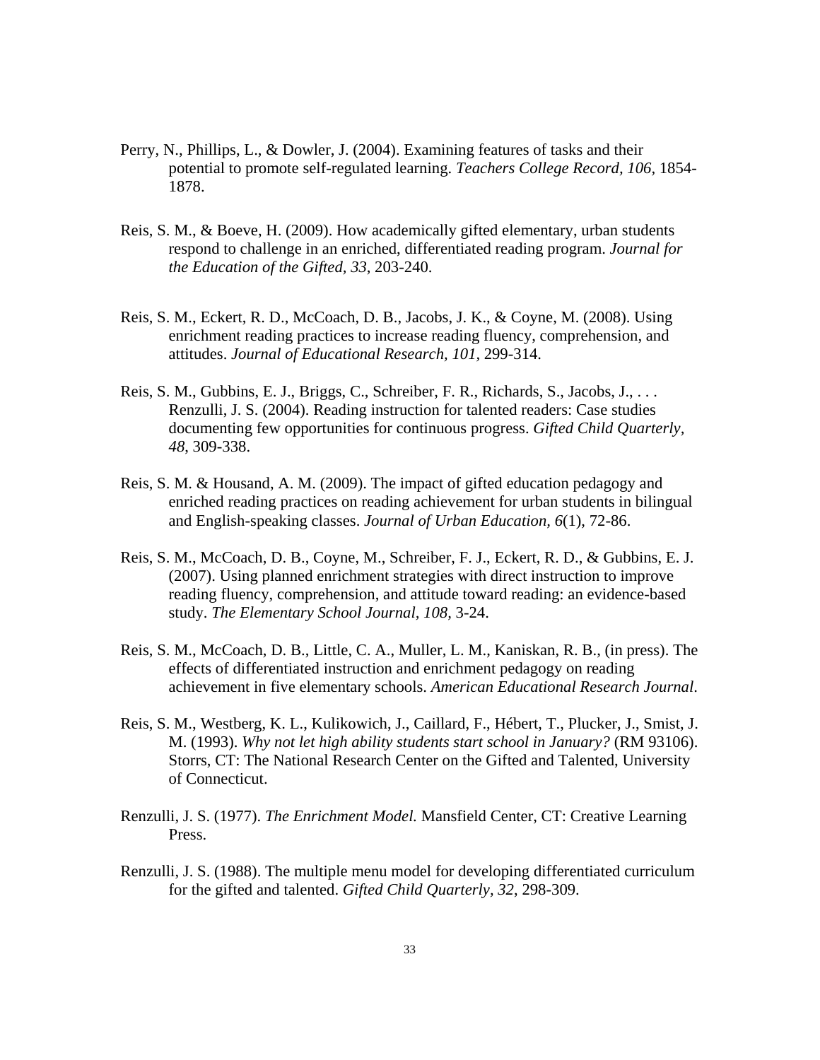Perry, N., Phillips, L., & Dowler, J. (2004). Examining features of tasks and their potential to promote self-regulated learning. *Teachers College Record, 106,* 1854-1878.

Reis, S. M., & Boeve, H. (2009). How academically gifted elementary, urban students respond to challenge in an enriched, differentiated reading program. *Journal for the Education of the Gifted, 33*, 203-240.

Reis, S. M., Eckert, R. D., McCoach, D. B., Jacobs, J. K., & Coyne, M. (2008). Using enrichment reading practices to increase reading fluency, comprehension, and attitudes. *Journal of Educational Research, 101,* 299-314.

Reis, S. M., Gubbins, E. J., Briggs, C., Schreiber, F. R., Richards, S., Jacobs, J., . . . Renzulli, J. S. (2004). Reading instruction for talented readers: Case studies documenting few opportunities for continuous progress. *Gifted Child Quarterly, 48*, 309-338.

Reis, S. M. & Housand, A. M. (2009). The impact of gifted education pedagogy and enriched reading practices on reading achievement for urban students in bilingual and English-speaking classes. *Journal of Urban Education, 6*(1), 72-86.

Reis, S. M., McCoach, D. B., Coyne, M., Schreiber, F. J., Eckert, R. D., & Gubbins, E. J. (2007). Using planned enrichment strategies with direct instruction to improve reading fluency, comprehension, and attitude toward reading: an evidence-based study. *The Elementary School Journal, 108,* 3-24.

Reis, S. M., McCoach, D. B., Little, C. A., Muller, L. M., Kaniskan, R. B., (in press). The effects of differentiated instruction and enrichment pedagogy on reading achievement in five elementary schools. *American Educational Research Journal*.

Reis, S. M., Westberg, K. L., Kulikowich, J., Caillard, F., Hébert, T., Plucker, J., Smist, J. M. (1993). *Why not let high ability students start school in January?* (RM 93106). Storrs, CT: The National Research Center on the Gifted and Talented, University of Connecticut.

Renzulli, J. S. (1977). *The Enrichment Model.* Mansfield Center, CT: Creative Learning Press.

Renzulli, J. S. (1988). The multiple menu model for developing differentiated curriculum for the gifted and talented. *Gifted Child Quarterly, 32*, 298-309.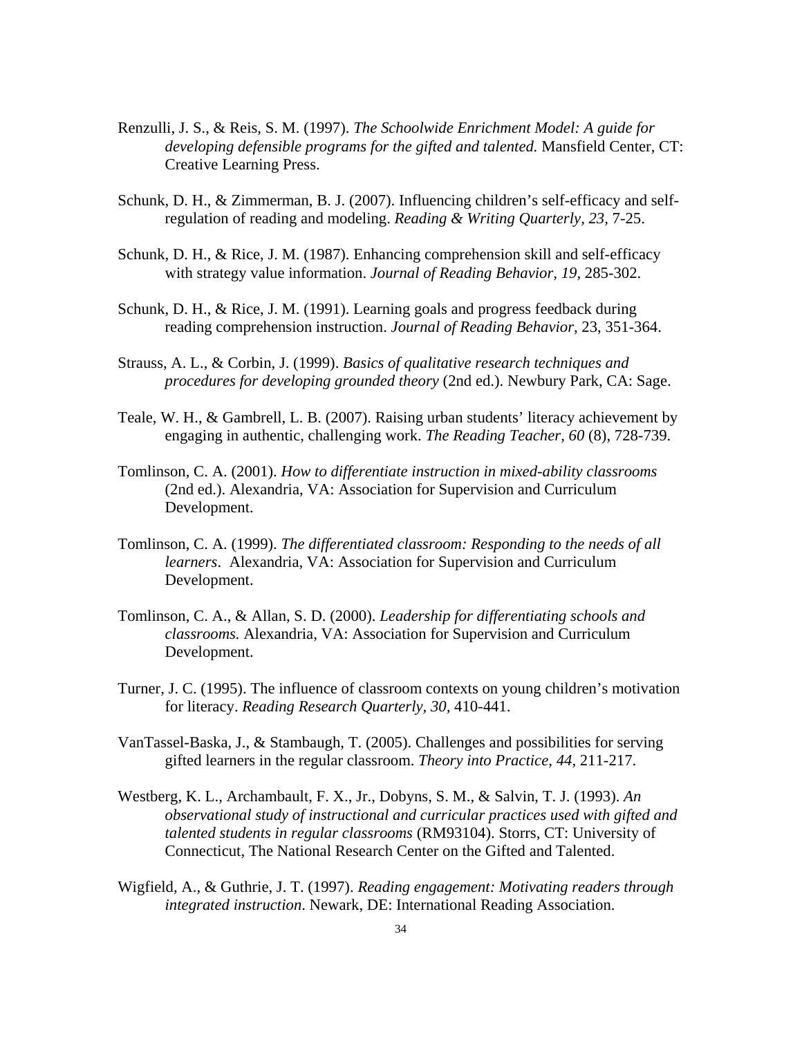Renzulli, J. S., & Reis, S. M. (1997). *The Schoolwide Enrichment Model: A guide for developing defensible programs for the gifted and talented.* Mansfield Center, CT: Creative Learning Press.

Schunk, D. H., & Zimmerman, B. J. (2007). Influencing children's self-efficacy and self-regulation of reading and modeling. *Reading & Writing Quarterly, 23,* 7-25.

Schunk, D. H., & Rice, J. M. (1987). Enhancing comprehension skill and self-efficacy with strategy value information. *Journal of Reading Behavior, 19,* 285-302.

Schunk, D. H., & Rice, J. M. (1991). Learning goals and progress feedback during reading comprehension instruction. *Journal of Reading Behavior*, 23, 351-364.

Strauss, A. L., & Corbin, J. (1999). *Basics of qualitative research techniques and procedures for developing grounded theory* (2nd ed.). Newbury Park, CA: Sage.

Teale, W. H., & Gambrell, L. B. (2007). Raising urban students' literacy achievement by engaging in authentic, challenging work. *The Reading Teacher, 60* (8), 728-739.

Tomlinson, C. A. (2001). *How to differentiate instruction in mixed-ability classrooms* (2nd ed.). Alexandria, VA: Association for Supervision and Curriculum Development.

Tomlinson, C. A. (1999). *The differentiated classroom: Responding to the needs of all learners*. Alexandria, VA: Association for Supervision and Curriculum Development.

Tomlinson, C. A., & Allan, S. D. (2000). *Leadership for differentiating schools and classrooms.* Alexandria, VA: Association for Supervision and Curriculum Development.

Turner, J. C. (1995). The influence of classroom contexts on young children's motivation for literacy. *Reading Research Quarterly, 30,* 410-441.

VanTassel-Baska, J., & Stambaugh, T. (2005). Challenges and possibilities for serving gifted learners in the regular classroom. *Theory into Practice, 44,* 211-217.

Westberg, K. L., Archambault, F. X., Jr., Dobyns, S. M., & Salvin, T. J. (1993). *An observational study of instructional and curricular practices used with gifted and talented students in regular classrooms* (RM93104). Storrs, CT: University of Connecticut, The National Research Center on the Gifted and Talented.

Wigfield, A., & Guthrie, J. T. (1997). *Reading engagement: Motivating readers through integrated instruction*. Newark, DE: International Reading Association.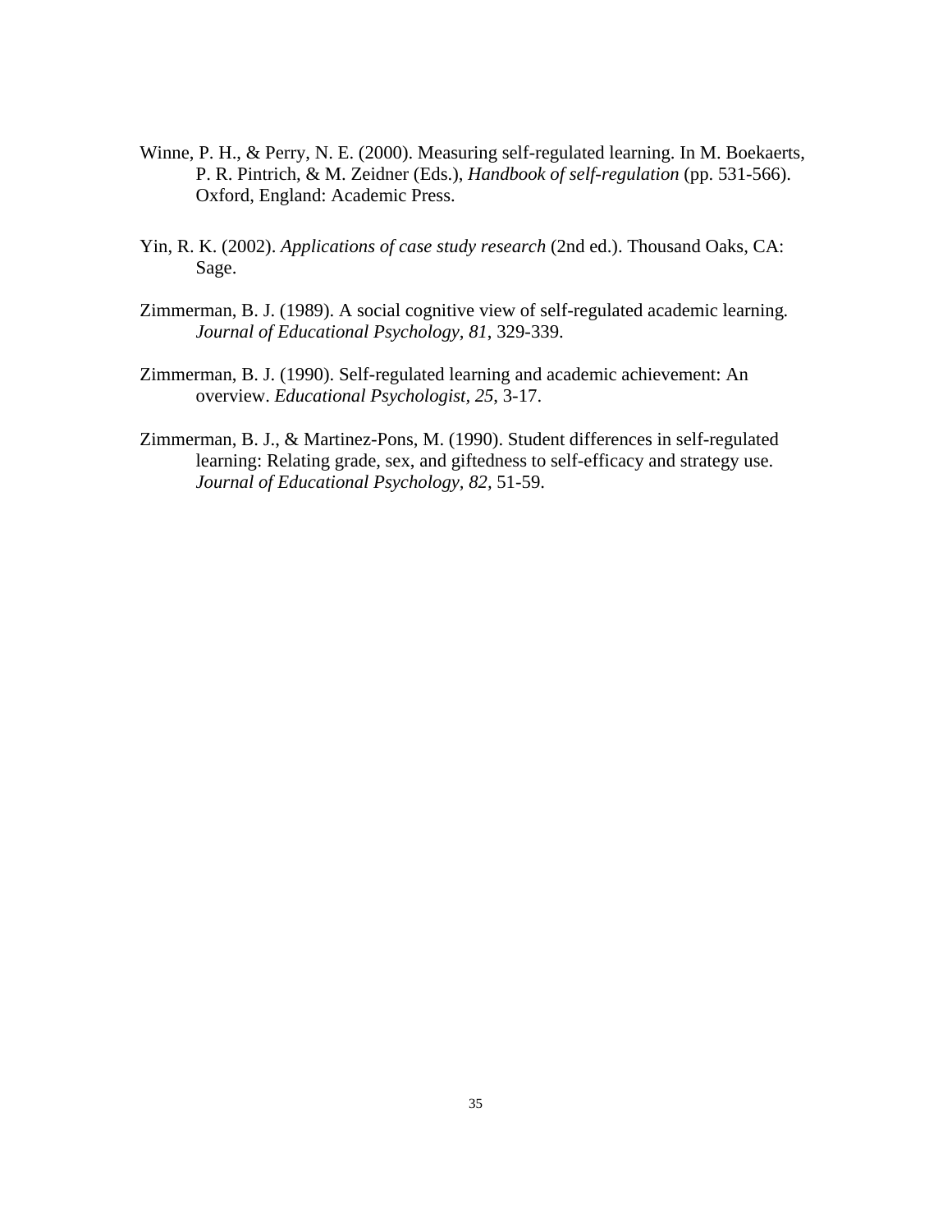Winne, P. H., & Perry, N. E. (2000). Measuring self-regulated learning. In M. Boekaerts, P. R. Pintrich, & M. Zeidner (Eds.), *Handbook of self-regulation* (pp. 531-566). Oxford, England: Academic Press.

Yin, R. K. (2002). *Applications of case study research* (2nd ed.). Thousand Oaks, CA: Sage.

Zimmerman, B. J. (1989). A social cognitive view of self-regulated academic learning. *Journal of Educational Psychology, 81*, 329-339.

Zimmerman, B. J. (1990). Self-regulated learning and academic achievement: An overview. *Educational Psychologist, 25*, 3-17.

Zimmerman, B. J., & Martinez-Pons, M. (1990). Student differences in self-regulated learning: Relating grade, sex, and giftedness to self-efficacy and strategy use. *Journal of Educational Psychology, 82,* 51-59.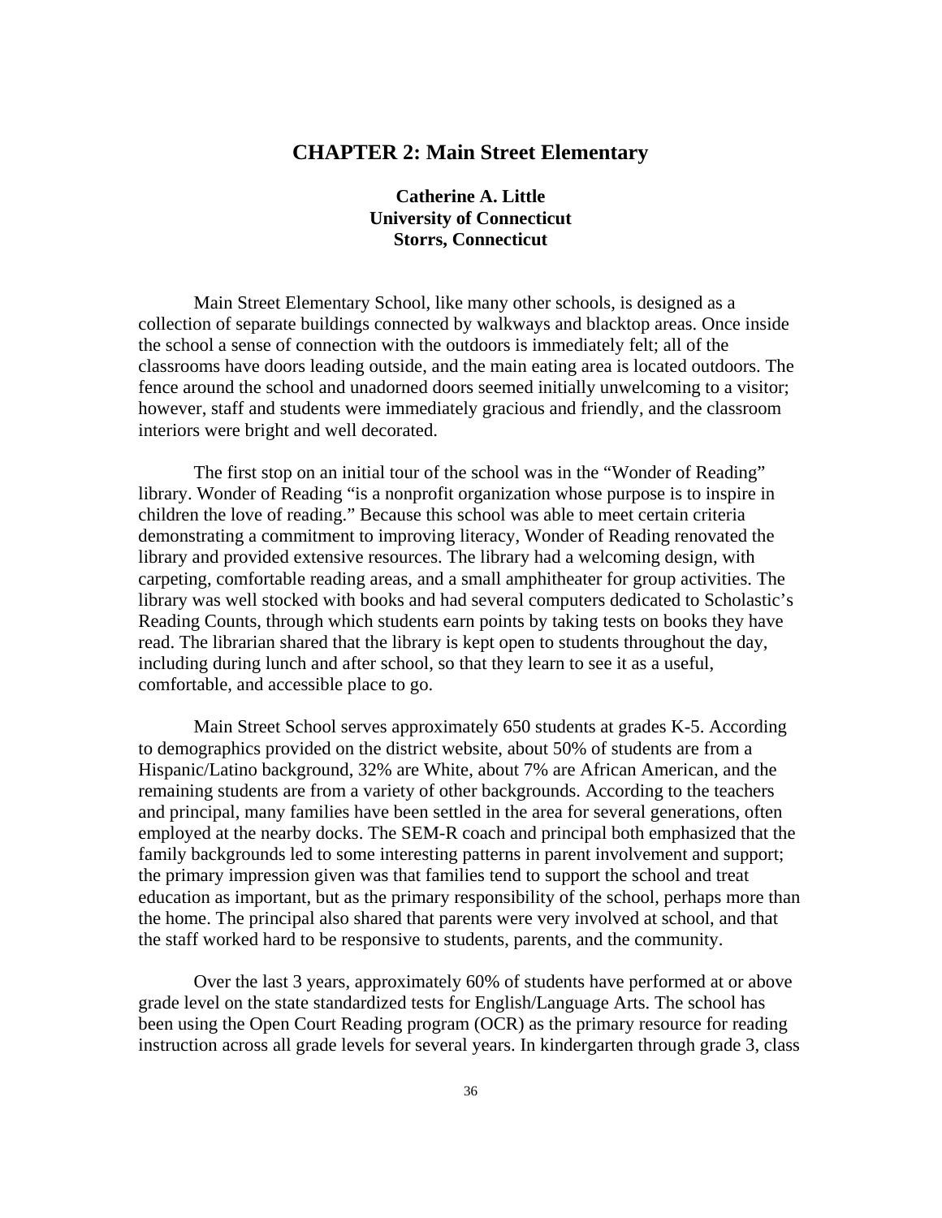## CHAPTER 2: Main Street Elementary

**Catherine A. Little**
**University of Connecticut**
**Storrs, Connecticut**

Main Street Elementary School, like many other schools, is designed as a collection of separate buildings connected by walkways and blacktop areas. Once inside the school a sense of connection with the outdoors is immediately felt; all of the classrooms have doors leading outside, and the main eating area is located outdoors. The fence around the school and unadorned doors seemed initially unwelcoming to a visitor; however, staff and students were immediately gracious and friendly, and the classroom interiors were bright and well decorated.

The first stop on an initial tour of the school was in the "Wonder of Reading" library. Wonder of Reading "is a nonprofit organization whose purpose is to inspire in children the love of reading." Because this school was able to meet certain criteria demonstrating a commitment to improving literacy, Wonder of Reading renovated the library and provided extensive resources. The library had a welcoming design, with carpeting, comfortable reading areas, and a small amphitheater for group activities. The library was well stocked with books and had several computers dedicated to Scholastic's Reading Counts, through which students earn points by taking tests on books they have read. The librarian shared that the library is kept open to students throughout the day, including during lunch and after school, so that they learn to see it as a useful, comfortable, and accessible place to go.

Main Street School serves approximately 650 students at grades K-5. According to demographics provided on the district website, about 50% of students are from a Hispanic/Latino background, 32% are White, about 7% are African American, and the remaining students are from a variety of other backgrounds. According to the teachers and principal, many families have been settled in the area for several generations, often employed at the nearby docks. The SEM-R coach and principal both emphasized that the family backgrounds led to some interesting patterns in parent involvement and support; the primary impression given was that families tend to support the school and treat education as important, but as the primary responsibility of the school, perhaps more than the home. The principal also shared that parents were very involved at school, and that the staff worked hard to be responsive to students, parents, and the community.

Over the last 3 years, approximately 60% of students have performed at or above grade level on the state standardized tests for English/Language Arts. The school has been using the Open Court Reading program (OCR) as the primary resource for reading instruction across all grade levels for several years. In kindergarten through grade 3, class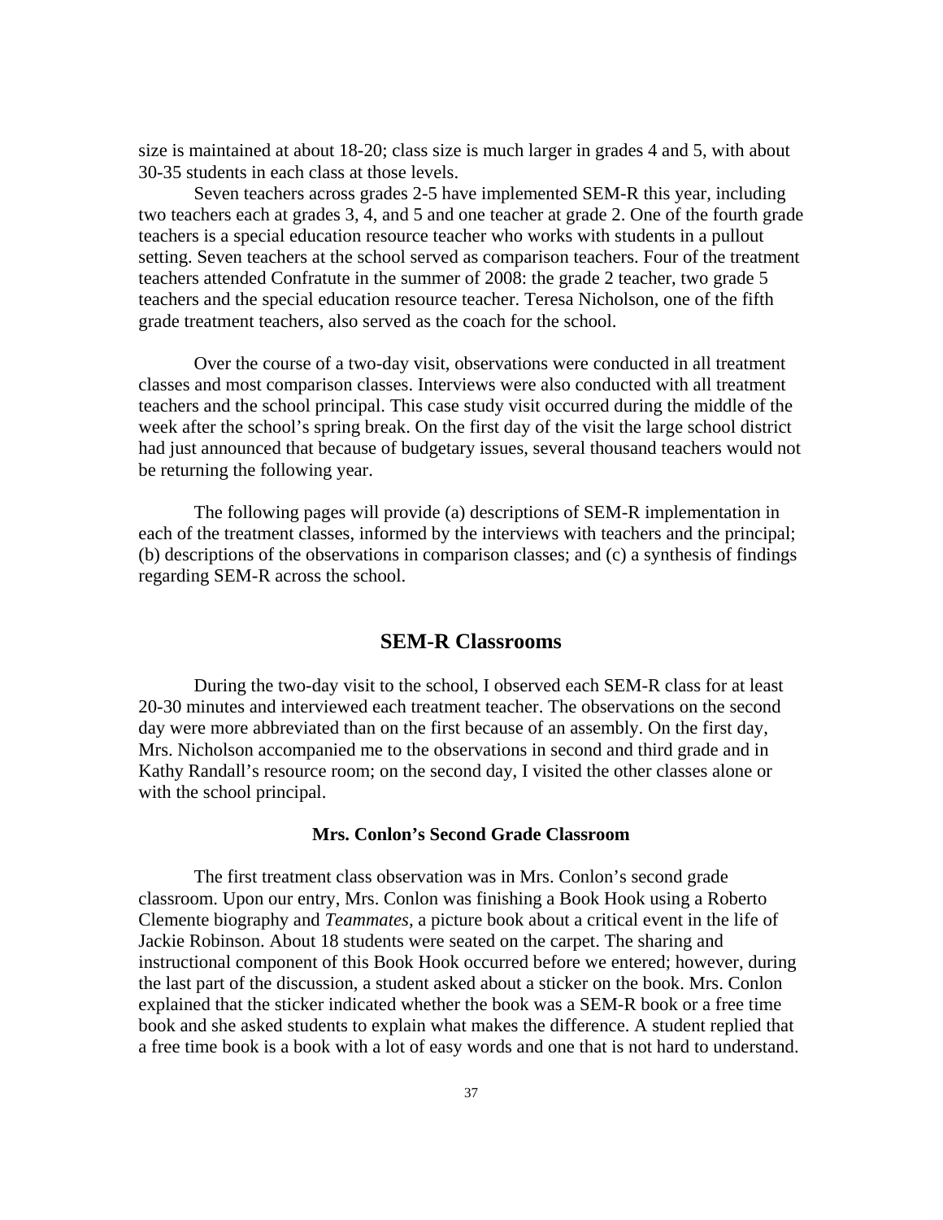size is maintained at about 18-20; class size is much larger in grades 4 and 5, with about 30-35 students in each class at those levels.

Seven teachers across grades 2-5 have implemented SEM-R this year, including two teachers each at grades 3, 4, and 5 and one teacher at grade 2. One of the fourth grade teachers is a special education resource teacher who works with students in a pullout setting. Seven teachers at the school served as comparison teachers. Four of the treatment teachers attended Confratute in the summer of 2008: the grade 2 teacher, two grade 5 teachers and the special education resource teacher. Teresa Nicholson, one of the fifth grade treatment teachers, also served as the coach for the school.

Over the course of a two-day visit, observations were conducted in all treatment classes and most comparison classes. Interviews were also conducted with all treatment teachers and the school principal. This case study visit occurred during the middle of the week after the school's spring break. On the first day of the visit the large school district had just announced that because of budgetary issues, several thousand teachers would not be returning the following year.

The following pages will provide (a) descriptions of SEM-R implementation in each of the treatment classes, informed by the interviews with teachers and the principal; (b) descriptions of the observations in comparison classes; and (c) a synthesis of findings regarding SEM-R across the school.

## SEM-R Classrooms

During the two-day visit to the school, I observed each SEM-R class for at least 20-30 minutes and interviewed each treatment teacher. The observations on the second day were more abbreviated than on the first because of an assembly. On the first day, Mrs. Nicholson accompanied me to the observations in second and third grade and in Kathy Randall's resource room; on the second day, I visited the other classes alone or with the school principal.

### Mrs. Conlon's Second Grade Classroom

The first treatment class observation was in Mrs. Conlon's second grade classroom. Upon our entry, Mrs. Conlon was finishing a Book Hook using a Roberto Clemente biography and *Teammates,* a picture book about a critical event in the life of Jackie Robinson. About 18 students were seated on the carpet. The sharing and instructional component of this Book Hook occurred before we entered; however, during the last part of the discussion, a student asked about a sticker on the book. Mrs. Conlon explained that the sticker indicated whether the book was a SEM-R book or a free time book and she asked students to explain what makes the difference. A student replied that a free time book is a book with a lot of easy words and one that is not hard to understand.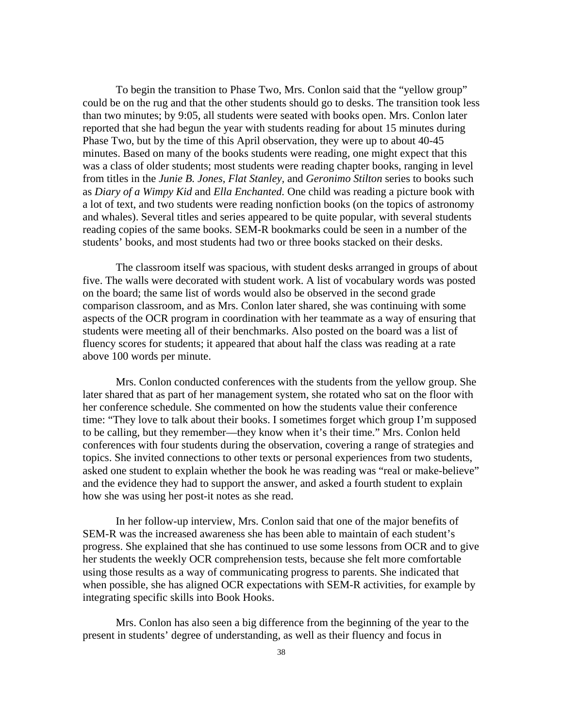To begin the transition to Phase Two, Mrs. Conlon said that the "yellow group" could be on the rug and that the other students should go to desks. The transition took less than two minutes; by 9:05, all students were seated with books open. Mrs. Conlon later reported that she had begun the year with students reading for about 15 minutes during Phase Two, but by the time of this April observation, they were up to about 40-45 minutes. Based on many of the books students were reading, one might expect that this was a class of older students; most students were reading chapter books, ranging in level from titles in the *Junie B. Jones*, *Flat Stanley*, and *Geronimo Stilton* series to books such as *Diary of a Wimpy Kid* and *Ella Enchanted.* One child was reading a picture book with a lot of text, and two students were reading nonfiction books (on the topics of astronomy and whales). Several titles and series appeared to be quite popular, with several students reading copies of the same books. SEM-R bookmarks could be seen in a number of the students' books, and most students had two or three books stacked on their desks.

The classroom itself was spacious, with student desks arranged in groups of about five. The walls were decorated with student work. A list of vocabulary words was posted on the board; the same list of words would also be observed in the second grade comparison classroom, and as Mrs. Conlon later shared, she was continuing with some aspects of the OCR program in coordination with her teammate as a way of ensuring that students were meeting all of their benchmarks. Also posted on the board was a list of fluency scores for students; it appeared that about half the class was reading at a rate above 100 words per minute.

Mrs. Conlon conducted conferences with the students from the yellow group. She later shared that as part of her management system, she rotated who sat on the floor with her conference schedule. She commented on how the students value their conference time: "They love to talk about their books. I sometimes forget which group I'm supposed to be calling, but they remember—they know when it's their time." Mrs. Conlon held conferences with four students during the observation, covering a range of strategies and topics. She invited connections to other texts or personal experiences from two students, asked one student to explain whether the book he was reading was "real or make-believe" and the evidence they had to support the answer, and asked a fourth student to explain how she was using her post-it notes as she read.

In her follow-up interview, Mrs. Conlon said that one of the major benefits of SEM-R was the increased awareness she has been able to maintain of each student's progress. She explained that she has continued to use some lessons from OCR and to give her students the weekly OCR comprehension tests, because she felt more comfortable using those results as a way of communicating progress to parents. She indicated that when possible, she has aligned OCR expectations with SEM-R activities, for example by integrating specific skills into Book Hooks.

Mrs. Conlon has also seen a big difference from the beginning of the year to the present in students' degree of understanding, as well as their fluency and focus in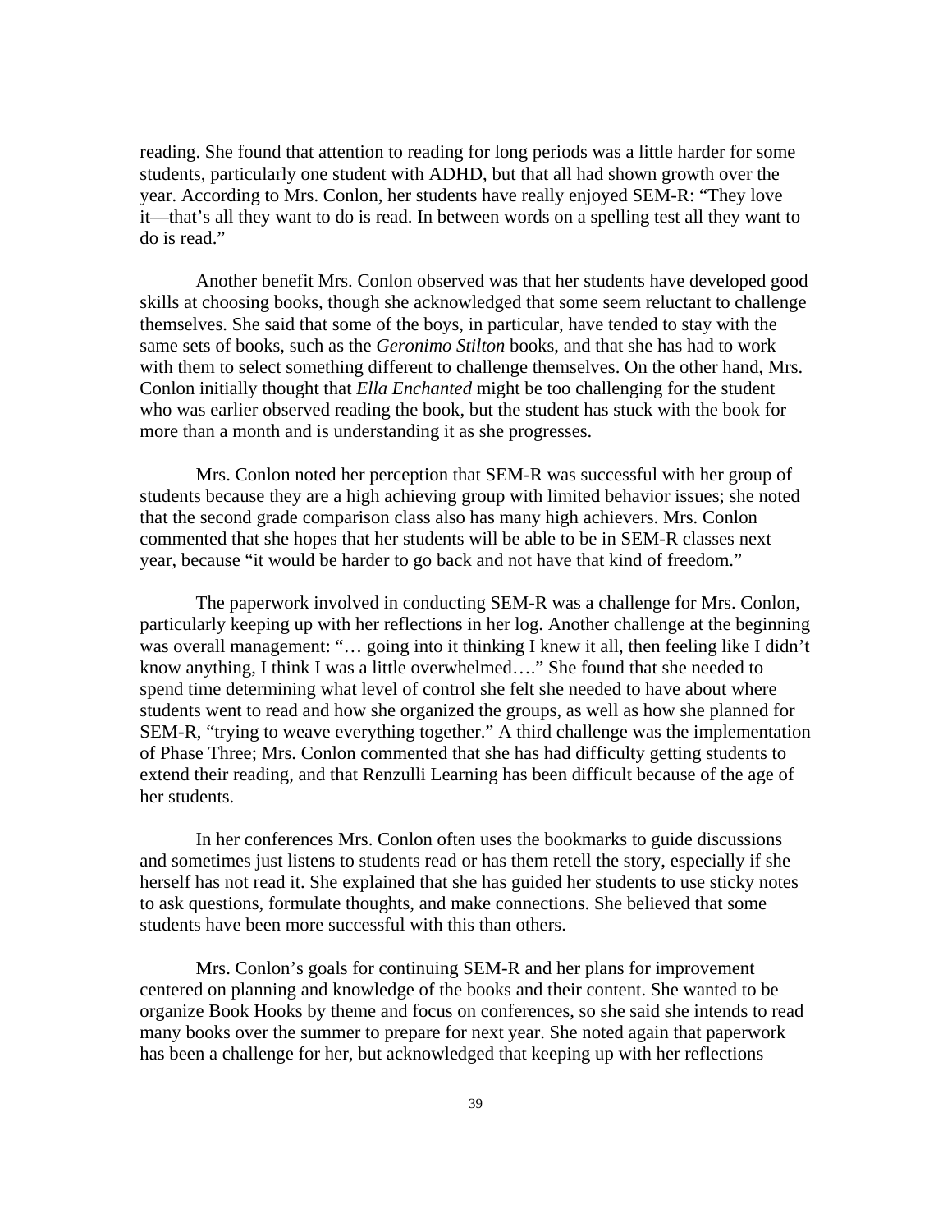reading. She found that attention to reading for long periods was a little harder for some students, particularly one student with ADHD, but that all had shown growth over the year. According to Mrs. Conlon, her students have really enjoyed SEM-R: "They love it—that's all they want to do is read. In between words on a spelling test all they want to do is read."

Another benefit Mrs. Conlon observed was that her students have developed good skills at choosing books, though she acknowledged that some seem reluctant to challenge themselves. She said that some of the boys, in particular, have tended to stay with the same sets of books, such as the *Geronimo Stilton* books, and that she has had to work with them to select something different to challenge themselves. On the other hand, Mrs. Conlon initially thought that *Ella Enchanted* might be too challenging for the student who was earlier observed reading the book, but the student has stuck with the book for more than a month and is understanding it as she progresses.

Mrs. Conlon noted her perception that SEM-R was successful with her group of students because they are a high achieving group with limited behavior issues; she noted that the second grade comparison class also has many high achievers. Mrs. Conlon commented that she hopes that her students will be able to be in SEM-R classes next year, because "it would be harder to go back and not have that kind of freedom."

The paperwork involved in conducting SEM-R was a challenge for Mrs. Conlon, particularly keeping up with her reflections in her log. Another challenge at the beginning was overall management: "… going into it thinking I knew it all, then feeling like I didn't know anything, I think I was a little overwhelmed…." She found that she needed to spend time determining what level of control she felt she needed to have about where students went to read and how she organized the groups, as well as how she planned for SEM-R, "trying to weave everything together." A third challenge was the implementation of Phase Three; Mrs. Conlon commented that she has had difficulty getting students to extend their reading, and that Renzulli Learning has been difficult because of the age of her students.

In her conferences Mrs. Conlon often uses the bookmarks to guide discussions and sometimes just listens to students read or has them retell the story, especially if she herself has not read it. She explained that she has guided her students to use sticky notes to ask questions, formulate thoughts, and make connections. She believed that some students have been more successful with this than others.

Mrs. Conlon's goals for continuing SEM-R and her plans for improvement centered on planning and knowledge of the books and their content. She wanted to be organize Book Hooks by theme and focus on conferences, so she said she intends to read many books over the summer to prepare for next year. She noted again that paperwork has been a challenge for her, but acknowledged that keeping up with her reflections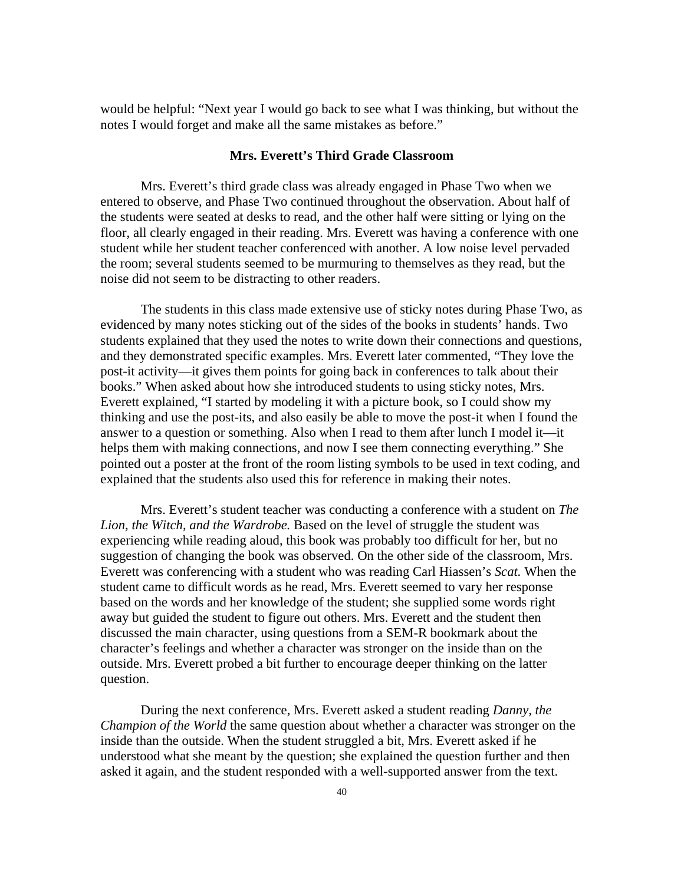would be helpful: "Next year I would go back to see what I was thinking, but without the notes I would forget and make all the same mistakes as before."

### Mrs. Everett's Third Grade Classroom

Mrs. Everett's third grade class was already engaged in Phase Two when we entered to observe, and Phase Two continued throughout the observation. About half of the students were seated at desks to read, and the other half were sitting or lying on the floor, all clearly engaged in their reading. Mrs. Everett was having a conference with one student while her student teacher conferenced with another. A low noise level pervaded the room; several students seemed to be murmuring to themselves as they read, but the noise did not seem to be distracting to other readers.

The students in this class made extensive use of sticky notes during Phase Two, as evidenced by many notes sticking out of the sides of the books in students' hands. Two students explained that they used the notes to write down their connections and questions, and they demonstrated specific examples. Mrs. Everett later commented, "They love the post-it activity—it gives them points for going back in conferences to talk about their books." When asked about how she introduced students to using sticky notes, Mrs. Everett explained, "I started by modeling it with a picture book, so I could show my thinking and use the post-its, and also easily be able to move the post-it when I found the answer to a question or something. Also when I read to them after lunch I model it—it helps them with making connections, and now I see them connecting everything." She pointed out a poster at the front of the room listing symbols to be used in text coding, and explained that the students also used this for reference in making their notes.

Mrs. Everett's student teacher was conducting a conference with a student on *The Lion, the Witch, and the Wardrobe.* Based on the level of struggle the student was experiencing while reading aloud, this book was probably too difficult for her, but no suggestion of changing the book was observed. On the other side of the classroom, Mrs. Everett was conferencing with a student who was reading Carl Hiassen's *Scat*. When the student came to difficult words as he read, Mrs. Everett seemed to vary her response based on the words and her knowledge of the student; she supplied some words right away but guided the student to figure out others. Mrs. Everett and the student then discussed the main character, using questions from a SEM-R bookmark about the character's feelings and whether a character was stronger on the inside than on the outside. Mrs. Everett probed a bit further to encourage deeper thinking on the latter question.

During the next conference, Mrs. Everett asked a student reading *Danny, the Champion of the World* the same question about whether a character was stronger on the inside than the outside. When the student struggled a bit, Mrs. Everett asked if he understood what she meant by the question; she explained the question further and then asked it again, and the student responded with a well-supported answer from the text.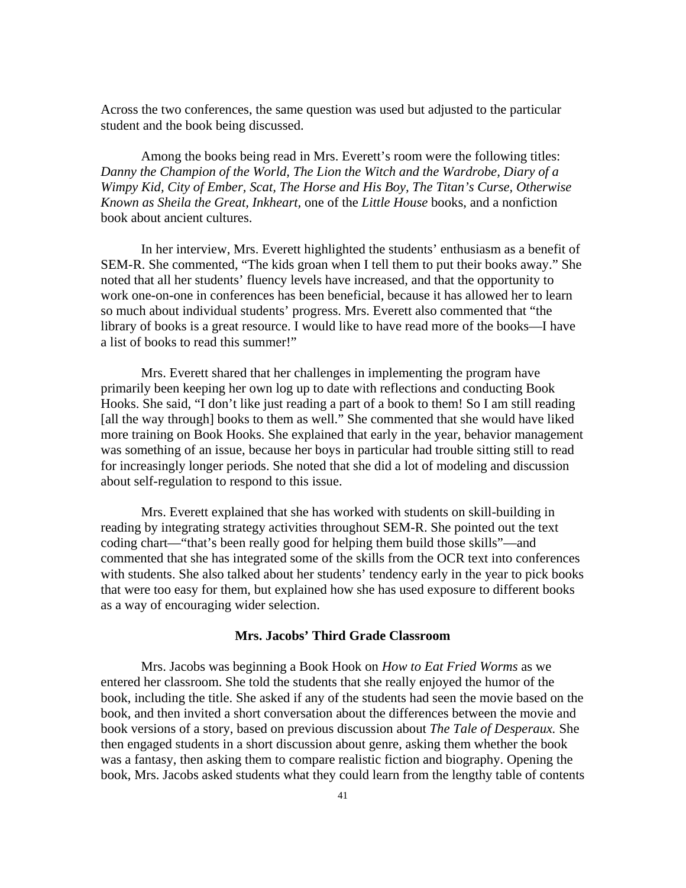Across the two conferences, the same question was used but adjusted to the particular student and the book being discussed.

Among the books being read in Mrs. Everett's room were the following titles: *Danny the Champion of the World, The Lion the Witch and the Wardrobe, Diary of a Wimpy Kid, City of Ember, Scat, The Horse and His Boy, The Titan's Curse, Otherwise Known as Sheila the Great, Inkheart,* one of the *Little House* books, and a nonfiction book about ancient cultures.

In her interview, Mrs. Everett highlighted the students' enthusiasm as a benefit of SEM-R. She commented, "The kids groan when I tell them to put their books away." She noted that all her students' fluency levels have increased, and that the opportunity to work one-on-one in conferences has been beneficial, because it has allowed her to learn so much about individual students' progress. Mrs. Everett also commented that "the library of books is a great resource. I would like to have read more of the books—I have a list of books to read this summer!"

Mrs. Everett shared that her challenges in implementing the program have primarily been keeping her own log up to date with reflections and conducting Book Hooks. She said, "I don't like just reading a part of a book to them! So I am still reading [all the way through] books to them as well." She commented that she would have liked more training on Book Hooks. She explained that early in the year, behavior management was something of an issue, because her boys in particular had trouble sitting still to read for increasingly longer periods. She noted that she did a lot of modeling and discussion about self-regulation to respond to this issue.

Mrs. Everett explained that she has worked with students on skill-building in reading by integrating strategy activities throughout SEM-R. She pointed out the text coding chart—"that's been really good for helping them build those skills"—and commented that she has integrated some of the skills from the OCR text into conferences with students. She also talked about her students' tendency early in the year to pick books that were too easy for them, but explained how she has used exposure to different books as a way of encouraging wider selection.

### Mrs. Jacobs' Third Grade Classroom

Mrs. Jacobs was beginning a Book Hook on *How to Eat Fried Worms* as we entered her classroom. She told the students that she really enjoyed the humor of the book, including the title. She asked if any of the students had seen the movie based on the book, and then invited a short conversation about the differences between the movie and book versions of a story, based on previous discussion about *The Tale of Desperaux.* She then engaged students in a short discussion about genre, asking them whether the book was a fantasy, then asking them to compare realistic fiction and biography. Opening the book, Mrs. Jacobs asked students what they could learn from the lengthy table of contents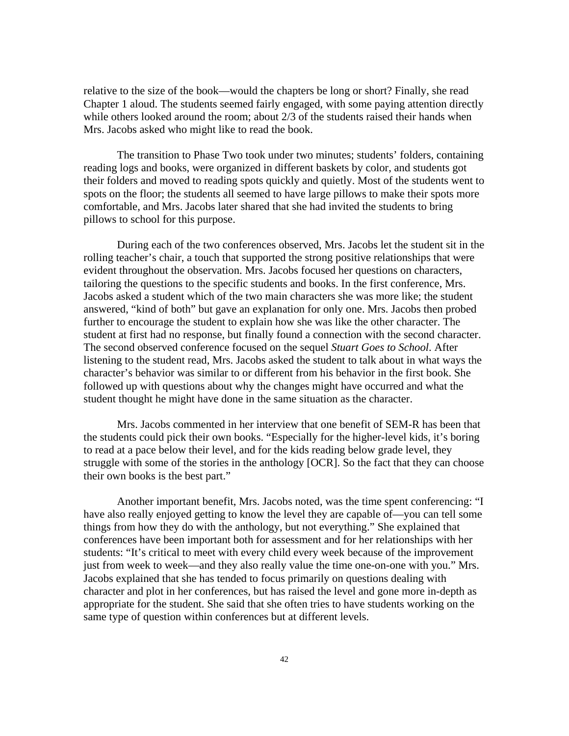relative to the size of the book—would the chapters be long or short? Finally, she read Chapter 1 aloud. The students seemed fairly engaged, with some paying attention directly while others looked around the room; about 2/3 of the students raised their hands when Mrs. Jacobs asked who might like to read the book.

The transition to Phase Two took under two minutes; students' folders, containing reading logs and books, were organized in different baskets by color, and students got their folders and moved to reading spots quickly and quietly. Most of the students went to spots on the floor; the students all seemed to have large pillows to make their spots more comfortable, and Mrs. Jacobs later shared that she had invited the students to bring pillows to school for this purpose.

During each of the two conferences observed, Mrs. Jacobs let the student sit in the rolling teacher's chair, a touch that supported the strong positive relationships that were evident throughout the observation. Mrs. Jacobs focused her questions on characters, tailoring the questions to the specific students and books. In the first conference, Mrs. Jacobs asked a student which of the two main characters she was more like; the student answered, "kind of both" but gave an explanation for only one. Mrs. Jacobs then probed further to encourage the student to explain how she was like the other character. The student at first had no response, but finally found a connection with the second character. The second observed conference focused on the sequel *Stuart Goes to School*. After listening to the student read, Mrs. Jacobs asked the student to talk about in what ways the character's behavior was similar to or different from his behavior in the first book. She followed up with questions about why the changes might have occurred and what the student thought he might have done in the same situation as the character.

Mrs. Jacobs commented in her interview that one benefit of SEM-R has been that the students could pick their own books. "Especially for the higher-level kids, it's boring to read at a pace below their level, and for the kids reading below grade level, they struggle with some of the stories in the anthology [OCR]. So the fact that they can choose their own books is the best part."

Another important benefit, Mrs. Jacobs noted, was the time spent conferencing: "I have also really enjoyed getting to know the level they are capable of—you can tell some things from how they do with the anthology, but not everything." She explained that conferences have been important both for assessment and for her relationships with her students: "It's critical to meet with every child every week because of the improvement just from week to week—and they also really value the time one-on-one with you." Mrs. Jacobs explained that she has tended to focus primarily on questions dealing with character and plot in her conferences, but has raised the level and gone more in-depth as appropriate for the student. She said that she often tries to have students working on the same type of question within conferences but at different levels.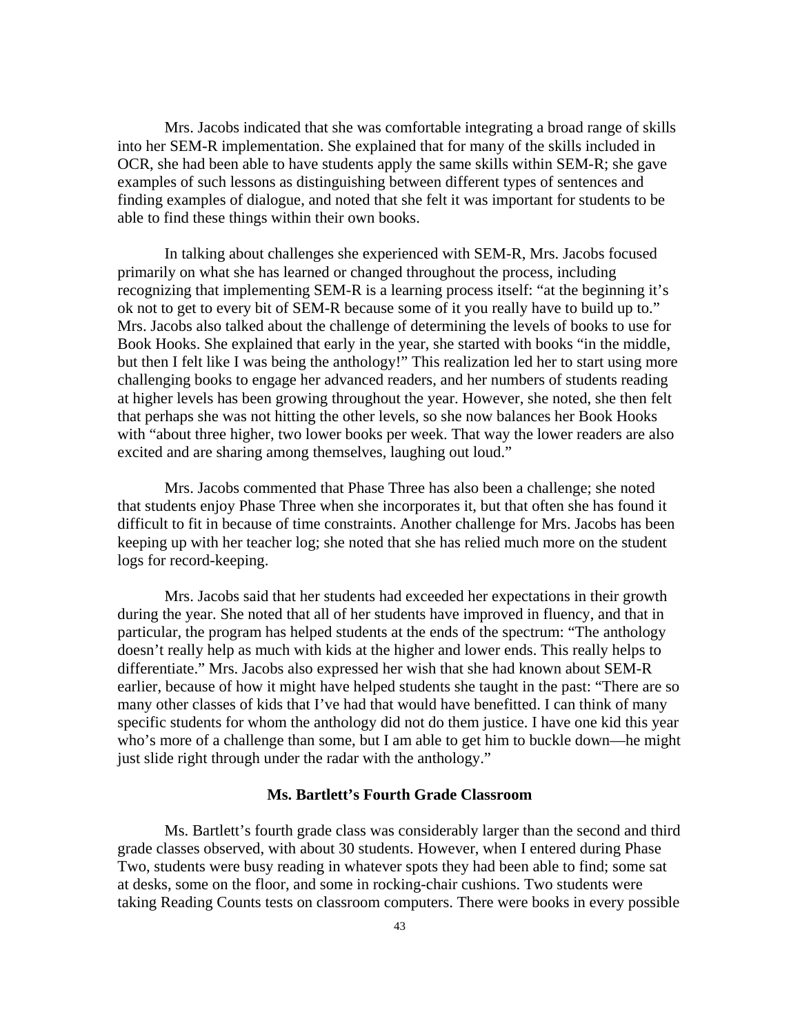Mrs. Jacobs indicated that she was comfortable integrating a broad range of skills into her SEM-R implementation. She explained that for many of the skills included in OCR, she had been able to have students apply the same skills within SEM-R; she gave examples of such lessons as distinguishing between different types of sentences and finding examples of dialogue, and noted that she felt it was important for students to be able to find these things within their own books.

In talking about challenges she experienced with SEM-R, Mrs. Jacobs focused primarily on what she has learned or changed throughout the process, including recognizing that implementing SEM-R is a learning process itself: "at the beginning it's ok not to get to every bit of SEM-R because some of it you really have to build up to." Mrs. Jacobs also talked about the challenge of determining the levels of books to use for Book Hooks. She explained that early in the year, she started with books "in the middle, but then I felt like I was being the anthology!" This realization led her to start using more challenging books to engage her advanced readers, and her numbers of students reading at higher levels has been growing throughout the year. However, she noted, she then felt that perhaps she was not hitting the other levels, so she now balances her Book Hooks with "about three higher, two lower books per week. That way the lower readers are also excited and are sharing among themselves, laughing out loud."

Mrs. Jacobs commented that Phase Three has also been a challenge; she noted that students enjoy Phase Three when she incorporates it, but that often she has found it difficult to fit in because of time constraints. Another challenge for Mrs. Jacobs has been keeping up with her teacher log; she noted that she has relied much more on the student logs for record-keeping.

Mrs. Jacobs said that her students had exceeded her expectations in their growth during the year. She noted that all of her students have improved in fluency, and that in particular, the program has helped students at the ends of the spectrum: "The anthology doesn't really help as much with kids at the higher and lower ends. This really helps to differentiate." Mrs. Jacobs also expressed her wish that she had known about SEM-R earlier, because of how it might have helped students she taught in the past: "There are so many other classes of kids that I've had that would have benefitted. I can think of many specific students for whom the anthology did not do them justice. I have one kid this year who's more of a challenge than some, but I am able to get him to buckle down—he might just slide right through under the radar with the anthology."

### Ms. Bartlett's Fourth Grade Classroom

Ms. Bartlett's fourth grade class was considerably larger than the second and third grade classes observed, with about 30 students. However, when I entered during Phase Two, students were busy reading in whatever spots they had been able to find; some sat at desks, some on the floor, and some in rocking-chair cushions. Two students were taking Reading Counts tests on classroom computers. There were books in every possible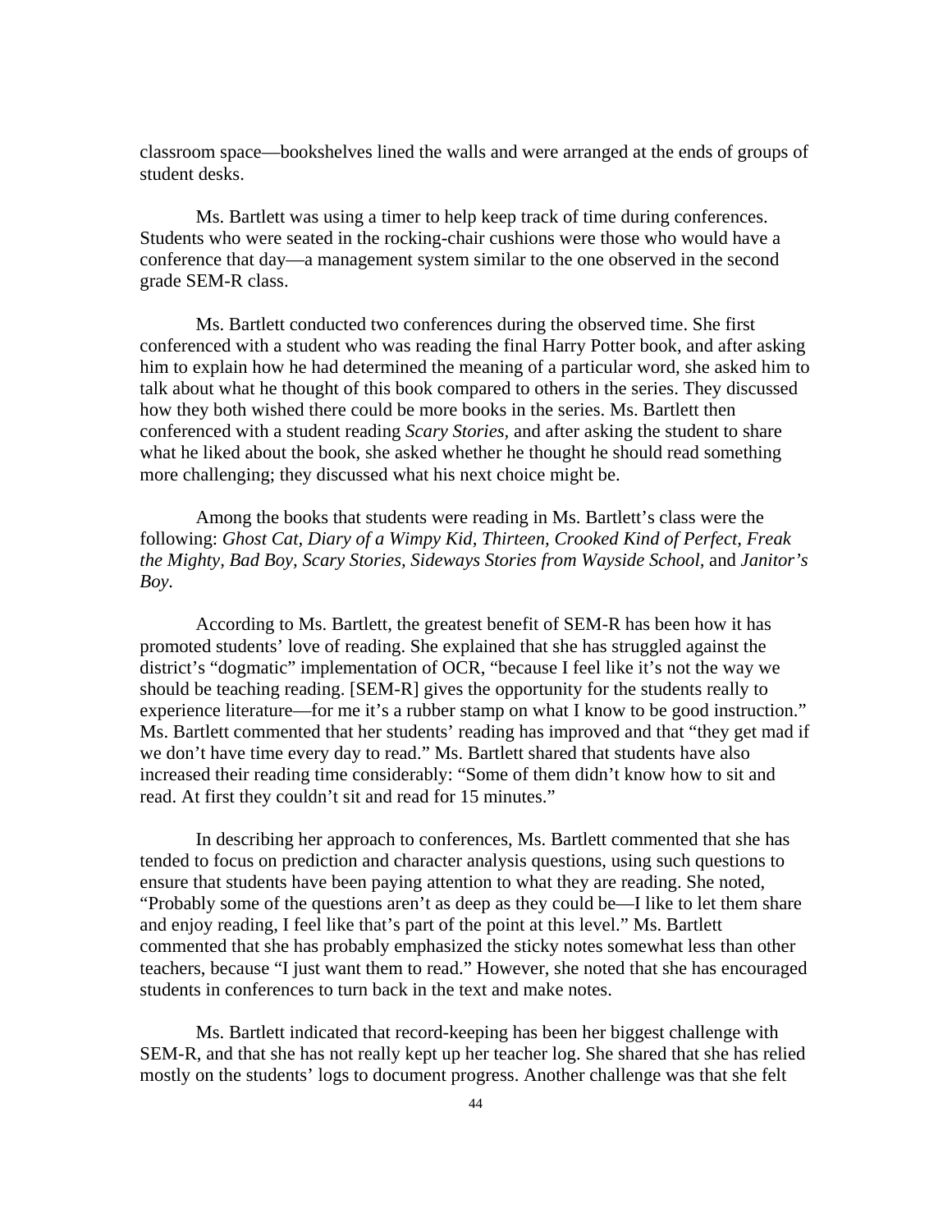classroom space—bookshelves lined the walls and were arranged at the ends of groups of student desks.

Ms. Bartlett was using a timer to help keep track of time during conferences. Students who were seated in the rocking-chair cushions were those who would have a conference that day—a management system similar to the one observed in the second grade SEM-R class.

Ms. Bartlett conducted two conferences during the observed time. She first conferenced with a student who was reading the final Harry Potter book, and after asking him to explain how he had determined the meaning of a particular word, she asked him to talk about what he thought of this book compared to others in the series. They discussed how they both wished there could be more books in the series. Ms. Bartlett then conferenced with a student reading *Scary Stories*, and after asking the student to share what he liked about the book, she asked whether he thought he should read something more challenging; they discussed what his next choice might be.

Among the books that students were reading in Ms. Bartlett's class were the following: *Ghost Cat, Diary of a Wimpy Kid, Thirteen, Crooked Kind of Perfect, Freak the Mighty, Bad Boy, Scary Stories, Sideways Stories from Wayside School,* and *Janitor's Boy*.

According to Ms. Bartlett, the greatest benefit of SEM-R has been how it has promoted students' love of reading. She explained that she has struggled against the district's "dogmatic" implementation of OCR, "because I feel like it's not the way we should be teaching reading. [SEM-R] gives the opportunity for the students really to experience literature—for me it's a rubber stamp on what I know to be good instruction." Ms. Bartlett commented that her students' reading has improved and that "they get mad if we don't have time every day to read." Ms. Bartlett shared that students have also increased their reading time considerably: "Some of them didn't know how to sit and read. At first they couldn't sit and read for 15 minutes."

In describing her approach to conferences, Ms. Bartlett commented that she has tended to focus on prediction and character analysis questions, using such questions to ensure that students have been paying attention to what they are reading. She noted, "Probably some of the questions aren't as deep as they could be—I like to let them share and enjoy reading, I feel like that's part of the point at this level." Ms. Bartlett commented that she has probably emphasized the sticky notes somewhat less than other teachers, because "I just want them to read." However, she noted that she has encouraged students in conferences to turn back in the text and make notes.

Ms. Bartlett indicated that record-keeping has been her biggest challenge with SEM-R, and that she has not really kept up her teacher log. She shared that she has relied mostly on the students' logs to document progress. Another challenge was that she felt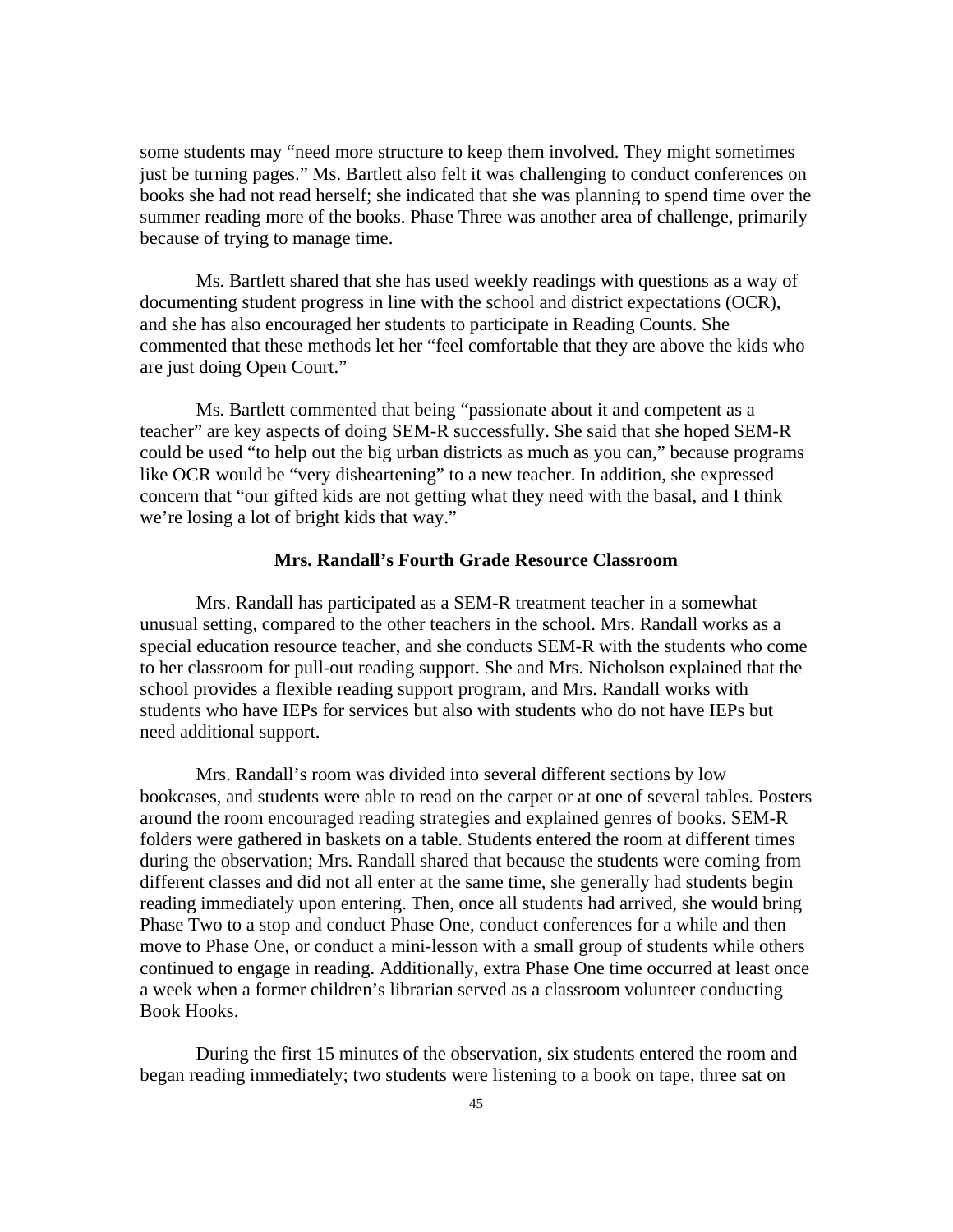some students may "need more structure to keep them involved. They might sometimes just be turning pages." Ms. Bartlett also felt it was challenging to conduct conferences on books she had not read herself; she indicated that she was planning to spend time over the summer reading more of the books. Phase Three was another area of challenge, primarily because of trying to manage time.

Ms. Bartlett shared that she has used weekly readings with questions as a way of documenting student progress in line with the school and district expectations (OCR), and she has also encouraged her students to participate in Reading Counts. She commented that these methods let her "feel comfortable that they are above the kids who are just doing Open Court."

Ms. Bartlett commented that being "passionate about it and competent as a teacher" are key aspects of doing SEM-R successfully. She said that she hoped SEM-R could be used "to help out the big urban districts as much as you can," because programs like OCR would be "very disheartening" to a new teacher. In addition, she expressed concern that "our gifted kids are not getting what they need with the basal, and I think we're losing a lot of bright kids that way."

### Mrs. Randall's Fourth Grade Resource Classroom

Mrs. Randall has participated as a SEM-R treatment teacher in a somewhat unusual setting, compared to the other teachers in the school. Mrs. Randall works as a special education resource teacher, and she conducts SEM-R with the students who come to her classroom for pull-out reading support. She and Mrs. Nicholson explained that the school provides a flexible reading support program, and Mrs. Randall works with students who have IEPs for services but also with students who do not have IEPs but need additional support.

Mrs. Randall's room was divided into several different sections by low bookcases, and students were able to read on the carpet or at one of several tables. Posters around the room encouraged reading strategies and explained genres of books. SEM-R folders were gathered in baskets on a table. Students entered the room at different times during the observation; Mrs. Randall shared that because the students were coming from different classes and did not all enter at the same time, she generally had students begin reading immediately upon entering. Then, once all students had arrived, she would bring Phase Two to a stop and conduct Phase One, conduct conferences for a while and then move to Phase One, or conduct a mini-lesson with a small group of students while others continued to engage in reading. Additionally, extra Phase One time occurred at least once a week when a former children's librarian served as a classroom volunteer conducting Book Hooks.

During the first 15 minutes of the observation, six students entered the room and began reading immediately; two students were listening to a book on tape, three sat on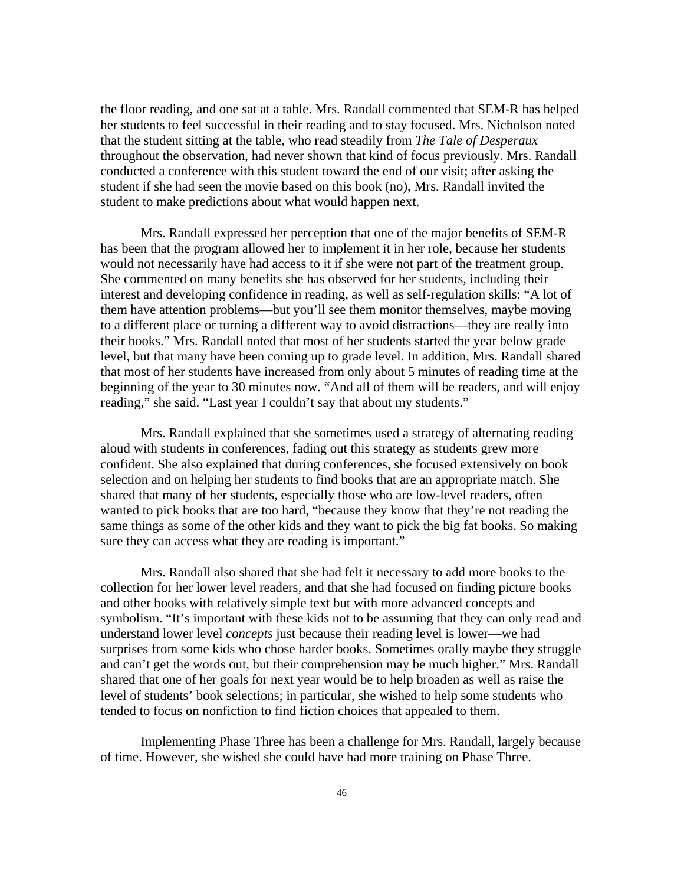the floor reading, and one sat at a table. Mrs. Randall commented that SEM-R has helped her students to feel successful in their reading and to stay focused. Mrs. Nicholson noted that the student sitting at the table, who read steadily from *The Tale of Desperaux* throughout the observation, had never shown that kind of focus previously. Mrs. Randall conducted a conference with this student toward the end of our visit; after asking the student if she had seen the movie based on this book (no), Mrs. Randall invited the student to make predictions about what would happen next.

Mrs. Randall expressed her perception that one of the major benefits of SEM-R has been that the program allowed her to implement it in her role, because her students would not necessarily have had access to it if she were not part of the treatment group. She commented on many benefits she has observed for her students, including their interest and developing confidence in reading, as well as self-regulation skills: "A lot of them have attention problems—but you'll see them monitor themselves, maybe moving to a different place or turning a different way to avoid distractions—they are really into their books." Mrs. Randall noted that most of her students started the year below grade level, but that many have been coming up to grade level. In addition, Mrs. Randall shared that most of her students have increased from only about 5 minutes of reading time at the beginning of the year to 30 minutes now. "And all of them will be readers, and will enjoy reading," she said. "Last year I couldn't say that about my students."

Mrs. Randall explained that she sometimes used a strategy of alternating reading aloud with students in conferences, fading out this strategy as students grew more confident. She also explained that during conferences, she focused extensively on book selection and on helping her students to find books that are an appropriate match. She shared that many of her students, especially those who are low-level readers, often wanted to pick books that are too hard, "because they know that they're not reading the same things as some of the other kids and they want to pick the big fat books. So making sure they can access what they are reading is important."

Mrs. Randall also shared that she had felt it necessary to add more books to the collection for her lower level readers, and that she had focused on finding picture books and other books with relatively simple text but with more advanced concepts and symbolism. "It's important with these kids not to be assuming that they can only read and understand lower level *concepts* just because their reading level is lower—we had surprises from some kids who chose harder books. Sometimes orally maybe they struggle and can't get the words out, but their comprehension may be much higher." Mrs. Randall shared that one of her goals for next year would be to help broaden as well as raise the level of students' book selections; in particular, she wished to help some students who tended to focus on nonfiction to find fiction choices that appealed to them.

Implementing Phase Three has been a challenge for Mrs. Randall, largely because of time. However, she wished she could have had more training on Phase Three.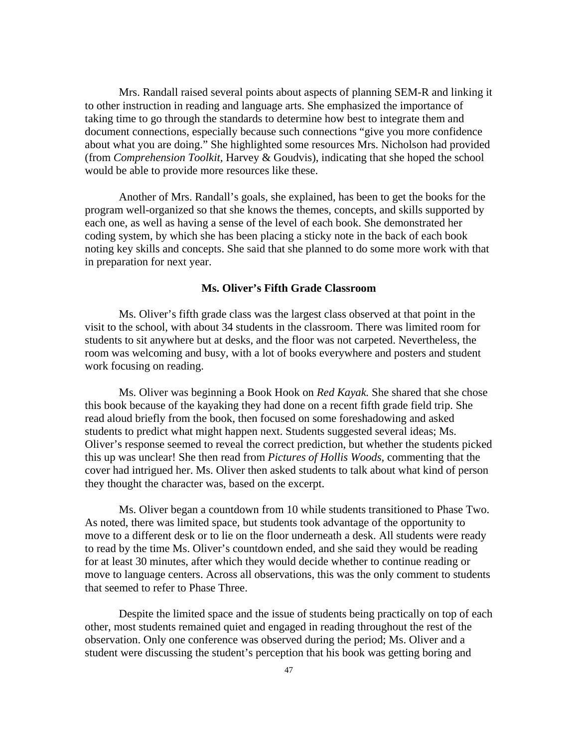Mrs. Randall raised several points about aspects of planning SEM-R and linking it to other instruction in reading and language arts. She emphasized the importance of taking time to go through the standards to determine how best to integrate them and document connections, especially because such connections "give you more confidence about what you are doing." She highlighted some resources Mrs. Nicholson had provided (from *Comprehension Toolkit,* Harvey & Goudvis), indicating that she hoped the school would be able to provide more resources like these.

Another of Mrs. Randall's goals, she explained, has been to get the books for the program well-organized so that she knows the themes, concepts, and skills supported by each one, as well as having a sense of the level of each book. She demonstrated her coding system, by which she has been placing a sticky note in the back of each book noting key skills and concepts. She said that she planned to do some more work with that in preparation for next year.

### Ms. Oliver's Fifth Grade Classroom

Ms. Oliver's fifth grade class was the largest class observed at that point in the visit to the school, with about 34 students in the classroom. There was limited room for students to sit anywhere but at desks, and the floor was not carpeted. Nevertheless, the room was welcoming and busy, with a lot of books everywhere and posters and student work focusing on reading.

Ms. Oliver was beginning a Book Hook on *Red Kayak.* She shared that she chose this book because of the kayaking they had done on a recent fifth grade field trip. She read aloud briefly from the book, then focused on some foreshadowing and asked students to predict what might happen next. Students suggested several ideas; Ms. Oliver's response seemed to reveal the correct prediction, but whether the students picked this up was unclear! She then read from *Pictures of Hollis Woods*, commenting that the cover had intrigued her. Ms. Oliver then asked students to talk about what kind of person they thought the character was, based on the excerpt.

Ms. Oliver began a countdown from 10 while students transitioned to Phase Two. As noted, there was limited space, but students took advantage of the opportunity to move to a different desk or to lie on the floor underneath a desk. All students were ready to read by the time Ms. Oliver's countdown ended, and she said they would be reading for at least 30 minutes, after which they would decide whether to continue reading or move to language centers. Across all observations, this was the only comment to students that seemed to refer to Phase Three.

Despite the limited space and the issue of students being practically on top of each other, most students remained quiet and engaged in reading throughout the rest of the observation. Only one conference was observed during the period; Ms. Oliver and a student were discussing the student's perception that his book was getting boring and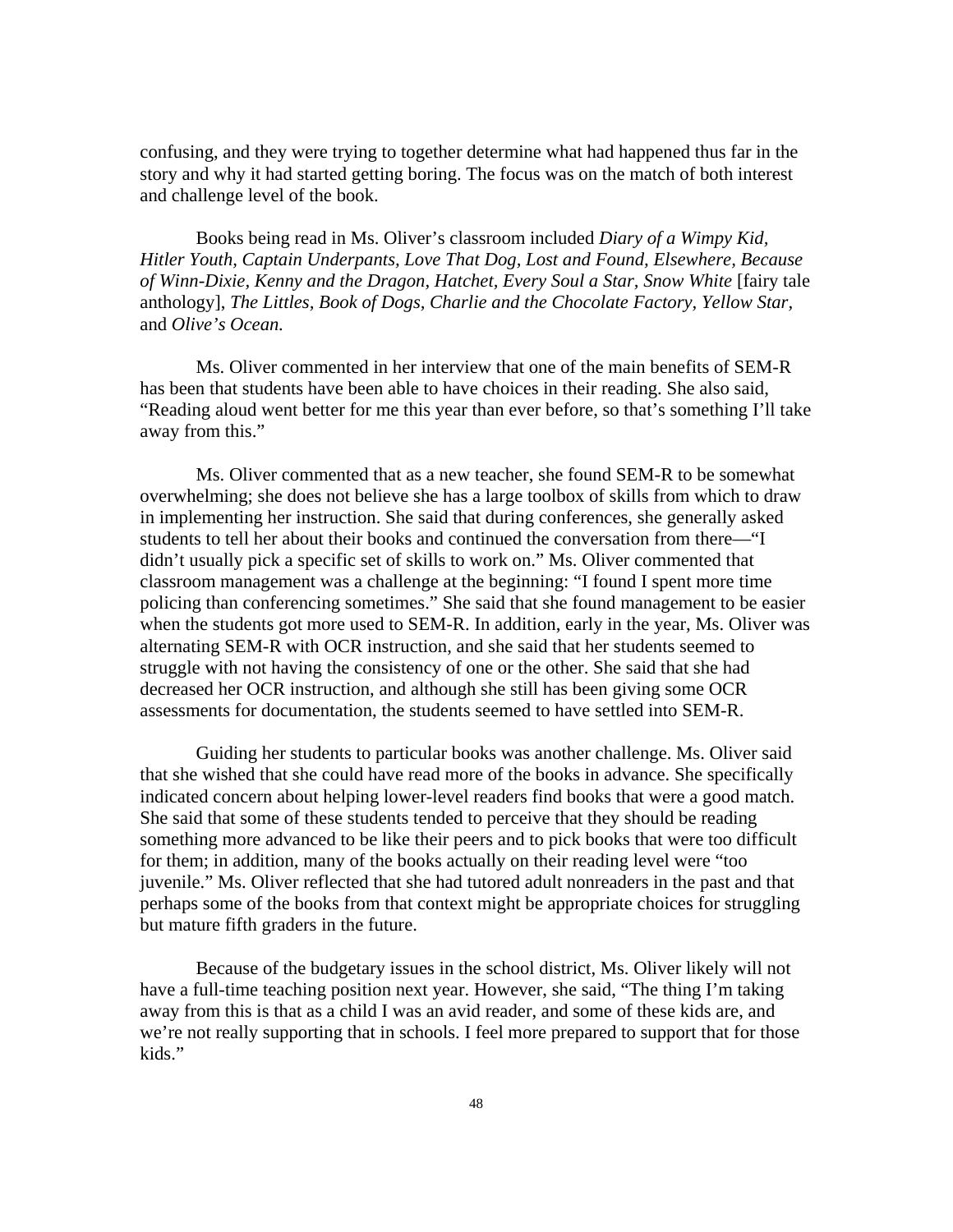confusing, and they were trying to together determine what had happened thus far in the story and why it had started getting boring. The focus was on the match of both interest and challenge level of the book.

Books being read in Ms. Oliver's classroom included *Diary of a Wimpy Kid, Hitler Youth, Captain Underpants, Love That Dog, Lost and Found, Elsewhere, Because of Winn-Dixie, Kenny and the Dragon, Hatchet, Every Soul a Star, Snow White* [fairy tale anthology], *The Littles, Book of Dogs, Charlie and the Chocolate Factory, Yellow Star,* and *Olive's Ocean.*

Ms. Oliver commented in her interview that one of the main benefits of SEM-R has been that students have been able to have choices in their reading. She also said, "Reading aloud went better for me this year than ever before, so that's something I'll take away from this."

Ms. Oliver commented that as a new teacher, she found SEM-R to be somewhat overwhelming; she does not believe she has a large toolbox of skills from which to draw in implementing her instruction. She said that during conferences, she generally asked students to tell her about their books and continued the conversation from there—"I didn't usually pick a specific set of skills to work on." Ms. Oliver commented that classroom management was a challenge at the beginning: "I found I spent more time policing than conferencing sometimes." She said that she found management to be easier when the students got more used to SEM-R. In addition, early in the year, Ms. Oliver was alternating SEM-R with OCR instruction, and she said that her students seemed to struggle with not having the consistency of one or the other. She said that she had decreased her OCR instruction, and although she still has been giving some OCR assessments for documentation, the students seemed to have settled into SEM-R.

Guiding her students to particular books was another challenge. Ms. Oliver said that she wished that she could have read more of the books in advance. She specifically indicated concern about helping lower-level readers find books that were a good match. She said that some of these students tended to perceive that they should be reading something more advanced to be like their peers and to pick books that were too difficult for them; in addition, many of the books actually on their reading level were "too juvenile." Ms. Oliver reflected that she had tutored adult nonreaders in the past and that perhaps some of the books from that context might be appropriate choices for struggling but mature fifth graders in the future.

Because of the budgetary issues in the school district, Ms. Oliver likely will not have a full-time teaching position next year. However, she said, "The thing I'm taking away from this is that as a child I was an avid reader, and some of these kids are, and we're not really supporting that in schools. I feel more prepared to support that for those kids."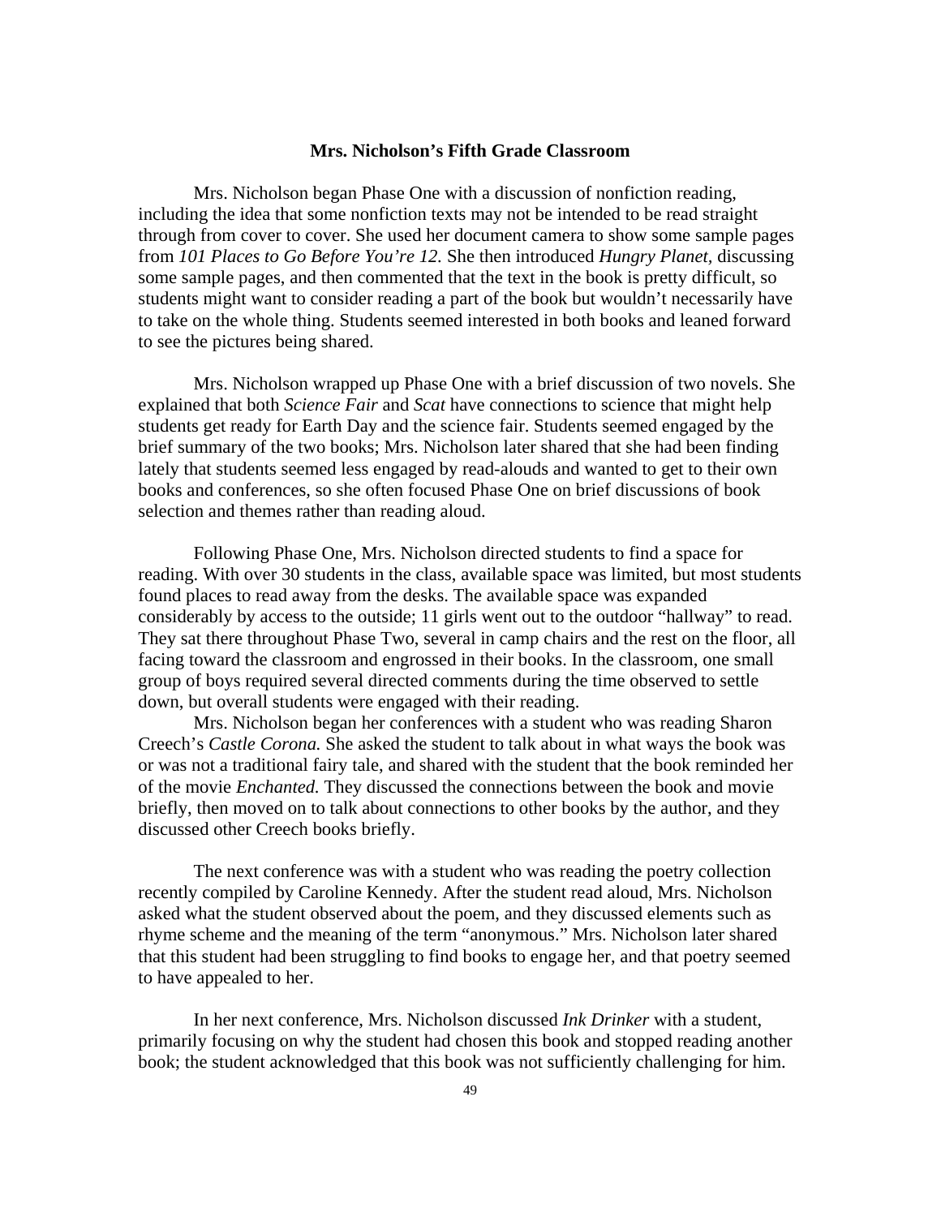### Mrs. Nicholson's Fifth Grade Classroom

Mrs. Nicholson began Phase One with a discussion of nonfiction reading, including the idea that some nonfiction texts may not be intended to be read straight through from cover to cover. She used her document camera to show some sample pages from *101 Places to Go Before You're 12.* She then introduced *Hungry Planet,* discussing some sample pages, and then commented that the text in the book is pretty difficult, so students might want to consider reading a part of the book but wouldn't necessarily have to take on the whole thing. Students seemed interested in both books and leaned forward to see the pictures being shared.

Mrs. Nicholson wrapped up Phase One with a brief discussion of two novels. She explained that both *Science Fair* and *Scat* have connections to science that might help students get ready for Earth Day and the science fair. Students seemed engaged by the brief summary of the two books; Mrs. Nicholson later shared that she had been finding lately that students seemed less engaged by read-alouds and wanted to get to their own books and conferences, so she often focused Phase One on brief discussions of book selection and themes rather than reading aloud.

Following Phase One, Mrs. Nicholson directed students to find a space for reading. With over 30 students in the class, available space was limited, but most students found places to read away from the desks. The available space was expanded considerably by access to the outside; 11 girls went out to the outdoor "hallway" to read. They sat there throughout Phase Two, several in camp chairs and the rest on the floor, all facing toward the classroom and engrossed in their books. In the classroom, one small group of boys required several directed comments during the time observed to settle down, but overall students were engaged with their reading.

Mrs. Nicholson began her conferences with a student who was reading Sharon Creech's *Castle Corona.* She asked the student to talk about in what ways the book was or was not a traditional fairy tale, and shared with the student that the book reminded her of the movie *Enchanted.* They discussed the connections between the book and movie briefly, then moved on to talk about connections to other books by the author, and they discussed other Creech books briefly.

The next conference was with a student who was reading the poetry collection recently compiled by Caroline Kennedy. After the student read aloud, Mrs. Nicholson asked what the student observed about the poem, and they discussed elements such as rhyme scheme and the meaning of the term "anonymous." Mrs. Nicholson later shared that this student had been struggling to find books to engage her, and that poetry seemed to have appealed to her.

In her next conference, Mrs. Nicholson discussed *Ink Drinker* with a student, primarily focusing on why the student had chosen this book and stopped reading another book; the student acknowledged that this book was not sufficiently challenging for him.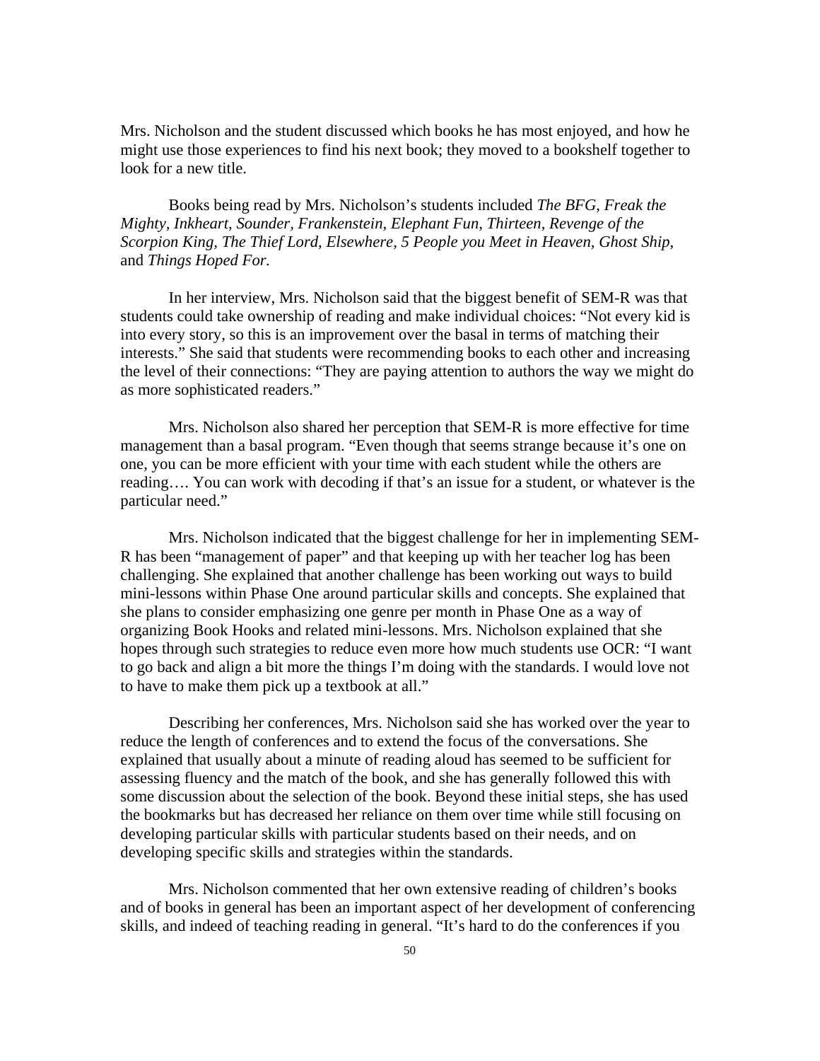Mrs. Nicholson and the student discussed which books he has most enjoyed, and how he might use those experiences to find his next book; they moved to a bookshelf together to look for a new title.

Books being read by Mrs. Nicholson's students included *The BFG, Freak the Mighty, Inkheart, Sounder, Frankenstein, Elephant Fun, Thirteen, Revenge of the Scorpion King, The Thief Lord, Elsewhere, 5 People you Meet in Heaven, Ghost Ship,* and *Things Hoped For.*

In her interview, Mrs. Nicholson said that the biggest benefit of SEM-R was that students could take ownership of reading and make individual choices: "Not every kid is into every story, so this is an improvement over the basal in terms of matching their interests." She said that students were recommending books to each other and increasing the level of their connections: "They are paying attention to authors the way we might do as more sophisticated readers."

Mrs. Nicholson also shared her perception that SEM-R is more effective for time management than a basal program. "Even though that seems strange because it's one on one, you can be more efficient with your time with each student while the others are reading…. You can work with decoding if that's an issue for a student, or whatever is the particular need."

Mrs. Nicholson indicated that the biggest challenge for her in implementing SEM-R has been "management of paper" and that keeping up with her teacher log has been challenging. She explained that another challenge has been working out ways to build mini-lessons within Phase One around particular skills and concepts. She explained that she plans to consider emphasizing one genre per month in Phase One as a way of organizing Book Hooks and related mini-lessons. Mrs. Nicholson explained that she hopes through such strategies to reduce even more how much students use OCR: "I want to go back and align a bit more the things I'm doing with the standards. I would love not to have to make them pick up a textbook at all."

Describing her conferences, Mrs. Nicholson said she has worked over the year to reduce the length of conferences and to extend the focus of the conversations. She explained that usually about a minute of reading aloud has seemed to be sufficient for assessing fluency and the match of the book, and she has generally followed this with some discussion about the selection of the book. Beyond these initial steps, she has used the bookmarks but has decreased her reliance on them over time while still focusing on developing particular skills with particular students based on their needs, and on developing specific skills and strategies within the standards.

Mrs. Nicholson commented that her own extensive reading of children's books and of books in general has been an important aspect of her development of conferencing skills, and indeed of teaching reading in general. "It's hard to do the conferences if you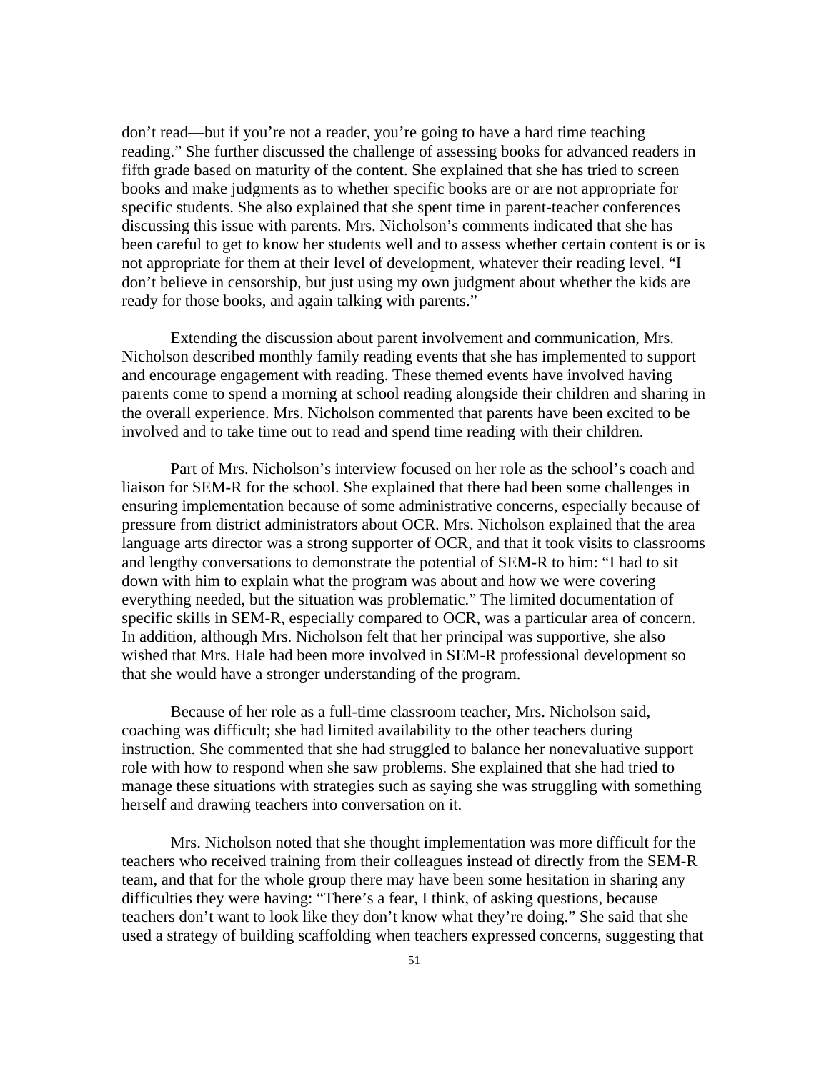don't read—but if you're not a reader, you're going to have a hard time teaching reading." She further discussed the challenge of assessing books for advanced readers in fifth grade based on maturity of the content. She explained that she has tried to screen books and make judgments as to whether specific books are or are not appropriate for specific students. She also explained that she spent time in parent-teacher conferences discussing this issue with parents. Mrs. Nicholson's comments indicated that she has been careful to get to know her students well and to assess whether certain content is or is not appropriate for them at their level of development, whatever their reading level. "I don't believe in censorship, but just using my own judgment about whether the kids are ready for those books, and again talking with parents."

Extending the discussion about parent involvement and communication, Mrs. Nicholson described monthly family reading events that she has implemented to support and encourage engagement with reading. These themed events have involved having parents come to spend a morning at school reading alongside their children and sharing in the overall experience. Mrs. Nicholson commented that parents have been excited to be involved and to take time out to read and spend time reading with their children.

Part of Mrs. Nicholson's interview focused on her role as the school's coach and liaison for SEM-R for the school. She explained that there had been some challenges in ensuring implementation because of some administrative concerns, especially because of pressure from district administrators about OCR. Mrs. Nicholson explained that the area language arts director was a strong supporter of OCR, and that it took visits to classrooms and lengthy conversations to demonstrate the potential of SEM-R to him: "I had to sit down with him to explain what the program was about and how we were covering everything needed, but the situation was problematic." The limited documentation of specific skills in SEM-R, especially compared to OCR, was a particular area of concern. In addition, although Mrs. Nicholson felt that her principal was supportive, she also wished that Mrs. Hale had been more involved in SEM-R professional development so that she would have a stronger understanding of the program.

Because of her role as a full-time classroom teacher, Mrs. Nicholson said, coaching was difficult; she had limited availability to the other teachers during instruction. She commented that she had struggled to balance her nonevaluative support role with how to respond when she saw problems. She explained that she had tried to manage these situations with strategies such as saying she was struggling with something herself and drawing teachers into conversation on it.

Mrs. Nicholson noted that she thought implementation was more difficult for the teachers who received training from their colleagues instead of directly from the SEM-R team, and that for the whole group there may have been some hesitation in sharing any difficulties they were having: "There's a fear, I think, of asking questions, because teachers don't want to look like they don't know what they're doing." She said that she used a strategy of building scaffolding when teachers expressed concerns, suggesting that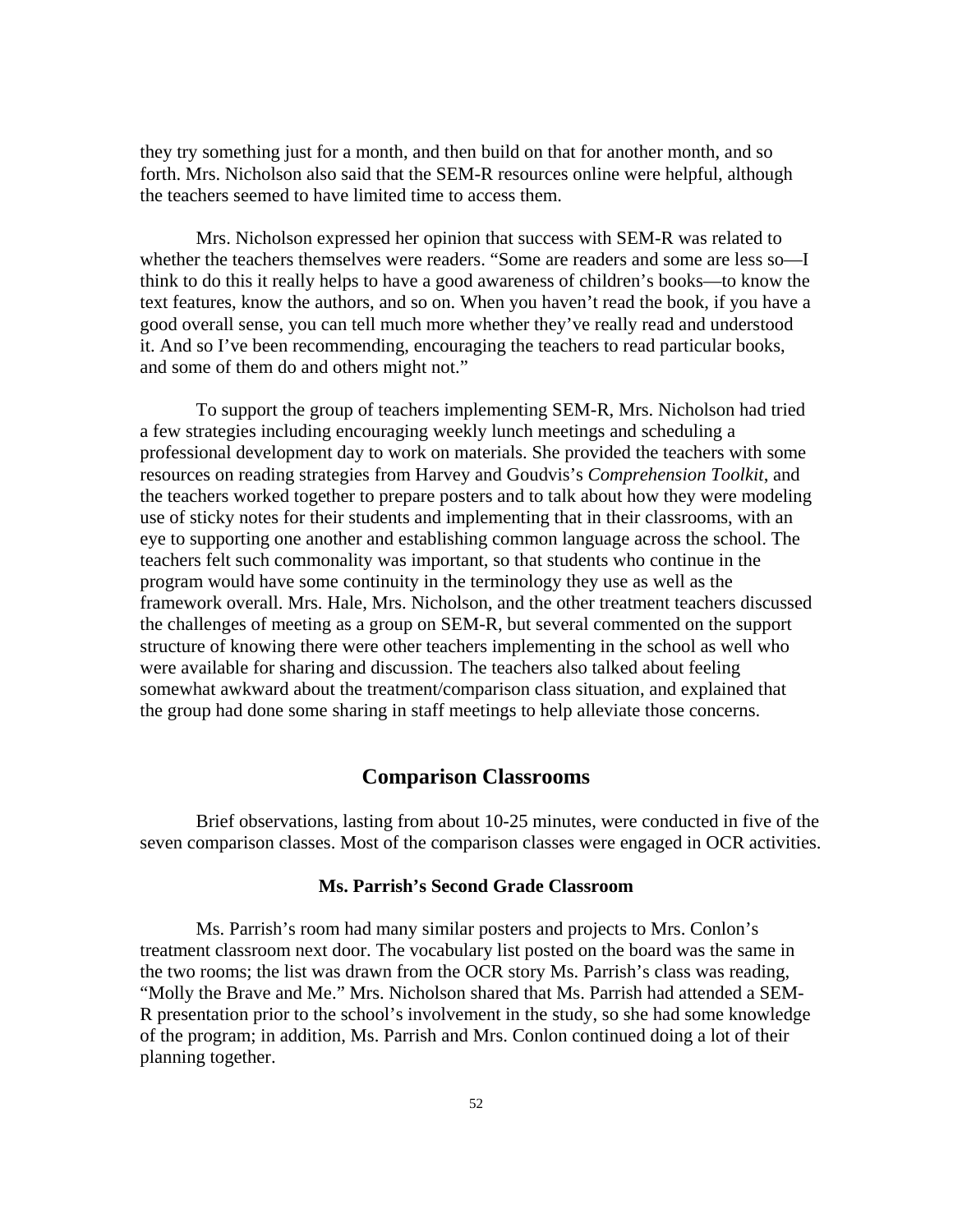they try something just for a month, and then build on that for another month, and so forth. Mrs. Nicholson also said that the SEM-R resources online were helpful, although the teachers seemed to have limited time to access them.

Mrs. Nicholson expressed her opinion that success with SEM-R was related to whether the teachers themselves were readers. "Some are readers and some are less so—I think to do this it really helps to have a good awareness of children's books—to know the text features, know the authors, and so on. When you haven't read the book, if you have a good overall sense, you can tell much more whether they've really read and understood it. And so I've been recommending, encouraging the teachers to read particular books, and some of them do and others might not."

To support the group of teachers implementing SEM-R, Mrs. Nicholson had tried a few strategies including encouraging weekly lunch meetings and scheduling a professional development day to work on materials. She provided the teachers with some resources on reading strategies from Harvey and Goudvis's *Comprehension Toolkit*, and the teachers worked together to prepare posters and to talk about how they were modeling use of sticky notes for their students and implementing that in their classrooms, with an eye to supporting one another and establishing common language across the school. The teachers felt such commonality was important, so that students who continue in the program would have some continuity in the terminology they use as well as the framework overall. Mrs. Hale, Mrs. Nicholson, and the other treatment teachers discussed the challenges of meeting as a group on SEM-R, but several commented on the support structure of knowing there were other teachers implementing in the school as well who were available for sharing and discussion. The teachers also talked about feeling somewhat awkward about the treatment/comparison class situation, and explained that the group had done some sharing in staff meetings to help alleviate those concerns.

## Comparison Classrooms

Brief observations, lasting from about 10-25 minutes, were conducted in five of the seven comparison classes. Most of the comparison classes were engaged in OCR activities.

### Ms. Parrish's Second Grade Classroom

Ms. Parrish's room had many similar posters and projects to Mrs. Conlon's treatment classroom next door. The vocabulary list posted on the board was the same in the two rooms; the list was drawn from the OCR story Ms. Parrish's class was reading, "Molly the Brave and Me." Mrs. Nicholson shared that Ms. Parrish had attended a SEM-R presentation prior to the school's involvement in the study, so she had some knowledge of the program; in addition, Ms. Parrish and Mrs. Conlon continued doing a lot of their planning together.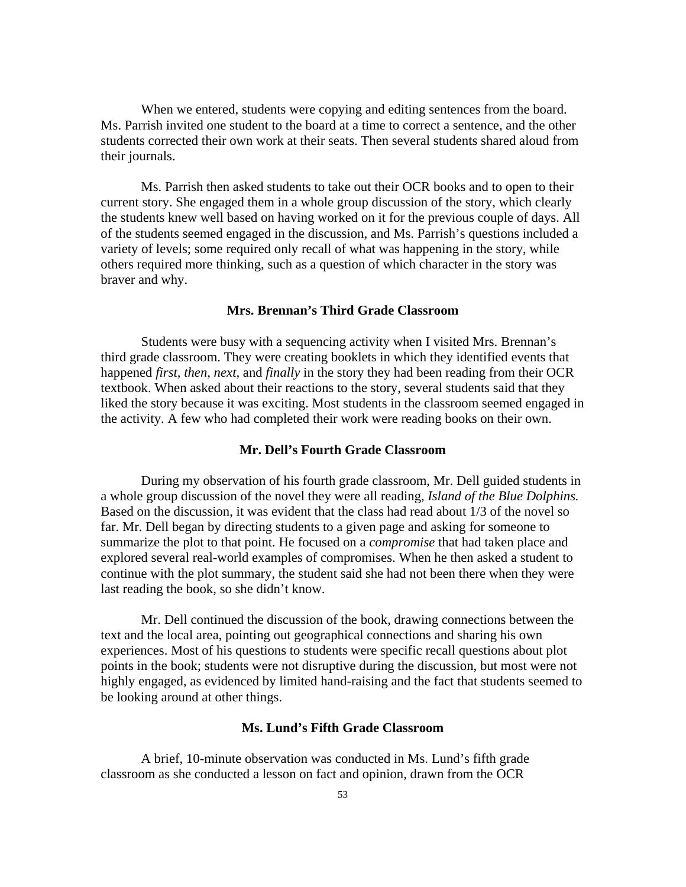When we entered, students were copying and editing sentences from the board. Ms. Parrish invited one student to the board at a time to correct a sentence, and the other students corrected their own work at their seats. Then several students shared aloud from their journals.

Ms. Parrish then asked students to take out their OCR books and to open to their current story. She engaged them in a whole group discussion of the story, which clearly the students knew well based on having worked on it for the previous couple of days. All of the students seemed engaged in the discussion, and Ms. Parrish's questions included a variety of levels; some required only recall of what was happening in the story, while others required more thinking, such as a question of which character in the story was braver and why.

### Mrs. Brennan's Third Grade Classroom

Students were busy with a sequencing activity when I visited Mrs. Brennan's third grade classroom. They were creating booklets in which they identified events that happened *first*, *then*, *next*, and *finally* in the story they had been reading from their OCR textbook. When asked about their reactions to the story, several students said that they liked the story because it was exciting. Most students in the classroom seemed engaged in the activity. A few who had completed their work were reading books on their own.

### Mr. Dell's Fourth Grade Classroom

During my observation of his fourth grade classroom, Mr. Dell guided students in a whole group discussion of the novel they were all reading, *Island of the Blue Dolphins.* Based on the discussion, it was evident that the class had read about 1/3 of the novel so far. Mr. Dell began by directing students to a given page and asking for someone to summarize the plot to that point. He focused on a *compromise* that had taken place and explored several real-world examples of compromises. When he then asked a student to continue with the plot summary, the student said she had not been there when they were last reading the book, so she didn't know.

Mr. Dell continued the discussion of the book, drawing connections between the text and the local area, pointing out geographical connections and sharing his own experiences. Most of his questions to students were specific recall questions about plot points in the book; students were not disruptive during the discussion, but most were not highly engaged, as evidenced by limited hand-raising and the fact that students seemed to be looking around at other things.

### Ms. Lund's Fifth Grade Classroom

A brief, 10-minute observation was conducted in Ms. Lund's fifth grade classroom as she conducted a lesson on fact and opinion, drawn from the OCR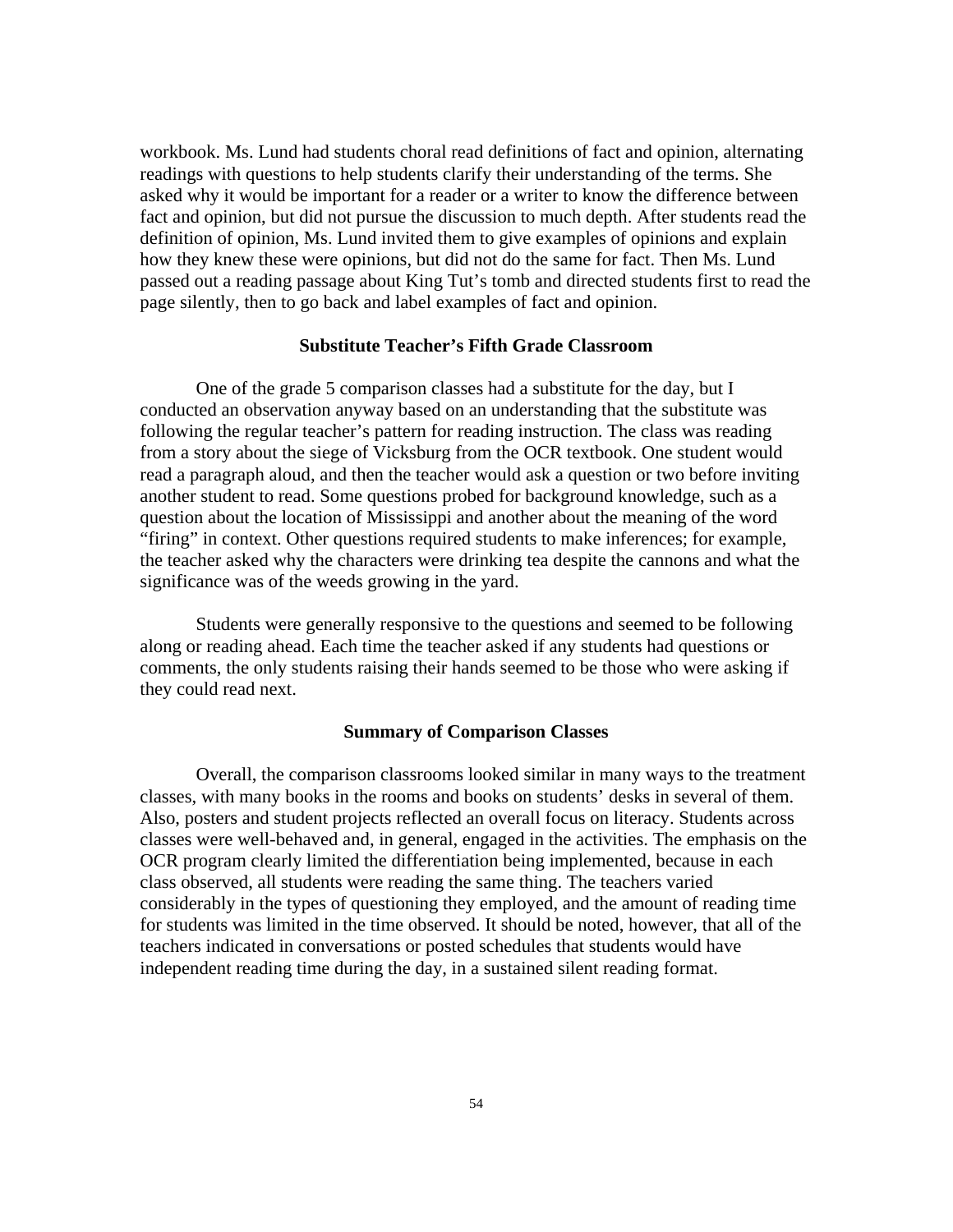workbook. Ms. Lund had students choral read definitions of fact and opinion, alternating readings with questions to help students clarify their understanding of the terms. She asked why it would be important for a reader or a writer to know the difference between fact and opinion, but did not pursue the discussion to much depth. After students read the definition of opinion, Ms. Lund invited them to give examples of opinions and explain how they knew these were opinions, but did not do the same for fact. Then Ms. Lund passed out a reading passage about King Tut's tomb and directed students first to read the page silently, then to go back and label examples of fact and opinion.

### Substitute Teacher's Fifth Grade Classroom

One of the grade 5 comparison classes had a substitute for the day, but I conducted an observation anyway based on an understanding that the substitute was following the regular teacher's pattern for reading instruction. The class was reading from a story about the siege of Vicksburg from the OCR textbook. One student would read a paragraph aloud, and then the teacher would ask a question or two before inviting another student to read. Some questions probed for background knowledge, such as a question about the location of Mississippi and another about the meaning of the word "firing" in context. Other questions required students to make inferences; for example, the teacher asked why the characters were drinking tea despite the cannons and what the significance was of the weeds growing in the yard.

Students were generally responsive to the questions and seemed to be following along or reading ahead. Each time the teacher asked if any students had questions or comments, the only students raising their hands seemed to be those who were asking if they could read next.

### Summary of Comparison Classes

Overall, the comparison classrooms looked similar in many ways to the treatment classes, with many books in the rooms and books on students' desks in several of them. Also, posters and student projects reflected an overall focus on literacy. Students across classes were well-behaved and, in general, engaged in the activities. The emphasis on the OCR program clearly limited the differentiation being implemented, because in each class observed, all students were reading the same thing. The teachers varied considerably in the types of questioning they employed, and the amount of reading time for students was limited in the time observed. It should be noted, however, that all of the teachers indicated in conversations or posted schedules that students would have independent reading time during the day, in a sustained silent reading format.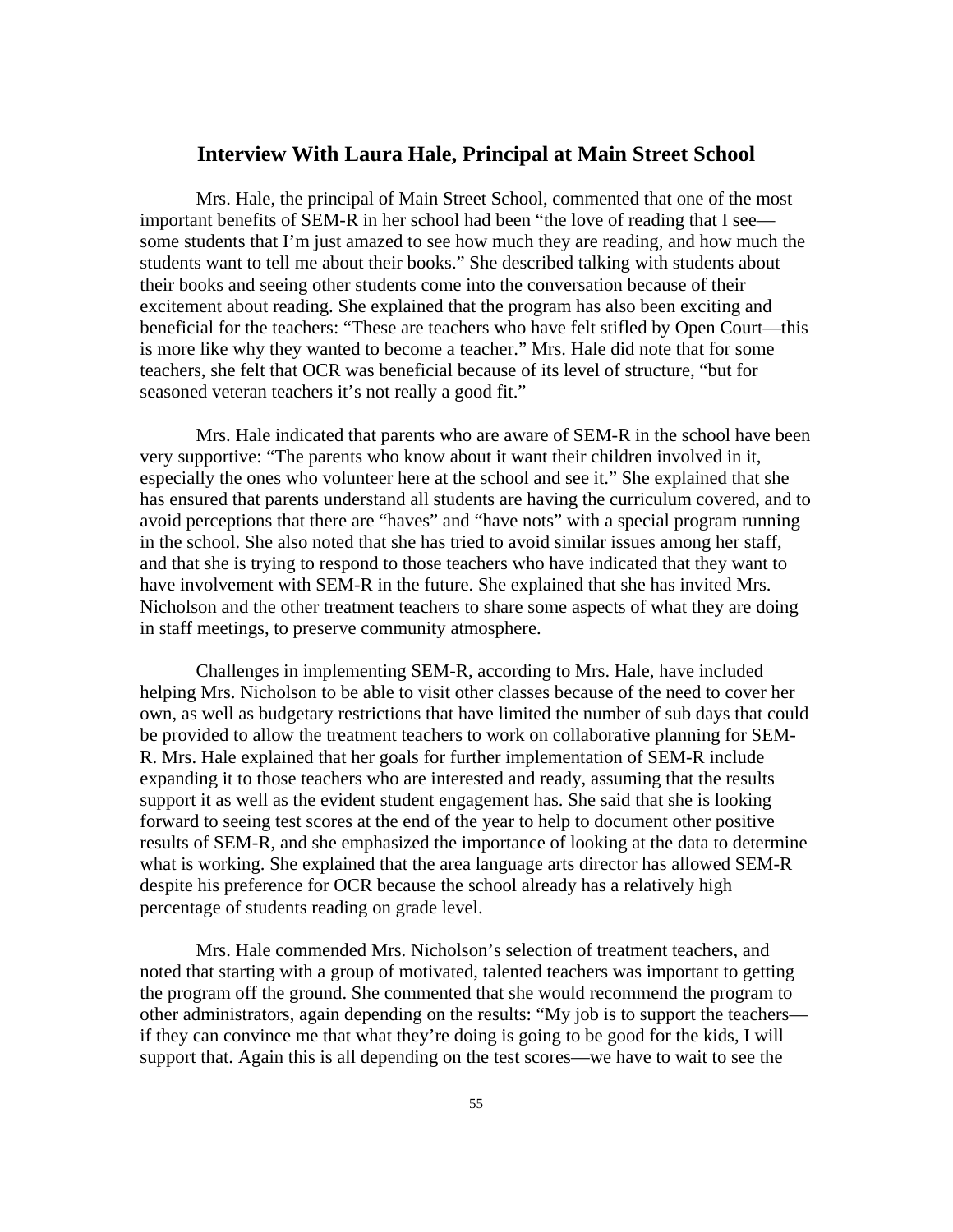## Interview With Laura Hale, Principal at Main Street School

Mrs. Hale, the principal of Main Street School, commented that one of the most important benefits of SEM-R in her school had been "the love of reading that I see—some students that I'm just amazed to see how much they are reading, and how much the students want to tell me about their books." She described talking with students about their books and seeing other students come into the conversation because of their excitement about reading. She explained that the program has also been exciting and beneficial for the teachers: "These are teachers who have felt stifled by Open Court—this is more like why they wanted to become a teacher." Mrs. Hale did note that for some teachers, she felt that OCR was beneficial because of its level of structure, "but for seasoned veteran teachers it's not really a good fit."

Mrs. Hale indicated that parents who are aware of SEM-R in the school have been very supportive: "The parents who know about it want their children involved in it, especially the ones who volunteer here at the school and see it." She explained that she has ensured that parents understand all students are having the curriculum covered, and to avoid perceptions that there are "haves" and "have nots" with a special program running in the school. She also noted that she has tried to avoid similar issues among her staff, and that she is trying to respond to those teachers who have indicated that they want to have involvement with SEM-R in the future. She explained that she has invited Mrs. Nicholson and the other treatment teachers to share some aspects of what they are doing in staff meetings, to preserve community atmosphere.

Challenges in implementing SEM-R, according to Mrs. Hale, have included helping Mrs. Nicholson to be able to visit other classes because of the need to cover her own, as well as budgetary restrictions that have limited the number of sub days that could be provided to allow the treatment teachers to work on collaborative planning for SEM-R. Mrs. Hale explained that her goals for further implementation of SEM-R include expanding it to those teachers who are interested and ready, assuming that the results support it as well as the evident student engagement has. She said that she is looking forward to seeing test scores at the end of the year to help to document other positive results of SEM-R, and she emphasized the importance of looking at the data to determine what is working. She explained that the area language arts director has allowed SEM-R despite his preference for OCR because the school already has a relatively high percentage of students reading on grade level.

Mrs. Hale commended Mrs. Nicholson's selection of treatment teachers, and noted that starting with a group of motivated, talented teachers was important to getting the program off the ground. She commented that she would recommend the program to other administrators, again depending on the results: "My job is to support the teachers—if they can convince me that what they're doing is going to be good for the kids, I will support that. Again this is all depending on the test scores—we have to wait to see the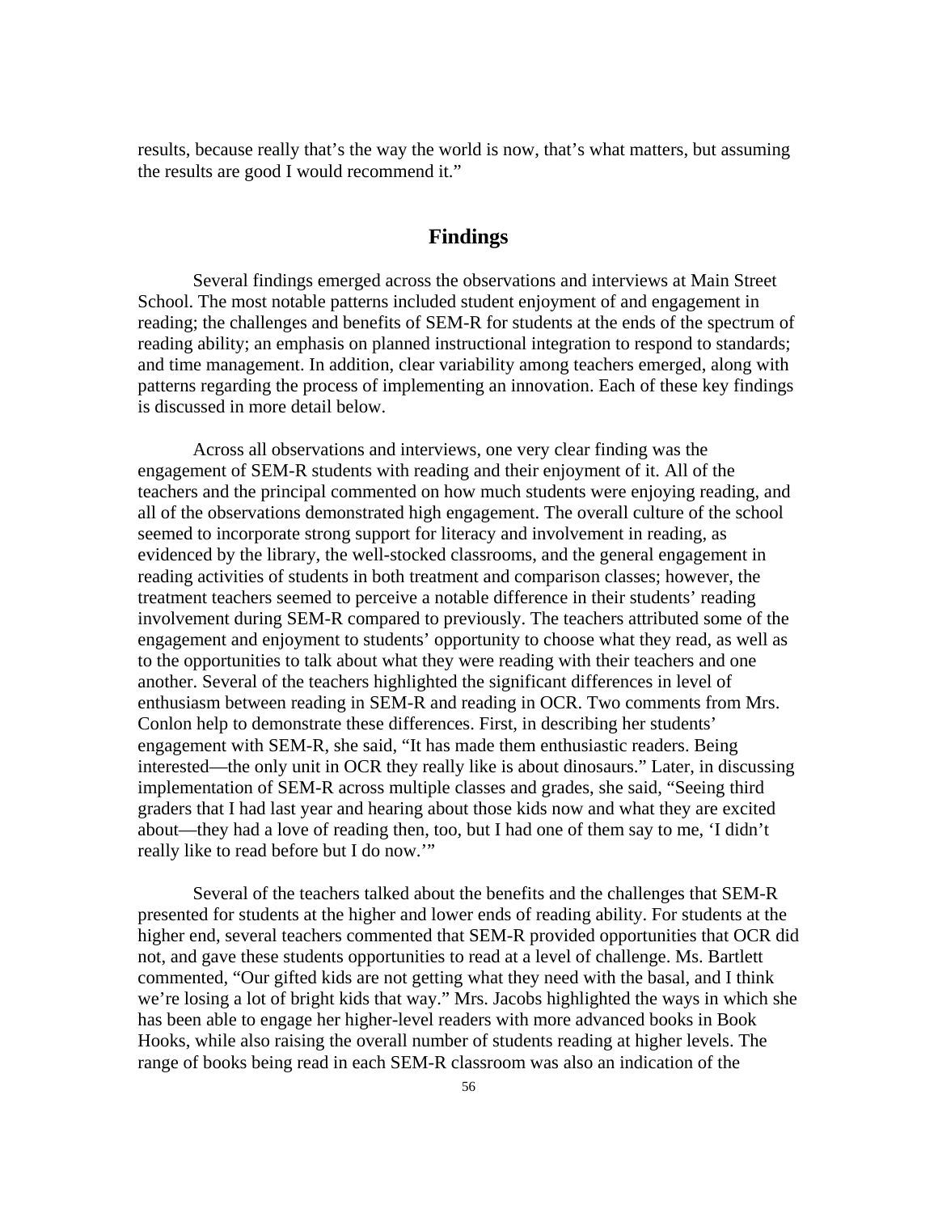results, because really that's the way the world is now, that's what matters, but assuming the results are good I would recommend it."

## Findings

Several findings emerged across the observations and interviews at Main Street School. The most notable patterns included student enjoyment of and engagement in reading; the challenges and benefits of SEM-R for students at the ends of the spectrum of reading ability; an emphasis on planned instructional integration to respond to standards; and time management. In addition, clear variability among teachers emerged, along with patterns regarding the process of implementing an innovation. Each of these key findings is discussed in more detail below.

Across all observations and interviews, one very clear finding was the engagement of SEM-R students with reading and their enjoyment of it. All of the teachers and the principal commented on how much students were enjoying reading, and all of the observations demonstrated high engagement. The overall culture of the school seemed to incorporate strong support for literacy and involvement in reading, as evidenced by the library, the well-stocked classrooms, and the general engagement in reading activities of students in both treatment and comparison classes; however, the treatment teachers seemed to perceive a notable difference in their students' reading involvement during SEM-R compared to previously. The teachers attributed some of the engagement and enjoyment to students' opportunity to choose what they read, as well as to the opportunities to talk about what they were reading with their teachers and one another. Several of the teachers highlighted the significant differences in level of enthusiasm between reading in SEM-R and reading in OCR. Two comments from Mrs. Conlon help to demonstrate these differences. First, in describing her students' engagement with SEM-R, she said, "It has made them enthusiastic readers. Being interested—the only unit in OCR they really like is about dinosaurs." Later, in discussing implementation of SEM-R across multiple classes and grades, she said, "Seeing third graders that I had last year and hearing about those kids now and what they are excited about—they had a love of reading then, too, but I had one of them say to me, 'I didn't really like to read before but I do now.'"

Several of the teachers talked about the benefits and the challenges that SEM-R presented for students at the higher and lower ends of reading ability. For students at the higher end, several teachers commented that SEM-R provided opportunities that OCR did not, and gave these students opportunities to read at a level of challenge. Ms. Bartlett commented, "Our gifted kids are not getting what they need with the basal, and I think we're losing a lot of bright kids that way." Mrs. Jacobs highlighted the ways in which she has been able to engage her higher-level readers with more advanced books in Book Hooks, while also raising the overall number of students reading at higher levels. The range of books being read in each SEM-R classroom was also an indication of the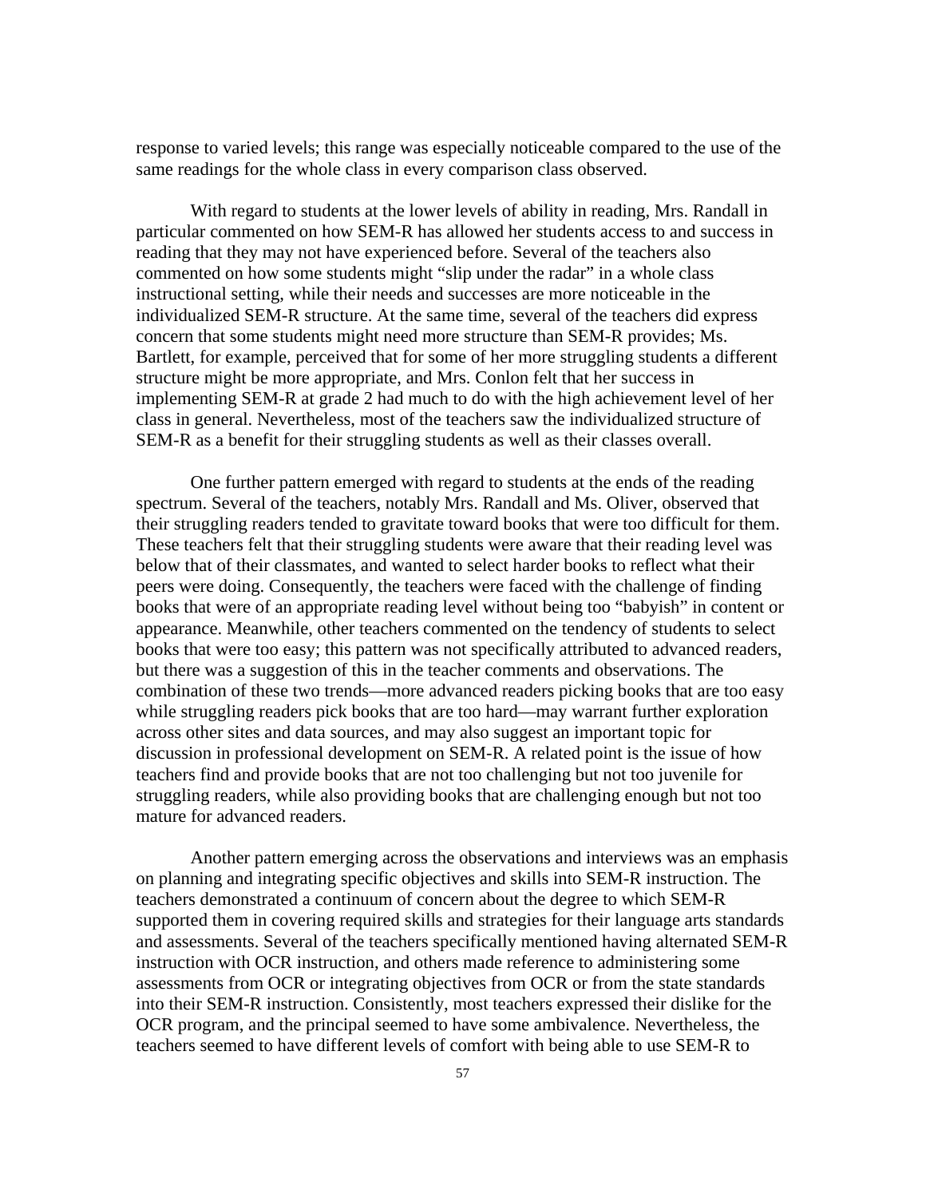response to varied levels; this range was especially noticeable compared to the use of the same readings for the whole class in every comparison class observed.

With regard to students at the lower levels of ability in reading, Mrs. Randall in particular commented on how SEM-R has allowed her students access to and success in reading that they may not have experienced before. Several of the teachers also commented on how some students might "slip under the radar" in a whole class instructional setting, while their needs and successes are more noticeable in the individualized SEM-R structure. At the same time, several of the teachers did express concern that some students might need more structure than SEM-R provides; Ms. Bartlett, for example, perceived that for some of her more struggling students a different structure might be more appropriate, and Mrs. Conlon felt that her success in implementing SEM-R at grade 2 had much to do with the high achievement level of her class in general. Nevertheless, most of the teachers saw the individualized structure of SEM-R as a benefit for their struggling students as well as their classes overall.

One further pattern emerged with regard to students at the ends of the reading spectrum. Several of the teachers, notably Mrs. Randall and Ms. Oliver, observed that their struggling readers tended to gravitate toward books that were too difficult for them. These teachers felt that their struggling students were aware that their reading level was below that of their classmates, and wanted to select harder books to reflect what their peers were doing. Consequently, the teachers were faced with the challenge of finding books that were of an appropriate reading level without being too "babyish" in content or appearance. Meanwhile, other teachers commented on the tendency of students to select books that were too easy; this pattern was not specifically attributed to advanced readers, but there was a suggestion of this in the teacher comments and observations. The combination of these two trends—more advanced readers picking books that are too easy while struggling readers pick books that are too hard—may warrant further exploration across other sites and data sources, and may also suggest an important topic for discussion in professional development on SEM-R. A related point is the issue of how teachers find and provide books that are not too challenging but not too juvenile for struggling readers, while also providing books that are challenging enough but not too mature for advanced readers.

Another pattern emerging across the observations and interviews was an emphasis on planning and integrating specific objectives and skills into SEM-R instruction. The teachers demonstrated a continuum of concern about the degree to which SEM-R supported them in covering required skills and strategies for their language arts standards and assessments. Several of the teachers specifically mentioned having alternated SEM-R instruction with OCR instruction, and others made reference to administering some assessments from OCR or integrating objectives from OCR or from the state standards into their SEM-R instruction. Consistently, most teachers expressed their dislike for the OCR program, and the principal seemed to have some ambivalence. Nevertheless, the teachers seemed to have different levels of comfort with being able to use SEM-R to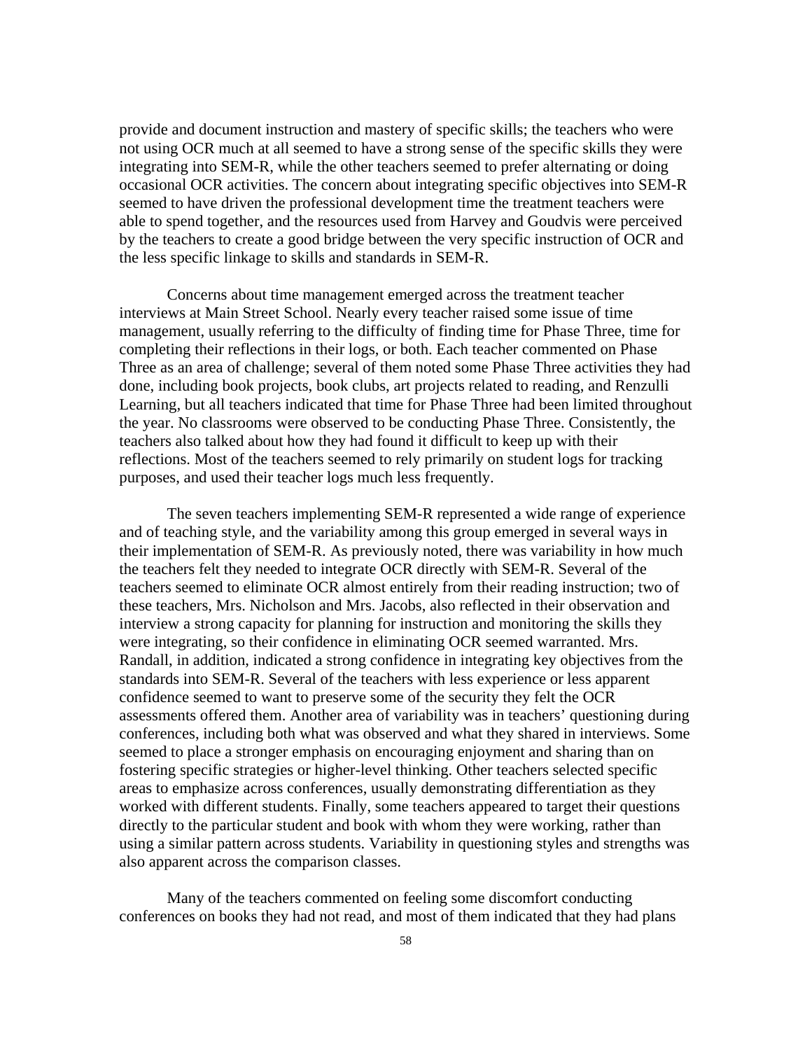provide and document instruction and mastery of specific skills; the teachers who were not using OCR much at all seemed to have a strong sense of the specific skills they were integrating into SEM-R, while the other teachers seemed to prefer alternating or doing occasional OCR activities. The concern about integrating specific objectives into SEM-R seemed to have driven the professional development time the treatment teachers were able to spend together, and the resources used from Harvey and Goudvis were perceived by the teachers to create a good bridge between the very specific instruction of OCR and the less specific linkage to skills and standards in SEM-R.

Concerns about time management emerged across the treatment teacher interviews at Main Street School. Nearly every teacher raised some issue of time management, usually referring to the difficulty of finding time for Phase Three, time for completing their reflections in their logs, or both. Each teacher commented on Phase Three as an area of challenge; several of them noted some Phase Three activities they had done, including book projects, book clubs, art projects related to reading, and Renzulli Learning, but all teachers indicated that time for Phase Three had been limited throughout the year. No classrooms were observed to be conducting Phase Three. Consistently, the teachers also talked about how they had found it difficult to keep up with their reflections. Most of the teachers seemed to rely primarily on student logs for tracking purposes, and used their teacher logs much less frequently.

The seven teachers implementing SEM-R represented a wide range of experience and of teaching style, and the variability among this group emerged in several ways in their implementation of SEM-R. As previously noted, there was variability in how much the teachers felt they needed to integrate OCR directly with SEM-R. Several of the teachers seemed to eliminate OCR almost entirely from their reading instruction; two of these teachers, Mrs. Nicholson and Mrs. Jacobs, also reflected in their observation and interview a strong capacity for planning for instruction and monitoring the skills they were integrating, so their confidence in eliminating OCR seemed warranted. Mrs. Randall, in addition, indicated a strong confidence in integrating key objectives from the standards into SEM-R. Several of the teachers with less experience or less apparent confidence seemed to want to preserve some of the security they felt the OCR assessments offered them. Another area of variability was in teachers' questioning during conferences, including both what was observed and what they shared in interviews. Some seemed to place a stronger emphasis on encouraging enjoyment and sharing than on fostering specific strategies or higher-level thinking. Other teachers selected specific areas to emphasize across conferences, usually demonstrating differentiation as they worked with different students. Finally, some teachers appeared to target their questions directly to the particular student and book with whom they were working, rather than using a similar pattern across students. Variability in questioning styles and strengths was also apparent across the comparison classes.

Many of the teachers commented on feeling some discomfort conducting conferences on books they had not read, and most of them indicated that they had plans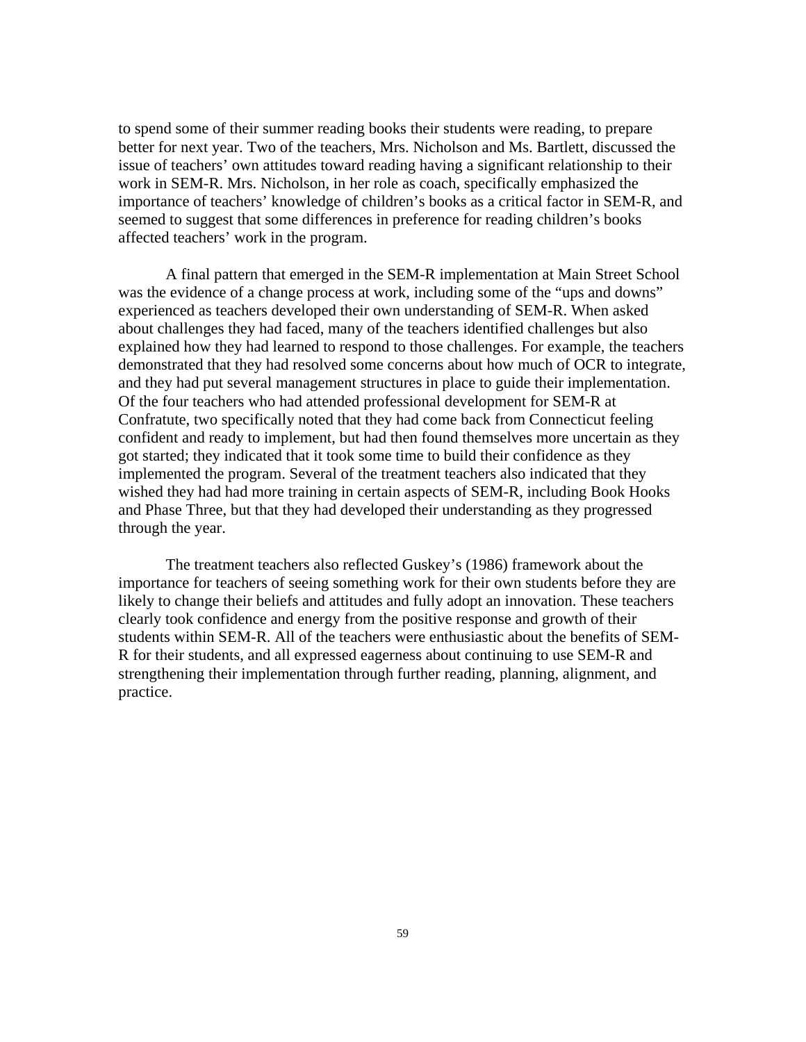to spend some of their summer reading books their students were reading, to prepare better for next year. Two of the teachers, Mrs. Nicholson and Ms. Bartlett, discussed the issue of teachers' own attitudes toward reading having a significant relationship to their work in SEM-R. Mrs. Nicholson, in her role as coach, specifically emphasized the importance of teachers' knowledge of children's books as a critical factor in SEM-R, and seemed to suggest that some differences in preference for reading children's books affected teachers' work in the program.

A final pattern that emerged in the SEM-R implementation at Main Street School was the evidence of a change process at work, including some of the "ups and downs" experienced as teachers developed their own understanding of SEM-R. When asked about challenges they had faced, many of the teachers identified challenges but also explained how they had learned to respond to those challenges. For example, the teachers demonstrated that they had resolved some concerns about how much of OCR to integrate, and they had put several management structures in place to guide their implementation. Of the four teachers who had attended professional development for SEM-R at Confratute, two specifically noted that they had come back from Connecticut feeling confident and ready to implement, but had then found themselves more uncertain as they got started; they indicated that it took some time to build their confidence as they implemented the program. Several of the treatment teachers also indicated that they wished they had had more training in certain aspects of SEM-R, including Book Hooks and Phase Three, but that they had developed their understanding as they progressed through the year.

The treatment teachers also reflected Guskey's (1986) framework about the importance for teachers of seeing something work for their own students before they are likely to change their beliefs and attitudes and fully adopt an innovation. These teachers clearly took confidence and energy from the positive response and growth of their students within SEM-R. All of the teachers were enthusiastic about the benefits of SEM-R for their students, and all expressed eagerness about continuing to use SEM-R and strengthening their implementation through further reading, planning, alignment, and practice.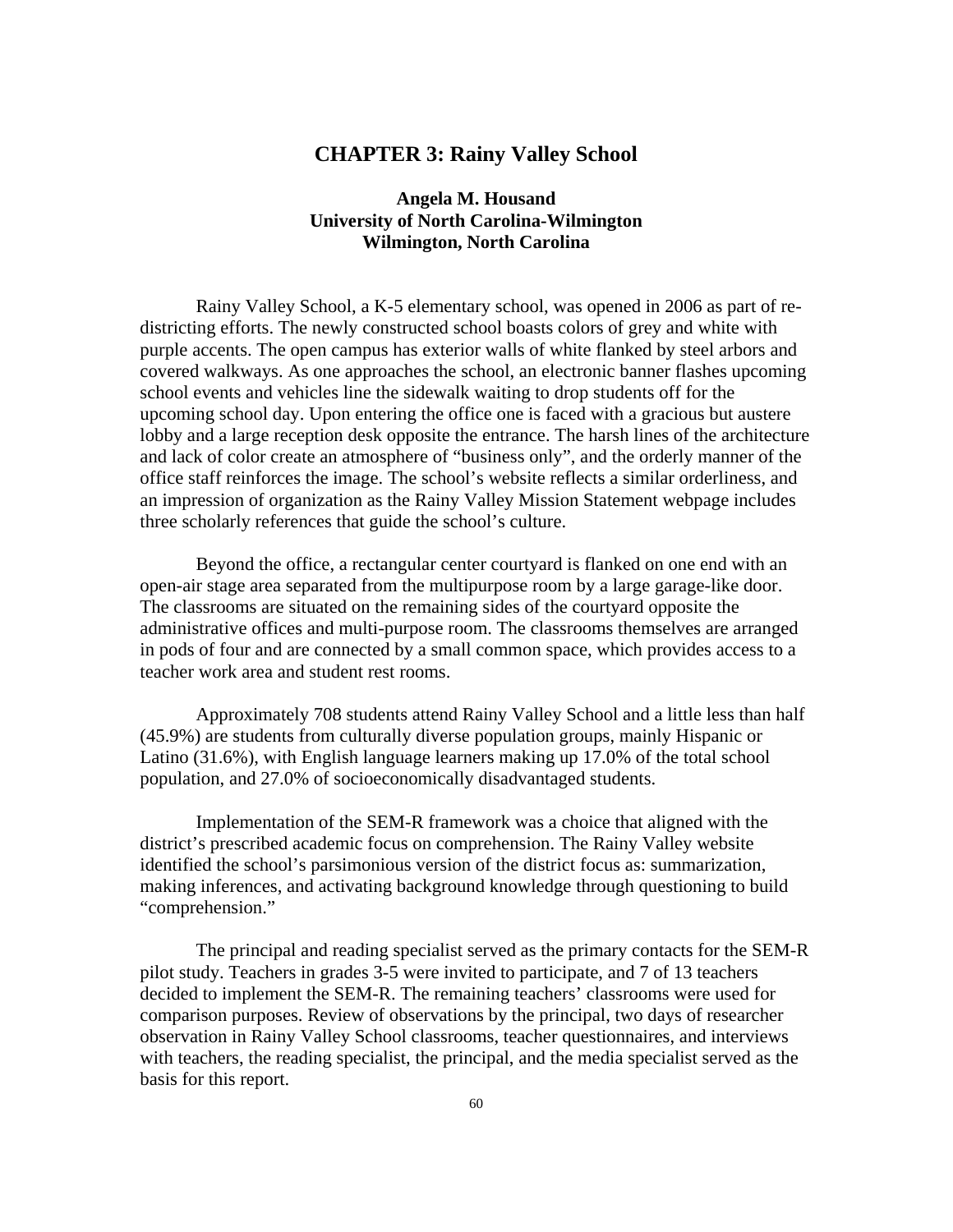# CHAPTER 3: Rainy Valley School

**Angela M. Housand**
**University of North Carolina-Wilmington**
**Wilmington, North Carolina**

Rainy Valley School, a K-5 elementary school, was opened in 2006 as part of re-districting efforts. The newly constructed school boasts colors of grey and white with purple accents. The open campus has exterior walls of white flanked by steel arbors and covered walkways. As one approaches the school, an electronic banner flashes upcoming school events and vehicles line the sidewalk waiting to drop students off for the upcoming school day. Upon entering the office one is faced with a gracious but austere lobby and a large reception desk opposite the entrance. The harsh lines of the architecture and lack of color create an atmosphere of "business only", and the orderly manner of the office staff reinforces the image. The school's website reflects a similar orderliness, and an impression of organization as the Rainy Valley Mission Statement webpage includes three scholarly references that guide the school's culture.

Beyond the office, a rectangular center courtyard is flanked on one end with an open-air stage area separated from the multipurpose room by a large garage-like door. The classrooms are situated on the remaining sides of the courtyard opposite the administrative offices and multi-purpose room. The classrooms themselves are arranged in pods of four and are connected by a small common space, which provides access to a teacher work area and student rest rooms.

Approximately 708 students attend Rainy Valley School and a little less than half (45.9%) are students from culturally diverse population groups, mainly Hispanic or Latino (31.6%), with English language learners making up 17.0% of the total school population, and 27.0% of socioeconomically disadvantaged students.

Implementation of the SEM-R framework was a choice that aligned with the district's prescribed academic focus on comprehension. The Rainy Valley website identified the school's parsimonious version of the district focus as: summarization, making inferences, and activating background knowledge through questioning to build "comprehension."

The principal and reading specialist served as the primary contacts for the SEM-R pilot study. Teachers in grades 3-5 were invited to participate, and 7 of 13 teachers decided to implement the SEM-R. The remaining teachers' classrooms were used for comparison purposes. Review of observations by the principal, two days of researcher observation in Rainy Valley School classrooms, teacher questionnaires, and interviews with teachers, the reading specialist, the principal, and the media specialist served as the basis for this report.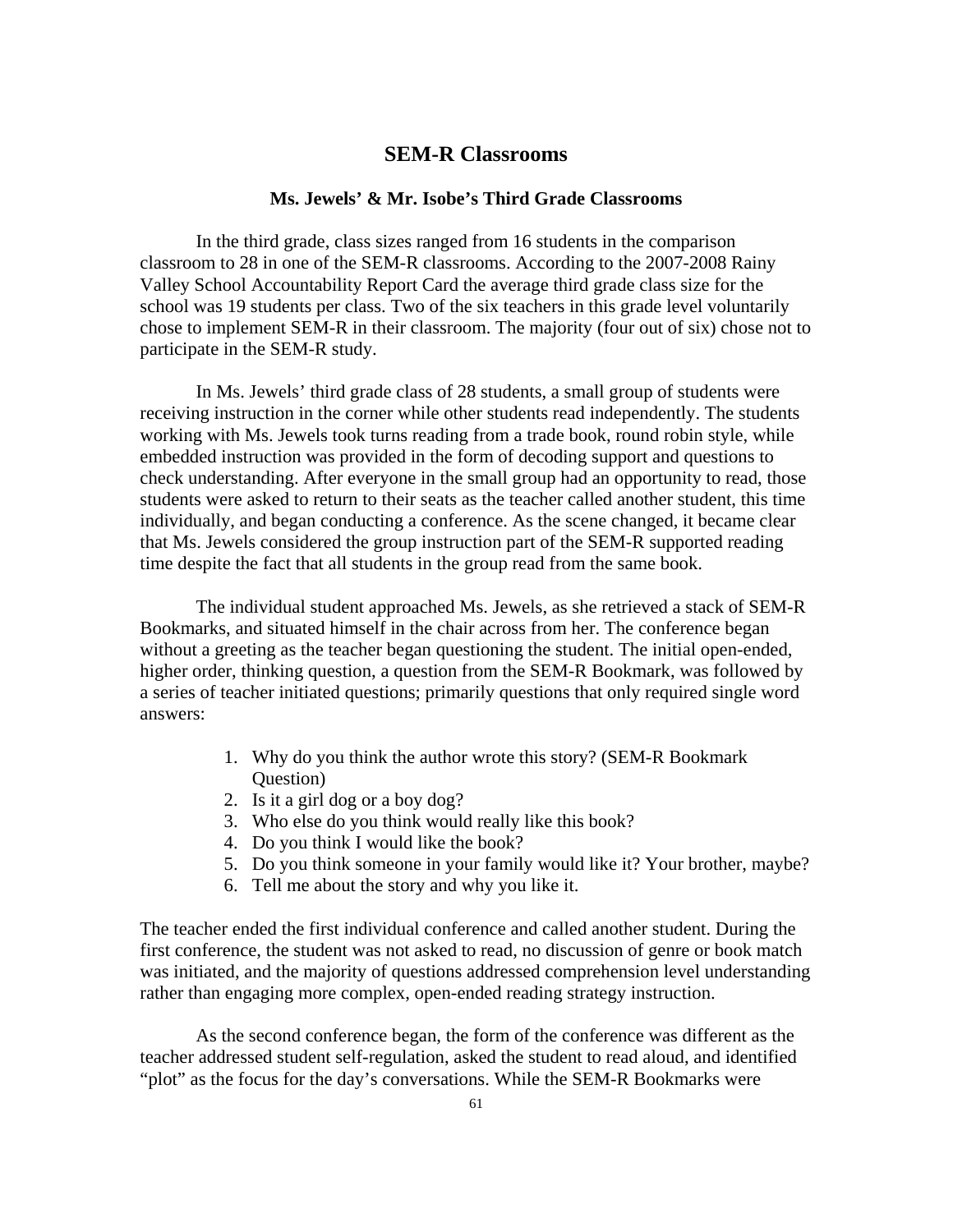## SEM-R Classrooms

### Ms. Jewels' & Mr. Isobe's Third Grade Classrooms

In the third grade, class sizes ranged from 16 students in the comparison classroom to 28 in one of the SEM-R classrooms. According to the 2007-2008 Rainy Valley School Accountability Report Card the average third grade class size for the school was 19 students per class. Two of the six teachers in this grade level voluntarily chose to implement SEM-R in their classroom. The majority (four out of six) chose not to participate in the SEM-R study.

In Ms. Jewels' third grade class of 28 students, a small group of students were receiving instruction in the corner while other students read independently. The students working with Ms. Jewels took turns reading from a trade book, round robin style, while embedded instruction was provided in the form of decoding support and questions to check understanding. After everyone in the small group had an opportunity to read, those students were asked to return to their seats as the teacher called another student, this time individually, and began conducting a conference. As the scene changed, it became clear that Ms. Jewels considered the group instruction part of the SEM-R supported reading time despite the fact that all students in the group read from the same book.

The individual student approached Ms. Jewels, as she retrieved a stack of SEM-R Bookmarks, and situated himself in the chair across from her. The conference began without a greeting as the teacher began questioning the student. The initial open-ended, higher order, thinking question, a question from the SEM-R Bookmark, was followed by a series of teacher initiated questions; primarily questions that only required single word answers:

1. Why do you think the author wrote this story? (SEM-R Bookmark Question)
2. Is it a girl dog or a boy dog?
3. Who else do you think would really like this book?
4. Do you think I would like the book?
5. Do you think someone in your family would like it? Your brother, maybe?
6. Tell me about the story and why you like it.

The teacher ended the first individual conference and called another student. During the first conference, the student was not asked to read, no discussion of genre or book match was initiated, and the majority of questions addressed comprehension level understanding rather than engaging more complex, open-ended reading strategy instruction.

As the second conference began, the form of the conference was different as the teacher addressed student self-regulation, asked the student to read aloud, and identified "plot" as the focus for the day's conversations. While the SEM-R Bookmarks were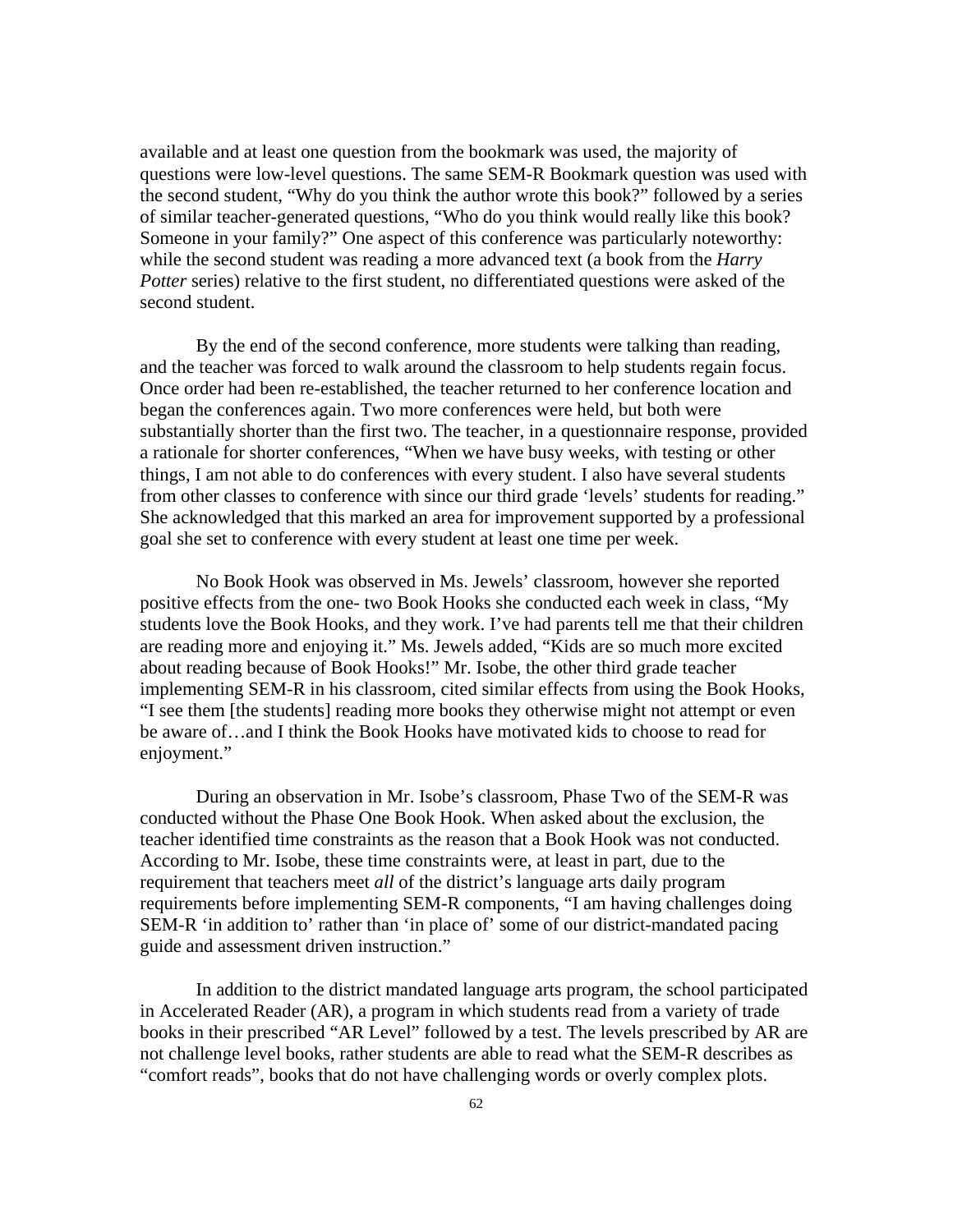available and at least one question from the bookmark was used, the majority of questions were low-level questions. The same SEM-R Bookmark question was used with the second student, "Why do you think the author wrote this book?" followed by a series of similar teacher-generated questions, "Who do you think would really like this book? Someone in your family?" One aspect of this conference was particularly noteworthy: while the second student was reading a more advanced text (a book from the *Harry Potter* series) relative to the first student, no differentiated questions were asked of the second student.

By the end of the second conference, more students were talking than reading, and the teacher was forced to walk around the classroom to help students regain focus. Once order had been re-established, the teacher returned to her conference location and began the conferences again. Two more conferences were held, but both were substantially shorter than the first two. The teacher, in a questionnaire response, provided a rationale for shorter conferences, "When we have busy weeks, with testing or other things, I am not able to do conferences with every student. I also have several students from other classes to conference with since our third grade 'levels' students for reading." She acknowledged that this marked an area for improvement supported by a professional goal she set to conference with every student at least one time per week.

No Book Hook was observed in Ms. Jewels' classroom, however she reported positive effects from the one- two Book Hooks she conducted each week in class, "My students love the Book Hooks, and they work. I've had parents tell me that their children are reading more and enjoying it." Ms. Jewels added, "Kids are so much more excited about reading because of Book Hooks!" Mr. Isobe, the other third grade teacher implementing SEM-R in his classroom, cited similar effects from using the Book Hooks, "I see them [the students] reading more books they otherwise might not attempt or even be aware of…and I think the Book Hooks have motivated kids to choose to read for enjoyment."

During an observation in Mr. Isobe's classroom, Phase Two of the SEM-R was conducted without the Phase One Book Hook. When asked about the exclusion, the teacher identified time constraints as the reason that a Book Hook was not conducted. According to Mr. Isobe, these time constraints were, at least in part, due to the requirement that teachers meet *all* of the district's language arts daily program requirements before implementing SEM-R components, "I am having challenges doing SEM-R 'in addition to' rather than 'in place of' some of our district-mandated pacing guide and assessment driven instruction."

In addition to the district mandated language arts program, the school participated in Accelerated Reader (AR), a program in which students read from a variety of trade books in their prescribed "AR Level" followed by a test. The levels prescribed by AR are not challenge level books, rather students are able to read what the SEM-R describes as "comfort reads", books that do not have challenging words or overly complex plots.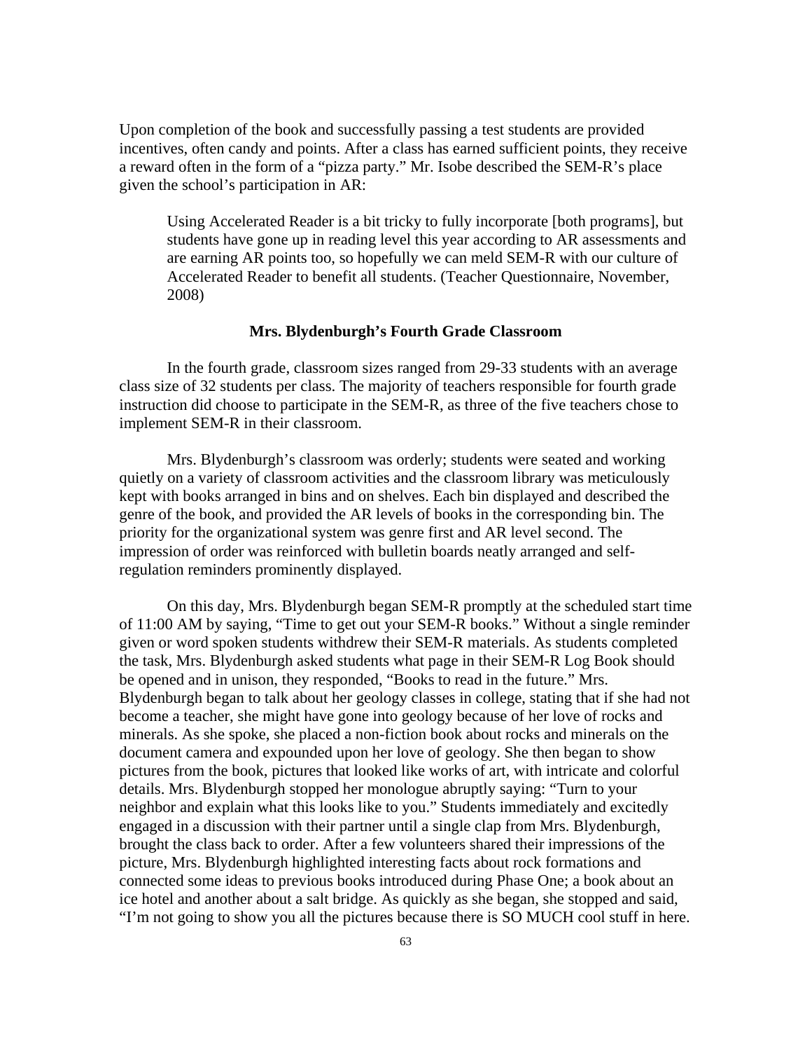Upon completion of the book and successfully passing a test students are provided incentives, often candy and points. After a class has earned sufficient points, they receive a reward often in the form of a "pizza party." Mr. Isobe described the SEM-R's place given the school's participation in AR:

> Using Accelerated Reader is a bit tricky to fully incorporate [both programs], but students have gone up in reading level this year according to AR assessments and are earning AR points too, so hopefully we can meld SEM-R with our culture of Accelerated Reader to benefit all students. (Teacher Questionnaire, November, 2008)

### Mrs. Blydenburgh's Fourth Grade Classroom

In the fourth grade, classroom sizes ranged from 29-33 students with an average class size of 32 students per class. The majority of teachers responsible for fourth grade instruction did choose to participate in the SEM-R, as three of the five teachers chose to implement SEM-R in their classroom.

Mrs. Blydenburgh's classroom was orderly; students were seated and working quietly on a variety of classroom activities and the classroom library was meticulously kept with books arranged in bins and on shelves. Each bin displayed and described the genre of the book, and provided the AR levels of books in the corresponding bin. The priority for the organizational system was genre first and AR level second. The impression of order was reinforced with bulletin boards neatly arranged and self-regulation reminders prominently displayed.

On this day, Mrs. Blydenburgh began SEM-R promptly at the scheduled start time of 11:00 AM by saying, "Time to get out your SEM-R books." Without a single reminder given or word spoken students withdrew their SEM-R materials. As students completed the task, Mrs. Blydenburgh asked students what page in their SEM-R Log Book should be opened and in unison, they responded, "Books to read in the future." Mrs. Blydenburgh began to talk about her geology classes in college, stating that if she had not become a teacher, she might have gone into geology because of her love of rocks and minerals. As she spoke, she placed a non-fiction book about rocks and minerals on the document camera and expounded upon her love of geology. She then began to show pictures from the book, pictures that looked like works of art, with intricate and colorful details. Mrs. Blydenburgh stopped her monologue abruptly saying: "Turn to your neighbor and explain what this looks like to you." Students immediately and excitedly engaged in a discussion with their partner until a single clap from Mrs. Blydenburgh, brought the class back to order. After a few volunteers shared their impressions of the picture, Mrs. Blydenburgh highlighted interesting facts about rock formations and connected some ideas to previous books introduced during Phase One; a book about an ice hotel and another about a salt bridge. As quickly as she began, she stopped and said, "I'm not going to show you all the pictures because there is SO MUCH cool stuff in here.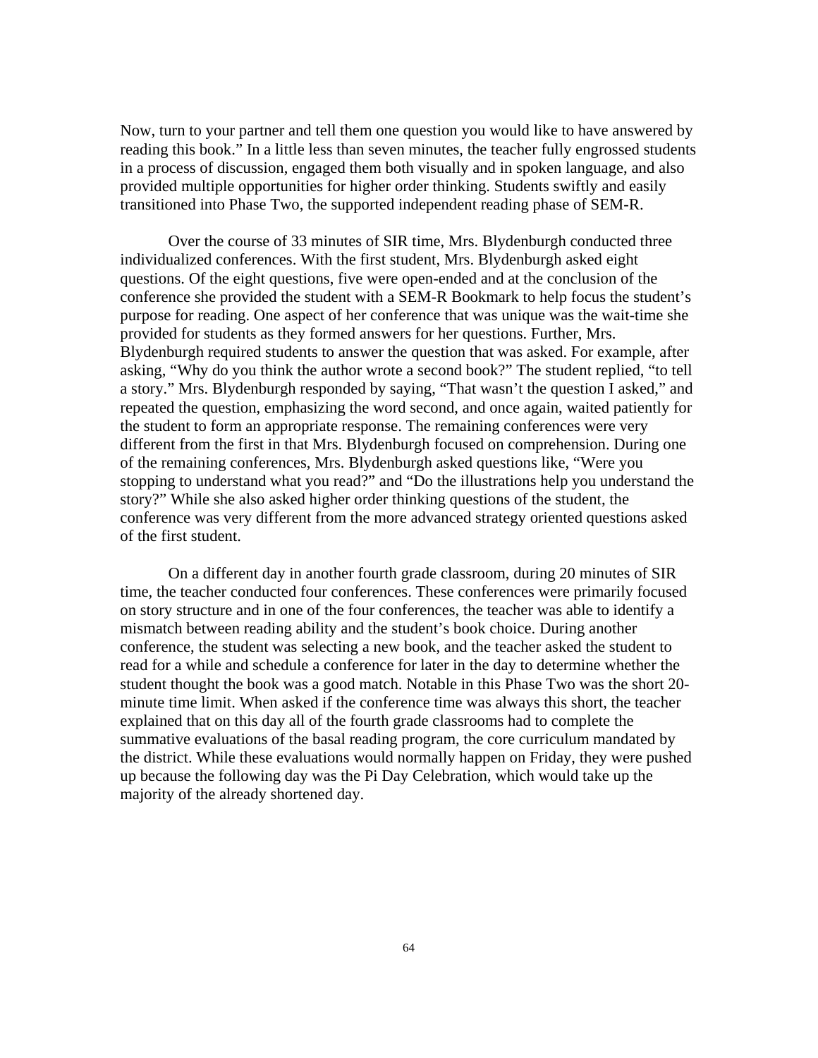Now, turn to your partner and tell them one question you would like to have answered by reading this book." In a little less than seven minutes, the teacher fully engrossed students in a process of discussion, engaged them both visually and in spoken language, and also provided multiple opportunities for higher order thinking. Students swiftly and easily transitioned into Phase Two, the supported independent reading phase of SEM-R.

Over the course of 33 minutes of SIR time, Mrs. Blydenburgh conducted three individualized conferences. With the first student, Mrs. Blydenburgh asked eight questions. Of the eight questions, five were open-ended and at the conclusion of the conference she provided the student with a SEM-R Bookmark to help focus the student's purpose for reading. One aspect of her conference that was unique was the wait-time she provided for students as they formed answers for her questions. Further, Mrs. Blydenburgh required students to answer the question that was asked. For example, after asking, "Why do you think the author wrote a second book?" The student replied, "to tell a story." Mrs. Blydenburgh responded by saying, "That wasn't the question I asked," and repeated the question, emphasizing the word second, and once again, waited patiently for the student to form an appropriate response. The remaining conferences were very different from the first in that Mrs. Blydenburgh focused on comprehension. During one of the remaining conferences, Mrs. Blydenburgh asked questions like, "Were you stopping to understand what you read?" and "Do the illustrations help you understand the story?" While she also asked higher order thinking questions of the student, the conference was very different from the more advanced strategy oriented questions asked of the first student.

On a different day in another fourth grade classroom, during 20 minutes of SIR time, the teacher conducted four conferences. These conferences were primarily focused on story structure and in one of the four conferences, the teacher was able to identify a mismatch between reading ability and the student's book choice. During another conference, the student was selecting a new book, and the teacher asked the student to read for a while and schedule a conference for later in the day to determine whether the student thought the book was a good match. Notable in this Phase Two was the short 20-minute time limit. When asked if the conference time was always this short, the teacher explained that on this day all of the fourth grade classrooms had to complete the summative evaluations of the basal reading program, the core curriculum mandated by the district. While these evaluations would normally happen on Friday, they were pushed up because the following day was the Pi Day Celebration, which would take up the majority of the already shortened day.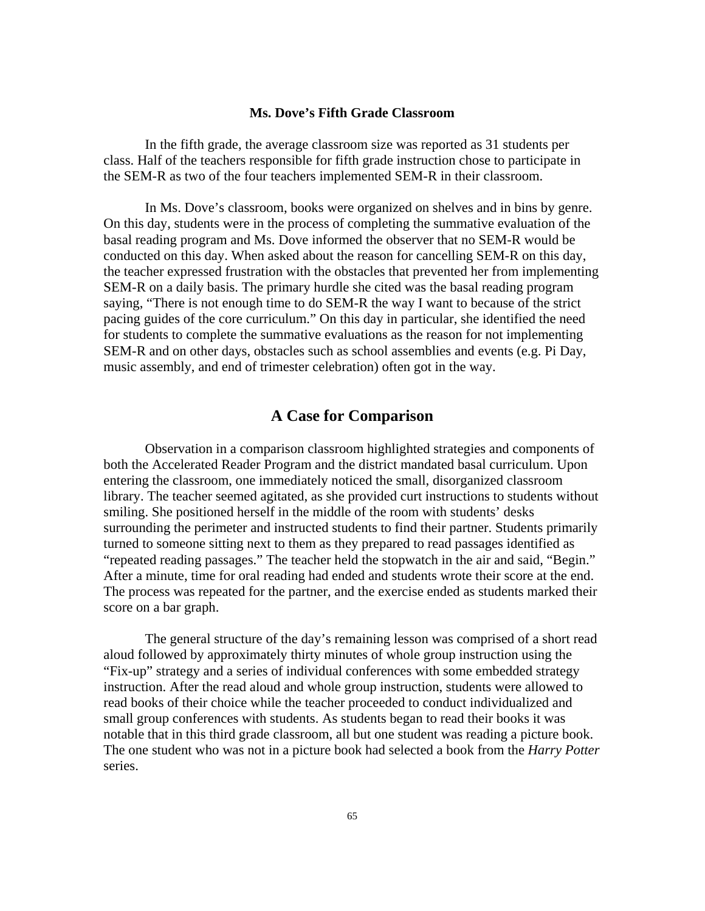### Ms. Dove's Fifth Grade Classroom

In the fifth grade, the average classroom size was reported as 31 students per class. Half of the teachers responsible for fifth grade instruction chose to participate in the SEM-R as two of the four teachers implemented SEM-R in their classroom.

In Ms. Dove's classroom, books were organized on shelves and in bins by genre. On this day, students were in the process of completing the summative evaluation of the basal reading program and Ms. Dove informed the observer that no SEM-R would be conducted on this day. When asked about the reason for cancelling SEM-R on this day, the teacher expressed frustration with the obstacles that prevented her from implementing SEM-R on a daily basis. The primary hurdle she cited was the basal reading program saying, "There is not enough time to do SEM-R the way I want to because of the strict pacing guides of the core curriculum." On this day in particular, she identified the need for students to complete the summative evaluations as the reason for not implementing SEM-R and on other days, obstacles such as school assemblies and events (e.g. Pi Day, music assembly, and end of trimester celebration) often got in the way.

## A Case for Comparison

Observation in a comparison classroom highlighted strategies and components of both the Accelerated Reader Program and the district mandated basal curriculum. Upon entering the classroom, one immediately noticed the small, disorganized classroom library. The teacher seemed agitated, as she provided curt instructions to students without smiling. She positioned herself in the middle of the room with students' desks surrounding the perimeter and instructed students to find their partner. Students primarily turned to someone sitting next to them as they prepared to read passages identified as "repeated reading passages." The teacher held the stopwatch in the air and said, "Begin." After a minute, time for oral reading had ended and students wrote their score at the end. The process was repeated for the partner, and the exercise ended as students marked their score on a bar graph.

The general structure of the day's remaining lesson was comprised of a short read aloud followed by approximately thirty minutes of whole group instruction using the "Fix-up" strategy and a series of individual conferences with some embedded strategy instruction. After the read aloud and whole group instruction, students were allowed to read books of their choice while the teacher proceeded to conduct individualized and small group conferences with students. As students began to read their books it was notable that in this third grade classroom, all but one student was reading a picture book. The one student who was not in a picture book had selected a book from the *Harry Potter* series.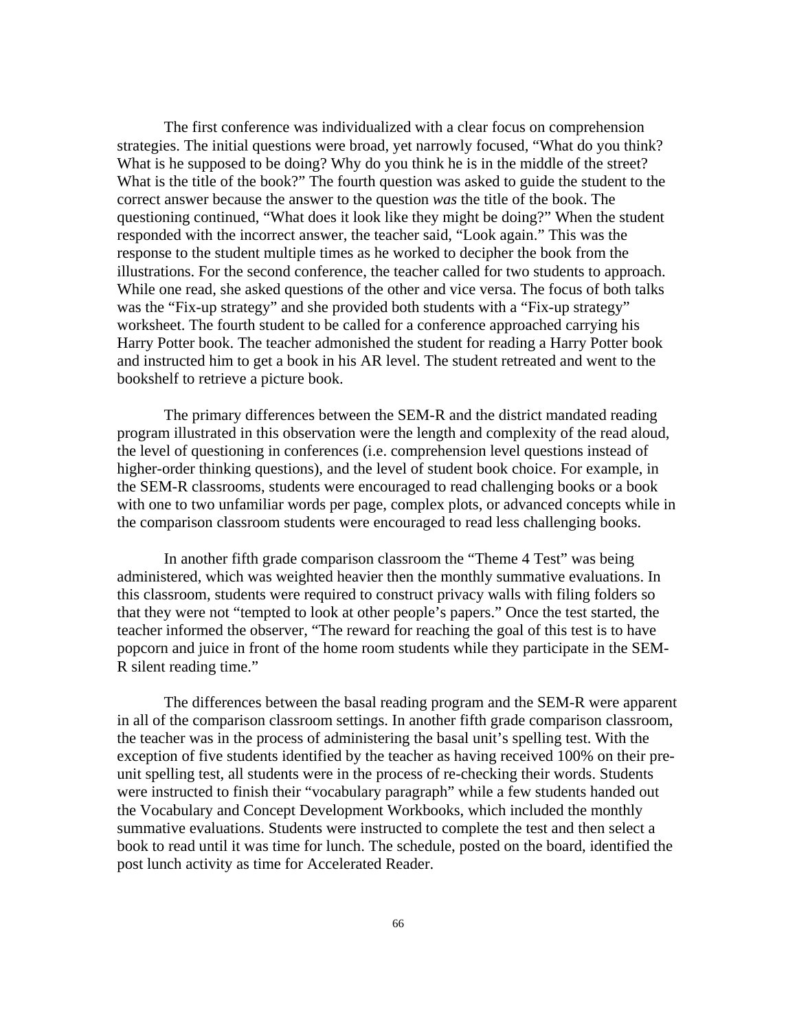The first conference was individualized with a clear focus on comprehension strategies. The initial questions were broad, yet narrowly focused, "What do you think? What is he supposed to be doing? Why do you think he is in the middle of the street? What is the title of the book?" The fourth question was asked to guide the student to the correct answer because the answer to the question *was* the title of the book. The questioning continued, "What does it look like they might be doing?" When the student responded with the incorrect answer, the teacher said, "Look again." This was the response to the student multiple times as he worked to decipher the book from the illustrations. For the second conference, the teacher called for two students to approach. While one read, she asked questions of the other and vice versa. The focus of both talks was the "Fix-up strategy" and she provided both students with a "Fix-up strategy" worksheet. The fourth student to be called for a conference approached carrying his Harry Potter book. The teacher admonished the student for reading a Harry Potter book and instructed him to get a book in his AR level. The student retreated and went to the bookshelf to retrieve a picture book.

The primary differences between the SEM-R and the district mandated reading program illustrated in this observation were the length and complexity of the read aloud, the level of questioning in conferences (i.e. comprehension level questions instead of higher-order thinking questions), and the level of student book choice. For example, in the SEM-R classrooms, students were encouraged to read challenging books or a book with one to two unfamiliar words per page, complex plots, or advanced concepts while in the comparison classroom students were encouraged to read less challenging books.

In another fifth grade comparison classroom the "Theme 4 Test" was being administered, which was weighted heavier then the monthly summative evaluations. In this classroom, students were required to construct privacy walls with filing folders so that they were not "tempted to look at other people's papers." Once the test started, the teacher informed the observer, "The reward for reaching the goal of this test is to have popcorn and juice in front of the home room students while they participate in the SEM-R silent reading time."

The differences between the basal reading program and the SEM-R were apparent in all of the comparison classroom settings. In another fifth grade comparison classroom, the teacher was in the process of administering the basal unit's spelling test. With the exception of five students identified by the teacher as having received 100% on their pre-unit spelling test, all students were in the process of re-checking their words. Students were instructed to finish their "vocabulary paragraph" while a few students handed out the Vocabulary and Concept Development Workbooks, which included the monthly summative evaluations. Students were instructed to complete the test and then select a book to read until it was time for lunch. The schedule, posted on the board, identified the post lunch activity as time for Accelerated Reader.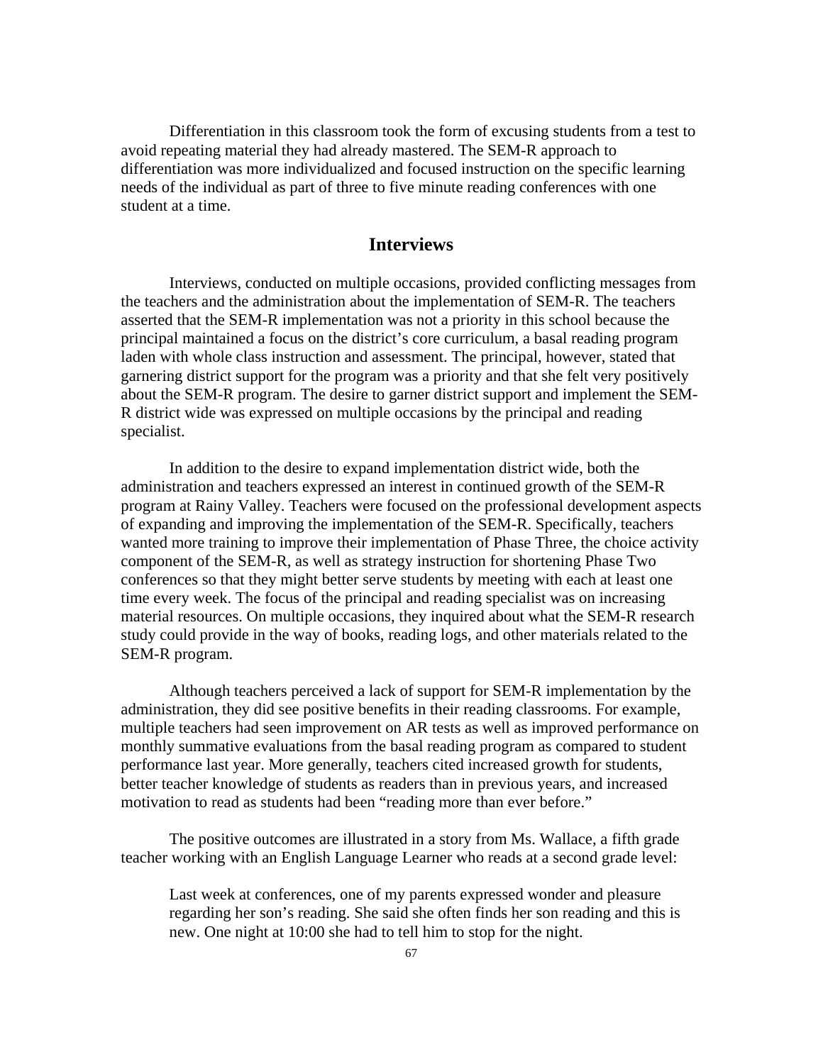Differentiation in this classroom took the form of excusing students from a test to avoid repeating material they had already mastered. The SEM-R approach to differentiation was more individualized and focused instruction on the specific learning needs of the individual as part of three to five minute reading conferences with one student at a time.

## Interviews

Interviews, conducted on multiple occasions, provided conflicting messages from the teachers and the administration about the implementation of SEM-R. The teachers asserted that the SEM-R implementation was not a priority in this school because the principal maintained a focus on the district's core curriculum, a basal reading program laden with whole class instruction and assessment. The principal, however, stated that garnering district support for the program was a priority and that she felt very positively about the SEM-R program. The desire to garner district support and implement the SEM-R district wide was expressed on multiple occasions by the principal and reading specialist.

In addition to the desire to expand implementation district wide, both the administration and teachers expressed an interest in continued growth of the SEM-R program at Rainy Valley. Teachers were focused on the professional development aspects of expanding and improving the implementation of the SEM-R. Specifically, teachers wanted more training to improve their implementation of Phase Three, the choice activity component of the SEM-R, as well as strategy instruction for shortening Phase Two conferences so that they might better serve students by meeting with each at least one time every week. The focus of the principal and reading specialist was on increasing material resources. On multiple occasions, they inquired about what the SEM-R research study could provide in the way of books, reading logs, and other materials related to the SEM-R program.

Although teachers perceived a lack of support for SEM-R implementation by the administration, they did see positive benefits in their reading classrooms. For example, multiple teachers had seen improvement on AR tests as well as improved performance on monthly summative evaluations from the basal reading program as compared to student performance last year. More generally, teachers cited increased growth for students, better teacher knowledge of students as readers than in previous years, and increased motivation to read as students had been "reading more than ever before."

The positive outcomes are illustrated in a story from Ms. Wallace, a fifth grade teacher working with an English Language Learner who reads at a second grade level:

> Last week at conferences, one of my parents expressed wonder and pleasure regarding her son's reading. She said she often finds her son reading and this is new. One night at 10:00 she had to tell him to stop for the night.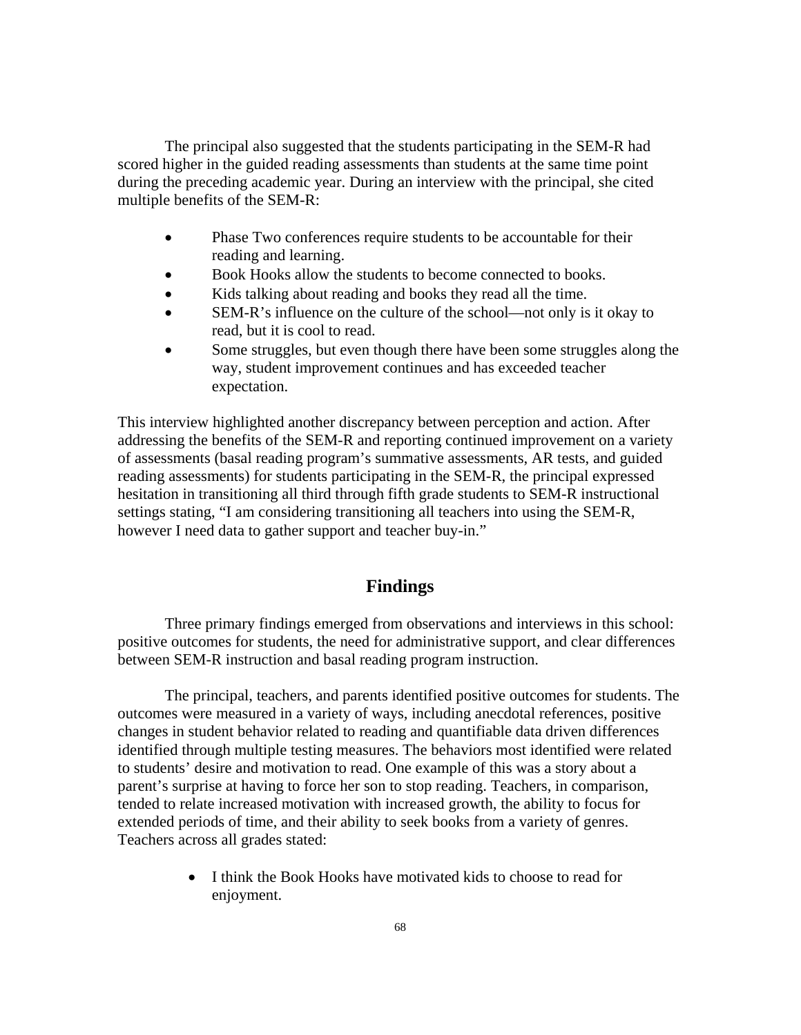The principal also suggested that the students participating in the SEM-R had scored higher in the guided reading assessments than students at the same time point during the preceding academic year. During an interview with the principal, she cited multiple benefits of the SEM-R:

- Phase Two conferences require students to be accountable for their reading and learning.
- Book Hooks allow the students to become connected to books.
- Kids talking about reading and books they read all the time.
- SEM-R's influence on the culture of the school—not only is it okay to read, but it is cool to read.
- Some struggles, but even though there have been some struggles along the way, student improvement continues and has exceeded teacher expectation.

This interview highlighted another discrepancy between perception and action. After addressing the benefits of the SEM-R and reporting continued improvement on a variety of assessments (basal reading program's summative assessments, AR tests, and guided reading assessments) for students participating in the SEM-R, the principal expressed hesitation in transitioning all third through fifth grade students to SEM-R instructional settings stating, "I am considering transitioning all teachers into using the SEM-R, however I need data to gather support and teacher buy-in."

## Findings

Three primary findings emerged from observations and interviews in this school: positive outcomes for students, the need for administrative support, and clear differences between SEM-R instruction and basal reading program instruction.

The principal, teachers, and parents identified positive outcomes for students. The outcomes were measured in a variety of ways, including anecdotal references, positive changes in student behavior related to reading and quantifiable data driven differences identified through multiple testing measures. The behaviors most identified were related to students' desire and motivation to read. One example of this was a story about a parent's surprise at having to force her son to stop reading. Teachers, in comparison, tended to relate increased motivation with increased growth, the ability to focus for extended periods of time, and their ability to seek books from a variety of genres. Teachers across all grades stated:

- I think the Book Hooks have motivated kids to choose to read for enjoyment.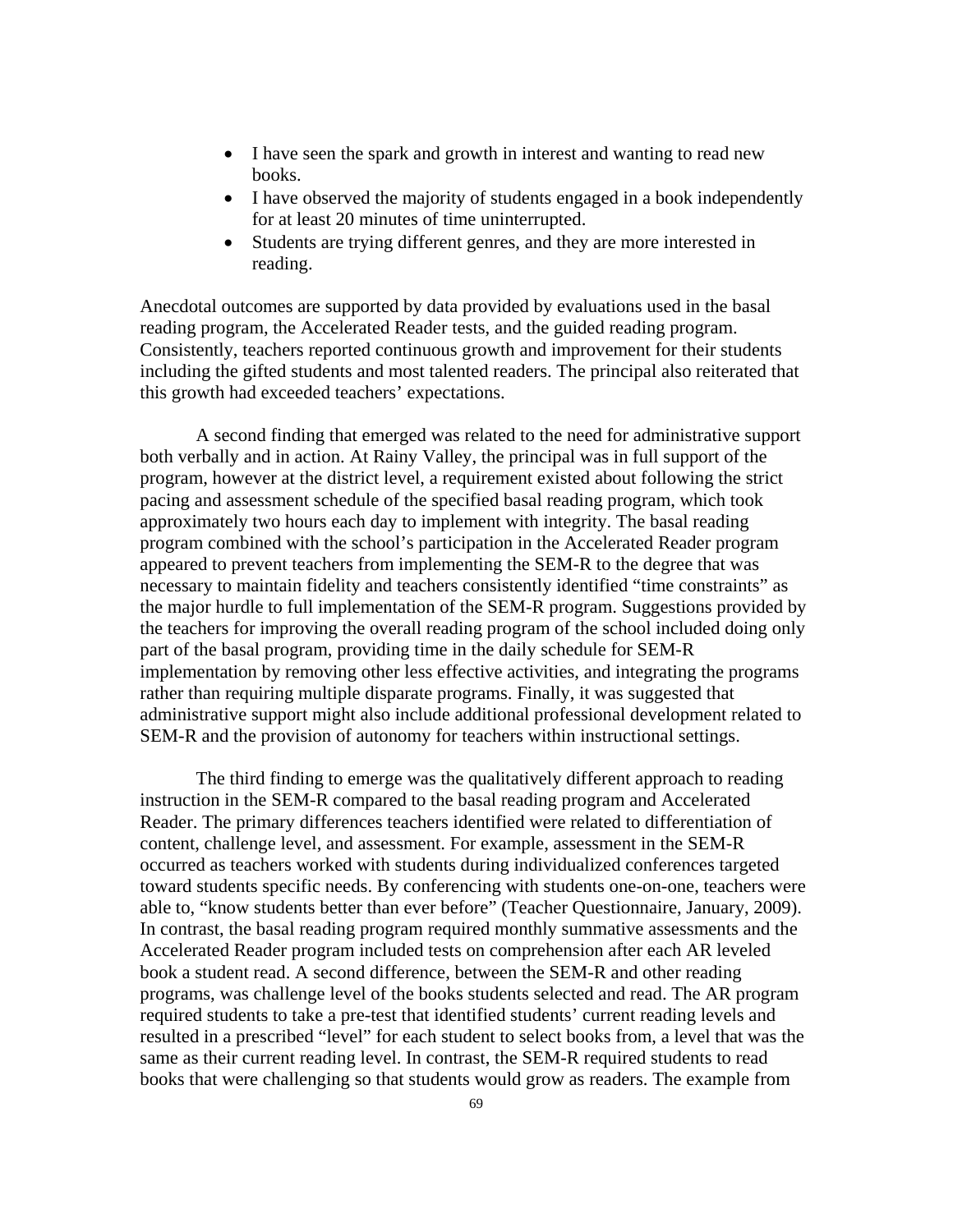- I have seen the spark and growth in interest and wanting to read new books.
- I have observed the majority of students engaged in a book independently for at least 20 minutes of time uninterrupted.
- Students are trying different genres, and they are more interested in reading.

Anecdotal outcomes are supported by data provided by evaluations used in the basal reading program, the Accelerated Reader tests, and the guided reading program. Consistently, teachers reported continuous growth and improvement for their students including the gifted students and most talented readers. The principal also reiterated that this growth had exceeded teachers' expectations.

A second finding that emerged was related to the need for administrative support both verbally and in action. At Rainy Valley, the principal was in full support of the program, however at the district level, a requirement existed about following the strict pacing and assessment schedule of the specified basal reading program, which took approximately two hours each day to implement with integrity. The basal reading program combined with the school's participation in the Accelerated Reader program appeared to prevent teachers from implementing the SEM-R to the degree that was necessary to maintain fidelity and teachers consistently identified "time constraints" as the major hurdle to full implementation of the SEM-R program. Suggestions provided by the teachers for improving the overall reading program of the school included doing only part of the basal program, providing time in the daily schedule for SEM-R implementation by removing other less effective activities, and integrating the programs rather than requiring multiple disparate programs. Finally, it was suggested that administrative support might also include additional professional development related to SEM-R and the provision of autonomy for teachers within instructional settings.

The third finding to emerge was the qualitatively different approach to reading instruction in the SEM-R compared to the basal reading program and Accelerated Reader. The primary differences teachers identified were related to differentiation of content, challenge level, and assessment. For example, assessment in the SEM-R occurred as teachers worked with students during individualized conferences targeted toward students specific needs. By conferencing with students one-on-one, teachers were able to, "know students better than ever before" (Teacher Questionnaire, January, 2009). In contrast, the basal reading program required monthly summative assessments and the Accelerated Reader program included tests on comprehension after each AR leveled book a student read. A second difference, between the SEM-R and other reading programs, was challenge level of the books students selected and read. The AR program required students to take a pre-test that identified students' current reading levels and resulted in a prescribed "level" for each student to select books from, a level that was the same as their current reading level. In contrast, the SEM-R required students to read books that were challenging so that students would grow as readers. The example from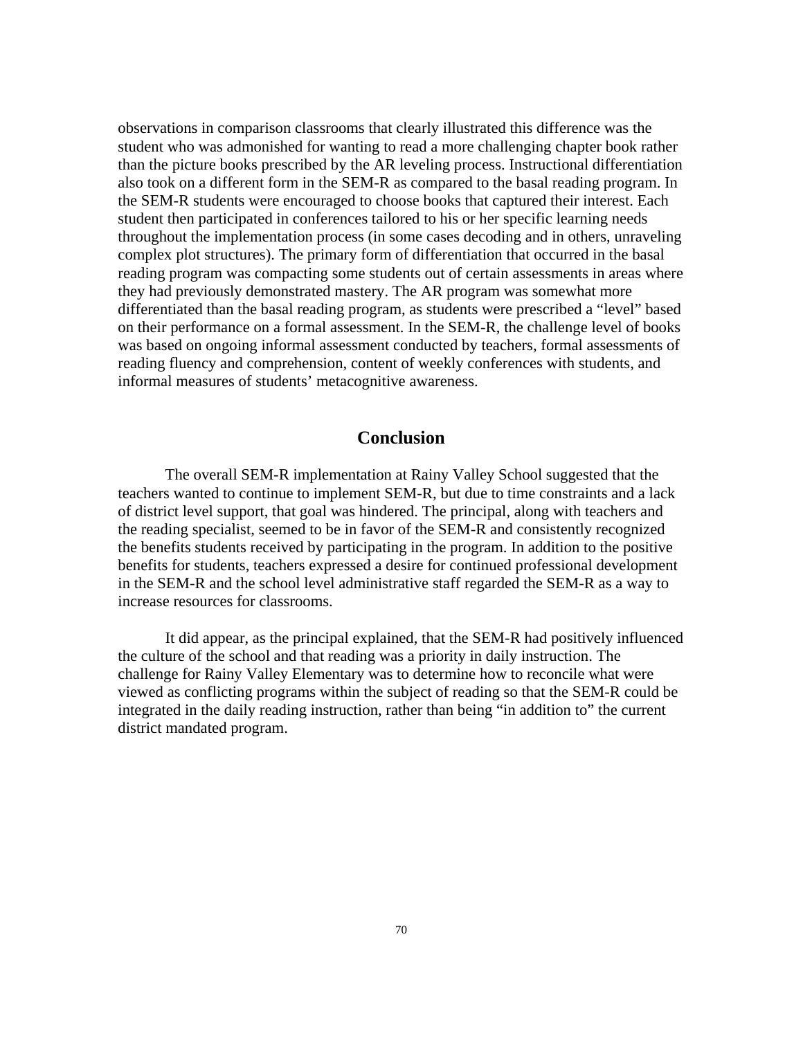observations in comparison classrooms that clearly illustrated this difference was the student who was admonished for wanting to read a more challenging chapter book rather than the picture books prescribed by the AR leveling process. Instructional differentiation also took on a different form in the SEM-R as compared to the basal reading program. In the SEM-R students were encouraged to choose books that captured their interest. Each student then participated in conferences tailored to his or her specific learning needs throughout the implementation process (in some cases decoding and in others, unraveling complex plot structures). The primary form of differentiation that occurred in the basal reading program was compacting some students out of certain assessments in areas where they had previously demonstrated mastery. The AR program was somewhat more differentiated than the basal reading program, as students were prescribed a "level" based on their performance on a formal assessment. In the SEM-R, the challenge level of books was based on ongoing informal assessment conducted by teachers, formal assessments of reading fluency and comprehension, content of weekly conferences with students, and informal measures of students' metacognitive awareness.

## Conclusion

The overall SEM-R implementation at Rainy Valley School suggested that the teachers wanted to continue to implement SEM-R, but due to time constraints and a lack of district level support, that goal was hindered. The principal, along with teachers and the reading specialist, seemed to be in favor of the SEM-R and consistently recognized the benefits students received by participating in the program. In addition to the positive benefits for students, teachers expressed a desire for continued professional development in the SEM-R and the school level administrative staff regarded the SEM-R as a way to increase resources for classrooms.

It did appear, as the principal explained, that the SEM-R had positively influenced the culture of the school and that reading was a priority in daily instruction. The challenge for Rainy Valley Elementary was to determine how to reconcile what were viewed as conflicting programs within the subject of reading so that the SEM-R could be integrated in the daily reading instruction, rather than being "in addition to" the current district mandated program.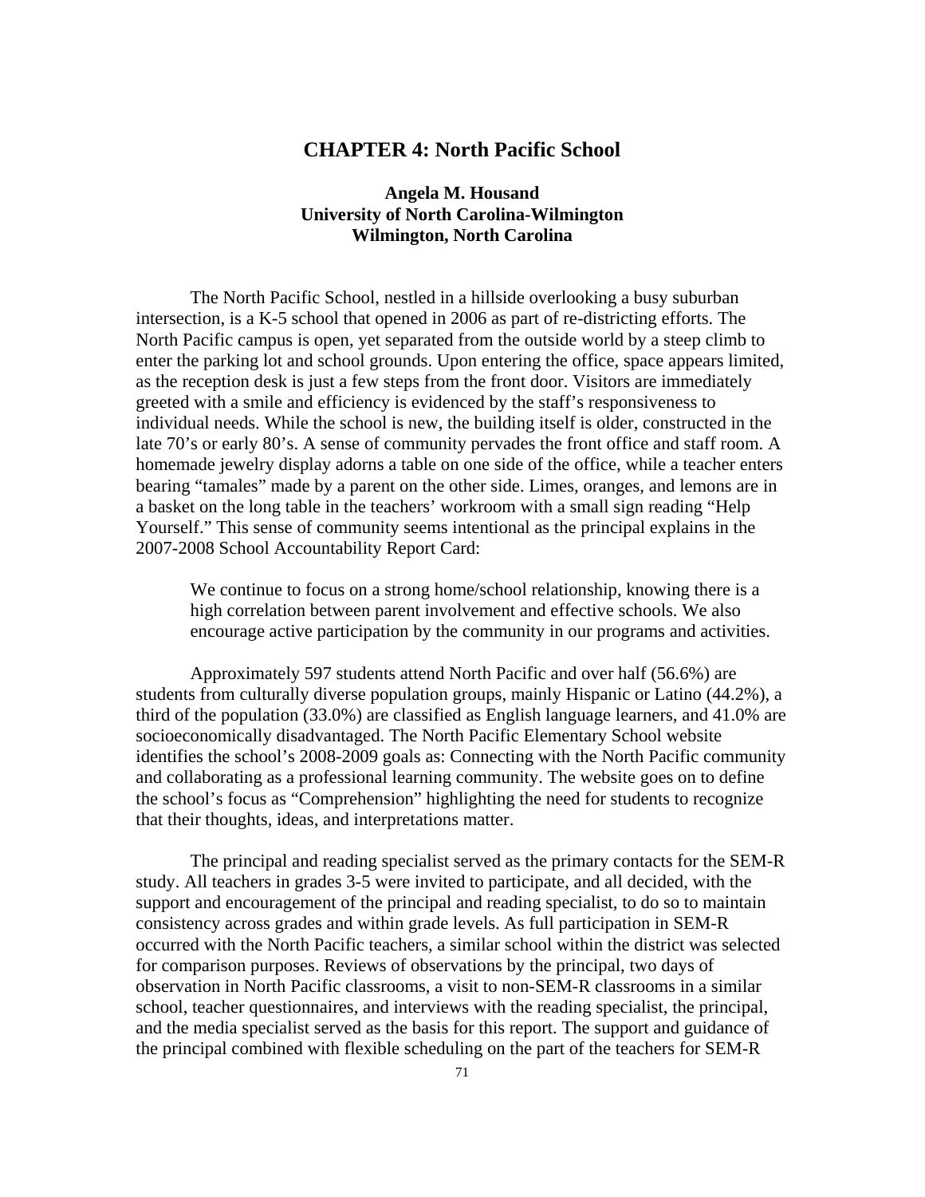# CHAPTER 4: North Pacific School

**Angela M. Housand**
**University of North Carolina-Wilmington**
**Wilmington, North Carolina**

The North Pacific School, nestled in a hillside overlooking a busy suburban intersection, is a K-5 school that opened in 2006 as part of re-districting efforts. The North Pacific campus is open, yet separated from the outside world by a steep climb to enter the parking lot and school grounds. Upon entering the office, space appears limited, as the reception desk is just a few steps from the front door. Visitors are immediately greeted with a smile and efficiency is evidenced by the staff's responsiveness to individual needs. While the school is new, the building itself is older, constructed in the late 70's or early 80's. A sense of community pervades the front office and staff room. A homemade jewelry display adorns a table on one side of the office, while a teacher enters bearing "tamales" made by a parent on the other side. Limes, oranges, and lemons are in a basket on the long table in the teachers' workroom with a small sign reading "Help Yourself." This sense of community seems intentional as the principal explains in the 2007-2008 School Accountability Report Card:

> We continue to focus on a strong home/school relationship, knowing there is a high correlation between parent involvement and effective schools. We also encourage active participation by the community in our programs and activities.

Approximately 597 students attend North Pacific and over half (56.6%) are students from culturally diverse population groups, mainly Hispanic or Latino (44.2%), a third of the population (33.0%) are classified as English language learners, and 41.0% are socioeconomically disadvantaged. The North Pacific Elementary School website identifies the school's 2008-2009 goals as: Connecting with the North Pacific community and collaborating as a professional learning community. The website goes on to define the school's focus as "Comprehension" highlighting the need for students to recognize that their thoughts, ideas, and interpretations matter.

The principal and reading specialist served as the primary contacts for the SEM-R study. All teachers in grades 3-5 were invited to participate, and all decided, with the support and encouragement of the principal and reading specialist, to do so to maintain consistency across grades and within grade levels. As full participation in SEM-R occurred with the North Pacific teachers, a similar school within the district was selected for comparison purposes. Reviews of observations by the principal, two days of observation in North Pacific classrooms, a visit to non-SEM-R classrooms in a similar school, teacher questionnaires, and interviews with the reading specialist, the principal, and the media specialist served as the basis for this report. The support and guidance of the principal combined with flexible scheduling on the part of the teachers for SEM-R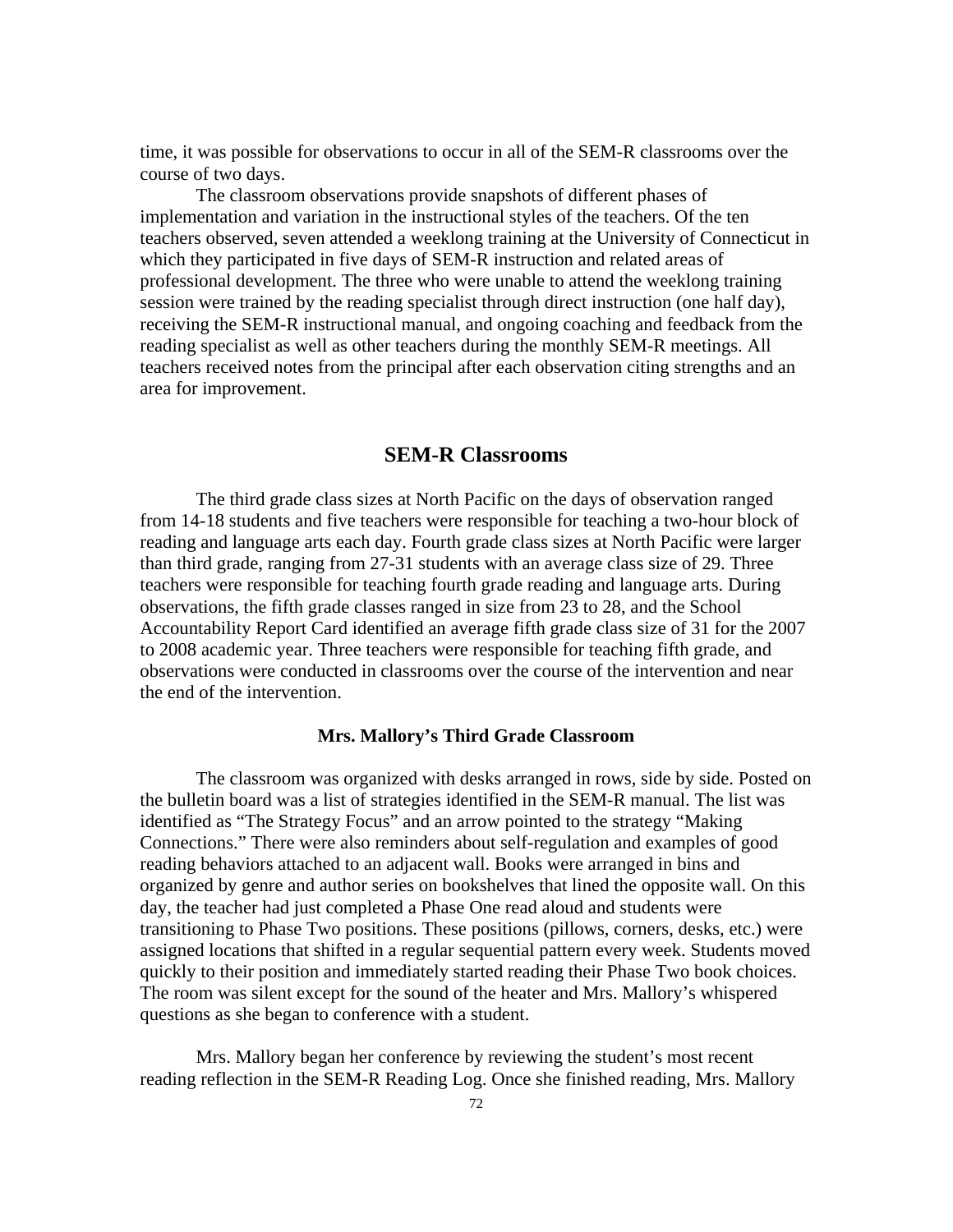time, it was possible for observations to occur in all of the SEM-R classrooms over the course of two days.

The classroom observations provide snapshots of different phases of implementation and variation in the instructional styles of the teachers. Of the ten teachers observed, seven attended a weeklong training at the University of Connecticut in which they participated in five days of SEM-R instruction and related areas of professional development. The three who were unable to attend the weeklong training session were trained by the reading specialist through direct instruction (one half day), receiving the SEM-R instructional manual, and ongoing coaching and feedback from the reading specialist as well as other teachers during the monthly SEM-R meetings. All teachers received notes from the principal after each observation citing strengths and an area for improvement.

## SEM-R Classrooms

The third grade class sizes at North Pacific on the days of observation ranged from 14-18 students and five teachers were responsible for teaching a two-hour block of reading and language arts each day. Fourth grade class sizes at North Pacific were larger than third grade, ranging from 27-31 students with an average class size of 29. Three teachers were responsible for teaching fourth grade reading and language arts. During observations, the fifth grade classes ranged in size from 23 to 28, and the School Accountability Report Card identified an average fifth grade class size of 31 for the 2007 to 2008 academic year. Three teachers were responsible for teaching fifth grade, and observations were conducted in classrooms over the course of the intervention and near the end of the intervention.

### Mrs. Mallory's Third Grade Classroom

The classroom was organized with desks arranged in rows, side by side. Posted on the bulletin board was a list of strategies identified in the SEM-R manual. The list was identified as "The Strategy Focus" and an arrow pointed to the strategy "Making Connections." There were also reminders about self-regulation and examples of good reading behaviors attached to an adjacent wall. Books were arranged in bins and organized by genre and author series on bookshelves that lined the opposite wall. On this day, the teacher had just completed a Phase One read aloud and students were transitioning to Phase Two positions. These positions (pillows, corners, desks, etc.) were assigned locations that shifted in a regular sequential pattern every week. Students moved quickly to their position and immediately started reading their Phase Two book choices. The room was silent except for the sound of the heater and Mrs. Mallory's whispered questions as she began to conference with a student.

Mrs. Mallory began her conference by reviewing the student's most recent reading reflection in the SEM-R Reading Log. Once she finished reading, Mrs. Mallory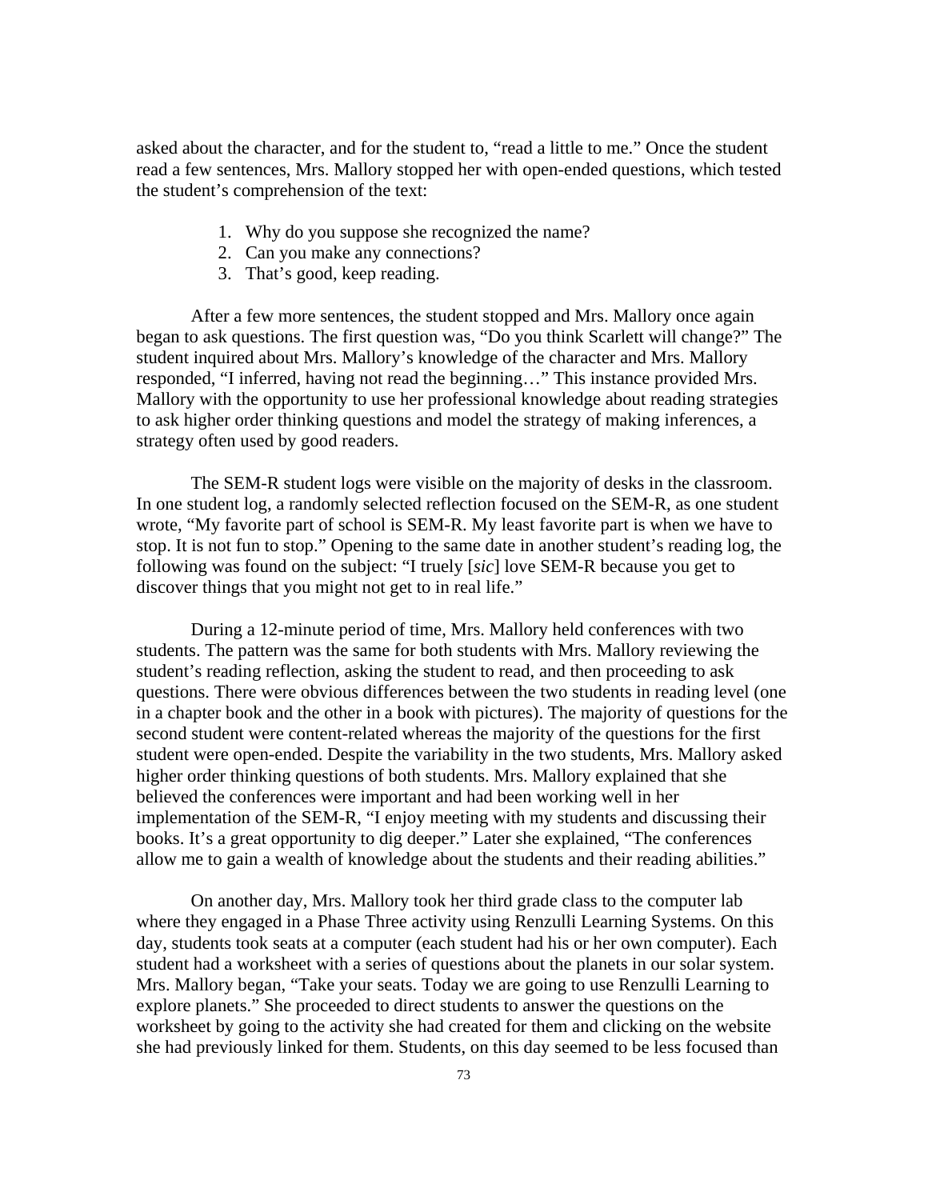asked about the character, and for the student to, "read a little to me." Once the student read a few sentences, Mrs. Mallory stopped her with open-ended questions, which tested the student's comprehension of the text:

1. Why do you suppose she recognized the name?
2. Can you make any connections?
3. That's good, keep reading.

After a few more sentences, the student stopped and Mrs. Mallory once again began to ask questions. The first question was, "Do you think Scarlett will change?" The student inquired about Mrs. Mallory's knowledge of the character and Mrs. Mallory responded, "I inferred, having not read the beginning…" This instance provided Mrs. Mallory with the opportunity to use her professional knowledge about reading strategies to ask higher order thinking questions and model the strategy of making inferences, a strategy often used by good readers.

The SEM-R student logs were visible on the majority of desks in the classroom. In one student log, a randomly selected reflection focused on the SEM-R, as one student wrote, "My favorite part of school is SEM-R. My least favorite part is when we have to stop. It is not fun to stop." Opening to the same date in another student's reading log, the following was found on the subject: "I truely [*sic*] love SEM-R because you get to discover things that you might not get to in real life."

During a 12-minute period of time, Mrs. Mallory held conferences with two students. The pattern was the same for both students with Mrs. Mallory reviewing the student's reading reflection, asking the student to read, and then proceeding to ask questions. There were obvious differences between the two students in reading level (one in a chapter book and the other in a book with pictures). The majority of questions for the second student were content-related whereas the majority of the questions for the first student were open-ended. Despite the variability in the two students, Mrs. Mallory asked higher order thinking questions of both students. Mrs. Mallory explained that she believed the conferences were important and had been working well in her implementation of the SEM-R, "I enjoy meeting with my students and discussing their books. It's a great opportunity to dig deeper." Later she explained, "The conferences allow me to gain a wealth of knowledge about the students and their reading abilities."

On another day, Mrs. Mallory took her third grade class to the computer lab where they engaged in a Phase Three activity using Renzulli Learning Systems. On this day, students took seats at a computer (each student had his or her own computer). Each student had a worksheet with a series of questions about the planets in our solar system. Mrs. Mallory began, "Take your seats. Today we are going to use Renzulli Learning to explore planets." She proceeded to direct students to answer the questions on the worksheet by going to the activity she had created for them and clicking on the website she had previously linked for them. Students, on this day seemed to be less focused than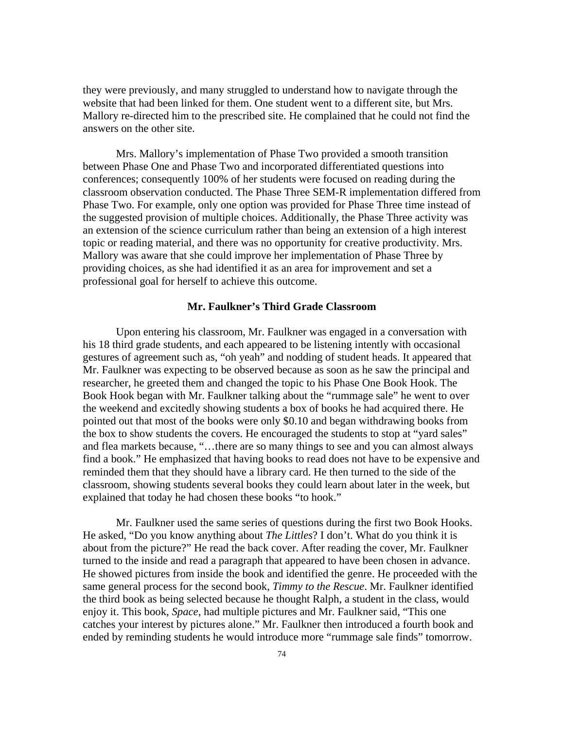they were previously, and many struggled to understand how to navigate through the website that had been linked for them. One student went to a different site, but Mrs. Mallory re-directed him to the prescribed site. He complained that he could not find the answers on the other site.

Mrs. Mallory's implementation of Phase Two provided a smooth transition between Phase One and Phase Two and incorporated differentiated questions into conferences; consequently 100% of her students were focused on reading during the classroom observation conducted. The Phase Three SEM-R implementation differed from Phase Two. For example, only one option was provided for Phase Three time instead of the suggested provision of multiple choices. Additionally, the Phase Three activity was an extension of the science curriculum rather than being an extension of a high interest topic or reading material, and there was no opportunity for creative productivity. Mrs. Mallory was aware that she could improve her implementation of Phase Three by providing choices, as she had identified it as an area for improvement and set a professional goal for herself to achieve this outcome.

### Mr. Faulkner's Third Grade Classroom

Upon entering his classroom, Mr. Faulkner was engaged in a conversation with his 18 third grade students, and each appeared to be listening intently with occasional gestures of agreement such as, "oh yeah" and nodding of student heads. It appeared that Mr. Faulkner was expecting to be observed because as soon as he saw the principal and researcher, he greeted them and changed the topic to his Phase One Book Hook. The Book Hook began with Mr. Faulkner talking about the "rummage sale" he went to over the weekend and excitedly showing students a box of books he had acquired there. He pointed out that most of the books were only $0.10 and began withdrawing books from the box to show students the covers. He encouraged the students to stop at "yard sales" and flea markets because, "…there are so many things to see and you can almost always find a book." He emphasized that having books to read does not have to be expensive and reminded them that they should have a library card. He then turned to the side of the classroom, showing students several books they could learn about later in the week, but explained that today he had chosen these books "to hook."

Mr. Faulkner used the same series of questions during the first two Book Hooks. He asked, "Do you know anything about *The Littles*? I don't. What do you think it is about from the picture?" He read the back cover. After reading the cover, Mr. Faulkner turned to the inside and read a paragraph that appeared to have been chosen in advance. He showed pictures from inside the book and identified the genre. He proceeded with the same general process for the second book, *Timmy to the Rescue*. Mr. Faulkner identified the third book as being selected because he thought Ralph, a student in the class, would enjoy it. This book, *Space*, had multiple pictures and Mr. Faulkner said, "This one catches your interest by pictures alone." Mr. Faulkner then introduced a fourth book and ended by reminding students he would introduce more "rummage sale finds" tomorrow.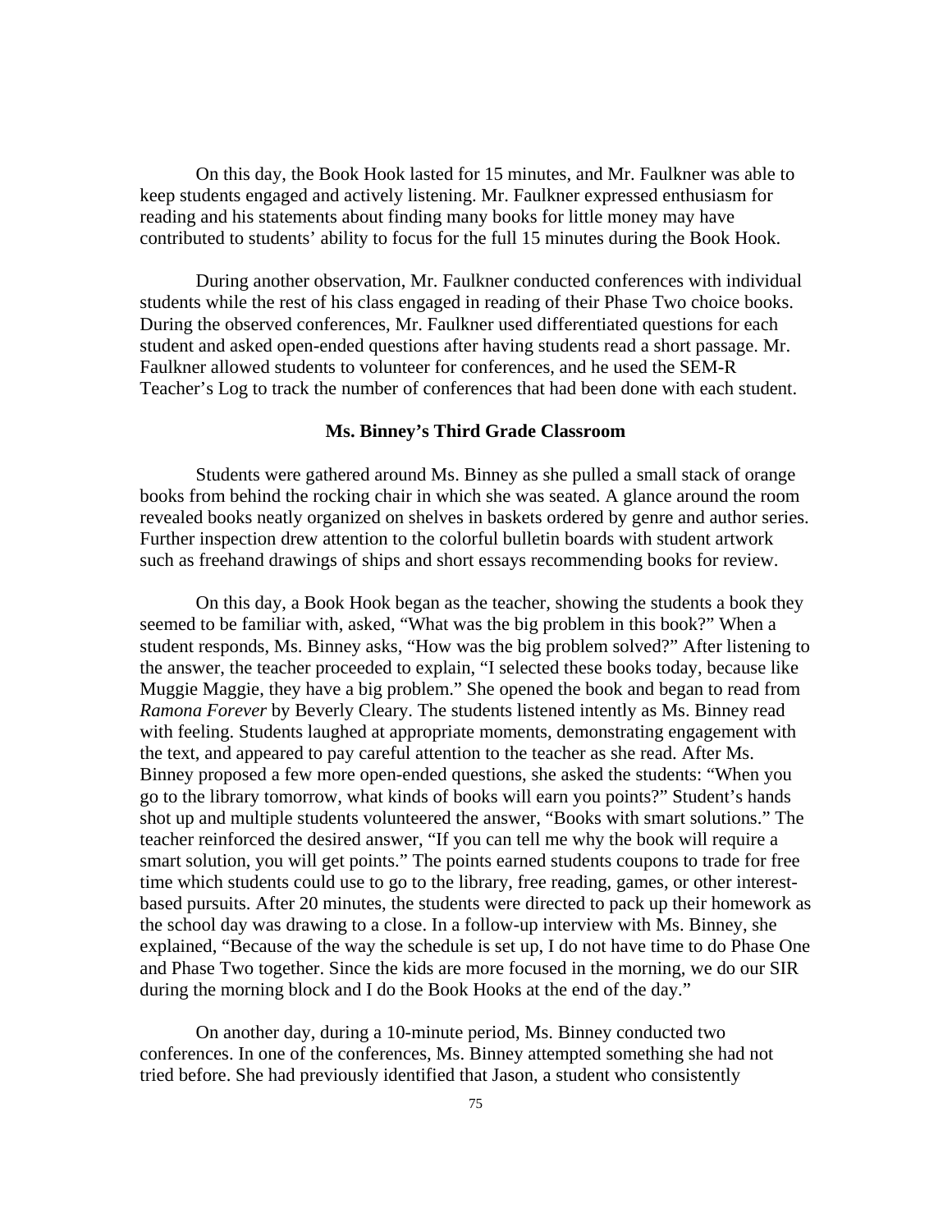On this day, the Book Hook lasted for 15 minutes, and Mr. Faulkner was able to keep students engaged and actively listening. Mr. Faulkner expressed enthusiasm for reading and his statements about finding many books for little money may have contributed to students' ability to focus for the full 15 minutes during the Book Hook.

During another observation, Mr. Faulkner conducted conferences with individual students while the rest of his class engaged in reading of their Phase Two choice books. During the observed conferences, Mr. Faulkner used differentiated questions for each student and asked open-ended questions after having students read a short passage. Mr. Faulkner allowed students to volunteer for conferences, and he used the SEM-R Teacher's Log to track the number of conferences that had been done with each student.

### Ms. Binney's Third Grade Classroom

Students were gathered around Ms. Binney as she pulled a small stack of orange books from behind the rocking chair in which she was seated. A glance around the room revealed books neatly organized on shelves in baskets ordered by genre and author series. Further inspection drew attention to the colorful bulletin boards with student artwork such as freehand drawings of ships and short essays recommending books for review.

On this day, a Book Hook began as the teacher, showing the students a book they seemed to be familiar with, asked, "What was the big problem in this book?" When a student responds, Ms. Binney asks, "How was the big problem solved?" After listening to the answer, the teacher proceeded to explain, "I selected these books today, because like Muggie Maggie, they have a big problem." She opened the book and began to read from *Ramona Forever* by Beverly Cleary. The students listened intently as Ms. Binney read with feeling. Students laughed at appropriate moments, demonstrating engagement with the text, and appeared to pay careful attention to the teacher as she read. After Ms. Binney proposed a few more open-ended questions, she asked the students: "When you go to the library tomorrow, what kinds of books will earn you points?" Student's hands shot up and multiple students volunteered the answer, "Books with smart solutions." The teacher reinforced the desired answer, "If you can tell me why the book will require a smart solution, you will get points." The points earned students coupons to trade for free time which students could use to go to the library, free reading, games, or other interest-based pursuits. After 20 minutes, the students were directed to pack up their homework as the school day was drawing to a close. In a follow-up interview with Ms. Binney, she explained, "Because of the way the schedule is set up, I do not have time to do Phase One and Phase Two together. Since the kids are more focused in the morning, we do our SIR during the morning block and I do the Book Hooks at the end of the day."

On another day, during a 10-minute period, Ms. Binney conducted two conferences. In one of the conferences, Ms. Binney attempted something she had not tried before. She had previously identified that Jason, a student who consistently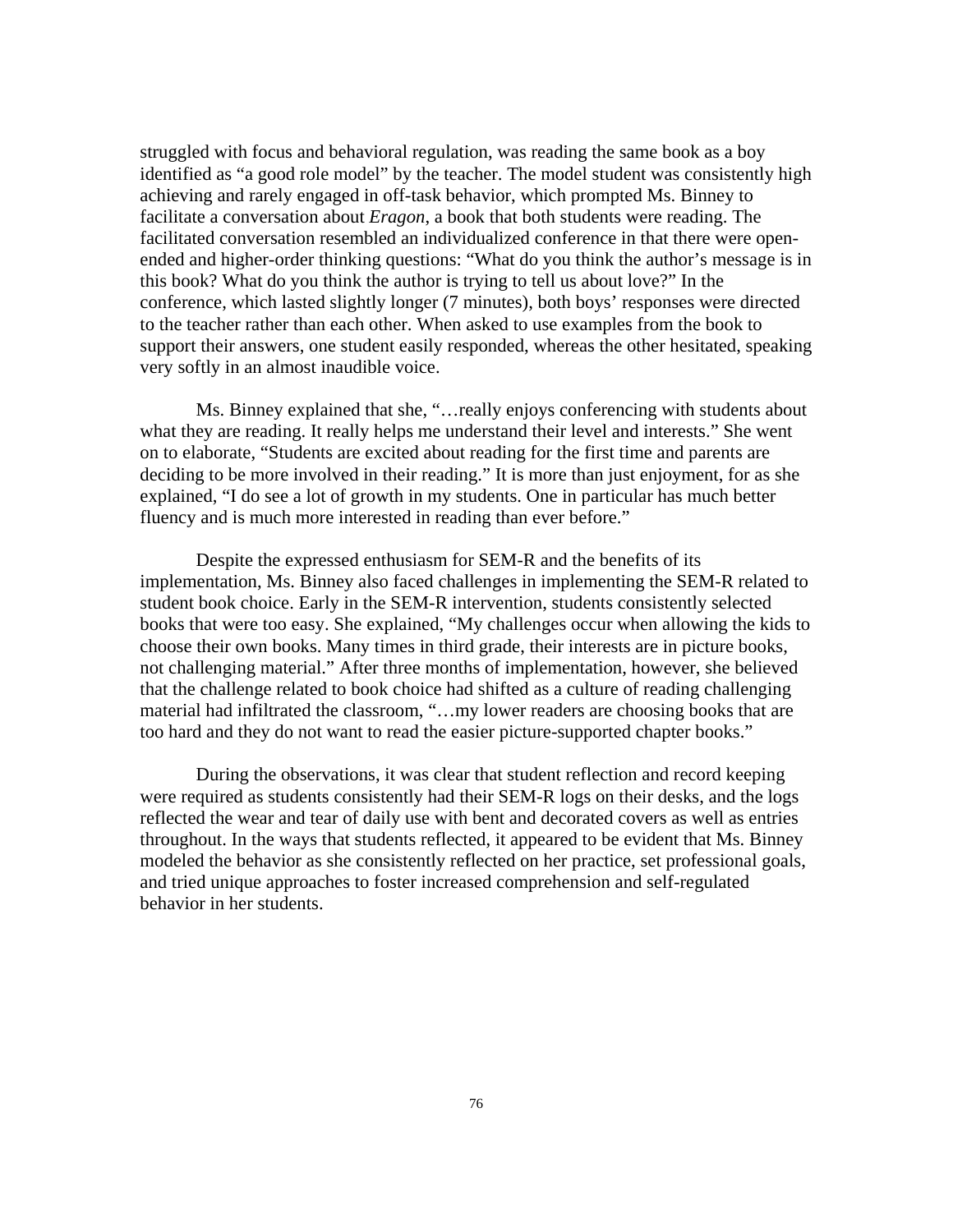struggled with focus and behavioral regulation, was reading the same book as a boy identified as "a good role model" by the teacher. The model student was consistently high achieving and rarely engaged in off-task behavior, which prompted Ms. Binney to facilitate a conversation about *Eragon*, a book that both students were reading. The facilitated conversation resembled an individualized conference in that there were open-ended and higher-order thinking questions: "What do you think the author's message is in this book? What do you think the author is trying to tell us about love?" In the conference, which lasted slightly longer (7 minutes), both boys' responses were directed to the teacher rather than each other. When asked to use examples from the book to support their answers, one student easily responded, whereas the other hesitated, speaking very softly in an almost inaudible voice.

Ms. Binney explained that she, "…really enjoys conferencing with students about what they are reading. It really helps me understand their level and interests." She went on to elaborate, "Students are excited about reading for the first time and parents are deciding to be more involved in their reading." It is more than just enjoyment, for as she explained, "I do see a lot of growth in my students. One in particular has much better fluency and is much more interested in reading than ever before."

Despite the expressed enthusiasm for SEM-R and the benefits of its implementation, Ms. Binney also faced challenges in implementing the SEM-R related to student book choice. Early in the SEM-R intervention, students consistently selected books that were too easy. She explained, "My challenges occur when allowing the kids to choose their own books. Many times in third grade, their interests are in picture books, not challenging material." After three months of implementation, however, she believed that the challenge related to book choice had shifted as a culture of reading challenging material had infiltrated the classroom, "…my lower readers are choosing books that are too hard and they do not want to read the easier picture-supported chapter books."

During the observations, it was clear that student reflection and record keeping were required as students consistently had their SEM-R logs on their desks, and the logs reflected the wear and tear of daily use with bent and decorated covers as well as entries throughout. In the ways that students reflected, it appeared to be evident that Ms. Binney modeled the behavior as she consistently reflected on her practice, set professional goals, and tried unique approaches to foster increased comprehension and self-regulated behavior in her students.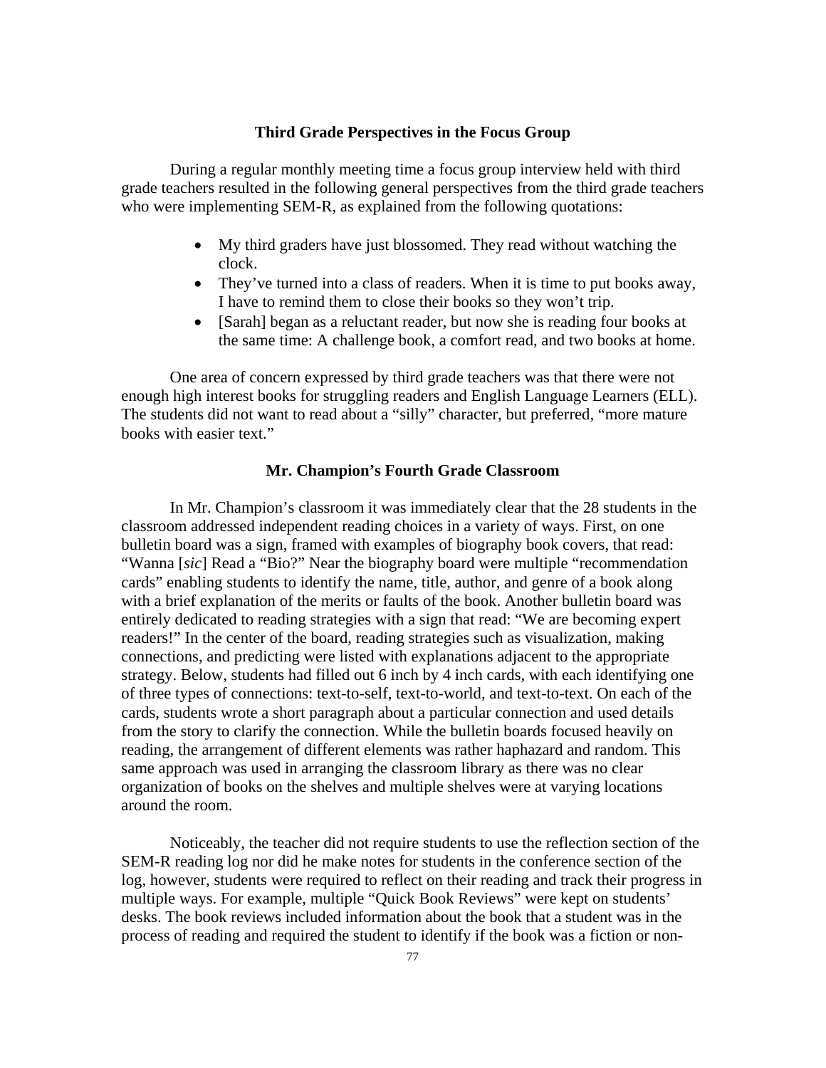### Third Grade Perspectives in the Focus Group

During a regular monthly meeting time a focus group interview held with third grade teachers resulted in the following general perspectives from the third grade teachers who were implementing SEM-R, as explained from the following quotations:

- My third graders have just blossomed. They read without watching the clock.
- They've turned into a class of readers. When it is time to put books away, I have to remind them to close their books so they won't trip.
- [Sarah] began as a reluctant reader, but now she is reading four books at the same time: A challenge book, a comfort read, and two books at home.

One area of concern expressed by third grade teachers was that there were not enough high interest books for struggling readers and English Language Learners (ELL). The students did not want to read about a "silly" character, but preferred, "more mature books with easier text."

### Mr. Champion's Fourth Grade Classroom

In Mr. Champion's classroom it was immediately clear that the 28 students in the classroom addressed independent reading choices in a variety of ways. First, on one bulletin board was a sign, framed with examples of biography book covers, that read: "Wanna [*sic*] Read a "Bio?" Near the biography board were multiple "recommendation cards" enabling students to identify the name, title, author, and genre of a book along with a brief explanation of the merits or faults of the book. Another bulletin board was entirely dedicated to reading strategies with a sign that read: "We are becoming expert readers!" In the center of the board, reading strategies such as visualization, making connections, and predicting were listed with explanations adjacent to the appropriate strategy. Below, students had filled out 6 inch by 4 inch cards, with each identifying one of three types of connections: text-to-self, text-to-world, and text-to-text. On each of the cards, students wrote a short paragraph about a particular connection and used details from the story to clarify the connection. While the bulletin boards focused heavily on reading, the arrangement of different elements was rather haphazard and random. This same approach was used in arranging the classroom library as there was no clear organization of books on the shelves and multiple shelves were at varying locations around the room.

Noticeably, the teacher did not require students to use the reflection section of the SEM-R reading log nor did he make notes for students in the conference section of the log, however, students were required to reflect on their reading and track their progress in multiple ways. For example, multiple "Quick Book Reviews" were kept on students' desks. The book reviews included information about the book that a student was in the process of reading and required the student to identify if the book was a fiction or non-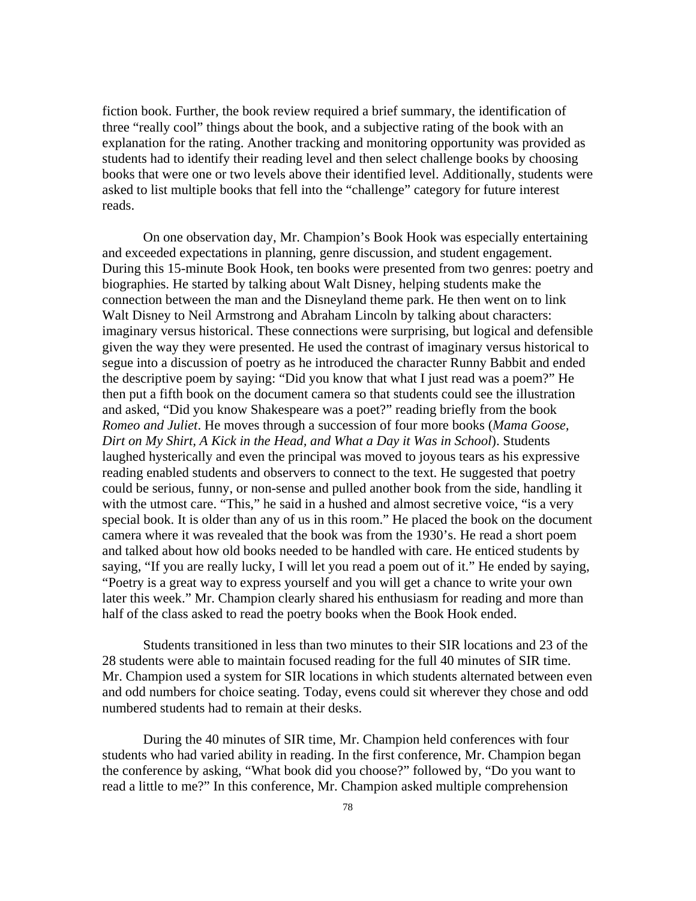fiction book. Further, the book review required a brief summary, the identification of three "really cool" things about the book, and a subjective rating of the book with an explanation for the rating. Another tracking and monitoring opportunity was provided as students had to identify their reading level and then select challenge books by choosing books that were one or two levels above their identified level. Additionally, students were asked to list multiple books that fell into the "challenge" category for future interest reads.

On one observation day, Mr. Champion's Book Hook was especially entertaining and exceeded expectations in planning, genre discussion, and student engagement. During this 15-minute Book Hook, ten books were presented from two genres: poetry and biographies. He started by talking about Walt Disney, helping students make the connection between the man and the Disneyland theme park. He then went on to link Walt Disney to Neil Armstrong and Abraham Lincoln by talking about characters: imaginary versus historical. These connections were surprising, but logical and defensible given the way they were presented. He used the contrast of imaginary versus historical to segue into a discussion of poetry as he introduced the character Runny Babbit and ended the descriptive poem by saying: "Did you know that what I just read was a poem?" He then put a fifth book on the document camera so that students could see the illustration and asked, "Did you know Shakespeare was a poet?" reading briefly from the book *Romeo and Juliet*. He moves through a succession of four more books (*Mama Goose, Dirt on My Shirt, A Kick in the Head, and What a Day it Was in School*). Students laughed hysterically and even the principal was moved to joyous tears as his expressive reading enabled students and observers to connect to the text. He suggested that poetry could be serious, funny, or non-sense and pulled another book from the side, handling it with the utmost care. "This," he said in a hushed and almost secretive voice, "is a very special book. It is older than any of us in this room." He placed the book on the document camera where it was revealed that the book was from the 1930's. He read a short poem and talked about how old books needed to be handled with care. He enticed students by saying, "If you are really lucky, I will let you read a poem out of it." He ended by saying, "Poetry is a great way to express yourself and you will get a chance to write your own later this week." Mr. Champion clearly shared his enthusiasm for reading and more than half of the class asked to read the poetry books when the Book Hook ended.

Students transitioned in less than two minutes to their SIR locations and 23 of the 28 students were able to maintain focused reading for the full 40 minutes of SIR time. Mr. Champion used a system for SIR locations in which students alternated between even and odd numbers for choice seating. Today, evens could sit wherever they chose and odd numbered students had to remain at their desks.

During the 40 minutes of SIR time, Mr. Champion held conferences with four students who had varied ability in reading. In the first conference, Mr. Champion began the conference by asking, "What book did you choose?" followed by, "Do you want to read a little to me?" In this conference, Mr. Champion asked multiple comprehension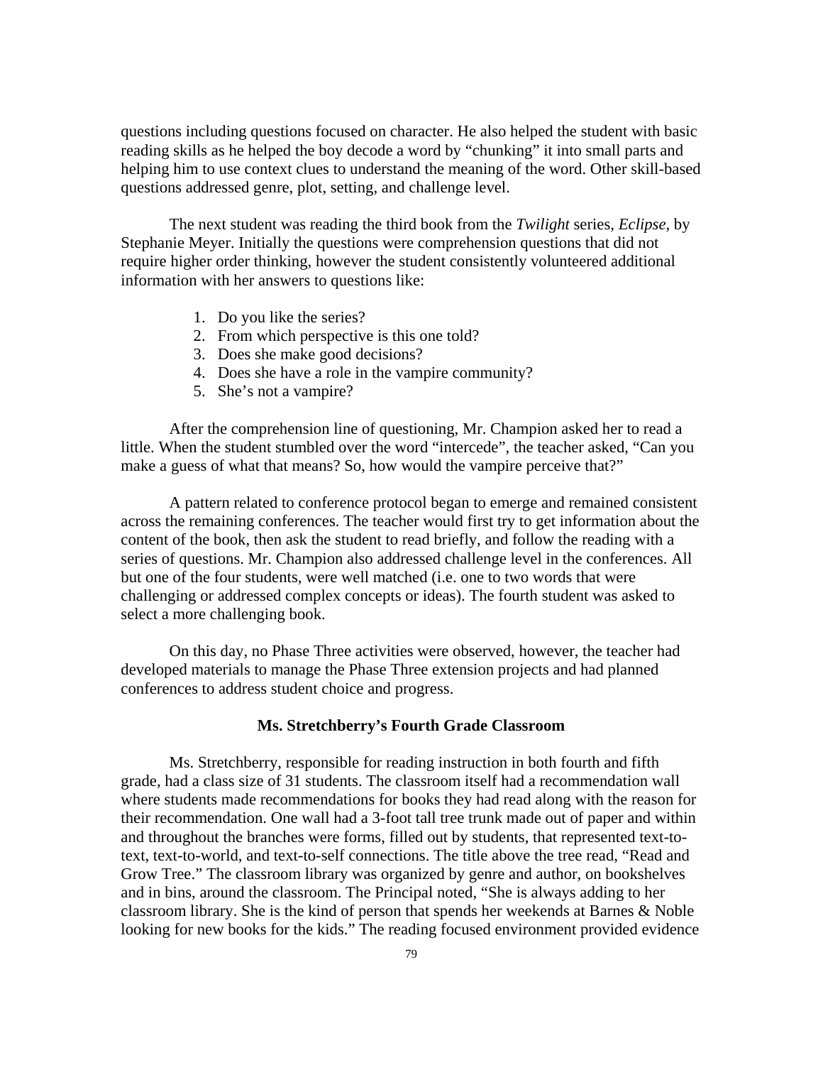questions including questions focused on character. He also helped the student with basic reading skills as he helped the boy decode a word by "chunking" it into small parts and helping him to use context clues to understand the meaning of the word. Other skill-based questions addressed genre, plot, setting, and challenge level.

The next student was reading the third book from the *Twilight* series, *Eclipse,* by Stephanie Meyer. Initially the questions were comprehension questions that did not require higher order thinking, however the student consistently volunteered additional information with her answers to questions like:

1. Do you like the series?
2. From which perspective is this one told?
3. Does she make good decisions?
4. Does she have a role in the vampire community?
5. She's not a vampire?

After the comprehension line of questioning, Mr. Champion asked her to read a little. When the student stumbled over the word "intercede", the teacher asked, "Can you make a guess of what that means? So, how would the vampire perceive that?"

A pattern related to conference protocol began to emerge and remained consistent across the remaining conferences. The teacher would first try to get information about the content of the book, then ask the student to read briefly, and follow the reading with a series of questions. Mr. Champion also addressed challenge level in the conferences. All but one of the four students, were well matched (i.e. one to two words that were challenging or addressed complex concepts or ideas). The fourth student was asked to select a more challenging book.

On this day, no Phase Three activities were observed, however, the teacher had developed materials to manage the Phase Three extension projects and had planned conferences to address student choice and progress.

### Ms. Stretchberry's Fourth Grade Classroom

Ms. Stretchberry, responsible for reading instruction in both fourth and fifth grade, had a class size of 31 students. The classroom itself had a recommendation wall where students made recommendations for books they had read along with the reason for their recommendation. One wall had a 3-foot tall tree trunk made out of paper and within and throughout the branches were forms, filled out by students, that represented text-to-text, text-to-world, and text-to-self connections. The title above the tree read, "Read and Grow Tree." The classroom library was organized by genre and author, on bookshelves and in bins, around the classroom. The Principal noted, "She is always adding to her classroom library. She is the kind of person that spends her weekends at Barnes & Noble looking for new books for the kids." The reading focused environment provided evidence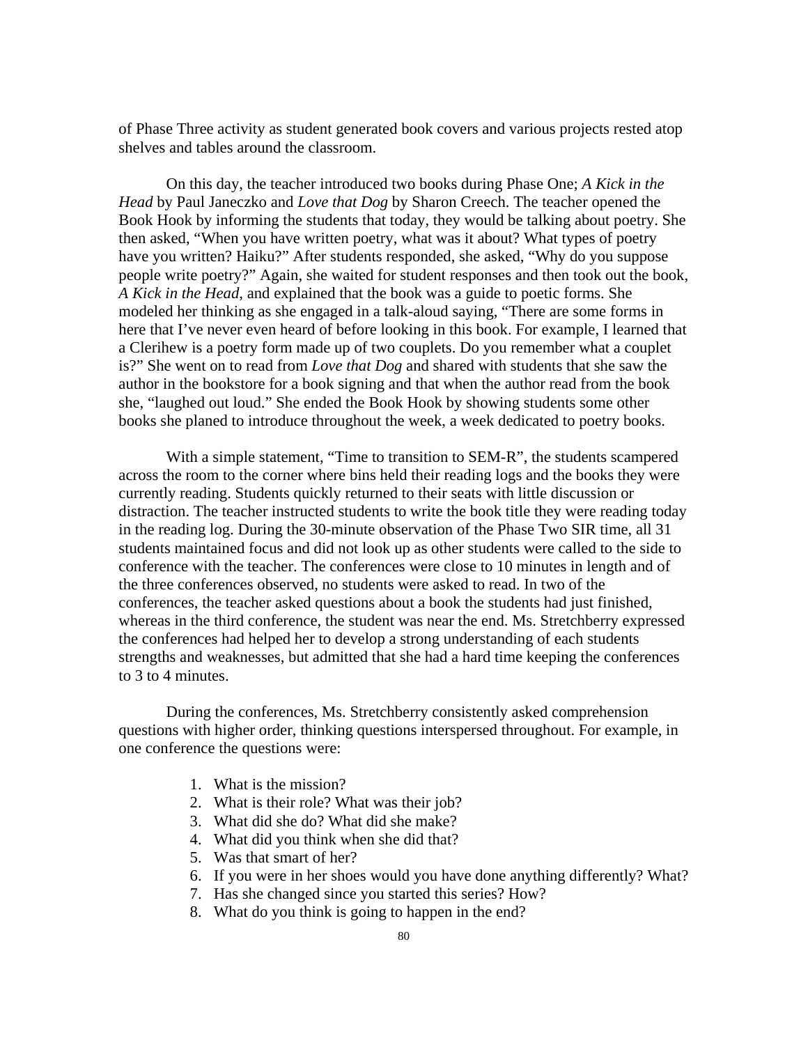of Phase Three activity as student generated book covers and various projects rested atop shelves and tables around the classroom.

On this day, the teacher introduced two books during Phase One; *A Kick in the Head* by Paul Janeczko and *Love that Dog* by Sharon Creech. The teacher opened the Book Hook by informing the students that today, they would be talking about poetry. She then asked, "When you have written poetry, what was it about? What types of poetry have you written? Haiku?" After students responded, she asked, "Why do you suppose people write poetry?" Again, she waited for student responses and then took out the book, *A Kick in the Head*, and explained that the book was a guide to poetic forms. She modeled her thinking as she engaged in a talk-aloud saying, "There are some forms in here that I've never even heard of before looking in this book. For example, I learned that a Clerihew is a poetry form made up of two couplets. Do you remember what a couplet is?" She went on to read from *Love that Dog* and shared with students that she saw the author in the bookstore for a book signing and that when the author read from the book she, "laughed out loud." She ended the Book Hook by showing students some other books she planed to introduce throughout the week, a week dedicated to poetry books.

With a simple statement, "Time to transition to SEM-R", the students scampered across the room to the corner where bins held their reading logs and the books they were currently reading. Students quickly returned to their seats with little discussion or distraction. The teacher instructed students to write the book title they were reading today in the reading log. During the 30-minute observation of the Phase Two SIR time, all 31 students maintained focus and did not look up as other students were called to the side to conference with the teacher. The conferences were close to 10 minutes in length and of the three conferences observed, no students were asked to read. In two of the conferences, the teacher asked questions about a book the students had just finished, whereas in the third conference, the student was near the end. Ms. Stretchberry expressed the conferences had helped her to develop a strong understanding of each students strengths and weaknesses, but admitted that she had a hard time keeping the conferences to 3 to 4 minutes.

During the conferences, Ms. Stretchberry consistently asked comprehension questions with higher order, thinking questions interspersed throughout. For example, in one conference the questions were:

1. What is the mission?
2. What is their role? What was their job?
3. What did she do? What did she make?
4. What did you think when she did that?
5. Was that smart of her?
6. If you were in her shoes would you have done anything differently? What?
7. Has she changed since you started this series? How?
8. What do you think is going to happen in the end?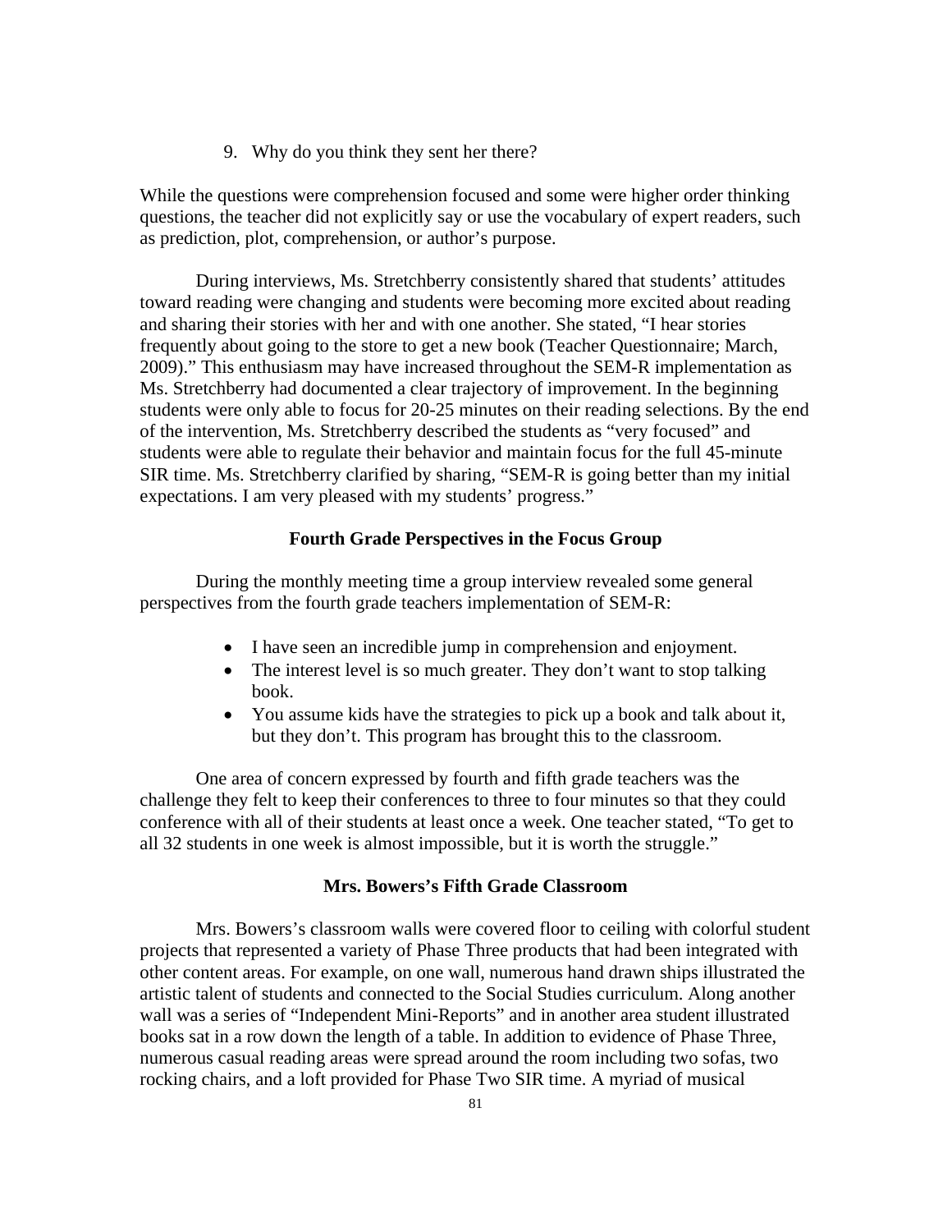9. Why do you think they sent her there?

While the questions were comprehension focused and some were higher order thinking questions, the teacher did not explicitly say or use the vocabulary of expert readers, such as prediction, plot, comprehension, or author's purpose.

During interviews, Ms. Stretchberry consistently shared that students' attitudes toward reading were changing and students were becoming more excited about reading and sharing their stories with her and with one another. She stated, "I hear stories frequently about going to the store to get a new book (Teacher Questionnaire; March, 2009)." This enthusiasm may have increased throughout the SEM-R implementation as Ms. Stretchberry had documented a clear trajectory of improvement. In the beginning students were only able to focus for 20-25 minutes on their reading selections. By the end of the intervention, Ms. Stretchberry described the students as "very focused" and students were able to regulate their behavior and maintain focus for the full 45-minute SIR time. Ms. Stretchberry clarified by sharing, "SEM-R is going better than my initial expectations. I am very pleased with my students' progress."

### Fourth Grade Perspectives in the Focus Group

During the monthly meeting time a group interview revealed some general perspectives from the fourth grade teachers implementation of SEM-R:

- I have seen an incredible jump in comprehension and enjoyment.
- The interest level is so much greater. They don't want to stop talking book.
- You assume kids have the strategies to pick up a book and talk about it, but they don't. This program has brought this to the classroom.

One area of concern expressed by fourth and fifth grade teachers was the challenge they felt to keep their conferences to three to four minutes so that they could conference with all of their students at least once a week. One teacher stated, "To get to all 32 students in one week is almost impossible, but it is worth the struggle."

### Mrs. Bowers's Fifth Grade Classroom

Mrs. Bowers's classroom walls were covered floor to ceiling with colorful student projects that represented a variety of Phase Three products that had been integrated with other content areas. For example, on one wall, numerous hand drawn ships illustrated the artistic talent of students and connected to the Social Studies curriculum. Along another wall was a series of "Independent Mini-Reports" and in another area student illustrated books sat in a row down the length of a table. In addition to evidence of Phase Three, numerous casual reading areas were spread around the room including two sofas, two rocking chairs, and a loft provided for Phase Two SIR time. A myriad of musical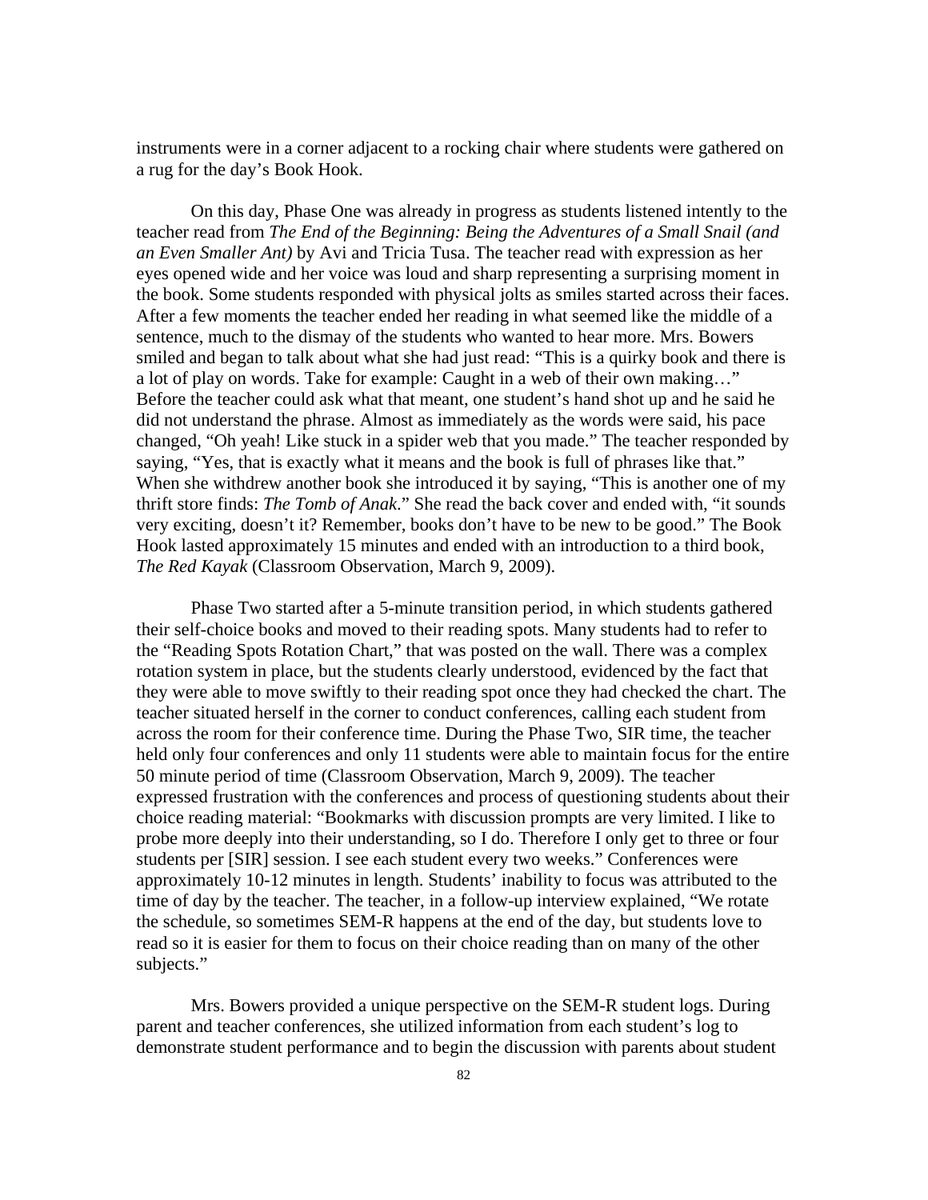instruments were in a corner adjacent to a rocking chair where students were gathered on a rug for the day's Book Hook.

On this day, Phase One was already in progress as students listened intently to the teacher read from *The End of the Beginning: Being the Adventures of a Small Snail (and an Even Smaller Ant)* by Avi and Tricia Tusa. The teacher read with expression as her eyes opened wide and her voice was loud and sharp representing a surprising moment in the book. Some students responded with physical jolts as smiles started across their faces. After a few moments the teacher ended her reading in what seemed like the middle of a sentence, much to the dismay of the students who wanted to hear more. Mrs. Bowers smiled and began to talk about what she had just read: "This is a quirky book and there is a lot of play on words. Take for example: Caught in a web of their own making…" Before the teacher could ask what that meant, one student's hand shot up and he said he did not understand the phrase. Almost as immediately as the words were said, his pace changed, "Oh yeah! Like stuck in a spider web that you made." The teacher responded by saying, "Yes, that is exactly what it means and the book is full of phrases like that." When she withdrew another book she introduced it by saying, "This is another one of my thrift store finds: *The Tomb of Anak*." She read the back cover and ended with, "it sounds very exciting, doesn't it? Remember, books don't have to be new to be good." The Book Hook lasted approximately 15 minutes and ended with an introduction to a third book, *The Red Kayak* (Classroom Observation, March 9, 2009).

Phase Two started after a 5-minute transition period, in which students gathered their self-choice books and moved to their reading spots. Many students had to refer to the "Reading Spots Rotation Chart," that was posted on the wall. There was a complex rotation system in place, but the students clearly understood, evidenced by the fact that they were able to move swiftly to their reading spot once they had checked the chart. The teacher situated herself in the corner to conduct conferences, calling each student from across the room for their conference time. During the Phase Two, SIR time, the teacher held only four conferences and only 11 students were able to maintain focus for the entire 50 minute period of time (Classroom Observation, March 9, 2009). The teacher expressed frustration with the conferences and process of questioning students about their choice reading material: "Bookmarks with discussion prompts are very limited. I like to probe more deeply into their understanding, so I do. Therefore I only get to three or four students per [SIR] session. I see each student every two weeks." Conferences were approximately 10-12 minutes in length. Students' inability to focus was attributed to the time of day by the teacher. The teacher, in a follow-up interview explained, "We rotate the schedule, so sometimes SEM-R happens at the end of the day, but students love to read so it is easier for them to focus on their choice reading than on many of the other subjects."

Mrs. Bowers provided a unique perspective on the SEM-R student logs. During parent and teacher conferences, she utilized information from each student's log to demonstrate student performance and to begin the discussion with parents about student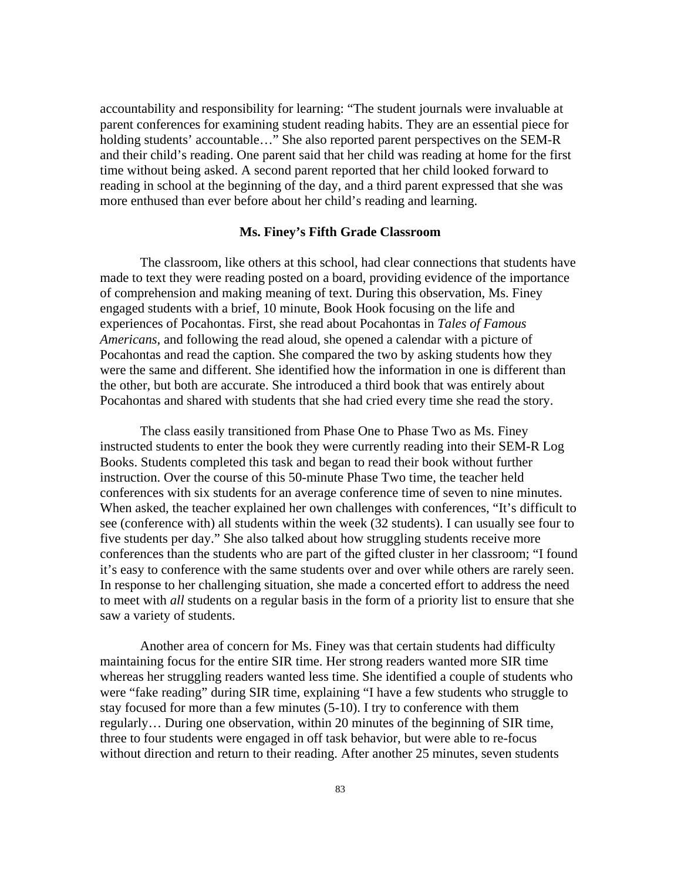accountability and responsibility for learning: "The student journals were invaluable at parent conferences for examining student reading habits. They are an essential piece for holding students' accountable…" She also reported parent perspectives on the SEM-R and their child's reading. One parent said that her child was reading at home for the first time without being asked. A second parent reported that her child looked forward to reading in school at the beginning of the day, and a third parent expressed that she was more enthused than ever before about her child's reading and learning.

### Ms. Finey's Fifth Grade Classroom

The classroom, like others at this school, had clear connections that students have made to text they were reading posted on a board, providing evidence of the importance of comprehension and making meaning of text. During this observation, Ms. Finey engaged students with a brief, 10 minute, Book Hook focusing on the life and experiences of Pocahontas. First, she read about Pocahontas in *Tales of Famous Americans*, and following the read aloud, she opened a calendar with a picture of Pocahontas and read the caption. She compared the two by asking students how they were the same and different. She identified how the information in one is different than the other, but both are accurate. She introduced a third book that was entirely about Pocahontas and shared with students that she had cried every time she read the story.

The class easily transitioned from Phase One to Phase Two as Ms. Finey instructed students to enter the book they were currently reading into their SEM-R Log Books. Students completed this task and began to read their book without further instruction. Over the course of this 50-minute Phase Two time, the teacher held conferences with six students for an average conference time of seven to nine minutes. When asked, the teacher explained her own challenges with conferences, "It's difficult to see (conference with) all students within the week (32 students). I can usually see four to five students per day." She also talked about how struggling students receive more conferences than the students who are part of the gifted cluster in her classroom; "I found it's easy to conference with the same students over and over while others are rarely seen. In response to her challenging situation, she made a concerted effort to address the need to meet with *all* students on a regular basis in the form of a priority list to ensure that she saw a variety of students.

Another area of concern for Ms. Finey was that certain students had difficulty maintaining focus for the entire SIR time. Her strong readers wanted more SIR time whereas her struggling readers wanted less time. She identified a couple of students who were "fake reading" during SIR time, explaining "I have a few students who struggle to stay focused for more than a few minutes (5-10). I try to conference with them regularly… During one observation, within 20 minutes of the beginning of SIR time, three to four students were engaged in off task behavior, but were able to re-focus without direction and return to their reading. After another 25 minutes, seven students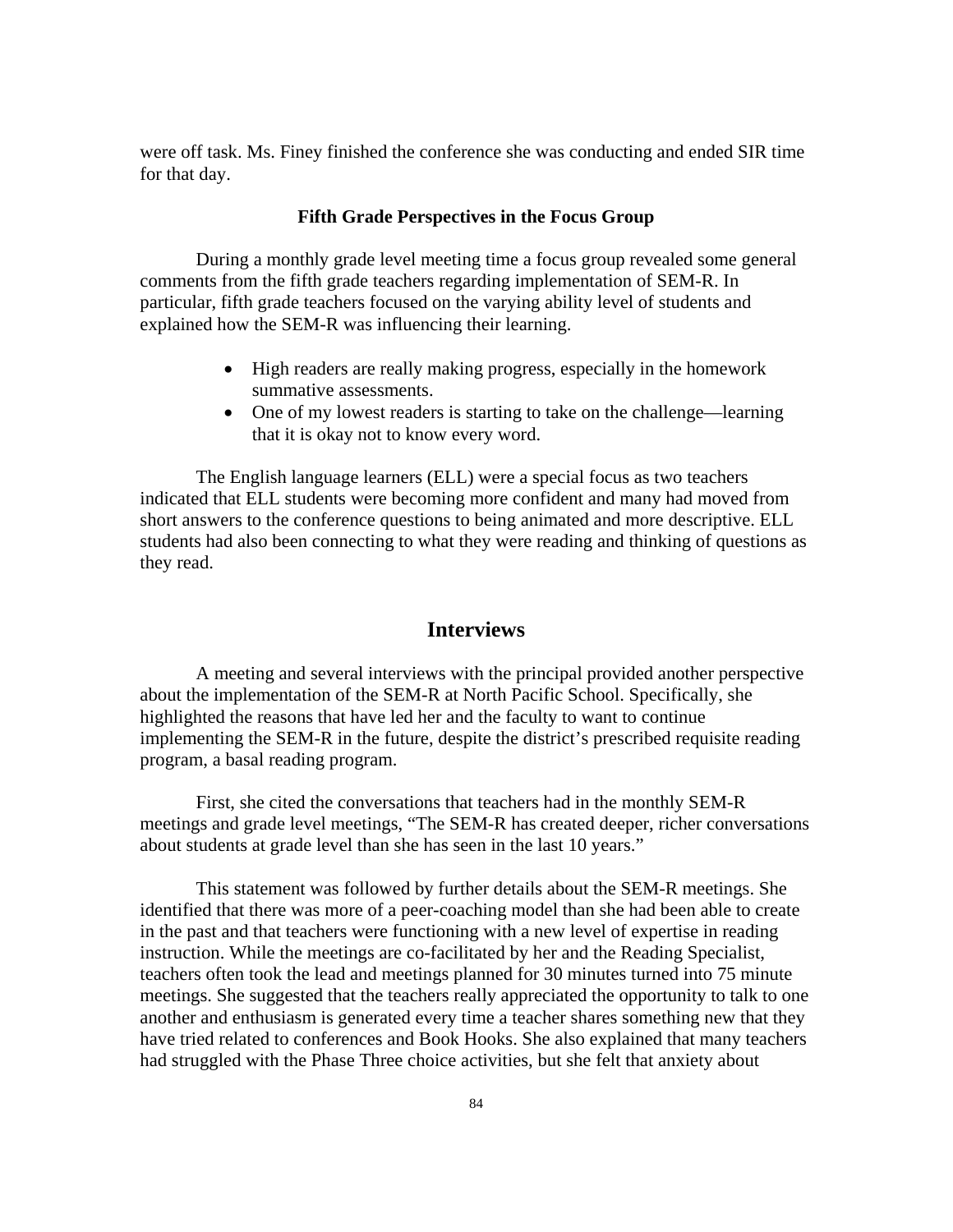were off task. Ms. Finey finished the conference she was conducting and ended SIR time for that day.

### Fifth Grade Perspectives in the Focus Group

During a monthly grade level meeting time a focus group revealed some general comments from the fifth grade teachers regarding implementation of SEM-R. In particular, fifth grade teachers focused on the varying ability level of students and explained how the SEM-R was influencing their learning.

- High readers are really making progress, especially in the homework summative assessments.
- One of my lowest readers is starting to take on the challenge—learning that it is okay not to know every word.

The English language learners (ELL) were a special focus as two teachers indicated that ELL students were becoming more confident and many had moved from short answers to the conference questions to being animated and more descriptive. ELL students had also been connecting to what they were reading and thinking of questions as they read.

## Interviews

A meeting and several interviews with the principal provided another perspective about the implementation of the SEM-R at North Pacific School. Specifically, she highlighted the reasons that have led her and the faculty to want to continue implementing the SEM-R in the future, despite the district's prescribed requisite reading program, a basal reading program.

First, she cited the conversations that teachers had in the monthly SEM-R meetings and grade level meetings, "The SEM-R has created deeper, richer conversations about students at grade level than she has seen in the last 10 years."

This statement was followed by further details about the SEM-R meetings. She identified that there was more of a peer-coaching model than she had been able to create in the past and that teachers were functioning with a new level of expertise in reading instruction. While the meetings are co-facilitated by her and the Reading Specialist, teachers often took the lead and meetings planned for 30 minutes turned into 75 minute meetings. She suggested that the teachers really appreciated the opportunity to talk to one another and enthusiasm is generated every time a teacher shares something new that they have tried related to conferences and Book Hooks. She also explained that many teachers had struggled with the Phase Three choice activities, but she felt that anxiety about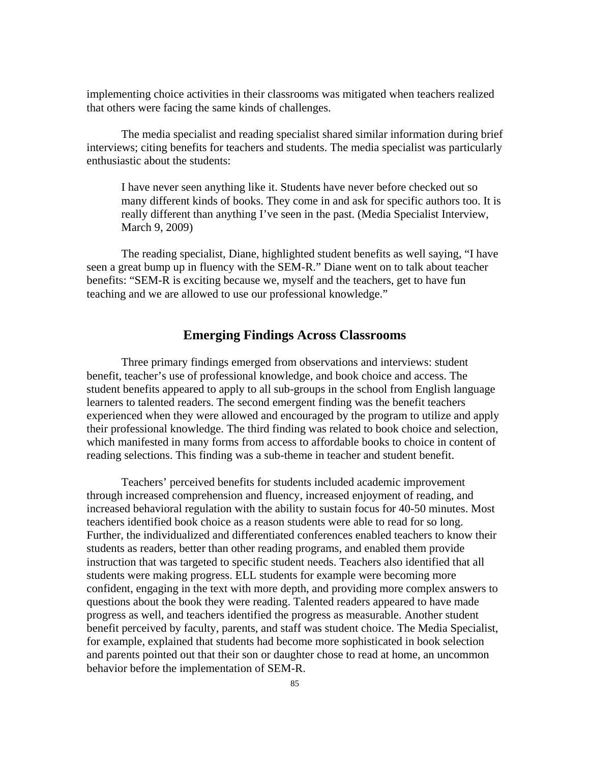implementing choice activities in their classrooms was mitigated when teachers realized that others were facing the same kinds of challenges.

The media specialist and reading specialist shared similar information during brief interviews; citing benefits for teachers and students. The media specialist was particularly enthusiastic about the students:

> I have never seen anything like it. Students have never before checked out so many different kinds of books. They come in and ask for specific authors too. It is really different than anything I've seen in the past. (Media Specialist Interview, March 9, 2009)

The reading specialist, Diane, highlighted student benefits as well saying, "I have seen a great bump up in fluency with the SEM-R." Diane went on to talk about teacher benefits: "SEM-R is exciting because we, myself and the teachers, get to have fun teaching and we are allowed to use our professional knowledge."

## Emerging Findings Across Classrooms

Three primary findings emerged from observations and interviews: student benefit, teacher's use of professional knowledge, and book choice and access. The student benefits appeared to apply to all sub-groups in the school from English language learners to talented readers. The second emergent finding was the benefit teachers experienced when they were allowed and encouraged by the program to utilize and apply their professional knowledge. The third finding was related to book choice and selection, which manifested in many forms from access to affordable books to choice in content of reading selections. This finding was a sub-theme in teacher and student benefit.

Teachers' perceived benefits for students included academic improvement through increased comprehension and fluency, increased enjoyment of reading, and increased behavioral regulation with the ability to sustain focus for 40-50 minutes. Most teachers identified book choice as a reason students were able to read for so long. Further, the individualized and differentiated conferences enabled teachers to know their students as readers, better than other reading programs, and enabled them provide instruction that was targeted to specific student needs. Teachers also identified that all students were making progress. ELL students for example were becoming more confident, engaging in the text with more depth, and providing more complex answers to questions about the book they were reading. Talented readers appeared to have made progress as well, and teachers identified the progress as measurable. Another student benefit perceived by faculty, parents, and staff was student choice. The Media Specialist, for example, explained that students had become more sophisticated in book selection and parents pointed out that their son or daughter chose to read at home, an uncommon behavior before the implementation of SEM-R.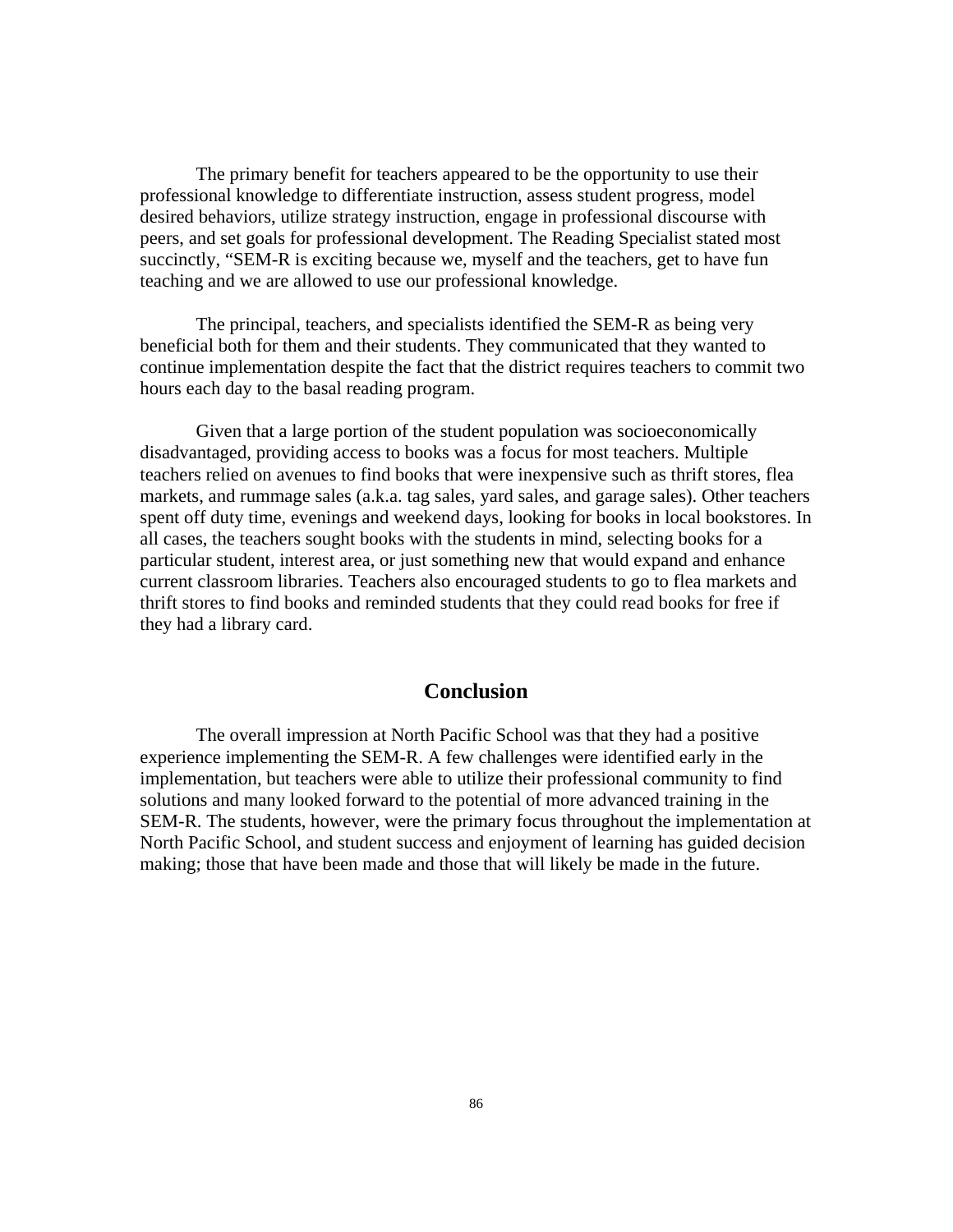The primary benefit for teachers appeared to be the opportunity to use their professional knowledge to differentiate instruction, assess student progress, model desired behaviors, utilize strategy instruction, engage in professional discourse with peers, and set goals for professional development. The Reading Specialist stated most succinctly, "SEM-R is exciting because we, myself and the teachers, get to have fun teaching and we are allowed to use our professional knowledge.

The principal, teachers, and specialists identified the SEM-R as being very beneficial both for them and their students. They communicated that they wanted to continue implementation despite the fact that the district requires teachers to commit two hours each day to the basal reading program.

Given that a large portion of the student population was socioeconomically disadvantaged, providing access to books was a focus for most teachers. Multiple teachers relied on avenues to find books that were inexpensive such as thrift stores, flea markets, and rummage sales (a.k.a. tag sales, yard sales, and garage sales). Other teachers spent off duty time, evenings and weekend days, looking for books in local bookstores. In all cases, the teachers sought books with the students in mind, selecting books for a particular student, interest area, or just something new that would expand and enhance current classroom libraries. Teachers also encouraged students to go to flea markets and thrift stores to find books and reminded students that they could read books for free if they had a library card.

## Conclusion

The overall impression at North Pacific School was that they had a positive experience implementing the SEM-R. A few challenges were identified early in the implementation, but teachers were able to utilize their professional community to find solutions and many looked forward to the potential of more advanced training in the SEM-R. The students, however, were the primary focus throughout the implementation at North Pacific School, and student success and enjoyment of learning has guided decision making; those that have been made and those that will likely be made in the future.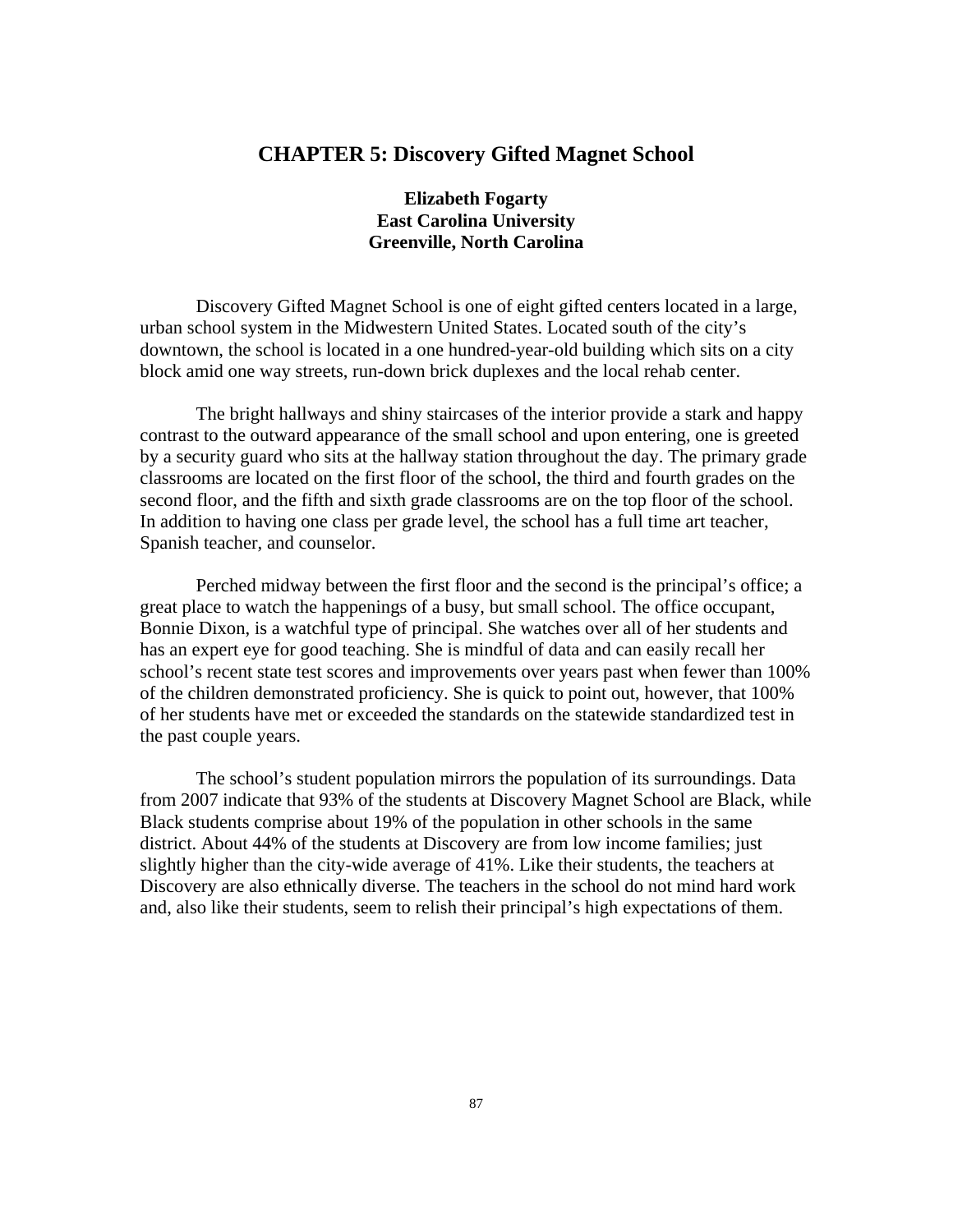# CHAPTER 5: Discovery Gifted Magnet School

**Elizabeth Fogarty**
**East Carolina University**
**Greenville, North Carolina**

Discovery Gifted Magnet School is one of eight gifted centers located in a large, urban school system in the Midwestern United States. Located south of the city's downtown, the school is located in a one hundred-year-old building which sits on a city block amid one way streets, run-down brick duplexes and the local rehab center.

The bright hallways and shiny staircases of the interior provide a stark and happy contrast to the outward appearance of the small school and upon entering, one is greeted by a security guard who sits at the hallway station throughout the day. The primary grade classrooms are located on the first floor of the school, the third and fourth grades on the second floor, and the fifth and sixth grade classrooms are on the top floor of the school. In addition to having one class per grade level, the school has a full time art teacher, Spanish teacher, and counselor.

Perched midway between the first floor and the second is the principal's office; a great place to watch the happenings of a busy, but small school. The office occupant, Bonnie Dixon, is a watchful type of principal. She watches over all of her students and has an expert eye for good teaching. She is mindful of data and can easily recall her school's recent state test scores and improvements over years past when fewer than 100% of the children demonstrated proficiency. She is quick to point out, however, that 100% of her students have met or exceeded the standards on the statewide standardized test in the past couple years.

The school's student population mirrors the population of its surroundings. Data from 2007 indicate that 93% of the students at Discovery Magnet School are Black, while Black students comprise about 19% of the population in other schools in the same district. About 44% of the students at Discovery are from low income families; just slightly higher than the city-wide average of 41%. Like their students, the teachers at Discovery are also ethnically diverse. The teachers in the school do not mind hard work and, also like their students, seem to relish their principal's high expectations of them.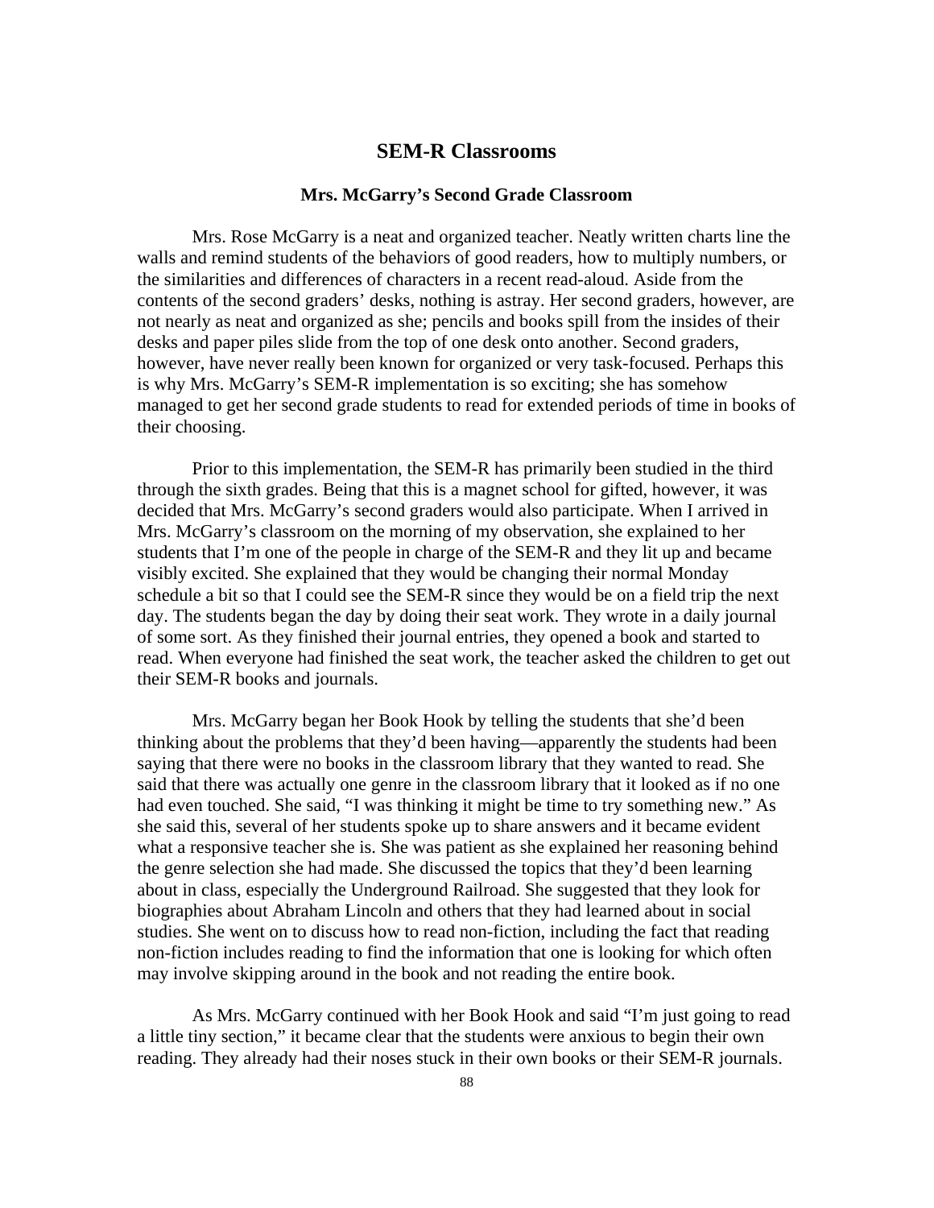## SEM-R Classrooms

### Mrs. McGarry's Second Grade Classroom

Mrs. Rose McGarry is a neat and organized teacher. Neatly written charts line the walls and remind students of the behaviors of good readers, how to multiply numbers, or the similarities and differences of characters in a recent read-aloud. Aside from the contents of the second graders' desks, nothing is astray. Her second graders, however, are not nearly as neat and organized as she; pencils and books spill from the insides of their desks and paper piles slide from the top of one desk onto another. Second graders, however, have never really been known for organized or very task-focused. Perhaps this is why Mrs. McGarry's SEM-R implementation is so exciting; she has somehow managed to get her second grade students to read for extended periods of time in books of their choosing.

Prior to this implementation, the SEM-R has primarily been studied in the third through the sixth grades. Being that this is a magnet school for gifted, however, it was decided that Mrs. McGarry's second graders would also participate. When I arrived in Mrs. McGarry's classroom on the morning of my observation, she explained to her students that I'm one of the people in charge of the SEM-R and they lit up and became visibly excited. She explained that they would be changing their normal Monday schedule a bit so that I could see the SEM-R since they would be on a field trip the next day. The students began the day by doing their seat work. They wrote in a daily journal of some sort. As they finished their journal entries, they opened a book and started to read. When everyone had finished the seat work, the teacher asked the children to get out their SEM-R books and journals.

Mrs. McGarry began her Book Hook by telling the students that she'd been thinking about the problems that they'd been having—apparently the students had been saying that there were no books in the classroom library that they wanted to read. She said that there was actually one genre in the classroom library that it looked as if no one had even touched. She said, "I was thinking it might be time to try something new." As she said this, several of her students spoke up to share answers and it became evident what a responsive teacher she is. She was patient as she explained her reasoning behind the genre selection she had made. She discussed the topics that they'd been learning about in class, especially the Underground Railroad. She suggested that they look for biographies about Abraham Lincoln and others that they had learned about in social studies. She went on to discuss how to read non-fiction, including the fact that reading non-fiction includes reading to find the information that one is looking for which often may involve skipping around in the book and not reading the entire book.

As Mrs. McGarry continued with her Book Hook and said "I'm just going to read a little tiny section," it became clear that the students were anxious to begin their own reading. They already had their noses stuck in their own books or their SEM-R journals.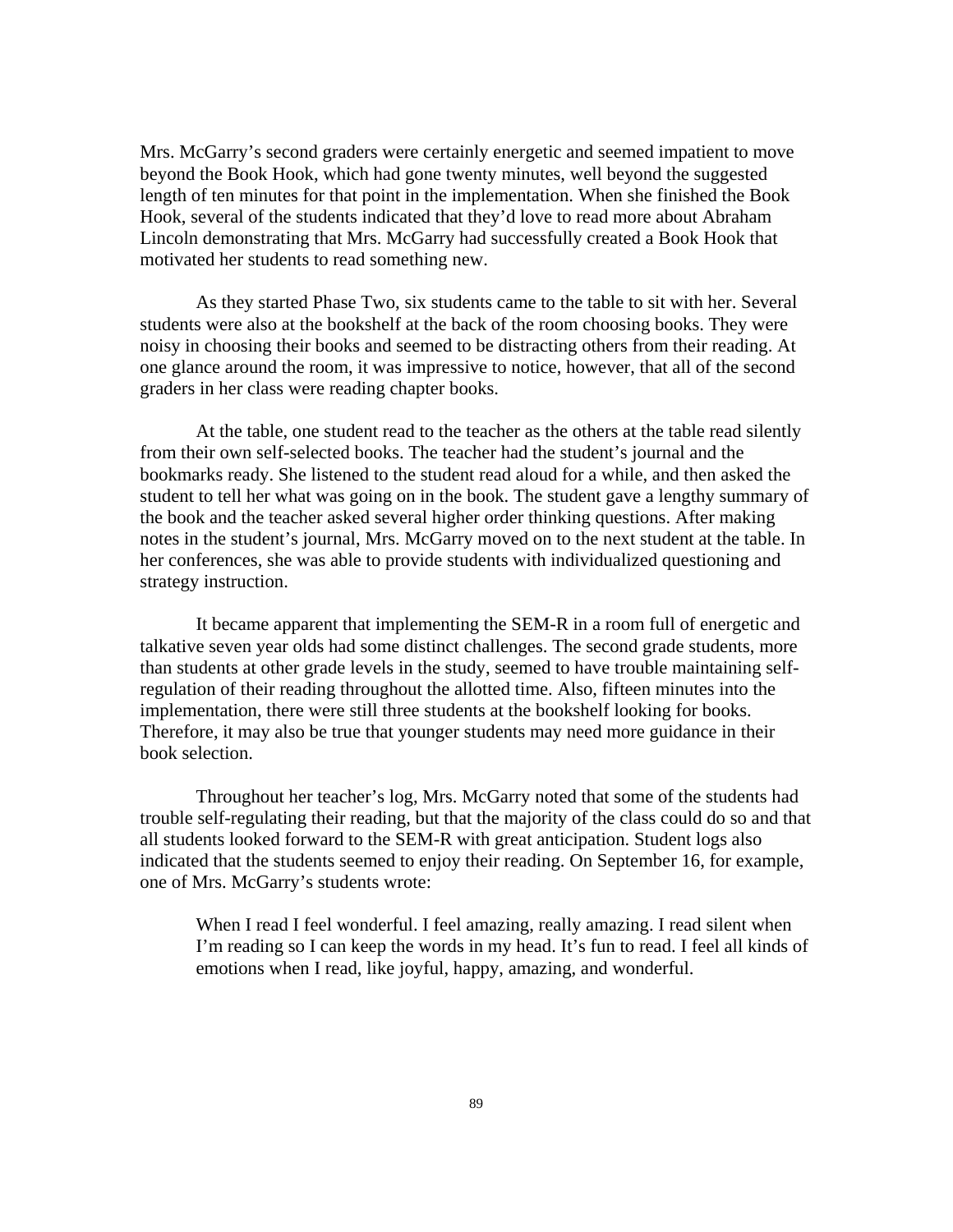Mrs. McGarry's second graders were certainly energetic and seemed impatient to move beyond the Book Hook, which had gone twenty minutes, well beyond the suggested length of ten minutes for that point in the implementation. When she finished the Book Hook, several of the students indicated that they'd love to read more about Abraham Lincoln demonstrating that Mrs. McGarry had successfully created a Book Hook that motivated her students to read something new.

As they started Phase Two, six students came to the table to sit with her. Several students were also at the bookshelf at the back of the room choosing books. They were noisy in choosing their books and seemed to be distracting others from their reading. At one glance around the room, it was impressive to notice, however, that all of the second graders in her class were reading chapter books.

At the table, one student read to the teacher as the others at the table read silently from their own self-selected books. The teacher had the student's journal and the bookmarks ready. She listened to the student read aloud for a while, and then asked the student to tell her what was going on in the book. The student gave a lengthy summary of the book and the teacher asked several higher order thinking questions. After making notes in the student's journal, Mrs. McGarry moved on to the next student at the table. In her conferences, she was able to provide students with individualized questioning and strategy instruction.

It became apparent that implementing the SEM-R in a room full of energetic and talkative seven year olds had some distinct challenges. The second grade students, more than students at other grade levels in the study, seemed to have trouble maintaining self-regulation of their reading throughout the allotted time. Also, fifteen minutes into the implementation, there were still three students at the bookshelf looking for books. Therefore, it may also be true that younger students may need more guidance in their book selection.

Throughout her teacher's log, Mrs. McGarry noted that some of the students had trouble self-regulating their reading, but that the majority of the class could do so and that all students looked forward to the SEM-R with great anticipation. Student logs also indicated that the students seemed to enjoy their reading. On September 16, for example, one of Mrs. McGarry's students wrote:

> When I read I feel wonderful. I feel amazing, really amazing. I read silent when I'm reading so I can keep the words in my head. It's fun to read. I feel all kinds of emotions when I read, like joyful, happy, amazing, and wonderful.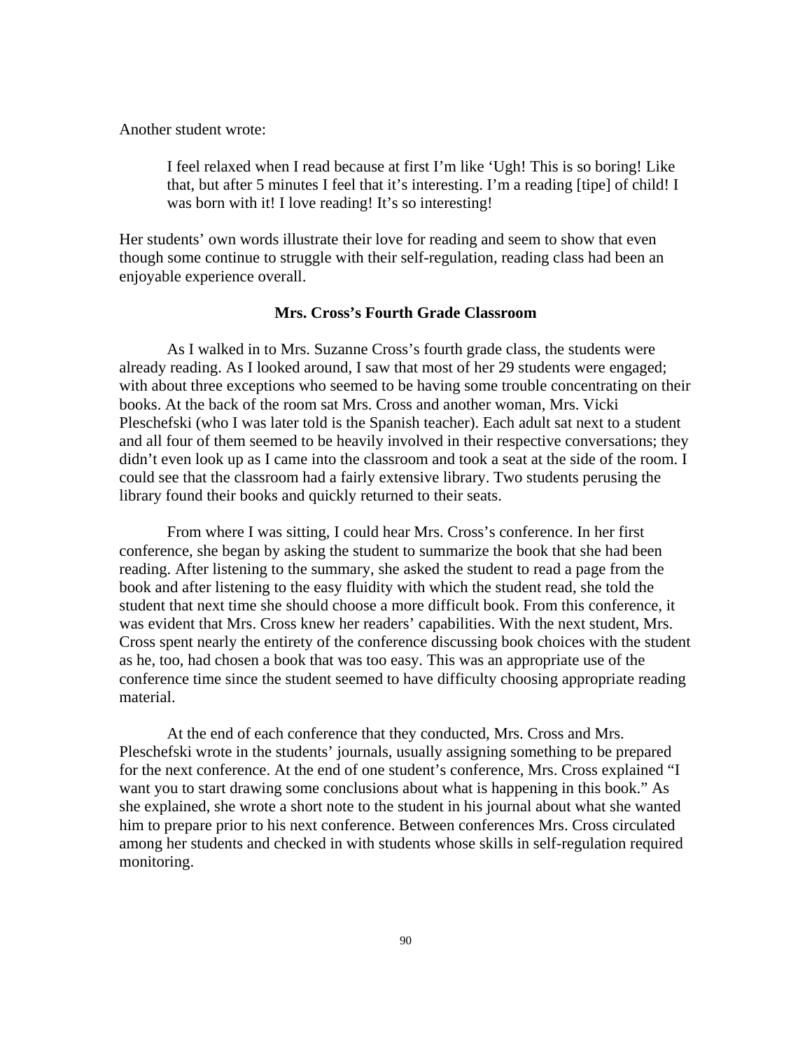Another student wrote:

> I feel relaxed when I read because at first I'm like 'Ugh! This is so boring! Like that, but after 5 minutes I feel that it's interesting. I'm a reading [tipe] of child! I was born with it! I love reading! It's so interesting!

Her students' own words illustrate their love for reading and seem to show that even though some continue to struggle with their self-regulation, reading class had been an enjoyable experience overall.

### Mrs. Cross's Fourth Grade Classroom

As I walked in to Mrs. Suzanne Cross's fourth grade class, the students were already reading. As I looked around, I saw that most of her 29 students were engaged; with about three exceptions who seemed to be having some trouble concentrating on their books. At the back of the room sat Mrs. Cross and another woman, Mrs. Vicki Pleschefski (who I was later told is the Spanish teacher). Each adult sat next to a student and all four of them seemed to be heavily involved in their respective conversations; they didn't even look up as I came into the classroom and took a seat at the side of the room. I could see that the classroom had a fairly extensive library. Two students perusing the library found their books and quickly returned to their seats.

From where I was sitting, I could hear Mrs. Cross's conference. In her first conference, she began by asking the student to summarize the book that she had been reading. After listening to the summary, she asked the student to read a page from the book and after listening to the easy fluidity with which the student read, she told the student that next time she should choose a more difficult book. From this conference, it was evident that Mrs. Cross knew her readers' capabilities. With the next student, Mrs. Cross spent nearly the entirety of the conference discussing book choices with the student as he, too, had chosen a book that was too easy. This was an appropriate use of the conference time since the student seemed to have difficulty choosing appropriate reading material.

At the end of each conference that they conducted, Mrs. Cross and Mrs. Pleschefski wrote in the students' journals, usually assigning something to be prepared for the next conference. At the end of one student's conference, Mrs. Cross explained "I want you to start drawing some conclusions about what is happening in this book." As she explained, she wrote a short note to the student in his journal about what she wanted him to prepare prior to his next conference. Between conferences Mrs. Cross circulated among her students and checked in with students whose skills in self-regulation required monitoring.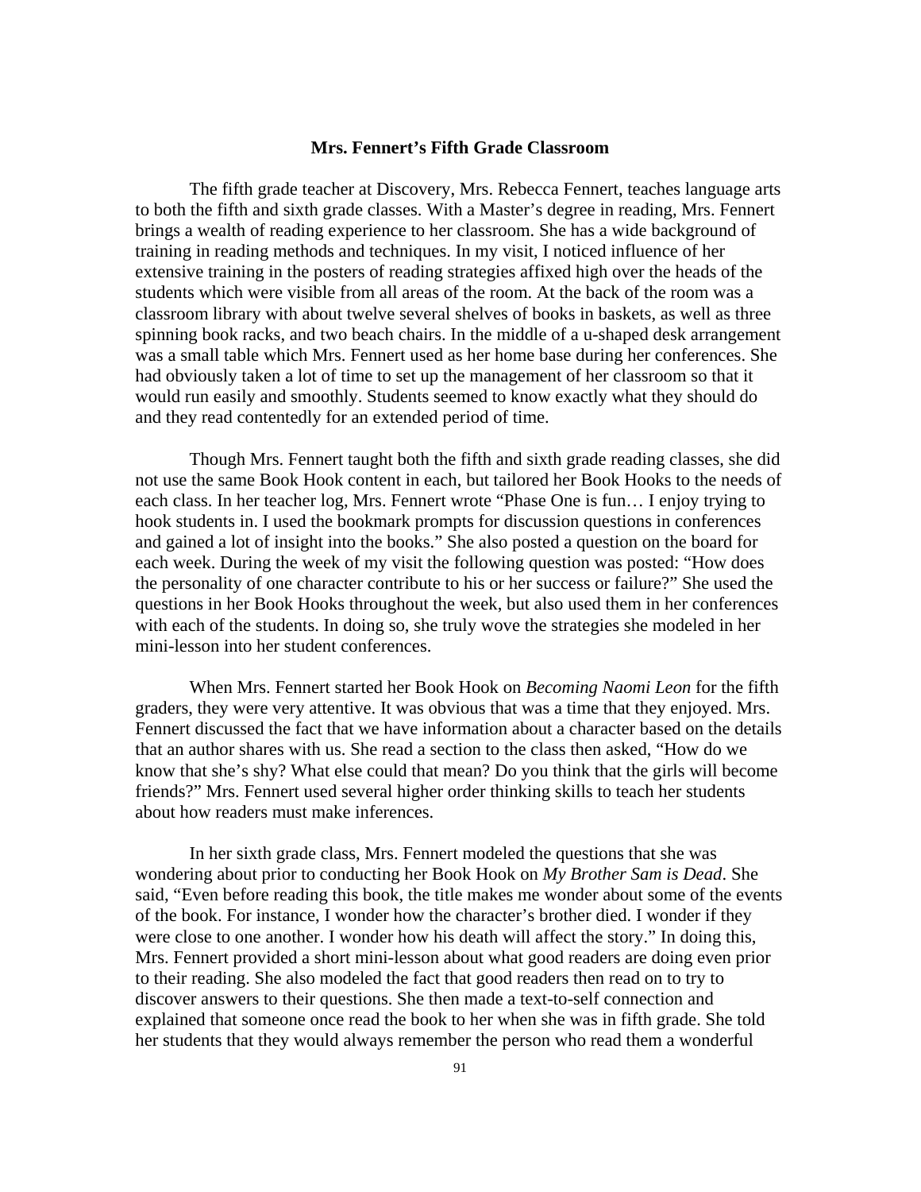### Mrs. Fennert's Fifth Grade Classroom

The fifth grade teacher at Discovery, Mrs. Rebecca Fennert, teaches language arts to both the fifth and sixth grade classes. With a Master's degree in reading, Mrs. Fennert brings a wealth of reading experience to her classroom. She has a wide background of training in reading methods and techniques. In my visit, I noticed influence of her extensive training in the posters of reading strategies affixed high over the heads of the students which were visible from all areas of the room. At the back of the room was a classroom library with about twelve several shelves of books in baskets, as well as three spinning book racks, and two beach chairs. In the middle of a u-shaped desk arrangement was a small table which Mrs. Fennert used as her home base during her conferences. She had obviously taken a lot of time to set up the management of her classroom so that it would run easily and smoothly. Students seemed to know exactly what they should do and they read contentedly for an extended period of time.

Though Mrs. Fennert taught both the fifth and sixth grade reading classes, she did not use the same Book Hook content in each, but tailored her Book Hooks to the needs of each class. In her teacher log, Mrs. Fennert wrote "Phase One is fun… I enjoy trying to hook students in. I used the bookmark prompts for discussion questions in conferences and gained a lot of insight into the books." She also posted a question on the board for each week. During the week of my visit the following question was posted: "How does the personality of one character contribute to his or her success or failure?" She used the questions in her Book Hooks throughout the week, but also used them in her conferences with each of the students. In doing so, she truly wove the strategies she modeled in her mini-lesson into her student conferences.

When Mrs. Fennert started her Book Hook on *Becoming Naomi Leon* for the fifth graders, they were very attentive. It was obvious that was a time that they enjoyed. Mrs. Fennert discussed the fact that we have information about a character based on the details that an author shares with us. She read a section to the class then asked, "How do we know that she's shy? What else could that mean? Do you think that the girls will become friends?" Mrs. Fennert used several higher order thinking skills to teach her students about how readers must make inferences.

In her sixth grade class, Mrs. Fennert modeled the questions that she was wondering about prior to conducting her Book Hook on *My Brother Sam is Dead*. She said, "Even before reading this book, the title makes me wonder about some of the events of the book. For instance, I wonder how the character's brother died. I wonder if they were close to one another. I wonder how his death will affect the story." In doing this, Mrs. Fennert provided a short mini-lesson about what good readers are doing even prior to their reading. She also modeled the fact that good readers then read on to try to discover answers to their questions. She then made a text-to-self connection and explained that someone once read the book to her when she was in fifth grade. She told her students that they would always remember the person who read them a wonderful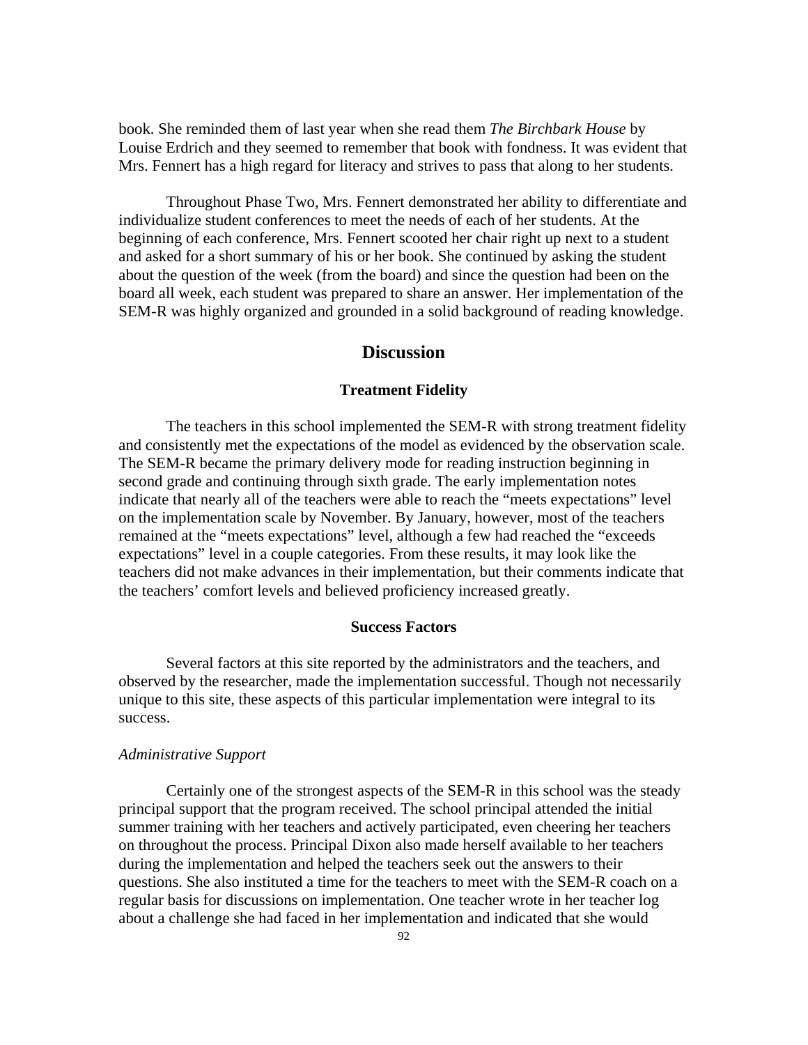book. She reminded them of last year when she read them *The Birchbark House* by Louise Erdrich and they seemed to remember that book with fondness. It was evident that Mrs. Fennert has a high regard for literacy and strives to pass that along to her students.

Throughout Phase Two, Mrs. Fennert demonstrated her ability to differentiate and individualize student conferences to meet the needs of each of her students. At the beginning of each conference, Mrs. Fennert scooted her chair right up next to a student and asked for a short summary of his or her book. She continued by asking the student about the question of the week (from the board) and since the question had been on the board all week, each student was prepared to share an answer. Her implementation of the SEM-R was highly organized and grounded in a solid background of reading knowledge.

## Discussion

### Treatment Fidelity

The teachers in this school implemented the SEM-R with strong treatment fidelity and consistently met the expectations of the model as evidenced by the observation scale. The SEM-R became the primary delivery mode for reading instruction beginning in second grade and continuing through sixth grade. The early implementation notes indicate that nearly all of the teachers were able to reach the "meets expectations" level on the implementation scale by November. By January, however, most of the teachers remained at the "meets expectations" level, although a few had reached the "exceeds expectations" level in a couple categories. From these results, it may look like the teachers did not make advances in their implementation, but their comments indicate that the teachers' comfort levels and believed proficiency increased greatly.

### Success Factors

Several factors at this site reported by the administrators and the teachers, and observed by the researcher, made the implementation successful. Though not necessarily unique to this site, these aspects of this particular implementation were integral to its success.

#### *Administrative Support*

Certainly one of the strongest aspects of the SEM-R in this school was the steady principal support that the program received. The school principal attended the initial summer training with her teachers and actively participated, even cheering her teachers on throughout the process. Principal Dixon also made herself available to her teachers during the implementation and helped the teachers seek out the answers to their questions. She also instituted a time for the teachers to meet with the SEM-R coach on a regular basis for discussions on implementation. One teacher wrote in her teacher log about a challenge she had faced in her implementation and indicated that she would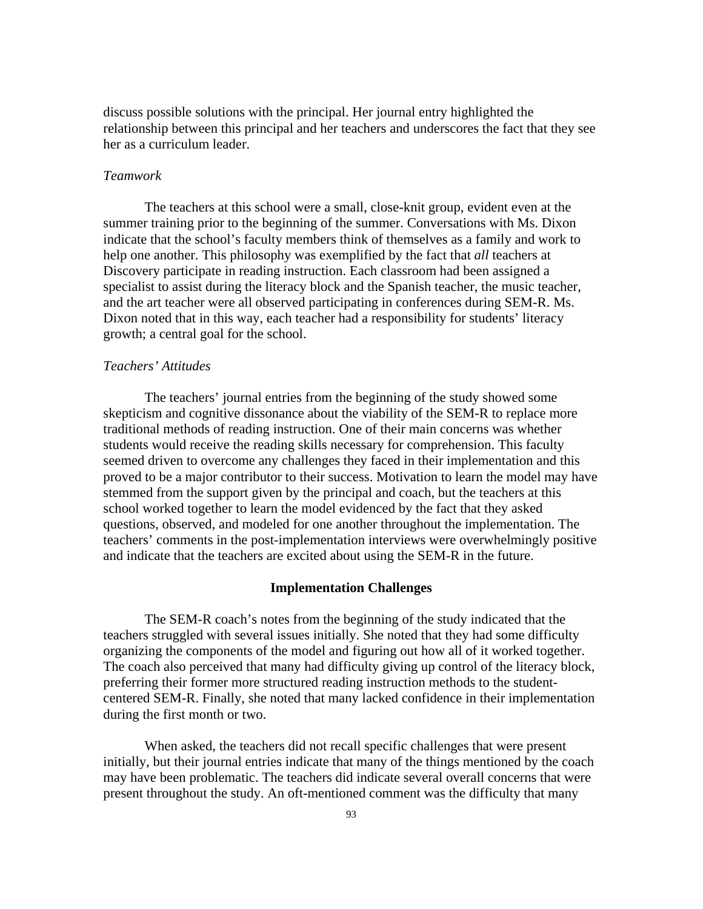discuss possible solutions with the principal. Her journal entry highlighted the relationship between this principal and her teachers and underscores the fact that they see her as a curriculum leader.

*Teamwork*

The teachers at this school were a small, close-knit group, evident even at the summer training prior to the beginning of the summer. Conversations with Ms. Dixon indicate that the school's faculty members think of themselves as a family and work to help one another. This philosophy was exemplified by the fact that *all* teachers at Discovery participate in reading instruction. Each classroom had been assigned a specialist to assist during the literacy block and the Spanish teacher, the music teacher, and the art teacher were all observed participating in conferences during SEM-R. Ms. Dixon noted that in this way, each teacher had a responsibility for students' literacy growth; a central goal for the school.

*Teachers' Attitudes*

The teachers' journal entries from the beginning of the study showed some skepticism and cognitive dissonance about the viability of the SEM-R to replace more traditional methods of reading instruction. One of their main concerns was whether students would receive the reading skills necessary for comprehension. This faculty seemed driven to overcome any challenges they faced in their implementation and this proved to be a major contributor to their success. Motivation to learn the model may have stemmed from the support given by the principal and coach, but the teachers at this school worked together to learn the model evidenced by the fact that they asked questions, observed, and modeled for one another throughout the implementation. The teachers' comments in the post-implementation interviews were overwhelmingly positive and indicate that the teachers are excited about using the SEM-R in the future.

## Implementation Challenges

The SEM-R coach's notes from the beginning of the study indicated that the teachers struggled with several issues initially. She noted that they had some difficulty organizing the components of the model and figuring out how all of it worked together. The coach also perceived that many had difficulty giving up control of the literacy block, preferring their former more structured reading instruction methods to the student-centered SEM-R. Finally, she noted that many lacked confidence in their implementation during the first month or two.

When asked, the teachers did not recall specific challenges that were present initially, but their journal entries indicate that many of the things mentioned by the coach may have been problematic. The teachers did indicate several overall concerns that were present throughout the study. An oft-mentioned comment was the difficulty that many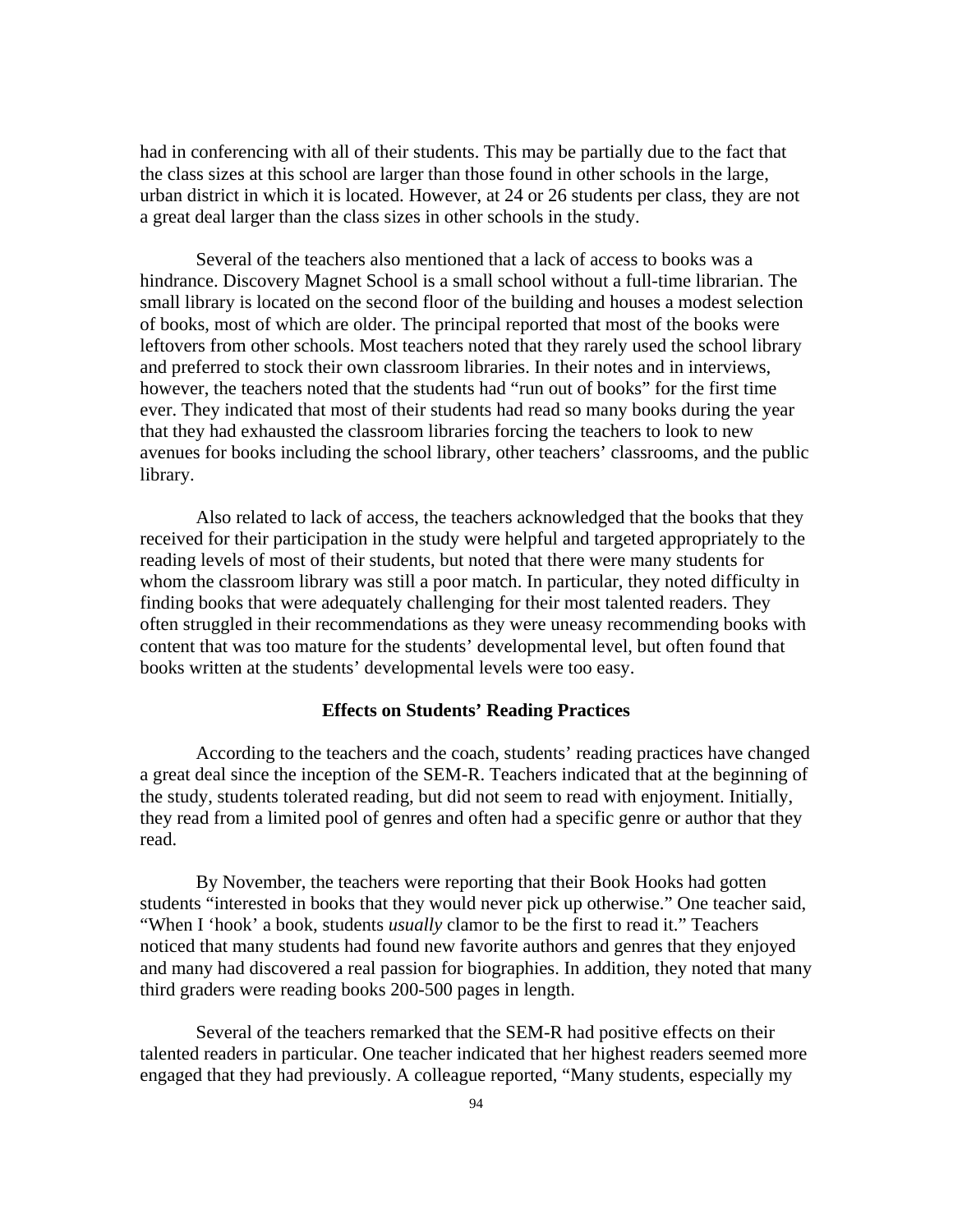had in conferencing with all of their students. This may be partially due to the fact that the class sizes at this school are larger than those found in other schools in the large, urban district in which it is located. However, at 24 or 26 students per class, they are not a great deal larger than the class sizes in other schools in the study.

Several of the teachers also mentioned that a lack of access to books was a hindrance. Discovery Magnet School is a small school without a full-time librarian. The small library is located on the second floor of the building and houses a modest selection of books, most of which are older. The principal reported that most of the books were leftovers from other schools. Most teachers noted that they rarely used the school library and preferred to stock their own classroom libraries. In their notes and in interviews, however, the teachers noted that the students had "run out of books" for the first time ever. They indicated that most of their students had read so many books during the year that they had exhausted the classroom libraries forcing the teachers to look to new avenues for books including the school library, other teachers' classrooms, and the public library.

Also related to lack of access, the teachers acknowledged that the books that they received for their participation in the study were helpful and targeted appropriately to the reading levels of most of their students, but noted that there were many students for whom the classroom library was still a poor match. In particular, they noted difficulty in finding books that were adequately challenging for their most talented readers. They often struggled in their recommendations as they were uneasy recommending books with content that was too mature for the students' developmental level, but often found that books written at the students' developmental levels were too easy.

### Effects on Students' Reading Practices

According to the teachers and the coach, students' reading practices have changed a great deal since the inception of the SEM-R. Teachers indicated that at the beginning of the study, students tolerated reading, but did not seem to read with enjoyment. Initially, they read from a limited pool of genres and often had a specific genre or author that they read.

By November, the teachers were reporting that their Book Hooks had gotten students "interested in books that they would never pick up otherwise." One teacher said, "When I 'hook' a book, students *usually* clamor to be the first to read it." Teachers noticed that many students had found new favorite authors and genres that they enjoyed and many had discovered a real passion for biographies. In addition, they noted that many third graders were reading books 200-500 pages in length.

Several of the teachers remarked that the SEM-R had positive effects on their talented readers in particular. One teacher indicated that her highest readers seemed more engaged that they had previously. A colleague reported, "Many students, especially my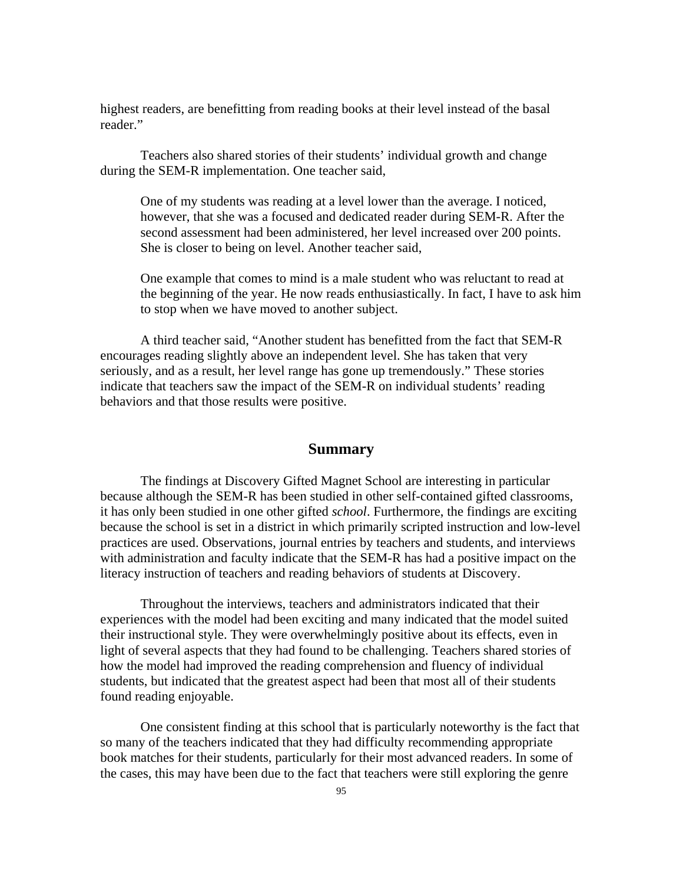highest readers, are benefitting from reading books at their level instead of the basal reader."

Teachers also shared stories of their students' individual growth and change during the SEM-R implementation. One teacher said,

> One of my students was reading at a level lower than the average. I noticed, however, that she was a focused and dedicated reader during SEM-R. After the second assessment had been administered, her level increased over 200 points. She is closer to being on level. Another teacher said,
>
> One example that comes to mind is a male student who was reluctant to read at the beginning of the year. He now reads enthusiastically. In fact, I have to ask him to stop when we have moved to another subject.

A third teacher said, "Another student has benefitted from the fact that SEM-R encourages reading slightly above an independent level. She has taken that very seriously, and as a result, her level range has gone up tremendously." These stories indicate that teachers saw the impact of the SEM-R on individual students' reading behaviors and that those results were positive.

## Summary

The findings at Discovery Gifted Magnet School are interesting in particular because although the SEM-R has been studied in other self-contained gifted classrooms, it has only been studied in one other gifted *school*. Furthermore, the findings are exciting because the school is set in a district in which primarily scripted instruction and low-level practices are used. Observations, journal entries by teachers and students, and interviews with administration and faculty indicate that the SEM-R has had a positive impact on the literacy instruction of teachers and reading behaviors of students at Discovery.

Throughout the interviews, teachers and administrators indicated that their experiences with the model had been exciting and many indicated that the model suited their instructional style. They were overwhelmingly positive about its effects, even in light of several aspects that they had found to be challenging. Teachers shared stories of how the model had improved the reading comprehension and fluency of individual students, but indicated that the greatest aspect had been that most all of their students found reading enjoyable.

One consistent finding at this school that is particularly noteworthy is the fact that so many of the teachers indicated that they had difficulty recommending appropriate book matches for their students, particularly for their most advanced readers. In some of the cases, this may have been due to the fact that teachers were still exploring the genre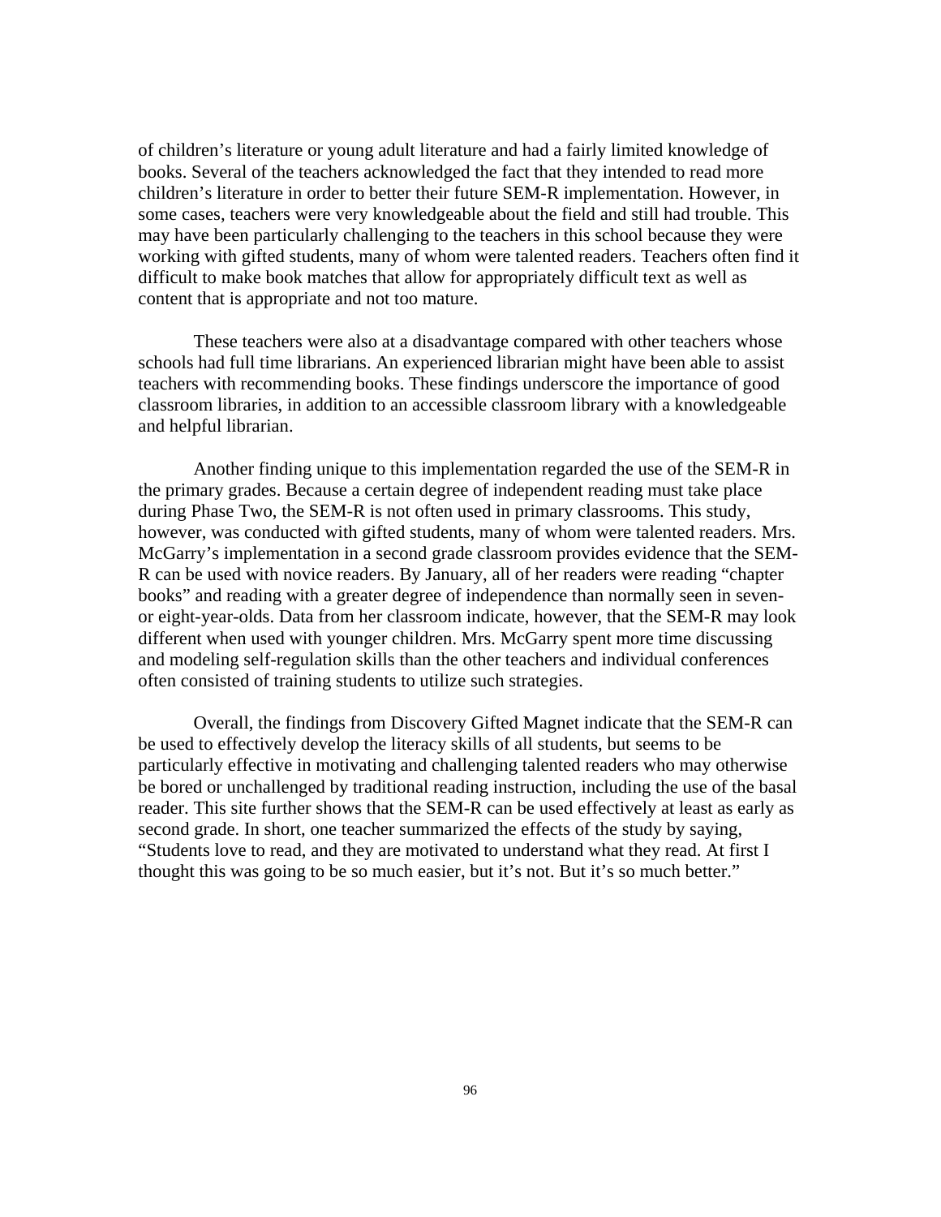of children's literature or young adult literature and had a fairly limited knowledge of books. Several of the teachers acknowledged the fact that they intended to read more children's literature in order to better their future SEM-R implementation. However, in some cases, teachers were very knowledgeable about the field and still had trouble. This may have been particularly challenging to the teachers in this school because they were working with gifted students, many of whom were talented readers. Teachers often find it difficult to make book matches that allow for appropriately difficult text as well as content that is appropriate and not too mature.

These teachers were also at a disadvantage compared with other teachers whose schools had full time librarians. An experienced librarian might have been able to assist teachers with recommending books. These findings underscore the importance of good classroom libraries, in addition to an accessible classroom library with a knowledgeable and helpful librarian.

Another finding unique to this implementation regarded the use of the SEM-R in the primary grades. Because a certain degree of independent reading must take place during Phase Two, the SEM-R is not often used in primary classrooms. This study, however, was conducted with gifted students, many of whom were talented readers. Mrs. McGarry's implementation in a second grade classroom provides evidence that the SEM-R can be used with novice readers. By January, all of her readers were reading "chapter books" and reading with a greater degree of independence than normally seen in seven- or eight-year-olds. Data from her classroom indicate, however, that the SEM-R may look different when used with younger children. Mrs. McGarry spent more time discussing and modeling self-regulation skills than the other teachers and individual conferences often consisted of training students to utilize such strategies.

Overall, the findings from Discovery Gifted Magnet indicate that the SEM-R can be used to effectively develop the literacy skills of all students, but seems to be particularly effective in motivating and challenging talented readers who may otherwise be bored or unchallenged by traditional reading instruction, including the use of the basal reader. This site further shows that the SEM-R can be used effectively at least as early as second grade. In short, one teacher summarized the effects of the study by saying, "Students love to read, and they are motivated to understand what they read. At first I thought this was going to be so much easier, but it's not. But it's so much better."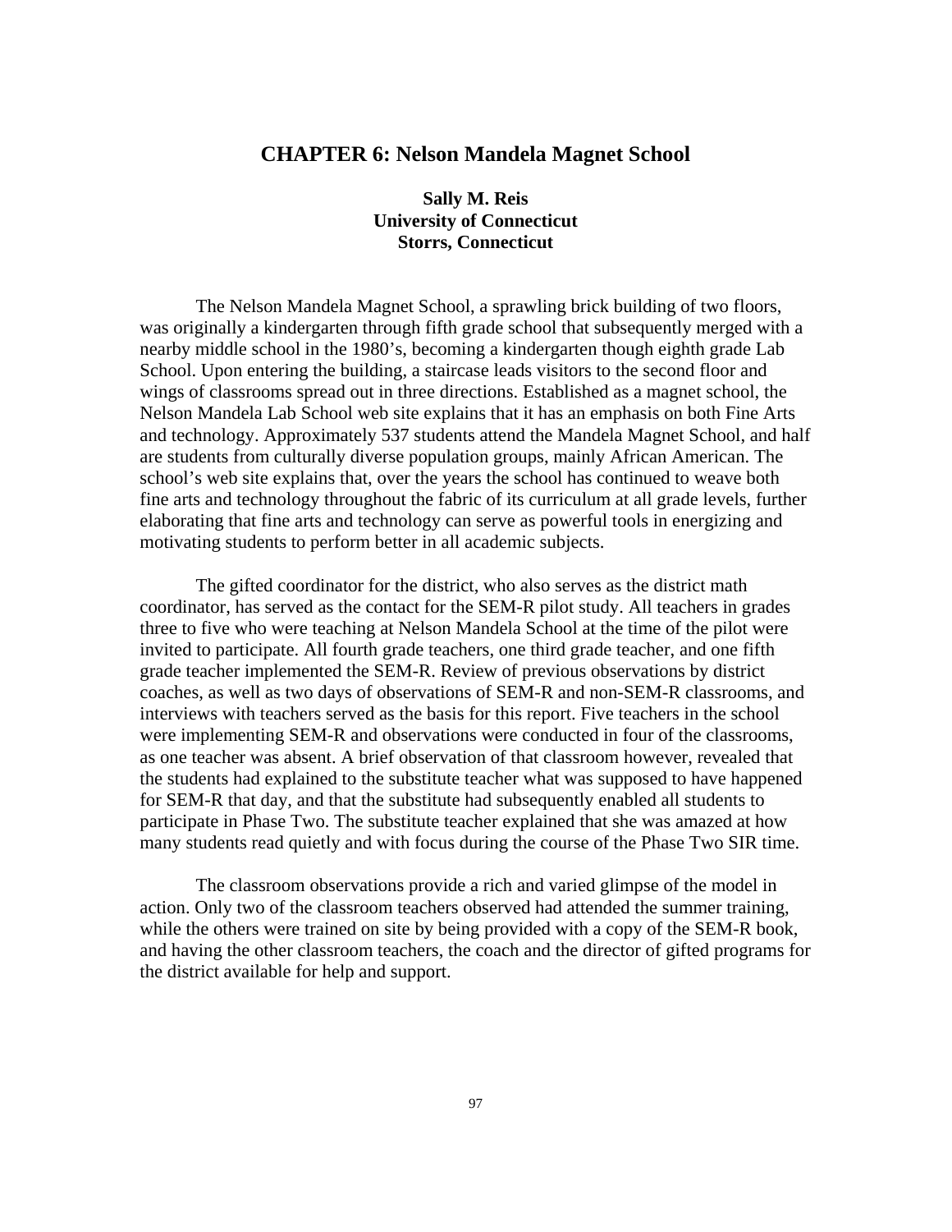# CHAPTER 6: Nelson Mandela Magnet School

**Sally M. Reis**
**University of Connecticut**
**Storrs, Connecticut**

The Nelson Mandela Magnet School, a sprawling brick building of two floors, was originally a kindergarten through fifth grade school that subsequently merged with a nearby middle school in the 1980's, becoming a kindergarten though eighth grade Lab School. Upon entering the building, a staircase leads visitors to the second floor and wings of classrooms spread out in three directions. Established as a magnet school, the Nelson Mandela Lab School web site explains that it has an emphasis on both Fine Arts and technology. Approximately 537 students attend the Mandela Magnet School, and half are students from culturally diverse population groups, mainly African American. The school's web site explains that, over the years the school has continued to weave both fine arts and technology throughout the fabric of its curriculum at all grade levels, further elaborating that fine arts and technology can serve as powerful tools in energizing and motivating students to perform better in all academic subjects.

The gifted coordinator for the district, who also serves as the district math coordinator, has served as the contact for the SEM-R pilot study. All teachers in grades three to five who were teaching at Nelson Mandela School at the time of the pilot were invited to participate. All fourth grade teachers, one third grade teacher, and one fifth grade teacher implemented the SEM-R. Review of previous observations by district coaches, as well as two days of observations of SEM-R and non-SEM-R classrooms, and interviews with teachers served as the basis for this report. Five teachers in the school were implementing SEM-R and observations were conducted in four of the classrooms, as one teacher was absent. A brief observation of that classroom however, revealed that the students had explained to the substitute teacher what was supposed to have happened for SEM-R that day, and that the substitute had subsequently enabled all students to participate in Phase Two. The substitute teacher explained that she was amazed at how many students read quietly and with focus during the course of the Phase Two SIR time.

The classroom observations provide a rich and varied glimpse of the model in action. Only two of the classroom teachers observed had attended the summer training, while the others were trained on site by being provided with a copy of the SEM-R book, and having the other classroom teachers, the coach and the director of gifted programs for the district available for help and support.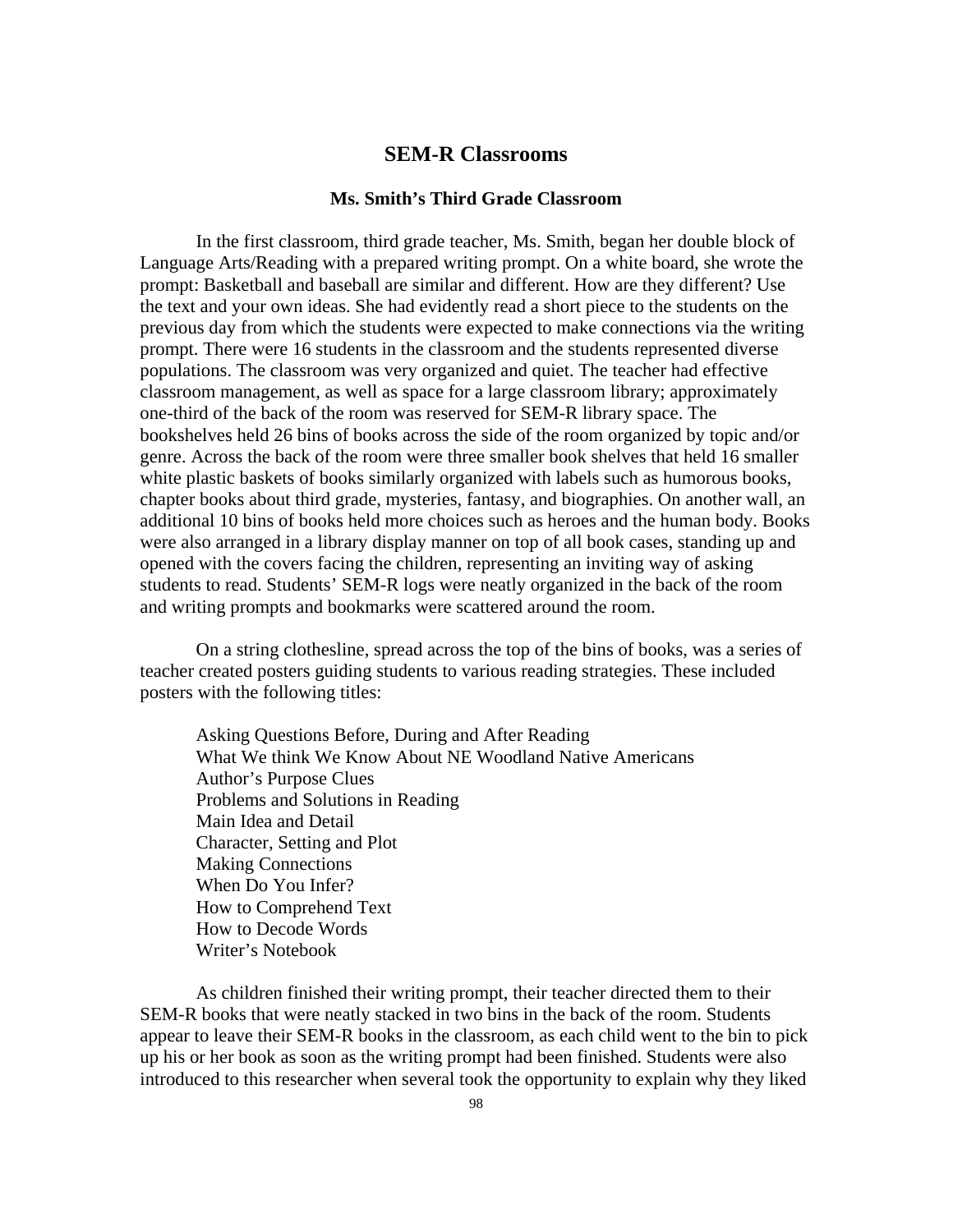## SEM-R Classrooms

### Ms. Smith's Third Grade Classroom

In the first classroom, third grade teacher, Ms. Smith, began her double block of Language Arts/Reading with a prepared writing prompt. On a white board, she wrote the prompt: Basketball and baseball are similar and different. How are they different? Use the text and your own ideas. She had evidently read a short piece to the students on the previous day from which the students were expected to make connections via the writing prompt. There were 16 students in the classroom and the students represented diverse populations. The classroom was very organized and quiet. The teacher had effective classroom management, as well as space for a large classroom library; approximately one-third of the back of the room was reserved for SEM-R library space. The bookshelves held 26 bins of books across the side of the room organized by topic and/or genre. Across the back of the room were three smaller book shelves that held 16 smaller white plastic baskets of books similarly organized with labels such as humorous books, chapter books about third grade, mysteries, fantasy, and biographies. On another wall, an additional 10 bins of books held more choices such as heroes and the human body. Books were also arranged in a library display manner on top of all book cases, standing up and opened with the covers facing the children, representing an inviting way of asking students to read. Students' SEM-R logs were neatly organized in the back of the room and writing prompts and bookmarks were scattered around the room.

On a string clothesline, spread across the top of the bins of books, was a series of teacher created posters guiding students to various reading strategies. These included posters with the following titles:

Asking Questions Before, During and After Reading
What We think We Know About NE Woodland Native Americans
Author's Purpose Clues
Problems and Solutions in Reading
Main Idea and Detail
Character, Setting and Plot
Making Connections
When Do You Infer?
How to Comprehend Text
How to Decode Words
Writer's Notebook

As children finished their writing prompt, their teacher directed them to their SEM-R books that were neatly stacked in two bins in the back of the room. Students appear to leave their SEM-R books in the classroom, as each child went to the bin to pick up his or her book as soon as the writing prompt had been finished. Students were also introduced to this researcher when several took the opportunity to explain why they liked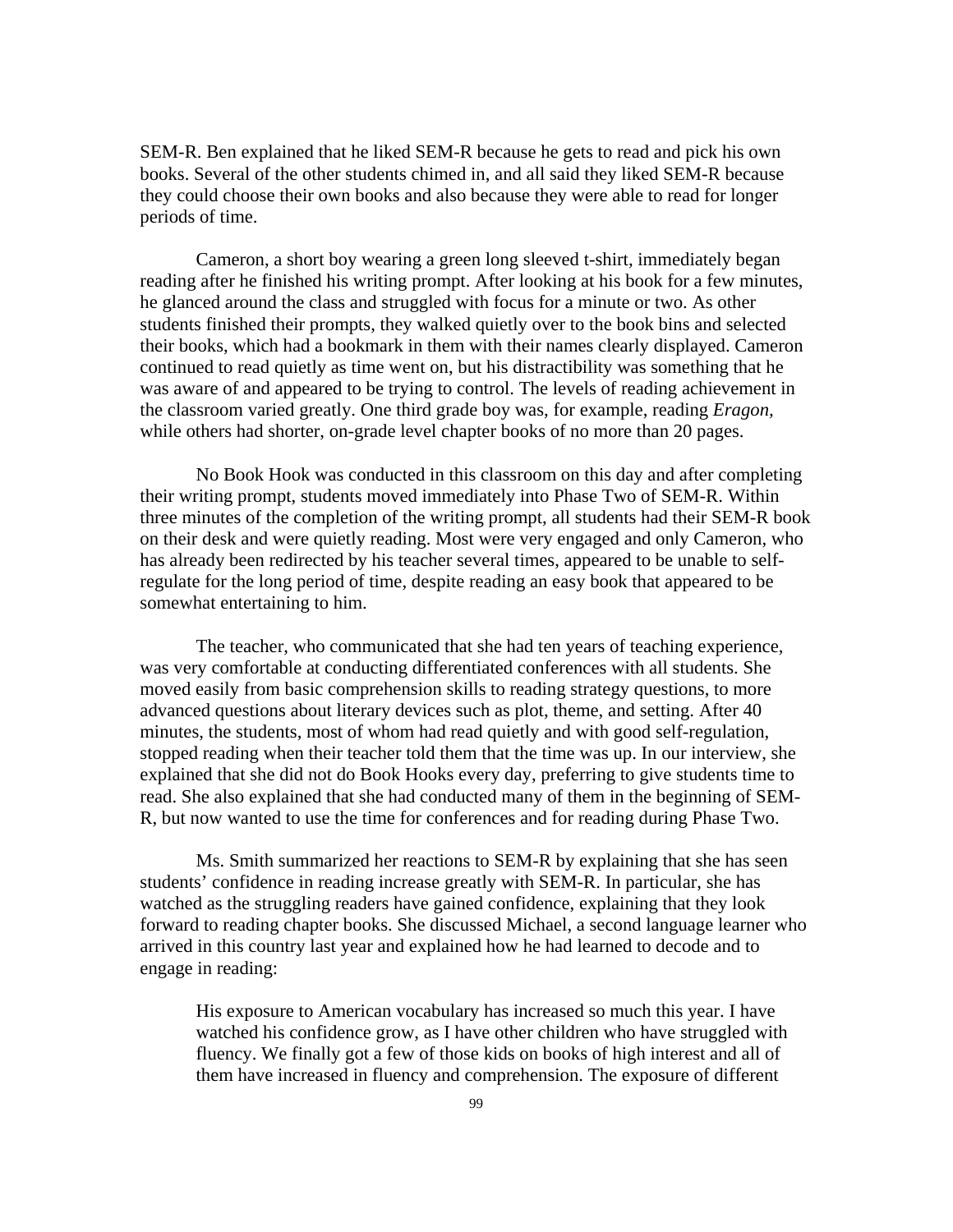SEM-R. Ben explained that he liked SEM-R because he gets to read and pick his own books. Several of the other students chimed in, and all said they liked SEM-R because they could choose their own books and also because they were able to read for longer periods of time.

Cameron, a short boy wearing a green long sleeved t-shirt, immediately began reading after he finished his writing prompt. After looking at his book for a few minutes, he glanced around the class and struggled with focus for a minute or two. As other students finished their prompts, they walked quietly over to the book bins and selected their books, which had a bookmark in them with their names clearly displayed. Cameron continued to read quietly as time went on, but his distractibility was something that he was aware of and appeared to be trying to control. The levels of reading achievement in the classroom varied greatly. One third grade boy was, for example, reading *Eragon*, while others had shorter, on-grade level chapter books of no more than 20 pages.

No Book Hook was conducted in this classroom on this day and after completing their writing prompt, students moved immediately into Phase Two of SEM-R. Within three minutes of the completion of the writing prompt, all students had their SEM-R book on their desk and were quietly reading. Most were very engaged and only Cameron, who has already been redirected by his teacher several times, appeared to be unable to self-regulate for the long period of time, despite reading an easy book that appeared to be somewhat entertaining to him.

The teacher, who communicated that she had ten years of teaching experience, was very comfortable at conducting differentiated conferences with all students. She moved easily from basic comprehension skills to reading strategy questions, to more advanced questions about literary devices such as plot, theme, and setting. After 40 minutes, the students, most of whom had read quietly and with good self-regulation, stopped reading when their teacher told them that the time was up. In our interview, she explained that she did not do Book Hooks every day, preferring to give students time to read. She also explained that she had conducted many of them in the beginning of SEM-R, but now wanted to use the time for conferences and for reading during Phase Two.

Ms. Smith summarized her reactions to SEM-R by explaining that she has seen students' confidence in reading increase greatly with SEM-R. In particular, she has watched as the struggling readers have gained confidence, explaining that they look forward to reading chapter books. She discussed Michael, a second language learner who arrived in this country last year and explained how he had learned to decode and to engage in reading:

> His exposure to American vocabulary has increased so much this year. I have watched his confidence grow, as I have other children who have struggled with fluency. We finally got a few of those kids on books of high interest and all of them have increased in fluency and comprehension. The exposure of different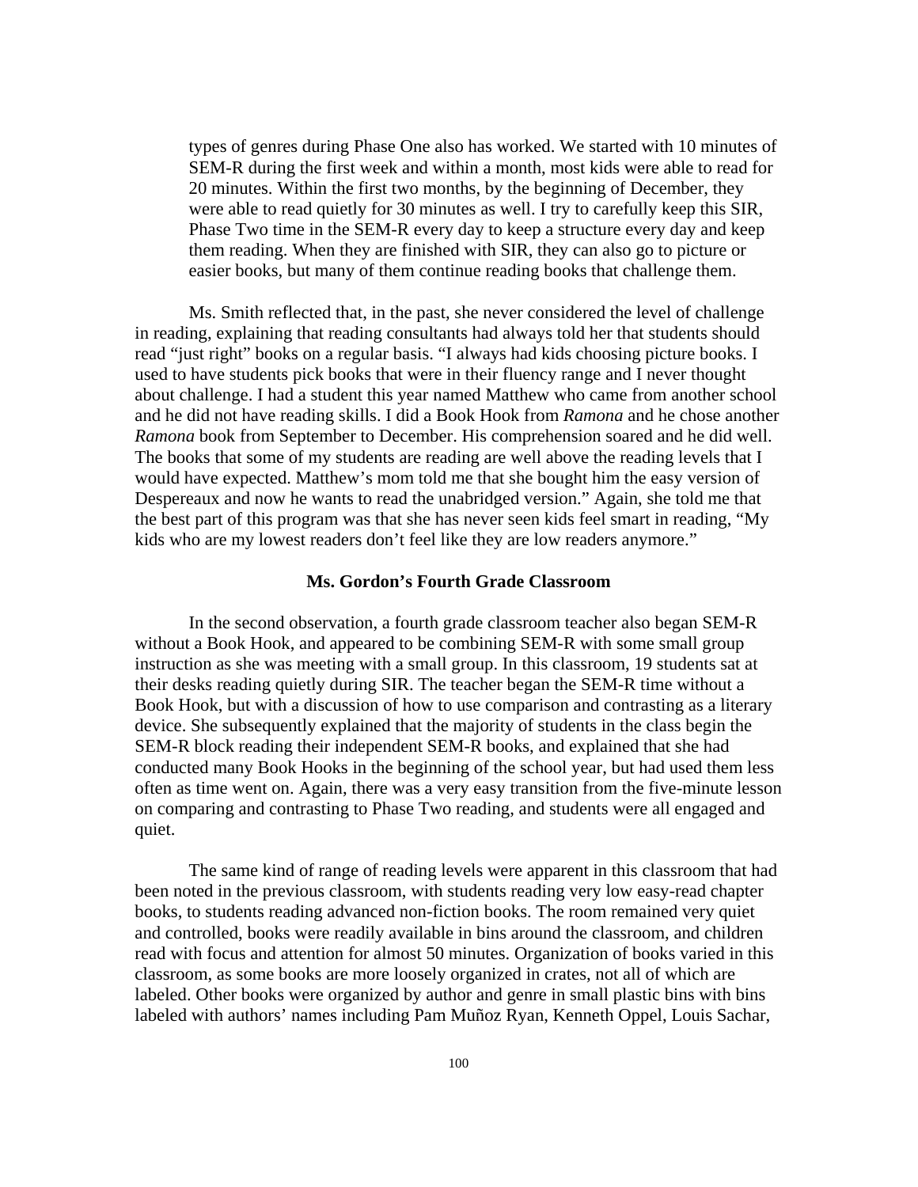types of genres during Phase One also has worked. We started with 10 minutes of SEM-R during the first week and within a month, most kids were able to read for 20 minutes. Within the first two months, by the beginning of December, they were able to read quietly for 30 minutes as well. I try to carefully keep this SIR, Phase Two time in the SEM-R every day to keep a structure every day and keep them reading. When they are finished with SIR, they can also go to picture or easier books, but many of them continue reading books that challenge them.

Ms. Smith reflected that, in the past, she never considered the level of challenge in reading, explaining that reading consultants had always told her that students should read "just right" books on a regular basis. "I always had kids choosing picture books. I used to have students pick books that were in their fluency range and I never thought about challenge. I had a student this year named Matthew who came from another school and he did not have reading skills. I did a Book Hook from *Ramona* and he chose another *Ramona* book from September to December. His comprehension soared and he did well. The books that some of my students are reading are well above the reading levels that I would have expected. Matthew's mom told me that she bought him the easy version of Despereaux and now he wants to read the unabridged version." Again, she told me that the best part of this program was that she has never seen kids feel smart in reading, "My kids who are my lowest readers don't feel like they are low readers anymore."

### Ms. Gordon's Fourth Grade Classroom

In the second observation, a fourth grade classroom teacher also began SEM-R without a Book Hook, and appeared to be combining SEM-R with some small group instruction as she was meeting with a small group. In this classroom, 19 students sat at their desks reading quietly during SIR. The teacher began the SEM-R time without a Book Hook, but with a discussion of how to use comparison and contrasting as a literary device. She subsequently explained that the majority of students in the class begin the SEM-R block reading their independent SEM-R books, and explained that she had conducted many Book Hooks in the beginning of the school year, but had used them less often as time went on. Again, there was a very easy transition from the five-minute lesson on comparing and contrasting to Phase Two reading, and students were all engaged and quiet.

The same kind of range of reading levels were apparent in this classroom that had been noted in the previous classroom, with students reading very low easy-read chapter books, to students reading advanced non-fiction books. The room remained very quiet and controlled, books were readily available in bins around the classroom, and children read with focus and attention for almost 50 minutes. Organization of books varied in this classroom, as some books are more loosely organized in crates, not all of which are labeled. Other books were organized by author and genre in small plastic bins with bins labeled with authors' names including Pam Muñoz Ryan, Kenneth Oppel, Louis Sachar,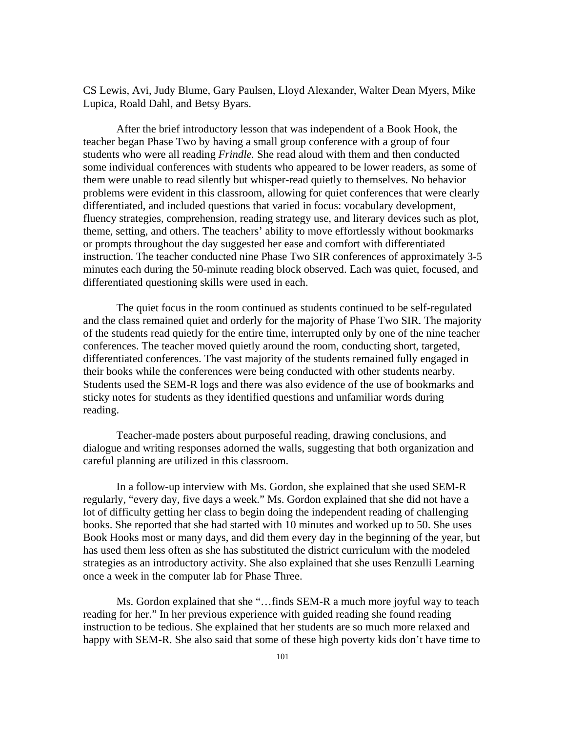CS Lewis, Avi, Judy Blume, Gary Paulsen, Lloyd Alexander, Walter Dean Myers, Mike Lupica, Roald Dahl, and Betsy Byars.

After the brief introductory lesson that was independent of a Book Hook, the teacher began Phase Two by having a small group conference with a group of four students who were all reading *Frindle.* She read aloud with them and then conducted some individual conferences with students who appeared to be lower readers, as some of them were unable to read silently but whisper-read quietly to themselves. No behavior problems were evident in this classroom, allowing for quiet conferences that were clearly differentiated, and included questions that varied in focus: vocabulary development, fluency strategies, comprehension, reading strategy use, and literary devices such as plot, theme, setting, and others. The teachers' ability to move effortlessly without bookmarks or prompts throughout the day suggested her ease and comfort with differentiated instruction. The teacher conducted nine Phase Two SIR conferences of approximately 3-5 minutes each during the 50-minute reading block observed. Each was quiet, focused, and differentiated questioning skills were used in each.

The quiet focus in the room continued as students continued to be self-regulated and the class remained quiet and orderly for the majority of Phase Two SIR. The majority of the students read quietly for the entire time, interrupted only by one of the nine teacher conferences. The teacher moved quietly around the room, conducting short, targeted, differentiated conferences. The vast majority of the students remained fully engaged in their books while the conferences were being conducted with other students nearby. Students used the SEM-R logs and there was also evidence of the use of bookmarks and sticky notes for students as they identified questions and unfamiliar words during reading.

Teacher-made posters about purposeful reading, drawing conclusions, and dialogue and writing responses adorned the walls, suggesting that both organization and careful planning are utilized in this classroom.

In a follow-up interview with Ms. Gordon, she explained that she used SEM-R regularly, "every day, five days a week." Ms. Gordon explained that she did not have a lot of difficulty getting her class to begin doing the independent reading of challenging books. She reported that she had started with 10 minutes and worked up to 50. She uses Book Hooks most or many days, and did them every day in the beginning of the year, but has used them less often as she has substituted the district curriculum with the modeled strategies as an introductory activity. She also explained that she uses Renzulli Learning once a week in the computer lab for Phase Three.

Ms. Gordon explained that she "…finds SEM-R a much more joyful way to teach reading for her." In her previous experience with guided reading she found reading instruction to be tedious. She explained that her students are so much more relaxed and happy with SEM-R. She also said that some of these high poverty kids don't have time to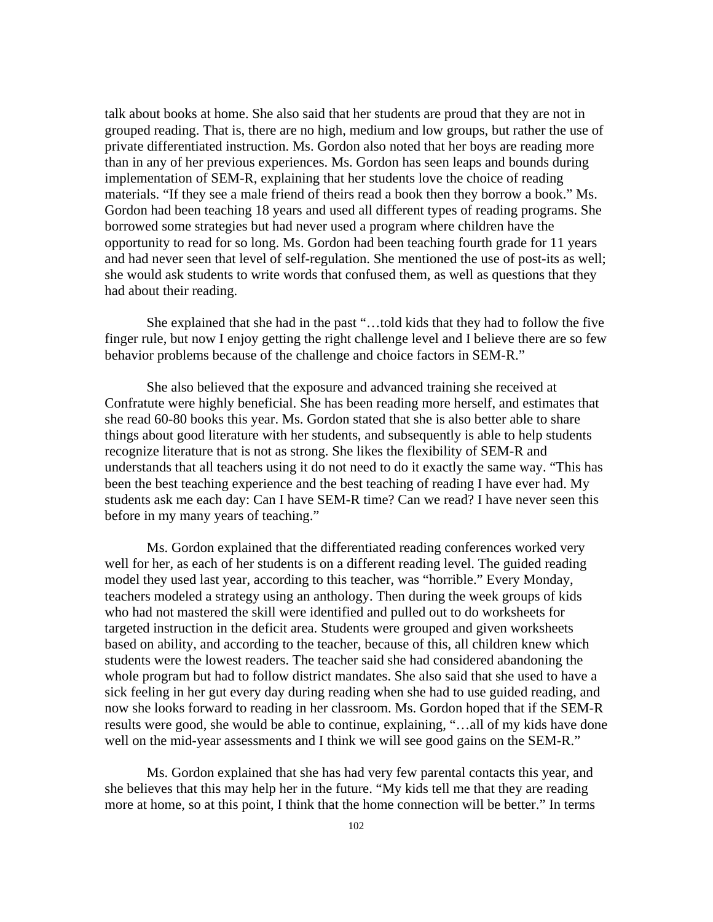talk about books at home. She also said that her students are proud that they are not in grouped reading. That is, there are no high, medium and low groups, but rather the use of private differentiated instruction. Ms. Gordon also noted that her boys are reading more than in any of her previous experiences. Ms. Gordon has seen leaps and bounds during implementation of SEM-R, explaining that her students love the choice of reading materials. "If they see a male friend of theirs read a book then they borrow a book." Ms. Gordon had been teaching 18 years and used all different types of reading programs. She borrowed some strategies but had never used a program where children have the opportunity to read for so long. Ms. Gordon had been teaching fourth grade for 11 years and had never seen that level of self-regulation. She mentioned the use of post-its as well; she would ask students to write words that confused them, as well as questions that they had about their reading.

She explained that she had in the past "…told kids that they had to follow the five finger rule, but now I enjoy getting the right challenge level and I believe there are so few behavior problems because of the challenge and choice factors in SEM-R."

She also believed that the exposure and advanced training she received at Confratute were highly beneficial. She has been reading more herself, and estimates that she read 60-80 books this year. Ms. Gordon stated that she is also better able to share things about good literature with her students, and subsequently is able to help students recognize literature that is not as strong. She likes the flexibility of SEM-R and understands that all teachers using it do not need to do it exactly the same way. "This has been the best teaching experience and the best teaching of reading I have ever had. My students ask me each day: Can I have SEM-R time? Can we read? I have never seen this before in my many years of teaching."

Ms. Gordon explained that the differentiated reading conferences worked very well for her, as each of her students is on a different reading level. The guided reading model they used last year, according to this teacher, was "horrible." Every Monday, teachers modeled a strategy using an anthology. Then during the week groups of kids who had not mastered the skill were identified and pulled out to do worksheets for targeted instruction in the deficit area. Students were grouped and given worksheets based on ability, and according to the teacher, because of this, all children knew which students were the lowest readers. The teacher said she had considered abandoning the whole program but had to follow district mandates. She also said that she used to have a sick feeling in her gut every day during reading when she had to use guided reading, and now she looks forward to reading in her classroom. Ms. Gordon hoped that if the SEM-R results were good, she would be able to continue, explaining, "…all of my kids have done well on the mid-year assessments and I think we will see good gains on the SEM-R."

Ms. Gordon explained that she has had very few parental contacts this year, and she believes that this may help her in the future. "My kids tell me that they are reading more at home, so at this point, I think that the home connection will be better." In terms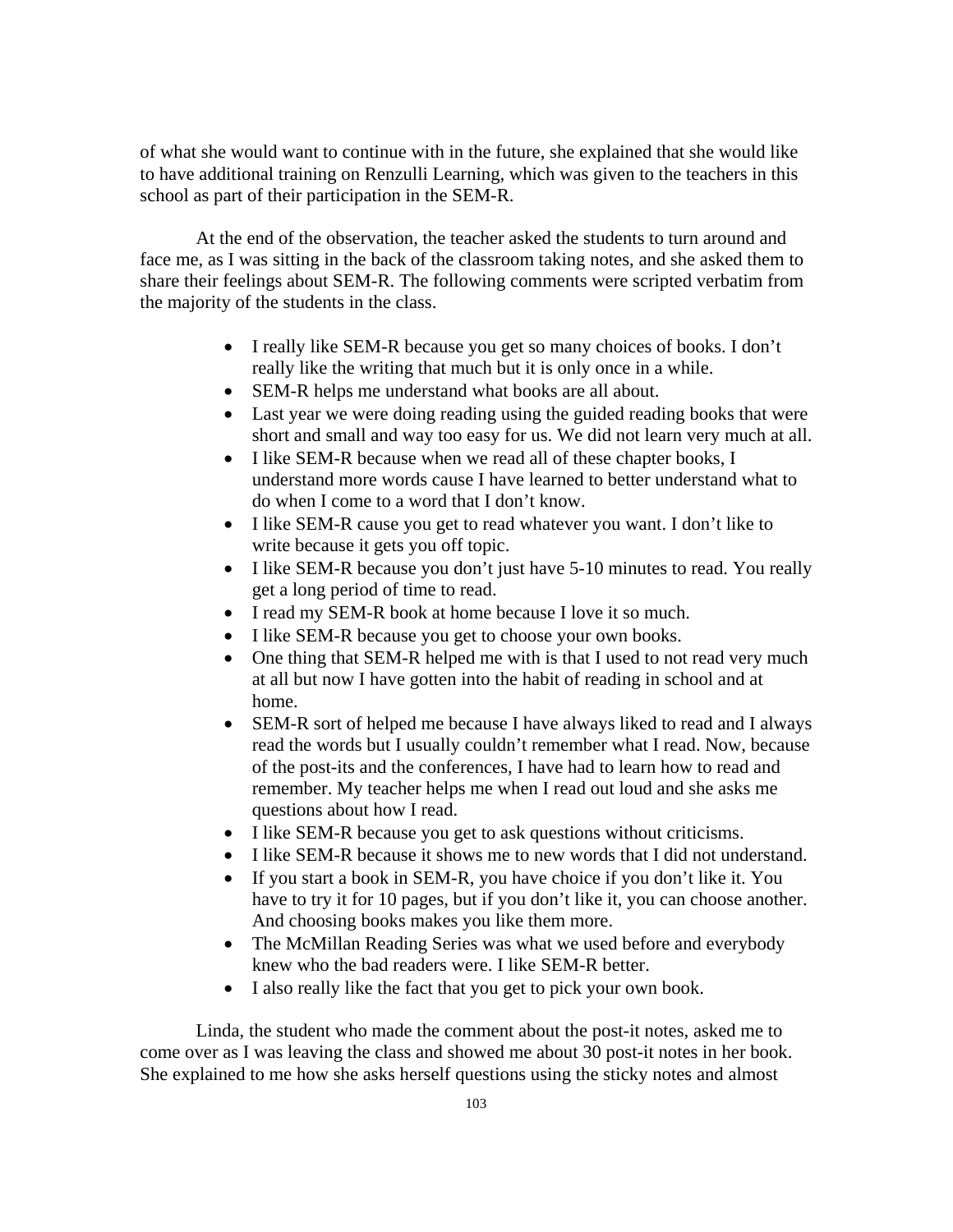of what she would want to continue with in the future, she explained that she would like to have additional training on Renzulli Learning, which was given to the teachers in this school as part of their participation in the SEM-R.

At the end of the observation, the teacher asked the students to turn around and face me, as I was sitting in the back of the classroom taking notes, and she asked them to share their feelings about SEM-R. The following comments were scripted verbatim from the majority of the students in the class.

- I really like SEM-R because you get so many choices of books. I don't really like the writing that much but it is only once in a while.
- SEM-R helps me understand what books are all about.
- Last year we were doing reading using the guided reading books that were short and small and way too easy for us. We did not learn very much at all.
- I like SEM-R because when we read all of these chapter books, I understand more words cause I have learned to better understand what to do when I come to a word that I don't know.
- I like SEM-R cause you get to read whatever you want. I don't like to write because it gets you off topic.
- I like SEM-R because you don't just have 5-10 minutes to read. You really get a long period of time to read.
- I read my SEM-R book at home because I love it so much.
- I like SEM-R because you get to choose your own books.
- One thing that SEM-R helped me with is that I used to not read very much at all but now I have gotten into the habit of reading in school and at home.
- SEM-R sort of helped me because I have always liked to read and I always read the words but I usually couldn't remember what I read. Now, because of the post-its and the conferences, I have had to learn how to read and remember. My teacher helps me when I read out loud and she asks me questions about how I read.
- I like SEM-R because you get to ask questions without criticisms.
- I like SEM-R because it shows me to new words that I did not understand.
- If you start a book in SEM-R, you have choice if you don't like it. You have to try it for 10 pages, but if you don't like it, you can choose another. And choosing books makes you like them more.
- The McMillan Reading Series was what we used before and everybody knew who the bad readers were. I like SEM-R better.
- I also really like the fact that you get to pick your own book.

Linda, the student who made the comment about the post-it notes, asked me to come over as I was leaving the class and showed me about 30 post-it notes in her book. She explained to me how she asks herself questions using the sticky notes and almost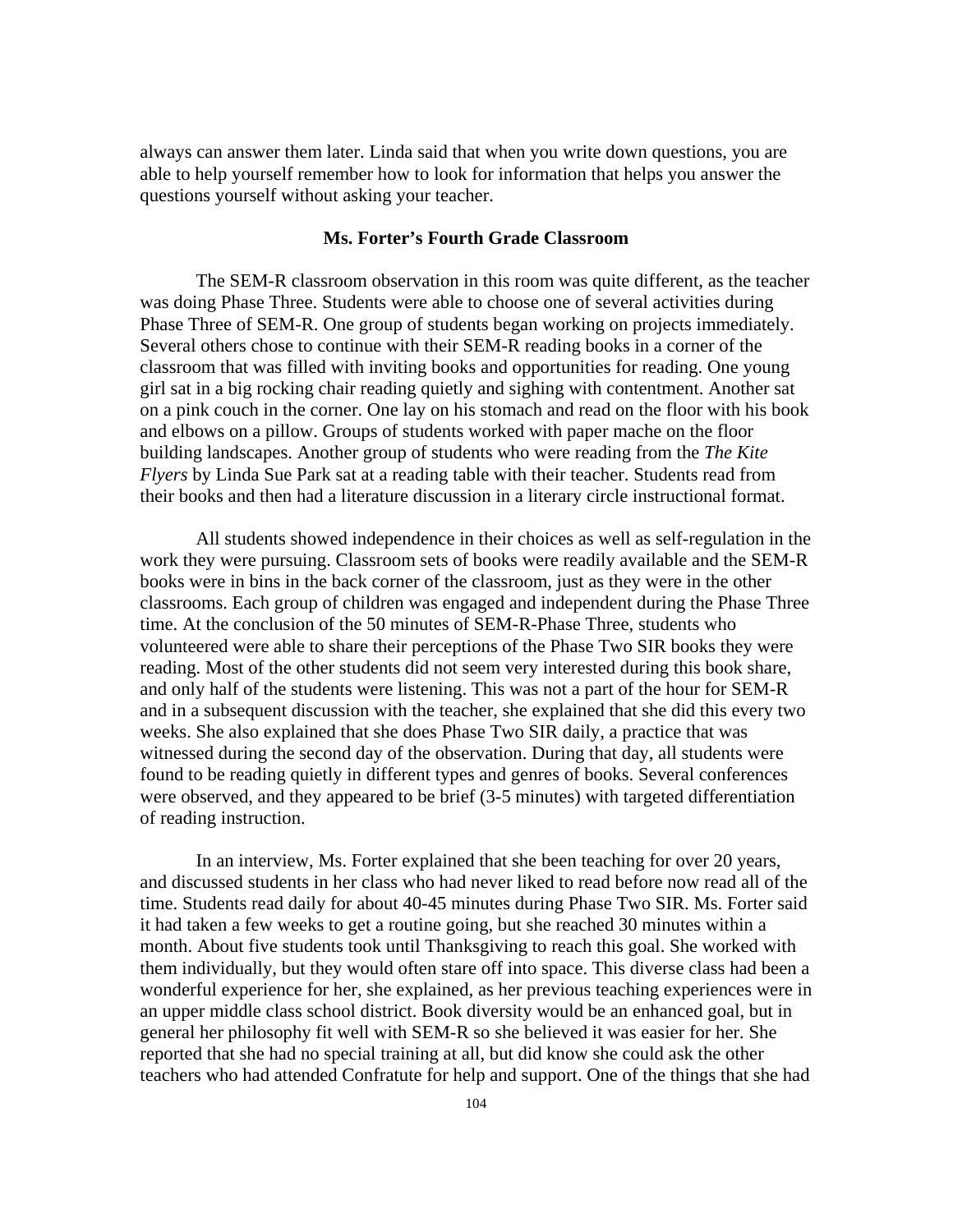always can answer them later. Linda said that when you write down questions, you are able to help yourself remember how to look for information that helps you answer the questions yourself without asking your teacher.

### Ms. Forter's Fourth Grade Classroom

The SEM-R classroom observation in this room was quite different, as the teacher was doing Phase Three. Students were able to choose one of several activities during Phase Three of SEM-R. One group of students began working on projects immediately. Several others chose to continue with their SEM-R reading books in a corner of the classroom that was filled with inviting books and opportunities for reading. One young girl sat in a big rocking chair reading quietly and sighing with contentment. Another sat on a pink couch in the corner. One lay on his stomach and read on the floor with his book and elbows on a pillow. Groups of students worked with paper mache on the floor building landscapes. Another group of students who were reading from the *The Kite Flyers* by Linda Sue Park sat at a reading table with their teacher. Students read from their books and then had a literature discussion in a literary circle instructional format.

All students showed independence in their choices as well as self-regulation in the work they were pursuing. Classroom sets of books were readily available and the SEM-R books were in bins in the back corner of the classroom, just as they were in the other classrooms. Each group of children was engaged and independent during the Phase Three time. At the conclusion of the 50 minutes of SEM-R-Phase Three, students who volunteered were able to share their perceptions of the Phase Two SIR books they were reading. Most of the other students did not seem very interested during this book share, and only half of the students were listening. This was not a part of the hour for SEM-R and in a subsequent discussion with the teacher, she explained that she did this every two weeks. She also explained that she does Phase Two SIR daily, a practice that was witnessed during the second day of the observation. During that day, all students were found to be reading quietly in different types and genres of books. Several conferences were observed, and they appeared to be brief (3-5 minutes) with targeted differentiation of reading instruction.

In an interview, Ms. Forter explained that she been teaching for over 20 years, and discussed students in her class who had never liked to read before now read all of the time. Students read daily for about 40-45 minutes during Phase Two SIR. Ms. Forter said it had taken a few weeks to get a routine going, but she reached 30 minutes within a month. About five students took until Thanksgiving to reach this goal. She worked with them individually, but they would often stare off into space. This diverse class had been a wonderful experience for her, she explained, as her previous teaching experiences were in an upper middle class school district. Book diversity would be an enhanced goal, but in general her philosophy fit well with SEM-R so she believed it was easier for her. She reported that she had no special training at all, but did know she could ask the other teachers who had attended Confratute for help and support. One of the things that she had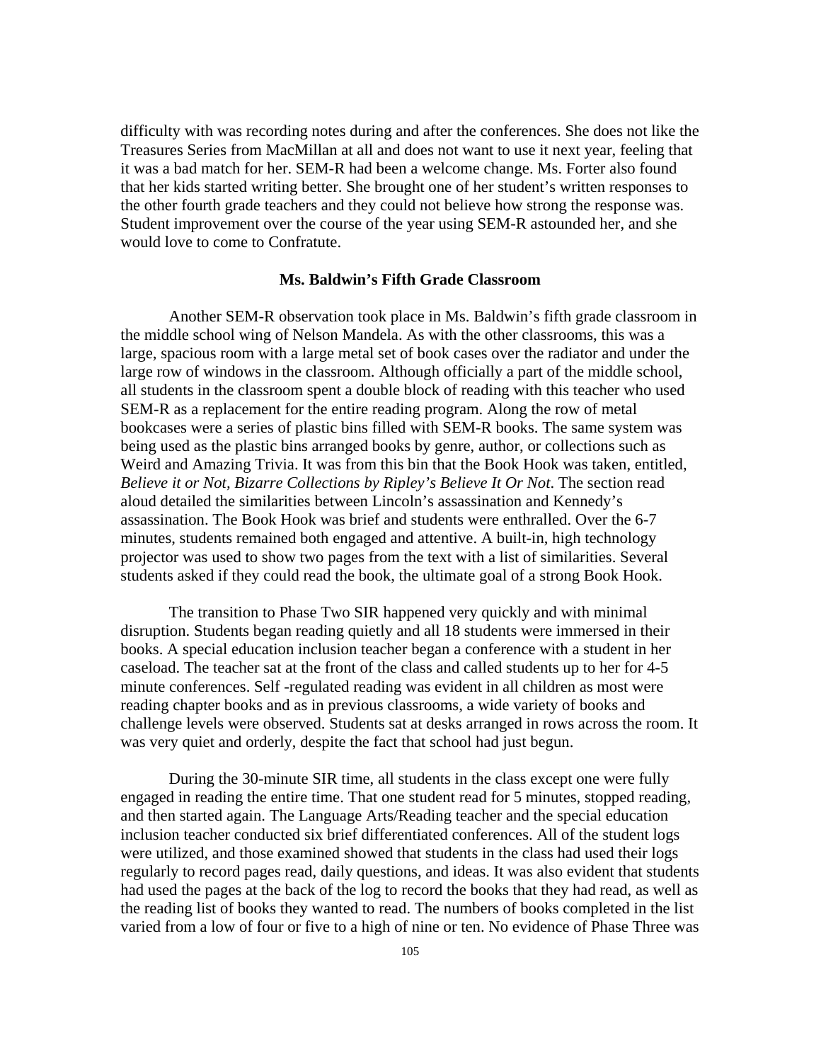difficulty with was recording notes during and after the conferences. She does not like the Treasures Series from MacMillan at all and does not want to use it next year, feeling that it was a bad match for her. SEM-R had been a welcome change. Ms. Forter also found that her kids started writing better. She brought one of her student's written responses to the other fourth grade teachers and they could not believe how strong the response was. Student improvement over the course of the year using SEM-R astounded her, and she would love to come to Confratute.

### Ms. Baldwin's Fifth Grade Classroom

Another SEM-R observation took place in Ms. Baldwin's fifth grade classroom in the middle school wing of Nelson Mandela. As with the other classrooms, this was a large, spacious room with a large metal set of book cases over the radiator and under the large row of windows in the classroom. Although officially a part of the middle school, all students in the classroom spent a double block of reading with this teacher who used SEM-R as a replacement for the entire reading program. Along the row of metal bookcases were a series of plastic bins filled with SEM-R books. The same system was being used as the plastic bins arranged books by genre, author, or collections such as Weird and Amazing Trivia. It was from this bin that the Book Hook was taken, entitled, *Believe it or Not, Bizarre Collections by Ripley's Believe It Or Not*. The section read aloud detailed the similarities between Lincoln's assassination and Kennedy's assassination. The Book Hook was brief and students were enthralled. Over the 6-7 minutes, students remained both engaged and attentive. A built-in, high technology projector was used to show two pages from the text with a list of similarities. Several students asked if they could read the book, the ultimate goal of a strong Book Hook.

The transition to Phase Two SIR happened very quickly and with minimal disruption. Students began reading quietly and all 18 students were immersed in their books. A special education inclusion teacher began a conference with a student in her caseload. The teacher sat at the front of the class and called students up to her for 4-5 minute conferences. Self -regulated reading was evident in all children as most were reading chapter books and as in previous classrooms, a wide variety of books and challenge levels were observed. Students sat at desks arranged in rows across the room. It was very quiet and orderly, despite the fact that school had just begun.

During the 30-minute SIR time, all students in the class except one were fully engaged in reading the entire time. That one student read for 5 minutes, stopped reading, and then started again. The Language Arts/Reading teacher and the special education inclusion teacher conducted six brief differentiated conferences. All of the student logs were utilized, and those examined showed that students in the class had used their logs regularly to record pages read, daily questions, and ideas. It was also evident that students had used the pages at the back of the log to record the books that they had read, as well as the reading list of books they wanted to read. The numbers of books completed in the list varied from a low of four or five to a high of nine or ten. No evidence of Phase Three was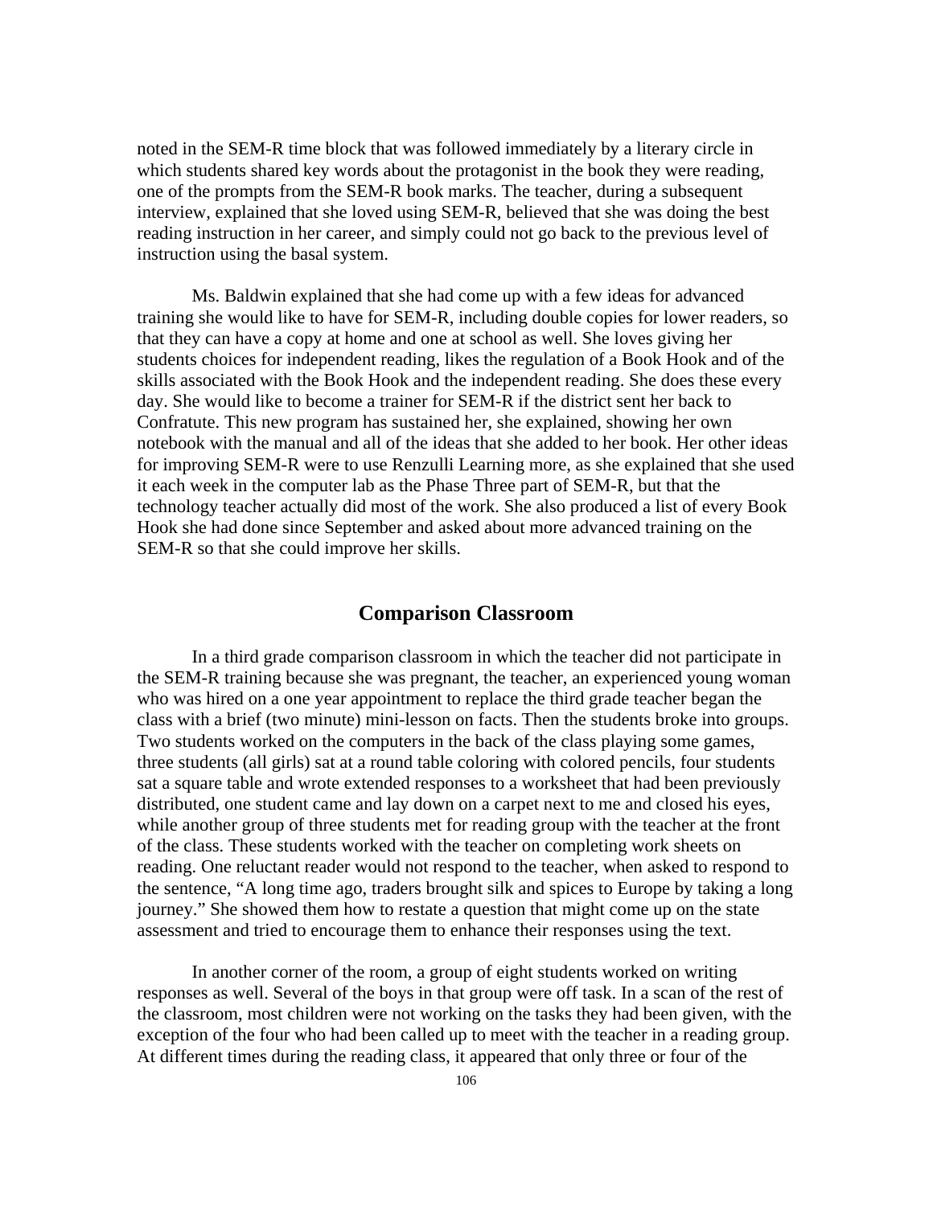noted in the SEM-R time block that was followed immediately by a literary circle in which students shared key words about the protagonist in the book they were reading, one of the prompts from the SEM-R book marks. The teacher, during a subsequent interview, explained that she loved using SEM-R, believed that she was doing the best reading instruction in her career, and simply could not go back to the previous level of instruction using the basal system.

Ms. Baldwin explained that she had come up with a few ideas for advanced training she would like to have for SEM-R, including double copies for lower readers, so that they can have a copy at home and one at school as well. She loves giving her students choices for independent reading, likes the regulation of a Book Hook and of the skills associated with the Book Hook and the independent reading. She does these every day. She would like to become a trainer for SEM-R if the district sent her back to Confratute. This new program has sustained her, she explained, showing her own notebook with the manual and all of the ideas that she added to her book. Her other ideas for improving SEM-R were to use Renzulli Learning more, as she explained that she used it each week in the computer lab as the Phase Three part of SEM-R, but that the technology teacher actually did most of the work. She also produced a list of every Book Hook she had done since September and asked about more advanced training on the SEM-R so that she could improve her skills.

## Comparison Classroom

In a third grade comparison classroom in which the teacher did not participate in the SEM-R training because she was pregnant, the teacher, an experienced young woman who was hired on a one year appointment to replace the third grade teacher began the class with a brief (two minute) mini-lesson on facts. Then the students broke into groups. Two students worked on the computers in the back of the class playing some games, three students (all girls) sat at a round table coloring with colored pencils, four students sat a square table and wrote extended responses to a worksheet that had been previously distributed, one student came and lay down on a carpet next to me and closed his eyes, while another group of three students met for reading group with the teacher at the front of the class. These students worked with the teacher on completing work sheets on reading. One reluctant reader would not respond to the teacher, when asked to respond to the sentence, "A long time ago, traders brought silk and spices to Europe by taking a long journey." She showed them how to restate a question that might come up on the state assessment and tried to encourage them to enhance their responses using the text.

In another corner of the room, a group of eight students worked on writing responses as well. Several of the boys in that group were off task. In a scan of the rest of the classroom, most children were not working on the tasks they had been given, with the exception of the four who had been called up to meet with the teacher in a reading group. At different times during the reading class, it appeared that only three or four of the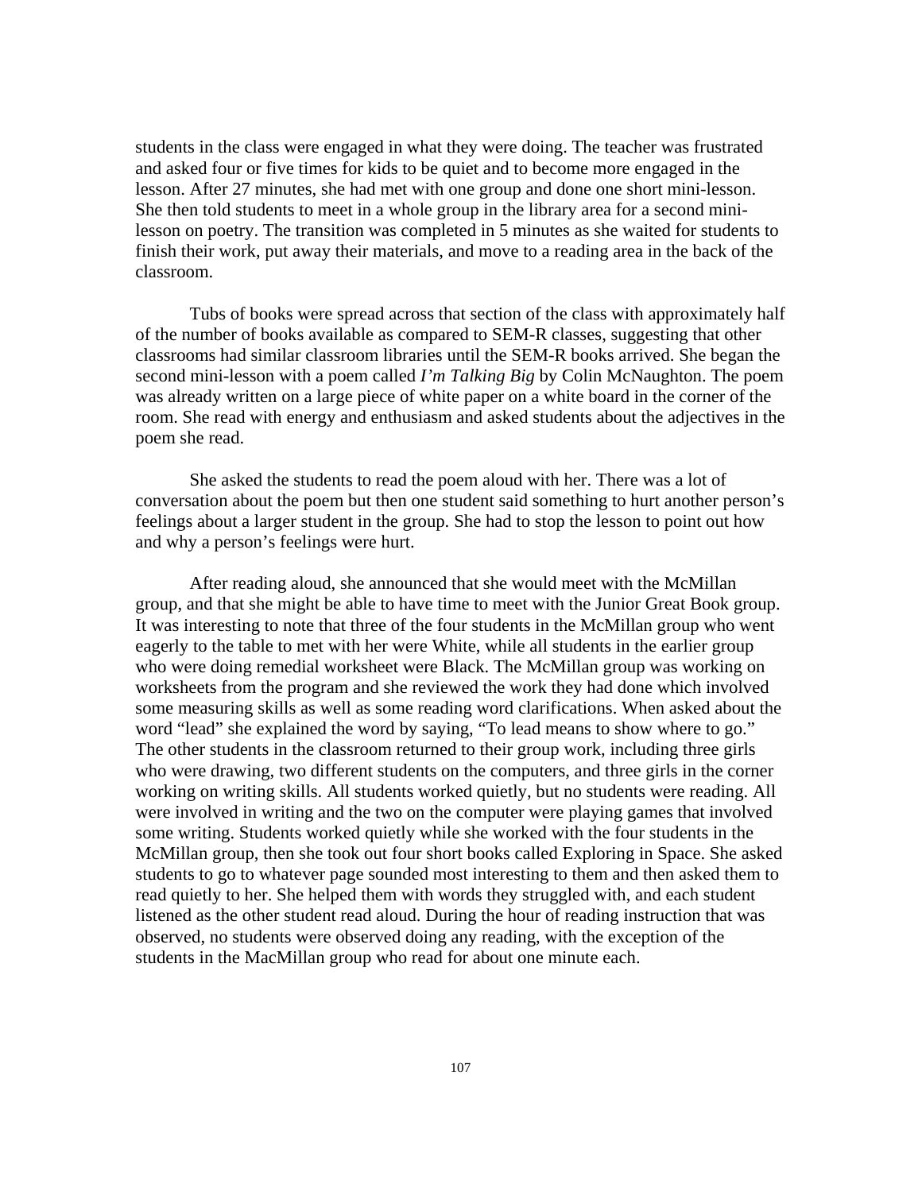students in the class were engaged in what they were doing. The teacher was frustrated and asked four or five times for kids to be quiet and to become more engaged in the lesson. After 27 minutes, she had met with one group and done one short mini-lesson. She then told students to meet in a whole group in the library area for a second mini-lesson on poetry. The transition was completed in 5 minutes as she waited for students to finish their work, put away their materials, and move to a reading area in the back of the classroom.

Tubs of books were spread across that section of the class with approximately half of the number of books available as compared to SEM-R classes, suggesting that other classrooms had similar classroom libraries until the SEM-R books arrived. She began the second mini-lesson with a poem called *I'm Talking Big* by Colin McNaughton. The poem was already written on a large piece of white paper on a white board in the corner of the room. She read with energy and enthusiasm and asked students about the adjectives in the poem she read.

She asked the students to read the poem aloud with her. There was a lot of conversation about the poem but then one student said something to hurt another person's feelings about a larger student in the group. She had to stop the lesson to point out how and why a person's feelings were hurt.

After reading aloud, she announced that she would meet with the McMillan group, and that she might be able to have time to meet with the Junior Great Book group. It was interesting to note that three of the four students in the McMillan group who went eagerly to the table to met with her were White, while all students in the earlier group who were doing remedial worksheet were Black. The McMillan group was working on worksheets from the program and she reviewed the work they had done which involved some measuring skills as well as some reading word clarifications. When asked about the word "lead" she explained the word by saying, "To lead means to show where to go." The other students in the classroom returned to their group work, including three girls who were drawing, two different students on the computers, and three girls in the corner working on writing skills. All students worked quietly, but no students were reading. All were involved in writing and the two on the computer were playing games that involved some writing. Students worked quietly while she worked with the four students in the McMillan group, then she took out four short books called Exploring in Space. She asked students to go to whatever page sounded most interesting to them and then asked them to read quietly to her. She helped them with words they struggled with, and each student listened as the other student read aloud. During the hour of reading instruction that was observed, no students were observed doing any reading, with the exception of the students in the MacMillan group who read for about one minute each.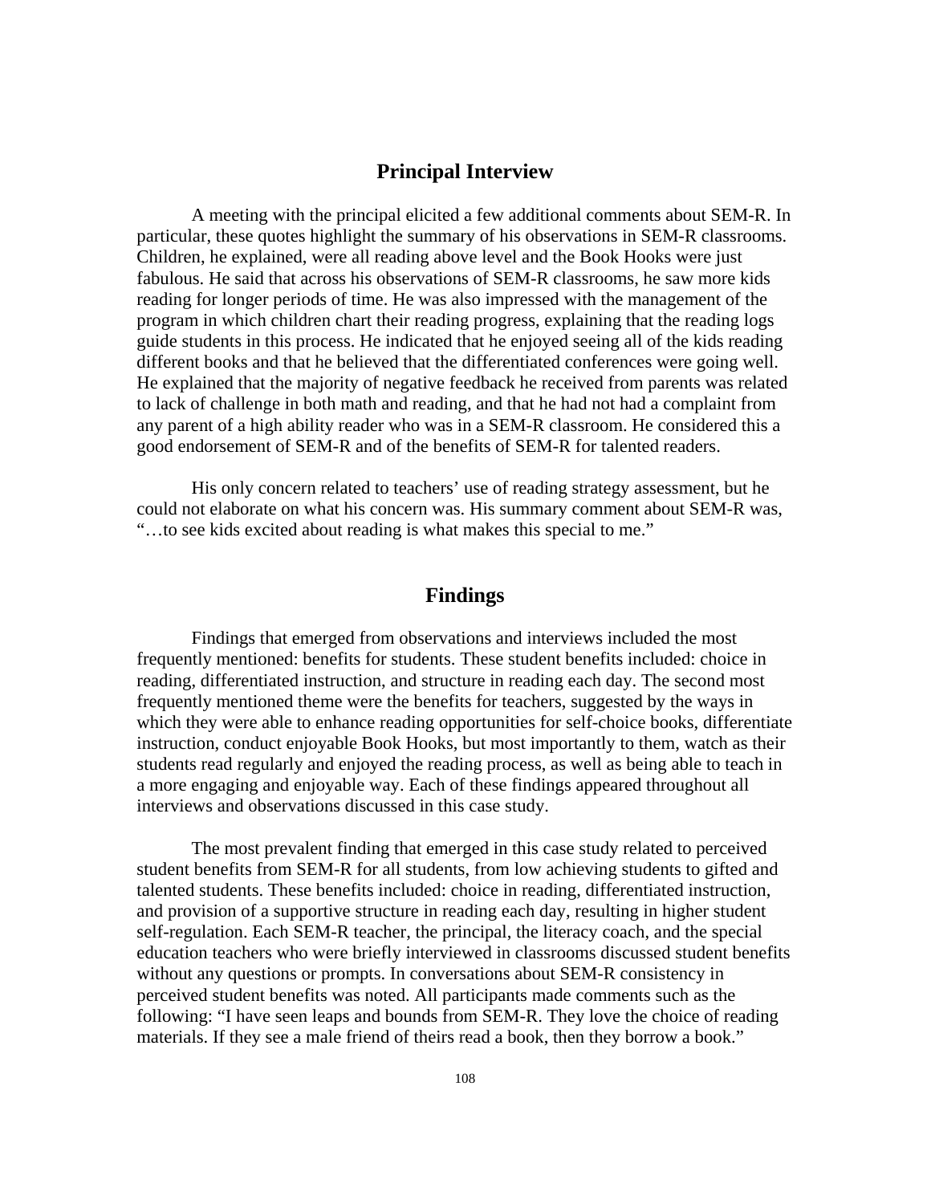## Principal Interview

A meeting with the principal elicited a few additional comments about SEM-R. In particular, these quotes highlight the summary of his observations in SEM-R classrooms. Children, he explained, were all reading above level and the Book Hooks were just fabulous. He said that across his observations of SEM-R classrooms, he saw more kids reading for longer periods of time. He was also impressed with the management of the program in which children chart their reading progress, explaining that the reading logs guide students in this process. He indicated that he enjoyed seeing all of the kids reading different books and that he believed that the differentiated conferences were going well. He explained that the majority of negative feedback he received from parents was related to lack of challenge in both math and reading, and that he had not had a complaint from any parent of a high ability reader who was in a SEM-R classroom. He considered this a good endorsement of SEM-R and of the benefits of SEM-R for talented readers.

His only concern related to teachers' use of reading strategy assessment, but he could not elaborate on what his concern was. His summary comment about SEM-R was, "…to see kids excited about reading is what makes this special to me."

## Findings

Findings that emerged from observations and interviews included the most frequently mentioned: benefits for students. These student benefits included: choice in reading, differentiated instruction, and structure in reading each day. The second most frequently mentioned theme were the benefits for teachers, suggested by the ways in which they were able to enhance reading opportunities for self-choice books, differentiate instruction, conduct enjoyable Book Hooks, but most importantly to them, watch as their students read regularly and enjoyed the reading process, as well as being able to teach in a more engaging and enjoyable way. Each of these findings appeared throughout all interviews and observations discussed in this case study.

The most prevalent finding that emerged in this case study related to perceived student benefits from SEM-R for all students, from low achieving students to gifted and talented students. These benefits included: choice in reading, differentiated instruction, and provision of a supportive structure in reading each day, resulting in higher student self-regulation. Each SEM-R teacher, the principal, the literacy coach, and the special education teachers who were briefly interviewed in classrooms discussed student benefits without any questions or prompts. In conversations about SEM-R consistency in perceived student benefits was noted. All participants made comments such as the following: "I have seen leaps and bounds from SEM-R. They love the choice of reading materials. If they see a male friend of theirs read a book, then they borrow a book."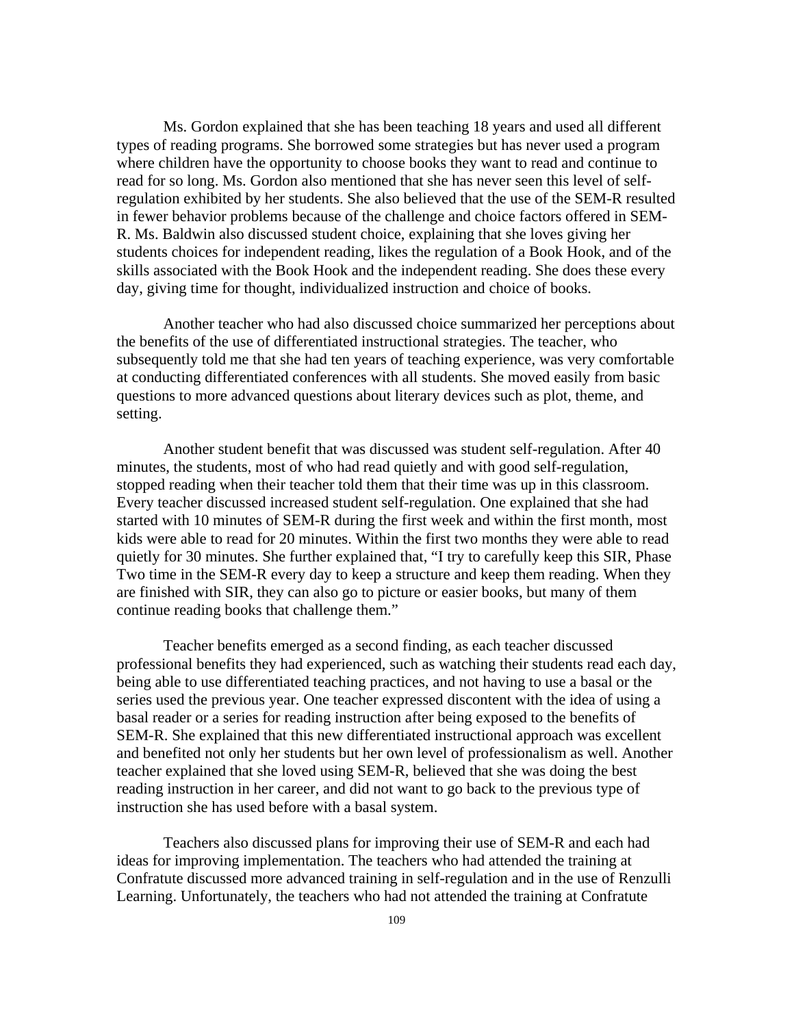Ms. Gordon explained that she has been teaching 18 years and used all different types of reading programs. She borrowed some strategies but has never used a program where children have the opportunity to choose books they want to read and continue to read for so long. Ms. Gordon also mentioned that she has never seen this level of self-regulation exhibited by her students. She also believed that the use of the SEM-R resulted in fewer behavior problems because of the challenge and choice factors offered in SEM-R. Ms. Baldwin also discussed student choice, explaining that she loves giving her students choices for independent reading, likes the regulation of a Book Hook, and of the skills associated with the Book Hook and the independent reading. She does these every day, giving time for thought, individualized instruction and choice of books.

Another teacher who had also discussed choice summarized her perceptions about the benefits of the use of differentiated instructional strategies. The teacher, who subsequently told me that she had ten years of teaching experience, was very comfortable at conducting differentiated conferences with all students. She moved easily from basic questions to more advanced questions about literary devices such as plot, theme, and setting.

Another student benefit that was discussed was student self-regulation. After 40 minutes, the students, most of who had read quietly and with good self-regulation, stopped reading when their teacher told them that their time was up in this classroom. Every teacher discussed increased student self-regulation. One explained that she had started with 10 minutes of SEM-R during the first week and within the first month, most kids were able to read for 20 minutes. Within the first two months they were able to read quietly for 30 minutes. She further explained that, "I try to carefully keep this SIR, Phase Two time in the SEM-R every day to keep a structure and keep them reading. When they are finished with SIR, they can also go to picture or easier books, but many of them continue reading books that challenge them."

Teacher benefits emerged as a second finding, as each teacher discussed professional benefits they had experienced, such as watching their students read each day, being able to use differentiated teaching practices, and not having to use a basal or the series used the previous year. One teacher expressed discontent with the idea of using a basal reader or a series for reading instruction after being exposed to the benefits of SEM-R. She explained that this new differentiated instructional approach was excellent and benefited not only her students but her own level of professionalism as well. Another teacher explained that she loved using SEM-R, believed that she was doing the best reading instruction in her career, and did not want to go back to the previous type of instruction she has used before with a basal system.

Teachers also discussed plans for improving their use of SEM-R and each had ideas for improving implementation. The teachers who had attended the training at Confratute discussed more advanced training in self-regulation and in the use of Renzulli Learning. Unfortunately, the teachers who had not attended the training at Confratute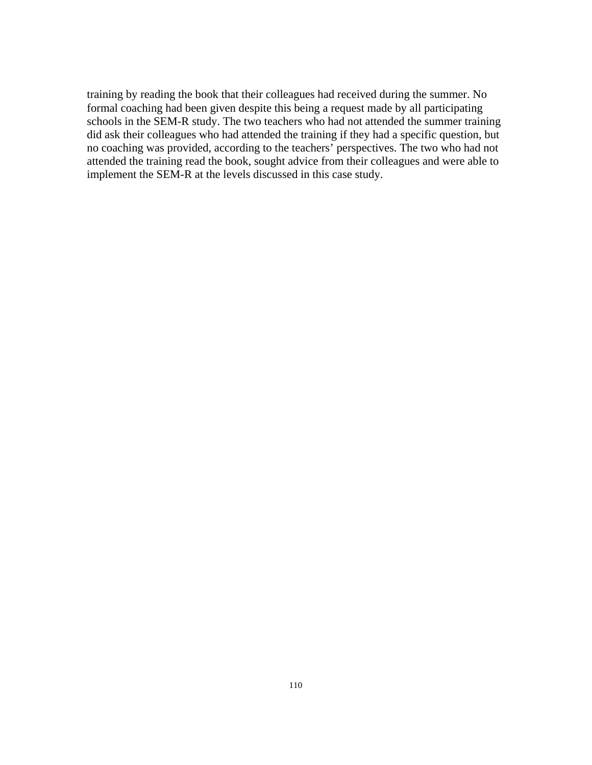training by reading the book that their colleagues had received during the summer. No formal coaching had been given despite this being a request made by all participating schools in the SEM-R study. The two teachers who had not attended the summer training did ask their colleagues who had attended the training if they had a specific question, but no coaching was provided, according to the teachers' perspectives. The two who had not attended the training read the book, sought advice from their colleagues and were able to implement the SEM-R at the levels discussed in this case study.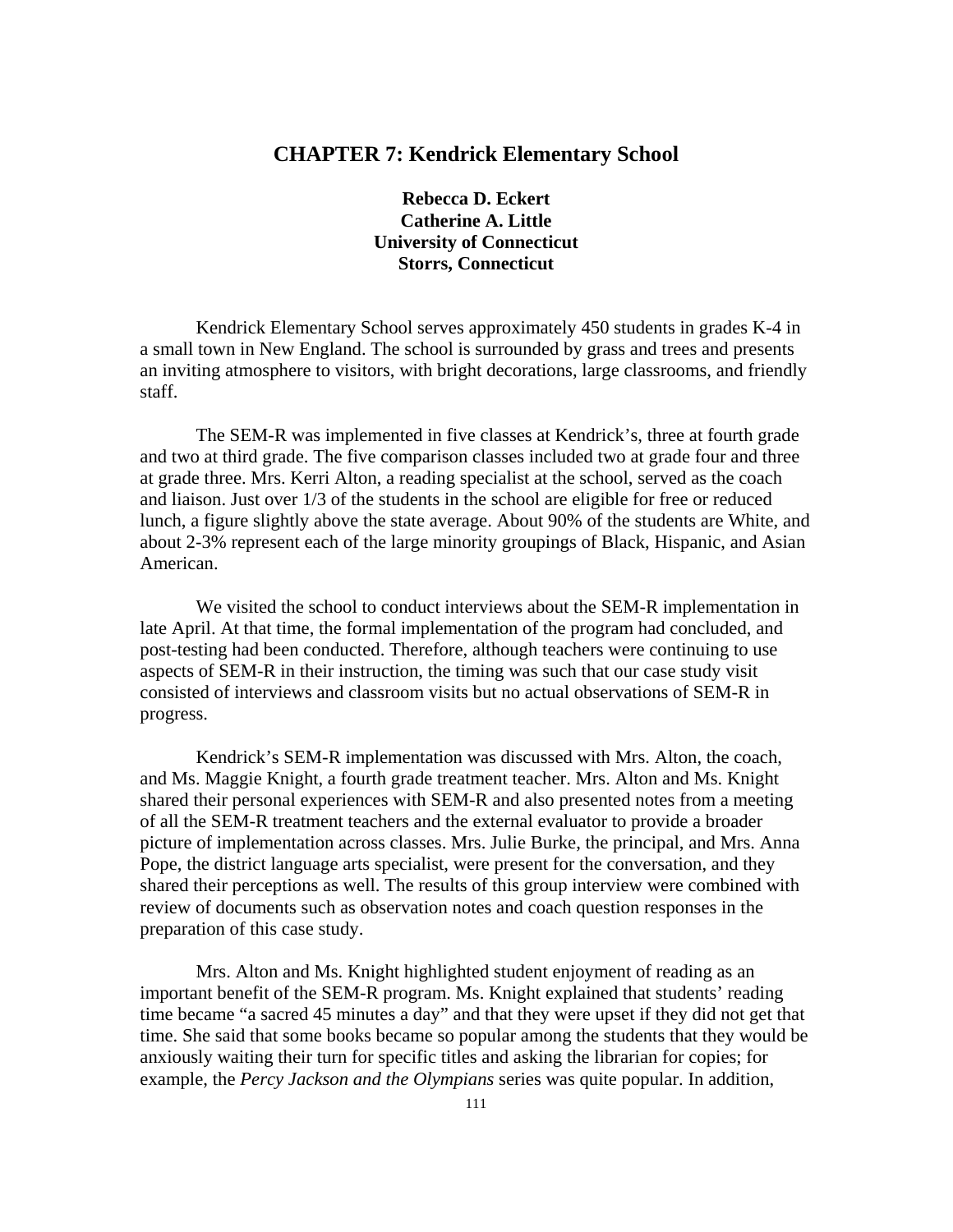# CHAPTER 7: Kendrick Elementary School

**Rebecca D. Eckert**
**Catherine A. Little**
**University of Connecticut**
**Storrs, Connecticut**

Kendrick Elementary School serves approximately 450 students in grades K-4 in a small town in New England. The school is surrounded by grass and trees and presents an inviting atmosphere to visitors, with bright decorations, large classrooms, and friendly staff.

The SEM-R was implemented in five classes at Kendrick's, three at fourth grade and two at third grade. The five comparison classes included two at grade four and three at grade three. Mrs. Kerri Alton, a reading specialist at the school, served as the coach and liaison. Just over 1/3 of the students in the school are eligible for free or reduced lunch, a figure slightly above the state average. About 90% of the students are White, and about 2-3% represent each of the large minority groupings of Black, Hispanic, and Asian American.

We visited the school to conduct interviews about the SEM-R implementation in late April. At that time, the formal implementation of the program had concluded, and post-testing had been conducted. Therefore, although teachers were continuing to use aspects of SEM-R in their instruction, the timing was such that our case study visit consisted of interviews and classroom visits but no actual observations of SEM-R in progress.

Kendrick's SEM-R implementation was discussed with Mrs. Alton, the coach, and Ms. Maggie Knight, a fourth grade treatment teacher. Mrs. Alton and Ms. Knight shared their personal experiences with SEM-R and also presented notes from a meeting of all the SEM-R treatment teachers and the external evaluator to provide a broader picture of implementation across classes. Mrs. Julie Burke, the principal, and Mrs. Anna Pope, the district language arts specialist, were present for the conversation, and they shared their perceptions as well. The results of this group interview were combined with review of documents such as observation notes and coach question responses in the preparation of this case study.

Mrs. Alton and Ms. Knight highlighted student enjoyment of reading as an important benefit of the SEM-R program. Ms. Knight explained that students' reading time became "a sacred 45 minutes a day" and that they were upset if they did not get that time. She said that some books became so popular among the students that they would be anxiously waiting their turn for specific titles and asking the librarian for copies; for example, the *Percy Jackson and the Olympians* series was quite popular. In addition,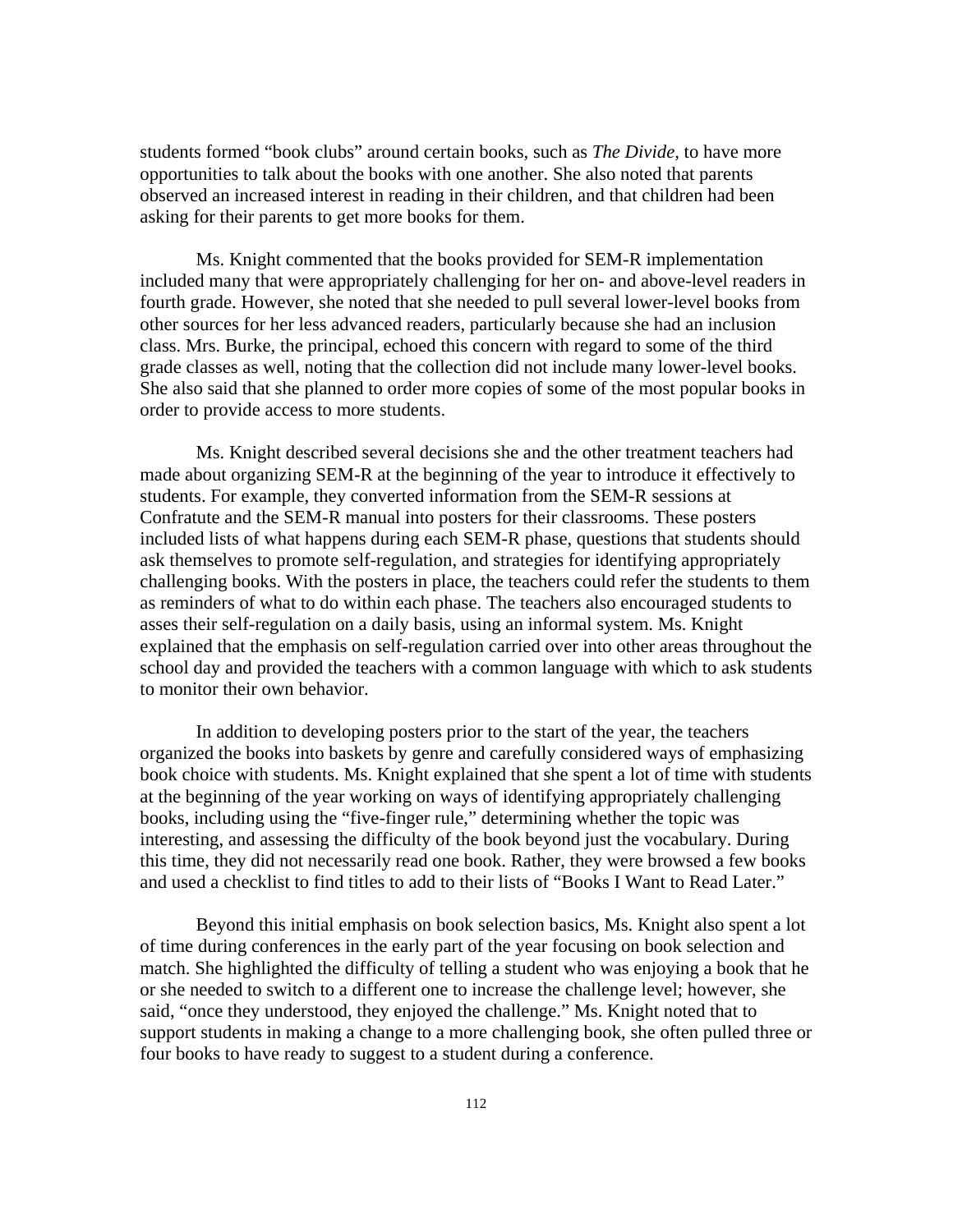students formed "book clubs" around certain books, such as *The Divide*, to have more opportunities to talk about the books with one another. She also noted that parents observed an increased interest in reading in their children, and that children had been asking for their parents to get more books for them.

Ms. Knight commented that the books provided for SEM-R implementation included many that were appropriately challenging for her on- and above-level readers in fourth grade. However, she noted that she needed to pull several lower-level books from other sources for her less advanced readers, particularly because she had an inclusion class. Mrs. Burke, the principal, echoed this concern with regard to some of the third grade classes as well, noting that the collection did not include many lower-level books. She also said that she planned to order more copies of some of the most popular books in order to provide access to more students.

Ms. Knight described several decisions she and the other treatment teachers had made about organizing SEM-R at the beginning of the year to introduce it effectively to students. For example, they converted information from the SEM-R sessions at Confratute and the SEM-R manual into posters for their classrooms. These posters included lists of what happens during each SEM-R phase, questions that students should ask themselves to promote self-regulation, and strategies for identifying appropriately challenging books. With the posters in place, the teachers could refer the students to them as reminders of what to do within each phase. The teachers also encouraged students to asses their self-regulation on a daily basis, using an informal system. Ms. Knight explained that the emphasis on self-regulation carried over into other areas throughout the school day and provided the teachers with a common language with which to ask students to monitor their own behavior.

In addition to developing posters prior to the start of the year, the teachers organized the books into baskets by genre and carefully considered ways of emphasizing book choice with students. Ms. Knight explained that she spent a lot of time with students at the beginning of the year working on ways of identifying appropriately challenging books, including using the "five-finger rule," determining whether the topic was interesting, and assessing the difficulty of the book beyond just the vocabulary. During this time, they did not necessarily read one book. Rather, they were browsed a few books and used a checklist to find titles to add to their lists of "Books I Want to Read Later."

Beyond this initial emphasis on book selection basics, Ms. Knight also spent a lot of time during conferences in the early part of the year focusing on book selection and match. She highlighted the difficulty of telling a student who was enjoying a book that he or she needed to switch to a different one to increase the challenge level; however, she said, "once they understood, they enjoyed the challenge." Ms. Knight noted that to support students in making a change to a more challenging book, she often pulled three or four books to have ready to suggest to a student during a conference.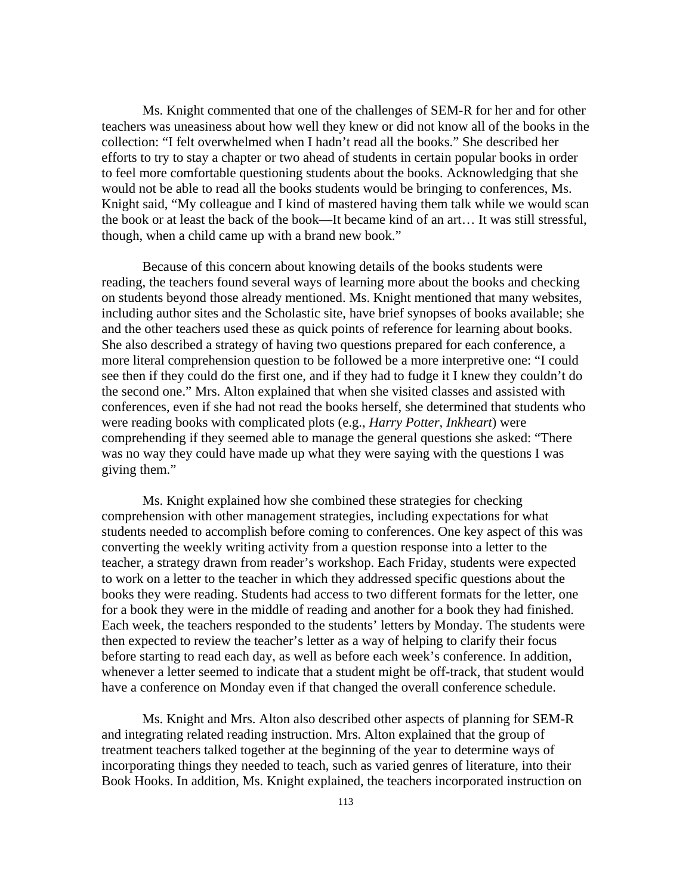Ms. Knight commented that one of the challenges of SEM-R for her and for other teachers was uneasiness about how well they knew or did not know all of the books in the collection: “I felt overwhelmed when I hadn’t read all the books.” She described her efforts to try to stay a chapter or two ahead of students in certain popular books in order to feel more comfortable questioning students about the books. Acknowledging that she would not be able to read all the books students would be bringing to conferences, Ms. Knight said, “My colleague and I kind of mastered having them talk while we would scan the book or at least the back of the book—It became kind of an art… It was still stressful, though, when a child came up with a brand new book.”

Because of this concern about knowing details of the books students were reading, the teachers found several ways of learning more about the books and checking on students beyond those already mentioned. Ms. Knight mentioned that many websites, including author sites and the Scholastic site, have brief synopses of books available; she and the other teachers used these as quick points of reference for learning about books. She also described a strategy of having two questions prepared for each conference, a more literal comprehension question to be followed be a more interpretive one: “I could see then if they could do the first one, and if they had to fudge it I knew they couldn’t do the second one.” Mrs. Alton explained that when she visited classes and assisted with conferences, even if she had not read the books herself, she determined that students who were reading books with complicated plots (e.g., *Harry Potter, Inkheart*) were comprehending if they seemed able to manage the general questions she asked: “There was no way they could have made up what they were saying with the questions I was giving them.”

Ms. Knight explained how she combined these strategies for checking comprehension with other management strategies, including expectations for what students needed to accomplish before coming to conferences. One key aspect of this was converting the weekly writing activity from a question response into a letter to the teacher, a strategy drawn from reader’s workshop. Each Friday, students were expected to work on a letter to the teacher in which they addressed specific questions about the books they were reading. Students had access to two different formats for the letter, one for a book they were in the middle of reading and another for a book they had finished. Each week, the teachers responded to the students’ letters by Monday. The students were then expected to review the teacher’s letter as a way of helping to clarify their focus before starting to read each day, as well as before each week’s conference. In addition, whenever a letter seemed to indicate that a student might be off-track, that student would have a conference on Monday even if that changed the overall conference schedule.

Ms. Knight and Mrs. Alton also described other aspects of planning for SEM-R and integrating related reading instruction. Mrs. Alton explained that the group of treatment teachers talked together at the beginning of the year to determine ways of incorporating things they needed to teach, such as varied genres of literature, into their Book Hooks. In addition, Ms. Knight explained, the teachers incorporated instruction on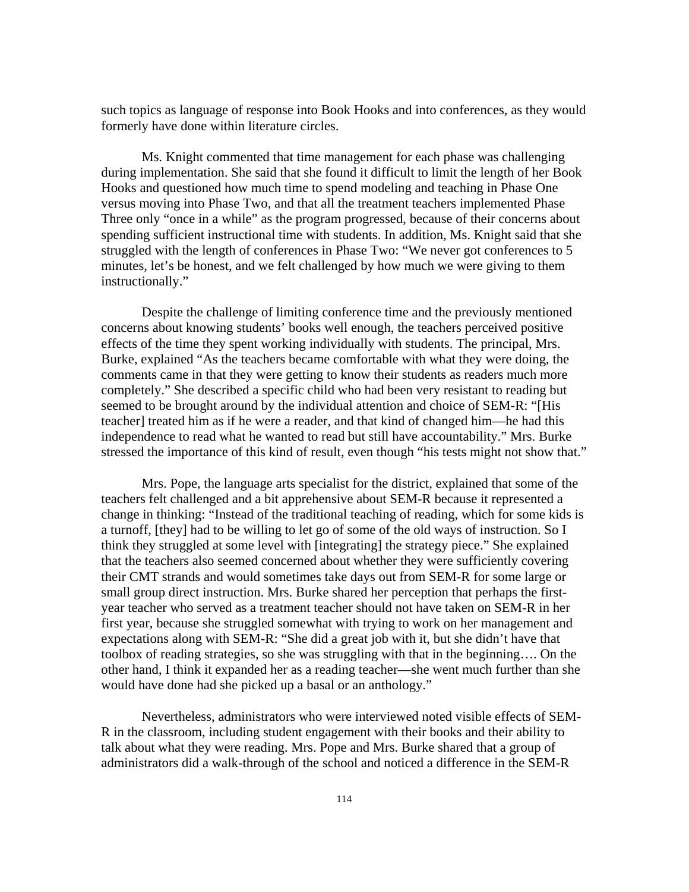such topics as language of response into Book Hooks and into conferences, as they would formerly have done within literature circles.

Ms. Knight commented that time management for each phase was challenging during implementation. She said that she found it difficult to limit the length of her Book Hooks and questioned how much time to spend modeling and teaching in Phase One versus moving into Phase Two, and that all the treatment teachers implemented Phase Three only "once in a while" as the program progressed, because of their concerns about spending sufficient instructional time with students. In addition, Ms. Knight said that she struggled with the length of conferences in Phase Two: "We never got conferences to 5 minutes, let's be honest, and we felt challenged by how much we were giving to them instructionally."

Despite the challenge of limiting conference time and the previously mentioned concerns about knowing students' books well enough, the teachers perceived positive effects of the time they spent working individually with students. The principal, Mrs. Burke, explained "As the teachers became comfortable with what they were doing, the comments came in that they were getting to know their students as readers much more completely." She described a specific child who had been very resistant to reading but seemed to be brought around by the individual attention and choice of SEM-R: "[His teacher] treated him as if he were a reader, and that kind of changed him—he had this independence to read what he wanted to read but still have accountability." Mrs. Burke stressed the importance of this kind of result, even though "his tests might not show that."

Mrs. Pope, the language arts specialist for the district, explained that some of the teachers felt challenged and a bit apprehensive about SEM-R because it represented a change in thinking: "Instead of the traditional teaching of reading, which for some kids is a turnoff, [they] had to be willing to let go of some of the old ways of instruction. So I think they struggled at some level with [integrating] the strategy piece." She explained that the teachers also seemed concerned about whether they were sufficiently covering their CMT strands and would sometimes take days out from SEM-R for some large or small group direct instruction. Mrs. Burke shared her perception that perhaps the first-year teacher who served as a treatment teacher should not have taken on SEM-R in her first year, because she struggled somewhat with trying to work on her management and expectations along with SEM-R: "She did a great job with it, but she didn't have that toolbox of reading strategies, so she was struggling with that in the beginning…. On the other hand, I think it expanded her as a reading teacher—she went much further than she would have done had she picked up a basal or an anthology."

Nevertheless, administrators who were interviewed noted visible effects of SEM-R in the classroom, including student engagement with their books and their ability to talk about what they were reading. Mrs. Pope and Mrs. Burke shared that a group of administrators did a walk-through of the school and noticed a difference in the SEM-R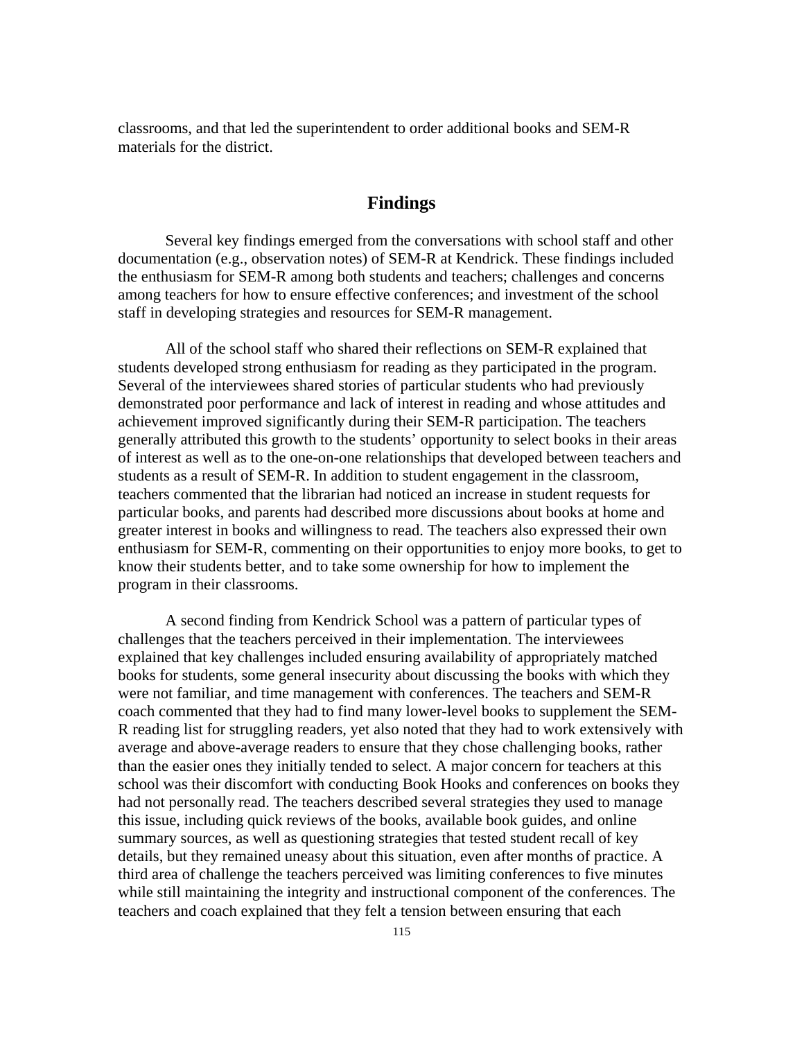classrooms, and that led the superintendent to order additional books and SEM-R materials for the district.

## Findings

Several key findings emerged from the conversations with school staff and other documentation (e.g., observation notes) of SEM-R at Kendrick. These findings included the enthusiasm for SEM-R among both students and teachers; challenges and concerns among teachers for how to ensure effective conferences; and investment of the school staff in developing strategies and resources for SEM-R management.

All of the school staff who shared their reflections on SEM-R explained that students developed strong enthusiasm for reading as they participated in the program. Several of the interviewees shared stories of particular students who had previously demonstrated poor performance and lack of interest in reading and whose attitudes and achievement improved significantly during their SEM-R participation. The teachers generally attributed this growth to the students' opportunity to select books in their areas of interest as well as to the one-on-one relationships that developed between teachers and students as a result of SEM-R. In addition to student engagement in the classroom, teachers commented that the librarian had noticed an increase in student requests for particular books, and parents had described more discussions about books at home and greater interest in books and willingness to read. The teachers also expressed their own enthusiasm for SEM-R, commenting on their opportunities to enjoy more books, to get to know their students better, and to take some ownership for how to implement the program in their classrooms.

A second finding from Kendrick School was a pattern of particular types of challenges that the teachers perceived in their implementation. The interviewees explained that key challenges included ensuring availability of appropriately matched books for students, some general insecurity about discussing the books with which they were not familiar, and time management with conferences. The teachers and SEM-R coach commented that they had to find many lower-level books to supplement the SEM-R reading list for struggling readers, yet also noted that they had to work extensively with average and above-average readers to ensure that they chose challenging books, rather than the easier ones they initially tended to select. A major concern for teachers at this school was their discomfort with conducting Book Hooks and conferences on books they had not personally read. The teachers described several strategies they used to manage this issue, including quick reviews of the books, available book guides, and online summary sources, as well as questioning strategies that tested student recall of key details, but they remained uneasy about this situation, even after months of practice. A third area of challenge the teachers perceived was limiting conferences to five minutes while still maintaining the integrity and instructional component of the conferences. The teachers and coach explained that they felt a tension between ensuring that each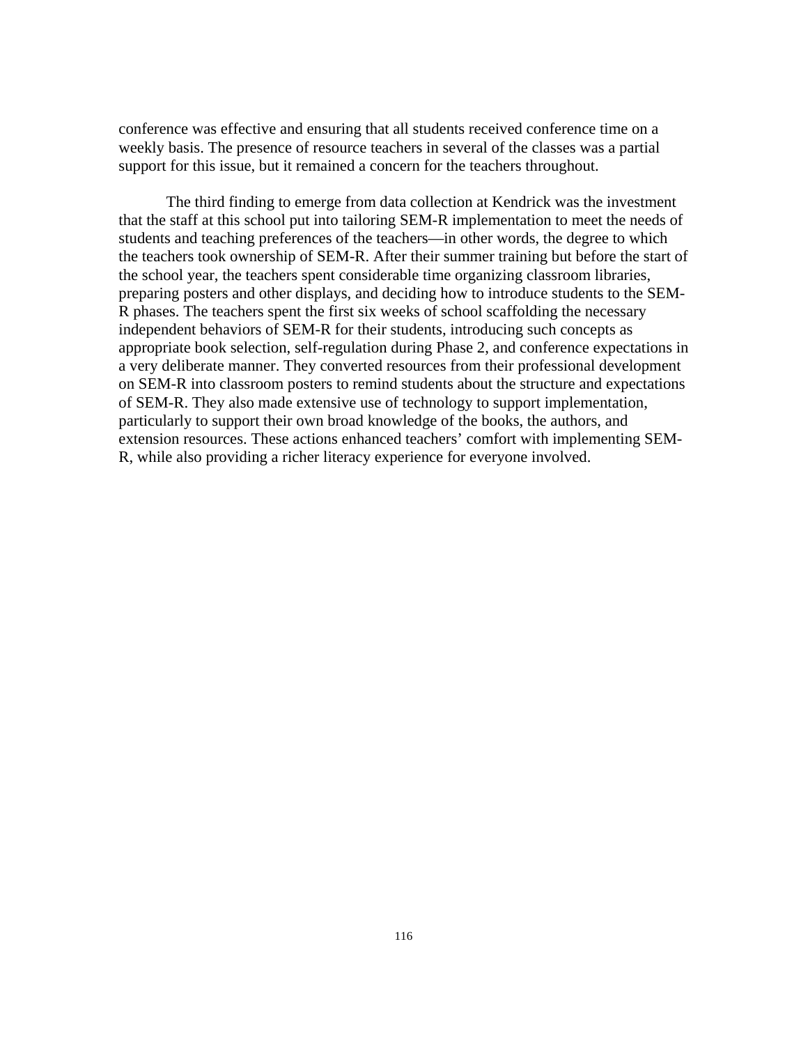conference was effective and ensuring that all students received conference time on a weekly basis. The presence of resource teachers in several of the classes was a partial support for this issue, but it remained a concern for the teachers throughout.

The third finding to emerge from data collection at Kendrick was the investment that the staff at this school put into tailoring SEM-R implementation to meet the needs of students and teaching preferences of the teachers—in other words, the degree to which the teachers took ownership of SEM-R. After their summer training but before the start of the school year, the teachers spent considerable time organizing classroom libraries, preparing posters and other displays, and deciding how to introduce students to the SEM-R phases. The teachers spent the first six weeks of school scaffolding the necessary independent behaviors of SEM-R for their students, introducing such concepts as appropriate book selection, self-regulation during Phase 2, and conference expectations in a very deliberate manner. They converted resources from their professional development on SEM-R into classroom posters to remind students about the structure and expectations of SEM-R. They also made extensive use of technology to support implementation, particularly to support their own broad knowledge of the books, the authors, and extension resources. These actions enhanced teachers' comfort with implementing SEM-R, while also providing a richer literacy experience for everyone involved.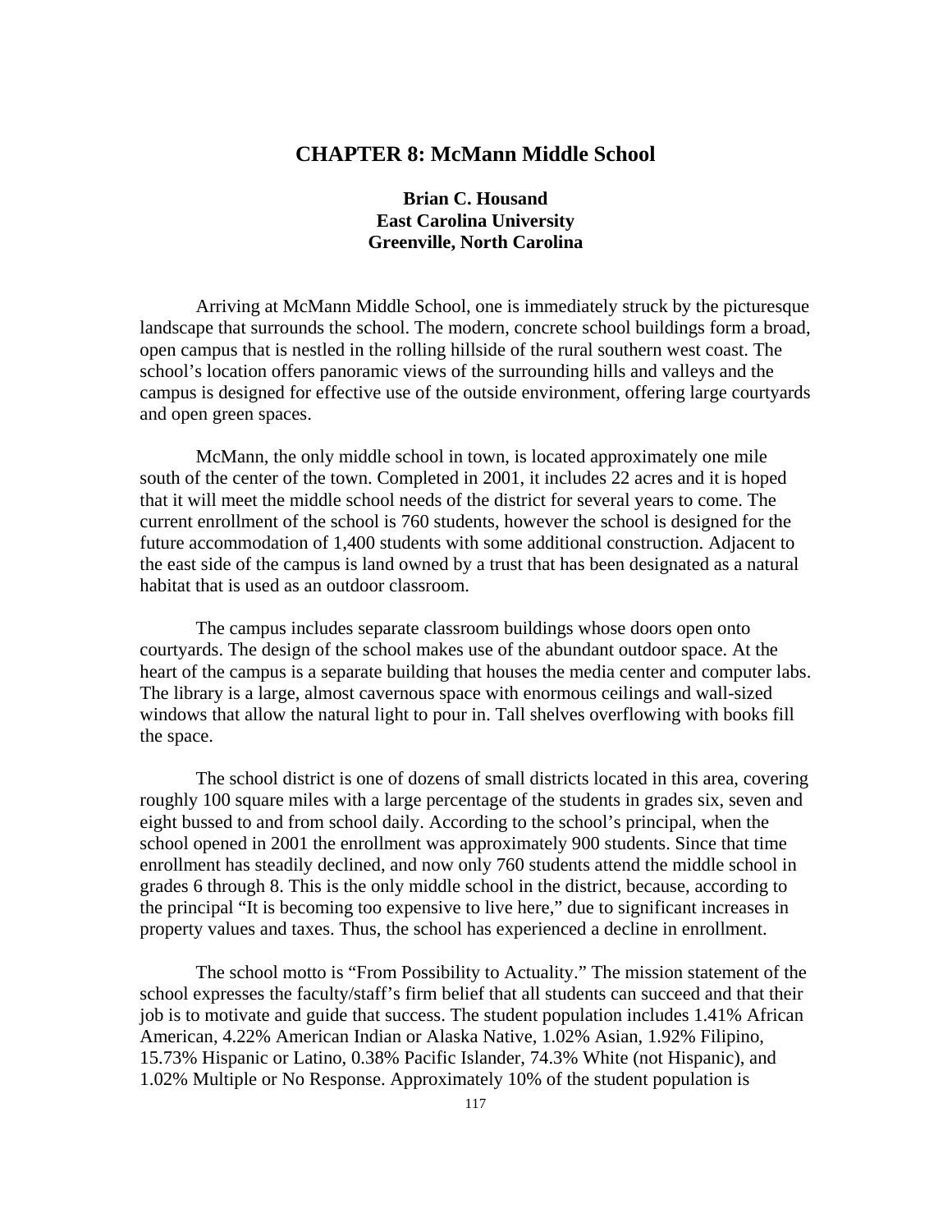# CHAPTER 8: McMann Middle School

**Brian C. Housand**
**East Carolina University**
**Greenville, North Carolina**

Arriving at McMann Middle School, one is immediately struck by the picturesque landscape that surrounds the school. The modern, concrete school buildings form a broad, open campus that is nestled in the rolling hillside of the rural southern west coast. The school's location offers panoramic views of the surrounding hills and valleys and the campus is designed for effective use of the outside environment, offering large courtyards and open green spaces.

McMann, the only middle school in town, is located approximately one mile south of the center of the town. Completed in 2001, it includes 22 acres and it is hoped that it will meet the middle school needs of the district for several years to come. The current enrollment of the school is 760 students, however the school is designed for the future accommodation of 1,400 students with some additional construction. Adjacent to the east side of the campus is land owned by a trust that has been designated as a natural habitat that is used as an outdoor classroom.

The campus includes separate classroom buildings whose doors open onto courtyards. The design of the school makes use of the abundant outdoor space. At the heart of the campus is a separate building that houses the media center and computer labs. The library is a large, almost cavernous space with enormous ceilings and wall-sized windows that allow the natural light to pour in. Tall shelves overflowing with books fill the space.

The school district is one of dozens of small districts located in this area, covering roughly 100 square miles with a large percentage of the students in grades six, seven and eight bussed to and from school daily. According to the school's principal, when the school opened in 2001 the enrollment was approximately 900 students. Since that time enrollment has steadily declined, and now only 760 students attend the middle school in grades 6 through 8. This is the only middle school in the district, because, according to the principal "It is becoming too expensive to live here," due to significant increases in property values and taxes. Thus, the school has experienced a decline in enrollment.

The school motto is "From Possibility to Actuality." The mission statement of the school expresses the faculty/staff's firm belief that all students can succeed and that their job is to motivate and guide that success. The student population includes 1.41% African American, 4.22% American Indian or Alaska Native, 1.02% Asian, 1.92% Filipino, 15.73% Hispanic or Latino, 0.38% Pacific Islander, 74.3% White (not Hispanic), and 1.02% Multiple or No Response. Approximately 10% of the student population is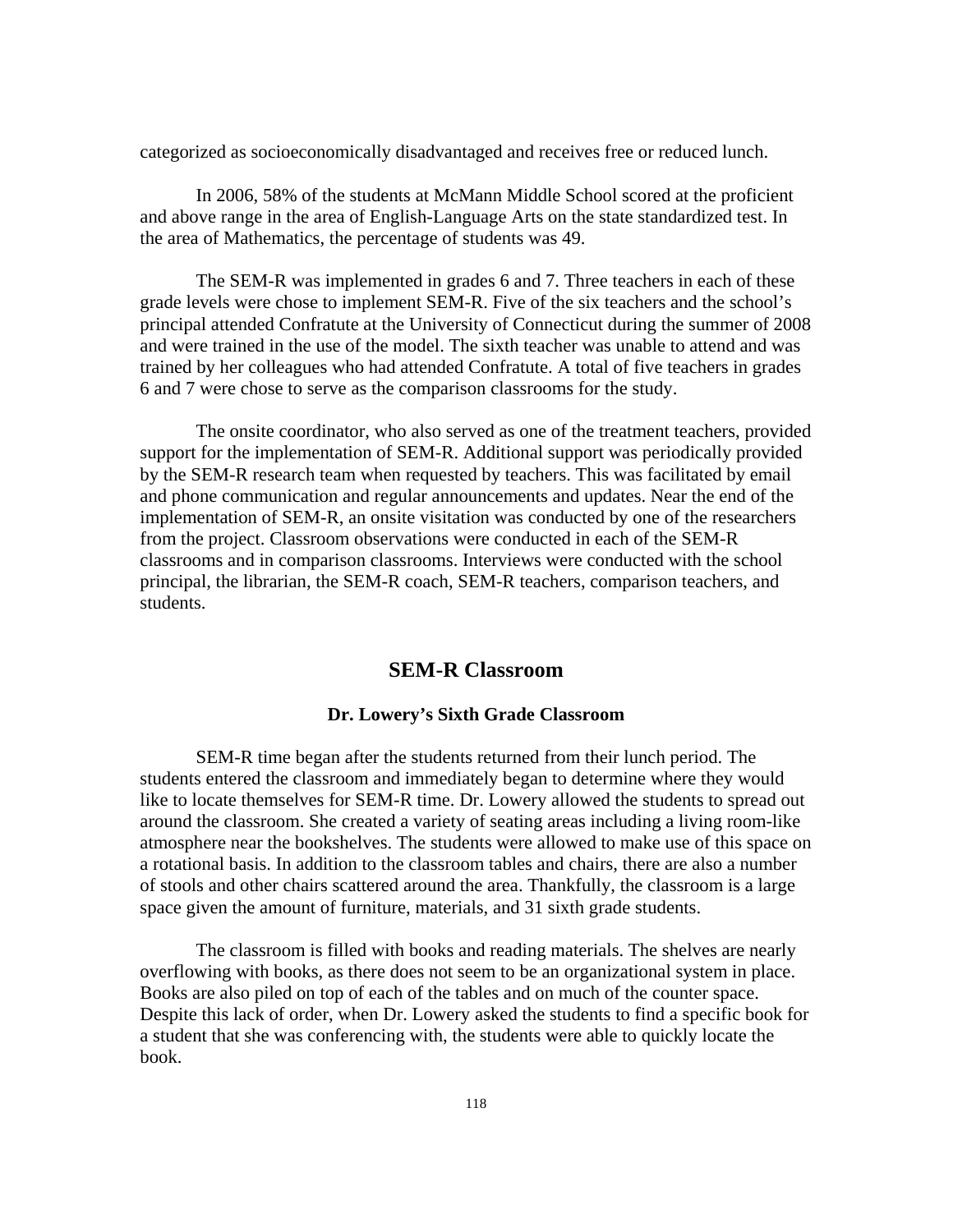categorized as socioeconomically disadvantaged and receives free or reduced lunch.

In 2006, 58% of the students at McMann Middle School scored at the proficient and above range in the area of English-Language Arts on the state standardized test. In the area of Mathematics, the percentage of students was 49.

The SEM-R was implemented in grades 6 and 7. Three teachers in each of these grade levels were chose to implement SEM-R. Five of the six teachers and the school's principal attended Confratute at the University of Connecticut during the summer of 2008 and were trained in the use of the model. The sixth teacher was unable to attend and was trained by her colleagues who had attended Confratute. A total of five teachers in grades 6 and 7 were chose to serve as the comparison classrooms for the study.

The onsite coordinator, who also served as one of the treatment teachers, provided support for the implementation of SEM-R. Additional support was periodically provided by the SEM-R research team when requested by teachers. This was facilitated by email and phone communication and regular announcements and updates. Near the end of the implementation of SEM-R, an onsite visitation was conducted by one of the researchers from the project. Classroom observations were conducted in each of the SEM-R classrooms and in comparison classrooms. Interviews were conducted with the school principal, the librarian, the SEM-R coach, SEM-R teachers, comparison teachers, and students.

## SEM-R Classroom

### Dr. Lowery's Sixth Grade Classroom

SEM-R time began after the students returned from their lunch period. The students entered the classroom and immediately began to determine where they would like to locate themselves for SEM-R time. Dr. Lowery allowed the students to spread out around the classroom. She created a variety of seating areas including a living room-like atmosphere near the bookshelves. The students were allowed to make use of this space on a rotational basis. In addition to the classroom tables and chairs, there are also a number of stools and other chairs scattered around the area. Thankfully, the classroom is a large space given the amount of furniture, materials, and 31 sixth grade students.

The classroom is filled with books and reading materials. The shelves are nearly overflowing with books, as there does not seem to be an organizational system in place. Books are also piled on top of each of the tables and on much of the counter space. Despite this lack of order, when Dr. Lowery asked the students to find a specific book for a student that she was conferencing with, the students were able to quickly locate the book.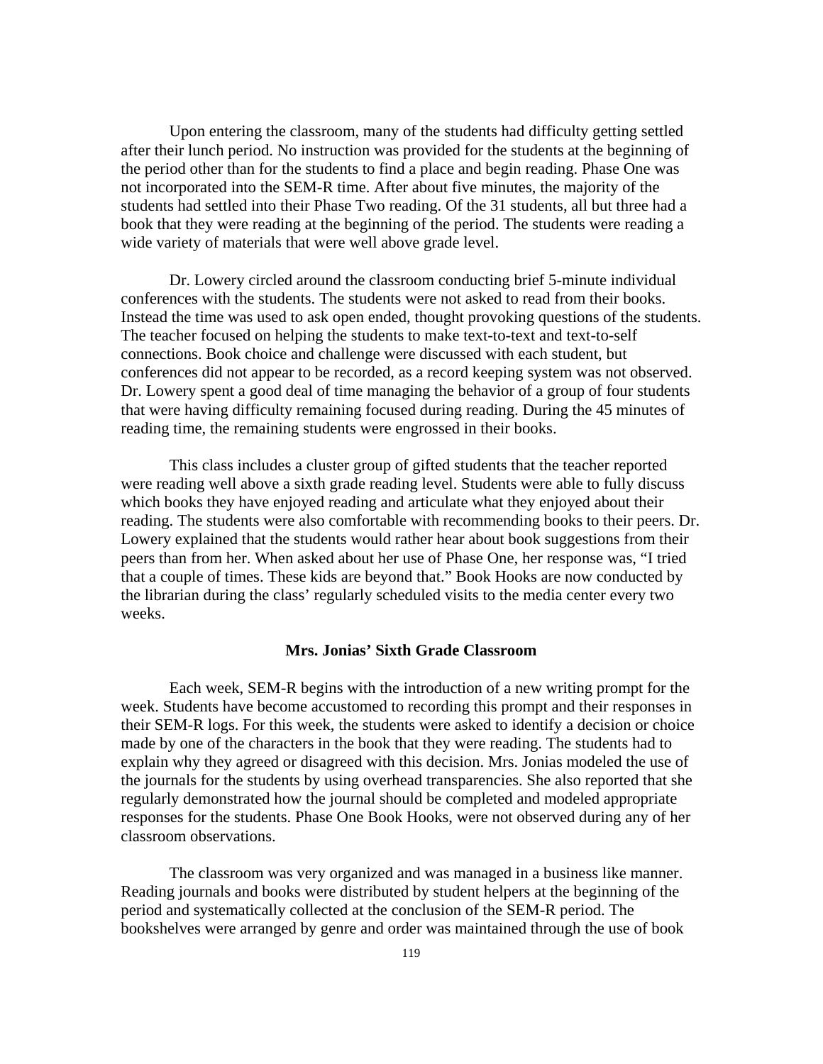Upon entering the classroom, many of the students had difficulty getting settled after their lunch period. No instruction was provided for the students at the beginning of the period other than for the students to find a place and begin reading. Phase One was not incorporated into the SEM-R time. After about five minutes, the majority of the students had settled into their Phase Two reading. Of the 31 students, all but three had a book that they were reading at the beginning of the period. The students were reading a wide variety of materials that were well above grade level.

Dr. Lowery circled around the classroom conducting brief 5-minute individual conferences with the students. The students were not asked to read from their books. Instead the time was used to ask open ended, thought provoking questions of the students. The teacher focused on helping the students to make text-to-text and text-to-self connections. Book choice and challenge were discussed with each student, but conferences did not appear to be recorded, as a record keeping system was not observed. Dr. Lowery spent a good deal of time managing the behavior of a group of four students that were having difficulty remaining focused during reading. During the 45 minutes of reading time, the remaining students were engrossed in their books.

This class includes a cluster group of gifted students that the teacher reported were reading well above a sixth grade reading level. Students were able to fully discuss which books they have enjoyed reading and articulate what they enjoyed about their reading. The students were also comfortable with recommending books to their peers. Dr. Lowery explained that the students would rather hear about book suggestions from their peers than from her. When asked about her use of Phase One, her response was, "I tried that a couple of times. These kids are beyond that." Book Hooks are now conducted by the librarian during the class' regularly scheduled visits to the media center every two weeks.

### Mrs. Jonias' Sixth Grade Classroom

Each week, SEM-R begins with the introduction of a new writing prompt for the week. Students have become accustomed to recording this prompt and their responses in their SEM-R logs. For this week, the students were asked to identify a decision or choice made by one of the characters in the book that they were reading. The students had to explain why they agreed or disagreed with this decision. Mrs. Jonias modeled the use of the journals for the students by using overhead transparencies. She also reported that she regularly demonstrated how the journal should be completed and modeled appropriate responses for the students. Phase One Book Hooks, were not observed during any of her classroom observations.

The classroom was very organized and was managed in a business like manner. Reading journals and books were distributed by student helpers at the beginning of the period and systematically collected at the conclusion of the SEM-R period. The bookshelves were arranged by genre and order was maintained through the use of book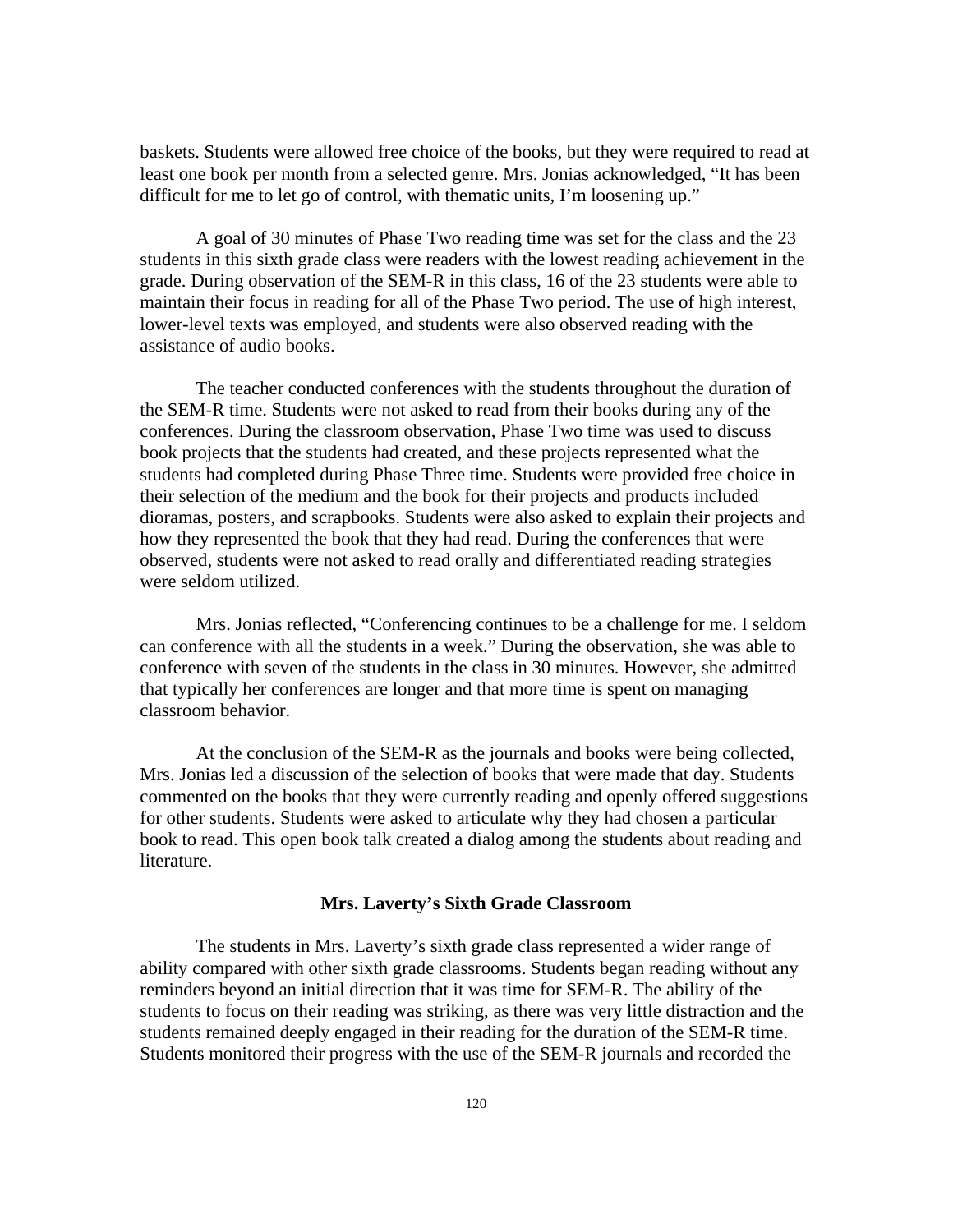baskets. Students were allowed free choice of the books, but they were required to read at least one book per month from a selected genre. Mrs. Jonias acknowledged, “It has been difficult for me to let go of control, with thematic units, I’m loosening up.”

A goal of 30 minutes of Phase Two reading time was set for the class and the 23 students in this sixth grade class were readers with the lowest reading achievement in the grade. During observation of the SEM-R in this class, 16 of the 23 students were able to maintain their focus in reading for all of the Phase Two period. The use of high interest, lower-level texts was employed, and students were also observed reading with the assistance of audio books.

The teacher conducted conferences with the students throughout the duration of the SEM-R time. Students were not asked to read from their books during any of the conferences. During the classroom observation, Phase Two time was used to discuss book projects that the students had created, and these projects represented what the students had completed during Phase Three time. Students were provided free choice in their selection of the medium and the book for their projects and products included dioramas, posters, and scrapbooks. Students were also asked to explain their projects and how they represented the book that they had read. During the conferences that were observed, students were not asked to read orally and differentiated reading strategies were seldom utilized.

Mrs. Jonias reflected, “Conferencing continues to be a challenge for me. I seldom can conference with all the students in a week.” During the observation, she was able to conference with seven of the students in the class in 30 minutes. However, she admitted that typically her conferences are longer and that more time is spent on managing classroom behavior.

At the conclusion of the SEM-R as the journals and books were being collected, Mrs. Jonias led a discussion of the selection of books that were made that day. Students commented on the books that they were currently reading and openly offered suggestions for other students. Students were asked to articulate why they had chosen a particular book to read. This open book talk created a dialog among the students about reading and literature.

### Mrs. Laverty’s Sixth Grade Classroom

The students in Mrs. Laverty’s sixth grade class represented a wider range of ability compared with other sixth grade classrooms. Students began reading without any reminders beyond an initial direction that it was time for SEM-R. The ability of the students to focus on their reading was striking, as there was very little distraction and the students remained deeply engaged in their reading for the duration of the SEM-R time. Students monitored their progress with the use of the SEM-R journals and recorded the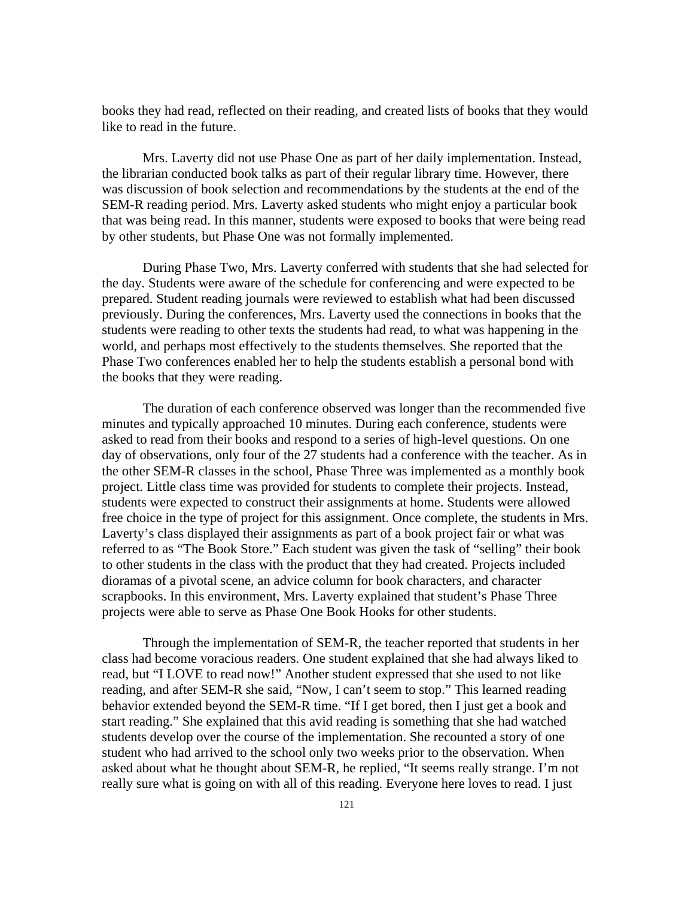books they had read, reflected on their reading, and created lists of books that they would like to read in the future.

Mrs. Laverty did not use Phase One as part of her daily implementation. Instead, the librarian conducted book talks as part of their regular library time. However, there was discussion of book selection and recommendations by the students at the end of the SEM-R reading period. Mrs. Laverty asked students who might enjoy a particular book that was being read. In this manner, students were exposed to books that were being read by other students, but Phase One was not formally implemented.

During Phase Two, Mrs. Laverty conferred with students that she had selected for the day. Students were aware of the schedule for conferencing and were expected to be prepared. Student reading journals were reviewed to establish what had been discussed previously. During the conferences, Mrs. Laverty used the connections in books that the students were reading to other texts the students had read, to what was happening in the world, and perhaps most effectively to the students themselves. She reported that the Phase Two conferences enabled her to help the students establish a personal bond with the books that they were reading.

The duration of each conference observed was longer than the recommended five minutes and typically approached 10 minutes. During each conference, students were asked to read from their books and respond to a series of high-level questions. On one day of observations, only four of the 27 students had a conference with the teacher. As in the other SEM-R classes in the school, Phase Three was implemented as a monthly book project. Little class time was provided for students to complete their projects. Instead, students were expected to construct their assignments at home. Students were allowed free choice in the type of project for this assignment. Once complete, the students in Mrs. Laverty's class displayed their assignments as part of a book project fair or what was referred to as "The Book Store." Each student was given the task of "selling" their book to other students in the class with the product that they had created. Projects included dioramas of a pivotal scene, an advice column for book characters, and character scrapbooks. In this environment, Mrs. Laverty explained that student's Phase Three projects were able to serve as Phase One Book Hooks for other students.

Through the implementation of SEM-R, the teacher reported that students in her class had become voracious readers. One student explained that she had always liked to read, but "I LOVE to read now!" Another student expressed that she used to not like reading, and after SEM-R she said, "Now, I can't seem to stop." This learned reading behavior extended beyond the SEM-R time. "If I get bored, then I just get a book and start reading." She explained that this avid reading is something that she had watched students develop over the course of the implementation. She recounted a story of one student who had arrived to the school only two weeks prior to the observation. When asked about what he thought about SEM-R, he replied, "It seems really strange. I'm not really sure what is going on with all of this reading. Everyone here loves to read. I just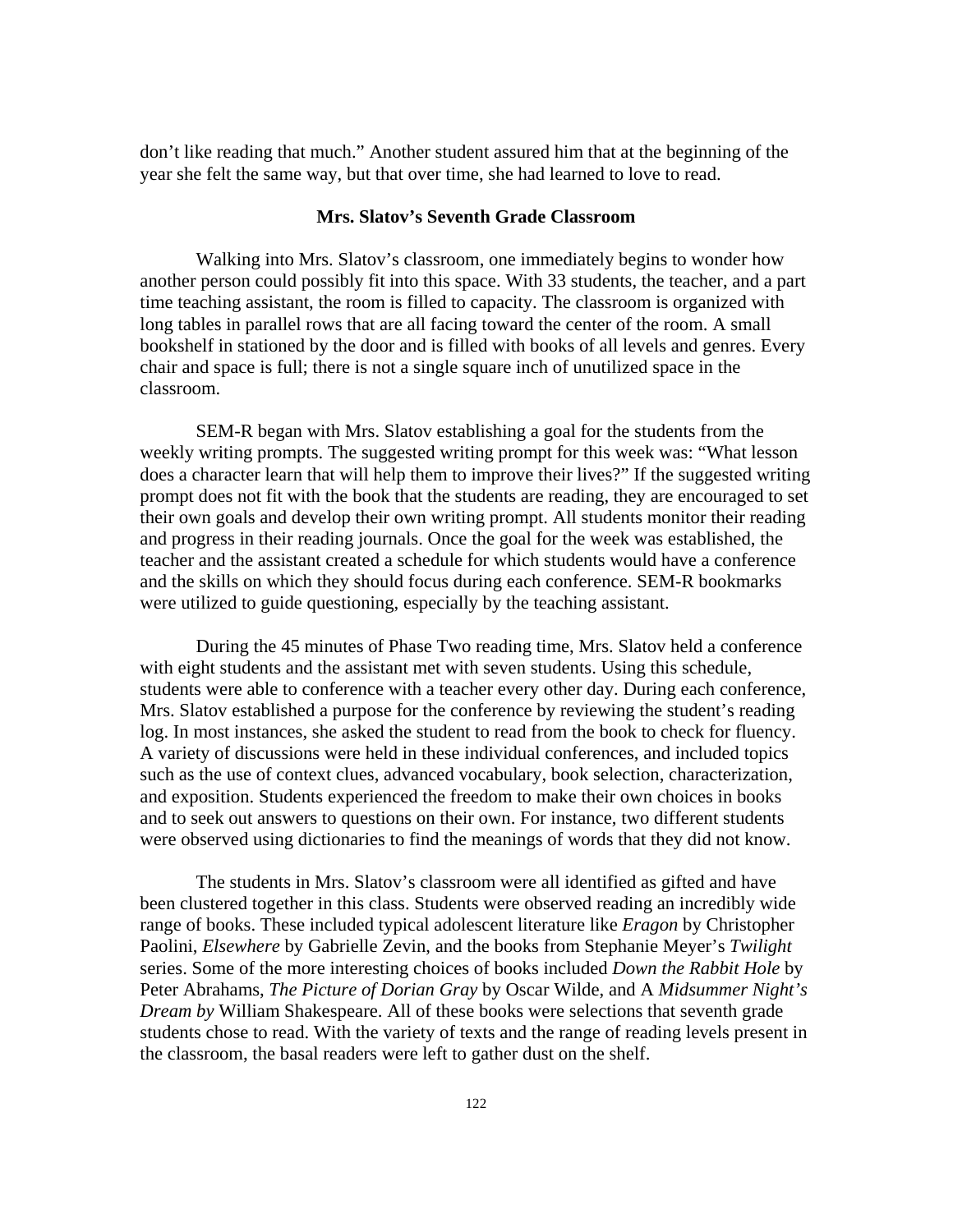don't like reading that much." Another student assured him that at the beginning of the year she felt the same way, but that over time, she had learned to love to read.

### Mrs. Slatov's Seventh Grade Classroom

Walking into Mrs. Slatov's classroom, one immediately begins to wonder how another person could possibly fit into this space. With 33 students, the teacher, and a part time teaching assistant, the room is filled to capacity. The classroom is organized with long tables in parallel rows that are all facing toward the center of the room. A small bookshelf in stationed by the door and is filled with books of all levels and genres. Every chair and space is full; there is not a single square inch of unutilized space in the classroom.

SEM-R began with Mrs. Slatov establishing a goal for the students from the weekly writing prompts. The suggested writing prompt for this week was: "What lesson does a character learn that will help them to improve their lives?" If the suggested writing prompt does not fit with the book that the students are reading, they are encouraged to set their own goals and develop their own writing prompt. All students monitor their reading and progress in their reading journals. Once the goal for the week was established, the teacher and the assistant created a schedule for which students would have a conference and the skills on which they should focus during each conference. SEM-R bookmarks were utilized to guide questioning, especially by the teaching assistant.

During the 45 minutes of Phase Two reading time, Mrs. Slatov held a conference with eight students and the assistant met with seven students. Using this schedule, students were able to conference with a teacher every other day. During each conference, Mrs. Slatov established a purpose for the conference by reviewing the student's reading log. In most instances, she asked the student to read from the book to check for fluency. A variety of discussions were held in these individual conferences, and included topics such as the use of context clues, advanced vocabulary, book selection, characterization, and exposition. Students experienced the freedom to make their own choices in books and to seek out answers to questions on their own. For instance, two different students were observed using dictionaries to find the meanings of words that they did not know.

The students in Mrs. Slatov's classroom were all identified as gifted and have been clustered together in this class. Students were observed reading an incredibly wide range of books. These included typical adolescent literature like *Eragon* by Christopher Paolini, *Elsewhere* by Gabrielle Zevin, and the books from Stephanie Meyer's *Twilight* series. Some of the more interesting choices of books included *Down the Rabbit Hole* by Peter Abrahams, *The Picture of Dorian Gray* by Oscar Wilde, and A *Midsummer Night's Dream by* William Shakespeare. All of these books were selections that seventh grade students chose to read. With the variety of texts and the range of reading levels present in the classroom, the basal readers were left to gather dust on the shelf.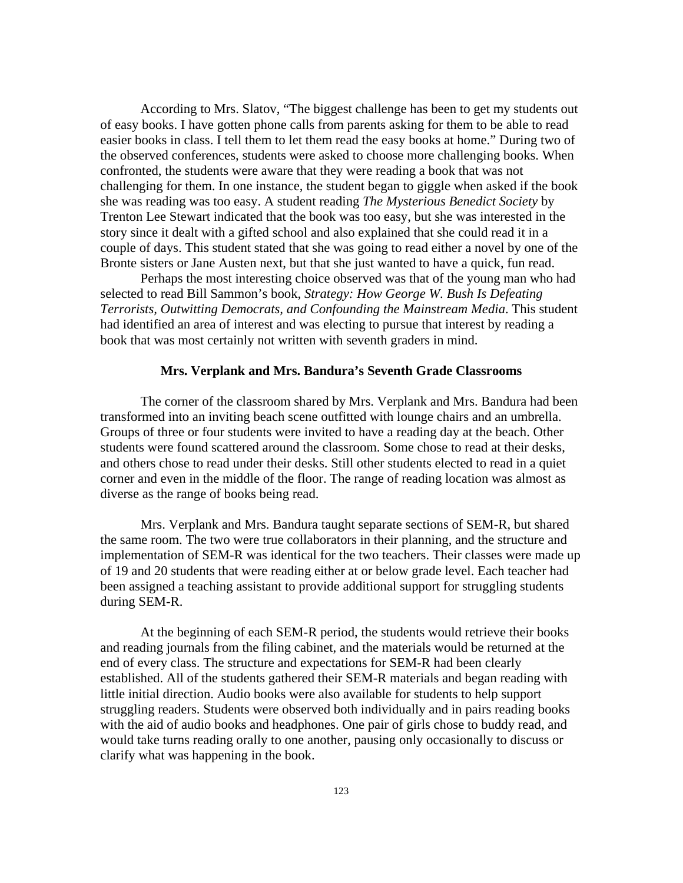According to Mrs. Slatov, "The biggest challenge has been to get my students out of easy books. I have gotten phone calls from parents asking for them to be able to read easier books in class. I tell them to let them read the easy books at home." During two of the observed conferences, students were asked to choose more challenging books. When confronted, the students were aware that they were reading a book that was not challenging for them. In one instance, the student began to giggle when asked if the book she was reading was too easy. A student reading *The Mysterious Benedict Society* by Trenton Lee Stewart indicated that the book was too easy, but she was interested in the story since it dealt with a gifted school and also explained that she could read it in a couple of days. This student stated that she was going to read either a novel by one of the Bronte sisters or Jane Austen next, but that she just wanted to have a quick, fun read.

Perhaps the most interesting choice observed was that of the young man who had selected to read Bill Sammon's book, *Strategy: How George W. Bush Is Defeating Terrorists, Outwitting Democrats, and Confounding the Mainstream Media*. This student had identified an area of interest and was electing to pursue that interest by reading a book that was most certainly not written with seventh graders in mind.

### Mrs. Verplank and Mrs. Bandura's Seventh Grade Classrooms

The corner of the classroom shared by Mrs. Verplank and Mrs. Bandura had been transformed into an inviting beach scene outfitted with lounge chairs and an umbrella. Groups of three or four students were invited to have a reading day at the beach. Other students were found scattered around the classroom. Some chose to read at their desks, and others chose to read under their desks. Still other students elected to read in a quiet corner and even in the middle of the floor. The range of reading location was almost as diverse as the range of books being read.

Mrs. Verplank and Mrs. Bandura taught separate sections of SEM-R, but shared the same room. The two were true collaborators in their planning, and the structure and implementation of SEM-R was identical for the two teachers. Their classes were made up of 19 and 20 students that were reading either at or below grade level. Each teacher had been assigned a teaching assistant to provide additional support for struggling students during SEM-R.

At the beginning of each SEM-R period, the students would retrieve their books and reading journals from the filing cabinet, and the materials would be returned at the end of every class. The structure and expectations for SEM-R had been clearly established. All of the students gathered their SEM-R materials and began reading with little initial direction. Audio books were also available for students to help support struggling readers. Students were observed both individually and in pairs reading books with the aid of audio books and headphones. One pair of girls chose to buddy read, and would take turns reading orally to one another, pausing only occasionally to discuss or clarify what was happening in the book.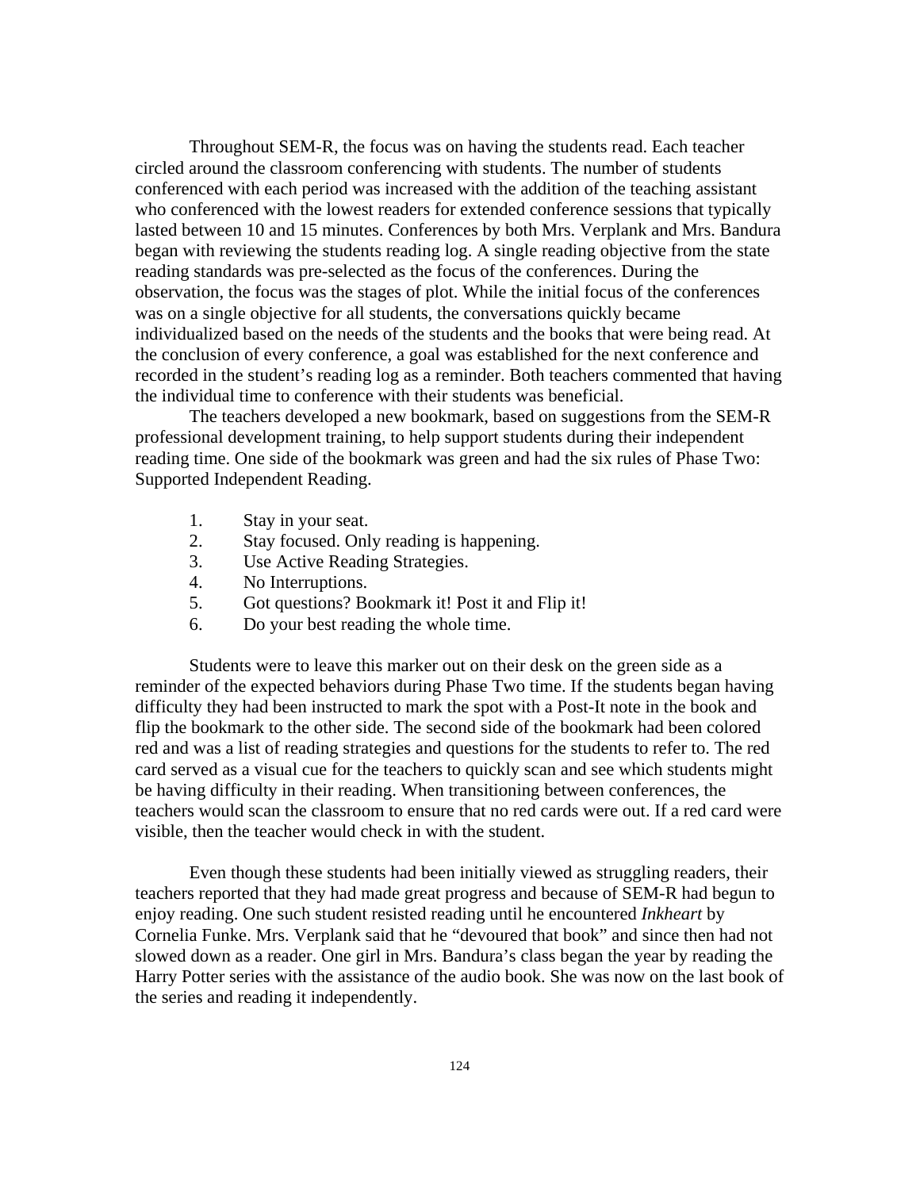Throughout SEM-R, the focus was on having the students read. Each teacher circled around the classroom conferencing with students. The number of students conferenced with each period was increased with the addition of the teaching assistant who conferenced with the lowest readers for extended conference sessions that typically lasted between 10 and 15 minutes. Conferences by both Mrs. Verplank and Mrs. Bandura began with reviewing the students reading log. A single reading objective from the state reading standards was pre-selected as the focus of the conferences. During the observation, the focus was the stages of plot. While the initial focus of the conferences was on a single objective for all students, the conversations quickly became individualized based on the needs of the students and the books that were being read. At the conclusion of every conference, a goal was established for the next conference and recorded in the student's reading log as a reminder. Both teachers commented that having the individual time to conference with their students was beneficial.

The teachers developed a new bookmark, based on suggestions from the SEM-R professional development training, to help support students during their independent reading time. One side of the bookmark was green and had the six rules of Phase Two: Supported Independent Reading.

1. Stay in your seat.
2. Stay focused. Only reading is happening.
3. Use Active Reading Strategies.
4. No Interruptions.
5. Got questions? Bookmark it! Post it and Flip it!
6. Do your best reading the whole time.

Students were to leave this marker out on their desk on the green side as a reminder of the expected behaviors during Phase Two time. If the students began having difficulty they had been instructed to mark the spot with a Post-It note in the book and flip the bookmark to the other side. The second side of the bookmark had been colored red and was a list of reading strategies and questions for the students to refer to. The red card served as a visual cue for the teachers to quickly scan and see which students might be having difficulty in their reading. When transitioning between conferences, the teachers would scan the classroom to ensure that no red cards were out. If a red card were visible, then the teacher would check in with the student.

Even though these students had been initially viewed as struggling readers, their teachers reported that they had made great progress and because of SEM-R had begun to enjoy reading. One such student resisted reading until he encountered *Inkheart* by Cornelia Funke. Mrs. Verplank said that he "devoured that book" and since then had not slowed down as a reader. One girl in Mrs. Bandura's class began the year by reading the Harry Potter series with the assistance of the audio book. She was now on the last book of the series and reading it independently.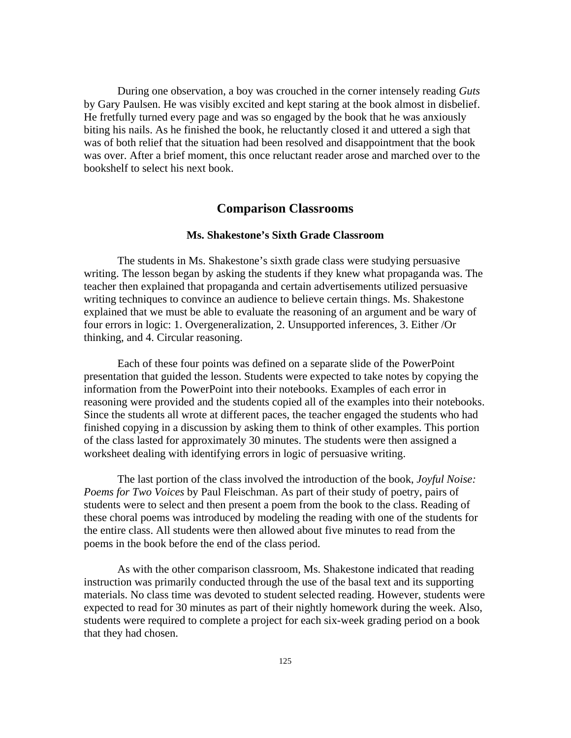During one observation, a boy was crouched in the corner intensely reading *Guts* by Gary Paulsen. He was visibly excited and kept staring at the book almost in disbelief. He fretfully turned every page and was so engaged by the book that he was anxiously biting his nails. As he finished the book, he reluctantly closed it and uttered a sigh that was of both relief that the situation had been resolved and disappointment that the book was over. After a brief moment, this once reluctant reader arose and marched over to the bookshelf to select his next book.

## Comparison Classrooms

### Ms. Shakestone's Sixth Grade Classroom

The students in Ms. Shakestone's sixth grade class were studying persuasive writing. The lesson began by asking the students if they knew what propaganda was. The teacher then explained that propaganda and certain advertisements utilized persuasive writing techniques to convince an audience to believe certain things. Ms. Shakestone explained that we must be able to evaluate the reasoning of an argument and be wary of four errors in logic: 1. Overgeneralization, 2. Unsupported inferences, 3. Either /Or thinking, and 4. Circular reasoning.

Each of these four points was defined on a separate slide of the PowerPoint presentation that guided the lesson. Students were expected to take notes by copying the information from the PowerPoint into their notebooks. Examples of each error in reasoning were provided and the students copied all of the examples into their notebooks. Since the students all wrote at different paces, the teacher engaged the students who had finished copying in a discussion by asking them to think of other examples. This portion of the class lasted for approximately 30 minutes. The students were then assigned a worksheet dealing with identifying errors in logic of persuasive writing.

The last portion of the class involved the introduction of the book, *Joyful Noise: Poems for Two Voices* by Paul Fleischman. As part of their study of poetry, pairs of students were to select and then present a poem from the book to the class. Reading of these choral poems was introduced by modeling the reading with one of the students for the entire class. All students were then allowed about five minutes to read from the poems in the book before the end of the class period.

As with the other comparison classroom, Ms. Shakestone indicated that reading instruction was primarily conducted through the use of the basal text and its supporting materials. No class time was devoted to student selected reading. However, students were expected to read for 30 minutes as part of their nightly homework during the week. Also, students were required to complete a project for each six-week grading period on a book that they had chosen.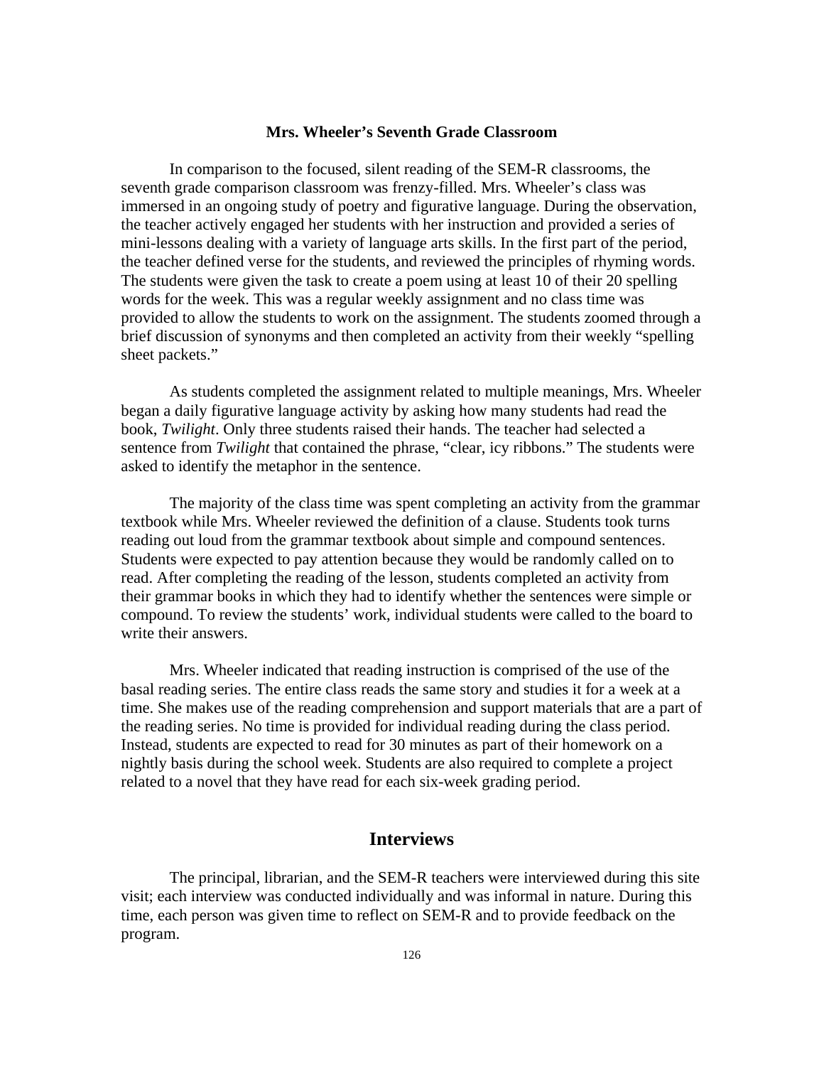### Mrs. Wheeler's Seventh Grade Classroom

In comparison to the focused, silent reading of the SEM-R classrooms, the seventh grade comparison classroom was frenzy-filled. Mrs. Wheeler's class was immersed in an ongoing study of poetry and figurative language. During the observation, the teacher actively engaged her students with her instruction and provided a series of mini-lessons dealing with a variety of language arts skills. In the first part of the period, the teacher defined verse for the students, and reviewed the principles of rhyming words. The students were given the task to create a poem using at least 10 of their 20 spelling words for the week. This was a regular weekly assignment and no class time was provided to allow the students to work on the assignment. The students zoomed through a brief discussion of synonyms and then completed an activity from their weekly "spelling sheet packets."

As students completed the assignment related to multiple meanings, Mrs. Wheeler began a daily figurative language activity by asking how many students had read the book, *Twilight*. Only three students raised their hands. The teacher had selected a sentence from *Twilight* that contained the phrase, "clear, icy ribbons." The students were asked to identify the metaphor in the sentence.

The majority of the class time was spent completing an activity from the grammar textbook while Mrs. Wheeler reviewed the definition of a clause. Students took turns reading out loud from the grammar textbook about simple and compound sentences. Students were expected to pay attention because they would be randomly called on to read. After completing the reading of the lesson, students completed an activity from their grammar books in which they had to identify whether the sentences were simple or compound. To review the students' work, individual students were called to the board to write their answers.

Mrs. Wheeler indicated that reading instruction is comprised of the use of the basal reading series. The entire class reads the same story and studies it for a week at a time. She makes use of the reading comprehension and support materials that are a part of the reading series. No time is provided for individual reading during the class period. Instead, students are expected to read for 30 minutes as part of their homework on a nightly basis during the school week. Students are also required to complete a project related to a novel that they have read for each six-week grading period.

## Interviews

The principal, librarian, and the SEM-R teachers were interviewed during this site visit; each interview was conducted individually and was informal in nature. During this time, each person was given time to reflect on SEM-R and to provide feedback on the program.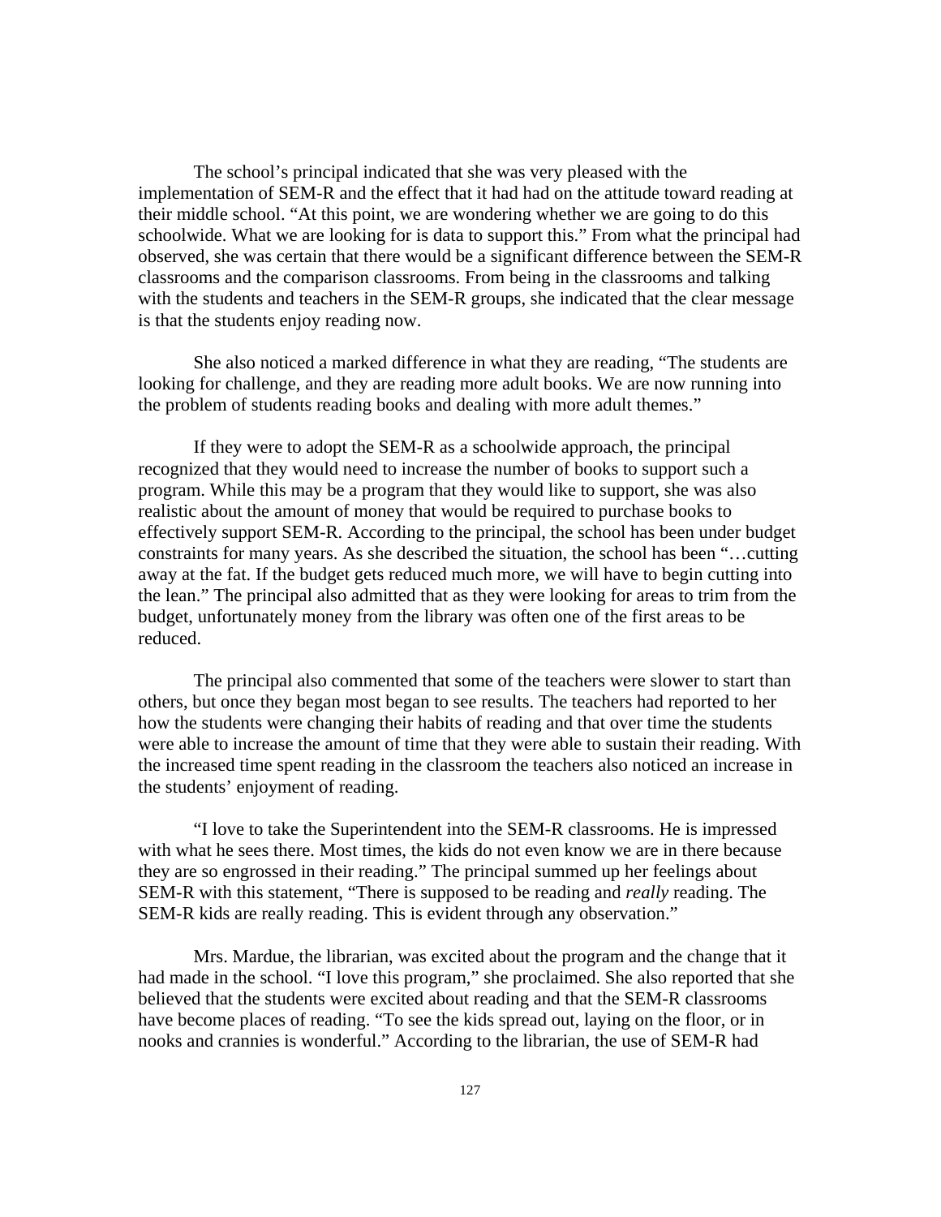The school's principal indicated that she was very pleased with the implementation of SEM-R and the effect that it had had on the attitude toward reading at their middle school. "At this point, we are wondering whether we are going to do this schoolwide. What we are looking for is data to support this." From what the principal had observed, she was certain that there would be a significant difference between the SEM-R classrooms and the comparison classrooms. From being in the classrooms and talking with the students and teachers in the SEM-R groups, she indicated that the clear message is that the students enjoy reading now.

She also noticed a marked difference in what they are reading, "The students are looking for challenge, and they are reading more adult books. We are now running into the problem of students reading books and dealing with more adult themes."

If they were to adopt the SEM-R as a schoolwide approach, the principal recognized that they would need to increase the number of books to support such a program. While this may be a program that they would like to support, she was also realistic about the amount of money that would be required to purchase books to effectively support SEM-R. According to the principal, the school has been under budget constraints for many years. As she described the situation, the school has been "…cutting away at the fat. If the budget gets reduced much more, we will have to begin cutting into the lean." The principal also admitted that as they were looking for areas to trim from the budget, unfortunately money from the library was often one of the first areas to be reduced.

The principal also commented that some of the teachers were slower to start than others, but once they began most began to see results. The teachers had reported to her how the students were changing their habits of reading and that over time the students were able to increase the amount of time that they were able to sustain their reading. With the increased time spent reading in the classroom the teachers also noticed an increase in the students' enjoyment of reading.

"I love to take the Superintendent into the SEM-R classrooms. He is impressed with what he sees there. Most times, the kids do not even know we are in there because they are so engrossed in their reading." The principal summed up her feelings about SEM-R with this statement, "There is supposed to be reading and *really* reading. The SEM-R kids are really reading. This is evident through any observation."

Mrs. Mardue, the librarian, was excited about the program and the change that it had made in the school. "I love this program," she proclaimed. She also reported that she believed that the students were excited about reading and that the SEM-R classrooms have become places of reading. "To see the kids spread out, laying on the floor, or in nooks and crannies is wonderful." According to the librarian, the use of SEM-R had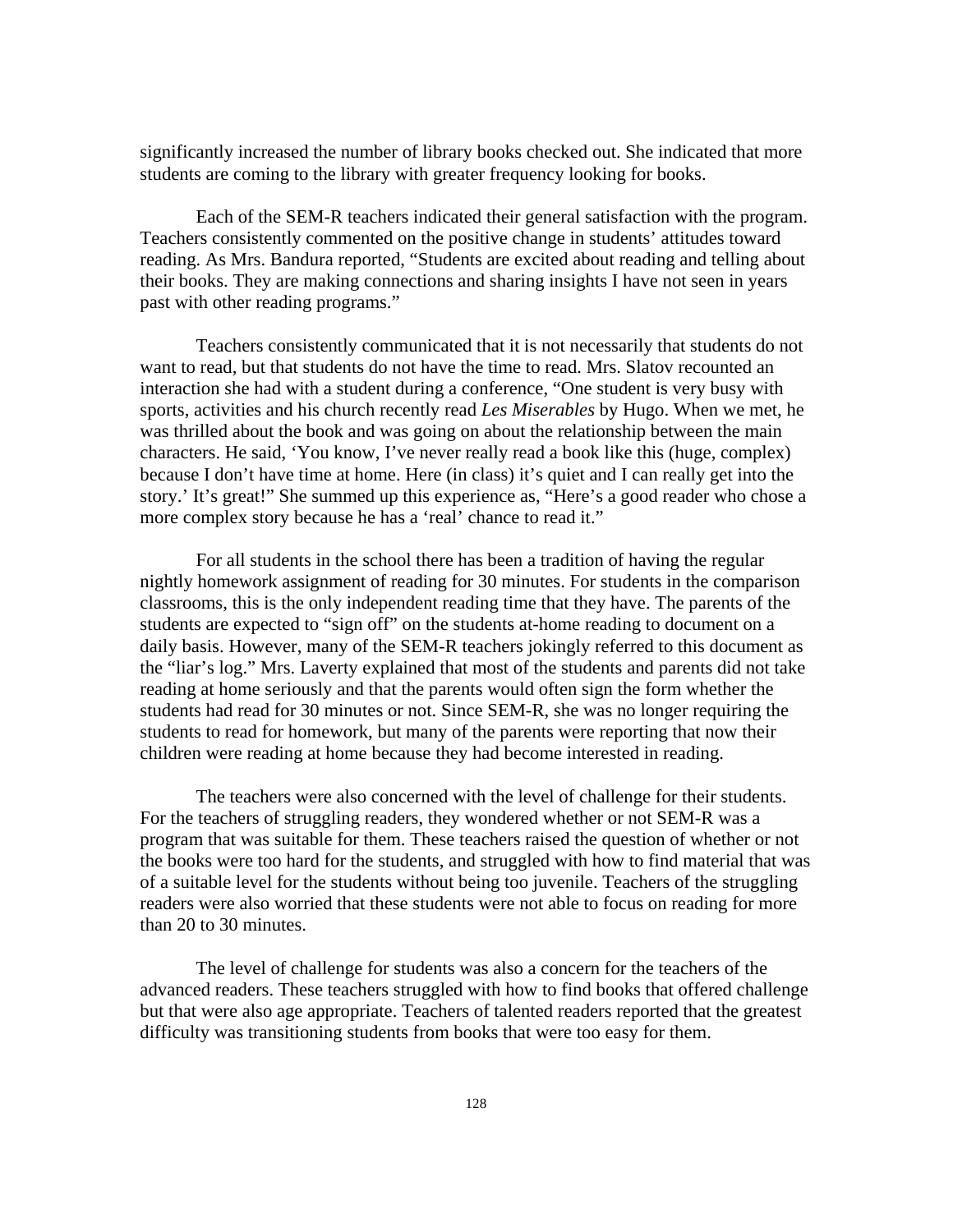significantly increased the number of library books checked out. She indicated that more students are coming to the library with greater frequency looking for books.

Each of the SEM-R teachers indicated their general satisfaction with the program. Teachers consistently commented on the positive change in students' attitudes toward reading. As Mrs. Bandura reported, "Students are excited about reading and telling about their books. They are making connections and sharing insights I have not seen in years past with other reading programs."

Teachers consistently communicated that it is not necessarily that students do not want to read, but that students do not have the time to read. Mrs. Slatov recounted an interaction she had with a student during a conference, "One student is very busy with sports, activities and his church recently read *Les Miserables* by Hugo. When we met, he was thrilled about the book and was going on about the relationship between the main characters. He said, 'You know, I've never really read a book like this (huge, complex) because I don't have time at home. Here (in class) it's quiet and I can really get into the story.' It's great!" She summed up this experience as, "Here's a good reader who chose a more complex story because he has a 'real' chance to read it."

For all students in the school there has been a tradition of having the regular nightly homework assignment of reading for 30 minutes. For students in the comparison classrooms, this is the only independent reading time that they have. The parents of the students are expected to "sign off" on the students at-home reading to document on a daily basis. However, many of the SEM-R teachers jokingly referred to this document as the "liar's log." Mrs. Laverty explained that most of the students and parents did not take reading at home seriously and that the parents would often sign the form whether the students had read for 30 minutes or not. Since SEM-R, she was no longer requiring the students to read for homework, but many of the parents were reporting that now their children were reading at home because they had become interested in reading.

The teachers were also concerned with the level of challenge for their students. For the teachers of struggling readers, they wondered whether or not SEM-R was a program that was suitable for them. These teachers raised the question of whether or not the books were too hard for the students, and struggled with how to find material that was of a suitable level for the students without being too juvenile. Teachers of the struggling readers were also worried that these students were not able to focus on reading for more than 20 to 30 minutes.

The level of challenge for students was also a concern for the teachers of the advanced readers. These teachers struggled with how to find books that offered challenge but that were also age appropriate. Teachers of talented readers reported that the greatest difficulty was transitioning students from books that were too easy for them.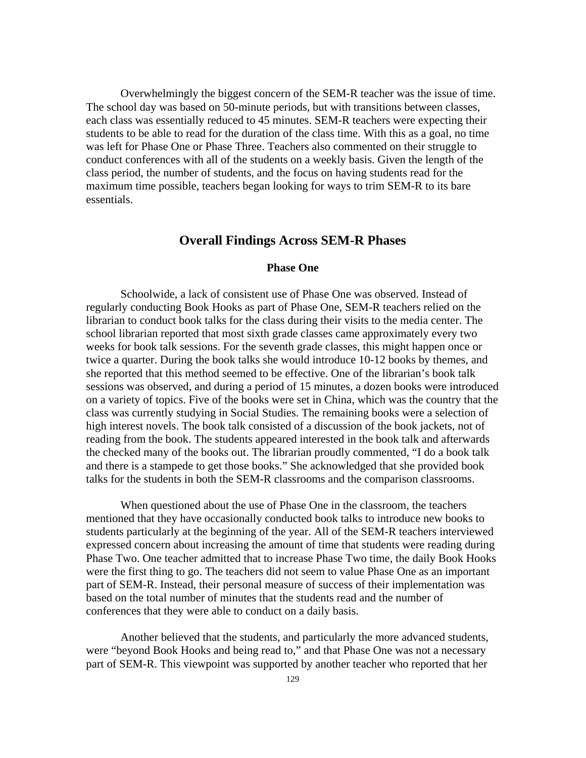Overwhelmingly the biggest concern of the SEM-R teacher was the issue of time. The school day was based on 50-minute periods, but with transitions between classes, each class was essentially reduced to 45 minutes. SEM-R teachers were expecting their students to be able to read for the duration of the class time. With this as a goal, no time was left for Phase One or Phase Three. Teachers also commented on their struggle to conduct conferences with all of the students on a weekly basis. Given the length of the class period, the number of students, and the focus on having students read for the maximum time possible, teachers began looking for ways to trim SEM-R to its bare essentials.

## Overall Findings Across SEM-R Phases

### Phase One

Schoolwide, a lack of consistent use of Phase One was observed. Instead of regularly conducting Book Hooks as part of Phase One, SEM-R teachers relied on the librarian to conduct book talks for the class during their visits to the media center. The school librarian reported that most sixth grade classes came approximately every two weeks for book talk sessions. For the seventh grade classes, this might happen once or twice a quarter. During the book talks she would introduce 10-12 books by themes, and she reported that this method seemed to be effective. One of the librarian's book talk sessions was observed, and during a period of 15 minutes, a dozen books were introduced on a variety of topics. Five of the books were set in China, which was the country that the class was currently studying in Social Studies. The remaining books were a selection of high interest novels. The book talk consisted of a discussion of the book jackets, not of reading from the book. The students appeared interested in the book talk and afterwards the checked many of the books out. The librarian proudly commented, "I do a book talk and there is a stampede to get those books." She acknowledged that she provided book talks for the students in both the SEM-R classrooms and the comparison classrooms.

When questioned about the use of Phase One in the classroom, the teachers mentioned that they have occasionally conducted book talks to introduce new books to students particularly at the beginning of the year. All of the SEM-R teachers interviewed expressed concern about increasing the amount of time that students were reading during Phase Two. One teacher admitted that to increase Phase Two time, the daily Book Hooks were the first thing to go. The teachers did not seem to value Phase One as an important part of SEM-R. Instead, their personal measure of success of their implementation was based on the total number of minutes that the students read and the number of conferences that they were able to conduct on a daily basis.

Another believed that the students, and particularly the more advanced students, were "beyond Book Hooks and being read to," and that Phase One was not a necessary part of SEM-R. This viewpoint was supported by another teacher who reported that her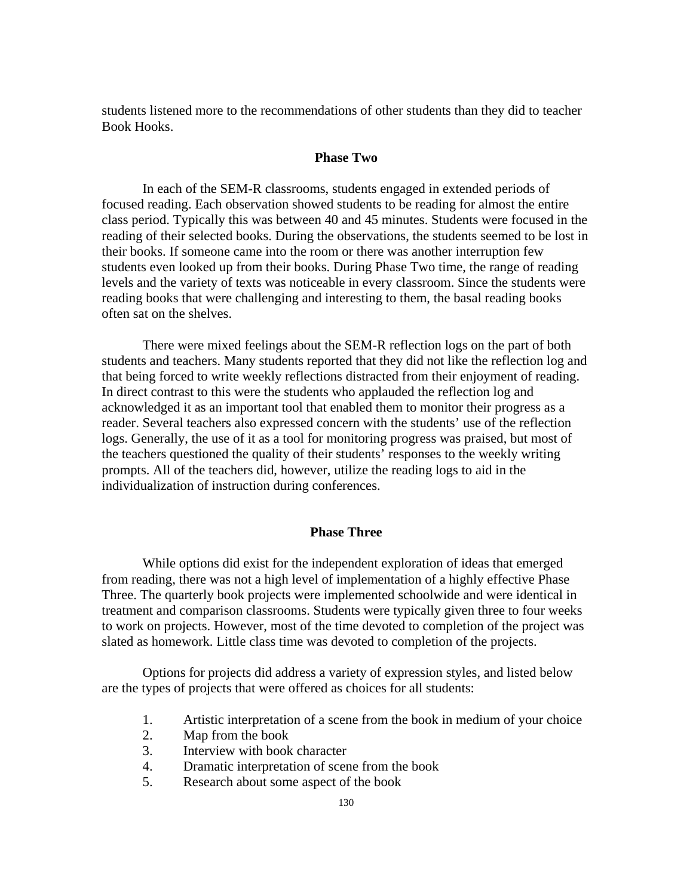students listened more to the recommendations of other students than they did to teacher Book Hooks.

### Phase Two

In each of the SEM-R classrooms, students engaged in extended periods of focused reading. Each observation showed students to be reading for almost the entire class period. Typically this was between 40 and 45 minutes. Students were focused in the reading of their selected books. During the observations, the students seemed to be lost in their books. If someone came into the room or there was another interruption few students even looked up from their books. During Phase Two time, the range of reading levels and the variety of texts was noticeable in every classroom. Since the students were reading books that were challenging and interesting to them, the basal reading books often sat on the shelves.

There were mixed feelings about the SEM-R reflection logs on the part of both students and teachers. Many students reported that they did not like the reflection log and that being forced to write weekly reflections distracted from their enjoyment of reading. In direct contrast to this were the students who applauded the reflection log and acknowledged it as an important tool that enabled them to monitor their progress as a reader. Several teachers also expressed concern with the students' use of the reflection logs. Generally, the use of it as a tool for monitoring progress was praised, but most of the teachers questioned the quality of their students' responses to the weekly writing prompts. All of the teachers did, however, utilize the reading logs to aid in the individualization of instruction during conferences.

### Phase Three

While options did exist for the independent exploration of ideas that emerged from reading, there was not a high level of implementation of a highly effective Phase Three. The quarterly book projects were implemented schoolwide and were identical in treatment and comparison classrooms. Students were typically given three to four weeks to work on projects. However, most of the time devoted to completion of the project was slated as homework. Little class time was devoted to completion of the projects.

Options for projects did address a variety of expression styles, and listed below are the types of projects that were offered as choices for all students:

1. Artistic interpretation of a scene from the book in medium of your choice
2. Map from the book
3. Interview with book character
4. Dramatic interpretation of scene from the book
5. Research about some aspect of the book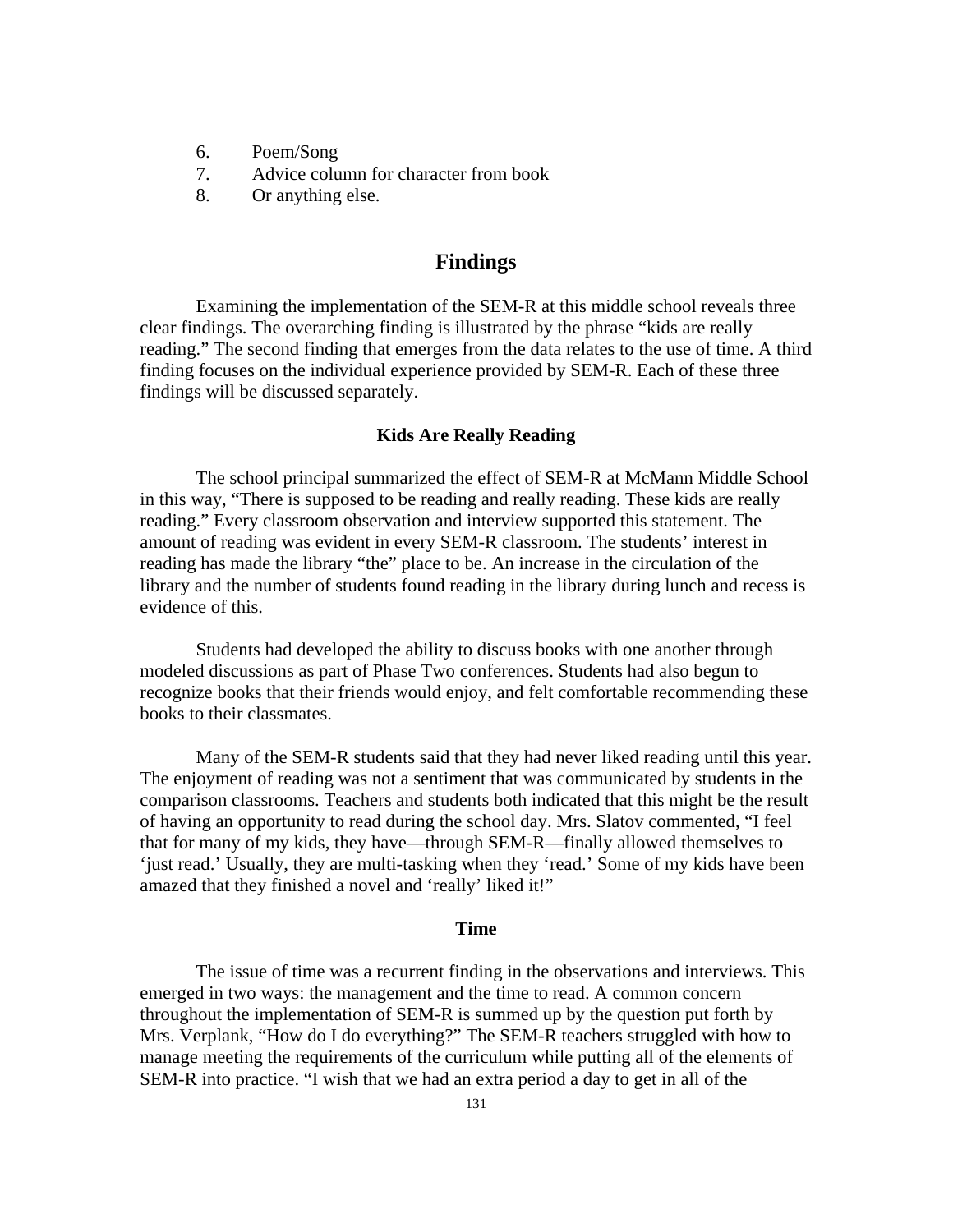6. Poem/Song
7. Advice column for character from book
8. Or anything else.

## Findings

Examining the implementation of the SEM-R at this middle school reveals three clear findings. The overarching finding is illustrated by the phrase "kids are really reading." The second finding that emerges from the data relates to the use of time. A third finding focuses on the individual experience provided by SEM-R. Each of these three findings will be discussed separately.

### Kids Are Really Reading

The school principal summarized the effect of SEM-R at McMann Middle School in this way, "There is supposed to be reading and really reading. These kids are really reading." Every classroom observation and interview supported this statement. The amount of reading was evident in every SEM-R classroom. The students' interest in reading has made the library "the" place to be. An increase in the circulation of the library and the number of students found reading in the library during lunch and recess is evidence of this.

Students had developed the ability to discuss books with one another through modeled discussions as part of Phase Two conferences. Students had also begun to recognize books that their friends would enjoy, and felt comfortable recommending these books to their classmates.

Many of the SEM-R students said that they had never liked reading until this year. The enjoyment of reading was not a sentiment that was communicated by students in the comparison classrooms. Teachers and students both indicated that this might be the result of having an opportunity to read during the school day. Mrs. Slatov commented, "I feel that for many of my kids, they have—through SEM-R—finally allowed themselves to 'just read.' Usually, they are multi-tasking when they 'read.' Some of my kids have been amazed that they finished a novel and 'really' liked it!"

### Time

The issue of time was a recurrent finding in the observations and interviews. This emerged in two ways: the management and the time to read. A common concern throughout the implementation of SEM-R is summed up by the question put forth by Mrs. Verplank, "How do I do everything?" The SEM-R teachers struggled with how to manage meeting the requirements of the curriculum while putting all of the elements of SEM-R into practice. "I wish that we had an extra period a day to get in all of the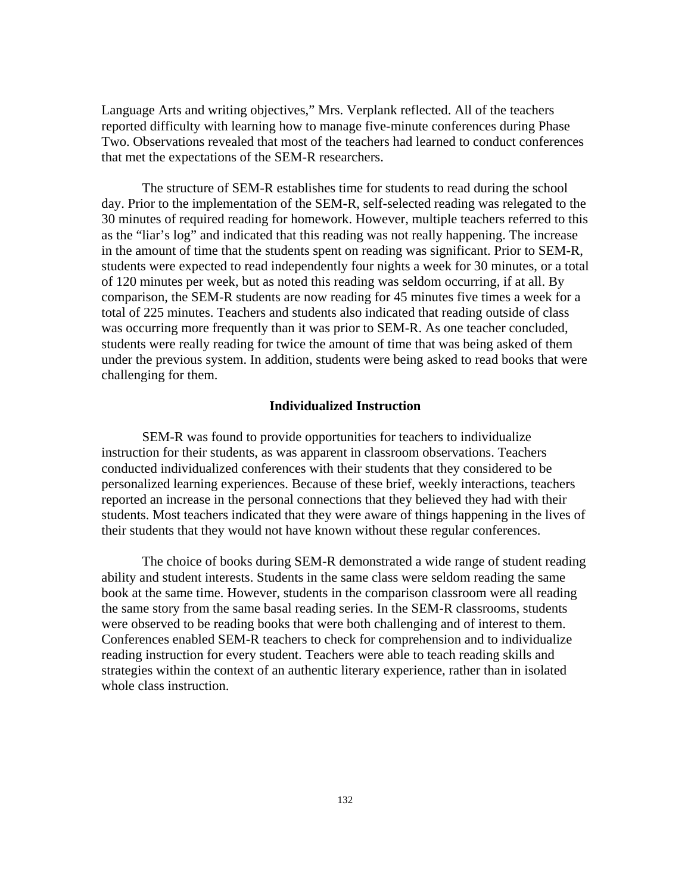Language Arts and writing objectives," Mrs. Verplank reflected. All of the teachers reported difficulty with learning how to manage five-minute conferences during Phase Two. Observations revealed that most of the teachers had learned to conduct conferences that met the expectations of the SEM-R researchers.

The structure of SEM-R establishes time for students to read during the school day. Prior to the implementation of the SEM-R, self-selected reading was relegated to the 30 minutes of required reading for homework. However, multiple teachers referred to this as the "liar's log" and indicated that this reading was not really happening. The increase in the amount of time that the students spent on reading was significant. Prior to SEM-R, students were expected to read independently four nights a week for 30 minutes, or a total of 120 minutes per week, but as noted this reading was seldom occurring, if at all. By comparison, the SEM-R students are now reading for 45 minutes five times a week for a total of 225 minutes. Teachers and students also indicated that reading outside of class was occurring more frequently than it was prior to SEM-R. As one teacher concluded, students were really reading for twice the amount of time that was being asked of them under the previous system. In addition, students were being asked to read books that were challenging for them.

## Individualized Instruction

SEM-R was found to provide opportunities for teachers to individualize instruction for their students, as was apparent in classroom observations. Teachers conducted individualized conferences with their students that they considered to be personalized learning experiences. Because of these brief, weekly interactions, teachers reported an increase in the personal connections that they believed they had with their students. Most teachers indicated that they were aware of things happening in the lives of their students that they would not have known without these regular conferences.

The choice of books during SEM-R demonstrated a wide range of student reading ability and student interests. Students in the same class were seldom reading the same book at the same time. However, students in the comparison classroom were all reading the same story from the same basal reading series. In the SEM-R classrooms, students were observed to be reading books that were both challenging and of interest to them. Conferences enabled SEM-R teachers to check for comprehension and to individualize reading instruction for every student. Teachers were able to teach reading skills and strategies within the context of an authentic literary experience, rather than in isolated whole class instruction.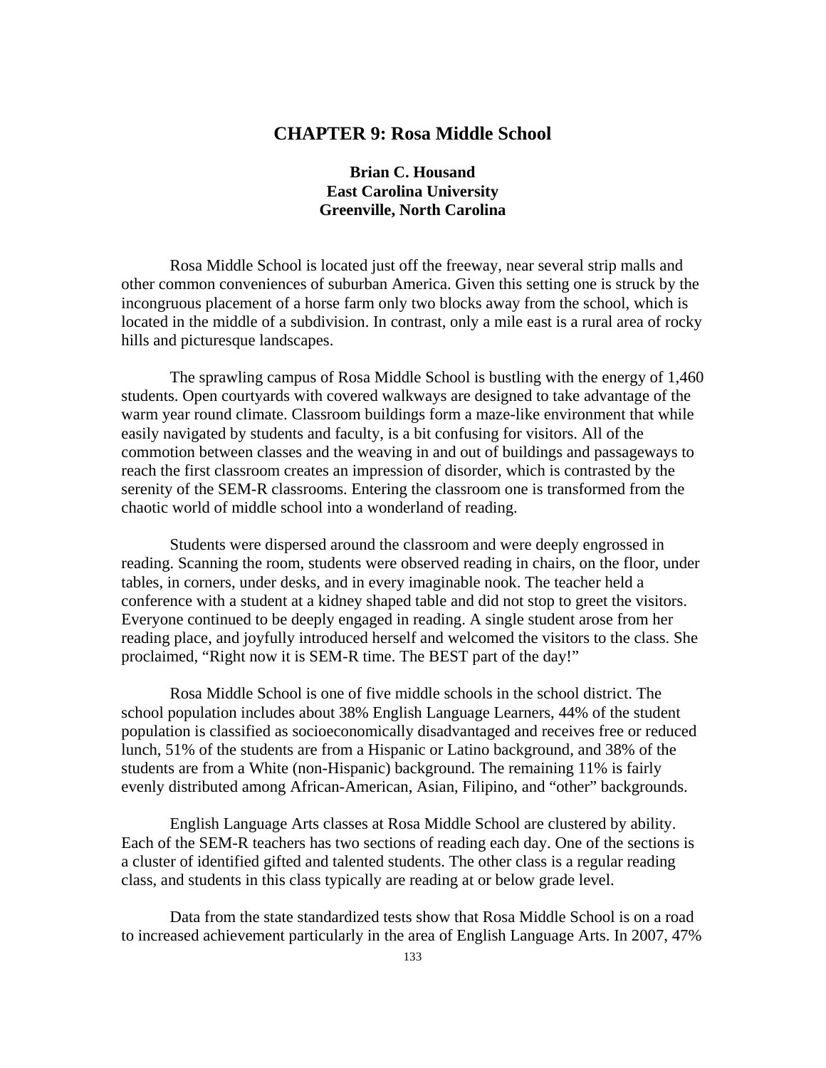# CHAPTER 9: Rosa Middle School

**Brian C. Housand**
**East Carolina University**
**Greenville, North Carolina**

Rosa Middle School is located just off the freeway, near several strip malls and other common conveniences of suburban America. Given this setting one is struck by the incongruous placement of a horse farm only two blocks away from the school, which is located in the middle of a subdivision. In contrast, only a mile east is a rural area of rocky hills and picturesque landscapes.

The sprawling campus of Rosa Middle School is bustling with the energy of 1,460 students. Open courtyards with covered walkways are designed to take advantage of the warm year round climate. Classroom buildings form a maze-like environment that while easily navigated by students and faculty, is a bit confusing for visitors. All of the commotion between classes and the weaving in and out of buildings and passageways to reach the first classroom creates an impression of disorder, which is contrasted by the serenity of the SEM-R classrooms. Entering the classroom one is transformed from the chaotic world of middle school into a wonderland of reading.

Students were dispersed around the classroom and were deeply engrossed in reading. Scanning the room, students were observed reading in chairs, on the floor, under tables, in corners, under desks, and in every imaginable nook. The teacher held a conference with a student at a kidney shaped table and did not stop to greet the visitors. Everyone continued to be deeply engaged in reading. A single student arose from her reading place, and joyfully introduced herself and welcomed the visitors to the class. She proclaimed, "Right now it is SEM-R time. The BEST part of the day!"

Rosa Middle School is one of five middle schools in the school district. The school population includes about 38% English Language Learners, 44% of the student population is classified as socioeconomically disadvantaged and receives free or reduced lunch, 51% of the students are from a Hispanic or Latino background, and 38% of the students are from a White (non-Hispanic) background. The remaining 11% is fairly evenly distributed among African-American, Asian, Filipino, and "other" backgrounds.

English Language Arts classes at Rosa Middle School are clustered by ability. Each of the SEM-R teachers has two sections of reading each day. One of the sections is a cluster of identified gifted and talented students. The other class is a regular reading class, and students in this class typically are reading at or below grade level.

Data from the state standardized tests show that Rosa Middle School is on a road to increased achievement particularly in the area of English Language Arts. In 2007, 47%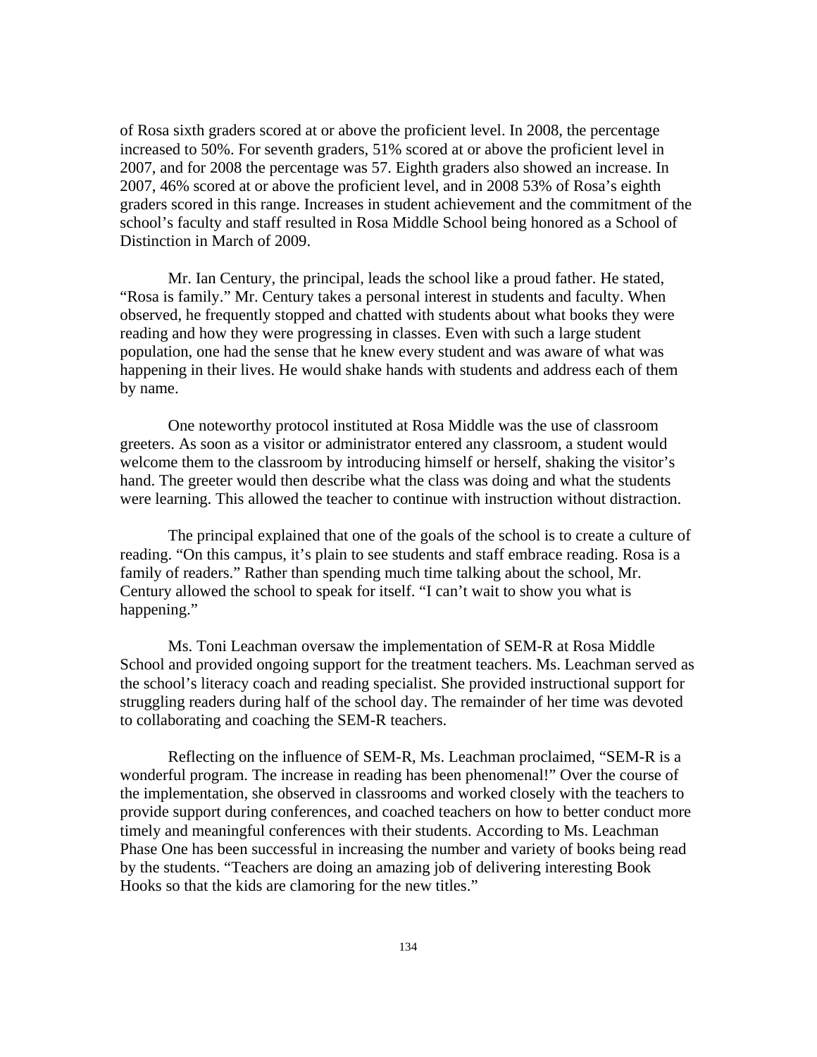of Rosa sixth graders scored at or above the proficient level. In 2008, the percentage increased to 50%. For seventh graders, 51% scored at or above the proficient level in 2007, and for 2008 the percentage was 57. Eighth graders also showed an increase. In 2007, 46% scored at or above the proficient level, and in 2008 53% of Rosa's eighth graders scored in this range. Increases in student achievement and the commitment of the school's faculty and staff resulted in Rosa Middle School being honored as a School of Distinction in March of 2009.

Mr. Ian Century, the principal, leads the school like a proud father. He stated, "Rosa is family." Mr. Century takes a personal interest in students and faculty. When observed, he frequently stopped and chatted with students about what books they were reading and how they were progressing in classes. Even with such a large student population, one had the sense that he knew every student and was aware of what was happening in their lives. He would shake hands with students and address each of them by name.

One noteworthy protocol instituted at Rosa Middle was the use of classroom greeters. As soon as a visitor or administrator entered any classroom, a student would welcome them to the classroom by introducing himself or herself, shaking the visitor's hand. The greeter would then describe what the class was doing and what the students were learning. This allowed the teacher to continue with instruction without distraction.

The principal explained that one of the goals of the school is to create a culture of reading. "On this campus, it's plain to see students and staff embrace reading. Rosa is a family of readers." Rather than spending much time talking about the school, Mr. Century allowed the school to speak for itself. "I can't wait to show you what is happening."

Ms. Toni Leachman oversaw the implementation of SEM-R at Rosa Middle School and provided ongoing support for the treatment teachers. Ms. Leachman served as the school's literacy coach and reading specialist. She provided instructional support for struggling readers during half of the school day. The remainder of her time was devoted to collaborating and coaching the SEM-R teachers.

Reflecting on the influence of SEM-R, Ms. Leachman proclaimed, "SEM-R is a wonderful program. The increase in reading has been phenomenal!" Over the course of the implementation, she observed in classrooms and worked closely with the teachers to provide support during conferences, and coached teachers on how to better conduct more timely and meaningful conferences with their students. According to Ms. Leachman Phase One has been successful in increasing the number and variety of books being read by the students. "Teachers are doing an amazing job of delivering interesting Book Hooks so that the kids are clamoring for the new titles."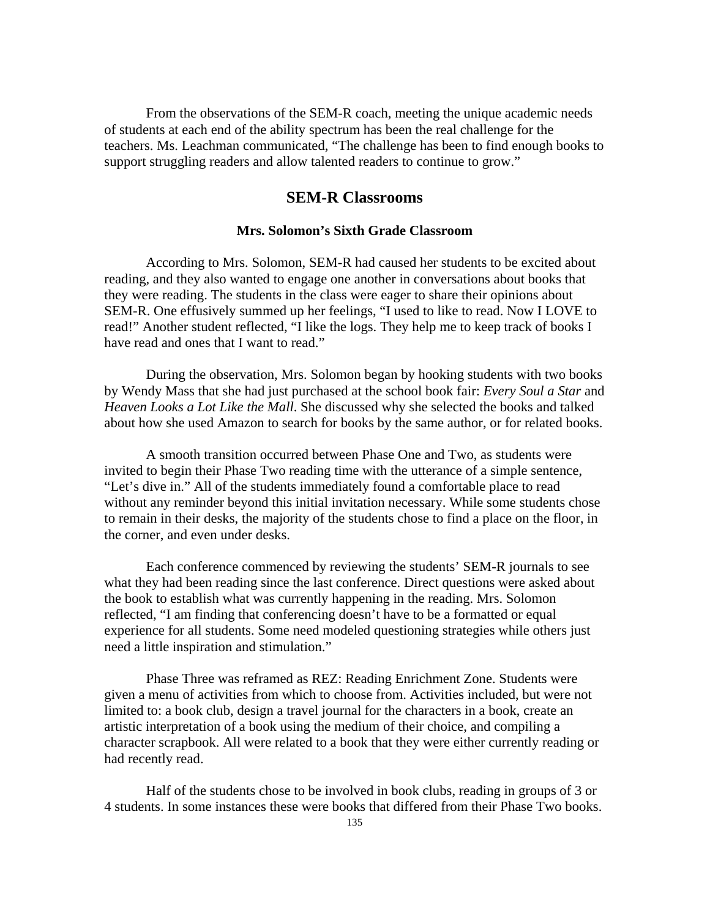From the observations of the SEM-R coach, meeting the unique academic needs of students at each end of the ability spectrum has been the real challenge for the teachers. Ms. Leachman communicated, "The challenge has been to find enough books to support struggling readers and allow talented readers to continue to grow."

## SEM-R Classrooms

### Mrs. Solomon's Sixth Grade Classroom

According to Mrs. Solomon, SEM-R had caused her students to be excited about reading, and they also wanted to engage one another in conversations about books that they were reading. The students in the class were eager to share their opinions about SEM-R. One effusively summed up her feelings, "I used to like to read. Now I LOVE to read!" Another student reflected, "I like the logs. They help me to keep track of books I have read and ones that I want to read."

During the observation, Mrs. Solomon began by hooking students with two books by Wendy Mass that she had just purchased at the school book fair: *Every Soul a Star* and *Heaven Looks a Lot Like the Mall*. She discussed why she selected the books and talked about how she used Amazon to search for books by the same author, or for related books.

A smooth transition occurred between Phase One and Two, as students were invited to begin their Phase Two reading time with the utterance of a simple sentence, "Let's dive in." All of the students immediately found a comfortable place to read without any reminder beyond this initial invitation necessary. While some students chose to remain in their desks, the majority of the students chose to find a place on the floor, in the corner, and even under desks.

Each conference commenced by reviewing the students' SEM-R journals to see what they had been reading since the last conference. Direct questions were asked about the book to establish what was currently happening in the reading. Mrs. Solomon reflected, "I am finding that conferencing doesn't have to be a formatted or equal experience for all students. Some need modeled questioning strategies while others just need a little inspiration and stimulation."

Phase Three was reframed as REZ: Reading Enrichment Zone. Students were given a menu of activities from which to choose from. Activities included, but were not limited to: a book club, design a travel journal for the characters in a book, create an artistic interpretation of a book using the medium of their choice, and compiling a character scrapbook. All were related to a book that they were either currently reading or had recently read.

Half of the students chose to be involved in book clubs, reading in groups of 3 or 4 students. In some instances these were books that differed from their Phase Two books.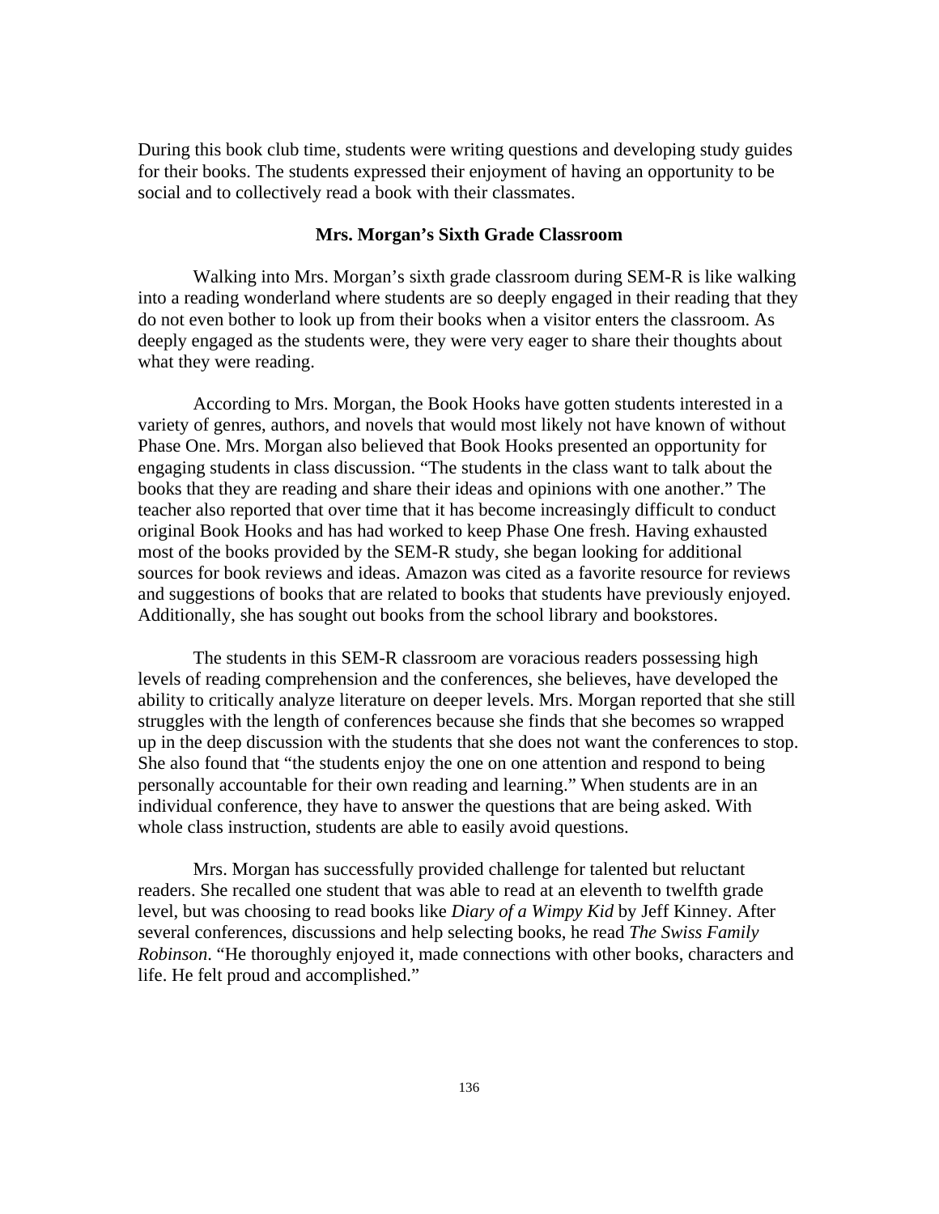During this book club time, students were writing questions and developing study guides for their books. The students expressed their enjoyment of having an opportunity to be social and to collectively read a book with their classmates.

### Mrs. Morgan's Sixth Grade Classroom

Walking into Mrs. Morgan's sixth grade classroom during SEM-R is like walking into a reading wonderland where students are so deeply engaged in their reading that they do not even bother to look up from their books when a visitor enters the classroom. As deeply engaged as the students were, they were very eager to share their thoughts about what they were reading.

According to Mrs. Morgan, the Book Hooks have gotten students interested in a variety of genres, authors, and novels that would most likely not have known of without Phase One. Mrs. Morgan also believed that Book Hooks presented an opportunity for engaging students in class discussion. "The students in the class want to talk about the books that they are reading and share their ideas and opinions with one another." The teacher also reported that over time that it has become increasingly difficult to conduct original Book Hooks and has had worked to keep Phase One fresh. Having exhausted most of the books provided by the SEM-R study, she began looking for additional sources for book reviews and ideas. Amazon was cited as a favorite resource for reviews and suggestions of books that are related to books that students have previously enjoyed. Additionally, she has sought out books from the school library and bookstores.

The students in this SEM-R classroom are voracious readers possessing high levels of reading comprehension and the conferences, she believes, have developed the ability to critically analyze literature on deeper levels. Mrs. Morgan reported that she still struggles with the length of conferences because she finds that she becomes so wrapped up in the deep discussion with the students that she does not want the conferences to stop. She also found that "the students enjoy the one on one attention and respond to being personally accountable for their own reading and learning." When students are in an individual conference, they have to answer the questions that are being asked. With whole class instruction, students are able to easily avoid questions.

Mrs. Morgan has successfully provided challenge for talented but reluctant readers. She recalled one student that was able to read at an eleventh to twelfth grade level, but was choosing to read books like *Diary of a Wimpy Kid* by Jeff Kinney. After several conferences, discussions and help selecting books, he read *The Swiss Family Robinson*. "He thoroughly enjoyed it, made connections with other books, characters and life. He felt proud and accomplished."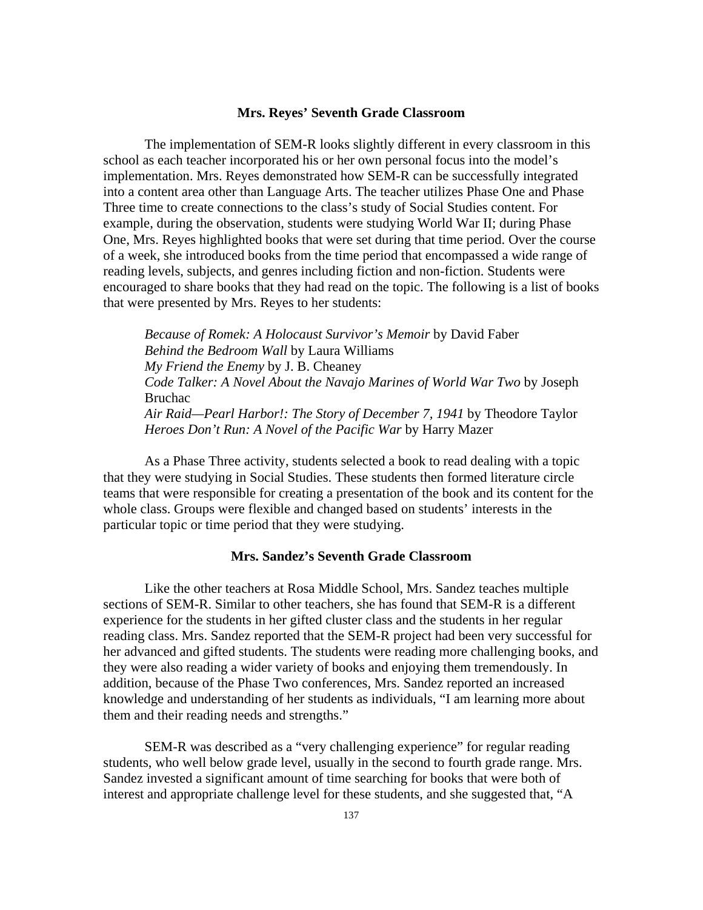## Mrs. Reyes' Seventh Grade Classroom

The implementation of SEM-R looks slightly different in every classroom in this school as each teacher incorporated his or her own personal focus into the model's implementation. Mrs. Reyes demonstrated how SEM-R can be successfully integrated into a content area other than Language Arts. The teacher utilizes Phase One and Phase Three time to create connections to the class's study of Social Studies content. For example, during the observation, students were studying World War II; during Phase One, Mrs. Reyes highlighted books that were set during that time period. Over the course of a week, she introduced books from the time period that encompassed a wide range of reading levels, subjects, and genres including fiction and non-fiction. Students were encouraged to share books that they had read on the topic. The following is a list of books that were presented by Mrs. Reyes to her students:

*Because of Romek: A Holocaust Survivor's Memoir* by David Faber
*Behind the Bedroom Wall* by Laura Williams
*My Friend the Enemy* by J. B. Cheaney
*Code Talker: A Novel About the Navajo Marines of World War Two* by Joseph Bruchac
*Air Raid—Pearl Harbor!: The Story of December 7, 1941* by Theodore Taylor
*Heroes Don't Run: A Novel of the Pacific War* by Harry Mazer

As a Phase Three activity, students selected a book to read dealing with a topic that they were studying in Social Studies. These students then formed literature circle teams that were responsible for creating a presentation of the book and its content for the whole class. Groups were flexible and changed based on students' interests in the particular topic or time period that they were studying.

## Mrs. Sandez's Seventh Grade Classroom

Like the other teachers at Rosa Middle School, Mrs. Sandez teaches multiple sections of SEM-R. Similar to other teachers, she has found that SEM-R is a different experience for the students in her gifted cluster class and the students in her regular reading class. Mrs. Sandez reported that the SEM-R project had been very successful for her advanced and gifted students. The students were reading more challenging books, and they were also reading a wider variety of books and enjoying them tremendously. In addition, because of the Phase Two conferences, Mrs. Sandez reported an increased knowledge and understanding of her students as individuals, "I am learning more about them and their reading needs and strengths."

SEM-R was described as a "very challenging experience" for regular reading students, who well below grade level, usually in the second to fourth grade range. Mrs. Sandez invested a significant amount of time searching for books that were both of interest and appropriate challenge level for these students, and she suggested that, "A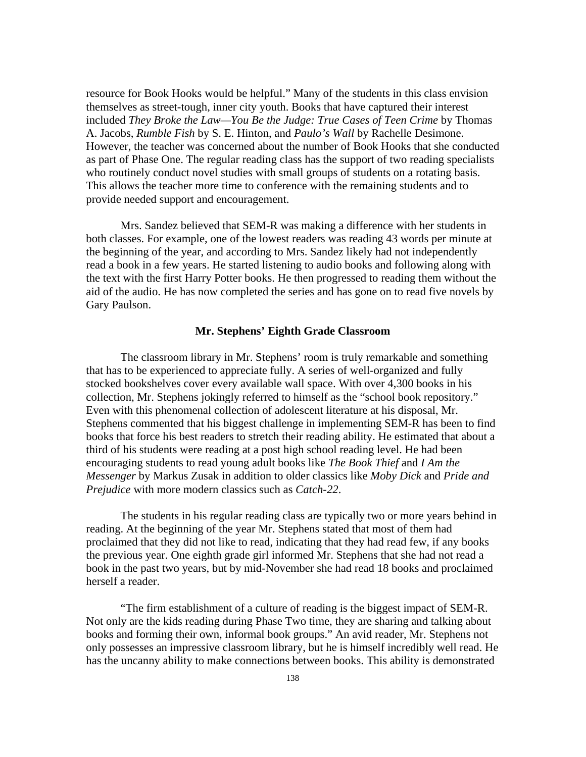resource for Book Hooks would be helpful." Many of the students in this class envision themselves as street-tough, inner city youth. Books that have captured their interest included *They Broke the Law—You Be the Judge: True Cases of Teen Crime* by Thomas A. Jacobs, *Rumble Fish* by S. E. Hinton, and *Paulo's Wall* by Rachelle Desimone. However, the teacher was concerned about the number of Book Hooks that she conducted as part of Phase One. The regular reading class has the support of two reading specialists who routinely conduct novel studies with small groups of students on a rotating basis. This allows the teacher more time to conference with the remaining students and to provide needed support and encouragement.

Mrs. Sandez believed that SEM-R was making a difference with her students in both classes. For example, one of the lowest readers was reading 43 words per minute at the beginning of the year, and according to Mrs. Sandez likely had not independently read a book in a few years. He started listening to audio books and following along with the text with the first Harry Potter books. He then progressed to reading them without the aid of the audio. He has now completed the series and has gone on to read five novels by Gary Paulson.

### Mr. Stephens' Eighth Grade Classroom

The classroom library in Mr. Stephens' room is truly remarkable and something that has to be experienced to appreciate fully. A series of well-organized and fully stocked bookshelves cover every available wall space. With over 4,300 books in his collection, Mr. Stephens jokingly referred to himself as the "school book repository." Even with this phenomenal collection of adolescent literature at his disposal, Mr. Stephens commented that his biggest challenge in implementing SEM-R has been to find books that force his best readers to stretch their reading ability. He estimated that about a third of his students were reading at a post high school reading level. He had been encouraging students to read young adult books like *The Book Thief* and *I Am the Messenger* by Markus Zusak in addition to older classics like *Moby Dick* and *Pride and Prejudice* with more modern classics such as *Catch-22*.

The students in his regular reading class are typically two or more years behind in reading. At the beginning of the year Mr. Stephens stated that most of them had proclaimed that they did not like to read, indicating that they had read few, if any books the previous year. One eighth grade girl informed Mr. Stephens that she had not read a book in the past two years, but by mid-November she had read 18 books and proclaimed herself a reader.

"The firm establishment of a culture of reading is the biggest impact of SEM-R. Not only are the kids reading during Phase Two time, they are sharing and talking about books and forming their own, informal book groups." An avid reader, Mr. Stephens not only possesses an impressive classroom library, but he is himself incredibly well read. He has the uncanny ability to make connections between books. This ability is demonstrated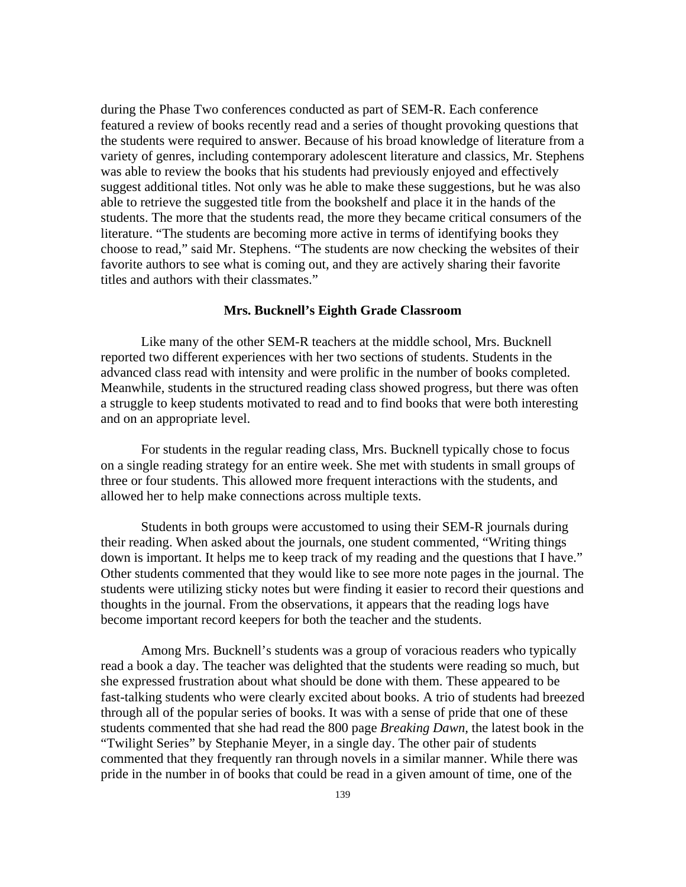during the Phase Two conferences conducted as part of SEM-R. Each conference featured a review of books recently read and a series of thought provoking questions that the students were required to answer. Because of his broad knowledge of literature from a variety of genres, including contemporary adolescent literature and classics, Mr. Stephens was able to review the books that his students had previously enjoyed and effectively suggest additional titles. Not only was he able to make these suggestions, but he was also able to retrieve the suggested title from the bookshelf and place it in the hands of the students. The more that the students read, the more they became critical consumers of the literature. "The students are becoming more active in terms of identifying books they choose to read," said Mr. Stephens. "The students are now checking the websites of their favorite authors to see what is coming out, and they are actively sharing their favorite titles and authors with their classmates."

### Mrs. Bucknell's Eighth Grade Classroom

Like many of the other SEM-R teachers at the middle school, Mrs. Bucknell reported two different experiences with her two sections of students. Students in the advanced class read with intensity and were prolific in the number of books completed. Meanwhile, students in the structured reading class showed progress, but there was often a struggle to keep students motivated to read and to find books that were both interesting and on an appropriate level.

For students in the regular reading class, Mrs. Bucknell typically chose to focus on a single reading strategy for an entire week. She met with students in small groups of three or four students. This allowed more frequent interactions with the students, and allowed her to help make connections across multiple texts.

Students in both groups were accustomed to using their SEM-R journals during their reading. When asked about the journals, one student commented, "Writing things down is important. It helps me to keep track of my reading and the questions that I have." Other students commented that they would like to see more note pages in the journal. The students were utilizing sticky notes but were finding it easier to record their questions and thoughts in the journal. From the observations, it appears that the reading logs have become important record keepers for both the teacher and the students.

Among Mrs. Bucknell's students was a group of voracious readers who typically read a book a day. The teacher was delighted that the students were reading so much, but she expressed frustration about what should be done with them. These appeared to be fast-talking students who were clearly excited about books. A trio of students had breezed through all of the popular series of books. It was with a sense of pride that one of these students commented that she had read the 800 page *Breaking Dawn*, the latest book in the "Twilight Series" by Stephanie Meyer, in a single day. The other pair of students commented that they frequently ran through novels in a similar manner. While there was pride in the number in of books that could be read in a given amount of time, one of the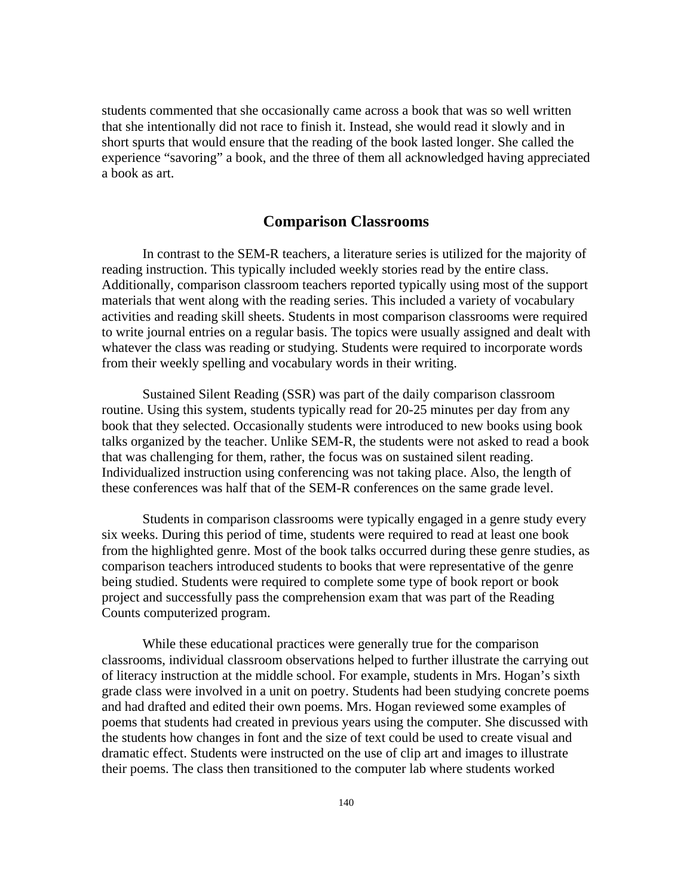students commented that she occasionally came across a book that was so well written that she intentionally did not race to finish it. Instead, she would read it slowly and in short spurts that would ensure that the reading of the book lasted longer. She called the experience "savoring" a book, and the three of them all acknowledged having appreciated a book as art.

## Comparison Classrooms

In contrast to the SEM-R teachers, a literature series is utilized for the majority of reading instruction. This typically included weekly stories read by the entire class. Additionally, comparison classroom teachers reported typically using most of the support materials that went along with the reading series. This included a variety of vocabulary activities and reading skill sheets. Students in most comparison classrooms were required to write journal entries on a regular basis. The topics were usually assigned and dealt with whatever the class was reading or studying. Students were required to incorporate words from their weekly spelling and vocabulary words in their writing.

Sustained Silent Reading (SSR) was part of the daily comparison classroom routine. Using this system, students typically read for 20-25 minutes per day from any book that they selected. Occasionally students were introduced to new books using book talks organized by the teacher. Unlike SEM-R, the students were not asked to read a book that was challenging for them, rather, the focus was on sustained silent reading. Individualized instruction using conferencing was not taking place. Also, the length of these conferences was half that of the SEM-R conferences on the same grade level.

Students in comparison classrooms were typically engaged in a genre study every six weeks. During this period of time, students were required to read at least one book from the highlighted genre. Most of the book talks occurred during these genre studies, as comparison teachers introduced students to books that were representative of the genre being studied. Students were required to complete some type of book report or book project and successfully pass the comprehension exam that was part of the Reading Counts computerized program.

While these educational practices were generally true for the comparison classrooms, individual classroom observations helped to further illustrate the carrying out of literacy instruction at the middle school. For example, students in Mrs. Hogan's sixth grade class were involved in a unit on poetry. Students had been studying concrete poems and had drafted and edited their own poems. Mrs. Hogan reviewed some examples of poems that students had created in previous years using the computer. She discussed with the students how changes in font and the size of text could be used to create visual and dramatic effect. Students were instructed on the use of clip art and images to illustrate their poems. The class then transitioned to the computer lab where students worked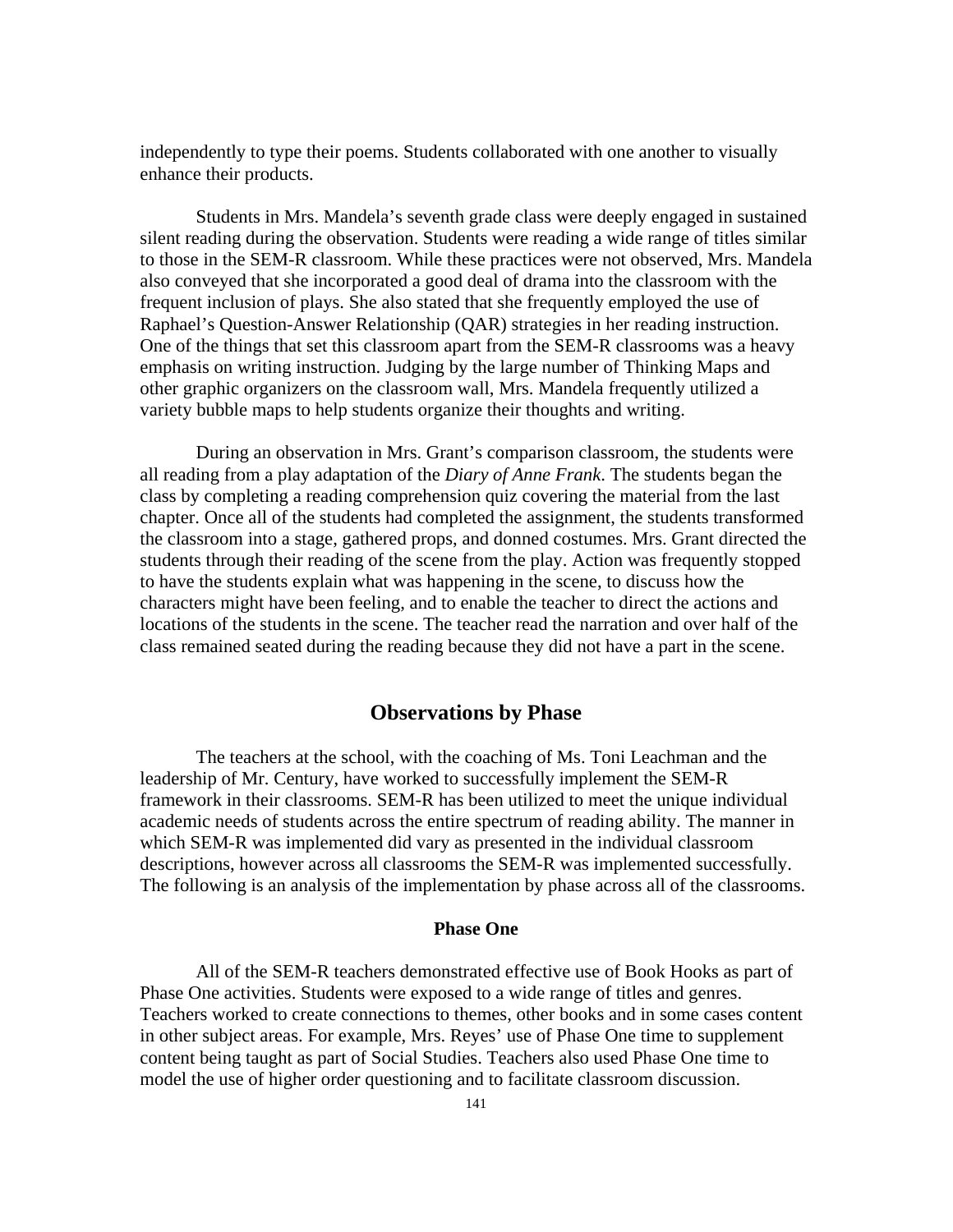independently to type their poems. Students collaborated with one another to visually enhance their products.

Students in Mrs. Mandela's seventh grade class were deeply engaged in sustained silent reading during the observation. Students were reading a wide range of titles similar to those in the SEM-R classroom. While these practices were not observed, Mrs. Mandela also conveyed that she incorporated a good deal of drama into the classroom with the frequent inclusion of plays. She also stated that she frequently employed the use of Raphael's Question-Answer Relationship (QAR) strategies in her reading instruction. One of the things that set this classroom apart from the SEM-R classrooms was a heavy emphasis on writing instruction. Judging by the large number of Thinking Maps and other graphic organizers on the classroom wall, Mrs. Mandela frequently utilized a variety bubble maps to help students organize their thoughts and writing.

During an observation in Mrs. Grant's comparison classroom, the students were all reading from a play adaptation of the *Diary of Anne Frank*. The students began the class by completing a reading comprehension quiz covering the material from the last chapter. Once all of the students had completed the assignment, the students transformed the classroom into a stage, gathered props, and donned costumes. Mrs. Grant directed the students through their reading of the scene from the play. Action was frequently stopped to have the students explain what was happening in the scene, to discuss how the characters might have been feeling, and to enable the teacher to direct the actions and locations of the students in the scene. The teacher read the narration and over half of the class remained seated during the reading because they did not have a part in the scene.

## Observations by Phase

The teachers at the school, with the coaching of Ms. Toni Leachman and the leadership of Mr. Century, have worked to successfully implement the SEM-R framework in their classrooms. SEM-R has been utilized to meet the unique individual academic needs of students across the entire spectrum of reading ability. The manner in which SEM-R was implemented did vary as presented in the individual classroom descriptions, however across all classrooms the SEM-R was implemented successfully. The following is an analysis of the implementation by phase across all of the classrooms.

### Phase One

All of the SEM-R teachers demonstrated effective use of Book Hooks as part of Phase One activities. Students were exposed to a wide range of titles and genres. Teachers worked to create connections to themes, other books and in some cases content in other subject areas. For example, Mrs. Reyes' use of Phase One time to supplement content being taught as part of Social Studies. Teachers also used Phase One time to model the use of higher order questioning and to facilitate classroom discussion.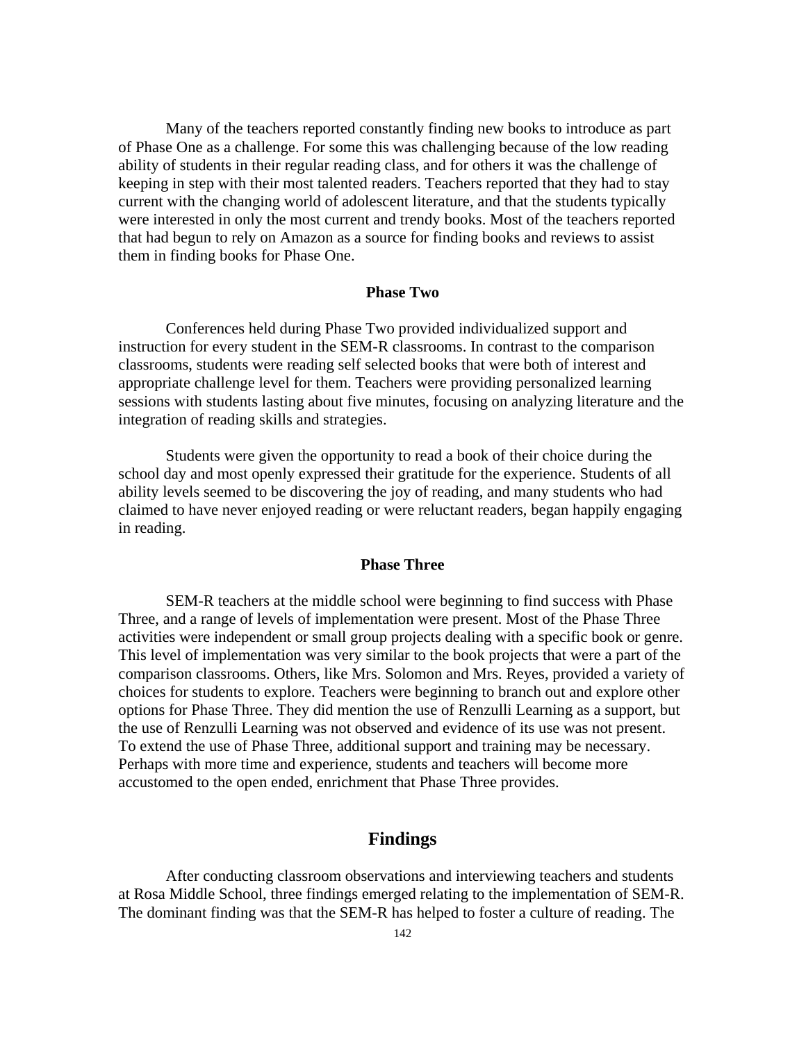Many of the teachers reported constantly finding new books to introduce as part of Phase One as a challenge. For some this was challenging because of the low reading ability of students in their regular reading class, and for others it was the challenge of keeping in step with their most talented readers. Teachers reported that they had to stay current with the changing world of adolescent literature, and that the students typically were interested in only the most current and trendy books. Most of the teachers reported that had begun to rely on Amazon as a source for finding books and reviews to assist them in finding books for Phase One.

### Phase Two

Conferences held during Phase Two provided individualized support and instruction for every student in the SEM-R classrooms. In contrast to the comparison classrooms, students were reading self selected books that were both of interest and appropriate challenge level for them. Teachers were providing personalized learning sessions with students lasting about five minutes, focusing on analyzing literature and the integration of reading skills and strategies.

Students were given the opportunity to read a book of their choice during the school day and most openly expressed their gratitude for the experience. Students of all ability levels seemed to be discovering the joy of reading, and many students who had claimed to have never enjoyed reading or were reluctant readers, began happily engaging in reading.

### Phase Three

SEM-R teachers at the middle school were beginning to find success with Phase Three, and a range of levels of implementation were present. Most of the Phase Three activities were independent or small group projects dealing with a specific book or genre. This level of implementation was very similar to the book projects that were a part of the comparison classrooms. Others, like Mrs. Solomon and Mrs. Reyes, provided a variety of choices for students to explore. Teachers were beginning to branch out and explore other options for Phase Three. They did mention the use of Renzulli Learning as a support, but the use of Renzulli Learning was not observed and evidence of its use was not present. To extend the use of Phase Three, additional support and training may be necessary. Perhaps with more time and experience, students and teachers will become more accustomed to the open ended, enrichment that Phase Three provides.

## Findings

After conducting classroom observations and interviewing teachers and students at Rosa Middle School, three findings emerged relating to the implementation of SEM-R. The dominant finding was that the SEM-R has helped to foster a culture of reading. The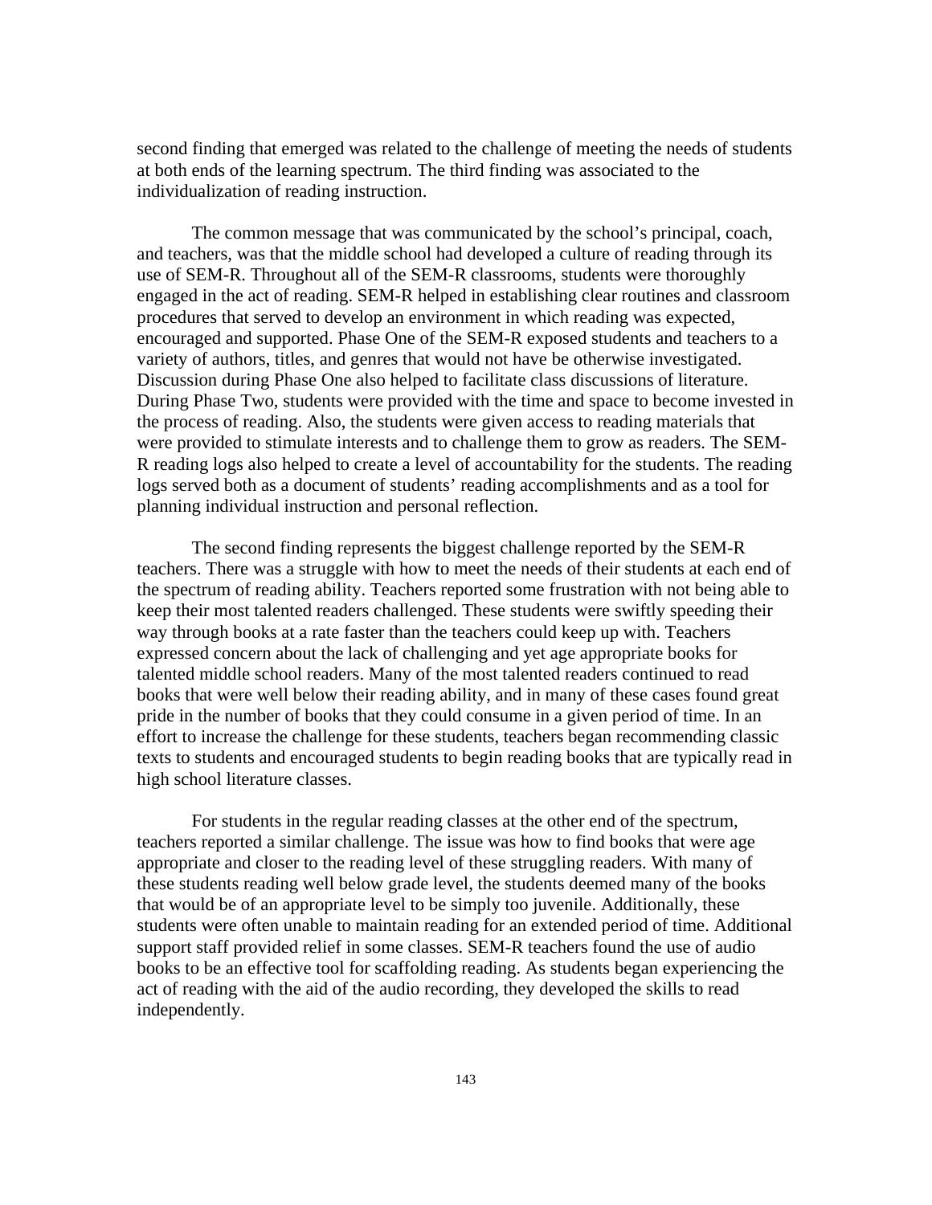second finding that emerged was related to the challenge of meeting the needs of students at both ends of the learning spectrum. The third finding was associated to the individualization of reading instruction.

The common message that was communicated by the school's principal, coach, and teachers, was that the middle school had developed a culture of reading through its use of SEM-R. Throughout all of the SEM-R classrooms, students were thoroughly engaged in the act of reading. SEM-R helped in establishing clear routines and classroom procedures that served to develop an environment in which reading was expected, encouraged and supported. Phase One of the SEM-R exposed students and teachers to a variety of authors, titles, and genres that would not have be otherwise investigated. Discussion during Phase One also helped to facilitate class discussions of literature. During Phase Two, students were provided with the time and space to become invested in the process of reading. Also, the students were given access to reading materials that were provided to stimulate interests and to challenge them to grow as readers. The SEM-R reading logs also helped to create a level of accountability for the students. The reading logs served both as a document of students' reading accomplishments and as a tool for planning individual instruction and personal reflection.

The second finding represents the biggest challenge reported by the SEM-R teachers. There was a struggle with how to meet the needs of their students at each end of the spectrum of reading ability. Teachers reported some frustration with not being able to keep their most talented readers challenged. These students were swiftly speeding their way through books at a rate faster than the teachers could keep up with. Teachers expressed concern about the lack of challenging and yet age appropriate books for talented middle school readers. Many of the most talented readers continued to read books that were well below their reading ability, and in many of these cases found great pride in the number of books that they could consume in a given period of time. In an effort to increase the challenge for these students, teachers began recommending classic texts to students and encouraged students to begin reading books that are typically read in high school literature classes.

For students in the regular reading classes at the other end of the spectrum, teachers reported a similar challenge. The issue was how to find books that were age appropriate and closer to the reading level of these struggling readers. With many of these students reading well below grade level, the students deemed many of the books that would be of an appropriate level to be simply too juvenile. Additionally, these students were often unable to maintain reading for an extended period of time. Additional support staff provided relief in some classes. SEM-R teachers found the use of audio books to be an effective tool for scaffolding reading. As students began experiencing the act of reading with the aid of the audio recording, they developed the skills to read independently.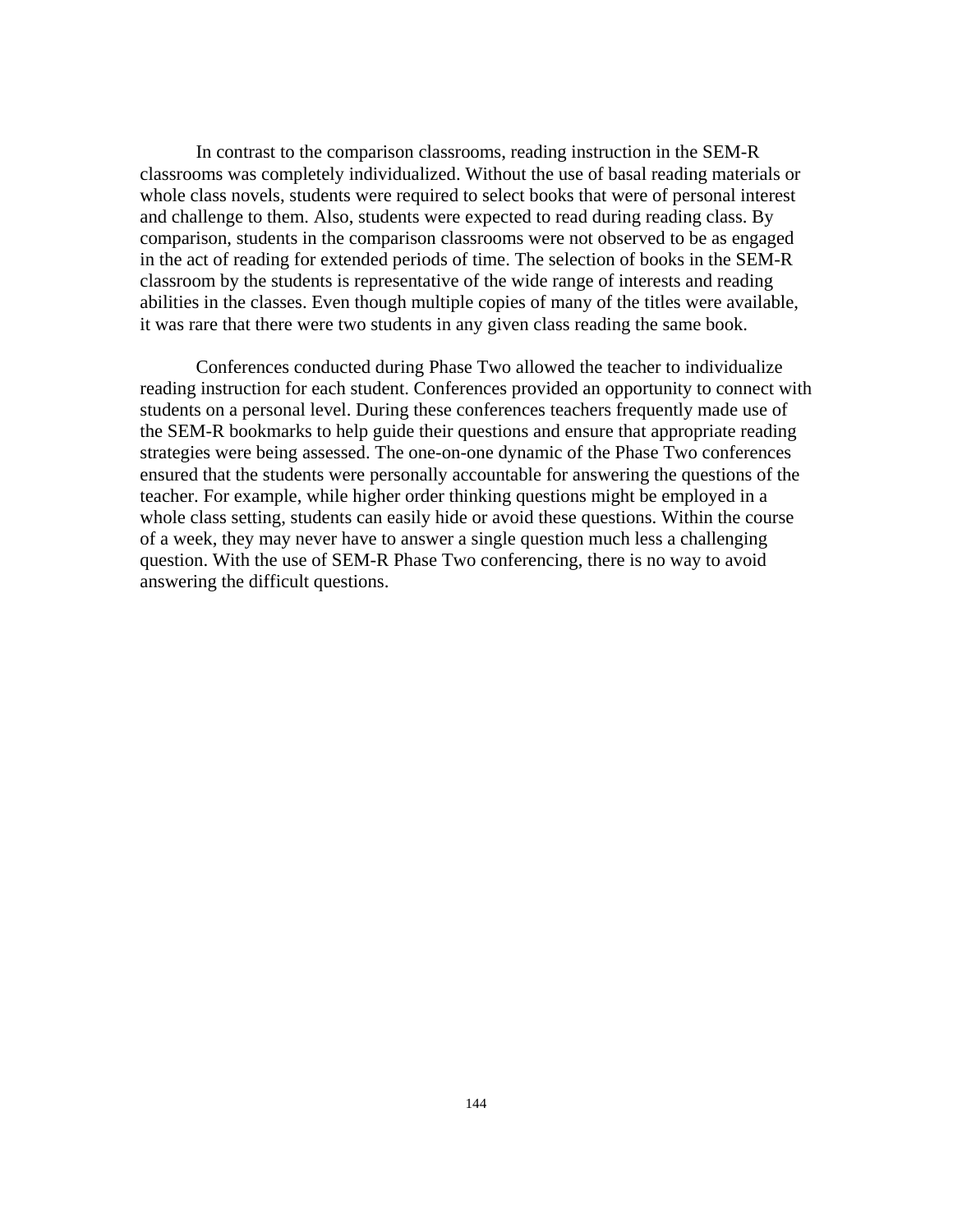In contrast to the comparison classrooms, reading instruction in the SEM-R classrooms was completely individualized. Without the use of basal reading materials or whole class novels, students were required to select books that were of personal interest and challenge to them. Also, students were expected to read during reading class. By comparison, students in the comparison classrooms were not observed to be as engaged in the act of reading for extended periods of time. The selection of books in the SEM-R classroom by the students is representative of the wide range of interests and reading abilities in the classes. Even though multiple copies of many of the titles were available, it was rare that there were two students in any given class reading the same book.

Conferences conducted during Phase Two allowed the teacher to individualize reading instruction for each student. Conferences provided an opportunity to connect with students on a personal level. During these conferences teachers frequently made use of the SEM-R bookmarks to help guide their questions and ensure that appropriate reading strategies were being assessed. The one-on-one dynamic of the Phase Two conferences ensured that the students were personally accountable for answering the questions of the teacher. For example, while higher order thinking questions might be employed in a whole class setting, students can easily hide or avoid these questions. Within the course of a week, they may never have to answer a single question much less a challenging question. With the use of SEM-R Phase Two conferencing, there is no way to avoid answering the difficult questions.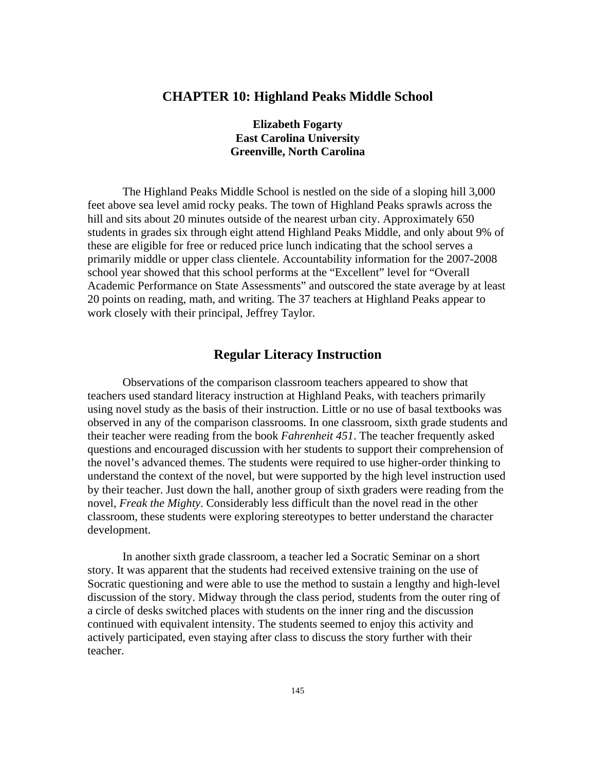# CHAPTER 10: Highland Peaks Middle School

**Elizabeth Fogarty**
**East Carolina University**
**Greenville, North Carolina**

The Highland Peaks Middle School is nestled on the side of a sloping hill 3,000 feet above sea level amid rocky peaks. The town of Highland Peaks sprawls across the hill and sits about 20 minutes outside of the nearest urban city. Approximately 650 students in grades six through eight attend Highland Peaks Middle, and only about 9% of these are eligible for free or reduced price lunch indicating that the school serves a primarily middle or upper class clientele. Accountability information for the 2007-2008 school year showed that this school performs at the "Excellent" level for "Overall Academic Performance on State Assessments" and outscored the state average by at least 20 points on reading, math, and writing. The 37 teachers at Highland Peaks appear to work closely with their principal, Jeffrey Taylor.

## Regular Literacy Instruction

Observations of the comparison classroom teachers appeared to show that teachers used standard literacy instruction at Highland Peaks, with teachers primarily using novel study as the basis of their instruction. Little or no use of basal textbooks was observed in any of the comparison classrooms. In one classroom, sixth grade students and their teacher were reading from the book *Fahrenheit 451*. The teacher frequently asked questions and encouraged discussion with her students to support their comprehension of the novel's advanced themes. The students were required to use higher-order thinking to understand the context of the novel, but were supported by the high level instruction used by their teacher. Just down the hall, another group of sixth graders were reading from the novel, *Freak the Mighty*. Considerably less difficult than the novel read in the other classroom, these students were exploring stereotypes to better understand the character development.

In another sixth grade classroom, a teacher led a Socratic Seminar on a short story. It was apparent that the students had received extensive training on the use of Socratic questioning and were able to use the method to sustain a lengthy and high-level discussion of the story. Midway through the class period, students from the outer ring of a circle of desks switched places with students on the inner ring and the discussion continued with equivalent intensity. The students seemed to enjoy this activity and actively participated, even staying after class to discuss the story further with their teacher.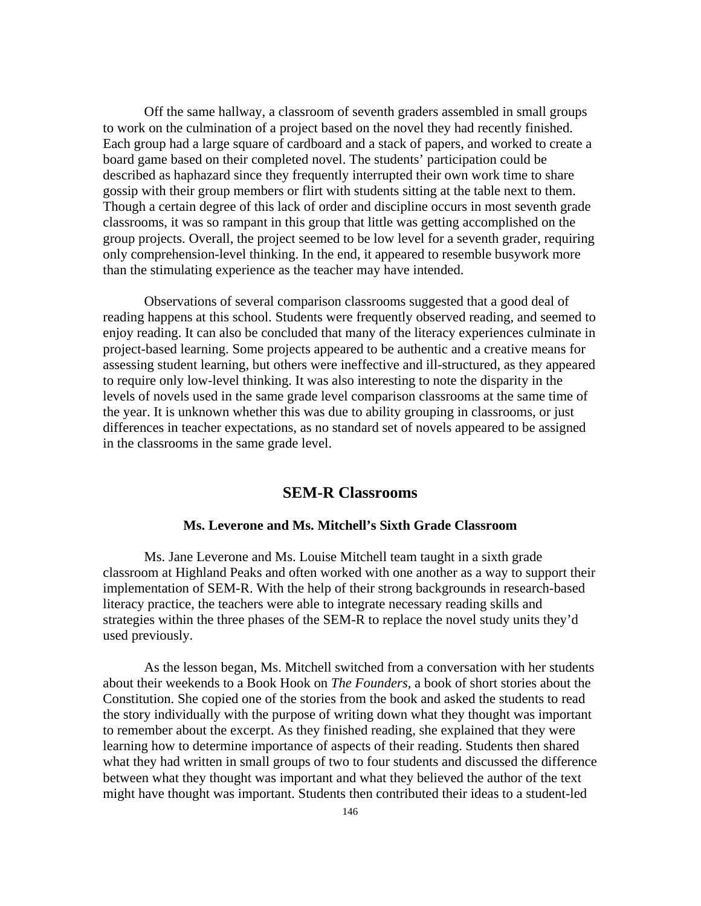Off the same hallway, a classroom of seventh graders assembled in small groups to work on the culmination of a project based on the novel they had recently finished. Each group had a large square of cardboard and a stack of papers, and worked to create a board game based on their completed novel. The students' participation could be described as haphazard since they frequently interrupted their own work time to share gossip with their group members or flirt with students sitting at the table next to them. Though a certain degree of this lack of order and discipline occurs in most seventh grade classrooms, it was so rampant in this group that little was getting accomplished on the group projects. Overall, the project seemed to be low level for a seventh grader, requiring only comprehension-level thinking. In the end, it appeared to resemble busywork more than the stimulating experience as the teacher may have intended.

Observations of several comparison classrooms suggested that a good deal of reading happens at this school. Students were frequently observed reading, and seemed to enjoy reading. It can also be concluded that many of the literacy experiences culminate in project-based learning. Some projects appeared to be authentic and a creative means for assessing student learning, but others were ineffective and ill-structured, as they appeared to require only low-level thinking. It was also interesting to note the disparity in the levels of novels used in the same grade level comparison classrooms at the same time of the year. It is unknown whether this was due to ability grouping in classrooms, or just differences in teacher expectations, as no standard set of novels appeared to be assigned in the classrooms in the same grade level.

## SEM-R Classrooms

### Ms. Leverone and Ms. Mitchell's Sixth Grade Classroom

Ms. Jane Leverone and Ms. Louise Mitchell team taught in a sixth grade classroom at Highland Peaks and often worked with one another as a way to support their implementation of SEM-R. With the help of their strong backgrounds in research-based literacy practice, the teachers were able to integrate necessary reading skills and strategies within the three phases of the SEM-R to replace the novel study units they'd used previously.

As the lesson began, Ms. Mitchell switched from a conversation with her students about their weekends to a Book Hook on *The Founders*, a book of short stories about the Constitution. She copied one of the stories from the book and asked the students to read the story individually with the purpose of writing down what they thought was important to remember about the excerpt. As they finished reading, she explained that they were learning how to determine importance of aspects of their reading. Students then shared what they had written in small groups of two to four students and discussed the difference between what they thought was important and what they believed the author of the text might have thought was important. Students then contributed their ideas to a student-led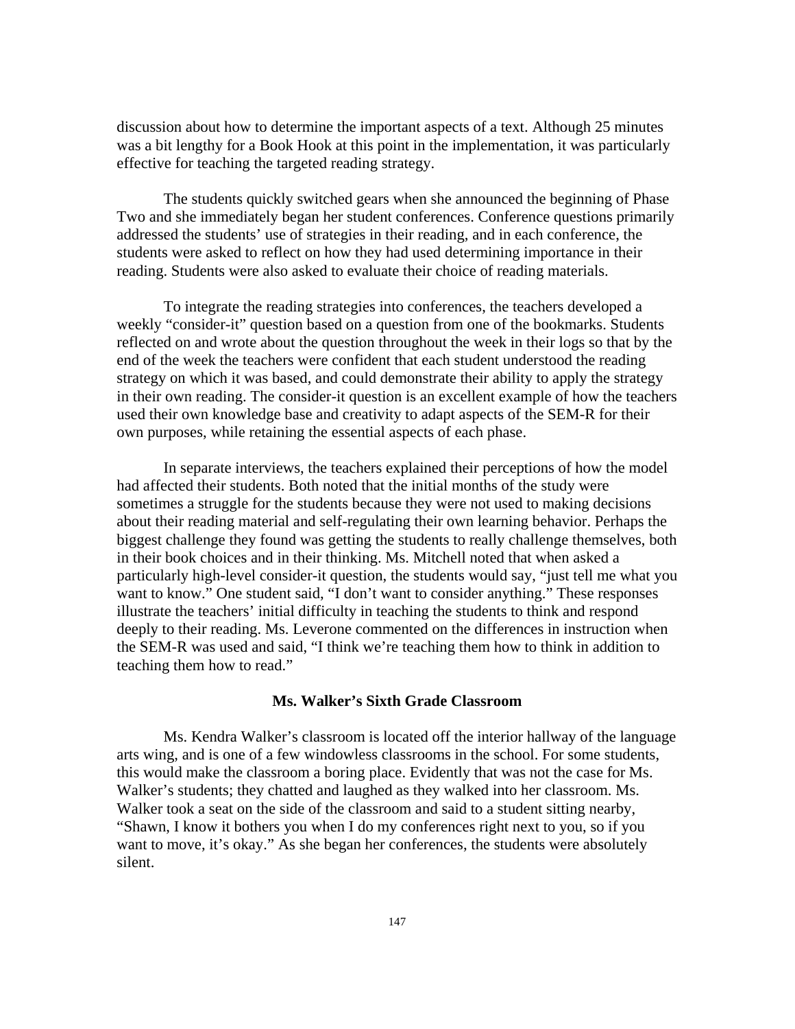discussion about how to determine the important aspects of a text. Although 25 minutes was a bit lengthy for a Book Hook at this point in the implementation, it was particularly effective for teaching the targeted reading strategy.

The students quickly switched gears when she announced the beginning of Phase Two and she immediately began her student conferences. Conference questions primarily addressed the students' use of strategies in their reading, and in each conference, the students were asked to reflect on how they had used determining importance in their reading. Students were also asked to evaluate their choice of reading materials.

To integrate the reading strategies into conferences, the teachers developed a weekly "consider-it" question based on a question from one of the bookmarks. Students reflected on and wrote about the question throughout the week in their logs so that by the end of the week the teachers were confident that each student understood the reading strategy on which it was based, and could demonstrate their ability to apply the strategy in their own reading. The consider-it question is an excellent example of how the teachers used their own knowledge base and creativity to adapt aspects of the SEM-R for their own purposes, while retaining the essential aspects of each phase.

In separate interviews, the teachers explained their perceptions of how the model had affected their students. Both noted that the initial months of the study were sometimes a struggle for the students because they were not used to making decisions about their reading material and self-regulating their own learning behavior. Perhaps the biggest challenge they found was getting the students to really challenge themselves, both in their book choices and in their thinking. Ms. Mitchell noted that when asked a particularly high-level consider-it question, the students would say, "just tell me what you want to know." One student said, "I don't want to consider anything." These responses illustrate the teachers' initial difficulty in teaching the students to think and respond deeply to their reading. Ms. Leverone commented on the differences in instruction when the SEM-R was used and said, "I think we're teaching them how to think in addition to teaching them how to read."

### Ms. Walker's Sixth Grade Classroom

Ms. Kendra Walker's classroom is located off the interior hallway of the language arts wing, and is one of a few windowless classrooms in the school. For some students, this would make the classroom a boring place. Evidently that was not the case for Ms. Walker's students; they chatted and laughed as they walked into her classroom. Ms. Walker took a seat on the side of the classroom and said to a student sitting nearby, "Shawn, I know it bothers you when I do my conferences right next to you, so if you want to move, it's okay." As she began her conferences, the students were absolutely silent.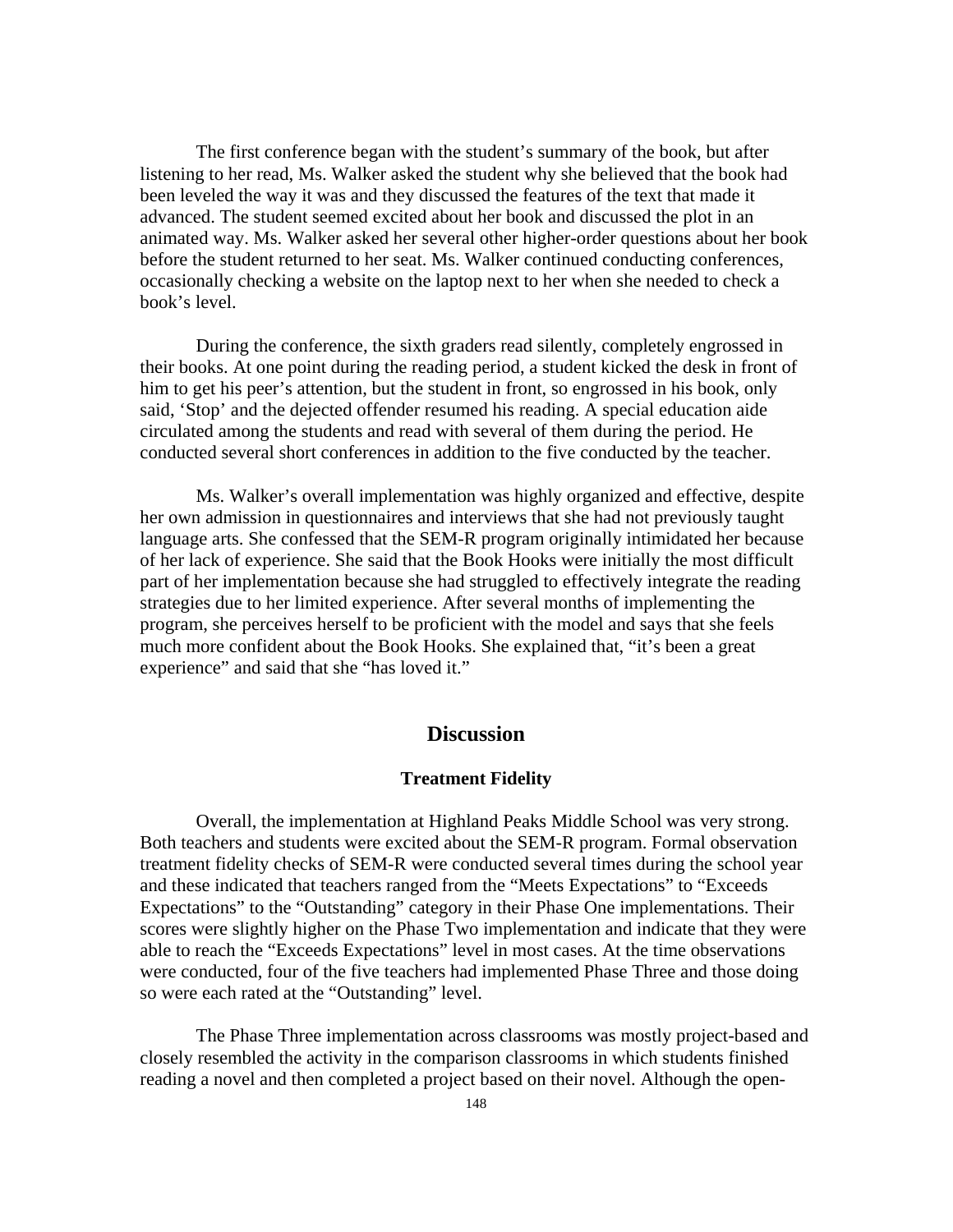The first conference began with the student's summary of the book, but after listening to her read, Ms. Walker asked the student why she believed that the book had been leveled the way it was and they discussed the features of the text that made it advanced. The student seemed excited about her book and discussed the plot in an animated way. Ms. Walker asked her several other higher-order questions about her book before the student returned to her seat. Ms. Walker continued conducting conferences, occasionally checking a website on the laptop next to her when she needed to check a book's level.

During the conference, the sixth graders read silently, completely engrossed in their books. At one point during the reading period, a student kicked the desk in front of him to get his peer's attention, but the student in front, so engrossed in his book, only said, 'Stop' and the dejected offender resumed his reading. A special education aide circulated among the students and read with several of them during the period. He conducted several short conferences in addition to the five conducted by the teacher.

Ms. Walker's overall implementation was highly organized and effective, despite her own admission in questionnaires and interviews that she had not previously taught language arts. She confessed that the SEM-R program originally intimidated her because of her lack of experience. She said that the Book Hooks were initially the most difficult part of her implementation because she had struggled to effectively integrate the reading strategies due to her limited experience. After several months of implementing the program, she perceives herself to be proficient with the model and says that she feels much more confident about the Book Hooks. She explained that, "it's been a great experience" and said that she "has loved it."

## Discussion

### Treatment Fidelity

Overall, the implementation at Highland Peaks Middle School was very strong. Both teachers and students were excited about the SEM-R program. Formal observation treatment fidelity checks of SEM-R were conducted several times during the school year and these indicated that teachers ranged from the "Meets Expectations" to "Exceeds Expectations" to the "Outstanding" category in their Phase One implementations. Their scores were slightly higher on the Phase Two implementation and indicate that they were able to reach the "Exceeds Expectations" level in most cases. At the time observations were conducted, four of the five teachers had implemented Phase Three and those doing so were each rated at the "Outstanding" level.

The Phase Three implementation across classrooms was mostly project-based and closely resembled the activity in the comparison classrooms in which students finished reading a novel and then completed a project based on their novel. Although the open-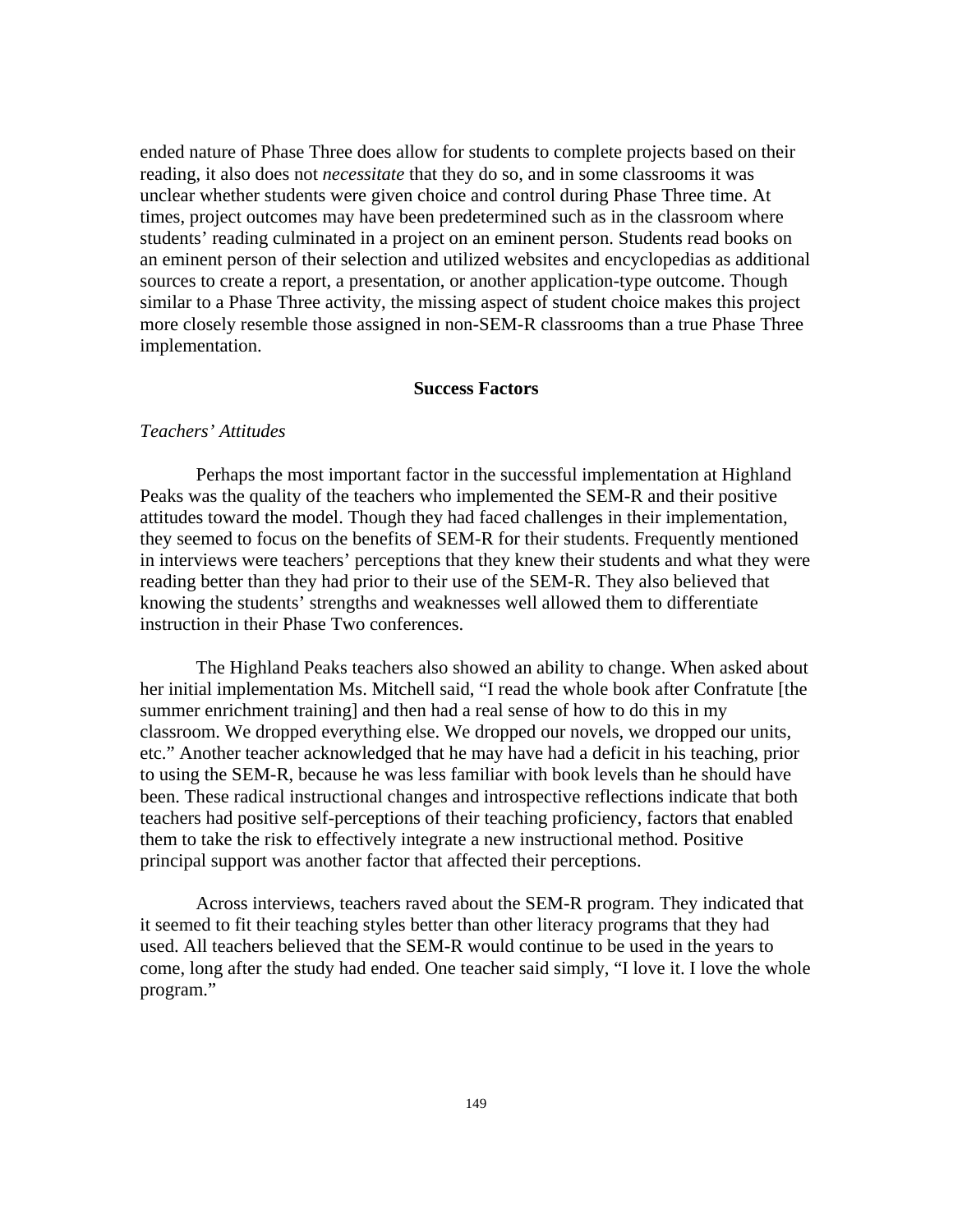ended nature of Phase Three does allow for students to complete projects based on their reading, it also does not *necessitate* that they do so, and in some classrooms it was unclear whether students were given choice and control during Phase Three time. At times, project outcomes may have been predetermined such as in the classroom where students' reading culminated in a project on an eminent person. Students read books on an eminent person of their selection and utilized websites and encyclopedias as additional sources to create a report, a presentation, or another application-type outcome. Though similar to a Phase Three activity, the missing aspect of student choice makes this project more closely resemble those assigned in non-SEM-R classrooms than a true Phase Three implementation.

## Success Factors

### *Teachers' Attitudes*

Perhaps the most important factor in the successful implementation at Highland Peaks was the quality of the teachers who implemented the SEM-R and their positive attitudes toward the model. Though they had faced challenges in their implementation, they seemed to focus on the benefits of SEM-R for their students. Frequently mentioned in interviews were teachers' perceptions that they knew their students and what they were reading better than they had prior to their use of the SEM-R. They also believed that knowing the students' strengths and weaknesses well allowed them to differentiate instruction in their Phase Two conferences.

The Highland Peaks teachers also showed an ability to change. When asked about her initial implementation Ms. Mitchell said, "I read the whole book after Confratute [the summer enrichment training] and then had a real sense of how to do this in my classroom. We dropped everything else. We dropped our novels, we dropped our units, etc." Another teacher acknowledged that he may have had a deficit in his teaching, prior to using the SEM-R, because he was less familiar with book levels than he should have been. These radical instructional changes and introspective reflections indicate that both teachers had positive self-perceptions of their teaching proficiency, factors that enabled them to take the risk to effectively integrate a new instructional method. Positive principal support was another factor that affected their perceptions.

Across interviews, teachers raved about the SEM-R program. They indicated that it seemed to fit their teaching styles better than other literacy programs that they had used. All teachers believed that the SEM-R would continue to be used in the years to come, long after the study had ended. One teacher said simply, "I love it. I love the whole program."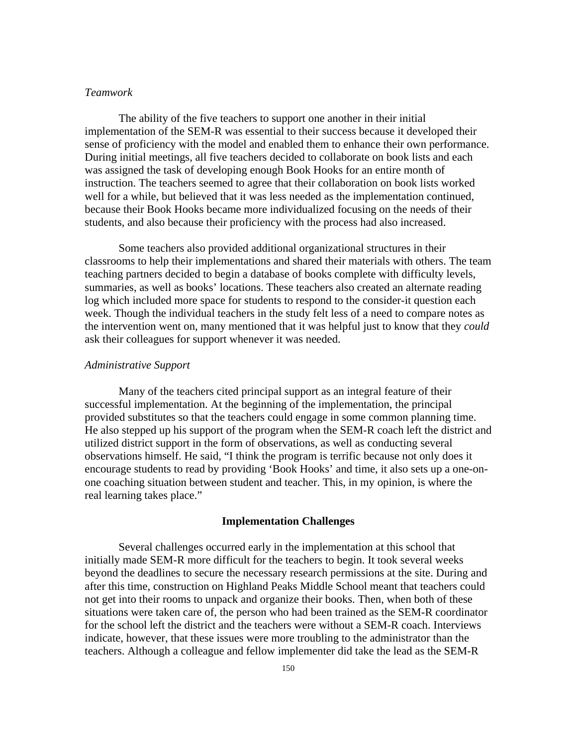*Teamwork*

The ability of the five teachers to support one another in their initial implementation of the SEM-R was essential to their success because it developed their sense of proficiency with the model and enabled them to enhance their own performance. During initial meetings, all five teachers decided to collaborate on book lists and each was assigned the task of developing enough Book Hooks for an entire month of instruction. The teachers seemed to agree that their collaboration on book lists worked well for a while, but believed that it was less needed as the implementation continued, because their Book Hooks became more individualized focusing on the needs of their students, and also because their proficiency with the process had also increased.

Some teachers also provided additional organizational structures in their classrooms to help their implementations and shared their materials with others. The team teaching partners decided to begin a database of books complete with difficulty levels, summaries, as well as books' locations. These teachers also created an alternate reading log which included more space for students to respond to the consider-it question each week. Though the individual teachers in the study felt less of a need to compare notes as the intervention went on, many mentioned that it was helpful just to know that they *could* ask their colleagues for support whenever it was needed.

*Administrative Support*

Many of the teachers cited principal support as an integral feature of their successful implementation. At the beginning of the implementation, the principal provided substitutes so that the teachers could engage in some common planning time. He also stepped up his support of the program when the SEM-R coach left the district and utilized district support in the form of observations, as well as conducting several observations himself. He said, "I think the program is terrific because not only does it encourage students to read by providing 'Book Hooks' and time, it also sets up a one-on-one coaching situation between student and teacher. This, in my opinion, is where the real learning takes place."

## Implementation Challenges

Several challenges occurred early in the implementation at this school that initially made SEM-R more difficult for the teachers to begin. It took several weeks beyond the deadlines to secure the necessary research permissions at the site. During and after this time, construction on Highland Peaks Middle School meant that teachers could not get into their rooms to unpack and organize their books. Then, when both of these situations were taken care of, the person who had been trained as the SEM-R coordinator for the school left the district and the teachers were without a SEM-R coach. Interviews indicate, however, that these issues were more troubling to the administrator than the teachers. Although a colleague and fellow implementer did take the lead as the SEM-R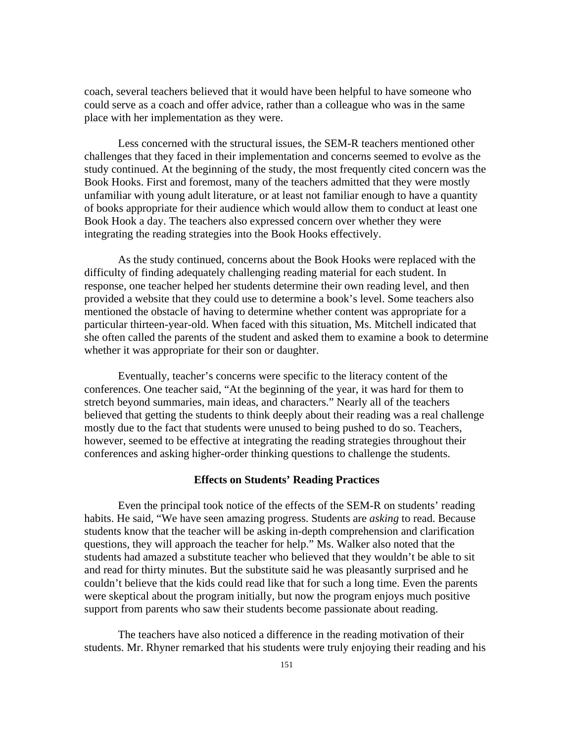coach, several teachers believed that it would have been helpful to have someone who could serve as a coach and offer advice, rather than a colleague who was in the same place with her implementation as they were.

Less concerned with the structural issues, the SEM-R teachers mentioned other challenges that they faced in their implementation and concerns seemed to evolve as the study continued. At the beginning of the study, the most frequently cited concern was the Book Hooks. First and foremost, many of the teachers admitted that they were mostly unfamiliar with young adult literature, or at least not familiar enough to have a quantity of books appropriate for their audience which would allow them to conduct at least one Book Hook a day. The teachers also expressed concern over whether they were integrating the reading strategies into the Book Hooks effectively.

As the study continued, concerns about the Book Hooks were replaced with the difficulty of finding adequately challenging reading material for each student. In response, one teacher helped her students determine their own reading level, and then provided a website that they could use to determine a book's level. Some teachers also mentioned the obstacle of having to determine whether content was appropriate for a particular thirteen-year-old. When faced with this situation, Ms. Mitchell indicated that she often called the parents of the student and asked them to examine a book to determine whether it was appropriate for their son or daughter.

Eventually, teacher's concerns were specific to the literacy content of the conferences. One teacher said, "At the beginning of the year, it was hard for them to stretch beyond summaries, main ideas, and characters." Nearly all of the teachers believed that getting the students to think deeply about their reading was a real challenge mostly due to the fact that students were unused to being pushed to do so. Teachers, however, seemed to be effective at integrating the reading strategies throughout their conferences and asking higher-order thinking questions to challenge the students.

## Effects on Students' Reading Practices

Even the principal took notice of the effects of the SEM-R on students' reading habits. He said, "We have seen amazing progress. Students are *asking* to read. Because students know that the teacher will be asking in-depth comprehension and clarification questions, they will approach the teacher for help." Ms. Walker also noted that the students had amazed a substitute teacher who believed that they wouldn't be able to sit and read for thirty minutes. But the substitute said he was pleasantly surprised and he couldn't believe that the kids could read like that for such a long time. Even the parents were skeptical about the program initially, but now the program enjoys much positive support from parents who saw their students become passionate about reading.

The teachers have also noticed a difference in the reading motivation of their students. Mr. Rhyner remarked that his students were truly enjoying their reading and his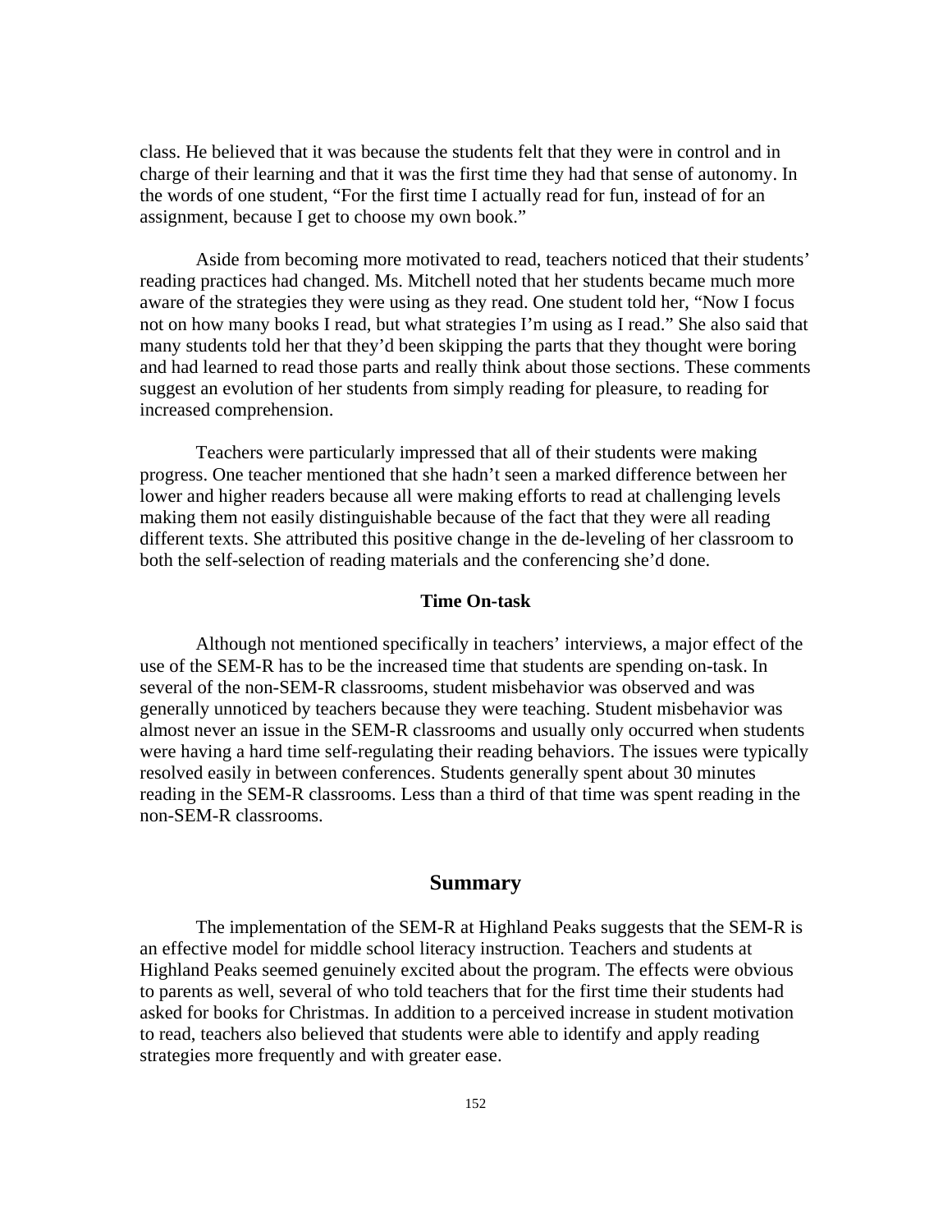class. He believed that it was because the students felt that they were in control and in charge of their learning and that it was the first time they had that sense of autonomy. In the words of one student, "For the first time I actually read for fun, instead of for an assignment, because I get to choose my own book."

Aside from becoming more motivated to read, teachers noticed that their students' reading practices had changed. Ms. Mitchell noted that her students became much more aware of the strategies they were using as they read. One student told her, "Now I focus not on how many books I read, but what strategies I'm using as I read." She also said that many students told her that they'd been skipping the parts that they thought were boring and had learned to read those parts and really think about those sections. These comments suggest an evolution of her students from simply reading for pleasure, to reading for increased comprehension.

Teachers were particularly impressed that all of their students were making progress. One teacher mentioned that she hadn't seen a marked difference between her lower and higher readers because all were making efforts to read at challenging levels making them not easily distinguishable because of the fact that they were all reading different texts. She attributed this positive change in the de-leveling of her classroom to both the self-selection of reading materials and the conferencing she'd done.

### Time On-task

Although not mentioned specifically in teachers' interviews, a major effect of the use of the SEM-R has to be the increased time that students are spending on-task. In several of the non-SEM-R classrooms, student misbehavior was observed and was generally unnoticed by teachers because they were teaching. Student misbehavior was almost never an issue in the SEM-R classrooms and usually only occurred when students were having a hard time self-regulating their reading behaviors. The issues were typically resolved easily in between conferences. Students generally spent about 30 minutes reading in the SEM-R classrooms. Less than a third of that time was spent reading in the non-SEM-R classrooms.

## Summary

The implementation of the SEM-R at Highland Peaks suggests that the SEM-R is an effective model for middle school literacy instruction. Teachers and students at Highland Peaks seemed genuinely excited about the program. The effects were obvious to parents as well, several of who told teachers that for the first time their students had asked for books for Christmas. In addition to a perceived increase in student motivation to read, teachers also believed that students were able to identify and apply reading strategies more frequently and with greater ease.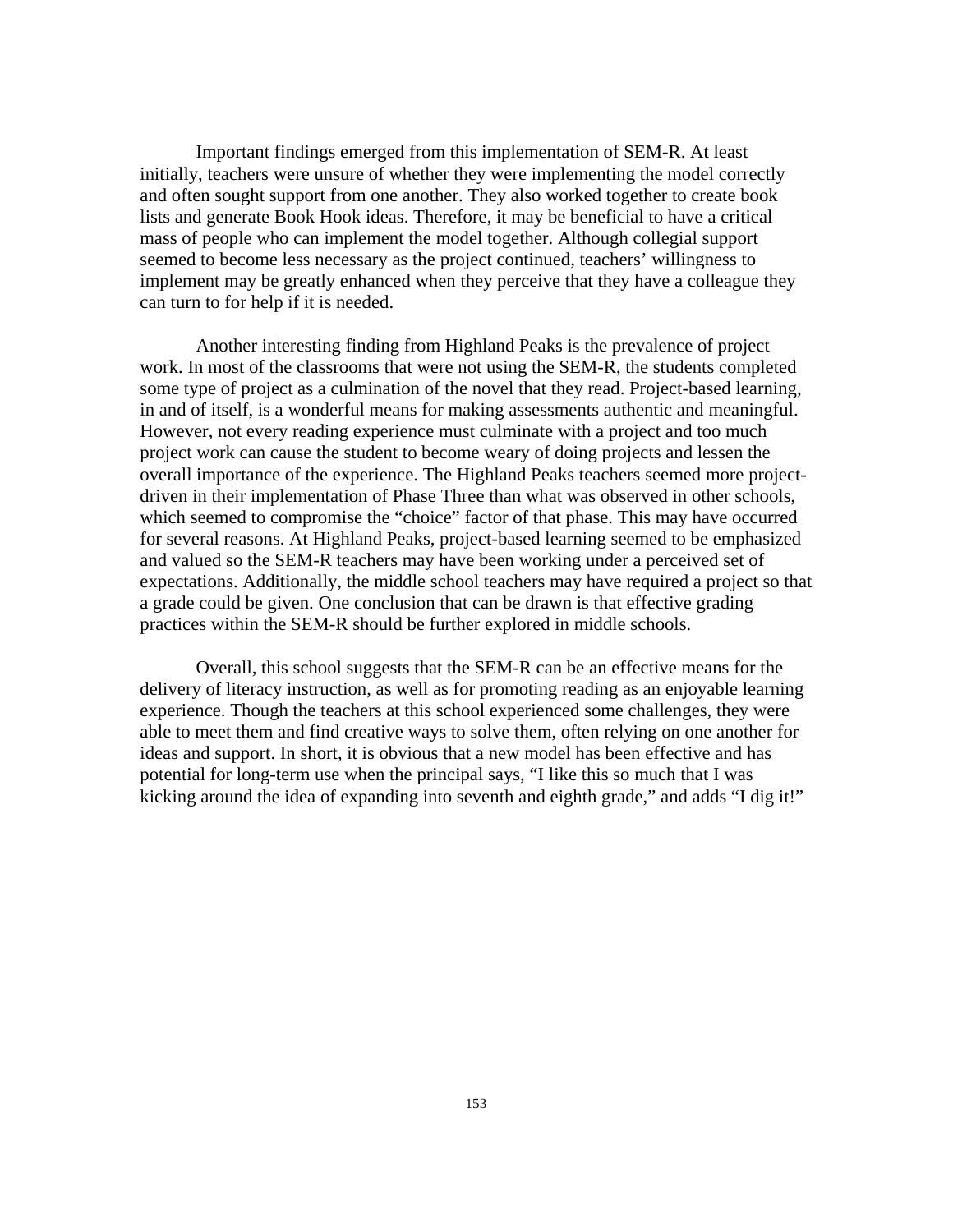Important findings emerged from this implementation of SEM-R. At least initially, teachers were unsure of whether they were implementing the model correctly and often sought support from one another. They also worked together to create book lists and generate Book Hook ideas. Therefore, it may be beneficial to have a critical mass of people who can implement the model together. Although collegial support seemed to become less necessary as the project continued, teachers' willingness to implement may be greatly enhanced when they perceive that they have a colleague they can turn to for help if it is needed.

Another interesting finding from Highland Peaks is the prevalence of project work. In most of the classrooms that were not using the SEM-R, the students completed some type of project as a culmination of the novel that they read. Project-based learning, in and of itself, is a wonderful means for making assessments authentic and meaningful. However, not every reading experience must culminate with a project and too much project work can cause the student to become weary of doing projects and lessen the overall importance of the experience. The Highland Peaks teachers seemed more project-driven in their implementation of Phase Three than what was observed in other schools, which seemed to compromise the "choice" factor of that phase. This may have occurred for several reasons. At Highland Peaks, project-based learning seemed to be emphasized and valued so the SEM-R teachers may have been working under a perceived set of expectations. Additionally, the middle school teachers may have required a project so that a grade could be given. One conclusion that can be drawn is that effective grading practices within the SEM-R should be further explored in middle schools.

Overall, this school suggests that the SEM-R can be an effective means for the delivery of literacy instruction, as well as for promoting reading as an enjoyable learning experience. Though the teachers at this school experienced some challenges, they were able to meet them and find creative ways to solve them, often relying on one another for ideas and support. In short, it is obvious that a new model has been effective and has potential for long-term use when the principal says, "I like this so much that I was kicking around the idea of expanding into seventh and eighth grade," and adds "I dig it!"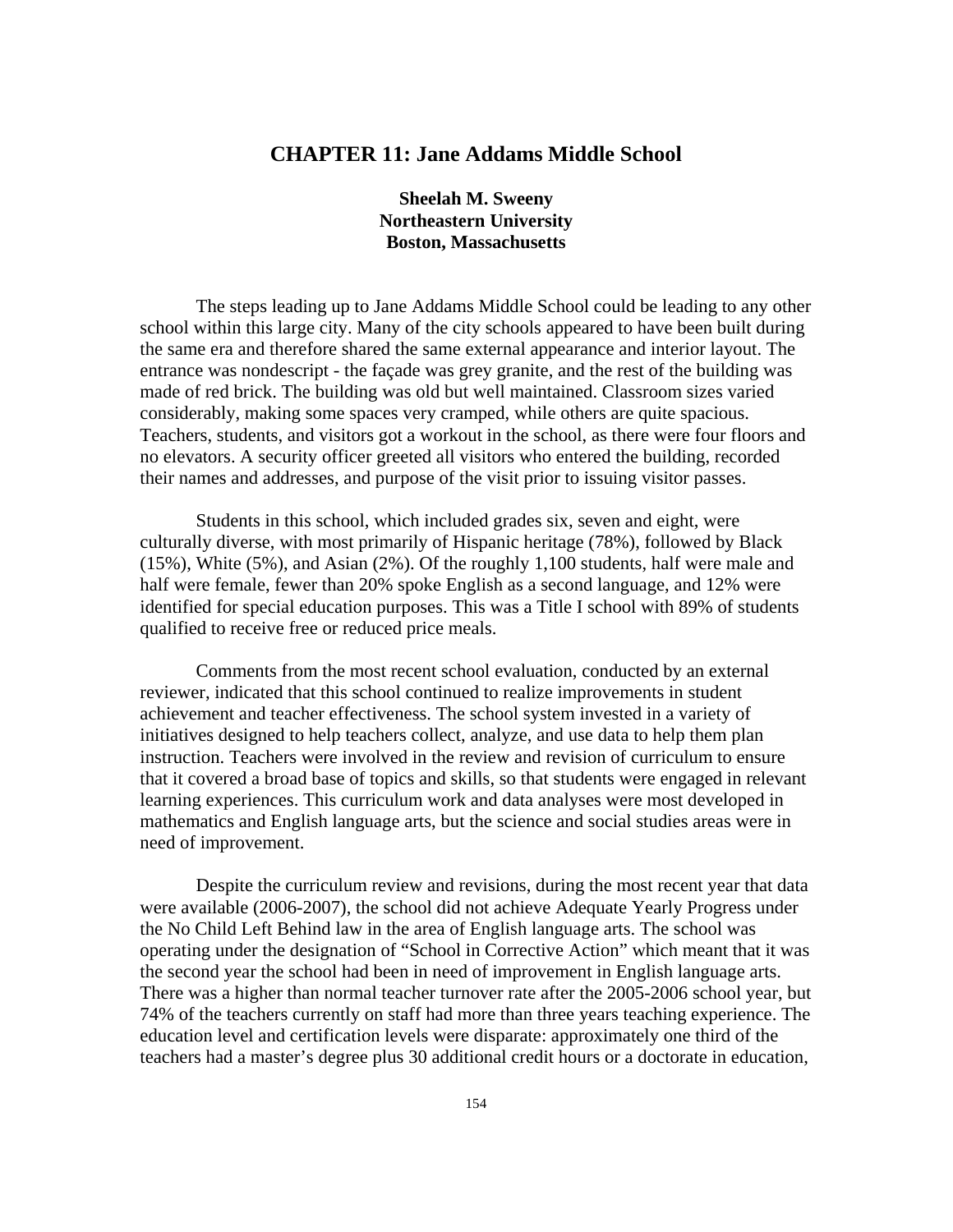# CHAPTER 11: Jane Addams Middle School

**Sheelah M. Sweeny**
**Northeastern University**
**Boston, Massachusetts**

The steps leading up to Jane Addams Middle School could be leading to any other school within this large city. Many of the city schools appeared to have been built during the same era and therefore shared the same external appearance and interior layout. The entrance was nondescript - the façade was grey granite, and the rest of the building was made of red brick. The building was old but well maintained. Classroom sizes varied considerably, making some spaces very cramped, while others are quite spacious. Teachers, students, and visitors got a workout in the school, as there were four floors and no elevators. A security officer greeted all visitors who entered the building, recorded their names and addresses, and purpose of the visit prior to issuing visitor passes.

Students in this school, which included grades six, seven and eight, were culturally diverse, with most primarily of Hispanic heritage (78%), followed by Black (15%), White (5%), and Asian (2%). Of the roughly 1,100 students, half were male and half were female, fewer than 20% spoke English as a second language, and 12% were identified for special education purposes. This was a Title I school with 89% of students qualified to receive free or reduced price meals.

Comments from the most recent school evaluation, conducted by an external reviewer, indicated that this school continued to realize improvements in student achievement and teacher effectiveness. The school system invested in a variety of initiatives designed to help teachers collect, analyze, and use data to help them plan instruction. Teachers were involved in the review and revision of curriculum to ensure that it covered a broad base of topics and skills, so that students were engaged in relevant learning experiences. This curriculum work and data analyses were most developed in mathematics and English language arts, but the science and social studies areas were in need of improvement.

Despite the curriculum review and revisions, during the most recent year that data were available (2006-2007), the school did not achieve Adequate Yearly Progress under the No Child Left Behind law in the area of English language arts. The school was operating under the designation of "School in Corrective Action" which meant that it was the second year the school had been in need of improvement in English language arts. There was a higher than normal teacher turnover rate after the 2005-2006 school year, but 74% of the teachers currently on staff had more than three years teaching experience. The education level and certification levels were disparate: approximately one third of the teachers had a master's degree plus 30 additional credit hours or a doctorate in education,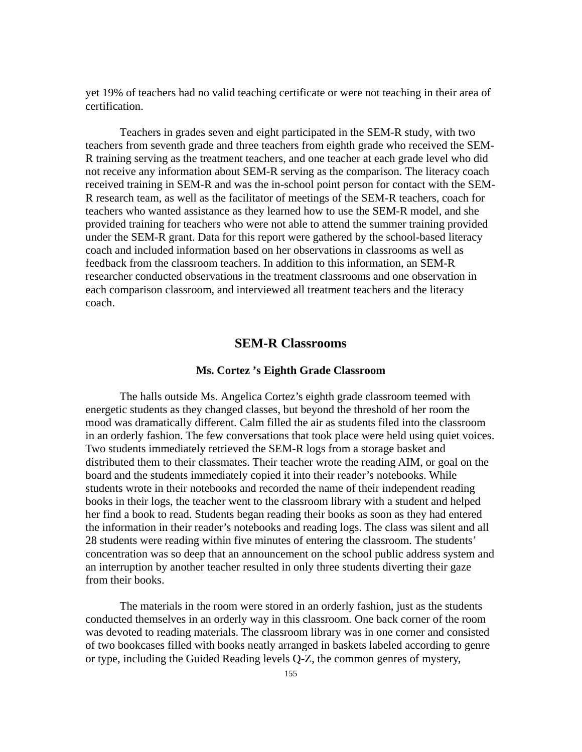yet 19% of teachers had no valid teaching certificate or were not teaching in their area of certification.

Teachers in grades seven and eight participated in the SEM-R study, with two teachers from seventh grade and three teachers from eighth grade who received the SEM-R training serving as the treatment teachers, and one teacher at each grade level who did not receive any information about SEM-R serving as the comparison. The literacy coach received training in SEM-R and was the in-school point person for contact with the SEM-R research team, as well as the facilitator of meetings of the SEM-R teachers, coach for teachers who wanted assistance as they learned how to use the SEM-R model, and she provided training for teachers who were not able to attend the summer training provided under the SEM-R grant. Data for this report were gathered by the school-based literacy coach and included information based on her observations in classrooms as well as feedback from the classroom teachers. In addition to this information, an SEM-R researcher conducted observations in the treatment classrooms and one observation in each comparison classroom, and interviewed all treatment teachers and the literacy coach.

## SEM-R Classrooms

### Ms. Cortez 's Eighth Grade Classroom

The halls outside Ms. Angelica Cortez's eighth grade classroom teemed with energetic students as they changed classes, but beyond the threshold of her room the mood was dramatically different. Calm filled the air as students filed into the classroom in an orderly fashion. The few conversations that took place were held using quiet voices. Two students immediately retrieved the SEM-R logs from a storage basket and distributed them to their classmates. Their teacher wrote the reading AIM, or goal on the board and the students immediately copied it into their reader's notebooks. While students wrote in their notebooks and recorded the name of their independent reading books in their logs, the teacher went to the classroom library with a student and helped her find a book to read. Students began reading their books as soon as they had entered the information in their reader's notebooks and reading logs. The class was silent and all 28 students were reading within five minutes of entering the classroom. The students' concentration was so deep that an announcement on the school public address system and an interruption by another teacher resulted in only three students diverting their gaze from their books.

The materials in the room were stored in an orderly fashion, just as the students conducted themselves in an orderly way in this classroom. One back corner of the room was devoted to reading materials. The classroom library was in one corner and consisted of two bookcases filled with books neatly arranged in baskets labeled according to genre or type, including the Guided Reading levels Q-Z, the common genres of mystery,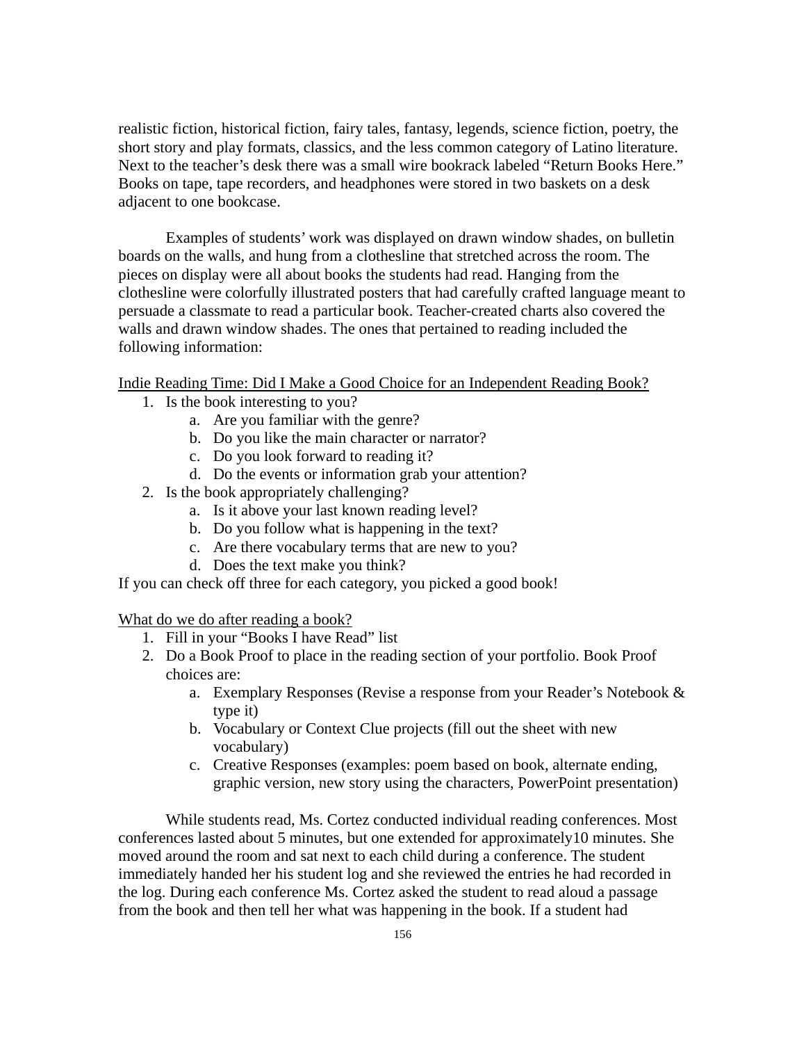realistic fiction, historical fiction, fairy tales, fantasy, legends, science fiction, poetry, the short story and play formats, classics, and the less common category of Latino literature. Next to the teacher's desk there was a small wire bookrack labeled "Return Books Here." Books on tape, tape recorders, and headphones were stored in two baskets on a desk adjacent to one bookcase.

Examples of students' work was displayed on drawn window shades, on bulletin boards on the walls, and hung from a clothesline that stretched across the room. The pieces on display were all about books the students had read. Hanging from the clothesline were colorfully illustrated posters that had carefully crafted language meant to persuade a classmate to read a particular book. Teacher-created charts also covered the walls and drawn window shades. The ones that pertained to reading included the following information:

<u>Indie Reading Time: Did I Make a Good Choice for an Independent Reading Book?</u>

1. Is the book interesting to you?
    a. Are you familiar with the genre?
    b. Do you like the main character or narrator?
    c. Do you look forward to reading it?
    d. Do the events or information grab your attention?
2. Is the book appropriately challenging?
    a. Is it above your last known reading level?
    b. Do you follow what is happening in the text?
    c. Are there vocabulary terms that are new to you?
    d. Does the text make you think?

If you can check off three for each category, you picked a good book!

<u>What do we do after reading a book?</u>

1. Fill in your "Books I have Read" list
2. Do a Book Proof to place in the reading section of your portfolio. Book Proof choices are:
    a. Exemplary Responses (Revise a response from your Reader's Notebook & type it)
    b. Vocabulary or Context Clue projects (fill out the sheet with new vocabulary)
    c. Creative Responses (examples: poem based on book, alternate ending, graphic version, new story using the characters, PowerPoint presentation)

While students read, Ms. Cortez conducted individual reading conferences. Most conferences lasted about 5 minutes, but one extended for approximately10 minutes. She moved around the room and sat next to each child during a conference. The student immediately handed her his student log and she reviewed the entries he had recorded in the log. During each conference Ms. Cortez asked the student to read aloud a passage from the book and then tell her what was happening in the book. If a student had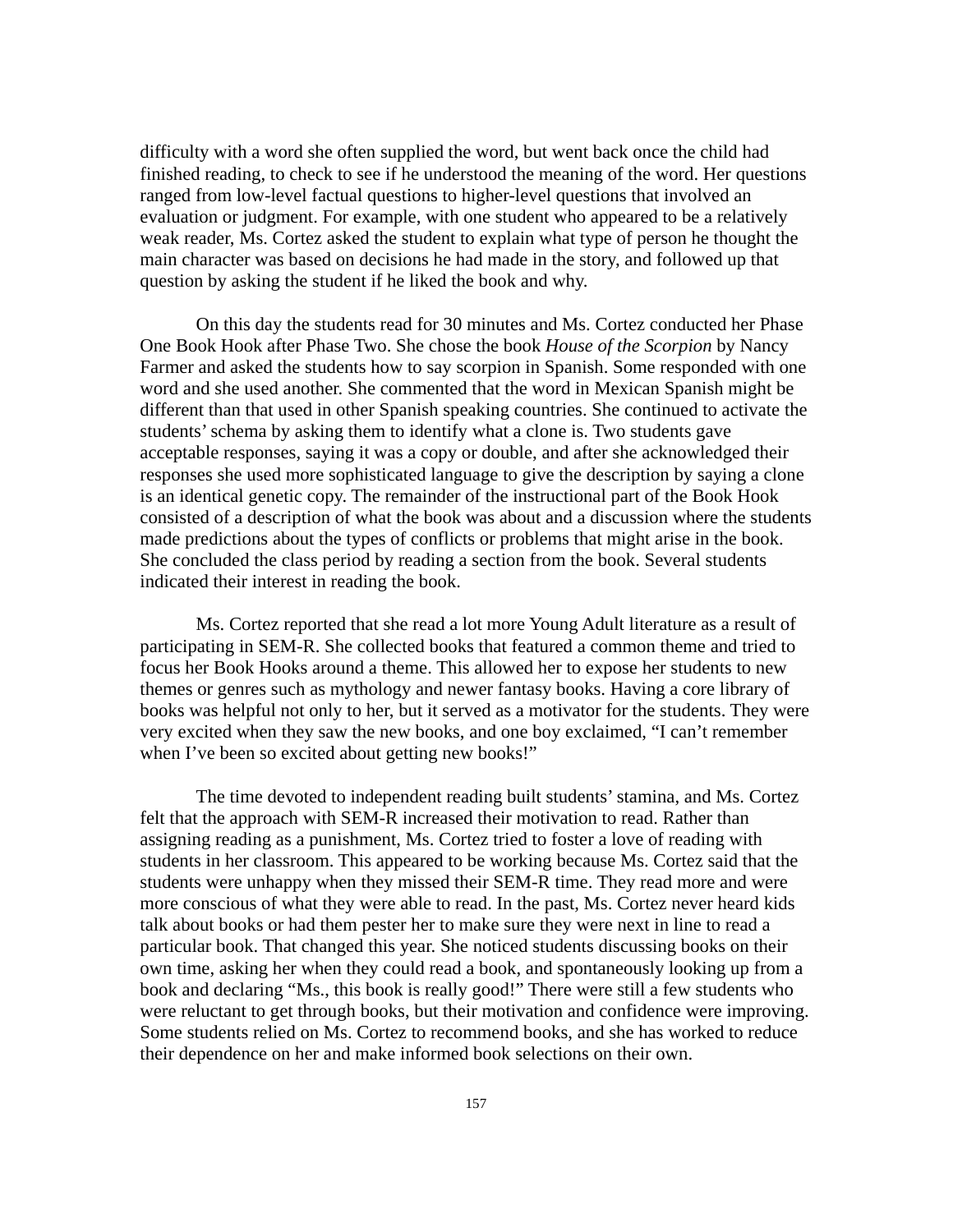difficulty with a word she often supplied the word, but went back once the child had finished reading, to check to see if he understood the meaning of the word. Her questions ranged from low-level factual questions to higher-level questions that involved an evaluation or judgment. For example, with one student who appeared to be a relatively weak reader, Ms. Cortez asked the student to explain what type of person he thought the main character was based on decisions he had made in the story, and followed up that question by asking the student if he liked the book and why.

On this day the students read for 30 minutes and Ms. Cortez conducted her Phase One Book Hook after Phase Two. She chose the book *House of the Scorpion* by Nancy Farmer and asked the students how to say scorpion in Spanish. Some responded with one word and she used another. She commented that the word in Mexican Spanish might be different than that used in other Spanish speaking countries. She continued to activate the students' schema by asking them to identify what a clone is. Two students gave acceptable responses, saying it was a copy or double, and after she acknowledged their responses she used more sophisticated language to give the description by saying a clone is an identical genetic copy. The remainder of the instructional part of the Book Hook consisted of a description of what the book was about and a discussion where the students made predictions about the types of conflicts or problems that might arise in the book. She concluded the class period by reading a section from the book. Several students indicated their interest in reading the book.

Ms. Cortez reported that she read a lot more Young Adult literature as a result of participating in SEM-R. She collected books that featured a common theme and tried to focus her Book Hooks around a theme. This allowed her to expose her students to new themes or genres such as mythology and newer fantasy books. Having a core library of books was helpful not only to her, but it served as a motivator for the students. They were very excited when they saw the new books, and one boy exclaimed, "I can't remember when I've been so excited about getting new books!"

The time devoted to independent reading built students' stamina, and Ms. Cortez felt that the approach with SEM-R increased their motivation to read. Rather than assigning reading as a punishment, Ms. Cortez tried to foster a love of reading with students in her classroom. This appeared to be working because Ms. Cortez said that the students were unhappy when they missed their SEM-R time. They read more and were more conscious of what they were able to read. In the past, Ms. Cortez never heard kids talk about books or had them pester her to make sure they were next in line to read a particular book. That changed this year. She noticed students discussing books on their own time, asking her when they could read a book, and spontaneously looking up from a book and declaring "Ms., this book is really good!" There were still a few students who were reluctant to get through books, but their motivation and confidence were improving. Some students relied on Ms. Cortez to recommend books, and she has worked to reduce their dependence on her and make informed book selections on their own.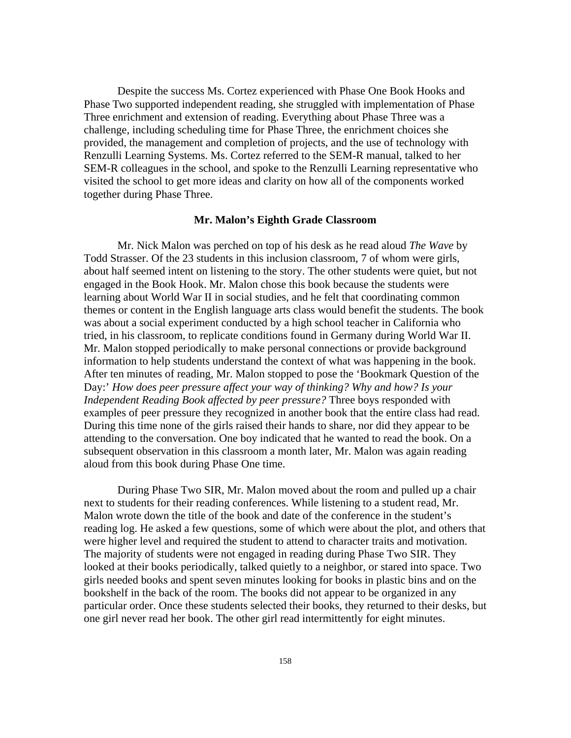Despite the success Ms. Cortez experienced with Phase One Book Hooks and Phase Two supported independent reading, she struggled with implementation of Phase Three enrichment and extension of reading. Everything about Phase Three was a challenge, including scheduling time for Phase Three, the enrichment choices she provided, the management and completion of projects, and the use of technology with Renzulli Learning Systems. Ms. Cortez referred to the SEM-R manual, talked to her SEM-R colleagues in the school, and spoke to the Renzulli Learning representative who visited the school to get more ideas and clarity on how all of the components worked together during Phase Three.

### Mr. Malon's Eighth Grade Classroom

Mr. Nick Malon was perched on top of his desk as he read aloud *The Wave* by Todd Strasser. Of the 23 students in this inclusion classroom, 7 of whom were girls, about half seemed intent on listening to the story. The other students were quiet, but not engaged in the Book Hook. Mr. Malon chose this book because the students were learning about World War II in social studies, and he felt that coordinating common themes or content in the English language arts class would benefit the students. The book was about a social experiment conducted by a high school teacher in California who tried, in his classroom, to replicate conditions found in Germany during World War II. Mr. Malon stopped periodically to make personal connections or provide background information to help students understand the context of what was happening in the book. After ten minutes of reading, Mr. Malon stopped to pose the 'Bookmark Question of the Day:' *How does peer pressure affect your way of thinking? Why and how? Is your Independent Reading Book affected by peer pressure?* Three boys responded with examples of peer pressure they recognized in another book that the entire class had read. During this time none of the girls raised their hands to share, nor did they appear to be attending to the conversation. One boy indicated that he wanted to read the book. On a subsequent observation in this classroom a month later, Mr. Malon was again reading aloud from this book during Phase One time.

During Phase Two SIR, Mr. Malon moved about the room and pulled up a chair next to students for their reading conferences. While listening to a student read, Mr. Malon wrote down the title of the book and date of the conference in the student's reading log. He asked a few questions, some of which were about the plot, and others that were higher level and required the student to attend to character traits and motivation. The majority of students were not engaged in reading during Phase Two SIR. They looked at their books periodically, talked quietly to a neighbor, or stared into space. Two girls needed books and spent seven minutes looking for books in plastic bins and on the bookshelf in the back of the room. The books did not appear to be organized in any particular order. Once these students selected their books, they returned to their desks, but one girl never read her book. The other girl read intermittently for eight minutes.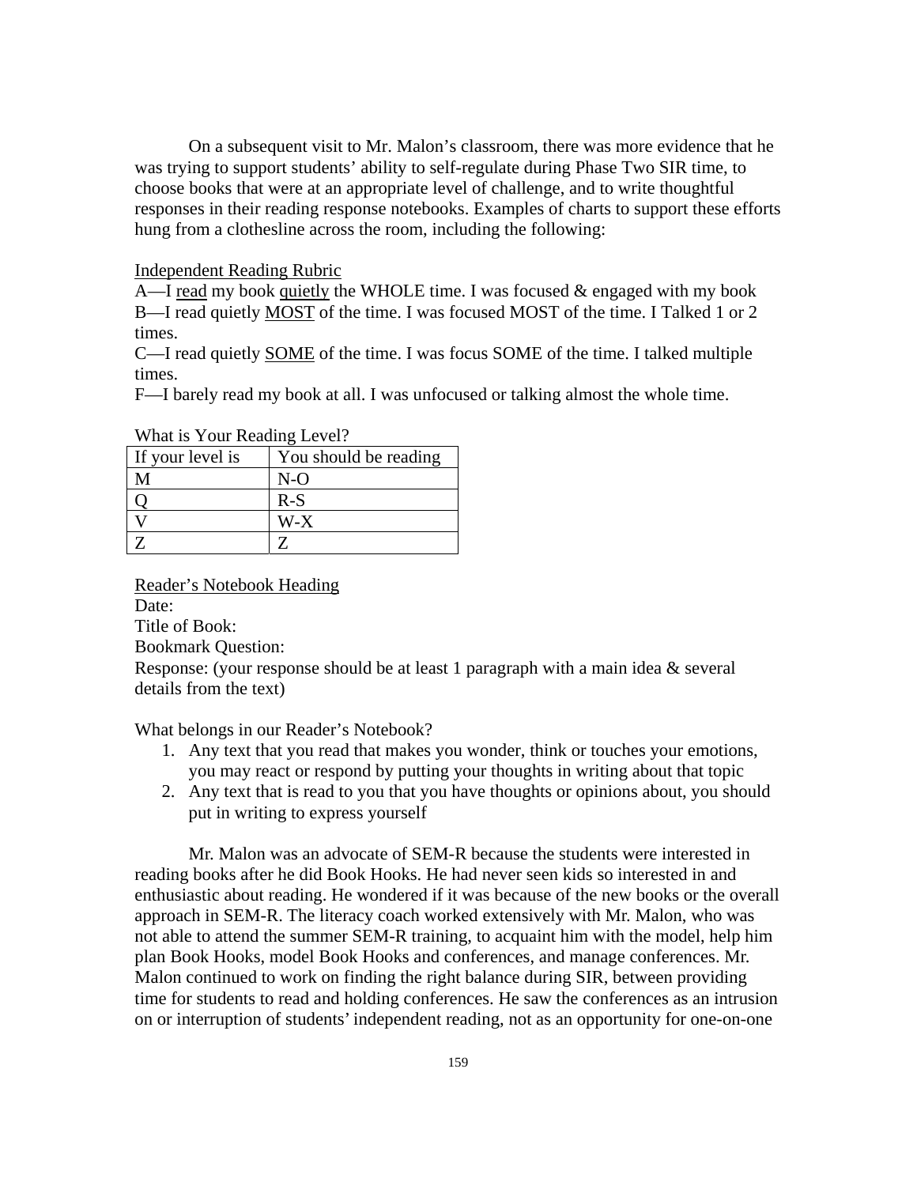On a subsequent visit to Mr. Malon's classroom, there was more evidence that he was trying to support students' ability to self-regulate during Phase Two SIR time, to choose books that were at an appropriate level of challenge, and to write thoughtful responses in their reading response notebooks. Examples of charts to support these efforts hung from a clothesline across the room, including the following:

<u>Independent Reading Rubric</u>

A—I <u>read</u> my book <u>quietly</u> the WHOLE time. I was focused & engaged with my book
B—I read quietly <u>MOST</u> of the time. I was focused MOST of the time. I Talked 1 or 2 times.
C—I read quietly <u>SOME</u> of the time. I was focus SOME of the time. I talked multiple times.
F—I barely read my book at all. I was unfocused or talking almost the whole time.

What is Your Reading Level?

| If your level is | You should be reading |
|---|---|
| M | N-O |
| Q | R-S |
| V | W-X |
| Z | Z |

<u>Reader's Notebook Heading</u>

Date:
Title of Book:
Bookmark Question:
Response: (your response should be at least 1 paragraph with a main idea & several details from the text)

What belongs in our Reader's Notebook?

1. Any text that you read that makes you wonder, think or touches your emotions, you may react or respond by putting your thoughts in writing about that topic
2. Any text that is read to you that you have thoughts or opinions about, you should put in writing to express yourself

Mr. Malon was an advocate of SEM-R because the students were interested in reading books after he did Book Hooks. He had never seen kids so interested in and enthusiastic about reading. He wondered if it was because of the new books or the overall approach in SEM-R. The literacy coach worked extensively with Mr. Malon, who was not able to attend the summer SEM-R training, to acquaint him with the model, help him plan Book Hooks, model Book Hooks and conferences, and manage conferences. Mr. Malon continued to work on finding the right balance during SIR, between providing time for students to read and holding conferences. He saw the conferences as an intrusion on or interruption of students' independent reading, not as an opportunity for one-on-one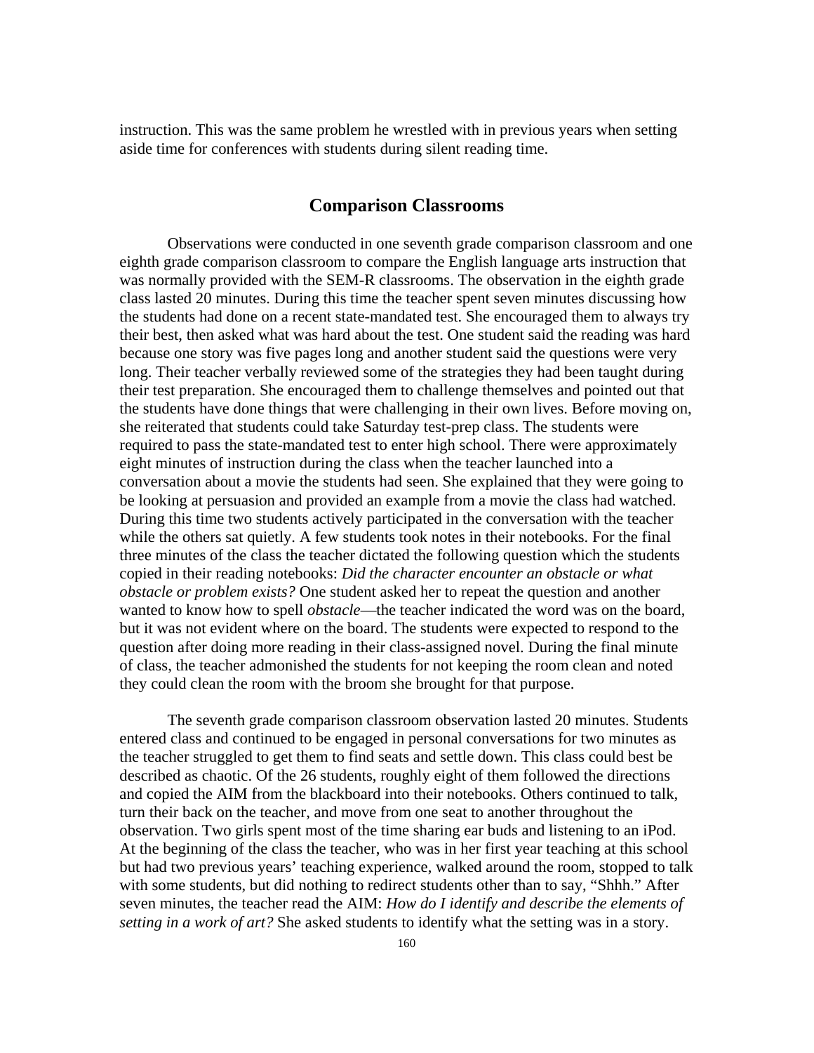instruction. This was the same problem he wrestled with in previous years when setting aside time for conferences with students during silent reading time.

## Comparison Classrooms

Observations were conducted in one seventh grade comparison classroom and one eighth grade comparison classroom to compare the English language arts instruction that was normally provided with the SEM-R classrooms. The observation in the eighth grade class lasted 20 minutes. During this time the teacher spent seven minutes discussing how the students had done on a recent state-mandated test. She encouraged them to always try their best, then asked what was hard about the test. One student said the reading was hard because one story was five pages long and another student said the questions were very long. Their teacher verbally reviewed some of the strategies they had been taught during their test preparation. She encouraged them to challenge themselves and pointed out that the students have done things that were challenging in their own lives. Before moving on, she reiterated that students could take Saturday test-prep class. The students were required to pass the state-mandated test to enter high school. There were approximately eight minutes of instruction during the class when the teacher launched into a conversation about a movie the students had seen. She explained that they were going to be looking at persuasion and provided an example from a movie the class had watched. During this time two students actively participated in the conversation with the teacher while the others sat quietly. A few students took notes in their notebooks. For the final three minutes of the class the teacher dictated the following question which the students copied in their reading notebooks: *Did the character encounter an obstacle or what obstacle or problem exists?* One student asked her to repeat the question and another wanted to know how to spell *obstacle*—the teacher indicated the word was on the board, but it was not evident where on the board. The students were expected to respond to the question after doing more reading in their class-assigned novel. During the final minute of class, the teacher admonished the students for not keeping the room clean and noted they could clean the room with the broom she brought for that purpose.

The seventh grade comparison classroom observation lasted 20 minutes. Students entered class and continued to be engaged in personal conversations for two minutes as the teacher struggled to get them to find seats and settle down. This class could best be described as chaotic. Of the 26 students, roughly eight of them followed the directions and copied the AIM from the blackboard into their notebooks. Others continued to talk, turn their back on the teacher, and move from one seat to another throughout the observation. Two girls spent most of the time sharing ear buds and listening to an iPod. At the beginning of the class the teacher, who was in her first year teaching at this school but had two previous years' teaching experience, walked around the room, stopped to talk with some students, but did nothing to redirect students other than to say, "Shhh." After seven minutes, the teacher read the AIM: *How do I identify and describe the elements of setting in a work of art?* She asked students to identify what the setting was in a story.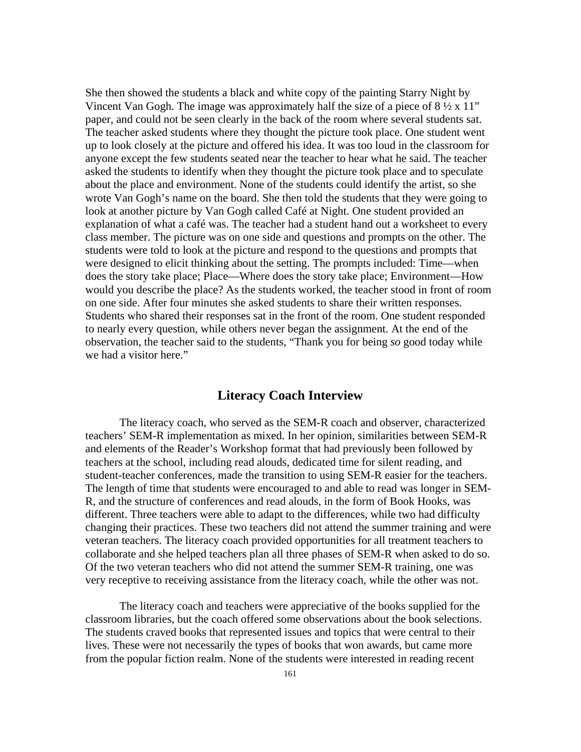She then showed the students a black and white copy of the painting Starry Night by Vincent Van Gogh. The image was approximately half the size of a piece of 8 ½ x 11" paper, and could not be seen clearly in the back of the room where several students sat. The teacher asked students where they thought the picture took place. One student went up to look closely at the picture and offered his idea. It was too loud in the classroom for anyone except the few students seated near the teacher to hear what he said. The teacher asked the students to identify when they thought the picture took place and to speculate about the place and environment. None of the students could identify the artist, so she wrote Van Gogh's name on the board. She then told the students that they were going to look at another picture by Van Gogh called Café at Night. One student provided an explanation of what a café was. The teacher had a student hand out a worksheet to every class member. The picture was on one side and questions and prompts on the other. The students were told to look at the picture and respond to the questions and prompts that were designed to elicit thinking about the setting. The prompts included: Time—when does the story take place; Place—Where does the story take place; Environment—How would you describe the place? As the students worked, the teacher stood in front of room on one side. After four minutes she asked students to share their written responses. Students who shared their responses sat in the front of the room. One student responded to nearly every question, while others never began the assignment. At the end of the observation, the teacher said to the students, "Thank you for being *so* good today while we had a visitor here."

## Literacy Coach Interview

The literacy coach, who served as the SEM-R coach and observer, characterized teachers' SEM-R implementation as mixed. In her opinion, similarities between SEM-R and elements of the Reader's Workshop format that had previously been followed by teachers at the school, including read alouds, dedicated time for silent reading, and student-teacher conferences, made the transition to using SEM-R easier for the teachers. The length of time that students were encouraged to and able to read was longer in SEM-R, and the structure of conferences and read alouds, in the form of Book Hooks, was different. Three teachers were able to adapt to the differences, while two had difficulty changing their practices. These two teachers did not attend the summer training and were veteran teachers. The literacy coach provided opportunities for all treatment teachers to collaborate and she helped teachers plan all three phases of SEM-R when asked to do so. Of the two veteran teachers who did not attend the summer SEM-R training, one was very receptive to receiving assistance from the literacy coach, while the other was not.

The literacy coach and teachers were appreciative of the books supplied for the classroom libraries, but the coach offered some observations about the book selections. The students craved books that represented issues and topics that were central to their lives. These were not necessarily the types of books that won awards, but came more from the popular fiction realm. None of the students were interested in reading recent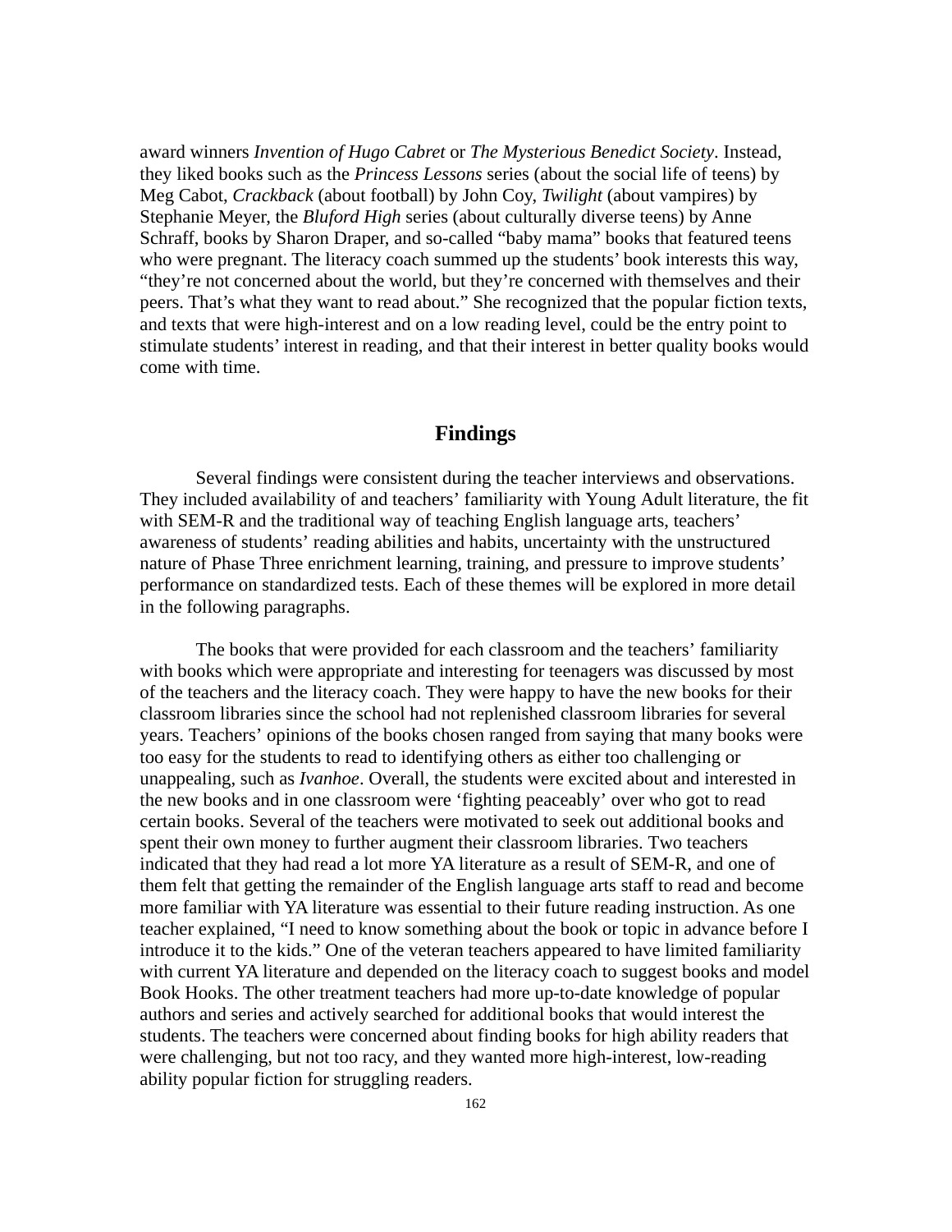award winners *Invention of Hugo Cabret* or *The Mysterious Benedict Society*. Instead, they liked books such as the *Princess Lessons* series (about the social life of teens) by Meg Cabot, *Crackback* (about football) by John Coy, *Twilight* (about vampires) by Stephanie Meyer, the *Bluford High* series (about culturally diverse teens) by Anne Schraff, books by Sharon Draper, and so-called "baby mama" books that featured teens who were pregnant. The literacy coach summed up the students' book interests this way, "they're not concerned about the world, but they're concerned with themselves and their peers. That's what they want to read about." She recognized that the popular fiction texts, and texts that were high-interest and on a low reading level, could be the entry point to stimulate students' interest in reading, and that their interest in better quality books would come with time.

## Findings

Several findings were consistent during the teacher interviews and observations. They included availability of and teachers' familiarity with Young Adult literature, the fit with SEM-R and the traditional way of teaching English language arts, teachers' awareness of students' reading abilities and habits, uncertainty with the unstructured nature of Phase Three enrichment learning, training, and pressure to improve students' performance on standardized tests. Each of these themes will be explored in more detail in the following paragraphs.

The books that were provided for each classroom and the teachers' familiarity with books which were appropriate and interesting for teenagers was discussed by most of the teachers and the literacy coach. They were happy to have the new books for their classroom libraries since the school had not replenished classroom libraries for several years. Teachers' opinions of the books chosen ranged from saying that many books were too easy for the students to read to identifying others as either too challenging or unappealing, such as *Ivanhoe*. Overall, the students were excited about and interested in the new books and in one classroom were 'fighting peaceably' over who got to read certain books. Several of the teachers were motivated to seek out additional books and spent their own money to further augment their classroom libraries. Two teachers indicated that they had read a lot more YA literature as a result of SEM-R, and one of them felt that getting the remainder of the English language arts staff to read and become more familiar with YA literature was essential to their future reading instruction. As one teacher explained, "I need to know something about the book or topic in advance before I introduce it to the kids." One of the veteran teachers appeared to have limited familiarity with current YA literature and depended on the literacy coach to suggest books and model Book Hooks. The other treatment teachers had more up-to-date knowledge of popular authors and series and actively searched for additional books that would interest the students. The teachers were concerned about finding books for high ability readers that were challenging, but not too racy, and they wanted more high-interest, low-reading ability popular fiction for struggling readers.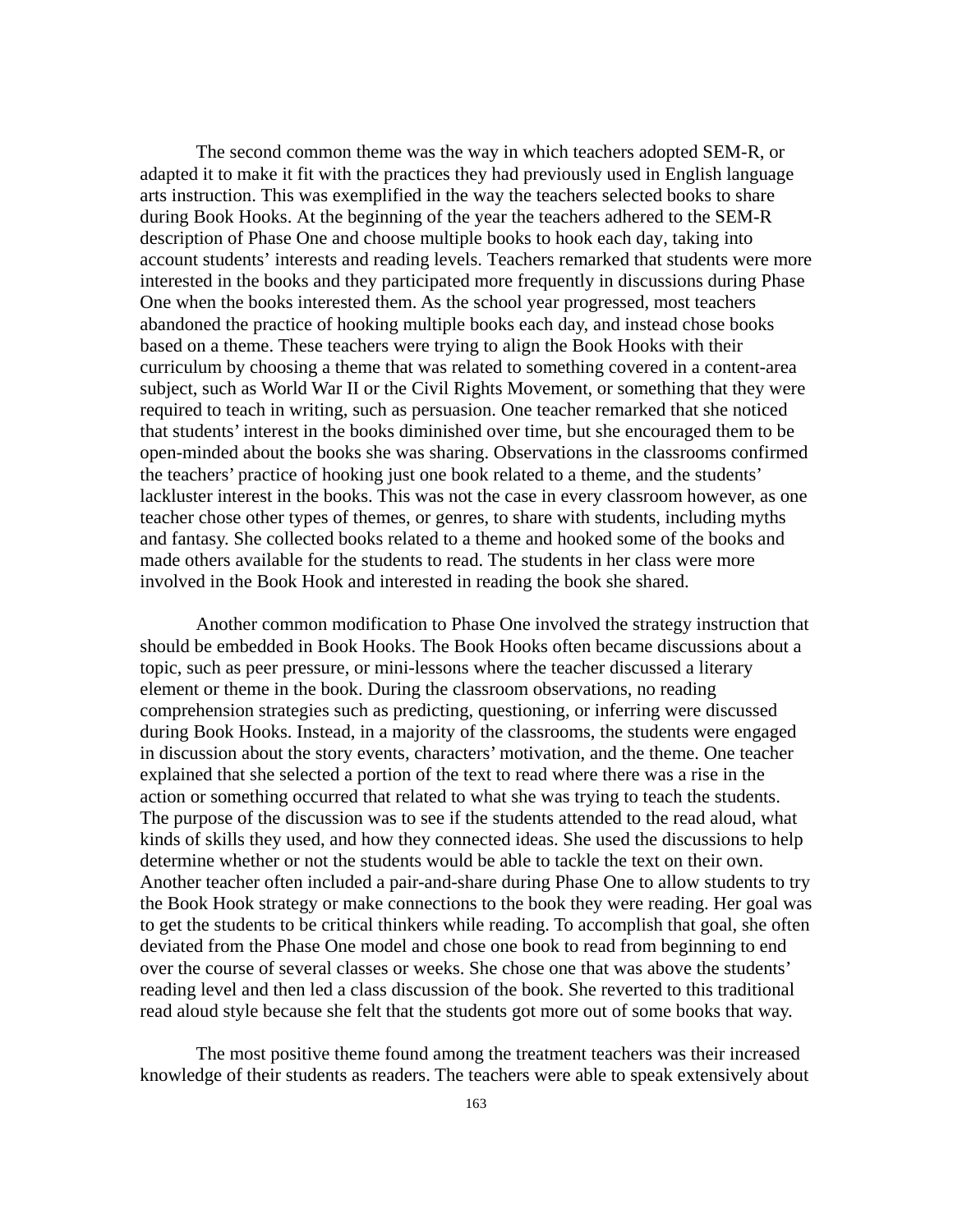The second common theme was the way in which teachers adopted SEM-R, or adapted it to make it fit with the practices they had previously used in English language arts instruction. This was exemplified in the way the teachers selected books to share during Book Hooks. At the beginning of the year the teachers adhered to the SEM-R description of Phase One and choose multiple books to hook each day, taking into account students' interests and reading levels. Teachers remarked that students were more interested in the books and they participated more frequently in discussions during Phase One when the books interested them. As the school year progressed, most teachers abandoned the practice of hooking multiple books each day, and instead chose books based on a theme. These teachers were trying to align the Book Hooks with their curriculum by choosing a theme that was related to something covered in a content-area subject, such as World War II or the Civil Rights Movement, or something that they were required to teach in writing, such as persuasion. One teacher remarked that she noticed that students' interest in the books diminished over time, but she encouraged them to be open-minded about the books she was sharing. Observations in the classrooms confirmed the teachers' practice of hooking just one book related to a theme, and the students' lackluster interest in the books. This was not the case in every classroom however, as one teacher chose other types of themes, or genres, to share with students, including myths and fantasy. She collected books related to a theme and hooked some of the books and made others available for the students to read. The students in her class were more involved in the Book Hook and interested in reading the book she shared.

Another common modification to Phase One involved the strategy instruction that should be embedded in Book Hooks. The Book Hooks often became discussions about a topic, such as peer pressure, or mini-lessons where the teacher discussed a literary element or theme in the book. During the classroom observations, no reading comprehension strategies such as predicting, questioning, or inferring were discussed during Book Hooks. Instead, in a majority of the classrooms, the students were engaged in discussion about the story events, characters' motivation, and the theme. One teacher explained that she selected a portion of the text to read where there was a rise in the action or something occurred that related to what she was trying to teach the students. The purpose of the discussion was to see if the students attended to the read aloud, what kinds of skills they used, and how they connected ideas. She used the discussions to help determine whether or not the students would be able to tackle the text on their own. Another teacher often included a pair-and-share during Phase One to allow students to try the Book Hook strategy or make connections to the book they were reading. Her goal was to get the students to be critical thinkers while reading. To accomplish that goal, she often deviated from the Phase One model and chose one book to read from beginning to end over the course of several classes or weeks. She chose one that was above the students' reading level and then led a class discussion of the book. She reverted to this traditional read aloud style because she felt that the students got more out of some books that way.

The most positive theme found among the treatment teachers was their increased knowledge of their students as readers. The teachers were able to speak extensively about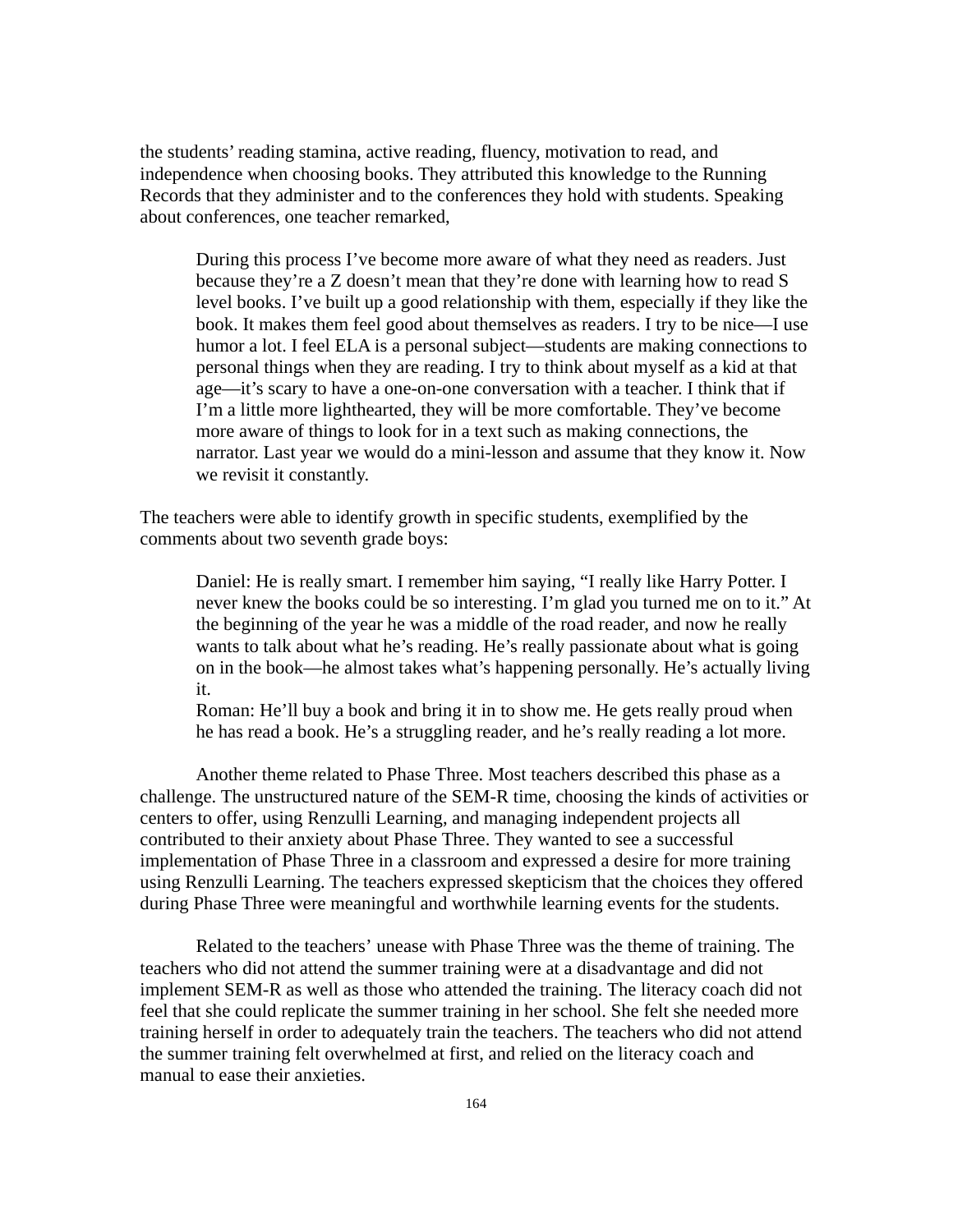the students' reading stamina, active reading, fluency, motivation to read, and independence when choosing books. They attributed this knowledge to the Running Records that they administer and to the conferences they hold with students. Speaking about conferences, one teacher remarked,

> During this process I've become more aware of what they need as readers. Just because they're a Z doesn't mean that they're done with learning how to read S level books. I've built up a good relationship with them, especially if they like the book. It makes them feel good about themselves as readers. I try to be nice—I use humor a lot. I feel ELA is a personal subject—students are making connections to personal things when they are reading. I try to think about myself as a kid at that age—it's scary to have a one-on-one conversation with a teacher. I think that if I'm a little more lighthearted, they will be more comfortable. They've become more aware of things to look for in a text such as making connections, the narrator. Last year we would do a mini-lesson and assume that they know it. Now we revisit it constantly.

The teachers were able to identify growth in specific students, exemplified by the comments about two seventh grade boys:

> Daniel: He is really smart. I remember him saying, "I really like Harry Potter. I never knew the books could be so interesting. I'm glad you turned me on to it." At the beginning of the year he was a middle of the road reader, and now he really wants to talk about what he's reading. He's really passionate about what is going on in the book—he almost takes what's happening personally. He's actually living it.
>
> Roman: He'll buy a book and bring it in to show me. He gets really proud when he has read a book. He's a struggling reader, and he's really reading a lot more.

Another theme related to Phase Three. Most teachers described this phase as a challenge. The unstructured nature of the SEM-R time, choosing the kinds of activities or centers to offer, using Renzulli Learning, and managing independent projects all contributed to their anxiety about Phase Three. They wanted to see a successful implementation of Phase Three in a classroom and expressed a desire for more training using Renzulli Learning. The teachers expressed skepticism that the choices they offered during Phase Three were meaningful and worthwhile learning events for the students.

Related to the teachers' unease with Phase Three was the theme of training. The teachers who did not attend the summer training were at a disadvantage and did not implement SEM-R as well as those who attended the training. The literacy coach did not feel that she could replicate the summer training in her school. She felt she needed more training herself in order to adequately train the teachers. The teachers who did not attend the summer training felt overwhelmed at first, and relied on the literacy coach and manual to ease their anxieties.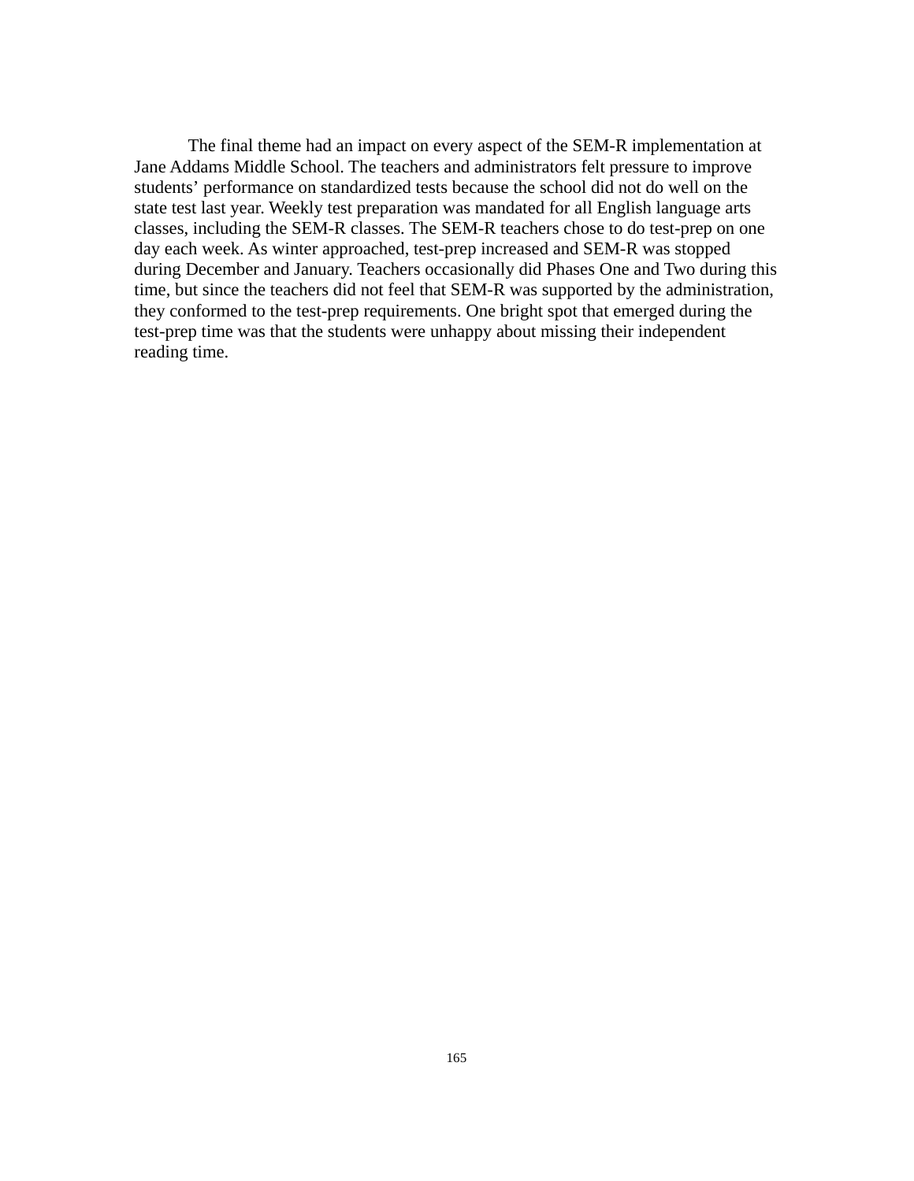The final theme had an impact on every aspect of the SEM-R implementation at Jane Addams Middle School. The teachers and administrators felt pressure to improve students' performance on standardized tests because the school did not do well on the state test last year. Weekly test preparation was mandated for all English language arts classes, including the SEM-R classes. The SEM-R teachers chose to do test-prep on one day each week. As winter approached, test-prep increased and SEM-R was stopped during December and January. Teachers occasionally did Phases One and Two during this time, but since the teachers did not feel that SEM-R was supported by the administration, they conformed to the test-prep requirements. One bright spot that emerged during the test-prep time was that the students were unhappy about missing their independent reading time.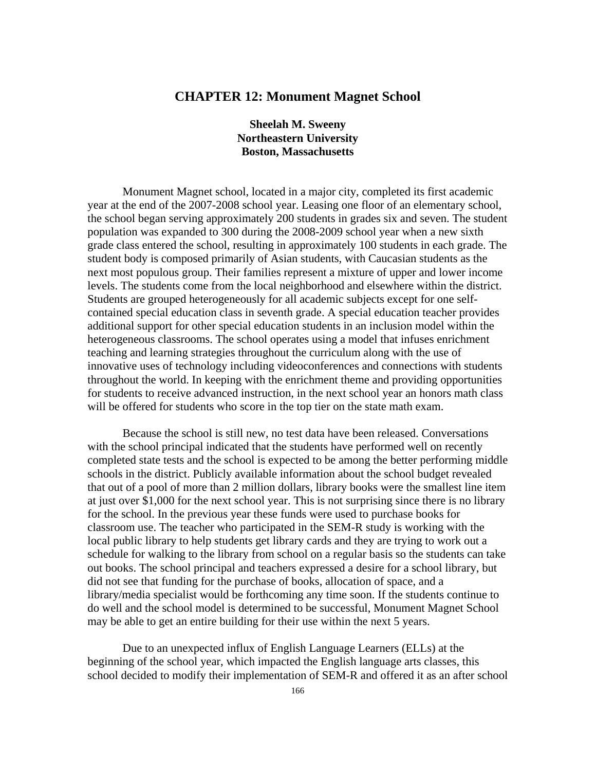# CHAPTER 12: Monument Magnet School

**Sheelah M. Sweeny**
**Northeastern University**
**Boston, Massachusetts**

Monument Magnet school, located in a major city, completed its first academic year at the end of the 2007-2008 school year. Leasing one floor of an elementary school, the school began serving approximately 200 students in grades six and seven. The student population was expanded to 300 during the 2008-2009 school year when a new sixth grade class entered the school, resulting in approximately 100 students in each grade. The student body is composed primarily of Asian students, with Caucasian students as the next most populous group. Their families represent a mixture of upper and lower income levels. The students come from the local neighborhood and elsewhere within the district. Students are grouped heterogeneously for all academic subjects except for one self-contained special education class in seventh grade. A special education teacher provides additional support for other special education students in an inclusion model within the heterogeneous classrooms. The school operates using a model that infuses enrichment teaching and learning strategies throughout the curriculum along with the use of innovative uses of technology including videoconferences and connections with students throughout the world. In keeping with the enrichment theme and providing opportunities for students to receive advanced instruction, in the next school year an honors math class will be offered for students who score in the top tier on the state math exam.

Because the school is still new, no test data have been released. Conversations with the school principal indicated that the students have performed well on recently completed state tests and the school is expected to be among the better performing middle schools in the district. Publicly available information about the school budget revealed that out of a pool of more than 2 million dollars, library books were the smallest line item at just over $1,000 for the next school year. This is not surprising since there is no library for the school. In the previous year these funds were used to purchase books for classroom use. The teacher who participated in the SEM-R study is working with the local public library to help students get library cards and they are trying to work out a schedule for walking to the library from school on a regular basis so the students can take out books. The school principal and teachers expressed a desire for a school library, but did not see that funding for the purchase of books, allocation of space, and a library/media specialist would be forthcoming any time soon. If the students continue to do well and the school model is determined to be successful, Monument Magnet School may be able to get an entire building for their use within the next 5 years.

Due to an unexpected influx of English Language Learners (ELLs) at the beginning of the school year, which impacted the English language arts classes, this school decided to modify their implementation of SEM-R and offered it as an after school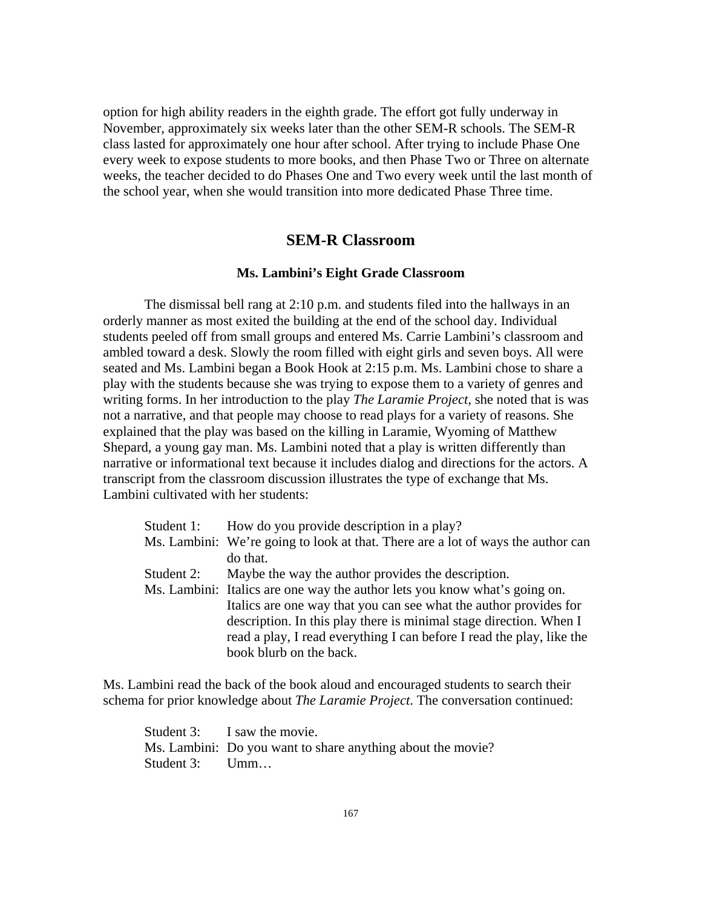option for high ability readers in the eighth grade. The effort got fully underway in November, approximately six weeks later than the other SEM-R schools. The SEM-R class lasted for approximately one hour after school. After trying to include Phase One every week to expose students to more books, and then Phase Two or Three on alternate weeks, the teacher decided to do Phases One and Two every week until the last month of the school year, when she would transition into more dedicated Phase Three time.

## SEM-R Classroom

### Ms. Lambini's Eight Grade Classroom

The dismissal bell rang at 2:10 p.m. and students filed into the hallways in an orderly manner as most exited the building at the end of the school day. Individual students peeled off from small groups and entered Ms. Carrie Lambini's classroom and ambled toward a desk. Slowly the room filled with eight girls and seven boys. All were seated and Ms. Lambini began a Book Hook at 2:15 p.m. Ms. Lambini chose to share a play with the students because she was trying to expose them to a variety of genres and writing forms. In her introduction to the play *The Laramie Project*, she noted that is was not a narrative, and that people may choose to read plays for a variety of reasons. She explained that the play was based on the killing in Laramie, Wyoming of Matthew Shepard, a young gay man. Ms. Lambini noted that a play is written differently than narrative or informational text because it includes dialog and directions for the actors. A transcript from the classroom discussion illustrates the type of exchange that Ms. Lambini cultivated with her students:

> Student 1: How do you provide description in a play?
> Ms. Lambini: We're going to look at that. There are a lot of ways the author can do that.
> Student 2: Maybe the way the author provides the description.
> Ms. Lambini: Italics are one way the author lets you know what's going on. Italics are one way that you can see what the author provides for description. In this play there is minimal stage direction. When I read a play, I read everything I can before I read the play, like the book blurb on the back.

Ms. Lambini read the back of the book aloud and encouraged students to search their schema for prior knowledge about *The Laramie Project*. The conversation continued:

> Student 3: I saw the movie.
> Ms. Lambini: Do you want to share anything about the movie?
> Student 3: Umm…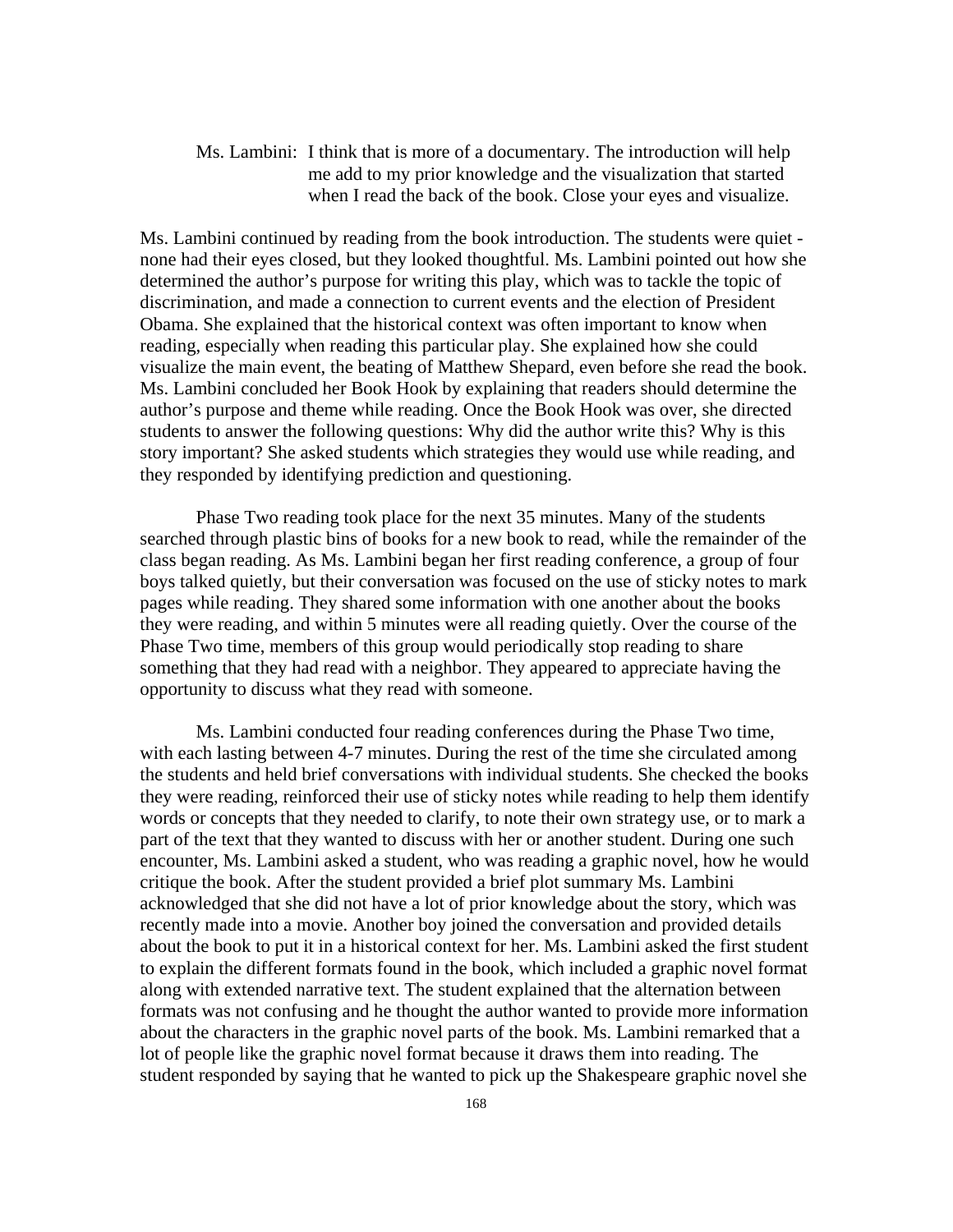Ms. Lambini: I think that is more of a documentary. The introduction will help me add to my prior knowledge and the visualization that started when I read the back of the book. Close your eyes and visualize.

Ms. Lambini continued by reading from the book introduction. The students were quiet - none had their eyes closed, but they looked thoughtful. Ms. Lambini pointed out how she determined the author's purpose for writing this play, which was to tackle the topic of discrimination, and made a connection to current events and the election of President Obama. She explained that the historical context was often important to know when reading, especially when reading this particular play. She explained how she could visualize the main event, the beating of Matthew Shepard, even before she read the book. Ms. Lambini concluded her Book Hook by explaining that readers should determine the author's purpose and theme while reading. Once the Book Hook was over, she directed students to answer the following questions: Why did the author write this? Why is this story important? She asked students which strategies they would use while reading, and they responded by identifying prediction and questioning.

Phase Two reading took place for the next 35 minutes. Many of the students searched through plastic bins of books for a new book to read, while the remainder of the class began reading. As Ms. Lambini began her first reading conference, a group of four boys talked quietly, but their conversation was focused on the use of sticky notes to mark pages while reading. They shared some information with one another about the books they were reading, and within 5 minutes were all reading quietly. Over the course of the Phase Two time, members of this group would periodically stop reading to share something that they had read with a neighbor. They appeared to appreciate having the opportunity to discuss what they read with someone.

Ms. Lambini conducted four reading conferences during the Phase Two time, with each lasting between 4-7 minutes. During the rest of the time she circulated among the students and held brief conversations with individual students. She checked the books they were reading, reinforced their use of sticky notes while reading to help them identify words or concepts that they needed to clarify, to note their own strategy use, or to mark a part of the text that they wanted to discuss with her or another student. During one such encounter, Ms. Lambini asked a student, who was reading a graphic novel, how he would critique the book. After the student provided a brief plot summary Ms. Lambini acknowledged that she did not have a lot of prior knowledge about the story, which was recently made into a movie. Another boy joined the conversation and provided details about the book to put it in a historical context for her. Ms. Lambini asked the first student to explain the different formats found in the book, which included a graphic novel format along with extended narrative text. The student explained that the alternation between formats was not confusing and he thought the author wanted to provide more information about the characters in the graphic novel parts of the book. Ms. Lambini remarked that a lot of people like the graphic novel format because it draws them into reading. The student responded by saying that he wanted to pick up the Shakespeare graphic novel she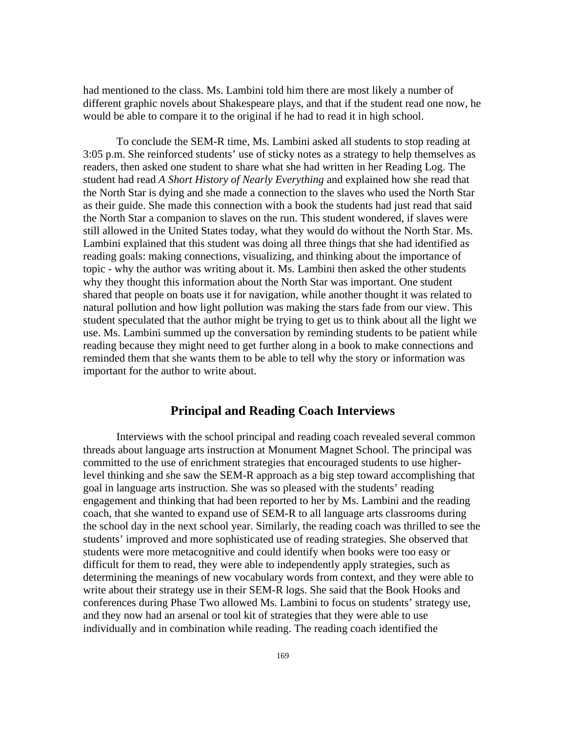had mentioned to the class. Ms. Lambini told him there are most likely a number of different graphic novels about Shakespeare plays, and that if the student read one now, he would be able to compare it to the original if he had to read it in high school.

To conclude the SEM-R time, Ms. Lambini asked all students to stop reading at 3:05 p.m. She reinforced students' use of sticky notes as a strategy to help themselves as readers, then asked one student to share what she had written in her Reading Log. The student had read *A Short History of Nearly Everything* and explained how she read that the North Star is dying and she made a connection to the slaves who used the North Star as their guide. She made this connection with a book the students had just read that said the North Star a companion to slaves on the run. This student wondered, if slaves were still allowed in the United States today, what they would do without the North Star. Ms. Lambini explained that this student was doing all three things that she had identified as reading goals: making connections, visualizing, and thinking about the importance of topic - why the author was writing about it. Ms. Lambini then asked the other students why they thought this information about the North Star was important. One student shared that people on boats use it for navigation, while another thought it was related to natural pollution and how light pollution was making the stars fade from our view. This student speculated that the author might be trying to get us to think about all the light we use. Ms. Lambini summed up the conversation by reminding students to be patient while reading because they might need to get further along in a book to make connections and reminded them that she wants them to be able to tell why the story or information was important for the author to write about.

## Principal and Reading Coach Interviews

Interviews with the school principal and reading coach revealed several common threads about language arts instruction at Monument Magnet School. The principal was committed to the use of enrichment strategies that encouraged students to use higher-level thinking and she saw the SEM-R approach as a big step toward accomplishing that goal in language arts instruction. She was so pleased with the students' reading engagement and thinking that had been reported to her by Ms. Lambini and the reading coach, that she wanted to expand use of SEM-R to all language arts classrooms during the school day in the next school year. Similarly, the reading coach was thrilled to see the students' improved and more sophisticated use of reading strategies. She observed that students were more metacognitive and could identify when books were too easy or difficult for them to read, they were able to independently apply strategies, such as determining the meanings of new vocabulary words from context, and they were able to write about their strategy use in their SEM-R logs. She said that the Book Hooks and conferences during Phase Two allowed Ms. Lambini to focus on students' strategy use, and they now had an arsenal or tool kit of strategies that they were able to use individually and in combination while reading. The reading coach identified the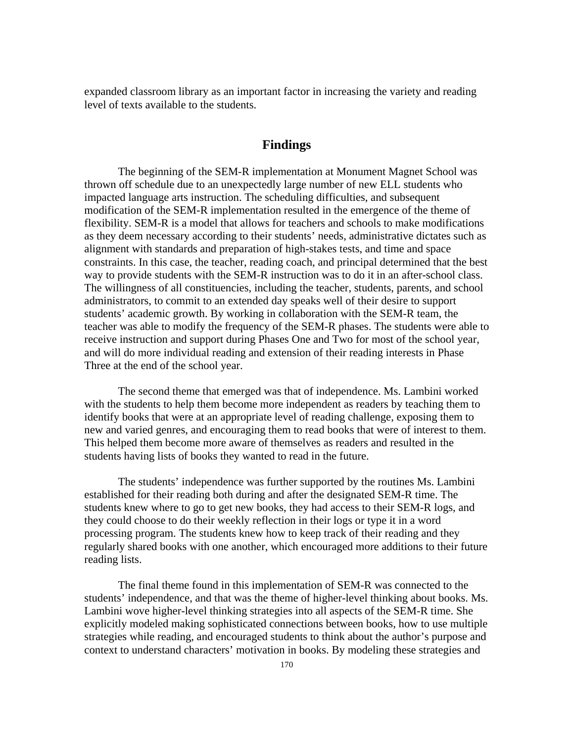expanded classroom library as an important factor in increasing the variety and reading level of texts available to the students.

## Findings

The beginning of the SEM-R implementation at Monument Magnet School was thrown off schedule due to an unexpectedly large number of new ELL students who impacted language arts instruction. The scheduling difficulties, and subsequent modification of the SEM-R implementation resulted in the emergence of the theme of flexibility. SEM-R is a model that allows for teachers and schools to make modifications as they deem necessary according to their students' needs, administrative dictates such as alignment with standards and preparation of high-stakes tests, and time and space constraints. In this case, the teacher, reading coach, and principal determined that the best way to provide students with the SEM-R instruction was to do it in an after-school class. The willingness of all constituencies, including the teacher, students, parents, and school administrators, to commit to an extended day speaks well of their desire to support students' academic growth. By working in collaboration with the SEM-R team, the teacher was able to modify the frequency of the SEM-R phases. The students were able to receive instruction and support during Phases One and Two for most of the school year, and will do more individual reading and extension of their reading interests in Phase Three at the end of the school year.

The second theme that emerged was that of independence. Ms. Lambini worked with the students to help them become more independent as readers by teaching them to identify books that were at an appropriate level of reading challenge, exposing them to new and varied genres, and encouraging them to read books that were of interest to them. This helped them become more aware of themselves as readers and resulted in the students having lists of books they wanted to read in the future.

The students' independence was further supported by the routines Ms. Lambini established for their reading both during and after the designated SEM-R time. The students knew where to go to get new books, they had access to their SEM-R logs, and they could choose to do their weekly reflection in their logs or type it in a word processing program. The students knew how to keep track of their reading and they regularly shared books with one another, which encouraged more additions to their future reading lists.

The final theme found in this implementation of SEM-R was connected to the students' independence, and that was the theme of higher-level thinking about books. Ms. Lambini wove higher-level thinking strategies into all aspects of the SEM-R time. She explicitly modeled making sophisticated connections between books, how to use multiple strategies while reading, and encouraged students to think about the author's purpose and context to understand characters' motivation in books. By modeling these strategies and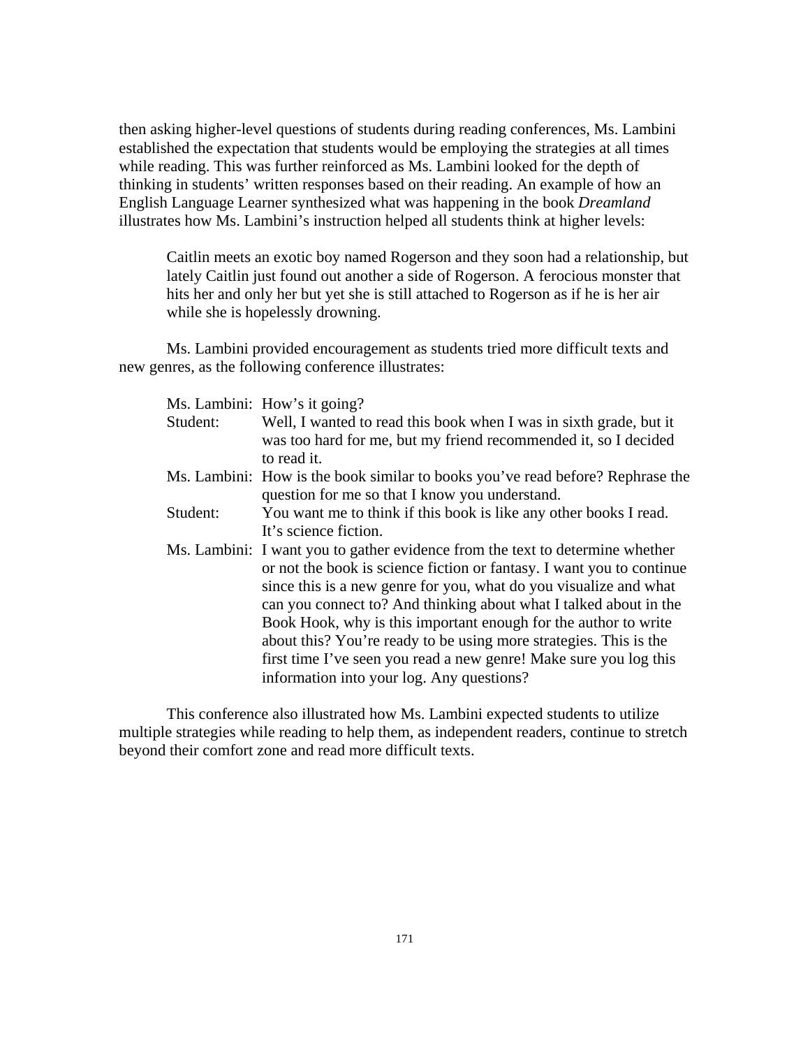then asking higher-level questions of students during reading conferences, Ms. Lambini established the expectation that students would be employing the strategies at all times while reading. This was further reinforced as Ms. Lambini looked for the depth of thinking in students' written responses based on their reading. An example of how an English Language Learner synthesized what was happening in the book *Dreamland* illustrates how Ms. Lambini's instruction helped all students think at higher levels:

> Caitlin meets an exotic boy named Rogerson and they soon had a relationship, but lately Caitlin just found out another a side of Rogerson. A ferocious monster that hits her and only her but yet she is still attached to Rogerson as if he is her air while she is hopelessly drowning.

Ms. Lambini provided encouragement as students tried more difficult texts and new genres, as the following conference illustrates:

| | |
|---|---|
| Ms. Lambini: | How's it going? |
| Student: | Well, I wanted to read this book when I was in sixth grade, but it was too hard for me, but my friend recommended it, so I decided to read it. |
| Ms. Lambini: | How is the book similar to books you've read before? Rephrase the question for me so that I know you understand. |
| Student: | You want me to think if this book is like any other books I read. It's science fiction. |
| Ms. Lambini: | I want you to gather evidence from the text to determine whether or not the book is science fiction or fantasy. I want you to continue since this is a new genre for you, what do you visualize and what can you connect to? And thinking about what I talked about in the Book Hook, why is this important enough for the author to write about this? You're ready to be using more strategies. This is the first time I've seen you read a new genre! Make sure you log this information into your log. Any questions? |

This conference also illustrated how Ms. Lambini expected students to utilize multiple strategies while reading to help them, as independent readers, continue to stretch beyond their comfort zone and read more difficult texts.